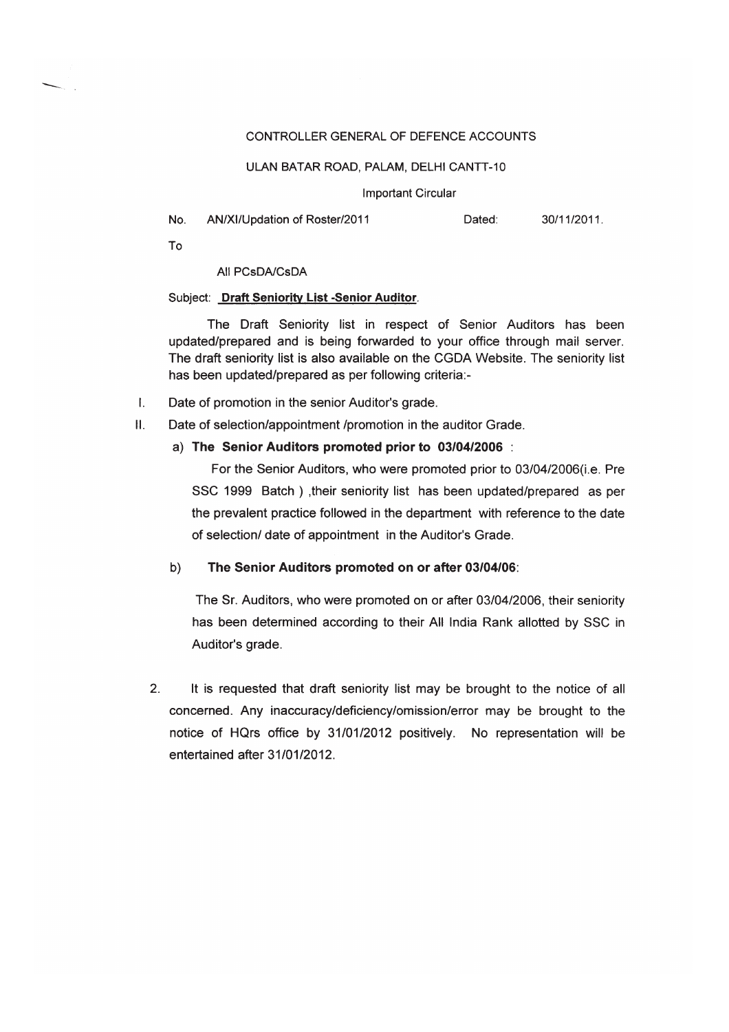CONTROLLER GENERAL OF DEFENCE ACCOUNTS

ULAN BATAR ROAD, PALAM, DELHI CANTT-10

Important Circular

No. AN/XI/Updation of Roster/2011 Dated: 30/11/2011.

To

All PCsDA/CsDA

Subject: **Draft Seniority List -Senior Auditor**.

The Draft Seniority list in respect of Senior Auditors has been updated/prepared and is being forwarded to your office through mail server. The draft seniority list is also available on the CGDA Website. The seniority list has been updated/prepared as per following criteria:-

I. Date of promotion in the senior Auditor's grade.

II. Date of selection/appointment /promotion in the auditor Grade.

a) **The Senior Auditors promoted prior to 03/04/2006** :

For the Senior Auditors, who were promoted prior to 03/04/2006(i.e. Pre SSC 1999 Batch ) ,their seniority list has been updated/prepared as per the prevalent practice followed in the department with reference to the date of selection/ date of appointment in the Auditor's Grade.

b) **The Senior Auditors promoted on or after 03/04/06**:

The Sr. Auditors, who were promoted on or after 03/04/2006, their seniority has been determined according to their All India Rank allotted by SSC in Auditor's grade.

2. It is requested that draft seniority list may be brought to the notice of all concerned. Any inaccuracy/deficiency/omission/error may be brought to the notice of HQrs office by 31/01/2012 positively. No representation will be entertained after 31/01/2012.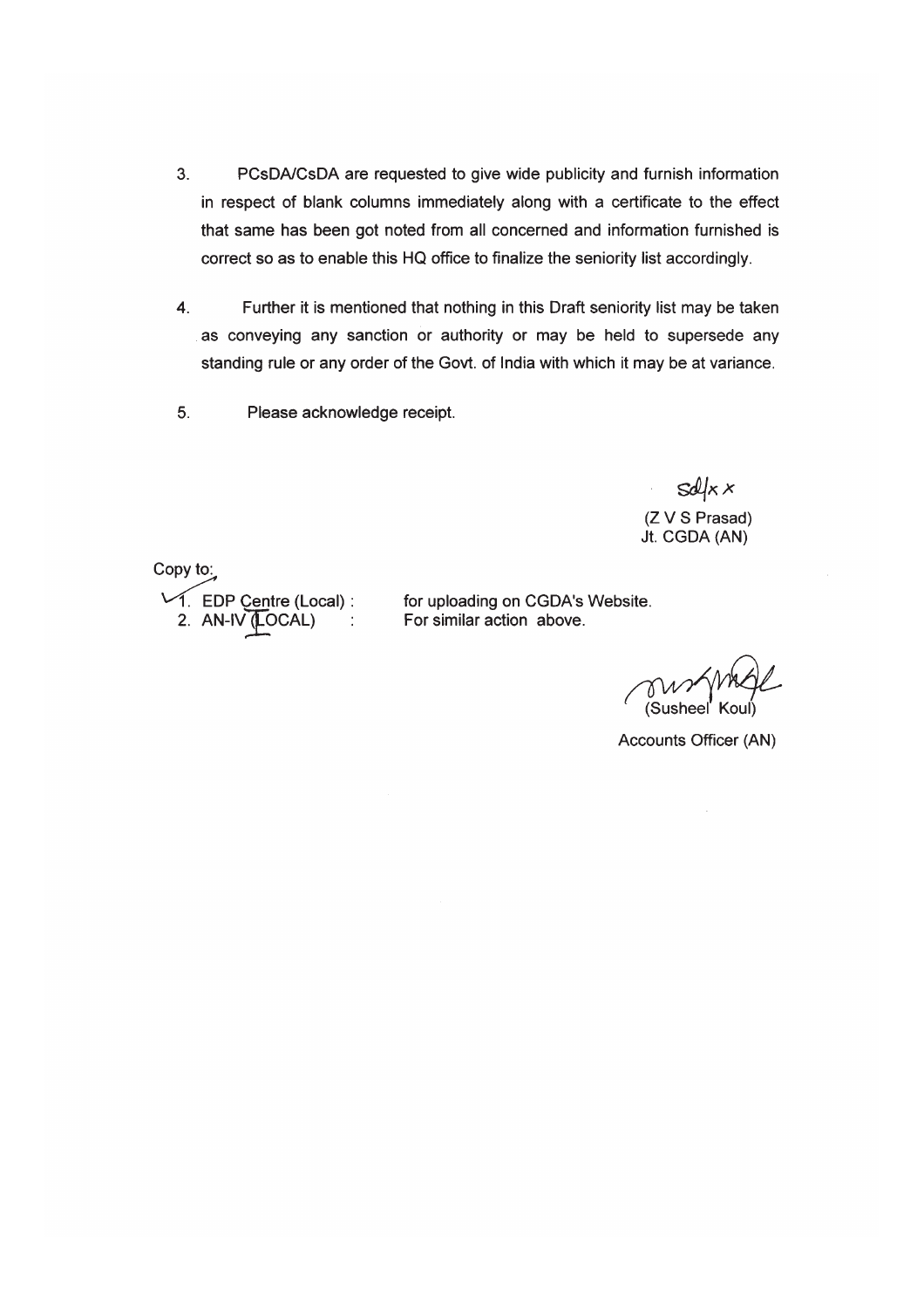3. PCsDA/CsDA are requested to give wide publicity and furnish information in respect of blank columns immediately along with a certificate to the effect that same has been got noted from all concerned and information furnished is correct so as to enable this HQ office to finalize the seniority list accordingly.

4. Further it is mentioned that nothing in this Draft seniority list may be taken as conveying any sanction or authority or may be held to supersede any standing rule or any order of the Govt. of India with which it may be at variance.

5. Please acknowledge receipt.

sd/xx

(Z V S Prasad)
Jt. CGDA (AN)

Copy to:

1. EDP Centre (Local) : for uploading on CGDA's Website.
2. AN-IV (LOCAL) : For similar action above.

(Susheel Koul)

Accounts Officer (AN)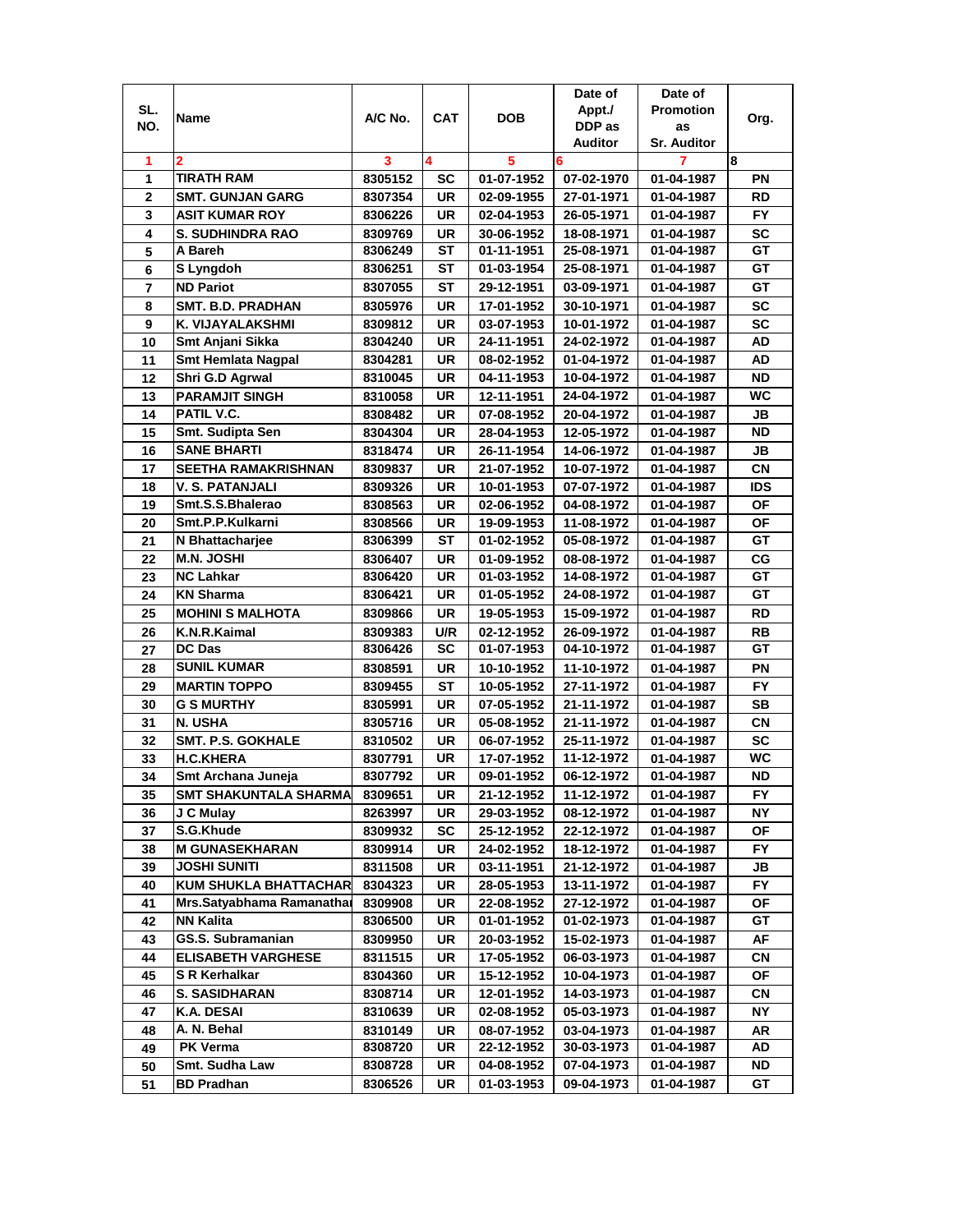| SL. NO. | Name | A/C No. | CAT | DOB | Date of Appt./ DDP as Auditor | Date of Promotion as Sr. Auditor | Org. |
|---|---|---|---|---|---|---|---|
| 1 | 2 | 3 | 4 | 5 | 6 | 7 | 8 |
| 1 | TIRATH RAM | 8305152 | SC | 01-07-1952 | 07-02-1970 | 01-04-1987 | PN |
| 2 | SMT. GUNJAN GARG | 8307354 | UR | 02-09-1955 | 27-01-1971 | 01-04-1987 | RD |
| 3 | ASIT KUMAR ROY | 8306226 | UR | 02-04-1953 | 26-05-1971 | 01-04-1987 | FY |
| 4 | S. SUDHINDRA RAO | 8309769 | UR | 30-06-1952 | 18-08-1971 | 01-04-1987 | SC |
| 5 | A Bareh | 8306249 | ST | 01-11-1951 | 25-08-1971 | 01-04-1987 | GT |
| 6 | S Lyngdoh | 8306251 | ST | 01-03-1954 | 25-08-1971 | 01-04-1987 | GT |
| 7 | ND Pariot | 8307055 | ST | 29-12-1951 | 03-09-1971 | 01-04-1987 | GT |
| 8 | SMT. B.D. PRADHAN | 8305976 | UR | 17-01-1952 | 30-10-1971 | 01-04-1987 | SC |
| 9 | K. VIJAYALAKSHMI | 8309812 | UR | 03-07-1953 | 10-01-1972 | 01-04-1987 | SC |
| 10 | Smt Anjani Sikka | 8304240 | UR | 24-11-1951 | 24-02-1972 | 01-04-1987 | AD |
| 11 | Smt Hemlata Nagpal | 8304281 | UR | 08-02-1952 | 01-04-1972 | 01-04-1987 | AD |
| 12 | Shri G.D Agrwal | 8310045 | UR | 04-11-1953 | 10-04-1972 | 01-04-1987 | ND |
| 13 | PARAMJIT SINGH | 8310058 | UR | 12-11-1951 | 24-04-1972 | 01-04-1987 | WC |
| 14 | PATIL V.C. | 8308482 | UR | 07-08-1952 | 20-04-1972 | 01-04-1987 | JB |
| 15 | Smt. Sudipta Sen | 8304304 | UR | 28-04-1953 | 12-05-1972 | 01-04-1987 | ND |
| 16 | SANE BHARTI | 8318474 | UR | 26-11-1954 | 14-06-1972 | 01-04-1987 | JB |
| 17 | SEETHA RAMAKRISHNAN | 8309837 | UR | 21-07-1952 | 10-07-1972 | 01-04-1987 | CN |
| 18 | V. S. PATANJALI | 8309326 | UR | 10-01-1953 | 07-07-1972 | 01-04-1987 | IDS |
| 19 | Smt.S.S.Bhalerao | 8308563 | UR | 02-06-1952 | 04-08-1972 | 01-04-1987 | OF |
| 20 | Smt.P.P.Kulkarni | 8308566 | UR | 19-09-1953 | 11-08-1972 | 01-04-1987 | OF |
| 21 | N Bhattacharjee | 8306399 | ST | 01-02-1952 | 05-08-1972 | 01-04-1987 | GT |
| 22 | M.N. JOSHI | 8306407 | UR | 01-09-1952 | 08-08-1972 | 01-04-1987 | CG |
| 23 | NC Lahkar | 8306420 | UR | 01-03-1952 | 14-08-1972 | 01-04-1987 | GT |
| 24 | KN Sharma | 8306421 | UR | 01-05-1952 | 24-08-1972 | 01-04-1987 | GT |
| 25 | MOHINI S MALHOTA | 8309866 | UR | 19-05-1953 | 15-09-1972 | 01-04-1987 | RD |
| 26 | K.N.R.Kaimal | 8309383 | U/R | 02-12-1952 | 26-09-1972 | 01-04-1987 | RB |
| 27 | DC Das | 8306426 | SC | 01-07-1953 | 04-10-1972 | 01-04-1987 | GT |
| 28 | SUNIL KUMAR | 8308591 | UR | 10-10-1952 | 11-10-1972 | 01-04-1987 | PN |
| 29 | MARTIN TOPPO | 8309455 | ST | 10-05-1952 | 27-11-1972 | 01-04-1987 | FY |
| 30 | G S MURTHY | 8305991 | UR | 07-05-1952 | 21-11-1972 | 01-04-1987 | SB |
| 31 | N. USHA | 8305716 | UR | 05-08-1952 | 21-11-1972 | 01-04-1987 | CN |
| 32 | SMT. P.S. GOKHALE | 8310502 | UR | 06-07-1952 | 25-11-1972 | 01-04-1987 | SC |
| 33 | H.C.KHERA | 8307791 | UR | 17-07-1952 | 11-12-1972 | 01-04-1987 | WC |
| 34 | Smt Archana Juneja | 8307792 | UR | 09-01-1952 | 06-12-1972 | 01-04-1987 | ND |
| 35 | SMT SHAKUNTALA SHARMA | 8309651 | UR | 21-12-1952 | 11-12-1972 | 01-04-1987 | FY |
| 36 | J C Mulay | 8263997 | UR | 29-03-1952 | 08-12-1972 | 01-04-1987 | NY |
| 37 | S.G.Khude | 8309932 | SC | 25-12-1952 | 22-12-1972 | 01-04-1987 | OF |
| 38 | M GUNASEKHARAN | 8309914 | UR | 24-02-1952 | 18-12-1972 | 01-04-1987 | FY |
| 39 | JOSHI SUNITI | 8311508 | UR | 03-11-1951 | 21-12-1972 | 01-04-1987 | JB |
| 40 | KUM SHUKLA BHATTACHAR | 8304323 | UR | 28-05-1953 | 13-11-1972 | 01-04-1987 | FY |
| 41 | Mrs.Satyabhama Ramanathai | 8309908 | UR | 22-08-1952 | 27-12-1972 | 01-04-1987 | OF |
| 42 | NN Kalita | 8306500 | UR | 01-01-1952 | 01-02-1973 | 01-04-1987 | GT |
| 43 | GS.S. Subramanian | 8309950 | UR | 20-03-1952 | 15-02-1973 | 01-04-1987 | AF |
| 44 | ELISABETH VARGHESE | 8311515 | UR | 17-05-1952 | 06-03-1973 | 01-04-1987 | CN |
| 45 | S R Kerhalkar | 8304360 | UR | 15-12-1952 | 10-04-1973 | 01-04-1987 | OF |
| 46 | S. SASIDHARAN | 8308714 | UR | 12-01-1952 | 14-03-1973 | 01-04-1987 | CN |
| 47 | K.A. DESAI | 8310639 | UR | 02-08-1952 | 05-03-1973 | 01-04-1987 | NY |
| 48 | A. N. Behal | 8310149 | UR | 08-07-1952 | 03-04-1973 | 01-04-1987 | AR |
| 49 | PK Verma | 8308720 | UR | 22-12-1952 | 30-03-1973 | 01-04-1987 | AD |
| 50 | Smt. Sudha Law | 8308728 | UR | 04-08-1952 | 07-04-1973 | 01-04-1987 | ND |
| 51 | BD Pradhan | 8306526 | UR | 01-03-1953 | 09-04-1973 | 01-04-1987 | GT |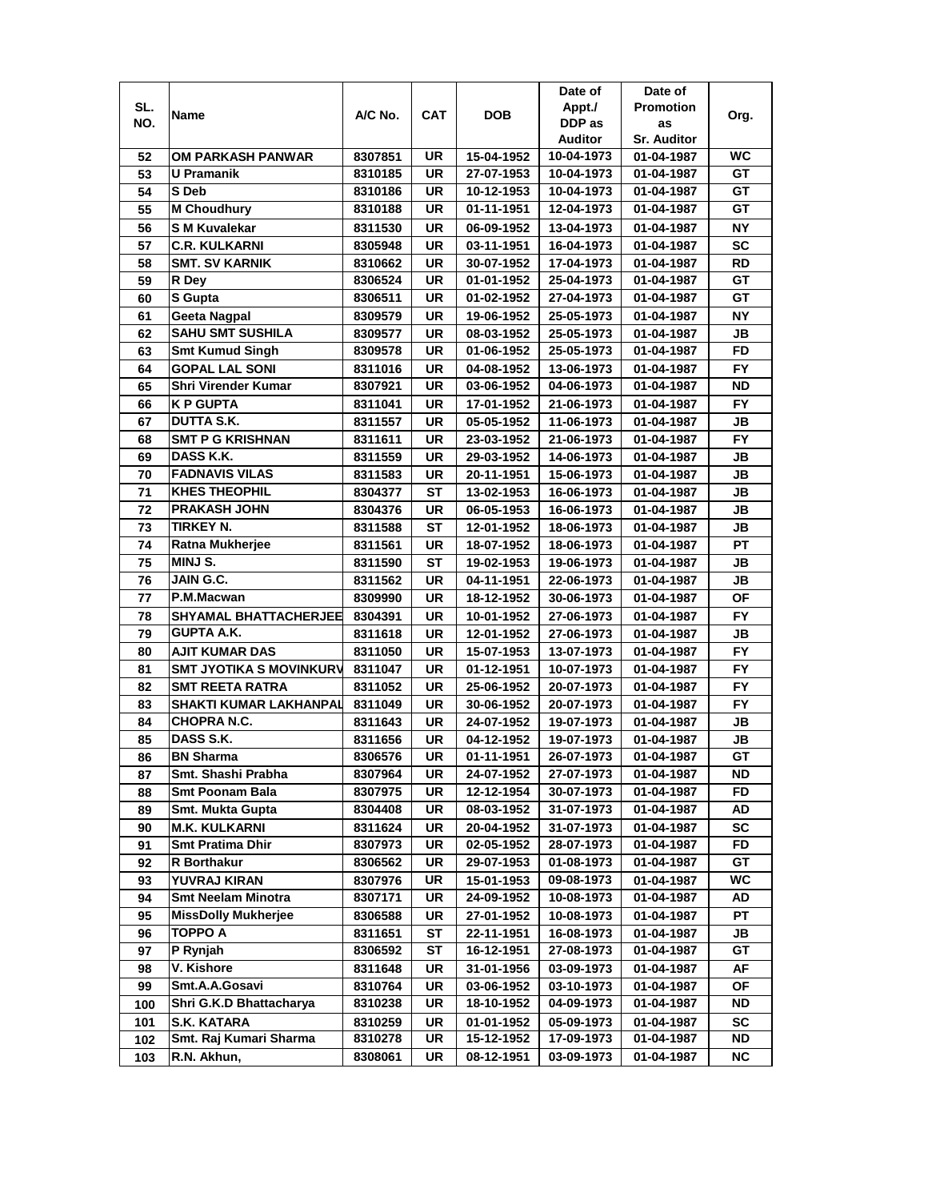| SL. NO. | Name | A/C No. | CAT | DOB | Date of Appt./ DDP as Auditor | Date of Promotion as Sr. Auditor | Org. |
|---|---|---|---|---|---|---|---|
| 52 | OM PARKASH PANWAR | 8307851 | UR | 15-04-1952 | 10-04-1973 | 01-04-1987 | WC |
| 53 | U Pramanik | 8310185 | UR | 27-07-1953 | 10-04-1973 | 01-04-1987 | GT |
| 54 | S Deb | 8310186 | UR | 10-12-1953 | 10-04-1973 | 01-04-1987 | GT |
| 55 | M Choudhury | 8310188 | UR | 01-11-1951 | 12-04-1973 | 01-04-1987 | GT |
| 56 | S M Kuvalekar | 8311530 | UR | 06-09-1952 | 13-04-1973 | 01-04-1987 | NY |
| 57 | C.R. KULKARNI | 8305948 | UR | 03-11-1951 | 16-04-1973 | 01-04-1987 | SC |
| 58 | SMT. SV KARNIK | 8310662 | UR | 30-07-1952 | 17-04-1973 | 01-04-1987 | RD |
| 59 | R Dey | 8306524 | UR | 01-01-1952 | 25-04-1973 | 01-04-1987 | GT |
| 60 | S Gupta | 8306511 | UR | 01-02-1952 | 27-04-1973 | 01-04-1987 | GT |
| 61 | Geeta Nagpal | 8309579 | UR | 19-06-1952 | 25-05-1973 | 01-04-1987 | NY |
| 62 | SAHU SMT SUSHILA | 8309577 | UR | 08-03-1952 | 25-05-1973 | 01-04-1987 | JB |
| 63 | Smt Kumud Singh | 8309578 | UR | 01-06-1952 | 25-05-1973 | 01-04-1987 | FD |
| 64 | GOPAL LAL SONI | 8311016 | UR | 04-08-1952 | 13-06-1973 | 01-04-1987 | FY |
| 65 | Shri Virender Kumar | 8307921 | UR | 03-06-1952 | 04-06-1973 | 01-04-1987 | ND |
| 66 | K P GUPTA | 8311041 | UR | 17-01-1952 | 21-06-1973 | 01-04-1987 | FY |
| 67 | DUTTA S.K. | 8311557 | UR | 05-05-1952 | 11-06-1973 | 01-04-1987 | JB |
| 68 | SMT P G KRISHNAN | 8311611 | UR | 23-03-1952 | 21-06-1973 | 01-04-1987 | FY |
| 69 | DASS K.K. | 8311559 | UR | 29-03-1952 | 14-06-1973 | 01-04-1987 | JB |
| 70 | FADNAVIS VILAS | 8311583 | UR | 20-11-1951 | 15-06-1973 | 01-04-1987 | JB |
| 71 | KHES THEOPHIL | 8304377 | ST | 13-02-1953 | 16-06-1973 | 01-04-1987 | JB |
| 72 | PRAKASH JOHN | 8304376 | UR | 06-05-1953 | 16-06-1973 | 01-04-1987 | JB |
| 73 | TIRKEY N. | 8311588 | ST | 12-01-1952 | 18-06-1973 | 01-04-1987 | JB |
| 74 | Ratna Mukherjee | 8311561 | UR | 18-07-1952 | 18-06-1973 | 01-04-1987 | PT |
| 75 | MINJ S. | 8311590 | ST | 19-02-1953 | 19-06-1973 | 01-04-1987 | JB |
| 76 | JAIN G.C. | 8311562 | UR | 04-11-1951 | 22-06-1973 | 01-04-1987 | JB |
| 77 | P.M.Macwan | 8309990 | UR | 18-12-1952 | 30-06-1973 | 01-04-1987 | OF |
| 78 | SHYAMAL BHATTACHERJEE | 8304391 | UR | 10-01-1952 | 27-06-1973 | 01-04-1987 | FY |
| 79 | GUPTA A.K. | 8311618 | UR | 12-01-1952 | 27-06-1973 | 01-04-1987 | JB |
| 80 | AJIT KUMAR DAS | 8311050 | UR | 15-07-1953 | 13-07-1973 | 01-04-1987 | FY |
| 81 | SMT JYOTIKA S MOVINKURV | 8311047 | UR | 01-12-1951 | 10-07-1973 | 01-04-1987 | FY |
| 82 | SMT REETA RATRA | 8311052 | UR | 25-06-1952 | 20-07-1973 | 01-04-1987 | FY |
| 83 | SHAKTI KUMAR LAKHANPAL | 8311049 | UR | 30-06-1952 | 20-07-1973 | 01-04-1987 | FY |
| 84 | CHOPRA N.C. | 8311643 | UR | 24-07-1952 | 19-07-1973 | 01-04-1987 | JB |
| 85 | DASS S.K. | 8311656 | UR | 04-12-1952 | 19-07-1973 | 01-04-1987 | JB |
| 86 | BN Sharma | 8306576 | UR | 01-11-1951 | 26-07-1973 | 01-04-1987 | GT |
| 87 | Smt. Shashi Prabha | 8307964 | UR | 24-07-1952 | 27-07-1973 | 01-04-1987 | ND |
| 88 | Smt Poonam Bala | 8307975 | UR | 12-12-1954 | 30-07-1973 | 01-04-1987 | FD |
| 89 | Smt. Mukta Gupta | 8304408 | UR | 08-03-1952 | 31-07-1973 | 01-04-1987 | AD |
| 90 | M.K. KULKARNI | 8311624 | UR | 20-04-1952 | 31-07-1973 | 01-04-1987 | SC |
| 91 | Smt Pratima Dhir | 8307973 | UR | 02-05-1952 | 28-07-1973 | 01-04-1987 | FD |
| 92 | R Borthakur | 8306562 | UR | 29-07-1953 | 01-08-1973 | 01-04-1987 | GT |
| 93 | YUVRAJ KIRAN | 8307976 | UR | 15-01-1953 | 09-08-1973 | 01-04-1987 | WC |
| 94 | Smt Neelam Minotra | 8307171 | UR | 24-09-1952 | 10-08-1973 | 01-04-1987 | AD |
| 95 | MissDolly Mukherjee | 8306588 | UR | 27-01-1952 | 10-08-1973 | 01-04-1987 | PT |
| 96 | TOPPO A | 8311651 | ST | 22-11-1951 | 16-08-1973 | 01-04-1987 | JB |
| 97 | P Rynjah | 8306592 | ST | 16-12-1951 | 27-08-1973 | 01-04-1987 | GT |
| 98 | V. Kishore | 8311648 | UR | 31-01-1956 | 03-09-1973 | 01-04-1987 | AF |
| 99 | Smt.A.A.Gosavi | 8310764 | UR | 03-06-1952 | 03-10-1973 | 01-04-1987 | OF |
| 100 | Shri G.K.D Bhattacharya | 8310238 | UR | 18-10-1952 | 04-09-1973 | 01-04-1987 | ND |
| 101 | S.K. KATARA | 8310259 | UR | 01-01-1952 | 05-09-1973 | 01-04-1987 | SC |
| 102 | Smt. Raj Kumari Sharma | 8310278 | UR | 15-12-1952 | 17-09-1973 | 01-04-1987 | ND |
| 103 | R.N. Akhun, | 8308061 | UR | 08-12-1951 | 03-09-1973 | 01-04-1987 | NC |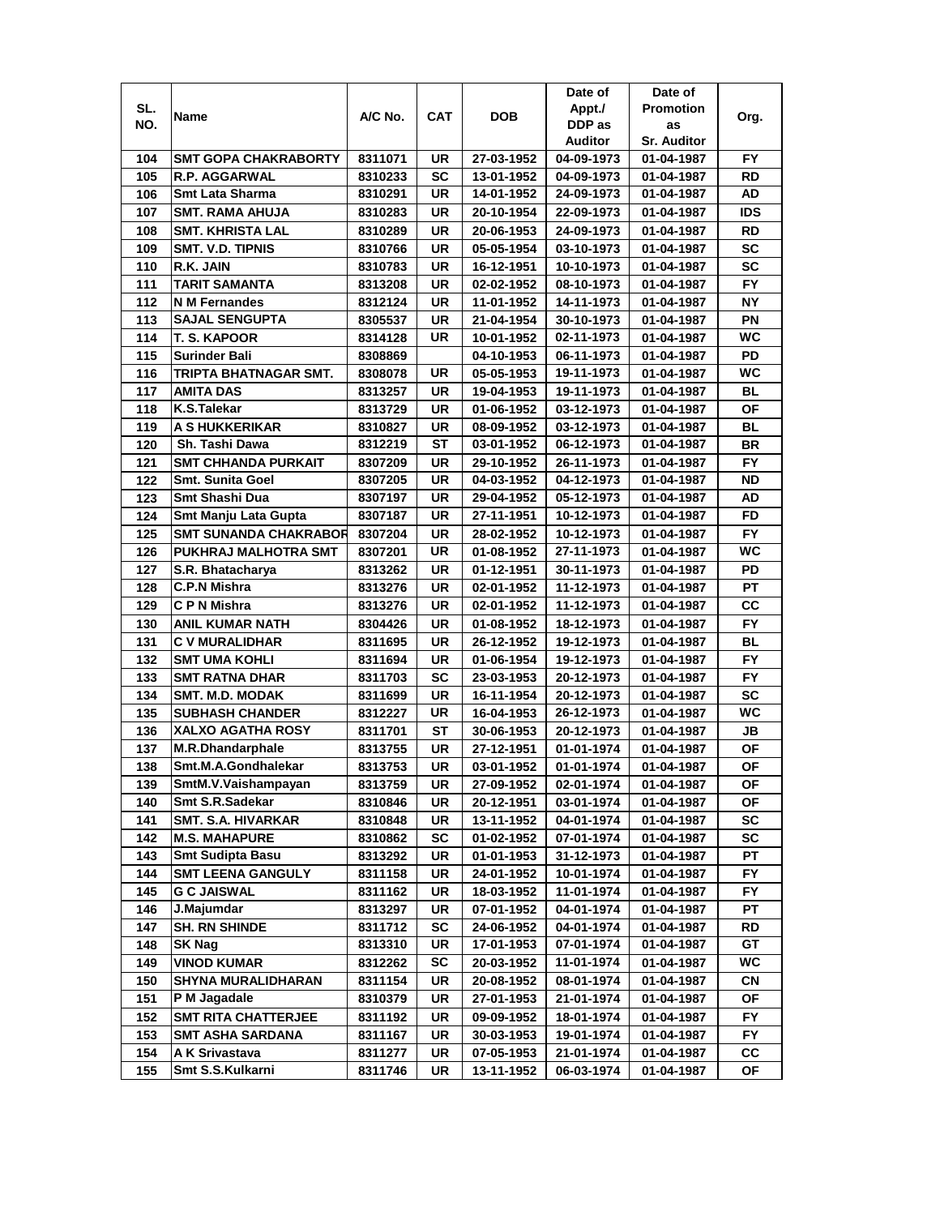| SL. NO. | Name | A/C No. | CAT | DOB | Date of Appt./ DDP as Auditor | Date of Promotion as Sr. Auditor | Org. |
|---|---|---|---|---|---|---|---|
| 104 | SMT GOPA CHAKRABORTY | 8311071 | UR | 27-03-1952 | 04-09-1973 | 01-04-1987 | FY |
| 105 | R.P. AGGARWAL | 8310233 | SC | 13-01-1952 | 04-09-1973 | 01-04-1987 | RD |
| 106 | Smt Lata Sharma | 8310291 | UR | 14-01-1952 | 24-09-1973 | 01-04-1987 | AD |
| 107 | SMT. RAMA AHUJA | 8310283 | UR | 20-10-1954 | 22-09-1973 | 01-04-1987 | IDS |
| 108 | SMT. KHRISTA LAL | 8310289 | UR | 20-06-1953 | 24-09-1973 | 01-04-1987 | RD |
| 109 | SMT. V.D. TIPNIS | 8310766 | UR | 05-05-1954 | 03-10-1973 | 01-04-1987 | SC |
| 110 | R.K. JAIN | 8310783 | UR | 16-12-1951 | 10-10-1973 | 01-04-1987 | SC |
| 111 | TARIT SAMANTA | 8313208 | UR | 02-02-1952 | 08-10-1973 | 01-04-1987 | FY |
| 112 | N M Fernandes | 8312124 | UR | 11-01-1952 | 14-11-1973 | 01-04-1987 | NY |
| 113 | SAJAL SENGUPTA | 8305537 | UR | 21-04-1954 | 30-10-1973 | 01-04-1987 | PN |
| 114 | T. S. KAPOOR | 8314128 | UR | 10-01-1952 | 02-11-1973 | 01-04-1987 | WC |
| 115 | Surinder Bali | 8308869 | | 04-10-1953 | 06-11-1973 | 01-04-1987 | PD |
| 116 | TRIPTA BHATNAGAR SMT. | 8308078 | UR | 05-05-1953 | 19-11-1973 | 01-04-1987 | WC |
| 117 | AMITA DAS | 8313257 | UR | 19-04-1953 | 19-11-1973 | 01-04-1987 | BL |
| 118 | K.S.Talekar | 8313729 | UR | 01-06-1952 | 03-12-1973 | 01-04-1987 | OF |
| 119 | A S HUKKERIKAR | 8310827 | UR | 08-09-1952 | 03-12-1973 | 01-04-1987 | BL |
| 120 | Sh. Tashi Dawa | 8312219 | ST | 03-01-1952 | 06-12-1973 | 01-04-1987 | BR |
| 121 | SMT CHHANDA PURKAIT | 8307209 | UR | 29-10-1952 | 26-11-1973 | 01-04-1987 | FY |
| 122 | Smt. Sunita Goel | 8307205 | UR | 04-03-1952 | 04-12-1973 | 01-04-1987 | ND |
| 123 | Smt Shashi Dua | 8307197 | UR | 29-04-1952 | 05-12-1973 | 01-04-1987 | AD |
| 124 | Smt Manju Lata Gupta | 8307187 | UR | 27-11-1951 | 10-12-1973 | 01-04-1987 | FD |
| 125 | SMT SUNANDA CHAKRABOR | 8307204 | UR | 28-02-1952 | 10-12-1973 | 01-04-1987 | FY |
| 126 | PUKHRAJ MALHOTRA SMT | 8307201 | UR | 01-08-1952 | 27-11-1973 | 01-04-1987 | WC |
| 127 | S.R. Bhatacharya | 8313262 | UR | 01-12-1951 | 30-11-1973 | 01-04-1987 | PD |
| 128 | C.P.N Mishra | 8313276 | UR | 02-01-1952 | 11-12-1973 | 01-04-1987 | PT |
| 129 | C P N Mishra | 8313276 | UR | 02-01-1952 | 11-12-1973 | 01-04-1987 | CC |
| 130 | ANIL KUMAR NATH | 8304426 | UR | 01-08-1952 | 18-12-1973 | 01-04-1987 | FY |
| 131 | C V MURALIDHAR | 8311695 | UR | 26-12-1952 | 19-12-1973 | 01-04-1987 | BL |
| 132 | SMT UMA KOHLI | 8311694 | UR | 01-06-1954 | 19-12-1973 | 01-04-1987 | FY |
| 133 | SMT RATNA DHAR | 8311703 | SC | 23-03-1953 | 20-12-1973 | 01-04-1987 | FY |
| 134 | SMT. M.D. MODAK | 8311699 | UR | 16-11-1954 | 20-12-1973 | 01-04-1987 | SC |
| 135 | SUBHASH CHANDER | 8312227 | UR | 16-04-1953 | 26-12-1973 | 01-04-1987 | WC |
| 136 | XALXO AGATHA ROSY | 8311701 | ST | 30-06-1953 | 20-12-1973 | 01-04-1987 | JB |
| 137 | M.R.Dhandarphale | 8313755 | UR | 27-12-1951 | 01-01-1974 | 01-04-1987 | OF |
| 138 | Smt.M.A.Gondhalekar | 8313753 | UR | 03-01-1952 | 01-01-1974 | 01-04-1987 | OF |
| 139 | SmtM.V.Vaishampayan | 8313759 | UR | 27-09-1952 | 02-01-1974 | 01-04-1987 | OF |
| 140 | Smt S.R.Sadekar | 8310846 | UR | 20-12-1951 | 03-01-1974 | 01-04-1987 | OF |
| 141 | SMT. S.A. HIVARKAR | 8310848 | UR | 13-11-1952 | 04-01-1974 | 01-04-1987 | SC |
| 142 | M.S. MAHAPURE | 8310862 | SC | 01-02-1952 | 07-01-1974 | 01-04-1987 | SC |
| 143 | Smt Sudipta Basu | 8313292 | UR | 01-01-1953 | 31-12-1973 | 01-04-1987 | PT |
| 144 | SMT LEENA GANGULY | 8311158 | UR | 24-01-1952 | 10-01-1974 | 01-04-1987 | FY |
| 145 | G C JAISWAL | 8311162 | UR | 18-03-1952 | 11-01-1974 | 01-04-1987 | FY |
| 146 | J.Majumdar | 8313297 | UR | 07-01-1952 | 04-01-1974 | 01-04-1987 | PT |
| 147 | SH. RN SHINDE | 8311712 | SC | 24-06-1952 | 04-01-1974 | 01-04-1987 | RD |
| 148 | SK Nag | 8313310 | UR | 17-01-1953 | 07-01-1974 | 01-04-1987 | GT |
| 149 | VINOD KUMAR | 8312262 | SC | 20-03-1952 | 11-01-1974 | 01-04-1987 | WC |
| 150 | SHYNA MURALIDHARAN | 8311154 | UR | 20-08-1952 | 08-01-1974 | 01-04-1987 | CN |
| 151 | P M Jagadale | 8310379 | UR | 27-01-1953 | 21-01-1974 | 01-04-1987 | OF |
| 152 | SMT RITA CHATTERJEE | 8311192 | UR | 09-09-1952 | 18-01-1974 | 01-04-1987 | FY |
| 153 | SMT ASHA SARDANA | 8311167 | UR | 30-03-1953 | 19-01-1974 | 01-04-1987 | FY |
| 154 | A K Srivastava | 8311277 | UR | 07-05-1953 | 21-01-1974 | 01-04-1987 | CC |
| 155 | Smt S.S.Kulkarni | 8311746 | UR | 13-11-1952 | 06-03-1974 | 01-04-1987 | OF |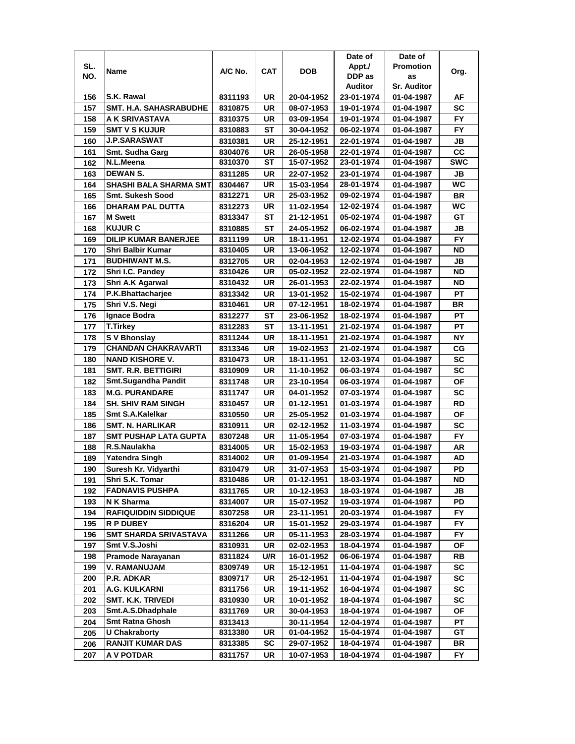| SL. NO. | Name | A/C No. | CAT | DOB | Date of Appt./ DDP as Auditor | Date of Promotion as Sr. Auditor | Org. |
|---|---|---|---|---|---|---|---|
| 156 | S.K. Rawal | 8311193 | UR | 20-04-1952 | 23-01-1974 | 01-04-1987 | AF |
| 157 | SMT. H.A. SAHASRABUDHE | 8310875 | UR | 08-07-1953 | 19-01-1974 | 01-04-1987 | SC |
| 158 | A K SRIVASTAVA | 8310375 | UR | 03-09-1954 | 19-01-1974 | 01-04-1987 | FY |
| 159 | SMT V S KUJUR | 8310883 | ST | 30-04-1952 | 06-02-1974 | 01-04-1987 | FY |
| 160 | J.P.SARASWAT | 8310381 | UR | 25-12-1951 | 22-01-1974 | 01-04-1987 | JB |
| 161 | Smt. Sudha Garg | 8304076 | UR | 26-05-1958 | 22-01-1974 | 01-04-1987 | CC |
| 162 | N.L.Meena | 8310370 | ST | 15-07-1952 | 23-01-1974 | 01-04-1987 | SWC |
| 163 | DEWAN S. | 8311285 | UR | 22-07-1952 | 23-01-1974 | 01-04-1987 | JB |
| 164 | SHASHI BALA SHARMA SMT. | 8304467 | UR | 15-03-1954 | 28-01-1974 | 01-04-1987 | WC |
| 165 | Smt. Sukesh Sood | 8312271 | UR | 25-03-1952 | 09-02-1974 | 01-04-1987 | BR |
| 166 | DHARAM PAL DUTTA | 8312273 | UR | 11-02-1954 | 12-02-1974 | 01-04-1987 | WC |
| 167 | M Swett | 8313347 | ST | 21-12-1951 | 05-02-1974 | 01-04-1987 | GT |
| 168 | KUJUR C | 8310885 | ST | 24-05-1952 | 06-02-1974 | 01-04-1987 | JB |
| 169 | DILIP KUMAR BANERJEE | 8311199 | UR | 18-11-1951 | 12-02-1974 | 01-04-1987 | FY |
| 170 | Shri Balbir Kumar | 8310405 | UR | 13-06-1952 | 12-02-1974 | 01-04-1987 | ND |
| 171 | BUDHIWANT M.S. | 8312705 | UR | 02-04-1953 | 12-02-1974 | 01-04-1987 | JB |
| 172 | Shri I.C. Pandey | 8310426 | UR | 05-02-1952 | 22-02-1974 | 01-04-1987 | ND |
| 173 | Shri A.K Agarwal | 8310432 | UR | 26-01-1953 | 22-02-1974 | 01-04-1987 | ND |
| 174 | P.K.Bhattacharjee | 8313342 | UR | 13-01-1952 | 15-02-1974 | 01-04-1987 | PT |
| 175 | Shri V.S. Negi | 8310461 | UR | 07-12-1951 | 18-02-1974 | 01-04-1987 | BR |
| 176 | Ignace Bodra | 8312277 | ST | 23-06-1952 | 18-02-1974 | 01-04-1987 | PT |
| 177 | T.Tirkey | 8312283 | ST | 13-11-1951 | 21-02-1974 | 01-04-1987 | PT |
| 178 | S V Bhonslay | 8311244 | UR | 18-11-1951 | 21-02-1974 | 01-04-1987 | NY |
| 179 | CHANDAN CHAKRAVARTI | 8313346 | UR | 19-02-1953 | 21-02-1974 | 01-04-1987 | CG |
| 180 | NAND KISHORE V. | 8310473 | UR | 18-11-1951 | 12-03-1974 | 01-04-1987 | SC |
| 181 | SMT. R.R. BETTIGIRI | 8310909 | UR | 11-10-1952 | 06-03-1974 | 01-04-1987 | SC |
| 182 | Smt.Sugandha Pandit | 8311748 | UR | 23-10-1954 | 06-03-1974 | 01-04-1987 | OF |
| 183 | M.G. PURANDARE | 8311747 | UR | 04-01-1952 | 07-03-1974 | 01-04-1987 | SC |
| 184 | SH. SHIV RAM SINGH | 8310457 | UR | 01-12-1951 | 01-03-1974 | 01-04-1987 | RD |
| 185 | Smt S.A.Kalelkar | 8310550 | UR | 25-05-1952 | 01-03-1974 | 01-04-1987 | OF |
| 186 | SMT. N. HARLIKAR | 8310911 | UR | 02-12-1952 | 11-03-1974 | 01-04-1987 | SC |
| 187 | SMT PUSHAP LATA GUPTA | 8307248 | UR | 11-05-1954 | 07-03-1974 | 01-04-1987 | FY |
| 188 | R.S.Naulakha | 8314005 | UR | 15-02-1953 | 19-03-1974 | 01-04-1987 | AR |
| 189 | Yatendra Singh | 8314002 | UR | 01-09-1954 | 21-03-1974 | 01-04-1987 | AD |
| 190 | Suresh Kr. Vidyarthi | 8310479 | UR | 31-07-1953 | 15-03-1974 | 01-04-1987 | PD |
| 191 | Shri S.K. Tomar | 8310486 | UR | 01-12-1951 | 18-03-1974 | 01-04-1987 | ND |
| 192 | FADNAVIS PUSHPA | 8311765 | UR | 10-12-1953 | 18-03-1974 | 01-04-1987 | JB |
| 193 | N K Sharma | 8314007 | UR | 15-07-1952 | 19-03-1974 | 01-04-1987 | PD |
| 194 | RAFIQUIDDIN SIDDIQUE | 8307258 | UR | 23-11-1951 | 20-03-1974 | 01-04-1987 | FY |
| 195 | R P DUBEY | 8316204 | UR | 15-01-1952 | 29-03-1974 | 01-04-1987 | FY |
| 196 | SMT SHARDA SRIVASTAVA | 8311266 | UR | 05-11-1953 | 28-03-1974 | 01-04-1987 | FY |
| 197 | Smt V.S.Joshi | 8310931 | UR | 02-02-1953 | 18-04-1974 | 01-04-1987 | OF |
| 198 | Pramode Narayanan | 8311824 | U/R | 16-01-1952 | 06-06-1974 | 01-04-1987 | RB |
| 199 | V. RAMANUJAM | 8309749 | UR | 15-12-1951 | 11-04-1974 | 01-04-1987 | SC |
| 200 | P.R. ADKAR | 8309717 | UR | 25-12-1951 | 11-04-1974 | 01-04-1987 | SC |
| 201 | A.G. KULKARNI | 8311756 | UR | 19-11-1952 | 16-04-1974 | 01-04-1987 | SC |
| 202 | SMT. K.K. TRIVEDI | 8310930 | UR | 10-01-1952 | 18-04-1974 | 01-04-1987 | SC |
| 203 | Smt.A.S.Dhadphale | 8311769 | UR | 30-04-1953 | 18-04-1974 | 01-04-1987 | OF |
| 204 | Smt Ratna Ghosh | 8313413 | | 30-11-1954 | 12-04-1974 | 01-04-1987 | PT |
| 205 | U Chakraborty | 8313380 | UR | 01-04-1952 | 15-04-1974 | 01-04-1987 | GT |
| 206 | RANJIT KUMAR DAS | 8313385 | SC | 29-07-1952 | 18-04-1974 | 01-04-1987 | BR |
| 207 | A V POTDAR | 8311757 | UR | 10-07-1953 | 18-04-1974 | 01-04-1987 | FY |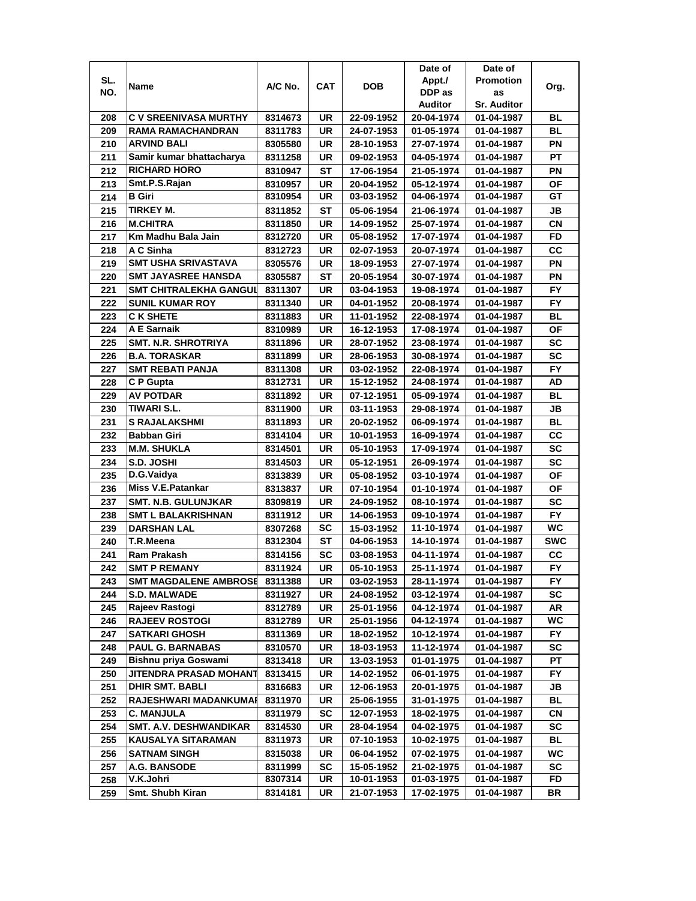| SL. NO. | Name | A/C No. | CAT | DOB | Date of Appt./ DDP as Auditor | Date of Promotion as Sr. Auditor | Org. |
|---|---|---|---|---|---|---|---|
| 208 | C V SREENIVASA MURTHY | 8314673 | UR | 22-09-1952 | 20-04-1974 | 01-04-1987 | BL |
| 209 | RAMA RAMACHANDRAN | 8311783 | UR | 24-07-1953 | 01-05-1974 | 01-04-1987 | BL |
| 210 | ARVIND BALI | 8305580 | UR | 28-10-1953 | 27-07-1974 | 01-04-1987 | PN |
| 211 | Samir kumar bhattacharya | 8311258 | UR | 09-02-1953 | 04-05-1974 | 01-04-1987 | PT |
| 212 | RICHARD HORO | 8310947 | ST | 17-06-1954 | 21-05-1974 | 01-04-1987 | PN |
| 213 | Smt.P.S.Rajan | 8310957 | UR | 20-04-1952 | 05-12-1974 | 01-04-1987 | OF |
| 214 | B Giri | 8310954 | UR | 03-03-1952 | 04-06-1974 | 01-04-1987 | GT |
| 215 | TIRKEY M. | 8311852 | ST | 05-06-1954 | 21-06-1974 | 01-04-1987 | JB |
| 216 | M.CHITRA | 8311850 | UR | 14-09-1952 | 25-07-1974 | 01-04-1987 | CN |
| 217 | Km Madhu Bala Jain | 8312720 | UR | 05-08-1952 | 17-07-1974 | 01-04-1987 | FD |
| 218 | A C Sinha | 8312723 | UR | 02-07-1953 | 20-07-1974 | 01-04-1987 | CC |
| 219 | SMT USHA SRIVASTAVA | 8305576 | UR | 18-09-1953 | 27-07-1974 | 01-04-1987 | PN |
| 220 | SMT JAYASREE HANSDA | 8305587 | ST | 20-05-1954 | 30-07-1974 | 01-04-1987 | PN |
| 221 | SMT CHITRALEKHA GANGUL | 8311307 | UR | 03-04-1953 | 19-08-1974 | 01-04-1987 | FY |
| 222 | SUNIL KUMAR ROY | 8311340 | UR | 04-01-1952 | 20-08-1974 | 01-04-1987 | FY |
| 223 | C K SHETE | 8311883 | UR | 11-01-1952 | 22-08-1974 | 01-04-1987 | BL |
| 224 | A E Sarnaik | 8310989 | UR | 16-12-1953 | 17-08-1974 | 01-04-1987 | OF |
| 225 | SMT. N.R. SHROTRIYA | 8311896 | UR | 28-07-1952 | 23-08-1974 | 01-04-1987 | SC |
| 226 | B.A. TORASKAR | 8311899 | UR | 28-06-1953 | 30-08-1974 | 01-04-1987 | SC |
| 227 | SMT REBATI PANJA | 8311308 | UR | 03-02-1952 | 22-08-1974 | 01-04-1987 | FY |
| 228 | C P Gupta | 8312731 | UR | 15-12-1952 | 24-08-1974 | 01-04-1987 | AD |
| 229 | AV POTDAR | 8311892 | UR | 07-12-1951 | 05-09-1974 | 01-04-1987 | BL |
| 230 | TIWARI S.L. | 8311900 | UR | 03-11-1953 | 29-08-1974 | 01-04-1987 | JB |
| 231 | S RAJALAKSHMI | 8311893 | UR | 20-02-1952 | 06-09-1974 | 01-04-1987 | BL |
| 232 | Babban Giri | 8314104 | UR | 10-01-1953 | 16-09-1974 | 01-04-1987 | CC |
| 233 | M.M. SHUKLA | 8314501 | UR | 05-10-1953 | 17-09-1974 | 01-04-1987 | SC |
| 234 | S.D. JOSHI | 8314503 | UR | 05-12-1951 | 26-09-1974 | 01-04-1987 | SC |
| 235 | D.G.Vaidya | 8313839 | UR | 05-08-1952 | 03-10-1974 | 01-04-1987 | OF |
| 236 | Miss V.E.Patankar | 8313837 | UR | 07-10-1954 | 01-10-1974 | 01-04-1987 | OF |
| 237 | SMT. N.B. GULUNJKAR | 8309819 | UR | 24-09-1952 | 08-10-1974 | 01-04-1987 | SC |
| 238 | SMT L BALAKRISHNAN | 8311912 | UR | 14-06-1953 | 09-10-1974 | 01-04-1987 | FY |
| 239 | DARSHAN LAL | 8307268 | SC | 15-03-1952 | 11-10-1974 | 01-04-1987 | WC |
| 240 | T.R.Meena | 8312304 | ST | 04-06-1953 | 14-10-1974 | 01-04-1987 | SWC |
| 241 | Ram Prakash | 8314156 | SC | 03-08-1953 | 04-11-1974 | 01-04-1987 | CC |
| 242 | SMT P REMANY | 8311924 | UR | 05-10-1953 | 25-11-1974 | 01-04-1987 | FY |
| 243 | SMT MAGDALENE AMBROSE | 8311388 | UR | 03-02-1953 | 28-11-1974 | 01-04-1987 | FY |
| 244 | S.D. MALWADE | 8311927 | UR | 24-08-1952 | 03-12-1974 | 01-04-1987 | SC |
| 245 | Rajeev Rastogi | 8312789 | UR | 25-01-1956 | 04-12-1974 | 01-04-1987 | AR |
| 246 | RAJEEV ROSTOGI | 8312789 | UR | 25-01-1956 | 04-12-1974 | 01-04-1987 | WC |
| 247 | SATKARI GHOSH | 8311369 | UR | 18-02-1952 | 10-12-1974 | 01-04-1987 | FY |
| 248 | PAUL G. BARNABAS | 8310570 | UR | 18-03-1953 | 11-12-1974 | 01-04-1987 | SC |
| 249 | Bishnu priya Goswami | 8313418 | UR | 13-03-1953 | 01-01-1975 | 01-04-1987 | PT |
| 250 | JITENDRA PRASAD MOHANT | 8313415 | UR | 14-02-1952 | 06-01-1975 | 01-04-1987 | FY |
| 251 | DHIR SMT. BABLI | 8316683 | UR | 12-06-1953 | 20-01-1975 | 01-04-1987 | JB |
| 252 | RAJESHWARI MADANKUMAI | 8311970 | UR | 25-06-1955 | 31-01-1975 | 01-04-1987 | BL |
| 253 | C. MANJULA | 8311979 | SC | 12-07-1953 | 18-02-1975 | 01-04-1987 | CN |
| 254 | SMT. A.V. DESHWANDIKAR | 8314530 | UR | 28-04-1954 | 04-02-1975 | 01-04-1987 | SC |
| 255 | KAUSALYA SITARAMAN | 8311973 | UR | 07-10-1953 | 10-02-1975 | 01-04-1987 | BL |
| 256 | SATNAM SINGH | 8315038 | UR | 06-04-1952 | 07-02-1975 | 01-04-1987 | WC |
| 257 | A.G. BANSODE | 8311999 | SC | 15-05-1952 | 21-02-1975 | 01-04-1987 | SC |
| 258 | V.K.Johri | 8307314 | UR | 10-01-1953 | 01-03-1975 | 01-04-1987 | FD |
| 259 | Smt. Shubh Kiran | 8314181 | UR | 21-07-1953 | 17-02-1975 | 01-04-1987 | BR |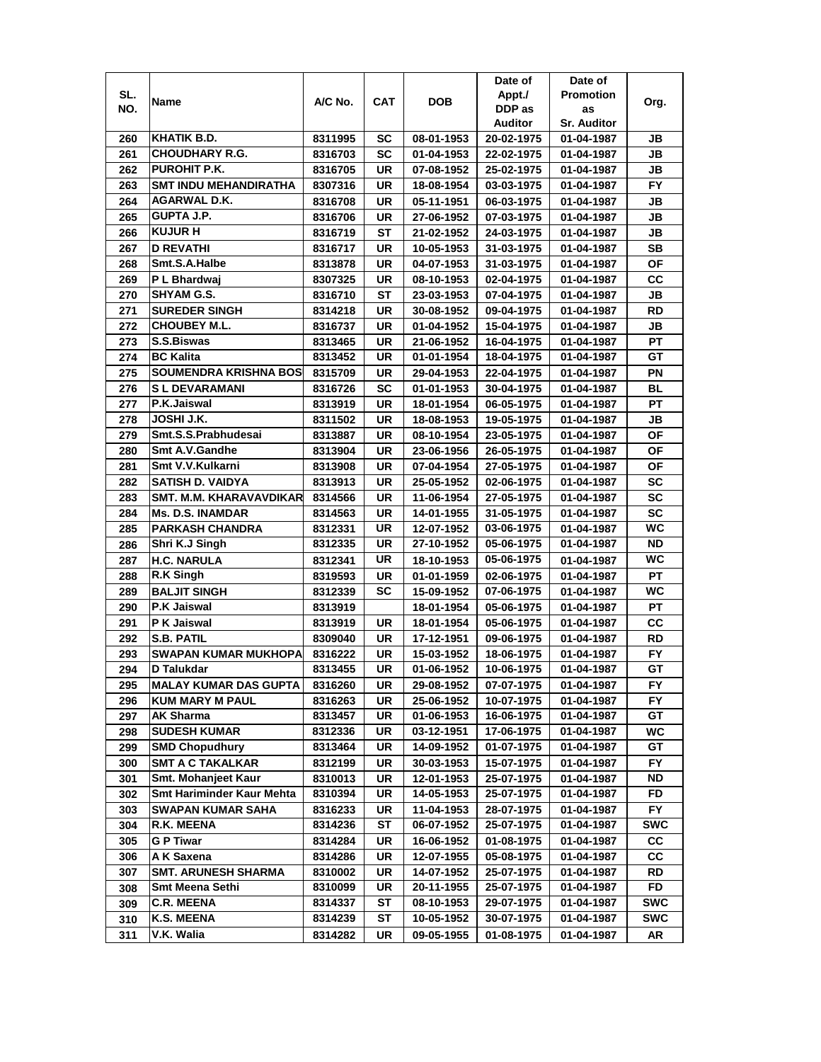| SL. NO. | Name | A/C No. | CAT | DOB | Date of Appt./ DDP as Auditor | Date of Promotion as Sr. Auditor | Org. |
|---|---|---|---|---|---|---|---|
| 260 | KHATIK B.D. | 8311995 | SC | 08-01-1953 | 20-02-1975 | 01-04-1987 | JB |
| 261 | CHOUDHARY R.G. | 8316703 | SC | 01-04-1953 | 22-02-1975 | 01-04-1987 | JB |
| 262 | PUROHIT P.K. | 8316705 | UR | 07-08-1952 | 25-02-1975 | 01-04-1987 | JB |
| 263 | SMT INDU MEHANDIRATHA | 8307316 | UR | 18-08-1954 | 03-03-1975 | 01-04-1987 | FY |
| 264 | AGARWAL D.K. | 8316708 | UR | 05-11-1951 | 06-03-1975 | 01-04-1987 | JB |
| 265 | GUPTA J.P. | 8316706 | UR | 27-06-1952 | 07-03-1975 | 01-04-1987 | JB |
| 266 | KUJUR H | 8316719 | ST | 21-02-1952 | 24-03-1975 | 01-04-1987 | JB |
| 267 | D REVATHI | 8316717 | UR | 10-05-1953 | 31-03-1975 | 01-04-1987 | SB |
| 268 | Smt.S.A.Halbe | 8313878 | UR | 04-07-1953 | 31-03-1975 | 01-04-1987 | OF |
| 269 | P L Bhardwaj | 8307325 | UR | 08-10-1953 | 02-04-1975 | 01-04-1987 | CC |
| 270 | SHYAM G.S. | 8316710 | ST | 23-03-1953 | 07-04-1975 | 01-04-1987 | JB |
| 271 | SUREDER SINGH | 8314218 | UR | 30-08-1952 | 09-04-1975 | 01-04-1987 | RD |
| 272 | CHOUBEY M.L. | 8316737 | UR | 01-04-1952 | 15-04-1975 | 01-04-1987 | JB |
| 273 | S.S.Biswas | 8313465 | UR | 21-06-1952 | 16-04-1975 | 01-04-1987 | PT |
| 274 | BC Kalita | 8313452 | UR | 01-01-1954 | 18-04-1975 | 01-04-1987 | GT |
| 275 | SOUMENDRA KRISHNA BOS | 8315709 | UR | 29-04-1953 | 22-04-1975 | 01-04-1987 | PN |
| 276 | S L DEVARAMANI | 8316726 | SC | 01-01-1953 | 30-04-1975 | 01-04-1987 | BL |
| 277 | P.K.Jaiswal | 8313919 | UR | 18-01-1954 | 06-05-1975 | 01-04-1987 | PT |
| 278 | JOSHI J.K. | 8311502 | UR | 18-08-1953 | 19-05-1975 | 01-04-1987 | JB |
| 279 | Smt.S.S.Prabhudesai | 8313887 | UR | 08-10-1954 | 23-05-1975 | 01-04-1987 | OF |
| 280 | Smt A.V.Gandhe | 8313904 | UR | 23-06-1956 | 26-05-1975 | 01-04-1987 | OF |
| 281 | Smt V.V.Kulkarni | 8313908 | UR | 07-04-1954 | 27-05-1975 | 01-04-1987 | OF |
| 282 | SATISH D. VAIDYA | 8313913 | UR | 25-05-1952 | 02-06-1975 | 01-04-1987 | SC |
| 283 | SMT. M.M. KHARAVAVDIKAR | 8314566 | UR | 11-06-1954 | 27-05-1975 | 01-04-1987 | SC |
| 284 | Ms. D.S. INAMDAR | 8314563 | UR | 14-01-1955 | 31-05-1975 | 01-04-1987 | SC |
| 285 | PARKASH CHANDRA | 8312331 | UR | 12-07-1952 | 03-06-1975 | 01-04-1987 | WC |
| 286 | Shri K.J Singh | 8312335 | UR | 27-10-1952 | 05-06-1975 | 01-04-1987 | ND |
| 287 | H.C. NARULA | 8312341 | UR | 18-10-1953 | 05-06-1975 | 01-04-1987 | WC |
| 288 | R.K Singh | 8319593 | UR | 01-01-1959 | 02-06-1975 | 01-04-1987 | PT |
| 289 | BALJIT SINGH | 8312339 | SC | 15-09-1952 | 07-06-1975 | 01-04-1987 | WC |
| 290 | P.K Jaiswal | 8313919 | | 18-01-1954 | 05-06-1975 | 01-04-1987 | PT |
| 291 | P K Jaiswal | 8313919 | UR | 18-01-1954 | 05-06-1975 | 01-04-1987 | CC |
| 292 | S.B. PATIL | 8309040 | UR | 17-12-1951 | 09-06-1975 | 01-04-1987 | RD |
| 293 | SWAPAN KUMAR MUKHOPA | 8316222 | UR | 15-03-1952 | 18-06-1975 | 01-04-1987 | FY |
| 294 | D Talukdar | 8313455 | UR | 01-06-1952 | 10-06-1975 | 01-04-1987 | GT |
| 295 | MALAY KUMAR DAS GUPTA | 8316260 | UR | 29-08-1952 | 07-07-1975 | 01-04-1987 | FY |
| 296 | KUM MARY M PAUL | 8316263 | UR | 25-06-1952 | 10-07-1975 | 01-04-1987 | FY |
| 297 | AK Sharma | 8313457 | UR | 01-06-1953 | 16-06-1975 | 01-04-1987 | GT |
| 298 | SUDESH KUMAR | 8312336 | UR | 03-12-1951 | 17-06-1975 | 01-04-1987 | WC |
| 299 | SMD Chopudhury | 8313464 | UR | 14-09-1952 | 01-07-1975 | 01-04-1987 | GT |
| 300 | SMT A C TAKALKAR | 8312199 | UR | 30-03-1953 | 15-07-1975 | 01-04-1987 | FY |
| 301 | Smt. Mohanjeet Kaur | 8310013 | UR | 12-01-1953 | 25-07-1975 | 01-04-1987 | ND |
| 302 | Smt Hariminder Kaur Mehta | 8310394 | UR | 14-05-1953 | 25-07-1975 | 01-04-1987 | FD |
| 303 | SWAPAN KUMAR SAHA | 8316233 | UR | 11-04-1953 | 28-07-1975 | 01-04-1987 | FY |
| 304 | R.K. MEENA | 8314236 | ST | 06-07-1952 | 25-07-1975 | 01-04-1987 | SWC |
| 305 | G P Tiwar | 8314284 | UR | 16-06-1952 | 01-08-1975 | 01-04-1987 | CC |
| 306 | A K Saxena | 8314286 | UR | 12-07-1955 | 05-08-1975 | 01-04-1987 | CC |
| 307 | SMT. ARUNESH SHARMA | 8310002 | UR | 14-07-1952 | 25-07-1975 | 01-04-1987 | RD |
| 308 | Smt Meena Sethi | 8310099 | UR | 20-11-1955 | 25-07-1975 | 01-04-1987 | FD |
| 309 | C.R. MEENA | 8314337 | ST | 08-10-1953 | 29-07-1975 | 01-04-1987 | SWC |
| 310 | K.S. MEENA | 8314239 | ST | 10-05-1952 | 30-07-1975 | 01-04-1987 | SWC |
| 311 | V.K. Walia | 8314282 | UR | 09-05-1955 | 01-08-1975 | 01-04-1987 | AR |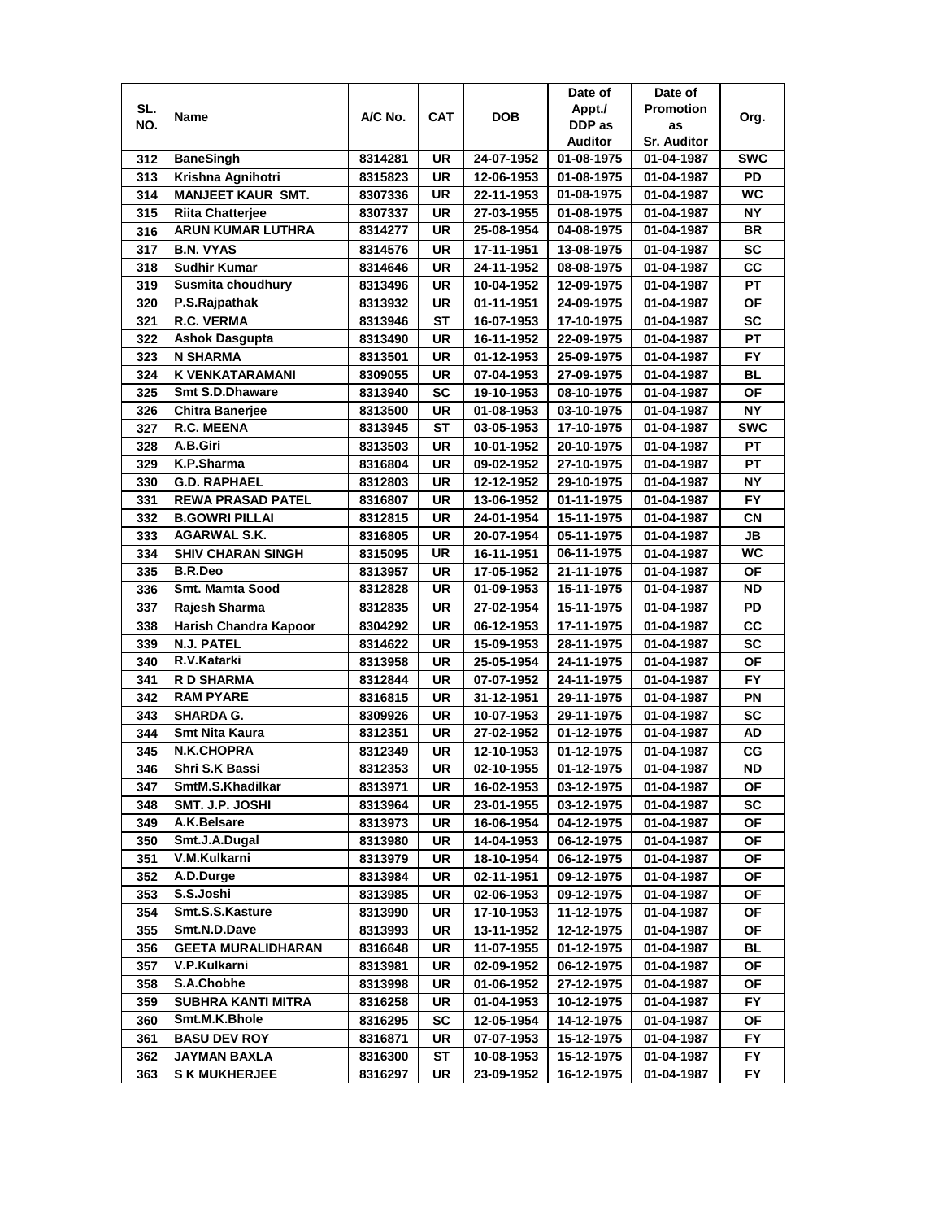| SL. NO. | Name | A/C No. | CAT | DOB | Date of Appt./ DDP as Auditor | Date of Promotion as Sr. Auditor | Org. |
|---|---|---|---|---|---|---|---|
| 312 | BaneSingh | 8314281 | UR | 24-07-1952 | 01-08-1975 | 01-04-1987 | SWC |
| 313 | Krishna Agnihotri | 8315823 | UR | 12-06-1953 | 01-08-1975 | 01-04-1987 | PD |
| 314 | MANJEET KAUR SMT. | 8307336 | UR | 22-11-1953 | 01-08-1975 | 01-04-1987 | WC |
| 315 | Riita Chatterjee | 8307337 | UR | 27-03-1955 | 01-08-1975 | 01-04-1987 | NY |
| 316 | ARUN KUMAR LUTHRA | 8314277 | UR | 25-08-1954 | 04-08-1975 | 01-04-1987 | BR |
| 317 | B.N. VYAS | 8314576 | UR | 17-11-1951 | 13-08-1975 | 01-04-1987 | SC |
| 318 | Sudhir Kumar | 8314646 | UR | 24-11-1952 | 08-08-1975 | 01-04-1987 | CC |
| 319 | Susmita choudhury | 8313496 | UR | 10-04-1952 | 12-09-1975 | 01-04-1987 | PT |
| 320 | P.S.Rajpathak | 8313932 | UR | 01-11-1951 | 24-09-1975 | 01-04-1987 | OF |
| 321 | R.C. VERMA | 8313946 | ST | 16-07-1953 | 17-10-1975 | 01-04-1987 | SC |
| 322 | Ashok Dasgupta | 8313490 | UR | 16-11-1952 | 22-09-1975 | 01-04-1987 | PT |
| 323 | N SHARMA | 8313501 | UR | 01-12-1953 | 25-09-1975 | 01-04-1987 | FY |
| 324 | K VENKATARAMANI | 8309055 | UR | 07-04-1953 | 27-09-1975 | 01-04-1987 | BL |
| 325 | Smt S.D.Dhaware | 8313940 | SC | 19-10-1953 | 08-10-1975 | 01-04-1987 | OF |
| 326 | Chitra Banerjee | 8313500 | UR | 01-08-1953 | 03-10-1975 | 01-04-1987 | NY |
| 327 | R.C. MEENA | 8313945 | ST | 03-05-1953 | 17-10-1975 | 01-04-1987 | SWC |
| 328 | A.B.Giri | 8313503 | UR | 10-01-1952 | 20-10-1975 | 01-04-1987 | PT |
| 329 | K.P.Sharma | 8316804 | UR | 09-02-1952 | 27-10-1975 | 01-04-1987 | PT |
| 330 | G.D. RAPHAEL | 8312803 | UR | 12-12-1952 | 29-10-1975 | 01-04-1987 | NY |
| 331 | REWA PRASAD PATEL | 8316807 | UR | 13-06-1952 | 01-11-1975 | 01-04-1987 | FY |
| 332 | B.GOWRI PILLAI | 8312815 | UR | 24-01-1954 | 15-11-1975 | 01-04-1987 | CN |
| 333 | AGARWAL S.K. | 8316805 | UR | 20-07-1954 | 05-11-1975 | 01-04-1987 | JB |
| 334 | SHIV CHARAN SINGH | 8315095 | UR | 16-11-1951 | 06-11-1975 | 01-04-1987 | WC |
| 335 | B.R.Deo | 8313957 | UR | 17-05-1952 | 21-11-1975 | 01-04-1987 | OF |
| 336 | Smt. Mamta Sood | 8312828 | UR | 01-09-1953 | 15-11-1975 | 01-04-1987 | ND |
| 337 | Rajesh Sharma | 8312835 | UR | 27-02-1954 | 15-11-1975 | 01-04-1987 | PD |
| 338 | Harish Chandra Kapoor | 8304292 | UR | 06-12-1953 | 17-11-1975 | 01-04-1987 | CC |
| 339 | N.J. PATEL | 8314622 | UR | 15-09-1953 | 28-11-1975 | 01-04-1987 | SC |
| 340 | R.V.Katarki | 8313958 | UR | 25-05-1954 | 24-11-1975 | 01-04-1987 | OF |
| 341 | R D SHARMA | 8312844 | UR | 07-07-1952 | 24-11-1975 | 01-04-1987 | FY |
| 342 | RAM PYARE | 8316815 | UR | 31-12-1951 | 29-11-1975 | 01-04-1987 | PN |
| 343 | SHARDA G. | 8309926 | UR | 10-07-1953 | 29-11-1975 | 01-04-1987 | SC |
| 344 | Smt Nita Kaura | 8312351 | UR | 27-02-1952 | 01-12-1975 | 01-04-1987 | AD |
| 345 | N.K.CHOPRA | 8312349 | UR | 12-10-1953 | 01-12-1975 | 01-04-1987 | CG |
| 346 | Shri S.K Bassi | 8312353 | UR | 02-10-1955 | 01-12-1975 | 01-04-1987 | ND |
| 347 | SmtM.S.Khadilkar | 8313971 | UR | 16-02-1953 | 03-12-1975 | 01-04-1987 | OF |
| 348 | SMT. J.P. JOSHI | 8313964 | UR | 23-01-1955 | 03-12-1975 | 01-04-1987 | SC |
| 349 | A.K.Belsare | 8313973 | UR | 16-06-1954 | 04-12-1975 | 01-04-1987 | OF |
| 350 | Smt.J.A.Dugal | 8313980 | UR | 14-04-1953 | 06-12-1975 | 01-04-1987 | OF |
| 351 | V.M.Kulkarni | 8313979 | UR | 18-10-1954 | 06-12-1975 | 01-04-1987 | OF |
| 352 | A.D.Durge | 8313984 | UR | 02-11-1951 | 09-12-1975 | 01-04-1987 | OF |
| 353 | S.S.Joshi | 8313985 | UR | 02-06-1953 | 09-12-1975 | 01-04-1987 | OF |
| 354 | Smt.S.S.Kasture | 8313990 | UR | 17-10-1953 | 11-12-1975 | 01-04-1987 | OF |
| 355 | Smt.N.D.Dave | 8313993 | UR | 13-11-1952 | 12-12-1975 | 01-04-1987 | OF |
| 356 | GEETA MURALIDHARAN | 8316648 | UR | 11-07-1955 | 01-12-1975 | 01-04-1987 | BL |
| 357 | V.P.Kulkarni | 8313981 | UR | 02-09-1952 | 06-12-1975 | 01-04-1987 | OF |
| 358 | S.A.Chobhe | 8313998 | UR | 01-06-1952 | 27-12-1975 | 01-04-1987 | OF |
| 359 | SUBHRA KANTI MITRA | 8316258 | UR | 01-04-1953 | 10-12-1975 | 01-04-1987 | FY |
| 360 | Smt.M.K.Bhole | 8316295 | SC | 12-05-1954 | 14-12-1975 | 01-04-1987 | OF |
| 361 | BASU DEV ROY | 8316871 | UR | 07-07-1953 | 15-12-1975 | 01-04-1987 | FY |
| 362 | JAYMAN BAXLA | 8316300 | ST | 10-08-1953 | 15-12-1975 | 01-04-1987 | FY |
| 363 | S K MUKHERJEE | 8316297 | UR | 23-09-1952 | 16-12-1975 | 01-04-1987 | FY |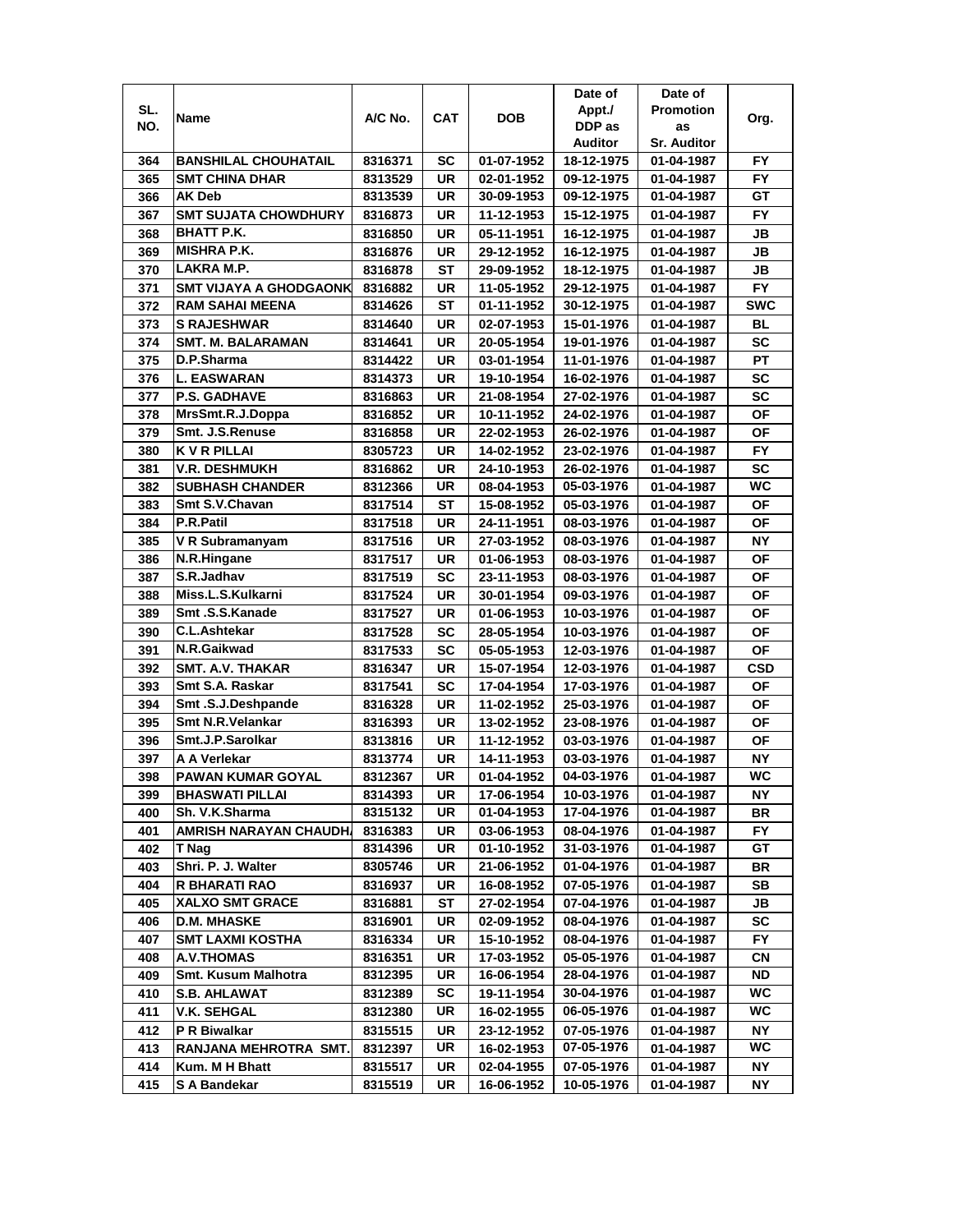| SL. NO. | Name | A/C No. | CAT | DOB | Date of Appt./ DDP as Auditor | Date of Promotion as Sr. Auditor | Org. |
|---|---|---|---|---|---|---|---|
| 364 | BANSHILAL CHOUHATAIL | 8316371 | SC | 01-07-1952 | 18-12-1975 | 01-04-1987 | FY |
| 365 | SMT CHINA DHAR | 8313529 | UR | 02-01-1952 | 09-12-1975 | 01-04-1987 | FY |
| 366 | AK Deb | 8313539 | UR | 30-09-1953 | 09-12-1975 | 01-04-1987 | GT |
| 367 | SMT SUJATA CHOWDHURY | 8316873 | UR | 11-12-1953 | 15-12-1975 | 01-04-1987 | FY |
| 368 | BHATT P.K. | 8316850 | UR | 05-11-1951 | 16-12-1975 | 01-04-1987 | JB |
| 369 | MISHRA P.K. | 8316876 | UR | 29-12-1952 | 16-12-1975 | 01-04-1987 | JB |
| 370 | LAKRA M.P. | 8316878 | ST | 29-09-1952 | 18-12-1975 | 01-04-1987 | JB |
| 371 | SMT VIJAYA A GHODGAONK | 8316882 | UR | 11-05-1952 | 29-12-1975 | 01-04-1987 | FY |
| 372 | RAM SAHAI MEENA | 8314626 | ST | 01-11-1952 | 30-12-1975 | 01-04-1987 | SWC |
| 373 | S RAJESHWAR | 8314640 | UR | 02-07-1953 | 15-01-1976 | 01-04-1987 | BL |
| 374 | SMT. M. BALARAMAN | 8314641 | UR | 20-05-1954 | 19-01-1976 | 01-04-1987 | SC |
| 375 | D.P.Sharma | 8314422 | UR | 03-01-1954 | 11-01-1976 | 01-04-1987 | PT |
| 376 | L. EASWARAN | 8314373 | UR | 19-10-1954 | 16-02-1976 | 01-04-1987 | SC |
| 377 | P.S. GADHAVE | 8316863 | UR | 21-08-1954 | 27-02-1976 | 01-04-1987 | SC |
| 378 | MrsSmt.R.J.Doppa | 8316852 | UR | 10-11-1952 | 24-02-1976 | 01-04-1987 | OF |
| 379 | Smt. J.S.Renuse | 8316858 | UR | 22-02-1953 | 26-02-1976 | 01-04-1987 | OF |
| 380 | K V R PILLAI | 8305723 | UR | 14-02-1952 | 23-02-1976 | 01-04-1987 | FY |
| 381 | V.R. DESHMUKH | 8316862 | UR | 24-10-1953 | 26-02-1976 | 01-04-1987 | SC |
| 382 | SUBHASH CHANDER | 8312366 | UR | 08-04-1953 | 05-03-1976 | 01-04-1987 | WC |
| 383 | Smt S.V.Chavan | 8317514 | ST | 15-08-1952 | 05-03-1976 | 01-04-1987 | OF |
| 384 | P.R.Patil | 8317518 | UR | 24-11-1951 | 08-03-1976 | 01-04-1987 | OF |
| 385 | V R Subramanyam | 8317516 | UR | 27-03-1952 | 08-03-1976 | 01-04-1987 | NY |
| 386 | N.R.Hingane | 8317517 | UR | 01-06-1953 | 08-03-1976 | 01-04-1987 | OF |
| 387 | S.R.Jadhav | 8317519 | SC | 23-11-1953 | 08-03-1976 | 01-04-1987 | OF |
| 388 | Miss.L.S.Kulkarni | 8317524 | UR | 30-01-1954 | 09-03-1976 | 01-04-1987 | OF |
| 389 | Smt .S.S.Kanade | 8317527 | UR | 01-06-1953 | 10-03-1976 | 01-04-1987 | OF |
| 390 | C.L.Ashtekar | 8317528 | SC | 28-05-1954 | 10-03-1976 | 01-04-1987 | OF |
| 391 | N.R.Gaikwad | 8317533 | SC | 05-05-1953 | 12-03-1976 | 01-04-1987 | OF |
| 392 | SMT. A.V. THAKAR | 8316347 | UR | 15-07-1954 | 12-03-1976 | 01-04-1987 | CSD |
| 393 | Smt S.A. Raskar | 8317541 | SC | 17-04-1954 | 17-03-1976 | 01-04-1987 | OF |
| 394 | Smt .S.J.Deshpande | 8316328 | UR | 11-02-1952 | 25-03-1976 | 01-04-1987 | OF |
| 395 | Smt N.R.Velankar | 8316393 | UR | 13-02-1952 | 23-08-1976 | 01-04-1987 | OF |
| 396 | Smt.J.P.Sarolkar | 8313816 | UR | 11-12-1952 | 03-03-1976 | 01-04-1987 | OF |
| 397 | A A Verlekar | 8313774 | UR | 14-11-1953 | 03-03-1976 | 01-04-1987 | NY |
| 398 | PAWAN KUMAR GOYAL | 8312367 | UR | 01-04-1952 | 04-03-1976 | 01-04-1987 | WC |
| 399 | BHASWATI PILLAI | 8314393 | UR | 17-06-1954 | 10-03-1976 | 01-04-1987 | NY |
| 400 | Sh. V.K.Sharma | 8315132 | UR | 01-04-1953 | 17-04-1976 | 01-04-1987 | BR |
| 401 | AMRISH NARAYAN CHAUDH/ | 8316383 | UR | 03-06-1953 | 08-04-1976 | 01-04-1987 | FY |
| 402 | T Nag | 8314396 | UR | 01-10-1952 | 31-03-1976 | 01-04-1987 | GT |
| 403 | Shri. P. J. Walter | 8305746 | UR | 21-06-1952 | 01-04-1976 | 01-04-1987 | BR |
| 404 | R BHARATI RAO | 8316937 | UR | 16-08-1952 | 07-05-1976 | 01-04-1987 | SB |
| 405 | XALXO SMT GRACE | 8316881 | ST | 27-02-1954 | 07-04-1976 | 01-04-1987 | JB |
| 406 | D.M. MHASKE | 8316901 | UR | 02-09-1952 | 08-04-1976 | 01-04-1987 | SC |
| 407 | SMT LAXMI KOSTHA | 8316334 | UR | 15-10-1952 | 08-04-1976 | 01-04-1987 | FY |
| 408 | A.V.THOMAS | 8316351 | UR | 17-03-1952 | 05-05-1976 | 01-04-1987 | CN |
| 409 | Smt. Kusum Malhotra | 8312395 | UR | 16-06-1954 | 28-04-1976 | 01-04-1987 | ND |
| 410 | S.B. AHLAWAT | 8312389 | SC | 19-11-1954 | 30-04-1976 | 01-04-1987 | WC |
| 411 | V.K. SEHGAL | 8312380 | UR | 16-02-1955 | 06-05-1976 | 01-04-1987 | WC |
| 412 | P R Biwalkar | 8315515 | UR | 23-12-1952 | 07-05-1976 | 01-04-1987 | NY |
| 413 | RANJANA MEHROTRA SMT. | 8312397 | UR | 16-02-1953 | 07-05-1976 | 01-04-1987 | WC |
| 414 | Kum. M H Bhatt | 8315517 | UR | 02-04-1955 | 07-05-1976 | 01-04-1987 | NY |
| 415 | S A Bandekar | 8315519 | UR | 16-06-1952 | 10-05-1976 | 01-04-1987 | NY |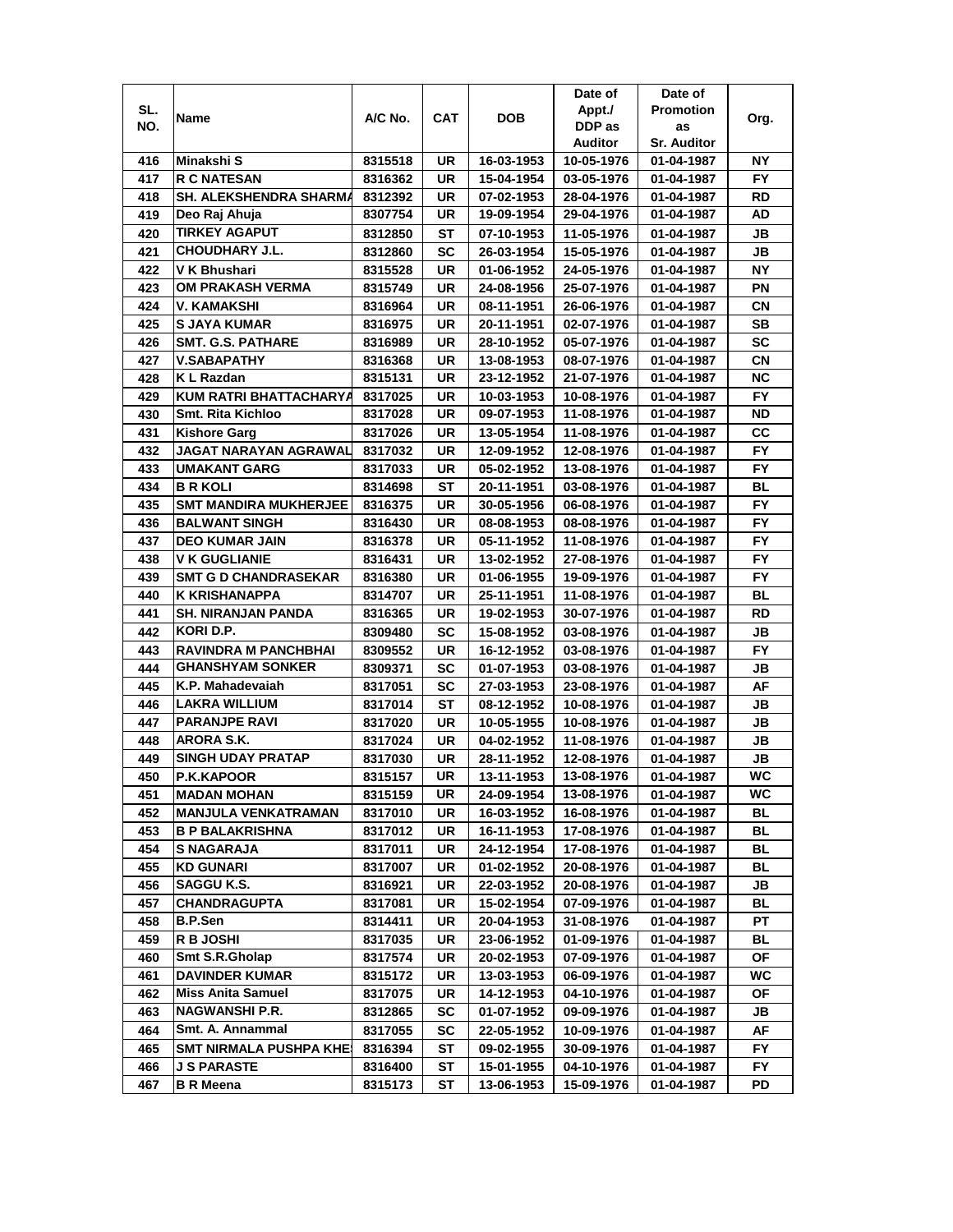| SL. NO. | Name | A/C No. | CAT | DOB | Date of Appt./ DDP as Auditor | Date of Promotion as Sr. Auditor | Org. |
|---|---|---|---|---|---|---|---|
| 416 | Minakshi S | 8315518 | UR | 16-03-1953 | 10-05-1976 | 01-04-1987 | NY |
| 417 | R C NATESAN | 8316362 | UR | 15-04-1954 | 03-05-1976 | 01-04-1987 | FY |
| 418 | SH. ALEKSHENDRA SHARMA | 8312392 | UR | 07-02-1953 | 28-04-1976 | 01-04-1987 | RD |
| 419 | Deo Raj Ahuja | 8307754 | UR | 19-09-1954 | 29-04-1976 | 01-04-1987 | AD |
| 420 | TIRKEY AGAPUT | 8312850 | ST | 07-10-1953 | 11-05-1976 | 01-04-1987 | JB |
| 421 | CHOUDHARY J.L. | 8312860 | SC | 26-03-1954 | 15-05-1976 | 01-04-1987 | JB |
| 422 | V K Bhushari | 8315528 | UR | 01-06-1952 | 24-05-1976 | 01-04-1987 | NY |
| 423 | OM PRAKASH VERMA | 8315749 | UR | 24-08-1956 | 25-07-1976 | 01-04-1987 | PN |
| 424 | V. KAMAKSHI | 8316964 | UR | 08-11-1951 | 26-06-1976 | 01-04-1987 | CN |
| 425 | S JAYA KUMAR | 8316975 | UR | 20-11-1951 | 02-07-1976 | 01-04-1987 | SB |
| 426 | SMT. G.S. PATHARE | 8316989 | UR | 28-10-1952 | 05-07-1976 | 01-04-1987 | SC |
| 427 | V.SABAPATHY | 8316368 | UR | 13-08-1953 | 08-07-1976 | 01-04-1987 | CN |
| 428 | K L Razdan | 8315131 | UR | 23-12-1952 | 21-07-1976 | 01-04-1987 | NC |
| 429 | KUM RATRI BHATTACHARYA | 8317025 | UR | 10-03-1953 | 10-08-1976 | 01-04-1987 | FY |
| 430 | Smt. Rita Kichloo | 8317028 | UR | 09-07-1953 | 11-08-1976 | 01-04-1987 | ND |
| 431 | Kishore Garg | 8317026 | UR | 13-05-1954 | 11-08-1976 | 01-04-1987 | CC |
| 432 | JAGAT NARAYAN AGRAWAL | 8317032 | UR | 12-09-1952 | 12-08-1976 | 01-04-1987 | FY |
| 433 | UMAKANT GARG | 8317033 | UR | 05-02-1952 | 13-08-1976 | 01-04-1987 | FY |
| 434 | B R KOLI | 8314698 | ST | 20-11-1951 | 03-08-1976 | 01-04-1987 | BL |
| 435 | SMT MANDIRA MUKHERJEE | 8316375 | UR | 30-05-1956 | 06-08-1976 | 01-04-1987 | FY |
| 436 | BALWANT SINGH | 8316430 | UR | 08-08-1953 | 08-08-1976 | 01-04-1987 | FY |
| 437 | DEO KUMAR JAIN | 8316378 | UR | 05-11-1952 | 11-08-1976 | 01-04-1987 | FY |
| 438 | V K GUGLIANIE | 8316431 | UR | 13-02-1952 | 27-08-1976 | 01-04-1987 | FY |
| 439 | SMT G D CHANDRASEKAR | 8316380 | UR | 01-06-1955 | 19-09-1976 | 01-04-1987 | FY |
| 440 | K KRISHANAPPA | 8314707 | UR | 25-11-1951 | 11-08-1976 | 01-04-1987 | BL |
| 441 | SH. NIRANJAN PANDA | 8316365 | UR | 19-02-1953 | 30-07-1976 | 01-04-1987 | RD |
| 442 | KORI D.P. | 8309480 | SC | 15-08-1952 | 03-08-1976 | 01-04-1987 | JB |
| 443 | RAVINDRA M PANCHBHAI | 8309552 | UR | 16-12-1952 | 03-08-1976 | 01-04-1987 | FY |
| 444 | GHANSHYAM SONKER | 8309371 | SC | 01-07-1953 | 03-08-1976 | 01-04-1987 | JB |
| 445 | K.P. Mahadevaiah | 8317051 | SC | 27-03-1953 | 23-08-1976 | 01-04-1987 | AF |
| 446 | LAKRA WILLIUM | 8317014 | ST | 08-12-1952 | 10-08-1976 | 01-04-1987 | JB |
| 447 | PARANJPE RAVI | 8317020 | UR | 10-05-1955 | 10-08-1976 | 01-04-1987 | JB |
| 448 | ARORA S.K. | 8317024 | UR | 04-02-1952 | 11-08-1976 | 01-04-1987 | JB |
| 449 | SINGH UDAY PRATAP | 8317030 | UR | 28-11-1952 | 12-08-1976 | 01-04-1987 | JB |
| 450 | P.K.KAPOOR | 8315157 | UR | 13-11-1953 | 13-08-1976 | 01-04-1987 | WC |
| 451 | MADAN MOHAN | 8315159 | UR | 24-09-1954 | 13-08-1976 | 01-04-1987 | WC |
| 452 | MANJULA VENKATRAMAN | 8317010 | UR | 16-03-1952 | 16-08-1976 | 01-04-1987 | BL |
| 453 | B P BALAKRISHNA | 8317012 | UR | 16-11-1953 | 17-08-1976 | 01-04-1987 | BL |
| 454 | S NAGARAJA | 8317011 | UR | 24-12-1954 | 17-08-1976 | 01-04-1987 | BL |
| 455 | KD GUNARI | 8317007 | UR | 01-02-1952 | 20-08-1976 | 01-04-1987 | BL |
| 456 | SAGGU K.S. | 8316921 | UR | 22-03-1952 | 20-08-1976 | 01-04-1987 | JB |
| 457 | CHANDRAGUPTA | 8317081 | UR | 15-02-1954 | 07-09-1976 | 01-04-1987 | BL |
| 458 | B.P.Sen | 8314411 | UR | 20-04-1953 | 31-08-1976 | 01-04-1987 | PT |
| 459 | R B JOSHI | 8317035 | UR | 23-06-1952 | 01-09-1976 | 01-04-1987 | BL |
| 460 | Smt S.R.Gholap | 8317574 | UR | 20-02-1953 | 07-09-1976 | 01-04-1987 | OF |
| 461 | DAVINDER KUMAR | 8315172 | UR | 13-03-1953 | 06-09-1976 | 01-04-1987 | WC |
| 462 | Miss Anita Samuel | 8317075 | UR | 14-12-1953 | 04-10-1976 | 01-04-1987 | OF |
| 463 | NAGWANSHI P.R. | 8312865 | SC | 01-07-1952 | 09-09-1976 | 01-04-1987 | JB |
| 464 | Smt. A. Annammal | 8317055 | SC | 22-05-1952 | 10-09-1976 | 01-04-1987 | AF |
| 465 | SMT NIRMALA PUSHPA KHES | 8316394 | ST | 09-02-1955 | 30-09-1976 | 01-04-1987 | FY |
| 466 | J S PARASTE | 8316400 | ST | 15-01-1955 | 04-10-1976 | 01-04-1987 | FY |
| 467 | B R Meena | 8315173 | ST | 13-06-1953 | 15-09-1976 | 01-04-1987 | PD |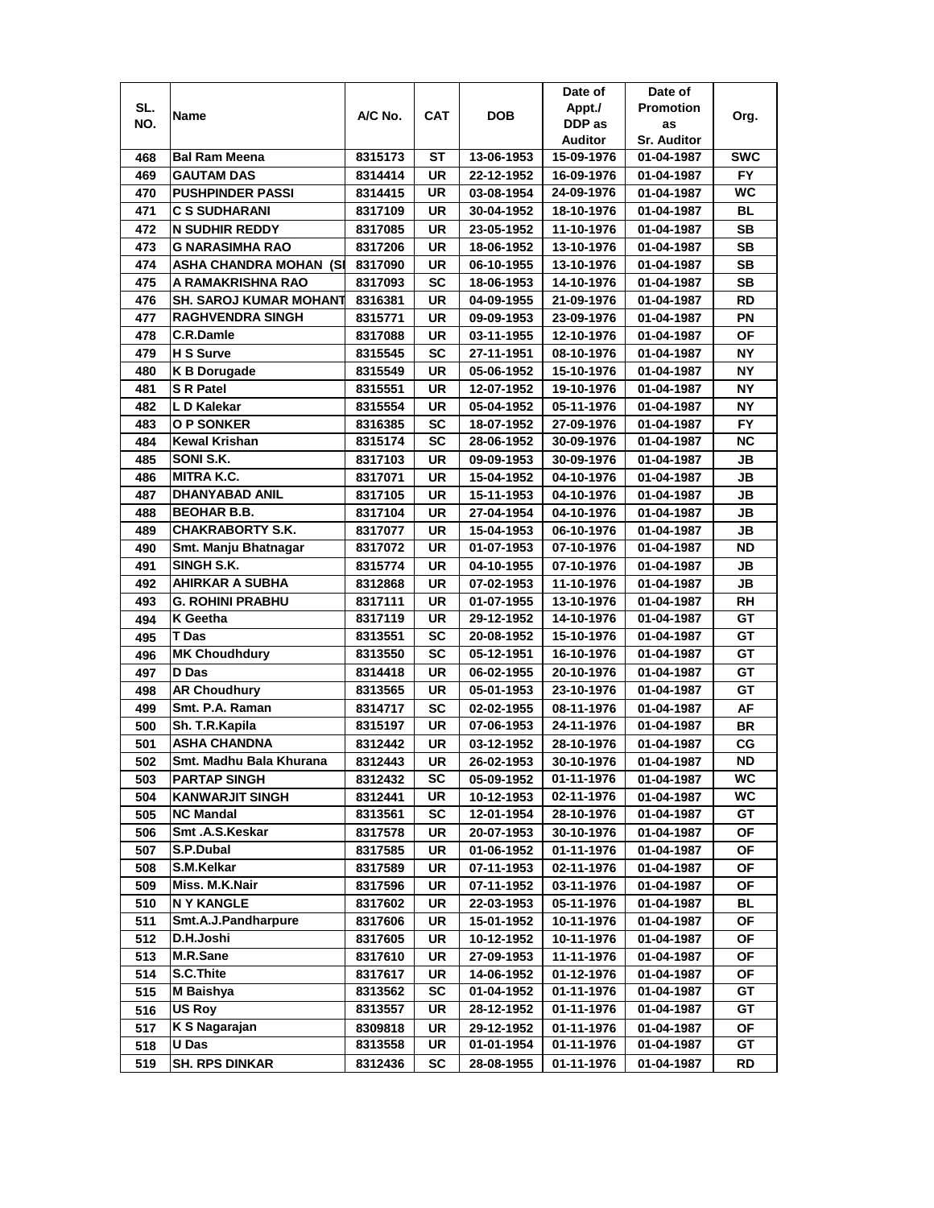| SL. NO. | Name | A/C No. | CAT | DOB | Date of Appt./ DDP as Auditor | Date of Promotion as Sr. Auditor | Org. |
|---|---|---|---|---|---|---|---|
| 468 | Bal Ram Meena | 8315173 | ST | 13-06-1953 | 15-09-1976 | 01-04-1987 | SWC |
| 469 | GAUTAM DAS | 8314414 | UR | 22-12-1952 | 16-09-1976 | 01-04-1987 | FY |
| 470 | PUSHPINDER PASSI | 8314415 | UR | 03-08-1954 | 24-09-1976 | 01-04-1987 | WC |
| 471 | C S SUDHARANI | 8317109 | UR | 30-04-1952 | 18-10-1976 | 01-04-1987 | BL |
| 472 | N SUDHIR REDDY | 8317085 | UR | 23-05-1952 | 11-10-1976 | 01-04-1987 | SB |
| 473 | G NARASIMHA RAO | 8317206 | UR | 18-06-1952 | 13-10-1976 | 01-04-1987 | SB |
| 474 | ASHA CHANDRA MOHAN (SI | 8317090 | UR | 06-10-1955 | 13-10-1976 | 01-04-1987 | SB |
| 475 | A RAMAKRISHNA RAO | 8317093 | SC | 18-06-1953 | 14-10-1976 | 01-04-1987 | SB |
| 476 | SH. SAROJ KUMAR MOHANT | 8316381 | UR | 04-09-1955 | 21-09-1976 | 01-04-1987 | RD |
| 477 | RAGHVENDRA SINGH | 8315771 | UR | 09-09-1953 | 23-09-1976 | 01-04-1987 | PN |
| 478 | C.R.Damle | 8317088 | UR | 03-11-1955 | 12-10-1976 | 01-04-1987 | OF |
| 479 | H S Surve | 8315545 | SC | 27-11-1951 | 08-10-1976 | 01-04-1987 | NY |
| 480 | K B Dorugade | 8315549 | UR | 05-06-1952 | 15-10-1976 | 01-04-1987 | NY |
| 481 | S R Patel | 8315551 | UR | 12-07-1952 | 19-10-1976 | 01-04-1987 | NY |
| 482 | L D Kalekar | 8315554 | UR | 05-04-1952 | 05-11-1976 | 01-04-1987 | NY |
| 483 | O P SONKER | 8316385 | SC | 18-07-1952 | 27-09-1976 | 01-04-1987 | FY |
| 484 | Kewal Krishan | 8315174 | SC | 28-06-1952 | 30-09-1976 | 01-04-1987 | NC |
| 485 | SONI S.K. | 8317103 | UR | 09-09-1953 | 30-09-1976 | 01-04-1987 | JB |
| 486 | MITRA K.C. | 8317071 | UR | 15-04-1952 | 04-10-1976 | 01-04-1987 | JB |
| 487 | DHANYABAD ANIL | 8317105 | UR | 15-11-1953 | 04-10-1976 | 01-04-1987 | JB |
| 488 | BEOHAR B.B. | 8317104 | UR | 27-04-1954 | 04-10-1976 | 01-04-1987 | JB |
| 489 | CHAKRABORTY S.K. | 8317077 | UR | 15-04-1953 | 06-10-1976 | 01-04-1987 | JB |
| 490 | Smt. Manju Bhatnagar | 8317072 | UR | 01-07-1953 | 07-10-1976 | 01-04-1987 | ND |
| 491 | SINGH S.K. | 8315774 | UR | 04-10-1955 | 07-10-1976 | 01-04-1987 | JB |
| 492 | AHIRKAR A SUBHA | 8312868 | UR | 07-02-1953 | 11-10-1976 | 01-04-1987 | JB |
| 493 | G. ROHINI PRABHU | 8317111 | UR | 01-07-1955 | 13-10-1976 | 01-04-1987 | RH |
| 494 | K Geetha | 8317119 | UR | 29-12-1952 | 14-10-1976 | 01-04-1987 | GT |
| 495 | T Das | 8313551 | SC | 20-08-1952 | 15-10-1976 | 01-04-1987 | GT |
| 496 | MK Choudhdury | 8313550 | SC | 05-12-1951 | 16-10-1976 | 01-04-1987 | GT |
| 497 | D Das | 8314418 | UR | 06-02-1955 | 20-10-1976 | 01-04-1987 | GT |
| 498 | AR Choudhury | 8313565 | UR | 05-01-1953 | 23-10-1976 | 01-04-1987 | GT |
| 499 | Smt. P.A. Raman | 8314717 | SC | 02-02-1955 | 08-11-1976 | 01-04-1987 | AF |
| 500 | Sh. T.R.Kapila | 8315197 | UR | 07-06-1953 | 24-11-1976 | 01-04-1987 | BR |
| 501 | ASHA CHANDNA | 8312442 | UR | 03-12-1952 | 28-10-1976 | 01-04-1987 | CG |
| 502 | Smt. Madhu Bala Khurana | 8312443 | UR | 26-02-1953 | 30-10-1976 | 01-04-1987 | ND |
| 503 | PARTAP SINGH | 8312432 | SC | 05-09-1952 | 01-11-1976 | 01-04-1987 | WC |
| 504 | KANWARJIT SINGH | 8312441 | UR | 10-12-1953 | 02-11-1976 | 01-04-1987 | WC |
| 505 | NC Mandal | 8313561 | SC | 12-01-1954 | 28-10-1976 | 01-04-1987 | GT |
| 506 | Smt .A.S.Keskar | 8317578 | UR | 20-07-1953 | 30-10-1976 | 01-04-1987 | OF |
| 507 | S.P.Dubal | 8317585 | UR | 01-06-1952 | 01-11-1976 | 01-04-1987 | OF |
| 508 | S.M.Kelkar | 8317589 | UR | 07-11-1953 | 02-11-1976 | 01-04-1987 | OF |
| 509 | Miss. M.K.Nair | 8317596 | UR | 07-11-1952 | 03-11-1976 | 01-04-1987 | OF |
| 510 | N Y KANGLE | 8317602 | UR | 22-03-1953 | 05-11-1976 | 01-04-1987 | BL |
| 511 | Smt.A.J.Pandharpure | 8317606 | UR | 15-01-1952 | 10-11-1976 | 01-04-1987 | OF |
| 512 | D.H.Joshi | 8317605 | UR | 10-12-1952 | 10-11-1976 | 01-04-1987 | OF |
| 513 | M.R.Sane | 8317610 | UR | 27-09-1953 | 11-11-1976 | 01-04-1987 | OF |
| 514 | S.C.Thite | 8317617 | UR | 14-06-1952 | 01-12-1976 | 01-04-1987 | OF |
| 515 | M Baishya | 8313562 | SC | 01-04-1952 | 01-11-1976 | 01-04-1987 | GT |
| 516 | US Roy | 8313557 | UR | 28-12-1952 | 01-11-1976 | 01-04-1987 | GT |
| 517 | K S Nagarajan | 8309818 | UR | 29-12-1952 | 01-11-1976 | 01-04-1987 | OF |
| 518 | U Das | 8313558 | UR | 01-01-1954 | 01-11-1976 | 01-04-1987 | GT |
| 519 | SH. RPS DINKAR | 8312436 | SC | 28-08-1955 | 01-11-1976 | 01-04-1987 | RD |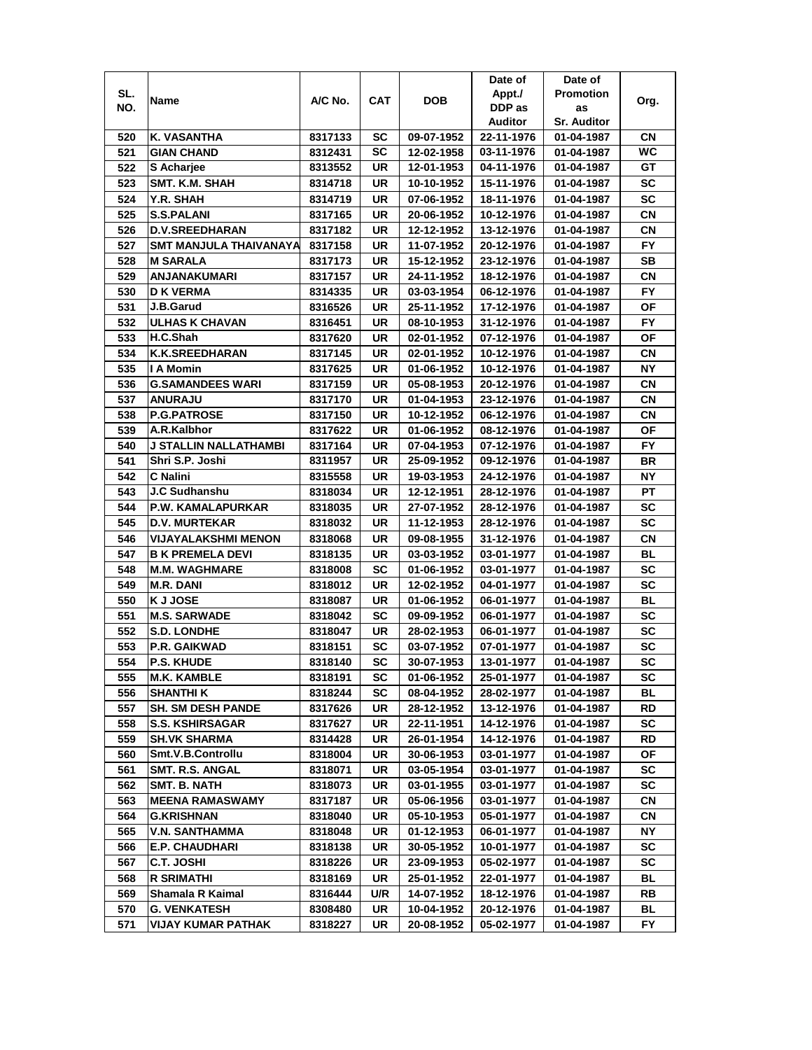| SL. NO. | Name | A/C No. | CAT | DOB | Date of Appt./ DDP as Auditor | Date of Promotion as Sr. Auditor | Org. |
|---|---|---|---|---|---|---|---|
| 520 | K. VASANTHA | 8317133 | SC | 09-07-1952 | 22-11-1976 | 01-04-1987 | CN |
| 521 | GIAN CHAND | 8312431 | SC | 12-02-1958 | 03-11-1976 | 01-04-1987 | WC |
| 522 | S Acharjee | 8313552 | UR | 12-01-1953 | 04-11-1976 | 01-04-1987 | GT |
| 523 | SMT. K.M. SHAH | 8314718 | UR | 10-10-1952 | 15-11-1976 | 01-04-1987 | SC |
| 524 | Y.R. SHAH | 8314719 | UR | 07-06-1952 | 18-11-1976 | 01-04-1987 | SC |
| 525 | S.S.PALANI | 8317165 | UR | 20-06-1952 | 10-12-1976 | 01-04-1987 | CN |
| 526 | D.V.SREEDHARAN | 8317182 | UR | 12-12-1952 | 13-12-1976 | 01-04-1987 | CN |
| 527 | SMT MANJULA THAIVANAYA | 8317158 | UR | 11-07-1952 | 20-12-1976 | 01-04-1987 | FY |
| 528 | M SARALA | 8317173 | UR | 15-12-1952 | 23-12-1976 | 01-04-1987 | SB |
| 529 | ANJANAKUMARI | 8317157 | UR | 24-11-1952 | 18-12-1976 | 01-04-1987 | CN |
| 530 | D K VERMA | 8314335 | UR | 03-03-1954 | 06-12-1976 | 01-04-1987 | FY |
| 531 | J.B.Garud | 8316526 | UR | 25-11-1952 | 17-12-1976 | 01-04-1987 | OF |
| 532 | ULHAS K CHAVAN | 8316451 | UR | 08-10-1953 | 31-12-1976 | 01-04-1987 | FY |
| 533 | H.C.Shah | 8317620 | UR | 02-01-1952 | 07-12-1976 | 01-04-1987 | OF |
| 534 | K.K.SREEDHARAN | 8317145 | UR | 02-01-1952 | 10-12-1976 | 01-04-1987 | CN |
| 535 | I A Momin | 8317625 | UR | 01-06-1952 | 10-12-1976 | 01-04-1987 | NY |
| 536 | G.SAMANDEES WARI | 8317159 | UR | 05-08-1953 | 20-12-1976 | 01-04-1987 | CN |
| 537 | ANURAJU | 8317170 | UR | 01-04-1953 | 23-12-1976 | 01-04-1987 | CN |
| 538 | P.G.PATROSE | 8317150 | UR | 10-12-1952 | 06-12-1976 | 01-04-1987 | CN |
| 539 | A.R.Kalbhor | 8317622 | UR | 01-06-1952 | 08-12-1976 | 01-04-1987 | OF |
| 540 | J STALLIN NALLATHAMBI | 8317164 | UR | 07-04-1953 | 07-12-1976 | 01-04-1987 | FY |
| 541 | Shri S.P. Joshi | 8311957 | UR | 25-09-1952 | 09-12-1976 | 01-04-1987 | BR |
| 542 | C Nalini | 8315558 | UR | 19-03-1953 | 24-12-1976 | 01-04-1987 | NY |
| 543 | J.C Sudhanshu | 8318034 | UR | 12-12-1951 | 28-12-1976 | 01-04-1987 | PT |
| 544 | P.W. KAMALAPURKAR | 8318035 | UR | 27-07-1952 | 28-12-1976 | 01-04-1987 | SC |
| 545 | D.V. MURTEKAR | 8318032 | UR | 11-12-1953 | 28-12-1976 | 01-04-1987 | SC |
| 546 | VIJAYALAKSHMI MENON | 8318068 | UR | 09-08-1955 | 31-12-1976 | 01-04-1987 | CN |
| 547 | B K PREMELA DEVI | 8318135 | UR | 03-03-1952 | 03-01-1977 | 01-04-1987 | BL |
| 548 | M.M. WAGHMARE | 8318008 | SC | 01-06-1952 | 03-01-1977 | 01-04-1987 | SC |
| 549 | M.R. DANI | 8318012 | UR | 12-02-1952 | 04-01-1977 | 01-04-1987 | SC |
| 550 | K J JOSE | 8318087 | UR | 01-06-1952 | 06-01-1977 | 01-04-1987 | BL |
| 551 | M.S. SARWADE | 8318042 | SC | 09-09-1952 | 06-01-1977 | 01-04-1987 | SC |
| 552 | S.D. LONDHE | 8318047 | UR | 28-02-1953 | 06-01-1977 | 01-04-1987 | SC |
| 553 | P.R. GAIKWAD | 8318151 | SC | 03-07-1952 | 07-01-1977 | 01-04-1987 | SC |
| 554 | P.S. KHUDE | 8318140 | SC | 30-07-1953 | 13-01-1977 | 01-04-1987 | SC |
| 555 | M.K. KAMBLE | 8318191 | SC | 01-06-1952 | 25-01-1977 | 01-04-1987 | SC |
| 556 | SHANTHI K | 8318244 | SC | 08-04-1952 | 28-02-1977 | 01-04-1987 | BL |
| 557 | SH. SM DESH PANDE | 8317626 | UR | 28-12-1952 | 13-12-1976 | 01-04-1987 | RD |
| 558 | S.S. KSHIRSAGAR | 8317627 | UR | 22-11-1951 | 14-12-1976 | 01-04-1987 | SC |
| 559 | SH.VK SHARMA | 8314428 | UR | 26-01-1954 | 14-12-1976 | 01-04-1987 | RD |
| 560 | Smt.V.B.Controllu | 8318004 | UR | 30-06-1953 | 03-01-1977 | 01-04-1987 | OF |
| 561 | SMT. R.S. ANGAL | 8318071 | UR | 03-05-1954 | 03-01-1977 | 01-04-1987 | SC |
| 562 | SMT. B. NATH | 8318073 | UR | 03-01-1955 | 03-01-1977 | 01-04-1987 | SC |
| 563 | MEENA RAMASWAMY | 8317187 | UR | 05-06-1956 | 03-01-1977 | 01-04-1987 | CN |
| 564 | G.KRISHNAN | 8318040 | UR | 05-10-1953 | 05-01-1977 | 01-04-1987 | CN |
| 565 | V.N. SANTHAMMA | 8318048 | UR | 01-12-1953 | 06-01-1977 | 01-04-1987 | NY |
| 566 | E.P. CHAUDHARI | 8318138 | UR | 30-05-1952 | 10-01-1977 | 01-04-1987 | SC |
| 567 | C.T. JOSHI | 8318226 | UR | 23-09-1953 | 05-02-1977 | 01-04-1987 | SC |
| 568 | R SRIMATHI | 8318169 | UR | 25-01-1952 | 22-01-1977 | 01-04-1987 | BL |
| 569 | Shamala R Kaimal | 8316444 | U/R | 14-07-1952 | 18-12-1976 | 01-04-1987 | RB |
| 570 | G. VENKATESH | 8308480 | UR | 10-04-1952 | 20-12-1976 | 01-04-1987 | BL |
| 571 | VIJAY KUMAR PATHAK | 8318227 | UR | 20-08-1952 | 05-02-1977 | 01-04-1987 | FY |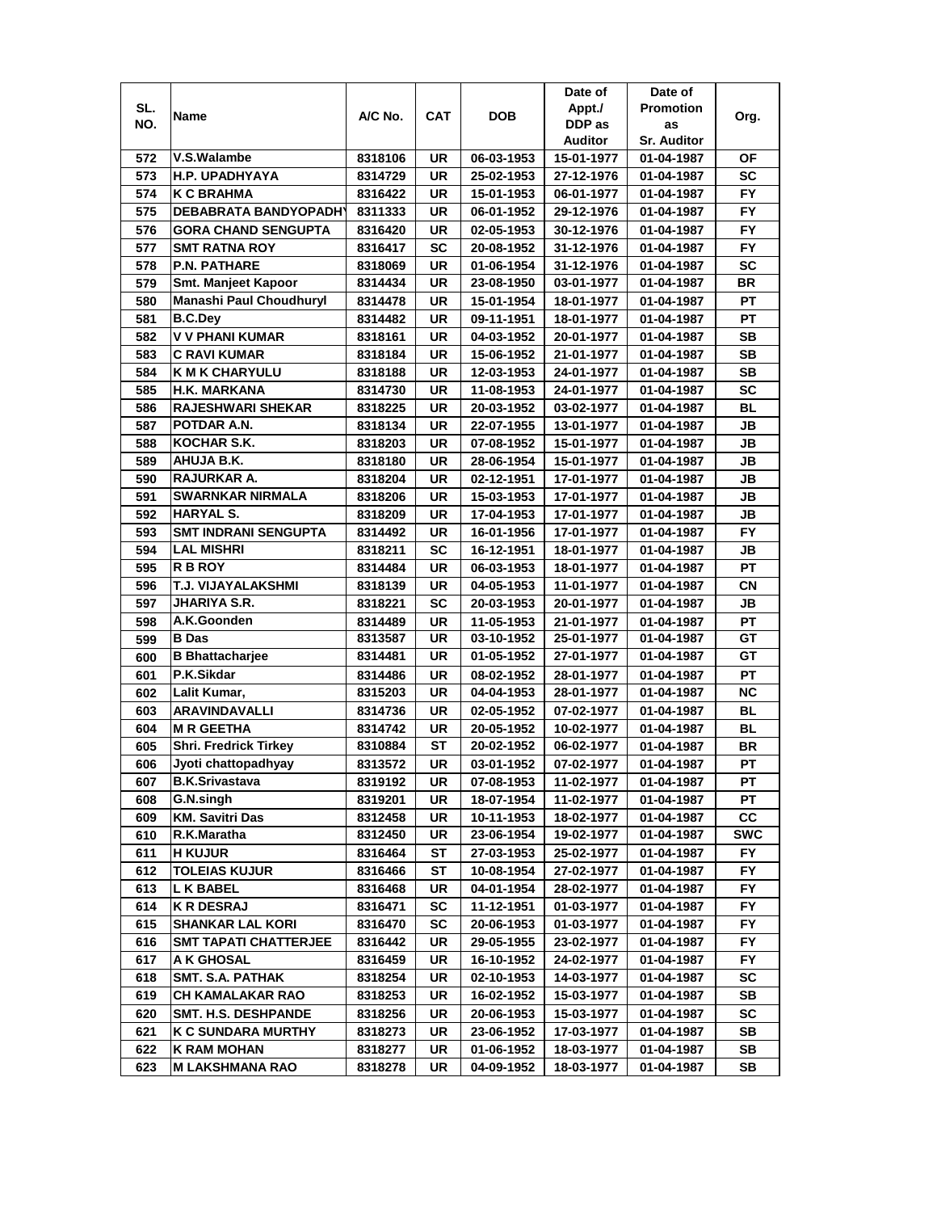| SL. NO. | Name | A/C No. | CAT | DOB | Date of Appt./ DDP as Auditor | Date of Promotion as Sr. Auditor | Org. |
|---|---|---|---|---|---|---|---|
| 572 | V.S.Walambe | 8318106 | UR | 06-03-1953 | 15-01-1977 | 01-04-1987 | OF |
| 573 | H.P. UPADHYAYA | 8314729 | UR | 25-02-1953 | 27-12-1976 | 01-04-1987 | SC |
| 574 | K C BRAHMA | 8316422 | UR | 15-01-1953 | 06-01-1977 | 01-04-1987 | FY |
| 575 | DEBABRATA BANDYOPADHY | 8311333 | UR | 06-01-1952 | 29-12-1976 | 01-04-1987 | FY |
| 576 | GORA CHAND SENGUPTA | 8316420 | UR | 02-05-1953 | 30-12-1976 | 01-04-1987 | FY |
| 577 | SMT RATNA ROY | 8316417 | SC | 20-08-1952 | 31-12-1976 | 01-04-1987 | FY |
| 578 | P.N. PATHARE | 8318069 | UR | 01-06-1954 | 31-12-1976 | 01-04-1987 | SC |
| 579 | Smt. Manjeet Kapoor | 8314434 | UR | 23-08-1950 | 03-01-1977 | 01-04-1987 | BR |
| 580 | Manashi Paul Choudhuryl | 8314478 | UR | 15-01-1954 | 18-01-1977 | 01-04-1987 | PT |
| 581 | B.C.Dey | 8314482 | UR | 09-11-1951 | 18-01-1977 | 01-04-1987 | PT |
| 582 | V V PHANI KUMAR | 8318161 | UR | 04-03-1952 | 20-01-1977 | 01-04-1987 | SB |
| 583 | C RAVI KUMAR | 8318184 | UR | 15-06-1952 | 21-01-1977 | 01-04-1987 | SB |
| 584 | K M K CHARYULU | 8318188 | UR | 12-03-1953 | 24-01-1977 | 01-04-1987 | SB |
| 585 | H.K. MARKANA | 8314730 | UR | 11-08-1953 | 24-01-1977 | 01-04-1987 | SC |
| 586 | RAJESHWARI SHEKAR | 8318225 | UR | 20-03-1952 | 03-02-1977 | 01-04-1987 | BL |
| 587 | POTDAR A.N. | 8318134 | UR | 22-07-1955 | 13-01-1977 | 01-04-1987 | JB |
| 588 | KOCHAR S.K. | 8318203 | UR | 07-08-1952 | 15-01-1977 | 01-04-1987 | JB |
| 589 | AHUJA B.K. | 8318180 | UR | 28-06-1954 | 15-01-1977 | 01-04-1987 | JB |
| 590 | RAJURKAR A. | 8318204 | UR | 02-12-1951 | 17-01-1977 | 01-04-1987 | JB |
| 591 | SWARNKAR NIRMALA | 8318206 | UR | 15-03-1953 | 17-01-1977 | 01-04-1987 | JB |
| 592 | HARYAL S. | 8318209 | UR | 17-04-1953 | 17-01-1977 | 01-04-1987 | JB |
| 593 | SMT INDRANI SENGUPTA | 8314492 | UR | 16-01-1956 | 17-01-1977 | 01-04-1987 | FY |
| 594 | LAL MISHRI | 8318211 | SC | 16-12-1951 | 18-01-1977 | 01-04-1987 | JB |
| 595 | R B ROY | 8314484 | UR | 06-03-1953 | 18-01-1977 | 01-04-1987 | PT |
| 596 | T.J. VIJAYALAKSHMI | 8318139 | UR | 04-05-1953 | 11-01-1977 | 01-04-1987 | CN |
| 597 | JHARIYA S.R. | 8318221 | SC | 20-03-1953 | 20-01-1977 | 01-04-1987 | JB |
| 598 | A.K.Goonden | 8314489 | UR | 11-05-1953 | 21-01-1977 | 01-04-1987 | PT |
| 599 | B Das | 8313587 | UR | 03-10-1952 | 25-01-1977 | 01-04-1987 | GT |
| 600 | B Bhattacharjee | 8314481 | UR | 01-05-1952 | 27-01-1977 | 01-04-1987 | GT |
| 601 | P.K.Sikdar | 8314486 | UR | 08-02-1952 | 28-01-1977 | 01-04-1987 | PT |
| 602 | Lalit Kumar, | 8315203 | UR | 04-04-1953 | 28-01-1977 | 01-04-1987 | NC |
| 603 | ARAVINDAVALLI | 8314736 | UR | 02-05-1952 | 07-02-1977 | 01-04-1987 | BL |
| 604 | M R GEETHA | 8314742 | UR | 20-05-1952 | 10-02-1977 | 01-04-1987 | BL |
| 605 | Shri. Fredrick Tirkey | 8310884 | ST | 20-02-1952 | 06-02-1977 | 01-04-1987 | BR |
| 606 | Jyoti chattopadhyay | 8313572 | UR | 03-01-1952 | 07-02-1977 | 01-04-1987 | PT |
| 607 | B.K.Srivastava | 8319192 | UR | 07-08-1953 | 11-02-1977 | 01-04-1987 | PT |
| 608 | G.N.singh | 8319201 | UR | 18-07-1954 | 11-02-1977 | 01-04-1987 | PT |
| 609 | KM. Savitri Das | 8312458 | UR | 10-11-1953 | 18-02-1977 | 01-04-1987 | CC |
| 610 | R.K.Maratha | 8312450 | UR | 23-06-1954 | 19-02-1977 | 01-04-1987 | SWC |
| 611 | H KUJUR | 8316464 | ST | 27-03-1953 | 25-02-1977 | 01-04-1987 | FY |
| 612 | TOLEIAS KUJUR | 8316466 | ST | 10-08-1954 | 27-02-1977 | 01-04-1987 | FY |
| 613 | L K BABEL | 8316468 | UR | 04-01-1954 | 28-02-1977 | 01-04-1987 | FY |
| 614 | K R DESRAJ | 8316471 | SC | 11-12-1951 | 01-03-1977 | 01-04-1987 | FY |
| 615 | SHANKAR LAL KORI | 8316470 | SC | 20-06-1953 | 01-03-1977 | 01-04-1987 | FY |
| 616 | SMT TAPATI CHATTERJEE | 8316442 | UR | 29-05-1955 | 23-02-1977 | 01-04-1987 | FY |
| 617 | A K GHOSAL | 8316459 | UR | 16-10-1952 | 24-02-1977 | 01-04-1987 | FY |
| 618 | SMT. S.A. PATHAK | 8318254 | UR | 02-10-1953 | 14-03-1977 | 01-04-1987 | SC |
| 619 | CH KAMALAKAR RAO | 8318253 | UR | 16-02-1952 | 15-03-1977 | 01-04-1987 | SB |
| 620 | SMT. H.S. DESHPANDE | 8318256 | UR | 20-06-1953 | 15-03-1977 | 01-04-1987 | SC |
| 621 | K C SUNDARA MURTHY | 8318273 | UR | 23-06-1952 | 17-03-1977 | 01-04-1987 | SB |
| 622 | K RAM MOHAN | 8318277 | UR | 01-06-1952 | 18-03-1977 | 01-04-1987 | SB |
| 623 | M LAKSHMANA RAO | 8318278 | UR | 04-09-1952 | 18-03-1977 | 01-04-1987 | SB |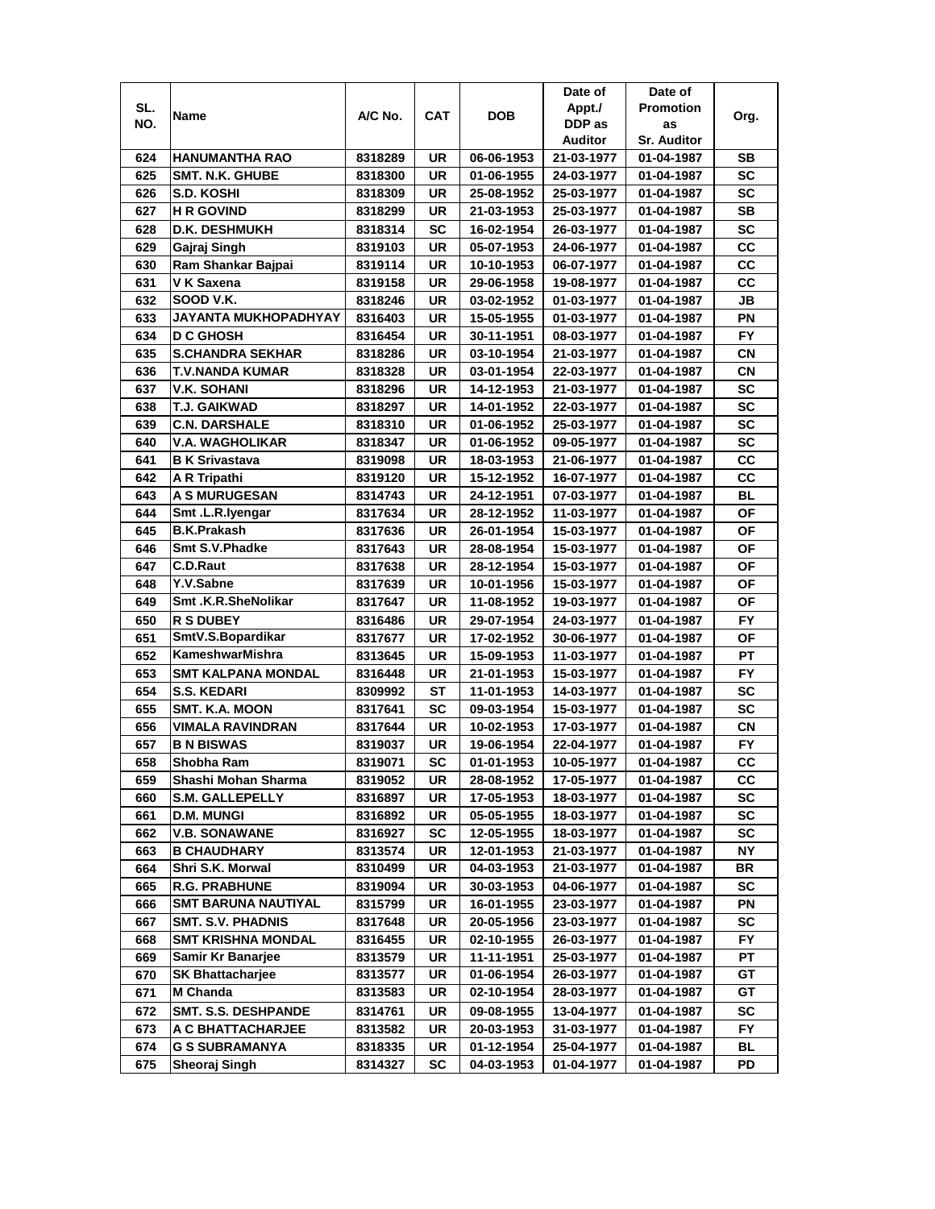| SL. NO. | Name | A/C No. | CAT | DOB | Date of Appt./ DDP as Auditor | Date of Promotion as Sr. Auditor | Org. |
|---|---|---|---|---|---|---|---|
| 624 | HANUMANTHA RAO | 8318289 | UR | 06-06-1953 | 21-03-1977 | 01-04-1987 | SB |
| 625 | SMT. N.K. GHUBE | 8318300 | UR | 01-06-1955 | 24-03-1977 | 01-04-1987 | SC |
| 626 | S.D. KOSHI | 8318309 | UR | 25-08-1952 | 25-03-1977 | 01-04-1987 | SC |
| 627 | H R GOVIND | 8318299 | UR | 21-03-1953 | 25-03-1977 | 01-04-1987 | SB |
| 628 | D.K. DESHMUKH | 8318314 | SC | 16-02-1954 | 26-03-1977 | 01-04-1987 | SC |
| 629 | Gajraj Singh | 8319103 | UR | 05-07-1953 | 24-06-1977 | 01-04-1987 | CC |
| 630 | Ram Shankar Bajpai | 8319114 | UR | 10-10-1953 | 06-07-1977 | 01-04-1987 | CC |
| 631 | V K Saxena | 8319158 | UR | 29-06-1958 | 19-08-1977 | 01-04-1987 | CC |
| 632 | SOOD V.K. | 8318246 | UR | 03-02-1952 | 01-03-1977 | 01-04-1987 | JB |
| 633 | JAYANTA MUKHOPADHYAY | 8316403 | UR | 15-05-1955 | 01-03-1977 | 01-04-1987 | PN |
| 634 | D C GHOSH | 8316454 | UR | 30-11-1951 | 08-03-1977 | 01-04-1987 | FY |
| 635 | S.CHANDRA SEKHAR | 8318286 | UR | 03-10-1954 | 21-03-1977 | 01-04-1987 | CN |
| 636 | T.V.NANDA KUMAR | 8318328 | UR | 03-01-1954 | 22-03-1977 | 01-04-1987 | CN |
| 637 | V.K. SOHANI | 8318296 | UR | 14-12-1953 | 21-03-1977 | 01-04-1987 | SC |
| 638 | T.J. GAIKWAD | 8318297 | UR | 14-01-1952 | 22-03-1977 | 01-04-1987 | SC |
| 639 | C.N. DARSHALE | 8318310 | UR | 01-06-1952 | 25-03-1977 | 01-04-1987 | SC |
| 640 | V.A. WAGHOLIKAR | 8318347 | UR | 01-06-1952 | 09-05-1977 | 01-04-1987 | SC |
| 641 | B K Srivastava | 8319098 | UR | 18-03-1953 | 21-06-1977 | 01-04-1987 | CC |
| 642 | A R Tripathi | 8319120 | UR | 15-12-1952 | 16-07-1977 | 01-04-1987 | CC |
| 643 | A S MURUGESAN | 8314743 | UR | 24-12-1951 | 07-03-1977 | 01-04-1987 | BL |
| 644 | Smt .L.R.Iyengar | 8317634 | UR | 28-12-1952 | 11-03-1977 | 01-04-1987 | OF |
| 645 | B.K.Prakash | 8317636 | UR | 26-01-1954 | 15-03-1977 | 01-04-1987 | OF |
| 646 | Smt S.V.Phadke | 8317643 | UR | 28-08-1954 | 15-03-1977 | 01-04-1987 | OF |
| 647 | C.D.Raut | 8317638 | UR | 28-12-1954 | 15-03-1977 | 01-04-1987 | OF |
| 648 | Y.V.Sabne | 8317639 | UR | 10-01-1956 | 15-03-1977 | 01-04-1987 | OF |
| 649 | Smt .K.R.SheNolikar | 8317647 | UR | 11-08-1952 | 19-03-1977 | 01-04-1987 | OF |
| 650 | R S DUBEY | 8316486 | UR | 29-07-1954 | 24-03-1977 | 01-04-1987 | FY |
| 651 | SmtV.S.Bopardikar | 8317677 | UR | 17-02-1952 | 30-06-1977 | 01-04-1987 | OF |
| 652 | KameshwarMishra | 8313645 | UR | 15-09-1953 | 11-03-1977 | 01-04-1987 | PT |
| 653 | SMT KALPANA MONDAL | 8316448 | UR | 21-01-1953 | 15-03-1977 | 01-04-1987 | FY |
| 654 | S.S. KEDARI | 8309992 | ST | 11-01-1953 | 14-03-1977 | 01-04-1987 | SC |
| 655 | SMT. K.A. MOON | 8317641 | SC | 09-03-1954 | 15-03-1977 | 01-04-1987 | SC |
| 656 | VIMALA RAVINDRAN | 8317644 | UR | 10-02-1953 | 17-03-1977 | 01-04-1987 | CN |
| 657 | B N BISWAS | 8319037 | UR | 19-06-1954 | 22-04-1977 | 01-04-1987 | FY |
| 658 | Shobha Ram | 8319071 | SC | 01-01-1953 | 10-05-1977 | 01-04-1987 | CC |
| 659 | Shashi Mohan Sharma | 8319052 | UR | 28-08-1952 | 17-05-1977 | 01-04-1987 | CC |
| 660 | S.M. GALLEPELLY | 8316897 | UR | 17-05-1953 | 18-03-1977 | 01-04-1987 | SC |
| 661 | D.M. MUNGI | 8316892 | UR | 05-05-1955 | 18-03-1977 | 01-04-1987 | SC |
| 662 | V.B. SONAWANE | 8316927 | SC | 12-05-1955 | 18-03-1977 | 01-04-1987 | SC |
| 663 | B CHAUDHARY | 8313574 | UR | 12-01-1953 | 21-03-1977 | 01-04-1987 | NY |
| 664 | Shri S.K. Morwal | 8310499 | UR | 04-03-1953 | 21-03-1977 | 01-04-1987 | BR |
| 665 | R.G. PRABHUNE | 8319094 | UR | 30-03-1953 | 04-06-1977 | 01-04-1987 | SC |
| 666 | SMT BARUNA NAUTIYAL | 8315799 | UR | 16-01-1955 | 23-03-1977 | 01-04-1987 | PN |
| 667 | SMT. S.V. PHADNIS | 8317648 | UR | 20-05-1956 | 23-03-1977 | 01-04-1987 | SC |
| 668 | SMT KRISHNA MONDAL | 8316455 | UR | 02-10-1955 | 26-03-1977 | 01-04-1987 | FY |
| 669 | Samir Kr Banarjee | 8313579 | UR | 11-11-1951 | 25-03-1977 | 01-04-1987 | PT |
| 670 | SK Bhattacharjee | 8313577 | UR | 01-06-1954 | 26-03-1977 | 01-04-1987 | GT |
| 671 | M Chanda | 8313583 | UR | 02-10-1954 | 28-03-1977 | 01-04-1987 | GT |
| 672 | SMT. S.S. DESHPANDE | 8314761 | UR | 09-08-1955 | 13-04-1977 | 01-04-1987 | SC |
| 673 | A C BHATTACHARJEE | 8313582 | UR | 20-03-1953 | 31-03-1977 | 01-04-1987 | FY |
| 674 | G S SUBRAMANYA | 8318335 | UR | 01-12-1954 | 25-04-1977 | 01-04-1987 | BL |
| 675 | Sheoraj Singh | 8314327 | SC | 04-03-1953 | 01-04-1977 | 01-04-1987 | PD |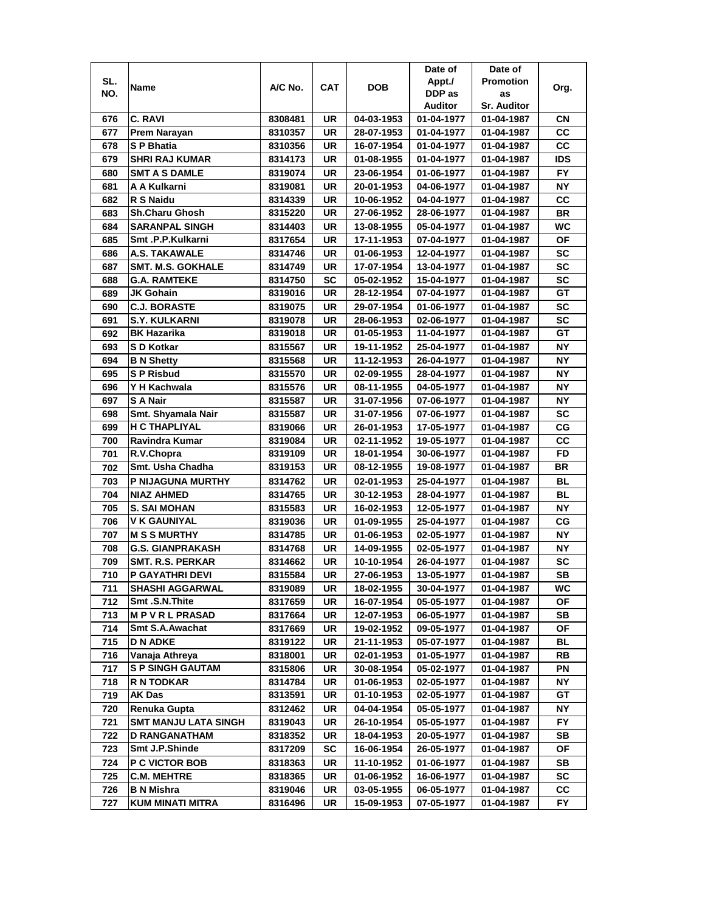| SL. NO. | Name | A/C No. | CAT | DOB | Date of Appt./ DDP as Auditor | Date of Promotion as Sr. Auditor | Org. |
|---|---|---|---|---|---|---|---|
| 676 | C. RAVI | 8308481 | UR | 04-03-1953 | 01-04-1977 | 01-04-1987 | CN |
| 677 | Prem Narayan | 8310357 | UR | 28-07-1953 | 01-04-1977 | 01-04-1987 | CC |
| 678 | S P Bhatia | 8310356 | UR | 16-07-1954 | 01-04-1977 | 01-04-1987 | CC |
| 679 | SHRI RAJ KUMAR | 8314173 | UR | 01-08-1955 | 01-04-1977 | 01-04-1987 | IDS |
| 680 | SMT A S DAMLE | 8319074 | UR | 23-06-1954 | 01-06-1977 | 01-04-1987 | FY |
| 681 | A A Kulkarni | 8319081 | UR | 20-01-1953 | 04-06-1977 | 01-04-1987 | NY |
| 682 | R S Naidu | 8314339 | UR | 10-06-1952 | 04-04-1977 | 01-04-1987 | CC |
| 683 | Sh.Charu Ghosh | 8315220 | UR | 27-06-1952 | 28-06-1977 | 01-04-1987 | BR |
| 684 | SARANPAL SINGH | 8314403 | UR | 13-08-1955 | 05-04-1977 | 01-04-1987 | WC |
| 685 | Smt .P.P.Kulkarni | 8317654 | UR | 17-11-1953 | 07-04-1977 | 01-04-1987 | OF |
| 686 | A.S. TAKAWALE | 8314746 | UR | 01-06-1953 | 12-04-1977 | 01-04-1987 | SC |
| 687 | SMT. M.S. GOKHALE | 8314749 | UR | 17-07-1954 | 13-04-1977 | 01-04-1987 | SC |
| 688 | G.A. RAMTEKE | 8314750 | SC | 05-02-1952 | 15-04-1977 | 01-04-1987 | SC |
| 689 | JK Gohain | 8319016 | UR | 28-12-1954 | 07-04-1977 | 01-04-1987 | GT |
| 690 | C.J. BORASTE | 8319075 | UR | 29-07-1954 | 01-06-1977 | 01-04-1987 | SC |
| 691 | S.Y. KULKARNI | 8319078 | UR | 28-06-1953 | 02-06-1977 | 01-04-1987 | SC |
| 692 | BK Hazarika | 8319018 | UR | 01-05-1953 | 11-04-1977 | 01-04-1987 | GT |
| 693 | S D Kotkar | 8315567 | UR | 19-11-1952 | 25-04-1977 | 01-04-1987 | NY |
| 694 | B N Shetty | 8315568 | UR | 11-12-1953 | 26-04-1977 | 01-04-1987 | NY |
| 695 | S P Risbud | 8315570 | UR | 02-09-1955 | 28-04-1977 | 01-04-1987 | NY |
| 696 | Y H Kachwala | 8315576 | UR | 08-11-1955 | 04-05-1977 | 01-04-1987 | NY |
| 697 | S A Nair | 8315587 | UR | 31-07-1956 | 07-06-1977 | 01-04-1987 | NY |
| 698 | Smt. Shyamala Nair | 8315587 | UR | 31-07-1956 | 07-06-1977 | 01-04-1987 | SC |
| 699 | H C THAPLIYAL | 8319066 | UR | 26-01-1953 | 17-05-1977 | 01-04-1987 | CG |
| 700 | Ravindra Kumar | 8319084 | UR | 02-11-1952 | 19-05-1977 | 01-04-1987 | CC |
| 701 | R.V.Chopra | 8319109 | UR | 18-01-1954 | 30-06-1977 | 01-04-1987 | FD |
| 702 | Smt. Usha Chadha | 8319153 | UR | 08-12-1955 | 19-08-1977 | 01-04-1987 | BR |
| 703 | P NIJAGUNA MURTHY | 8314762 | UR | 02-01-1953 | 25-04-1977 | 01-04-1987 | BL |
| 704 | NIAZ AHMED | 8314765 | UR | 30-12-1953 | 28-04-1977 | 01-04-1987 | BL |
| 705 | S. SAI MOHAN | 8315583 | UR | 16-02-1953 | 12-05-1977 | 01-04-1987 | NY |
| 706 | V K GAUNIYAL | 8319036 | UR | 01-09-1955 | 25-04-1977 | 01-04-1987 | CG |
| 707 | M S S MURTHY | 8314785 | UR | 01-06-1953 | 02-05-1977 | 01-04-1987 | NY |
| 708 | G.S. GIANPRAKASH | 8314768 | UR | 14-09-1955 | 02-05-1977 | 01-04-1987 | NY |
| 709 | SMT. R.S. PERKAR | 8314662 | UR | 10-10-1954 | 26-04-1977 | 01-04-1987 | SC |
| 710 | P GAYATHRI DEVI | 8315584 | UR | 27-06-1953 | 13-05-1977 | 01-04-1987 | SB |
| 711 | SHASHI AGGARWAL | 8319089 | UR | 18-02-1955 | 30-04-1977 | 01-04-1987 | WC |
| 712 | Smt .S.N.Thite | 8317659 | UR | 16-07-1954 | 05-05-1977 | 01-04-1987 | OF |
| 713 | M P V R L PRASAD | 8317664 | UR | 12-07-1953 | 06-05-1977 | 01-04-1987 | SB |
| 714 | Smt S.A.Awachat | 8317669 | UR | 19-02-1952 | 09-05-1977 | 01-04-1987 | OF |
| 715 | D N ADKE | 8319122 | UR | 21-11-1953 | 05-07-1977 | 01-04-1987 | BL |
| 716 | Vanaja Athreya | 8318001 | UR | 02-01-1953 | 01-05-1977 | 01-04-1987 | RB |
| 717 | S P SINGH GAUTAM | 8315806 | UR | 30-08-1954 | 05-02-1977 | 01-04-1987 | PN |
| 718 | R N TODKAR | 8314784 | UR | 01-06-1953 | 02-05-1977 | 01-04-1987 | NY |
| 719 | AK Das | 8313591 | UR | 01-10-1953 | 02-05-1977 | 01-04-1987 | GT |
| 720 | Renuka Gupta | 8312462 | UR | 04-04-1954 | 05-05-1977 | 01-04-1987 | NY |
| 721 | SMT MANJU LATA SINGH | 8319043 | UR | 26-10-1954 | 05-05-1977 | 01-04-1987 | FY |
| 722 | D RANGANATHAM | 8318352 | UR | 18-04-1953 | 20-05-1977 | 01-04-1987 | SB |
| 723 | Smt J.P.Shinde | 8317209 | SC | 16-06-1954 | 26-05-1977 | 01-04-1987 | OF |
| 724 | P C VICTOR BOB | 8318363 | UR | 11-10-1952 | 01-06-1977 | 01-04-1987 | SB |
| 725 | C.M. MEHTRE | 8318365 | UR | 01-06-1952 | 16-06-1977 | 01-04-1987 | SC |
| 726 | B N Mishra | 8319046 | UR | 03-05-1955 | 06-05-1977 | 01-04-1987 | CC |
| 727 | KUM MINATI MITRA | 8316496 | UR | 15-09-1953 | 07-05-1977 | 01-04-1987 | FY |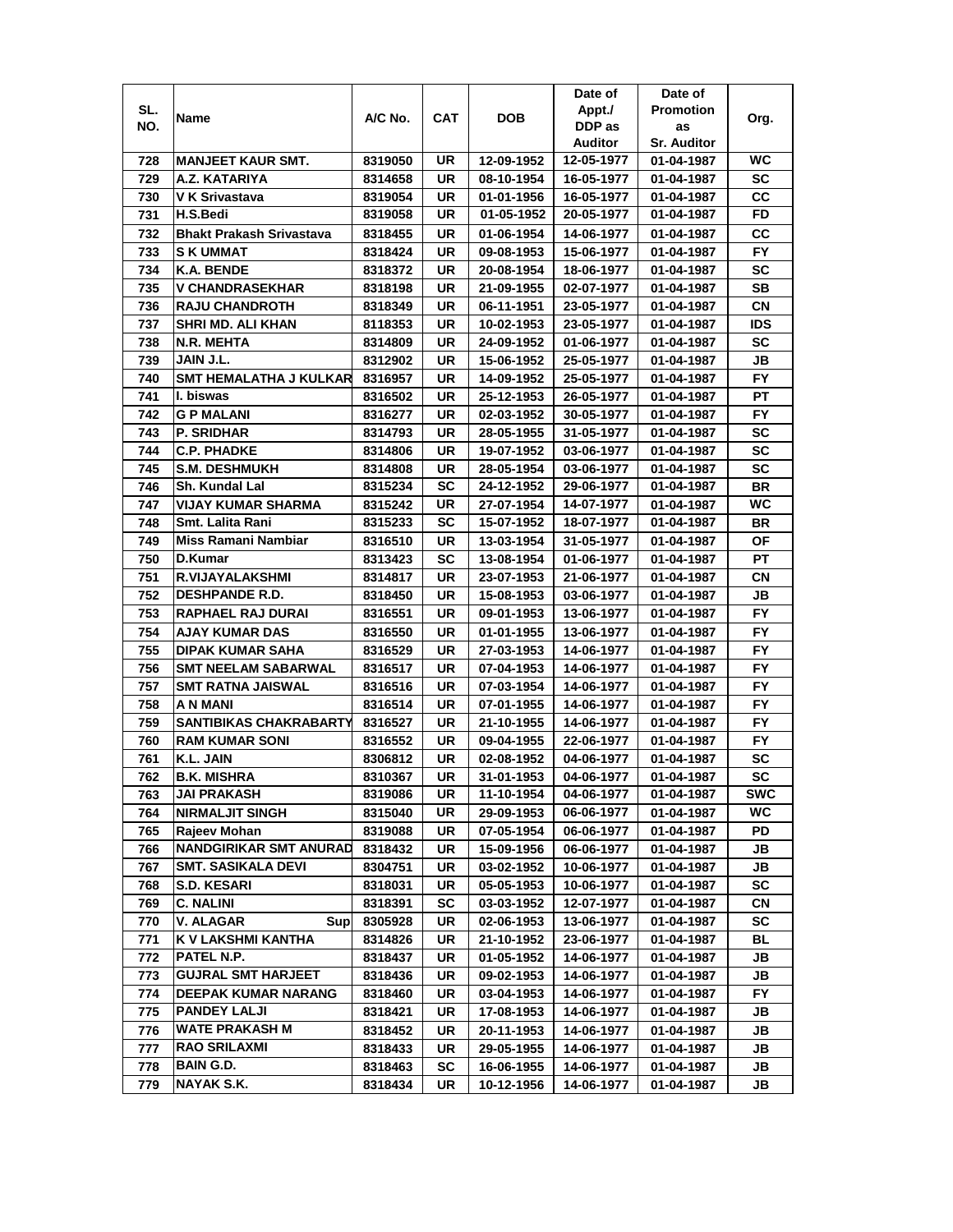| SL. NO. | Name | A/C No. | CAT | DOB | Date of Appt./ DDP as Auditor | Date of Promotion as Sr. Auditor | Org. |
|---|---|---|---|---|---|---|---|
| 728 | MANJEET KAUR SMT. | 8319050 | UR | 12-09-1952 | 12-05-1977 | 01-04-1987 | WC |
| 729 | A.Z. KATARIYA | 8314658 | UR | 08-10-1954 | 16-05-1977 | 01-04-1987 | SC |
| 730 | V K Srivastava | 8319054 | UR | 01-01-1956 | 16-05-1977 | 01-04-1987 | CC |
| 731 | H.S.Bedi | 8319058 | UR | 01-05-1952 | 20-05-1977 | 01-04-1987 | FD |
| 732 | Bhakt Prakash Srivastava | 8318455 | UR | 01-06-1954 | 14-06-1977 | 01-04-1987 | CC |
| 733 | S K UMMAT | 8318424 | UR | 09-08-1953 | 15-06-1977 | 01-04-1987 | FY |
| 734 | K.A. BENDE | 8318372 | UR | 20-08-1954 | 18-06-1977 | 01-04-1987 | SC |
| 735 | V CHANDRASEKHAR | 8318198 | UR | 21-09-1955 | 02-07-1977 | 01-04-1987 | SB |
| 736 | RAJU CHANDROTH | 8318349 | UR | 06-11-1951 | 23-05-1977 | 01-04-1987 | CN |
| 737 | SHRI MD. ALI KHAN | 8118353 | UR | 10-02-1953 | 23-05-1977 | 01-04-1987 | IDS |
| 738 | N.R. MEHTA | 8314809 | UR | 24-09-1952 | 01-06-1977 | 01-04-1987 | SC |
| 739 | JAIN J.L. | 8312902 | UR | 15-06-1952 | 25-05-1977 | 01-04-1987 | JB |
| 740 | SMT HEMALATHA J KULKAR | 8316957 | UR | 14-09-1952 | 25-05-1977 | 01-04-1987 | FY |
| 741 | I. biswas | 8316502 | UR | 25-12-1953 | 26-05-1977 | 01-04-1987 | PT |
| 742 | G P MALANI | 8316277 | UR | 02-03-1952 | 30-05-1977 | 01-04-1987 | FY |
| 743 | P. SRIDHAR | 8314793 | UR | 28-05-1955 | 31-05-1977 | 01-04-1987 | SC |
| 744 | C.P. PHADKE | 8314806 | UR | 19-07-1952 | 03-06-1977 | 01-04-1987 | SC |
| 745 | S.M. DESHMUKH | 8314808 | UR | 28-05-1954 | 03-06-1977 | 01-04-1987 | SC |
| 746 | Sh. Kundal Lal | 8315234 | SC | 24-12-1952 | 29-06-1977 | 01-04-1987 | BR |
| 747 | VIJAY KUMAR SHARMA | 8315242 | UR | 27-07-1954 | 14-07-1977 | 01-04-1987 | WC |
| 748 | Smt. Lalita Rani | 8315233 | SC | 15-07-1952 | 18-07-1977 | 01-04-1987 | BR |
| 749 | Miss Ramani Nambiar | 8316510 | UR | 13-03-1954 | 31-05-1977 | 01-04-1987 | OF |
| 750 | D.Kumar | 8313423 | SC | 13-08-1954 | 01-06-1977 | 01-04-1987 | PT |
| 751 | R.VIJAYALAKSHMI | 8314817 | UR | 23-07-1953 | 21-06-1977 | 01-04-1987 | CN |
| 752 | DESHPANDE R.D. | 8318450 | UR | 15-08-1953 | 03-06-1977 | 01-04-1987 | JB |
| 753 | RAPHAEL RAJ DURAI | 8316551 | UR | 09-01-1953 | 13-06-1977 | 01-04-1987 | FY |
| 754 | AJAY KUMAR DAS | 8316550 | UR | 01-01-1955 | 13-06-1977 | 01-04-1987 | FY |
| 755 | DIPAK KUMAR SAHA | 8316529 | UR | 27-03-1953 | 14-06-1977 | 01-04-1987 | FY |
| 756 | SMT NEELAM SABARWAL | 8316517 | UR | 07-04-1953 | 14-06-1977 | 01-04-1987 | FY |
| 757 | SMT RATNA JAISWAL | 8316516 | UR | 07-03-1954 | 14-06-1977 | 01-04-1987 | FY |
| 758 | A N MANI | 8316514 | UR | 07-01-1955 | 14-06-1977 | 01-04-1987 | FY |
| 759 | SANTIBIKAS CHAKRABARTY | 8316527 | UR | 21-10-1955 | 14-06-1977 | 01-04-1987 | FY |
| 760 | RAM KUMAR SONI | 8316552 | UR | 09-04-1955 | 22-06-1977 | 01-04-1987 | FY |
| 761 | K.L. JAIN | 8306812 | UR | 02-08-1952 | 04-06-1977 | 01-04-1987 | SC |
| 762 | B.K. MISHRA | 8310367 | UR | 31-01-1953 | 04-06-1977 | 01-04-1987 | SC |
| 763 | JAI PRAKASH | 8319086 | UR | 11-10-1954 | 04-06-1977 | 01-04-1987 | SWC |
| 764 | NIRMALJIT SINGH | 8315040 | UR | 29-09-1953 | 06-06-1977 | 01-04-1987 | WC |
| 765 | Rajeev Mohan | 8319088 | UR | 07-05-1954 | 06-06-1977 | 01-04-1987 | PD |
| 766 | NANDGIRIKAR SMT ANURAD | 8318432 | UR | 15-09-1956 | 06-06-1977 | 01-04-1987 | JB |
| 767 | SMT. SASIKALA DEVI | 8304751 | UR | 03-02-1952 | 10-06-1977 | 01-04-1987 | JB |
| 768 | S.D. KESARI | 8318031 | UR | 05-05-1953 | 10-06-1977 | 01-04-1987 | SC |
| 769 | C. NALINI | 8318391 | SC | 03-03-1952 | 12-07-1977 | 01-04-1987 | CN |
| 770 | V. ALAGAR Sup | 8305928 | UR | 02-06-1953 | 13-06-1977 | 01-04-1987 | SC |
| 771 | K V LAKSHMI KANTHA | 8314826 | UR | 21-10-1952 | 23-06-1977 | 01-04-1987 | BL |
| 772 | PATEL N.P. | 8318437 | UR | 01-05-1952 | 14-06-1977 | 01-04-1987 | JB |
| 773 | GUJRAL SMT HARJEET | 8318436 | UR | 09-02-1953 | 14-06-1977 | 01-04-1987 | JB |
| 774 | DEEPAK KUMAR NARANG | 8318460 | UR | 03-04-1953 | 14-06-1977 | 01-04-1987 | FY |
| 775 | PANDEY LALJI | 8318421 | UR | 17-08-1953 | 14-06-1977 | 01-04-1987 | JB |
| 776 | WATE PRAKASH M | 8318452 | UR | 20-11-1953 | 14-06-1977 | 01-04-1987 | JB |
| 777 | RAO SRILAXMI | 8318433 | UR | 29-05-1955 | 14-06-1977 | 01-04-1987 | JB |
| 778 | BAIN G.D. | 8318463 | SC | 16-06-1955 | 14-06-1977 | 01-04-1987 | JB |
| 779 | NAYAK S.K. | 8318434 | UR | 10-12-1956 | 14-06-1977 | 01-04-1987 | JB |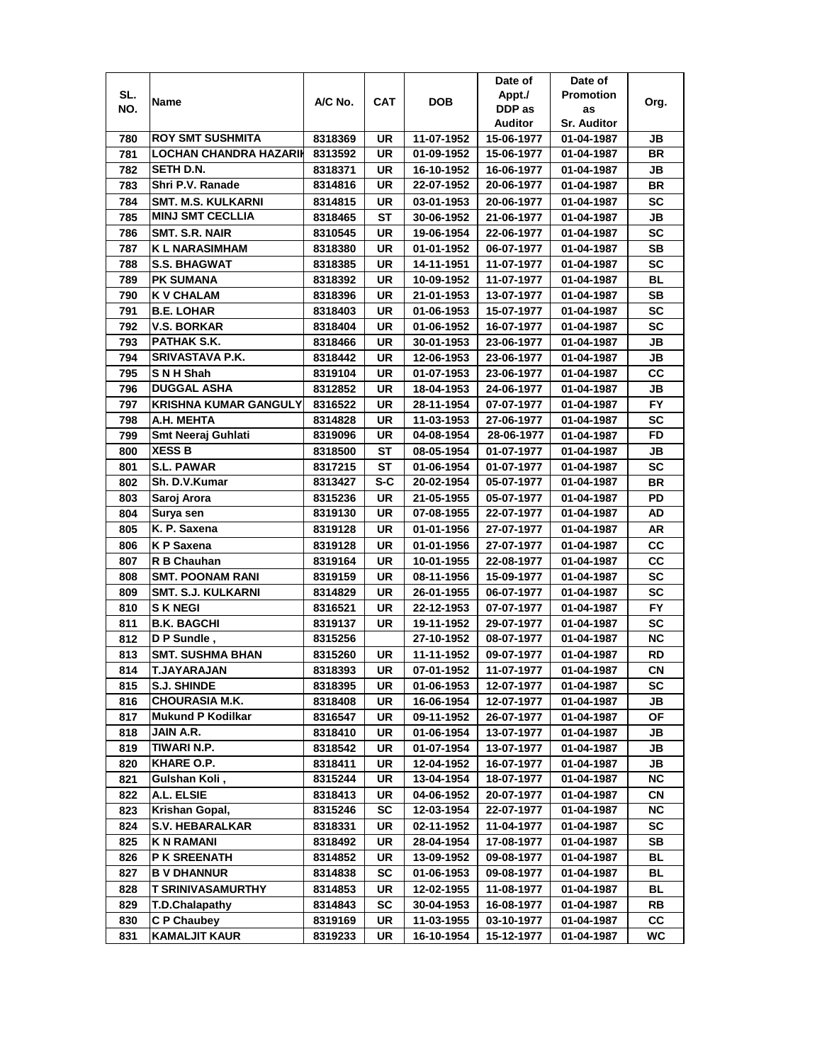| SL. NO. | Name | A/C No. | CAT | DOB | Date of Appt./ DDP as Auditor | Date of Promotion as Sr. Auditor | Org. |
|---|---|---|---|---|---|---|---|
| 780 | ROY SMT SUSHMITA | 8318369 | UR | 11-07-1952 | 15-06-1977 | 01-04-1987 | JB |
| 781 | LOCHAN CHANDRA HAZARIK | 8313592 | UR | 01-09-1952 | 15-06-1977 | 01-04-1987 | BR |
| 782 | SETH D.N. | 8318371 | UR | 16-10-1952 | 16-06-1977 | 01-04-1987 | JB |
| 783 | Shri P.V. Ranade | 8314816 | UR | 22-07-1952 | 20-06-1977 | 01-04-1987 | BR |
| 784 | SMT. M.S. KULKARNI | 8314815 | UR | 03-01-1953 | 20-06-1977 | 01-04-1987 | SC |
| 785 | MINJ SMT CECLLIA | 8318465 | ST | 30-06-1952 | 21-06-1977 | 01-04-1987 | JB |
| 786 | SMT. S.R. NAIR | 8310545 | UR | 19-06-1954 | 22-06-1977 | 01-04-1987 | SC |
| 787 | K L NARASIMHAM | 8318380 | UR | 01-01-1952 | 06-07-1977 | 01-04-1987 | SB |
| 788 | S.S. BHAGWAT | 8318385 | UR | 14-11-1951 | 11-07-1977 | 01-04-1987 | SC |
| 789 | PK SUMANA | 8318392 | UR | 10-09-1952 | 11-07-1977 | 01-04-1987 | BL |
| 790 | K V CHALAM | 8318396 | UR | 21-01-1953 | 13-07-1977 | 01-04-1987 | SB |
| 791 | B.E. LOHAR | 8318403 | UR | 01-06-1953 | 15-07-1977 | 01-04-1987 | SC |
| 792 | V.S. BORKAR | 8318404 | UR | 01-06-1952 | 16-07-1977 | 01-04-1987 | SC |
| 793 | PATHAK S.K. | 8318466 | UR | 30-01-1953 | 23-06-1977 | 01-04-1987 | JB |
| 794 | SRIVASTAVA P.K. | 8318442 | UR | 12-06-1953 | 23-06-1977 | 01-04-1987 | JB |
| 795 | S N H Shah | 8319104 | UR | 01-07-1953 | 23-06-1977 | 01-04-1987 | CC |
| 796 | DUGGAL ASHA | 8312852 | UR | 18-04-1953 | 24-06-1977 | 01-04-1987 | JB |
| 797 | KRISHNA KUMAR GANGULY | 8316522 | UR | 28-11-1954 | 07-07-1977 | 01-04-1987 | FY |
| 798 | A.H. MEHTA | 8314828 | UR | 11-03-1953 | 27-06-1977 | 01-04-1987 | SC |
| 799 | Smt Neeraj Guhlati | 8319096 | UR | 04-08-1954 | 28-06-1977 | 01-04-1987 | FD |
| 800 | XESS B | 8318500 | ST | 08-05-1954 | 01-07-1977 | 01-04-1987 | JB |
| 801 | S.L. PAWAR | 8317215 | ST | 01-06-1954 | 01-07-1977 | 01-04-1987 | SC |
| 802 | Sh. D.V.Kumar | 8313427 | S-C | 20-02-1954 | 05-07-1977 | 01-04-1987 | BR |
| 803 | Saroj Arora | 8315236 | UR | 21-05-1955 | 05-07-1977 | 01-04-1987 | PD |
| 804 | Surya sen | 8319130 | UR | 07-08-1955 | 22-07-1977 | 01-04-1987 | AD |
| 805 | K. P. Saxena | 8319128 | UR | 01-01-1956 | 27-07-1977 | 01-04-1987 | AR |
| 806 | K P Saxena | 8319128 | UR | 01-01-1956 | 27-07-1977 | 01-04-1987 | CC |
| 807 | R B Chauhan | 8319164 | UR | 10-01-1955 | 22-08-1977 | 01-04-1987 | CC |
| 808 | SMT. POONAM RANI | 8319159 | UR | 08-11-1956 | 15-09-1977 | 01-04-1987 | SC |
| 809 | SMT. S.J. KULKARNI | 8314829 | UR | 26-01-1955 | 06-07-1977 | 01-04-1987 | SC |
| 810 | S K NEGI | 8316521 | UR | 22-12-1953 | 07-07-1977 | 01-04-1987 | FY |
| 811 | B.K. BAGCHI | 8319137 | UR | 19-11-1952 | 29-07-1977 | 01-04-1987 | SC |
| 812 | D P Sundle , | 8315256 | | 27-10-1952 | 08-07-1977 | 01-04-1987 | NC |
| 813 | SMT. SUSHMA BHAN | 8315260 | UR | 11-11-1952 | 09-07-1977 | 01-04-1987 | RD |
| 814 | T.JAYARAJAN | 8318393 | UR | 07-01-1952 | 11-07-1977 | 01-04-1987 | CN |
| 815 | S.J. SHINDE | 8318395 | UR | 01-06-1953 | 12-07-1977 | 01-04-1987 | SC |
| 816 | CHOURASIA M.K. | 8318408 | UR | 16-06-1954 | 12-07-1977 | 01-04-1987 | JB |
| 817 | Mukund P Kodilkar | 8316547 | UR | 09-11-1952 | 26-07-1977 | 01-04-1987 | OF |
| 818 | JAIN A.R. | 8318410 | UR | 01-06-1954 | 13-07-1977 | 01-04-1987 | JB |
| 819 | TIWARI N.P. | 8318542 | UR | 01-07-1954 | 13-07-1977 | 01-04-1987 | JB |
| 820 | KHARE O.P. | 8318411 | UR | 12-04-1952 | 16-07-1977 | 01-04-1987 | JB |
| 821 | Gulshan Koli , | 8315244 | UR | 13-04-1954 | 18-07-1977 | 01-04-1987 | NC |
| 822 | A.L. ELSIE | 8318413 | UR | 04-06-1952 | 20-07-1977 | 01-04-1987 | CN |
| 823 | Krishan Gopal, | 8315246 | SC | 12-03-1954 | 22-07-1977 | 01-04-1987 | NC |
| 824 | S.V. HEBARALKAR | 8318331 | UR | 02-11-1952 | 11-04-1977 | 01-04-1987 | SC |
| 825 | K N RAMANI | 8318492 | UR | 28-04-1954 | 17-08-1977 | 01-04-1987 | SB |
| 826 | P K SREENATH | 8314852 | UR | 13-09-1952 | 09-08-1977 | 01-04-1987 | BL |
| 827 | B V DHANNUR | 8314838 | SC | 01-06-1953 | 09-08-1977 | 01-04-1987 | BL |
| 828 | T SRINIVASAMURTHY | 8314853 | UR | 12-02-1955 | 11-08-1977 | 01-04-1987 | BL |
| 829 | T.D.Chalapathy | 8314843 | SC | 30-04-1953 | 16-08-1977 | 01-04-1987 | RB |
| 830 | C P Chaubey | 8319169 | UR | 11-03-1955 | 03-10-1977 | 01-04-1987 | CC |
| 831 | KAMALJIT KAUR | 8319233 | UR | 16-10-1954 | 15-12-1977 | 01-04-1987 | WC |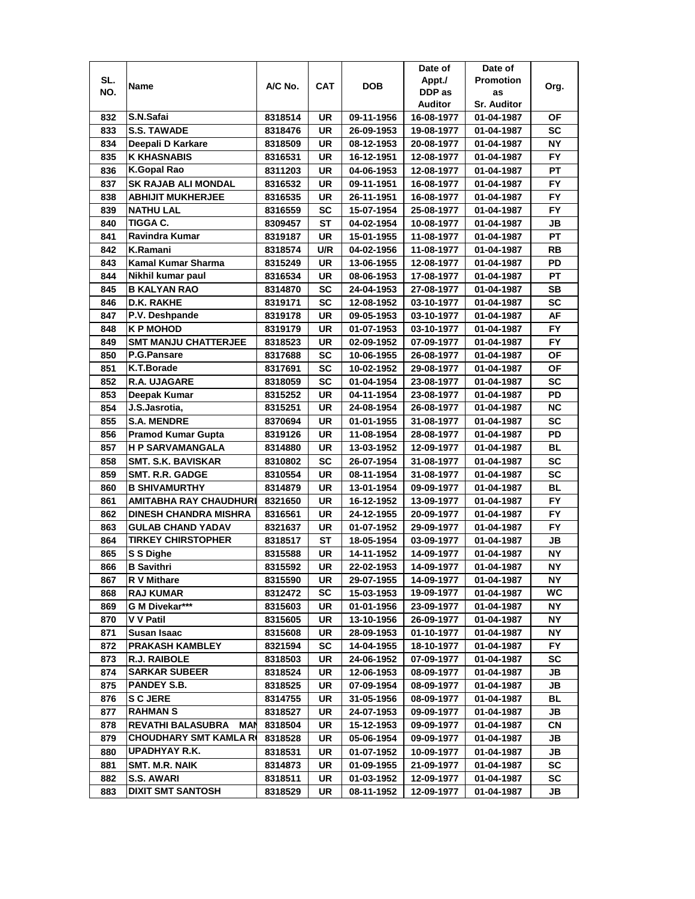| SL. NO. | Name | A/C No. | CAT | DOB | Date of Appt./ DDP as Auditor | Date of Promotion as Sr. Auditor | Org. |
|---|---|---|---|---|---|---|---|
| 832 | S.N.Safai | 8318514 | UR | 09-11-1956 | 16-08-1977 | 01-04-1987 | OF |
| 833 | S.S. TAWADE | 8318476 | UR | 26-09-1953 | 19-08-1977 | 01-04-1987 | SC |
| 834 | Deepali D Karkare | 8318509 | UR | 08-12-1953 | 20-08-1977 | 01-04-1987 | NY |
| 835 | K KHASNABIS | 8316531 | UR | 16-12-1951 | 12-08-1977 | 01-04-1987 | FY |
| 836 | K.Gopal Rao | 8311203 | UR | 04-06-1953 | 12-08-1977 | 01-04-1987 | PT |
| 837 | SK RAJAB ALI MONDAL | 8316532 | UR | 09-11-1951 | 16-08-1977 | 01-04-1987 | FY |
| 838 | ABHIJIT MUKHERJEE | 8316535 | UR | 26-11-1951 | 16-08-1977 | 01-04-1987 | FY |
| 839 | NATHU LAL | 8316559 | SC | 15-07-1954 | 25-08-1977 | 01-04-1987 | FY |
| 840 | TIGGA C. | 8309457 | ST | 04-02-1954 | 10-08-1977 | 01-04-1987 | JB |
| 841 | Ravindra Kumar | 8319187 | UR | 15-01-1955 | 11-08-1977 | 01-04-1987 | PT |
| 842 | K.Ramani | 8318574 | U/R | 04-02-1956 | 11-08-1977 | 01-04-1987 | RB |
| 843 | Kamal Kumar Sharma | 8315249 | UR | 13-06-1955 | 12-08-1977 | 01-04-1987 | PD |
| 844 | Nikhil kumar paul | 8316534 | UR | 08-06-1953 | 17-08-1977 | 01-04-1987 | PT |
| 845 | B KALYAN RAO | 8314870 | SC | 24-04-1953 | 27-08-1977 | 01-04-1987 | SB |
| 846 | D.K. RAKHE | 8319171 | SC | 12-08-1952 | 03-10-1977 | 01-04-1987 | SC |
| 847 | P.V. Deshpande | 8319178 | UR | 09-05-1953 | 03-10-1977 | 01-04-1987 | AF |
| 848 | K P MOHOD | 8319179 | UR | 01-07-1953 | 03-10-1977 | 01-04-1987 | FY |
| 849 | SMT MANJU CHATTERJEE | 8318523 | UR | 02-09-1952 | 07-09-1977 | 01-04-1987 | FY |
| 850 | P.G.Pansare | 8317688 | SC | 10-06-1955 | 26-08-1977 | 01-04-1987 | OF |
| 851 | K.T.Borade | 8317691 | SC | 10-02-1952 | 29-08-1977 | 01-04-1987 | OF |
| 852 | R.A. UJAGARE | 8318059 | SC | 01-04-1954 | 23-08-1977 | 01-04-1987 | SC |
| 853 | Deepak Kumar | 8315252 | UR | 04-11-1954 | 23-08-1977 | 01-04-1987 | PD |
| 854 | J.S.Jasrotia, | 8315251 | UR | 24-08-1954 | 26-08-1977 | 01-04-1987 | NC |
| 855 | S.A. MENDRE | 8370694 | UR | 01-01-1955 | 31-08-1977 | 01-04-1987 | SC |
| 856 | Pramod Kumar Gupta | 8319126 | UR | 11-08-1954 | 28-08-1977 | 01-04-1987 | PD |
| 857 | H P SARVAMANGALA | 8314880 | UR | 13-03-1952 | 12-09-1977 | 01-04-1987 | BL |
| 858 | SMT. S.K. BAVISKAR | 8310802 | SC | 26-07-1954 | 31-08-1977 | 01-04-1987 | SC |
| 859 | SMT. R.R. GADGE | 8310554 | UR | 08-11-1954 | 31-08-1977 | 01-04-1987 | SC |
| 860 | B SHIVAMURTHY | 8314879 | UR | 13-01-1954 | 09-09-1977 | 01-04-1987 | BL |
| 861 | AMITABHA RAY CHAUDHURI | 8321650 | UR | 16-12-1952 | 13-09-1977 | 01-04-1987 | FY |
| 862 | DINESH CHANDRA MISHRA | 8316561 | UR | 24-12-1955 | 20-09-1977 | 01-04-1987 | FY |
| 863 | GULAB CHAND YADAV | 8321637 | UR | 01-07-1952 | 29-09-1977 | 01-04-1987 | FY |
| 864 | TIRKEY CHIRSTOPHER | 8318517 | ST | 18-05-1954 | 03-09-1977 | 01-04-1987 | JB |
| 865 | S S Dighe | 8315588 | UR | 14-11-1952 | 14-09-1977 | 01-04-1987 | NY |
| 866 | B Savithri | 8315592 | UR | 22-02-1953 | 14-09-1977 | 01-04-1987 | NY |
| 867 | R V Mithare | 8315590 | UR | 29-07-1955 | 14-09-1977 | 01-04-1987 | NY |
| 868 | RAJ KUMAR | 8312472 | SC | 15-03-1953 | 19-09-1977 | 01-04-1987 | WC |
| 869 | G M Divekar*** | 8315603 | UR | 01-01-1956 | 23-09-1977 | 01-04-1987 | NY |
| 870 | V V Patil | 8315605 | UR | 13-10-1956 | 26-09-1977 | 01-04-1987 | NY |
| 871 | Susan Isaac | 8315608 | UR | 28-09-1953 | 01-10-1977 | 01-04-1987 | NY |
| 872 | PRAKASH KAMBLEY | 8321594 | SC | 14-04-1955 | 18-10-1977 | 01-04-1987 | FY |
| 873 | R.J. RAIBOLE | 8318503 | UR | 24-06-1952 | 07-09-1977 | 01-04-1987 | SC |
| 874 | SARKAR SUBEER | 8318524 | UR | 12-06-1953 | 08-09-1977 | 01-04-1987 | JB |
| 875 | PANDEY S.B. | 8318525 | UR | 07-09-1954 | 08-09-1977 | 01-04-1987 | JB |
| 876 | S C JERE | 8314755 | UR | 31-05-1956 | 08-09-1977 | 01-04-1987 | BL |
| 877 | RAHMAN S | 8318527 | UR | 24-07-1953 | 09-09-1977 | 01-04-1987 | JB |
| 878 | REVATHI BALASUBRA MAN | 8318504 | UR | 15-12-1953 | 09-09-1977 | 01-04-1987 | CN |
| 879 | CHOUDHARY SMT KAMLA R | 8318528 | UR | 05-06-1954 | 09-09-1977 | 01-04-1987 | JB |
| 880 | UPADHYAY R.K. | 8318531 | UR | 01-07-1952 | 10-09-1977 | 01-04-1987 | JB |
| 881 | SMT. M.R. NAIK | 8314873 | UR | 01-09-1955 | 21-09-1977 | 01-04-1987 | SC |
| 882 | S.S. AWARI | 8318511 | UR | 01-03-1952 | 12-09-1977 | 01-04-1987 | SC |
| 883 | DIXIT SMT SANTOSH | 8318529 | UR | 08-11-1952 | 12-09-1977 | 01-04-1987 | JB |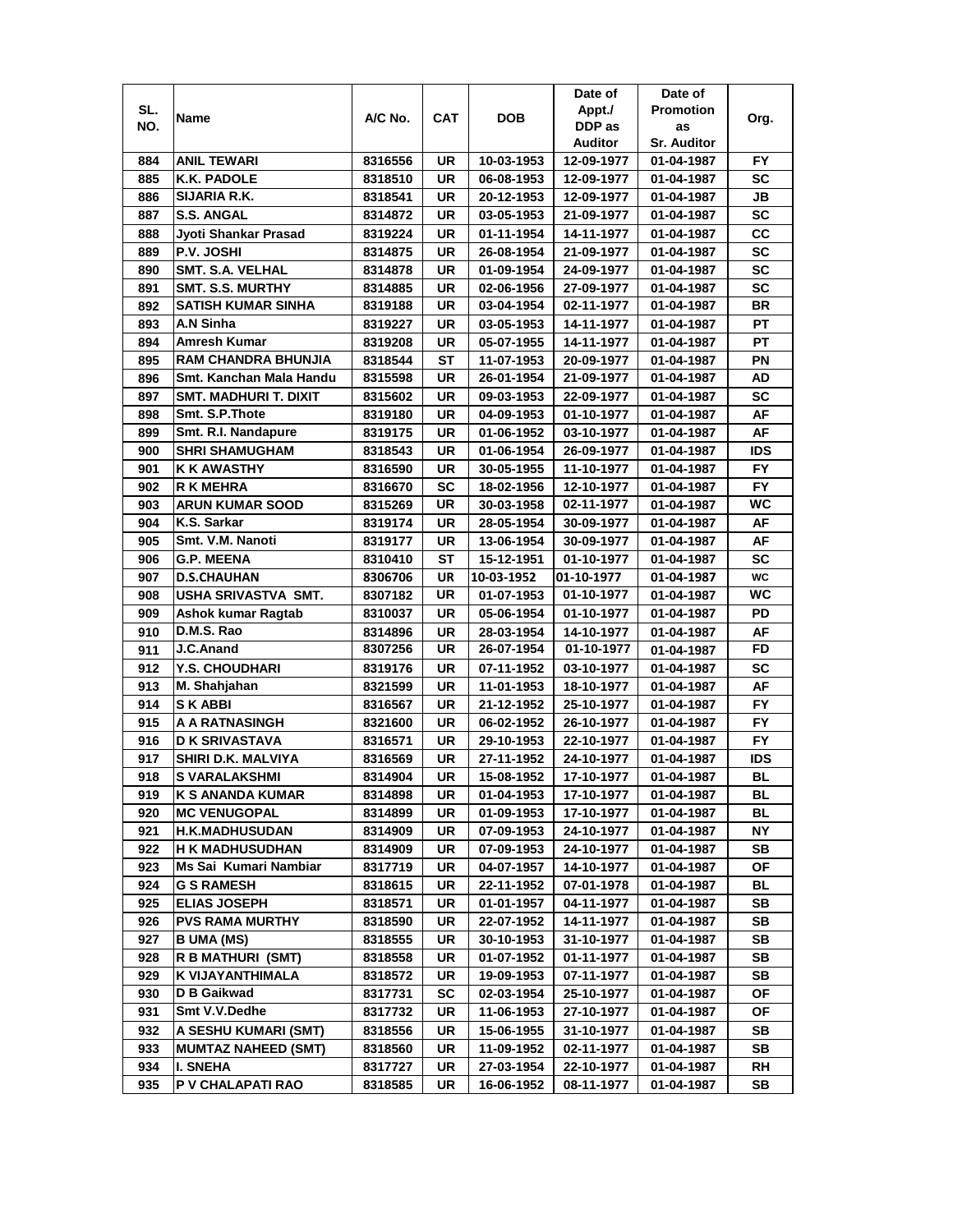| SL. NO. | Name | A/C No. | CAT | DOB | Date of Appt./ DDP as Auditor | Date of Promotion as Sr. Auditor | Org. |
|---|---|---|---|---|---|---|---|
| 884 | ANIL TEWARI | 8316556 | UR | 10-03-1953 | 12-09-1977 | 01-04-1987 | FY |
| 885 | K.K. PADOLE | 8318510 | UR | 06-08-1953 | 12-09-1977 | 01-04-1987 | SC |
| 886 | SIJARIA R.K. | 8318541 | UR | 20-12-1953 | 12-09-1977 | 01-04-1987 | JB |
| 887 | S.S. ANGAL | 8314872 | UR | 03-05-1953 | 21-09-1977 | 01-04-1987 | SC |
| 888 | Jyoti Shankar Prasad | 8319224 | UR | 01-11-1954 | 14-11-1977 | 01-04-1987 | CC |
| 889 | P.V. JOSHI | 8314875 | UR | 26-08-1954 | 21-09-1977 | 01-04-1987 | SC |
| 890 | SMT. S.A. VELHAL | 8314878 | UR | 01-09-1954 | 24-09-1977 | 01-04-1987 | SC |
| 891 | SMT. S.S. MURTHY | 8314885 | UR | 02-06-1956 | 27-09-1977 | 01-04-1987 | SC |
| 892 | SATISH KUMAR SINHA | 8319188 | UR | 03-04-1954 | 02-11-1977 | 01-04-1987 | BR |
| 893 | A.N Sinha | 8319227 | UR | 03-05-1953 | 14-11-1977 | 01-04-1987 | PT |
| 894 | Amresh Kumar | 8319208 | UR | 05-07-1955 | 14-11-1977 | 01-04-1987 | PT |
| 895 | RAM CHANDRA BHUNJIA | 8318544 | ST | 11-07-1953 | 20-09-1977 | 01-04-1987 | PN |
| 896 | Smt. Kanchan Mala Handu | 8315598 | UR | 26-01-1954 | 21-09-1977 | 01-04-1987 | AD |
| 897 | SMT. MADHURI T. DIXIT | 8315602 | UR | 09-03-1953 | 22-09-1977 | 01-04-1987 | SC |
| 898 | Smt. S.P.Thote | 8319180 | UR | 04-09-1953 | 01-10-1977 | 01-04-1987 | AF |
| 899 | Smt. R.I. Nandapure | 8319175 | UR | 01-06-1952 | 03-10-1977 | 01-04-1987 | AF |
| 900 | SHRI SHAMUGHAM | 8318543 | UR | 01-06-1954 | 26-09-1977 | 01-04-1987 | IDS |
| 901 | K K AWASTHY | 8316590 | UR | 30-05-1955 | 11-10-1977 | 01-04-1987 | FY |
| 902 | R K MEHRA | 8316670 | SC | 18-02-1956 | 12-10-1977 | 01-04-1987 | FY |
| 903 | ARUN KUMAR SOOD | 8315269 | UR | 30-03-1958 | 02-11-1977 | 01-04-1987 | WC |
| 904 | K.S. Sarkar | 8319174 | UR | 28-05-1954 | 30-09-1977 | 01-04-1987 | AF |
| 905 | Smt. V.M. Nanoti | 8319177 | UR | 13-06-1954 | 30-09-1977 | 01-04-1987 | AF |
| 906 | G.P. MEENA | 8310410 | ST | 15-12-1951 | 01-10-1977 | 01-04-1987 | SC |
| 907 | D.S.CHAUHAN | 8306706 | UR | 10-03-1952 | 01-10-1977 | 01-04-1987 | WC |
| 908 | USHA SRIVASTVA SMT. | 8307182 | UR | 01-07-1953 | 01-10-1977 | 01-04-1987 | WC |
| 909 | Ashok kumar Ragtab | 8310037 | UR | 05-06-1954 | 01-10-1977 | 01-04-1987 | PD |
| 910 | D.M.S. Rao | 8314896 | UR | 28-03-1954 | 14-10-1977 | 01-04-1987 | AF |
| 911 | J.C.Anand | 8307256 | UR | 26-07-1954 | 01-10-1977 | 01-04-1987 | FD |
| 912 | Y.S. CHOUDHARI | 8319176 | UR | 07-11-1952 | 03-10-1977 | 01-04-1987 | SC |
| 913 | M. Shahjahan | 8321599 | UR | 11-01-1953 | 18-10-1977 | 01-04-1987 | AF |
| 914 | S K ABBI | 8316567 | UR | 21-12-1952 | 25-10-1977 | 01-04-1987 | FY |
| 915 | A A RATNASINGH | 8321600 | UR | 06-02-1952 | 26-10-1977 | 01-04-1987 | FY |
| 916 | D K SRIVASTAVA | 8316571 | UR | 29-10-1953 | 22-10-1977 | 01-04-1987 | FY |
| 917 | SHIRI D.K. MALVIYA | 8316569 | UR | 27-11-1952 | 24-10-1977 | 01-04-1987 | IDS |
| 918 | S VARALAKSHMI | 8314904 | UR | 15-08-1952 | 17-10-1977 | 01-04-1987 | BL |
| 919 | K S ANANDA KUMAR | 8314898 | UR | 01-04-1953 | 17-10-1977 | 01-04-1987 | BL |
| 920 | MC VENUGOPAL | 8314899 | UR | 01-09-1953 | 17-10-1977 | 01-04-1987 | BL |
| 921 | H.K.MADHUSUDAN | 8314909 | UR | 07-09-1953 | 24-10-1977 | 01-04-1987 | NY |
| 922 | H K MADHUSUDHAN | 8314909 | UR | 07-09-1953 | 24-10-1977 | 01-04-1987 | SB |
| 923 | Ms Sai Kumari Nambiar | 8317719 | UR | 04-07-1957 | 14-10-1977 | 01-04-1987 | OF |
| 924 | G S RAMESH | 8318615 | UR | 22-11-1952 | 07-01-1978 | 01-04-1987 | BL |
| 925 | ELIAS JOSEPH | 8318571 | UR | 01-01-1957 | 04-11-1977 | 01-04-1987 | SB |
| 926 | PVS RAMA MURTHY | 8318590 | UR | 22-07-1952 | 14-11-1977 | 01-04-1987 | SB |
| 927 | B UMA (MS) | 8318555 | UR | 30-10-1953 | 31-10-1977 | 01-04-1987 | SB |
| 928 | R B MATHURI (SMT) | 8318558 | UR | 01-07-1952 | 01-11-1977 | 01-04-1987 | SB |
| 929 | K VIJAYANTHIMALA | 8318572 | UR | 19-09-1953 | 07-11-1977 | 01-04-1987 | SB |
| 930 | D B Gaikwad | 8317731 | SC | 02-03-1954 | 25-10-1977 | 01-04-1987 | OF |
| 931 | Smt V.V.Dedhe | 8317732 | UR | 11-06-1953 | 27-10-1977 | 01-04-1987 | OF |
| 932 | A SESHU KUMARI (SMT) | 8318556 | UR | 15-06-1955 | 31-10-1977 | 01-04-1987 | SB |
| 933 | MUMTAZ NAHEED (SMT) | 8318560 | UR | 11-09-1952 | 02-11-1977 | 01-04-1987 | SB |
| 934 | I. SNEHA | 8317727 | UR | 27-03-1954 | 22-10-1977 | 01-04-1987 | RH |
| 935 | P V CHALAPATI RAO | 8318585 | UR | 16-06-1952 | 08-11-1977 | 01-04-1987 | SB |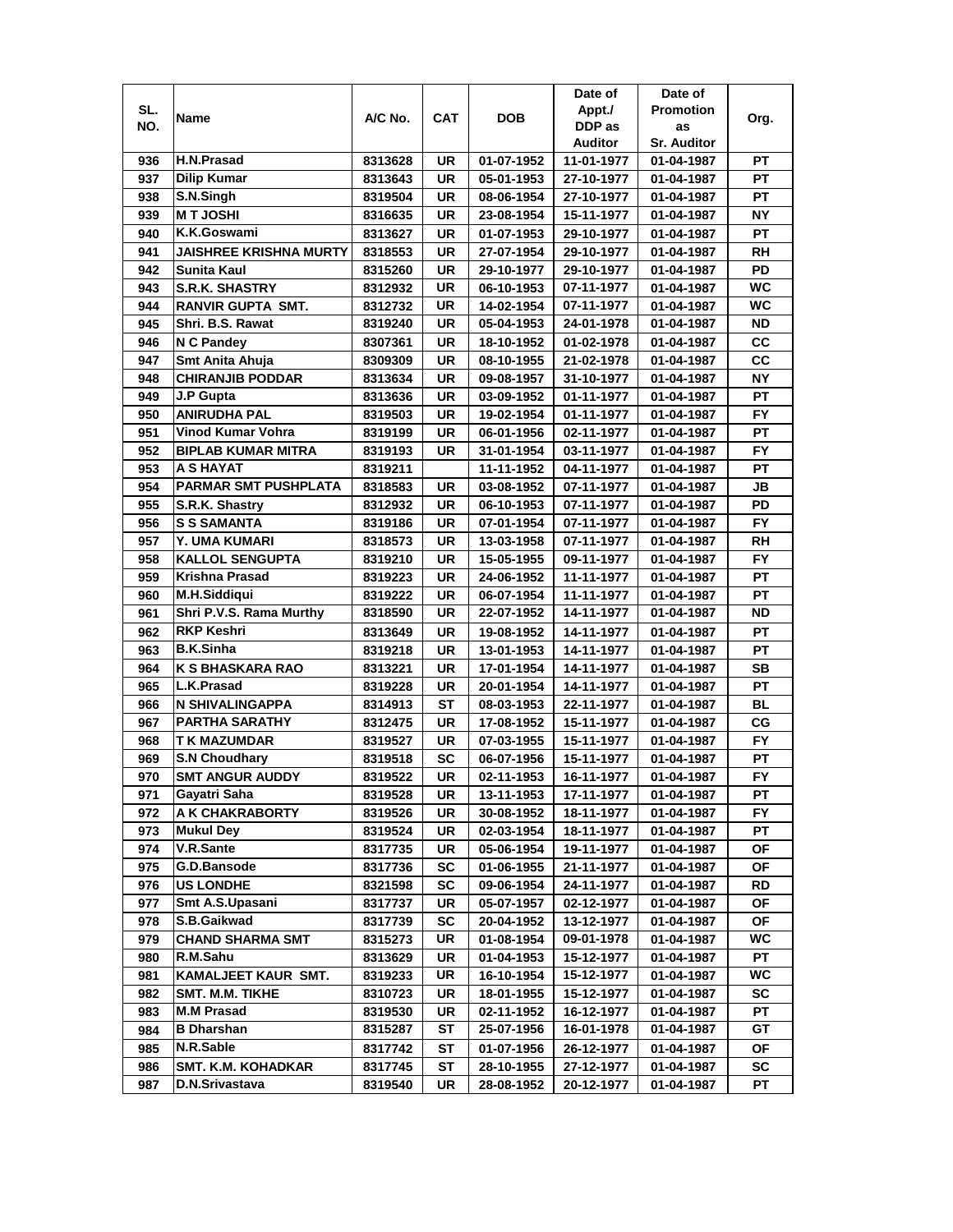| SL. NO. | Name | A/C No. | CAT | DOB | Date of Appt./ DDP as Auditor | Date of Promotion as Sr. Auditor | Org. |
|---|---|---|---|---|---|---|---|
| 936 | H.N.Prasad | 8313628 | UR | 01-07-1952 | 11-01-1977 | 01-04-1987 | PT |
| 937 | Dilip Kumar | 8313643 | UR | 05-01-1953 | 27-10-1977 | 01-04-1987 | PT |
| 938 | S.N.Singh | 8319504 | UR | 08-06-1954 | 27-10-1977 | 01-04-1987 | PT |
| 939 | M T JOSHI | 8316635 | UR | 23-08-1954 | 15-11-1977 | 01-04-1987 | NY |
| 940 | K.K.Goswami | 8313627 | UR | 01-07-1953 | 29-10-1977 | 01-04-1987 | PT |
| 941 | JAISHREE KRISHNA MURTY | 8318553 | UR | 27-07-1954 | 29-10-1977 | 01-04-1987 | RH |
| 942 | Sunita Kaul | 8315260 | UR | 29-10-1977 | 29-10-1977 | 01-04-1987 | PD |
| 943 | S.R.K. SHASTRY | 8312932 | UR | 06-10-1953 | 07-11-1977 | 01-04-1987 | WC |
| 944 | RANVIR GUPTA SMT. | 8312732 | UR | 14-02-1954 | 07-11-1977 | 01-04-1987 | WC |
| 945 | Shri. B.S. Rawat | 8319240 | UR | 05-04-1953 | 24-01-1978 | 01-04-1987 | ND |
| 946 | N C Pandey | 8307361 | UR | 18-10-1952 | 01-02-1978 | 01-04-1987 | CC |
| 947 | Smt Anita Ahuja | 8309309 | UR | 08-10-1955 | 21-02-1978 | 01-04-1987 | CC |
| 948 | CHIRANJIB PODDAR | 8313634 | UR | 09-08-1957 | 31-10-1977 | 01-04-1987 | NY |
| 949 | J.P Gupta | 8313636 | UR | 03-09-1952 | 01-11-1977 | 01-04-1987 | PT |
| 950 | ANIRUDHA PAL | 8319503 | UR | 19-02-1954 | 01-11-1977 | 01-04-1987 | FY |
| 951 | Vinod Kumar Vohra | 8319199 | UR | 06-01-1956 | 02-11-1977 | 01-04-1987 | PT |
| 952 | BIPLAB KUMAR MITRA | 8319193 | UR | 31-01-1954 | 03-11-1977 | 01-04-1987 | FY |
| 953 | A S HAYAT | 8319211 | | 11-11-1952 | 04-11-1977 | 01-04-1987 | PT |
| 954 | PARMAR SMT PUSHPLATA | 8318583 | UR | 03-08-1952 | 07-11-1977 | 01-04-1987 | JB |
| 955 | S.R.K. Shastry | 8312932 | UR | 06-10-1953 | 07-11-1977 | 01-04-1987 | PD |
| 956 | S S SAMANTA | 8319186 | UR | 07-01-1954 | 07-11-1977 | 01-04-1987 | FY |
| 957 | Y. UMA KUMARI | 8318573 | UR | 13-03-1958 | 07-11-1977 | 01-04-1987 | RH |
| 958 | KALLOL SENGUPTA | 8319210 | UR | 15-05-1955 | 09-11-1977 | 01-04-1987 | FY |
| 959 | Krishna Prasad | 8319223 | UR | 24-06-1952 | 11-11-1977 | 01-04-1987 | PT |
| 960 | M.H.Siddiqui | 8319222 | UR | 06-07-1954 | 11-11-1977 | 01-04-1987 | PT |
| 961 | Shri P.V.S. Rama Murthy | 8318590 | UR | 22-07-1952 | 14-11-1977 | 01-04-1987 | ND |
| 962 | RKP Keshri | 8313649 | UR | 19-08-1952 | 14-11-1977 | 01-04-1987 | PT |
| 963 | B.K.Sinha | 8319218 | UR | 13-01-1953 | 14-11-1977 | 01-04-1987 | PT |
| 964 | K S BHASKARA RAO | 8313221 | UR | 17-01-1954 | 14-11-1977 | 01-04-1987 | SB |
| 965 | L.K.Prasad | 8319228 | UR | 20-01-1954 | 14-11-1977 | 01-04-1987 | PT |
| 966 | N SHIVALINGAPPA | 8314913 | ST | 08-03-1953 | 22-11-1977 | 01-04-1987 | BL |
| 967 | PARTHA SARATHY | 8312475 | UR | 17-08-1952 | 15-11-1977 | 01-04-1987 | CG |
| 968 | T K MAZUMDAR | 8319527 | UR | 07-03-1955 | 15-11-1977 | 01-04-1987 | FY |
| 969 | S.N Choudhary | 8319518 | SC | 06-07-1956 | 15-11-1977 | 01-04-1987 | PT |
| 970 | SMT ANGUR AUDDY | 8319522 | UR | 02-11-1953 | 16-11-1977 | 01-04-1987 | FY |
| 971 | Gayatri Saha | 8319528 | UR | 13-11-1953 | 17-11-1977 | 01-04-1987 | PT |
| 972 | A K CHAKRABORTY | 8319526 | UR | 30-08-1952 | 18-11-1977 | 01-04-1987 | FY |
| 973 | Mukul Dey | 8319524 | UR | 02-03-1954 | 18-11-1977 | 01-04-1987 | PT |
| 974 | V.R.Sante | 8317735 | UR | 05-06-1954 | 19-11-1977 | 01-04-1987 | OF |
| 975 | G.D.Bansode | 8317736 | SC | 01-06-1955 | 21-11-1977 | 01-04-1987 | OF |
| 976 | US LONDHE | 8321598 | SC | 09-06-1954 | 24-11-1977 | 01-04-1987 | RD |
| 977 | Smt A.S.Upasani | 8317737 | UR | 05-07-1957 | 02-12-1977 | 01-04-1987 | OF |
| 978 | S.B.Gaikwad | 8317739 | SC | 20-04-1952 | 13-12-1977 | 01-04-1987 | OF |
| 979 | CHAND SHARMA SMT | 8315273 | UR | 01-08-1954 | 09-01-1978 | 01-04-1987 | WC |
| 980 | R.M.Sahu | 8313629 | UR | 01-04-1953 | 15-12-1977 | 01-04-1987 | PT |
| 981 | KAMALJEET KAUR SMT. | 8319233 | UR | 16-10-1954 | 15-12-1977 | 01-04-1987 | WC |
| 982 | SMT. M.M. TIKHE | 8310723 | UR | 18-01-1955 | 15-12-1977 | 01-04-1987 | SC |
| 983 | M.M Prasad | 8319530 | UR | 02-11-1952 | 16-12-1977 | 01-04-1987 | PT |
| 984 | B Dharshan | 8315287 | ST | 25-07-1956 | 16-01-1978 | 01-04-1987 | GT |
| 985 | N.R.Sable | 8317742 | ST | 01-07-1956 | 26-12-1977 | 01-04-1987 | OF |
| 986 | SMT. K.M. KOHADKAR | 8317745 | ST | 28-10-1955 | 27-12-1977 | 01-04-1987 | SC |
| 987 | D.N.Srivastava | 8319540 | UR | 28-08-1952 | 20-12-1977 | 01-04-1987 | PT |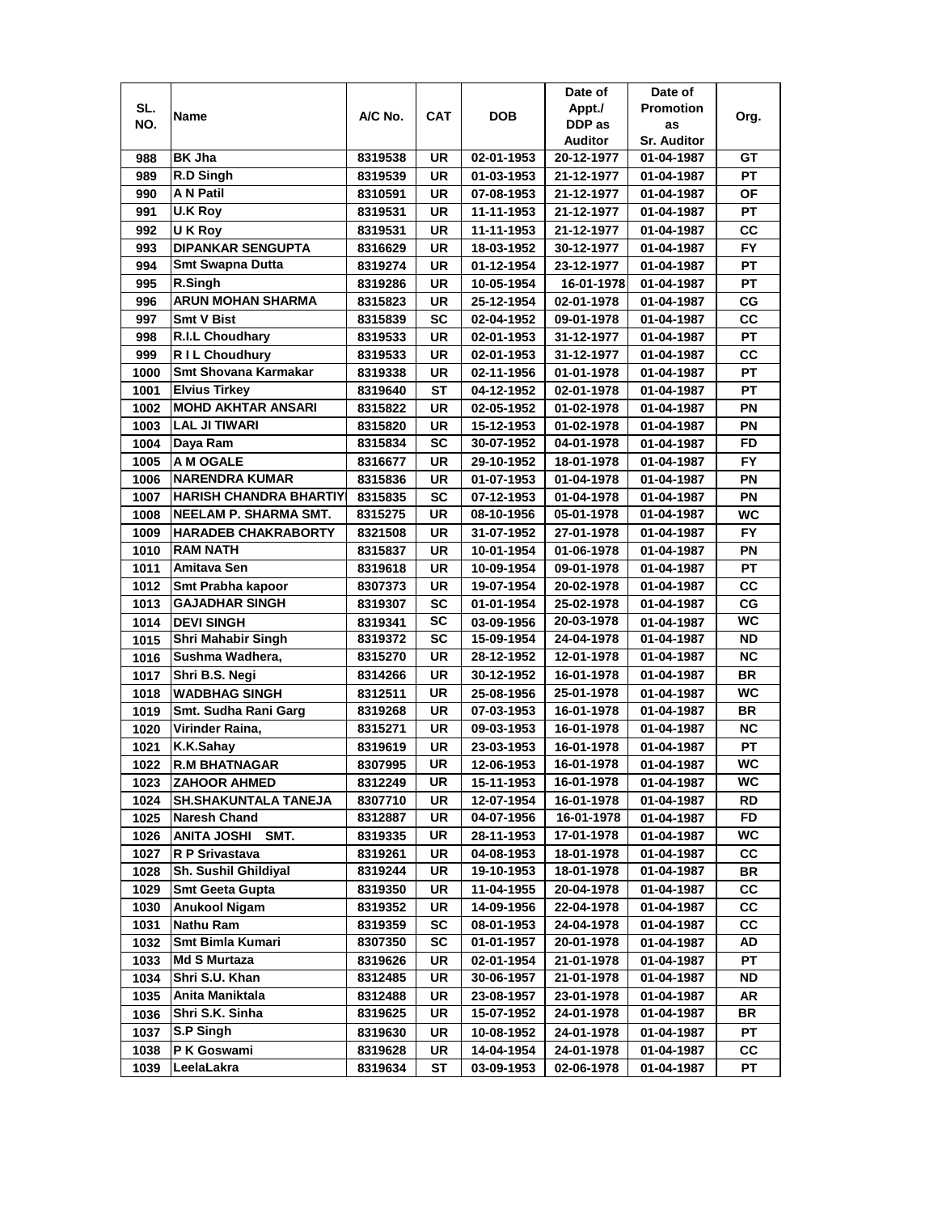| SL. NO. | Name | A/C No. | CAT | DOB | Date of Appt./ DDP as Auditor | Date of Promotion as Sr. Auditor | Org. |
|---|---|---|---|---|---|---|---|
| 988 | BK Jha | 8319538 | UR | 02-01-1953 | 20-12-1977 | 01-04-1987 | GT |
| 989 | R.D Singh | 8319539 | UR | 01-03-1953 | 21-12-1977 | 01-04-1987 | PT |
| 990 | A N Patil | 8310591 | UR | 07-08-1953 | 21-12-1977 | 01-04-1987 | OF |
| 991 | U.K Roy | 8319531 | UR | 11-11-1953 | 21-12-1977 | 01-04-1987 | PT |
| 992 | U K Roy | 8319531 | UR | 11-11-1953 | 21-12-1977 | 01-04-1987 | CC |
| 993 | DIPANKAR SENGUPTA | 8316629 | UR | 18-03-1952 | 30-12-1977 | 01-04-1987 | FY |
| 994 | Smt Swapna Dutta | 8319274 | UR | 01-12-1954 | 23-12-1977 | 01-04-1987 | PT |
| 995 | R.Singh | 8319286 | UR | 10-05-1954 | 16-01-1978 | 01-04-1987 | PT |
| 996 | ARUN MOHAN SHARMA | 8315823 | UR | 25-12-1954 | 02-01-1978 | 01-04-1987 | CG |
| 997 | Smt V Bist | 8315839 | SC | 02-04-1952 | 09-01-1978 | 01-04-1987 | CC |
| 998 | R.I.L Choudhary | 8319533 | UR | 02-01-1953 | 31-12-1977 | 01-04-1987 | PT |
| 999 | R I L Choudhury | 8319533 | UR | 02-01-1953 | 31-12-1977 | 01-04-1987 | CC |
| 1000 | Smt Shovana Karmakar | 8319338 | UR | 02-11-1956 | 01-01-1978 | 01-04-1987 | PT |
| 1001 | Elvius Tirkey | 8319640 | ST | 04-12-1952 | 02-01-1978 | 01-04-1987 | PT |
| 1002 | MOHD AKHTAR ANSARI | 8315822 | UR | 02-05-1952 | 01-02-1978 | 01-04-1987 | PN |
| 1003 | LAL JI TIWARI | 8315820 | UR | 15-12-1953 | 01-02-1978 | 01-04-1987 | PN |
| 1004 | Daya Ram | 8315834 | SC | 30-07-1952 | 04-01-1978 | 01-04-1987 | FD |
| 1005 | A M OGALE | 8316677 | UR | 29-10-1952 | 18-01-1978 | 01-04-1987 | FY |
| 1006 | NARENDRA KUMAR | 8315836 | UR | 01-07-1953 | 01-04-1978 | 01-04-1987 | PN |
| 1007 | HARISH CHANDRA BHARTIY | 8315835 | SC | 07-12-1953 | 01-04-1978 | 01-04-1987 | PN |
| 1008 | NEELAM P. SHARMA SMT. | 8315275 | UR | 08-10-1956 | 05-01-1978 | 01-04-1987 | WC |
| 1009 | HARADEB CHAKRABORTY | 8321508 | UR | 31-07-1952 | 27-01-1978 | 01-04-1987 | FY |
| 1010 | RAM NATH | 8315837 | UR | 10-01-1954 | 01-06-1978 | 01-04-1987 | PN |
| 1011 | Amitava Sen | 8319618 | UR | 10-09-1954 | 09-01-1978 | 01-04-1987 | PT |
| 1012 | Smt Prabha kapoor | 8307373 | UR | 19-07-1954 | 20-02-1978 | 01-04-1987 | CC |
| 1013 | GAJADHAR SINGH | 8319307 | SC | 01-01-1954 | 25-02-1978 | 01-04-1987 | CG |
| 1014 | DEVI SINGH | 8319341 | SC | 03-09-1956 | 20-03-1978 | 01-04-1987 | WC |
| 1015 | Shri Mahabir Singh | 8319372 | SC | 15-09-1954 | 24-04-1978 | 01-04-1987 | ND |
| 1016 | Sushma Wadhera, | 8315270 | UR | 28-12-1952 | 12-01-1978 | 01-04-1987 | NC |
| 1017 | Shri B.S. Negi | 8314266 | UR | 30-12-1952 | 16-01-1978 | 01-04-1987 | BR |
| 1018 | WADBHAG SINGH | 8312511 | UR | 25-08-1956 | 25-01-1978 | 01-04-1987 | WC |
| 1019 | Smt. Sudha Rani Garg | 8319268 | UR | 07-03-1953 | 16-01-1978 | 01-04-1987 | BR |
| 1020 | Virinder Raina, | 8315271 | UR | 09-03-1953 | 16-01-1978 | 01-04-1987 | NC |
| 1021 | K.K.Sahay | 8319619 | UR | 23-03-1953 | 16-01-1978 | 01-04-1987 | PT |
| 1022 | R.M BHATNAGAR | 8307995 | UR | 12-06-1953 | 16-01-1978 | 01-04-1987 | WC |
| 1023 | ZAHOOR AHMED | 8312249 | UR | 15-11-1953 | 16-01-1978 | 01-04-1987 | WC |
| 1024 | SH.SHAKUNTALA TANEJA | 8307710 | UR | 12-07-1954 | 16-01-1978 | 01-04-1987 | RD |
| 1025 | Naresh Chand | 8312887 | UR | 04-07-1956 | 16-01-1978 | 01-04-1987 | FD |
| 1026 | ANITA JOSHI SMT. | 8319335 | UR | 28-11-1953 | 17-01-1978 | 01-04-1987 | WC |
| 1027 | R P Srivastava | 8319261 | UR | 04-08-1953 | 18-01-1978 | 01-04-1987 | CC |
| 1028 | Sh. Sushil Ghildiyal | 8319244 | UR | 19-10-1953 | 18-01-1978 | 01-04-1987 | BR |
| 1029 | Smt Geeta Gupta | 8319350 | UR | 11-04-1955 | 20-04-1978 | 01-04-1987 | CC |
| 1030 | Anukool Nigam | 8319352 | UR | 14-09-1956 | 22-04-1978 | 01-04-1987 | CC |
| 1031 | Nathu Ram | 8319359 | SC | 08-01-1953 | 24-04-1978 | 01-04-1987 | CC |
| 1032 | Smt Bimla Kumari | 8307350 | SC | 01-01-1957 | 20-01-1978 | 01-04-1987 | AD |
| 1033 | Md S Murtaza | 8319626 | UR | 02-01-1954 | 21-01-1978 | 01-04-1987 | PT |
| 1034 | Shri S.U. Khan | 8312485 | UR | 30-06-1957 | 21-01-1978 | 01-04-1987 | ND |
| 1035 | Anita Maniktala | 8312488 | UR | 23-08-1957 | 23-01-1978 | 01-04-1987 | AR |
| 1036 | Shri S.K. Sinha | 8319625 | UR | 15-07-1952 | 24-01-1978 | 01-04-1987 | BR |
| 1037 | S.P Singh | 8319630 | UR | 10-08-1952 | 24-01-1978 | 01-04-1987 | PT |
| 1038 | P K Goswami | 8319628 | UR | 14-04-1954 | 24-01-1978 | 01-04-1987 | CC |
| 1039 | LeelaLakra | 8319634 | ST | 03-09-1953 | 02-06-1978 | 01-04-1987 | PT |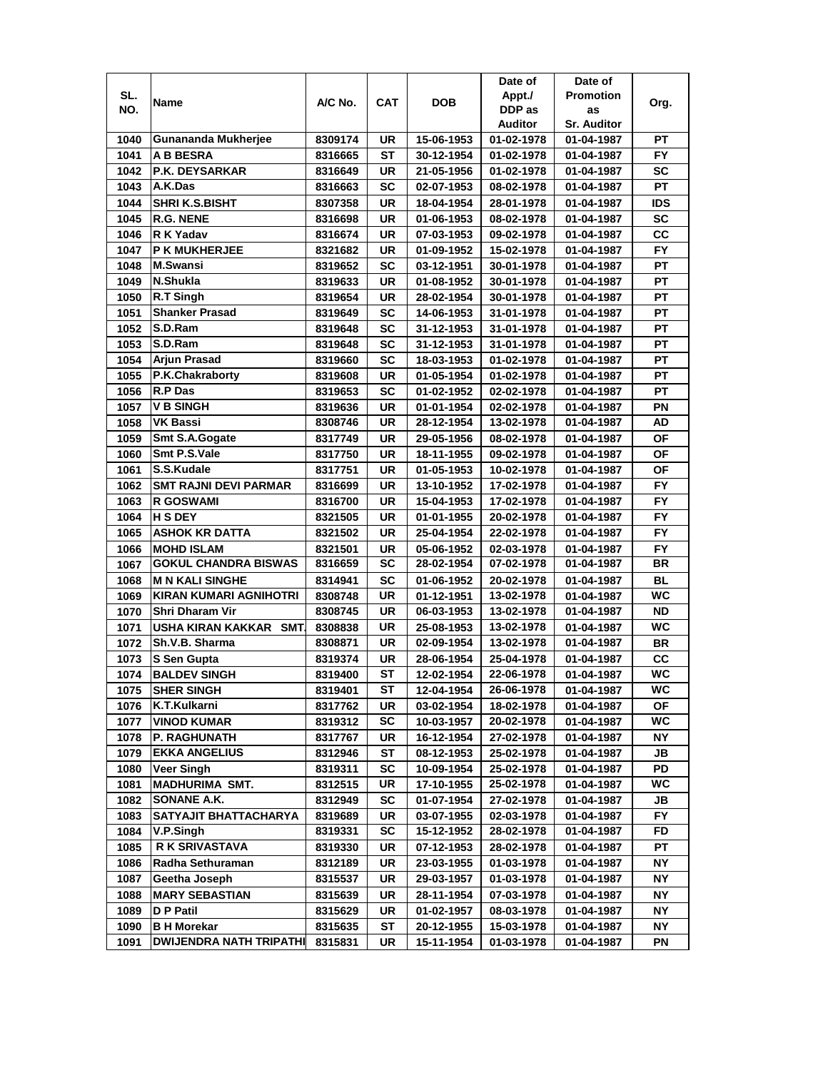| SL. NO. | Name | A/C No. | CAT | DOB | Date of Appt./ DDP as Auditor | Date of Promotion as Sr. Auditor | Org. |
|---|---|---|---|---|---|---|---|
| 1040 | Gunananda Mukherjee | 8309174 | UR | 15-06-1953 | 01-02-1978 | 01-04-1987 | PT |
| 1041 | A B BESRA | 8316665 | ST | 30-12-1954 | 01-02-1978 | 01-04-1987 | FY |
| 1042 | P.K. DEYSARKAR | 8316649 | UR | 21-05-1956 | 01-02-1978 | 01-04-1987 | SC |
| 1043 | A.K.Das | 8316663 | SC | 02-07-1953 | 08-02-1978 | 01-04-1987 | PT |
| 1044 | SHRI K.S.BISHT | 8307358 | UR | 18-04-1954 | 28-01-1978 | 01-04-1987 | IDS |
| 1045 | R.G. NENE | 8316698 | UR | 01-06-1953 | 08-02-1978 | 01-04-1987 | SC |
| 1046 | R K Yadav | 8316674 | UR | 07-03-1953 | 09-02-1978 | 01-04-1987 | CC |
| 1047 | P K MUKHERJEE | 8321682 | UR | 01-09-1952 | 15-02-1978 | 01-04-1987 | FY |
| 1048 | M.Swansi | 8319652 | SC | 03-12-1951 | 30-01-1978 | 01-04-1987 | PT |
| 1049 | N.Shukla | 8319633 | UR | 01-08-1952 | 30-01-1978 | 01-04-1987 | PT |
| 1050 | R.T Singh | 8319654 | UR | 28-02-1954 | 30-01-1978 | 01-04-1987 | PT |
| 1051 | Shanker Prasad | 8319649 | SC | 14-06-1953 | 31-01-1978 | 01-04-1987 | PT |
| 1052 | S.D.Ram | 8319648 | SC | 31-12-1953 | 31-01-1978 | 01-04-1987 | PT |
| 1053 | S.D.Ram | 8319648 | SC | 31-12-1953 | 31-01-1978 | 01-04-1987 | PT |
| 1054 | Arjun Prasad | 8319660 | SC | 18-03-1953 | 01-02-1978 | 01-04-1987 | PT |
| 1055 | P.K.Chakraborty | 8319608 | UR | 01-05-1954 | 01-02-1978 | 01-04-1987 | PT |
| 1056 | R.P Das | 8319653 | SC | 01-02-1952 | 02-02-1978 | 01-04-1987 | PT |
| 1057 | V B SINGH | 8319636 | UR | 01-01-1954 | 02-02-1978 | 01-04-1987 | PN |
| 1058 | VK Bassi | 8308746 | UR | 28-12-1954 | 13-02-1978 | 01-04-1987 | AD |
| 1059 | Smt S.A.Gogate | 8317749 | UR | 29-05-1956 | 08-02-1978 | 01-04-1987 | OF |
| 1060 | Smt P.S.Vale | 8317750 | UR | 18-11-1955 | 09-02-1978 | 01-04-1987 | OF |
| 1061 | S.S.Kudale | 8317751 | UR | 01-05-1953 | 10-02-1978 | 01-04-1987 | OF |
| 1062 | SMT RAJNI DEVI PARMAR | 8316699 | UR | 13-10-1952 | 17-02-1978 | 01-04-1987 | FY |
| 1063 | R GOSWAMI | 8316700 | UR | 15-04-1953 | 17-02-1978 | 01-04-1987 | FY |
| 1064 | H S DEY | 8321505 | UR | 01-01-1955 | 20-02-1978 | 01-04-1987 | FY |
| 1065 | ASHOK KR DATTA | 8321502 | UR | 25-04-1954 | 22-02-1978 | 01-04-1987 | FY |
| 1066 | MOHD ISLAM | 8321501 | UR | 05-06-1952 | 02-03-1978 | 01-04-1987 | FY |
| 1067 | GOKUL CHANDRA BISWAS | 8316659 | SC | 28-02-1954 | 07-02-1978 | 01-04-1987 | BR |
| 1068 | M N KALI SINGHE | 8314941 | SC | 01-06-1952 | 20-02-1978 | 01-04-1987 | BL |
| 1069 | KIRAN KUMARI AGNIHOTRI | 8308748 | UR | 01-12-1951 | 13-02-1978 | 01-04-1987 | WC |
| 1070 | Shri Dharam Vir | 8308745 | UR | 06-03-1953 | 13-02-1978 | 01-04-1987 | ND |
| 1071 | USHA KIRAN KAKKAR SMT. | 8308838 | UR | 25-08-1953 | 13-02-1978 | 01-04-1987 | WC |
| 1072 | Sh.V.B. Sharma | 8308871 | UR | 02-09-1954 | 13-02-1978 | 01-04-1987 | BR |
| 1073 | S Sen Gupta | 8319374 | UR | 28-06-1954 | 25-04-1978 | 01-04-1987 | CC |
| 1074 | BALDEV SINGH | 8319400 | ST | 12-02-1954 | 22-06-1978 | 01-04-1987 | WC |
| 1075 | SHER SINGH | 8319401 | ST | 12-04-1954 | 26-06-1978 | 01-04-1987 | WC |
| 1076 | K.T.Kulkarni | 8317762 | UR | 03-02-1954 | 18-02-1978 | 01-04-1987 | OF |
| 1077 | VINOD KUMAR | 8319312 | SC | 10-03-1957 | 20-02-1978 | 01-04-1987 | WC |
| 1078 | P. RAGHUNATH | 8317767 | UR | 16-12-1954 | 27-02-1978 | 01-04-1987 | NY |
| 1079 | EKKA ANGELIUS | 8312946 | ST | 08-12-1953 | 25-02-1978 | 01-04-1987 | JB |
| 1080 | Veer Singh | 8319311 | SC | 10-09-1954 | 25-02-1978 | 01-04-1987 | PD |
| 1081 | MADHURIMA SMT. | 8312515 | UR | 17-10-1955 | 25-02-1978 | 01-04-1987 | WC |
| 1082 | SONANE A.K. | 8312949 | SC | 01-07-1954 | 27-02-1978 | 01-04-1987 | JB |
| 1083 | SATYAJIT BHATTACHARYA | 8319689 | UR | 03-07-1955 | 02-03-1978 | 01-04-1987 | FY |
| 1084 | V.P.Singh | 8319331 | SC | 15-12-1952 | 28-02-1978 | 01-04-1987 | FD |
| 1085 | R K SRIVASTAVA | 8319330 | UR | 07-12-1953 | 28-02-1978 | 01-04-1987 | PT |
| 1086 | Radha Sethuraman | 8312189 | UR | 23-03-1955 | 01-03-1978 | 01-04-1987 | NY |
| 1087 | Geetha Joseph | 8315537 | UR | 29-03-1957 | 01-03-1978 | 01-04-1987 | NY |
| 1088 | MARY SEBASTIAN | 8315639 | UR | 28-11-1954 | 07-03-1978 | 01-04-1987 | NY |
| 1089 | D P Patil | 8315629 | UR | 01-02-1957 | 08-03-1978 | 01-04-1987 | NY |
| 1090 | B H Morekar | 8315635 | ST | 20-12-1955 | 15-03-1978 | 01-04-1987 | NY |
| 1091 | DWIJENDRA NATH TRIPATHI | 8315831 | UR | 15-11-1954 | 01-03-1978 | 01-04-1987 | PN |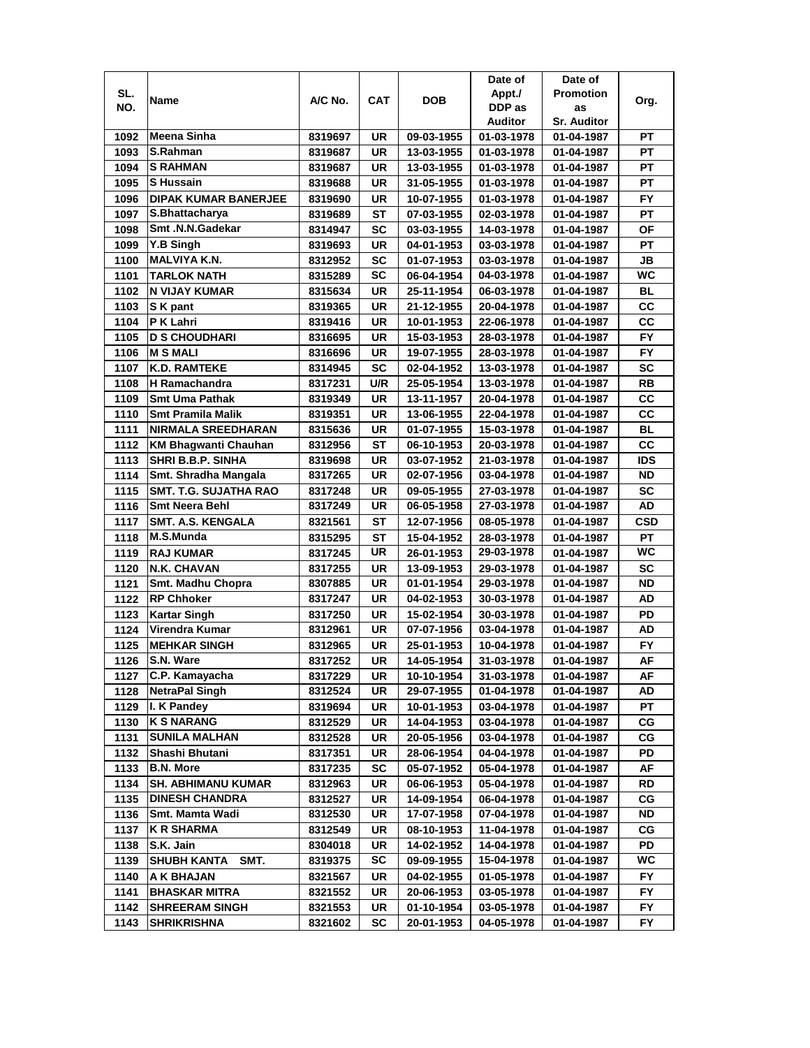| SL. NO. | Name | A/C No. | CAT | DOB | Date of Appt./ DDP as Auditor | Date of Promotion as Sr. Auditor | Org. |
|---|---|---|---|---|---|---|---|
| 1092 | Meena Sinha | 8319697 | UR | 09-03-1955 | 01-03-1978 | 01-04-1987 | PT |
| 1093 | S.Rahman | 8319687 | UR | 13-03-1955 | 01-03-1978 | 01-04-1987 | PT |
| 1094 | S RAHMAN | 8319687 | UR | 13-03-1955 | 01-03-1978 | 01-04-1987 | PT |
| 1095 | S Hussain | 8319688 | UR | 31-05-1955 | 01-03-1978 | 01-04-1987 | PT |
| 1096 | DIPAK KUMAR BANERJEE | 8319690 | UR | 10-07-1955 | 01-03-1978 | 01-04-1987 | FY |
| 1097 | S.Bhattacharya | 8319689 | ST | 07-03-1955 | 02-03-1978 | 01-04-1987 | PT |
| 1098 | Smt .N.N.Gadekar | 8314947 | SC | 03-03-1955 | 14-03-1978 | 01-04-1987 | OF |
| 1099 | Y.B Singh | 8319693 | UR | 04-01-1953 | 03-03-1978 | 01-04-1987 | PT |
| 1100 | MALVIYA K.N. | 8312952 | SC | 01-07-1953 | 03-03-1978 | 01-04-1987 | JB |
| 1101 | TARLOK NATH | 8315289 | SC | 06-04-1954 | 04-03-1978 | 01-04-1987 | WC |
| 1102 | N VIJAY KUMAR | 8315634 | UR | 25-11-1954 | 06-03-1978 | 01-04-1987 | BL |
| 1103 | S K pant | 8319365 | UR | 21-12-1955 | 20-04-1978 | 01-04-1987 | CC |
| 1104 | P K Lahri | 8319416 | UR | 10-01-1953 | 22-06-1978 | 01-04-1987 | CC |
| 1105 | D S CHOUDHARI | 8316695 | UR | 15-03-1953 | 28-03-1978 | 01-04-1987 | FY |
| 1106 | M S MALI | 8316696 | UR | 19-07-1955 | 28-03-1978 | 01-04-1987 | FY |
| 1107 | K.D. RAMTEKE | 8314945 | SC | 02-04-1952 | 13-03-1978 | 01-04-1987 | SC |
| 1108 | H Ramachandra | 8317231 | U/R | 25-05-1954 | 13-03-1978 | 01-04-1987 | RB |
| 1109 | Smt Uma Pathak | 8319349 | UR | 13-11-1957 | 20-04-1978 | 01-04-1987 | CC |
| 1110 | Smt Pramila Malik | 8319351 | UR | 13-06-1955 | 22-04-1978 | 01-04-1987 | CC |
| 1111 | NIRMALA SREEDHARAN | 8315636 | UR | 01-07-1955 | 15-03-1978 | 01-04-1987 | BL |
| 1112 | KM Bhagwanti Chauhan | 8312956 | ST | 06-10-1953 | 20-03-1978 | 01-04-1987 | CC |
| 1113 | SHRI B.B.P. SINHA | 8319698 | UR | 03-07-1952 | 21-03-1978 | 01-04-1987 | IDS |
| 1114 | Smt. Shradha Mangala | 8317265 | UR | 02-07-1956 | 03-04-1978 | 01-04-1987 | ND |
| 1115 | SMT. T.G. SUJATHA RAO | 8317248 | UR | 09-05-1955 | 27-03-1978 | 01-04-1987 | SC |
| 1116 | Smt Neera Behl | 8317249 | UR | 06-05-1958 | 27-03-1978 | 01-04-1987 | AD |
| 1117 | SMT. A.S. KENGALA | 8321561 | ST | 12-07-1956 | 08-05-1978 | 01-04-1987 | CSD |
| 1118 | M.S.Munda | 8315295 | ST | 15-04-1952 | 28-03-1978 | 01-04-1987 | PT |
| 1119 | RAJ KUMAR | 8317245 | UR | 26-01-1953 | 29-03-1978 | 01-04-1987 | WC |
| 1120 | N.K. CHAVAN | 8317255 | UR | 13-09-1953 | 29-03-1978 | 01-04-1987 | SC |
| 1121 | Smt. Madhu Chopra | 8307885 | UR | 01-01-1954 | 29-03-1978 | 01-04-1987 | ND |
| 1122 | RP Chhoker | 8317247 | UR | 04-02-1953 | 30-03-1978 | 01-04-1987 | AD |
| 1123 | Kartar Singh | 8317250 | UR | 15-02-1954 | 30-03-1978 | 01-04-1987 | PD |
| 1124 | Virendra Kumar | 8312961 | UR | 07-07-1956 | 03-04-1978 | 01-04-1987 | AD |
| 1125 | MEHKAR SINGH | 8312965 | UR | 25-01-1953 | 10-04-1978 | 01-04-1987 | FY |
| 1126 | S.N. Ware | 8317252 | UR | 14-05-1954 | 31-03-1978 | 01-04-1987 | AF |
| 1127 | C.P. Kamayacha | 8317229 | UR | 10-10-1954 | 31-03-1978 | 01-04-1987 | AF |
| 1128 | NetraPal Singh | 8312524 | UR | 29-07-1955 | 01-04-1978 | 01-04-1987 | AD |
| 1129 | I. K Pandey | 8319694 | UR | 10-01-1953 | 03-04-1978 | 01-04-1987 | PT |
| 1130 | K S NARANG | 8312529 | UR | 14-04-1953 | 03-04-1978 | 01-04-1987 | CG |
| 1131 | SUNILA MALHAN | 8312528 | UR | 20-05-1956 | 03-04-1978 | 01-04-1987 | CG |
| 1132 | Shashi Bhutani | 8317351 | UR | 28-06-1954 | 04-04-1978 | 01-04-1987 | PD |
| 1133 | B.N. More | 8317235 | SC | 05-07-1952 | 05-04-1978 | 01-04-1987 | AF |
| 1134 | SH. ABHIMANU KUMAR | 8312963 | UR | 06-06-1953 | 05-04-1978 | 01-04-1987 | RD |
| 1135 | DINESH CHANDRA | 8312527 | UR | 14-09-1954 | 06-04-1978 | 01-04-1987 | CG |
| 1136 | Smt. Mamta Wadi | 8312530 | UR | 17-07-1958 | 07-04-1978 | 01-04-1987 | ND |
| 1137 | K R SHARMA | 8312549 | UR | 08-10-1953 | 11-04-1978 | 01-04-1987 | CG |
| 1138 | S.K. Jain | 8304018 | UR | 14-02-1952 | 14-04-1978 | 01-04-1987 | PD |
| 1139 | SHUBH KANTA SMT. | 8319375 | SC | 09-09-1955 | 15-04-1978 | 01-04-1987 | WC |
| 1140 | A K BHAJAN | 8321567 | UR | 04-02-1955 | 01-05-1978 | 01-04-1987 | FY |
| 1141 | BHASKAR MITRA | 8321552 | UR | 20-06-1953 | 03-05-1978 | 01-04-1987 | FY |
| 1142 | SHREERAM SINGH | 8321553 | UR | 01-10-1954 | 03-05-1978 | 01-04-1987 | FY |
| 1143 | SHRIKRISHNA | 8321602 | SC | 20-01-1953 | 04-05-1978 | 01-04-1987 | FY |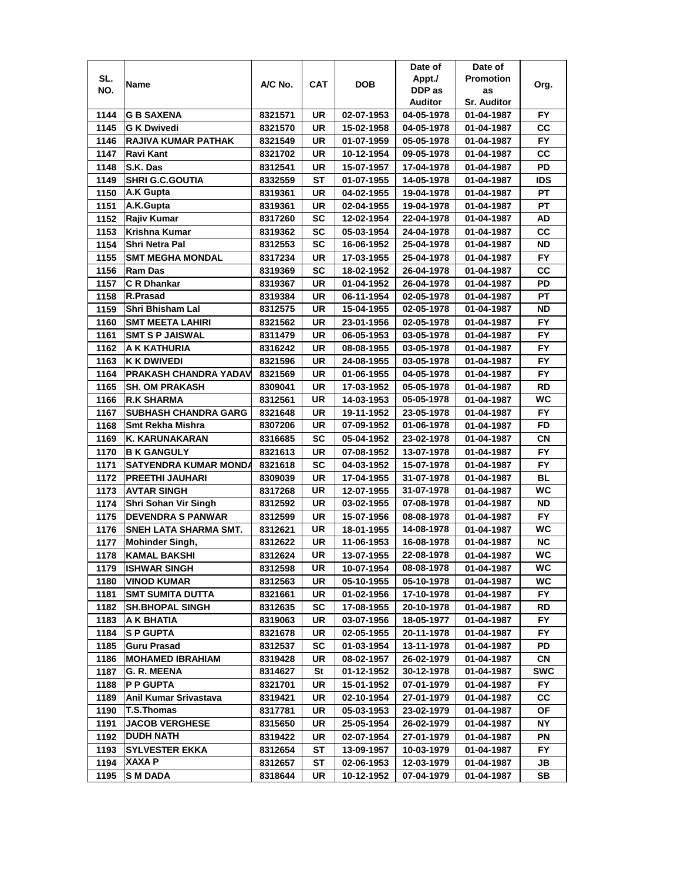| SL. NO. | Name | A/C No. | CAT | DOB | Date of Appt./ DDP as Auditor | Date of Promotion as Sr. Auditor | Org. |
|---|---|---|---|---|---|---|---|
| 1144 | G B SAXENA | 8321571 | UR | 02-07-1953 | 04-05-1978 | 01-04-1987 | FY |
| 1145 | G K Dwivedi | 8321570 | UR | 15-02-1958 | 04-05-1978 | 01-04-1987 | CC |
| 1146 | RAJIVA KUMAR PATHAK | 8321549 | UR | 01-07-1959 | 05-05-1978 | 01-04-1987 | FY |
| 1147 | Ravi Kant | 8321702 | UR | 10-12-1954 | 09-05-1978 | 01-04-1987 | CC |
| 1148 | S.K. Das | 8312541 | UR | 15-07-1957 | 17-04-1978 | 01-04-1987 | PD |
| 1149 | SHRI G.C.GOUTIA | 8332559 | ST | 01-07-1955 | 14-05-1978 | 01-04-1987 | IDS |
| 1150 | A.K Gupta | 8319361 | UR | 04-02-1955 | 19-04-1978 | 01-04-1987 | PT |
| 1151 | A.K.Gupta | 8319361 | UR | 02-04-1955 | 19-04-1978 | 01-04-1987 | PT |
| 1152 | Rajiv Kumar | 8317260 | SC | 12-02-1954 | 22-04-1978 | 01-04-1987 | AD |
| 1153 | Krishna Kumar | 8319362 | SC | 05-03-1954 | 24-04-1978 | 01-04-1987 | CC |
| 1154 | Shri Netra Pal | 8312553 | SC | 16-06-1952 | 25-04-1978 | 01-04-1987 | ND |
| 1155 | SMT MEGHA MONDAL | 8317234 | UR | 17-03-1955 | 25-04-1978 | 01-04-1987 | FY |
| 1156 | Ram Das | 8319369 | SC | 18-02-1952 | 26-04-1978 | 01-04-1987 | CC |
| 1157 | C R Dhankar | 8319367 | UR | 01-04-1952 | 26-04-1978 | 01-04-1987 | PD |
| 1158 | R.Prasad | 8319384 | UR | 06-11-1954 | 02-05-1978 | 01-04-1987 | PT |
| 1159 | Shri Bhisham Lal | 8312575 | UR | 15-04-1955 | 02-05-1978 | 01-04-1987 | ND |
| 1160 | SMT MEETA LAHIRI | 8321562 | UR | 23-01-1956 | 02-05-1978 | 01-04-1987 | FY |
| 1161 | SMT S P JAISWAL | 8311479 | UR | 06-05-1953 | 03-05-1978 | 01-04-1987 | FY |
| 1162 | A K KATHURIA | 8316242 | UR | 08-08-1955 | 03-05-1978 | 01-04-1987 | FY |
| 1163 | K K DWIVEDI | 8321596 | UR | 24-08-1955 | 03-05-1978 | 01-04-1987 | FY |
| 1164 | PRAKASH CHANDRA YADAV | 8321569 | UR | 01-06-1955 | 04-05-1978 | 01-04-1987 | FY |
| 1165 | SH. OM PRAKASH | 8309041 | UR | 17-03-1952 | 05-05-1978 | 01-04-1987 | RD |
| 1166 | R.K SHARMA | 8312561 | UR | 14-03-1953 | 05-05-1978 | 01-04-1987 | WC |
| 1167 | SUBHASH CHANDRA GARG | 8321648 | UR | 19-11-1952 | 23-05-1978 | 01-04-1987 | FY |
| 1168 | Smt Rekha Mishra | 8307206 | UR | 07-09-1952 | 01-06-1978 | 01-04-1987 | FD |
| 1169 | K. KARUNAKARAN | 8316685 | SC | 05-04-1952 | 23-02-1978 | 01-04-1987 | CN |
| 1170 | B K GANGULY | 8321613 | UR | 07-08-1952 | 13-07-1978 | 01-04-1987 | FY |
| 1171 | SATYENDRA KUMAR MONDA | 8321618 | SC | 04-03-1952 | 15-07-1978 | 01-04-1987 | FY |
| 1172 | PREETHI JAUHARI | 8309039 | UR | 17-04-1955 | 31-07-1978 | 01-04-1987 | BL |
| 1173 | AVTAR SINGH | 8317268 | UR | 12-07-1955 | 31-07-1978 | 01-04-1987 | WC |
| 1174 | Shri Sohan Vir Singh | 8312592 | UR | 03-02-1955 | 07-08-1978 | 01-04-1987 | ND |
| 1175 | DEVENDRA S PANWAR | 8312599 | UR | 15-07-1956 | 08-08-1978 | 01-04-1987 | FY |
| 1176 | SNEH LATA SHARMA SMT. | 8312621 | UR | 18-01-1955 | 14-08-1978 | 01-04-1987 | WC |
| 1177 | Mohinder Singh, | 8312622 | UR | 11-06-1953 | 16-08-1978 | 01-04-1987 | NC |
| 1178 | KAMAL BAKSHI | 8312624 | UR | 13-07-1955 | 22-08-1978 | 01-04-1987 | WC |
| 1179 | ISHWAR SINGH | 8312598 | UR | 10-07-1954 | 08-08-1978 | 01-04-1987 | WC |
| 1180 | VINOD KUMAR | 8312563 | UR | 05-10-1955 | 05-10-1978 | 01-04-1987 | WC |
| 1181 | SMT SUMITA DUTTA | 8321661 | UR | 01-02-1956 | 17-10-1978 | 01-04-1987 | FY |
| 1182 | SH.BHOPAL SINGH | 8312635 | SC | 17-08-1955 | 20-10-1978 | 01-04-1987 | RD |
| 1183 | A K BHATIA | 8319063 | UR | 03-07-1956 | 18-05-1977 | 01-04-1987 | FY |
| 1184 | S P GUPTA | 8321678 | UR | 02-05-1955 | 20-11-1978 | 01-04-1987 | FY |
| 1185 | Guru Prasad | 8312537 | SC | 01-03-1954 | 13-11-1978 | 01-04-1987 | PD |
| 1186 | MOHAMED IBRAHIAM | 8319428 | UR | 08-02-1957 | 26-02-1979 | 01-04-1987 | CN |
| 1187 | G. R. MEENA | 8314627 | St | 01-12-1952 | 30-12-1978 | 01-04-1987 | SWC |
| 1188 | P P GUPTA | 8321701 | UR | 15-01-1952 | 07-01-1979 | 01-04-1987 | FY |
| 1189 | Anil Kumar Srivastava | 8319421 | UR | 02-10-1954 | 27-01-1979 | 01-04-1987 | CC |
| 1190 | T.S.Thomas | 8317781 | UR | 05-03-1953 | 23-02-1979 | 01-04-1987 | OF |
| 1191 | JACOB VERGHESE | 8315650 | UR | 25-05-1954 | 26-02-1979 | 01-04-1987 | NY |
| 1192 | DUDH NATH | 8319422 | UR | 02-07-1954 | 27-01-1979 | 01-04-1987 | PN |
| 1193 | SYLVESTER EKKA | 8312654 | ST | 13-09-1957 | 10-03-1979 | 01-04-1987 | FY |
| 1194 | XAXA P | 8312657 | ST | 02-06-1953 | 12-03-1979 | 01-04-1987 | JB |
| 1195 | S M DADA | 8318644 | UR | 10-12-1952 | 07-04-1979 | 01-04-1987 | SB |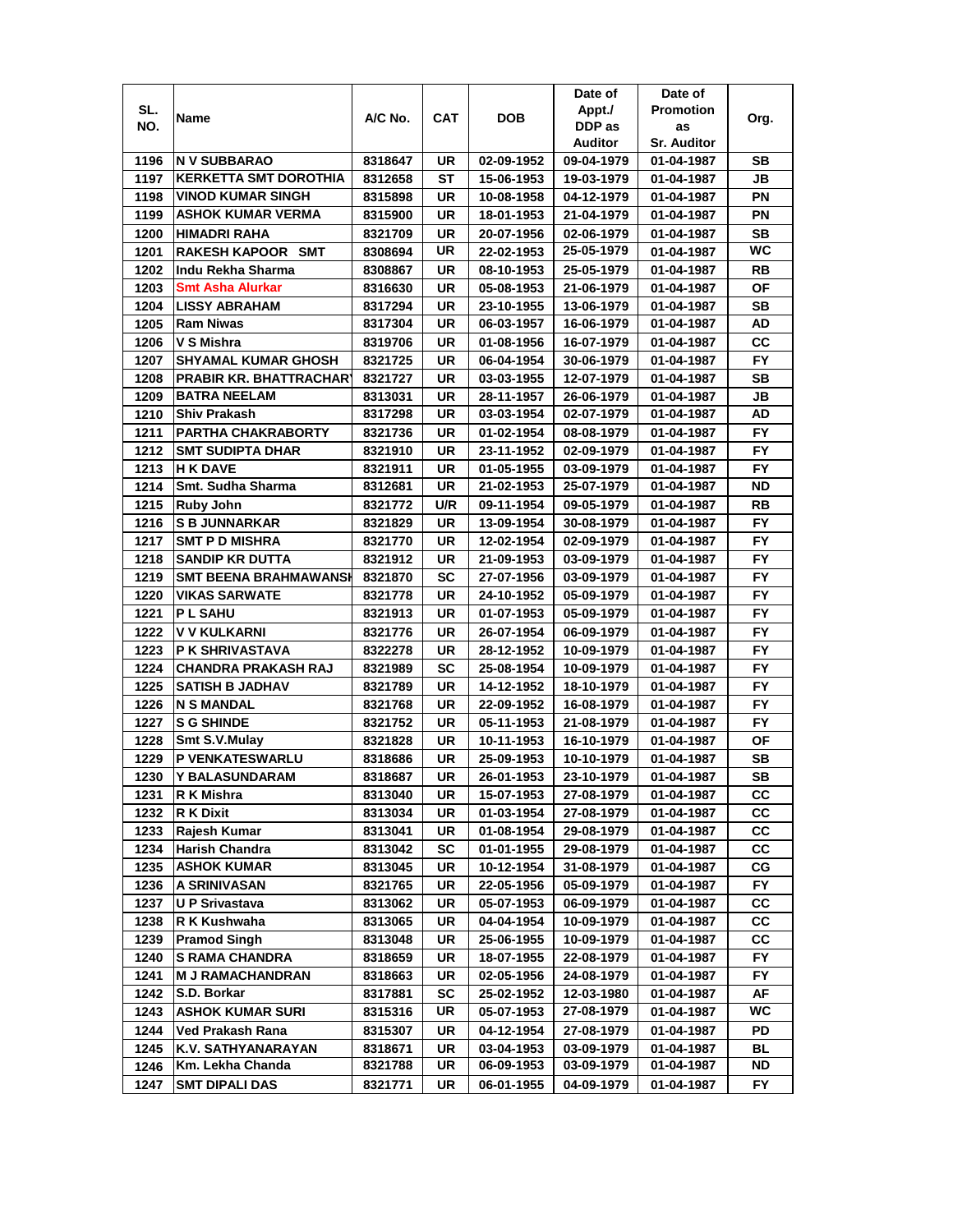| SL. NO. | Name | A/C No. | CAT | DOB | Date of Appt./ DDP as Auditor | Date of Promotion as Sr. Auditor | Org. |
|---|---|---|---|---|---|---|---|
| 1196 | N V SUBBARAO | 8318647 | UR | 02-09-1952 | 09-04-1979 | 01-04-1987 | SB |
| 1197 | KERKETTA SMT DOROTHIA | 8312658 | ST | 15-06-1953 | 19-03-1979 | 01-04-1987 | JB |
| 1198 | VINOD KUMAR SINGH | 8315898 | UR | 10-08-1958 | 04-12-1979 | 01-04-1987 | PN |
| 1199 | ASHOK KUMAR VERMA | 8315900 | UR | 18-01-1953 | 21-04-1979 | 01-04-1987 | PN |
| 1200 | HIMADRI RAHA | 8321709 | UR | 20-07-1956 | 02-06-1979 | 01-04-1987 | SB |
| 1201 | RAKESH KAPOOR SMT | 8308694 | UR | 22-02-1953 | 25-05-1979 | 01-04-1987 | WC |
| 1202 | Indu Rekha Sharma | 8308867 | UR | 08-10-1953 | 25-05-1979 | 01-04-1987 | RB |
| 1203 | Smt Asha Alurkar | 8316630 | UR | 05-08-1953 | 21-06-1979 | 01-04-1987 | OF |
| 1204 | LISSY ABRAHAM | 8317294 | UR | 23-10-1955 | 13-06-1979 | 01-04-1987 | SB |
| 1205 | Ram Niwas | 8317304 | UR | 06-03-1957 | 16-06-1979 | 01-04-1987 | AD |
| 1206 | V S Mishra | 8319706 | UR | 01-08-1956 | 16-07-1979 | 01-04-1987 | CC |
| 1207 | SHYAMAL KUMAR GHOSH | 8321725 | UR | 06-04-1954 | 30-06-1979 | 01-04-1987 | FY |
| 1208 | PRABIR KR. BHATTRACHARY | 8321727 | UR | 03-03-1955 | 12-07-1979 | 01-04-1987 | SB |
| 1209 | BATRA NEELAM | 8313031 | UR | 28-11-1957 | 26-06-1979 | 01-04-1987 | JB |
| 1210 | Shiv Prakash | 8317298 | UR | 03-03-1954 | 02-07-1979 | 01-04-1987 | AD |
| 1211 | PARTHA CHAKRABORTY | 8321736 | UR | 01-02-1954 | 08-08-1979 | 01-04-1987 | FY |
| 1212 | SMT SUDIPTA DHAR | 8321910 | UR | 23-11-1952 | 02-09-1979 | 01-04-1987 | FY |
| 1213 | H K DAVE | 8321911 | UR | 01-05-1955 | 03-09-1979 | 01-04-1987 | FY |
| 1214 | Smt. Sudha Sharma | 8312681 | UR | 21-02-1953 | 25-07-1979 | 01-04-1987 | ND |
| 1215 | Ruby John | 8321772 | U/R | 09-11-1954 | 09-05-1979 | 01-04-1987 | RB |
| 1216 | S B JUNNARKAR | 8321829 | UR | 13-09-1954 | 30-08-1979 | 01-04-1987 | FY |
| 1217 | SMT P D MISHRA | 8321770 | UR | 12-02-1954 | 02-09-1979 | 01-04-1987 | FY |
| 1218 | SANDIP KR DUTTA | 8321912 | UR | 21-09-1953 | 03-09-1979 | 01-04-1987 | FY |
| 1219 | SMT BEENA BRAHMAWANSH | 8321870 | SC | 27-07-1956 | 03-09-1979 | 01-04-1987 | FY |
| 1220 | VIKAS SARWATE | 8321778 | UR | 24-10-1952 | 05-09-1979 | 01-04-1987 | FY |
| 1221 | P L SAHU | 8321913 | UR | 01-07-1953 | 05-09-1979 | 01-04-1987 | FY |
| 1222 | V V KULKARNI | 8321776 | UR | 26-07-1954 | 06-09-1979 | 01-04-1987 | FY |
| 1223 | P K SHRIVASTAVA | 8322278 | UR | 28-12-1952 | 10-09-1979 | 01-04-1987 | FY |
| 1224 | CHANDRA PRAKASH RAJ | 8321989 | SC | 25-08-1954 | 10-09-1979 | 01-04-1987 | FY |
| 1225 | SATISH B JADHAV | 8321789 | UR | 14-12-1952 | 18-10-1979 | 01-04-1987 | FY |
| 1226 | N S MANDAL | 8321768 | UR | 22-09-1952 | 16-08-1979 | 01-04-1987 | FY |
| 1227 | S G SHINDE | 8321752 | UR | 05-11-1953 | 21-08-1979 | 01-04-1987 | FY |
| 1228 | Smt S.V.Mulay | 8321828 | UR | 10-11-1953 | 16-10-1979 | 01-04-1987 | OF |
| 1229 | P VENKATESWARLU | 8318686 | UR | 25-09-1953 | 10-10-1979 | 01-04-1987 | SB |
| 1230 | Y BALASUNDARAM | 8318687 | UR | 26-01-1953 | 23-10-1979 | 01-04-1987 | SB |
| 1231 | R K Mishra | 8313040 | UR | 15-07-1953 | 27-08-1979 | 01-04-1987 | CC |
| 1232 | R K Dixit | 8313034 | UR | 01-03-1954 | 27-08-1979 | 01-04-1987 | CC |
| 1233 | Rajesh Kumar | 8313041 | UR | 01-08-1954 | 29-08-1979 | 01-04-1987 | CC |
| 1234 | Harish Chandra | 8313042 | SC | 01-01-1955 | 29-08-1979 | 01-04-1987 | CC |
| 1235 | ASHOK KUMAR | 8313045 | UR | 10-12-1954 | 31-08-1979 | 01-04-1987 | CG |
| 1236 | A SRINIVASAN | 8321765 | UR | 22-05-1956 | 05-09-1979 | 01-04-1987 | FY |
| 1237 | U P Srivastava | 8313062 | UR | 05-07-1953 | 06-09-1979 | 01-04-1987 | CC |
| 1238 | R K Kushwaha | 8313065 | UR | 04-04-1954 | 10-09-1979 | 01-04-1987 | CC |
| 1239 | Pramod Singh | 8313048 | UR | 25-06-1955 | 10-09-1979 | 01-04-1987 | CC |
| 1240 | S RAMA CHANDRA | 8318659 | UR | 18-07-1955 | 22-08-1979 | 01-04-1987 | FY |
| 1241 | M J RAMACHANDRAN | 8318663 | UR | 02-05-1956 | 24-08-1979 | 01-04-1987 | FY |
| 1242 | S.D. Borkar | 8317881 | SC | 25-02-1952 | 12-03-1980 | 01-04-1987 | AF |
| 1243 | ASHOK KUMAR SURI | 8315316 | UR | 05-07-1953 | 27-08-1979 | 01-04-1987 | WC |
| 1244 | Ved Prakash Rana | 8315307 | UR | 04-12-1954 | 27-08-1979 | 01-04-1987 | PD |
| 1245 | K.V. SATHYANARAYAN | 8318671 | UR | 03-04-1953 | 03-09-1979 | 01-04-1987 | BL |
| 1246 | Km. Lekha Chanda | 8321788 | UR | 06-09-1953 | 03-09-1979 | 01-04-1987 | ND |
| 1247 | SMT DIPALI DAS | 8321771 | UR | 06-01-1955 | 04-09-1979 | 01-04-1987 | FY |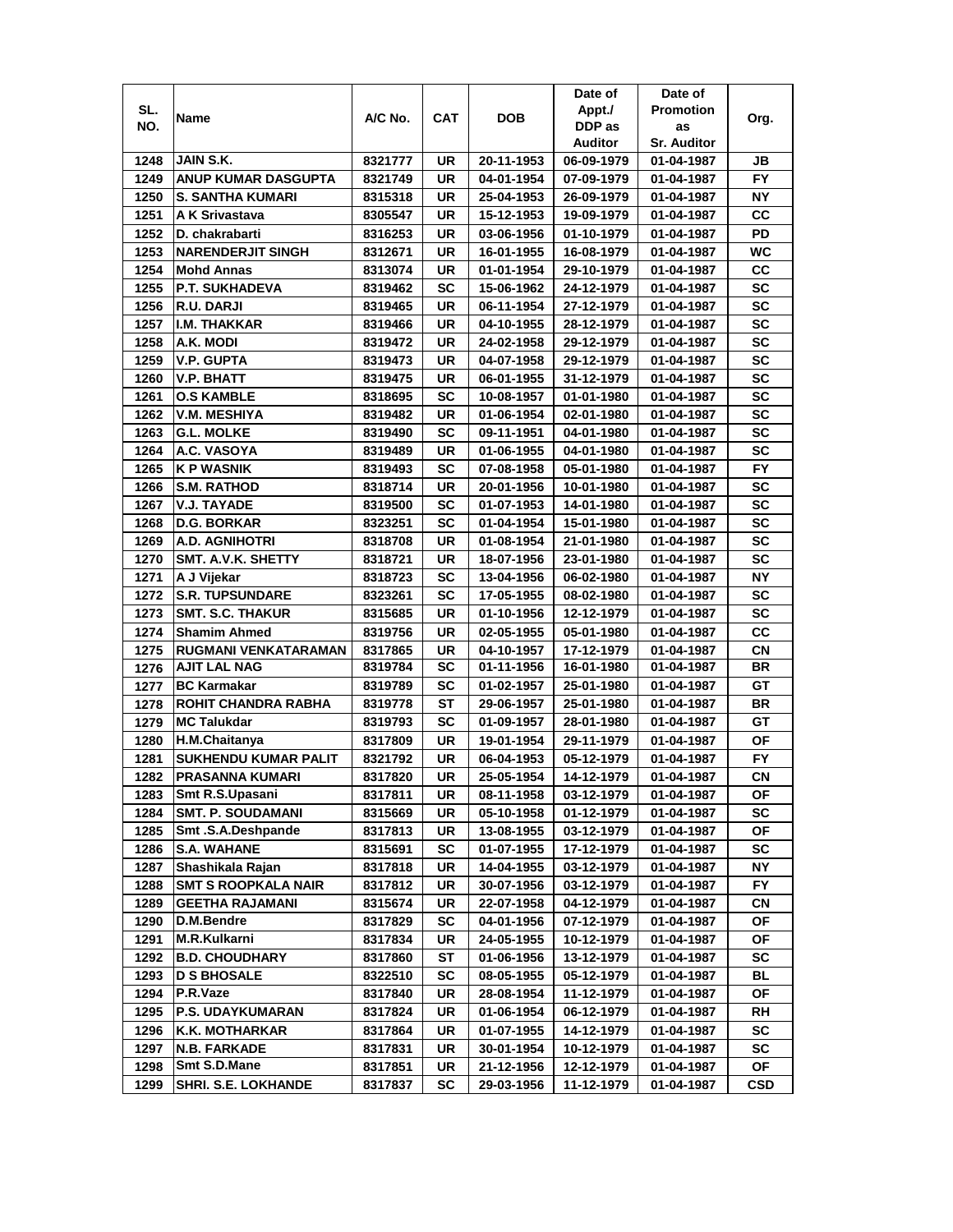| SL. NO. | Name | A/C No. | CAT | DOB | Date of Appt./ DDP as Auditor | Date of Promotion as Sr. Auditor | Org. |
|---|---|---|---|---|---|---|---|
| 1248 | JAIN S.K. | 8321777 | UR | 20-11-1953 | 06-09-1979 | 01-04-1987 | JB |
| 1249 | ANUP KUMAR DASGUPTA | 8321749 | UR | 04-01-1954 | 07-09-1979 | 01-04-1987 | FY |
| 1250 | S. SANTHA KUMARI | 8315318 | UR | 25-04-1953 | 26-09-1979 | 01-04-1987 | NY |
| 1251 | A K Srivastava | 8305547 | UR | 15-12-1953 | 19-09-1979 | 01-04-1987 | CC |
| 1252 | D. chakrabarti | 8316253 | UR | 03-06-1956 | 01-10-1979 | 01-04-1987 | PD |
| 1253 | NARENDERJIT SINGH | 8312671 | UR | 16-01-1955 | 16-08-1979 | 01-04-1987 | WC |
| 1254 | Mohd Annas | 8313074 | UR | 01-01-1954 | 29-10-1979 | 01-04-1987 | CC |
| 1255 | P.T. SUKHADEVA | 8319462 | SC | 15-06-1962 | 24-12-1979 | 01-04-1987 | SC |
| 1256 | R.U. DARJI | 8319465 | UR | 06-11-1954 | 27-12-1979 | 01-04-1987 | SC |
| 1257 | I.M. THAKKAR | 8319466 | UR | 04-10-1955 | 28-12-1979 | 01-04-1987 | SC |
| 1258 | A.K. MODI | 8319472 | UR | 24-02-1958 | 29-12-1979 | 01-04-1987 | SC |
| 1259 | V.P. GUPTA | 8319473 | UR | 04-07-1958 | 29-12-1979 | 01-04-1987 | SC |
| 1260 | V.P. BHATT | 8319475 | UR | 06-01-1955 | 31-12-1979 | 01-04-1987 | SC |
| 1261 | O.S KAMBLE | 8318695 | SC | 10-08-1957 | 01-01-1980 | 01-04-1987 | SC |
| 1262 | V.M. MESHIYA | 8319482 | UR | 01-06-1954 | 02-01-1980 | 01-04-1987 | SC |
| 1263 | G.L. MOLKE | 8319490 | SC | 09-11-1951 | 04-01-1980 | 01-04-1987 | SC |
| 1264 | A.C. VASOYA | 8319489 | UR | 01-06-1955 | 04-01-1980 | 01-04-1987 | SC |
| 1265 | K P WASNIK | 8319493 | SC | 07-08-1958 | 05-01-1980 | 01-04-1987 | FY |
| 1266 | S.M. RATHOD | 8318714 | UR | 20-01-1956 | 10-01-1980 | 01-04-1987 | SC |
| 1267 | V.J. TAYADE | 8319500 | SC | 01-07-1953 | 14-01-1980 | 01-04-1987 | SC |
| 1268 | D.G. BORKAR | 8323251 | SC | 01-04-1954 | 15-01-1980 | 01-04-1987 | SC |
| 1269 | A.D. AGNIHOTRI | 8318708 | UR | 01-08-1954 | 21-01-1980 | 01-04-1987 | SC |
| 1270 | SMT. A.V.K. SHETTY | 8318721 | UR | 18-07-1956 | 23-01-1980 | 01-04-1987 | SC |
| 1271 | A J Vijekar | 8318723 | SC | 13-04-1956 | 06-02-1980 | 01-04-1987 | NY |
| 1272 | S.R. TUPSUNDARE | 8323261 | SC | 17-05-1955 | 08-02-1980 | 01-04-1987 | SC |
| 1273 | SMT. S.C. THAKUR | 8315685 | UR | 01-10-1956 | 12-12-1979 | 01-04-1987 | SC |
| 1274 | Shamim Ahmed | 8319756 | UR | 02-05-1955 | 05-01-1980 | 01-04-1987 | CC |
| 1275 | RUGMANI VENKATARAMAN | 8317865 | UR | 04-10-1957 | 17-12-1979 | 01-04-1987 | CN |
| 1276 | AJIT LAL NAG | 8319784 | SC | 01-11-1956 | 16-01-1980 | 01-04-1987 | BR |
| 1277 | BC Karmakar | 8319789 | SC | 01-02-1957 | 25-01-1980 | 01-04-1987 | GT |
| 1278 | ROHIT CHANDRA RABHA | 8319778 | ST | 29-06-1957 | 25-01-1980 | 01-04-1987 | BR |
| 1279 | MC Talukdar | 8319793 | SC | 01-09-1957 | 28-01-1980 | 01-04-1987 | GT |
| 1280 | H.M.Chaitanya | 8317809 | UR | 19-01-1954 | 29-11-1979 | 01-04-1987 | OF |
| 1281 | SUKHENDU KUMAR PALIT | 8321792 | UR | 06-04-1953 | 05-12-1979 | 01-04-1987 | FY |
| 1282 | PRASANNA KUMARI | 8317820 | UR | 25-05-1954 | 14-12-1979 | 01-04-1987 | CN |
| 1283 | Smt R.S.Upasani | 8317811 | UR | 08-11-1958 | 03-12-1979 | 01-04-1987 | OF |
| 1284 | SMT. P. SOUDAMANI | 8315669 | UR | 05-10-1958 | 01-12-1979 | 01-04-1987 | SC |
| 1285 | Smt .S.A.Deshpande | 8317813 | UR | 13-08-1955 | 03-12-1979 | 01-04-1987 | OF |
| 1286 | S.A. WAHANE | 8315691 | SC | 01-07-1955 | 17-12-1979 | 01-04-1987 | SC |
| 1287 | Shashikala Rajan | 8317818 | UR | 14-04-1955 | 03-12-1979 | 01-04-1987 | NY |
| 1288 | SMT S ROOPKALA NAIR | 8317812 | UR | 30-07-1956 | 03-12-1979 | 01-04-1987 | FY |
| 1289 | GEETHA RAJAMANI | 8315674 | UR | 22-07-1958 | 04-12-1979 | 01-04-1987 | CN |
| 1290 | D.M.Bendre | 8317829 | SC | 04-01-1956 | 07-12-1979 | 01-04-1987 | OF |
| 1291 | M.R.Kulkarni | 8317834 | UR | 24-05-1955 | 10-12-1979 | 01-04-1987 | OF |
| 1292 | B.D. CHOUDHARY | 8317860 | ST | 01-06-1956 | 13-12-1979 | 01-04-1987 | SC |
| 1293 | D S BHOSALE | 8322510 | SC | 08-05-1955 | 05-12-1979 | 01-04-1987 | BL |
| 1294 | P.R.Vaze | 8317840 | UR | 28-08-1954 | 11-12-1979 | 01-04-1987 | OF |
| 1295 | P.S. UDAYKUMARAN | 8317824 | UR | 01-06-1954 | 06-12-1979 | 01-04-1987 | RH |
| 1296 | K.K. MOTHARKAR | 8317864 | UR | 01-07-1955 | 14-12-1979 | 01-04-1987 | SC |
| 1297 | N.B. FARKADE | 8317831 | UR | 30-01-1954 | 10-12-1979 | 01-04-1987 | SC |
| 1298 | Smt S.D.Mane | 8317851 | UR | 21-12-1956 | 12-12-1979 | 01-04-1987 | OF |
| 1299 | SHRI. S.E. LOKHANDE | 8317837 | SC | 29-03-1956 | 11-12-1979 | 01-04-1987 | CSD |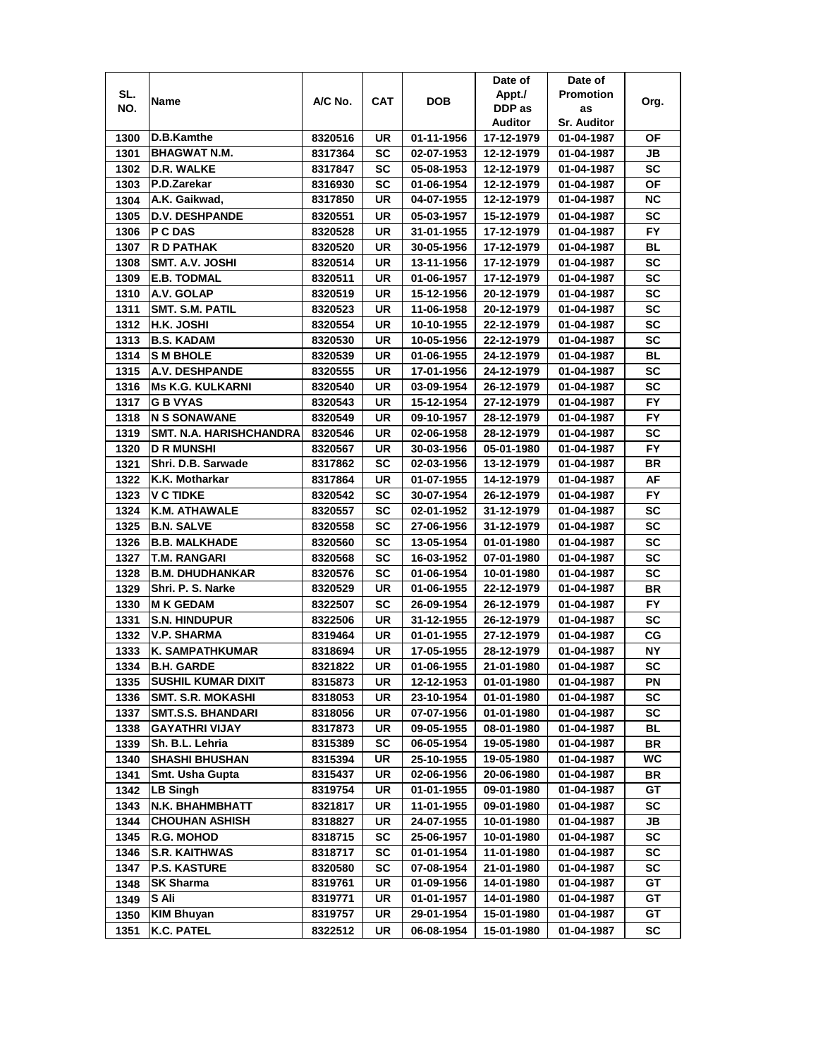| SL. NO. | Name | A/C No. | CAT | DOB | Date of Appt./ DDP as Auditor | Date of Promotion as Sr. Auditor | Org. |
|---|---|---|---|---|---|---|---|
| 1300 | D.B.Kamthe | 8320516 | UR | 01-11-1956 | 17-12-1979 | 01-04-1987 | OF |
| 1301 | BHAGWAT N.M. | 8317364 | SC | 02-07-1953 | 12-12-1979 | 01-04-1987 | JB |
| 1302 | D.R. WALKE | 8317847 | SC | 05-08-1953 | 12-12-1979 | 01-04-1987 | SC |
| 1303 | P.D.Zarekar | 8316930 | SC | 01-06-1954 | 12-12-1979 | 01-04-1987 | OF |
| 1304 | A.K. Gaikwad, | 8317850 | UR | 04-07-1955 | 12-12-1979 | 01-04-1987 | NC |
| 1305 | D.V. DESHPANDE | 8320551 | UR | 05-03-1957 | 15-12-1979 | 01-04-1987 | SC |
| 1306 | P C DAS | 8320528 | UR | 31-01-1955 | 17-12-1979 | 01-04-1987 | FY |
| 1307 | R D PATHAK | 8320520 | UR | 30-05-1956 | 17-12-1979 | 01-04-1987 | BL |
| 1308 | SMT. A.V. JOSHI | 8320514 | UR | 13-11-1956 | 17-12-1979 | 01-04-1987 | SC |
| 1309 | E.B. TODMAL | 8320511 | UR | 01-06-1957 | 17-12-1979 | 01-04-1987 | SC |
| 1310 | A.V. GOLAP | 8320519 | UR | 15-12-1956 | 20-12-1979 | 01-04-1987 | SC |
| 1311 | SMT. S.M. PATIL | 8320523 | UR | 11-06-1958 | 20-12-1979 | 01-04-1987 | SC |
| 1312 | H.K. JOSHI | 8320554 | UR | 10-10-1955 | 22-12-1979 | 01-04-1987 | SC |
| 1313 | B.S. KADAM | 8320530 | UR | 10-05-1956 | 22-12-1979 | 01-04-1987 | SC |
| 1314 | S M BHOLE | 8320539 | UR | 01-06-1955 | 24-12-1979 | 01-04-1987 | BL |
| 1315 | A.V. DESHPANDE | 8320555 | UR | 17-01-1956 | 24-12-1979 | 01-04-1987 | SC |
| 1316 | Ms K.G. KULKARNI | 8320540 | UR | 03-09-1954 | 26-12-1979 | 01-04-1987 | SC |
| 1317 | G B VYAS | 8320543 | UR | 15-12-1954 | 27-12-1979 | 01-04-1987 | FY |
| 1318 | N S SONAWANE | 8320549 | UR | 09-10-1957 | 28-12-1979 | 01-04-1987 | FY |
| 1319 | SMT. N.A. HARISHCHANDRA | 8320546 | UR | 02-06-1958 | 28-12-1979 | 01-04-1987 | SC |
| 1320 | D R MUNSHI | 8320567 | UR | 30-03-1956 | 05-01-1980 | 01-04-1987 | FY |
| 1321 | Shri. D.B. Sarwade | 8317862 | SC | 02-03-1956 | 13-12-1979 | 01-04-1987 | BR |
| 1322 | K.K. Motharkar | 8317864 | UR | 01-07-1955 | 14-12-1979 | 01-04-1987 | AF |
| 1323 | V C TIDKE | 8320542 | SC | 30-07-1954 | 26-12-1979 | 01-04-1987 | FY |
| 1324 | K.M. ATHAWALE | 8320557 | SC | 02-01-1952 | 31-12-1979 | 01-04-1987 | SC |
| 1325 | B.N. SALVE | 8320558 | SC | 27-06-1956 | 31-12-1979 | 01-04-1987 | SC |
| 1326 | B.B. MALKHADE | 8320560 | SC | 13-05-1954 | 01-01-1980 | 01-04-1987 | SC |
| 1327 | T.M. RANGARI | 8320568 | SC | 16-03-1952 | 07-01-1980 | 01-04-1987 | SC |
| 1328 | B.M. DHUDHANKAR | 8320576 | SC | 01-06-1954 | 10-01-1980 | 01-04-1987 | SC |
| 1329 | Shri. P. S. Narke | 8320529 | UR | 01-06-1955 | 22-12-1979 | 01-04-1987 | BR |
| 1330 | M K GEDAM | 8322507 | SC | 26-09-1954 | 26-12-1979 | 01-04-1987 | FY |
| 1331 | S.N. HINDUPUR | 8322506 | UR | 31-12-1955 | 26-12-1979 | 01-04-1987 | SC |
| 1332 | V.P. SHARMA | 8319464 | UR | 01-01-1955 | 27-12-1979 | 01-04-1987 | CG |
| 1333 | K. SAMPATHKUMAR | 8318694 | UR | 17-05-1955 | 28-12-1979 | 01-04-1987 | NY |
| 1334 | B.H. GARDE | 8321822 | UR | 01-06-1955 | 21-01-1980 | 01-04-1987 | SC |
| 1335 | SUSHIL KUMAR DIXIT | 8315873 | UR | 12-12-1953 | 01-01-1980 | 01-04-1987 | PN |
| 1336 | SMT. S.R. MOKASHI | 8318053 | UR | 23-10-1954 | 01-01-1980 | 01-04-1987 | SC |
| 1337 | SMT.S.S. BHANDARI | 8318056 | UR | 07-07-1956 | 01-01-1980 | 01-04-1987 | SC |
| 1338 | GAYATHRI VIJAY | 8317873 | UR | 09-05-1955 | 08-01-1980 | 01-04-1987 | BL |
| 1339 | Sh. B.L. Lehria | 8315389 | SC | 06-05-1954 | 19-05-1980 | 01-04-1987 | BR |
| 1340 | SHASHI BHUSHAN | 8315394 | UR | 25-10-1955 | 19-05-1980 | 01-04-1987 | WC |
| 1341 | Smt. Usha Gupta | 8315437 | UR | 02-06-1956 | 20-06-1980 | 01-04-1987 | BR |
| 1342 | LB Singh | 8319754 | UR | 01-01-1955 | 09-01-1980 | 01-04-1987 | GT |
| 1343 | N.K. BHAHMBHATT | 8321817 | UR | 11-01-1955 | 09-01-1980 | 01-04-1987 | SC |
| 1344 | CHOUHAN ASHISH | 8318827 | UR | 24-07-1955 | 10-01-1980 | 01-04-1987 | JB |
| 1345 | R.G. MOHOD | 8318715 | SC | 25-06-1957 | 10-01-1980 | 01-04-1987 | SC |
| 1346 | S.R. KAITHWAS | 8318717 | SC | 01-01-1954 | 11-01-1980 | 01-04-1987 | SC |
| 1347 | P.S. KASTURE | 8320580 | SC | 07-08-1954 | 21-01-1980 | 01-04-1987 | SC |
| 1348 | SK Sharma | 8319761 | UR | 01-09-1956 | 14-01-1980 | 01-04-1987 | GT |
| 1349 | S Ali | 8319771 | UR | 01-01-1957 | 14-01-1980 | 01-04-1987 | GT |
| 1350 | KIM Bhuyan | 8319757 | UR | 29-01-1954 | 15-01-1980 | 01-04-1987 | GT |
| 1351 | K.C. PATEL | 8322512 | UR | 06-08-1954 | 15-01-1980 | 01-04-1987 | SC |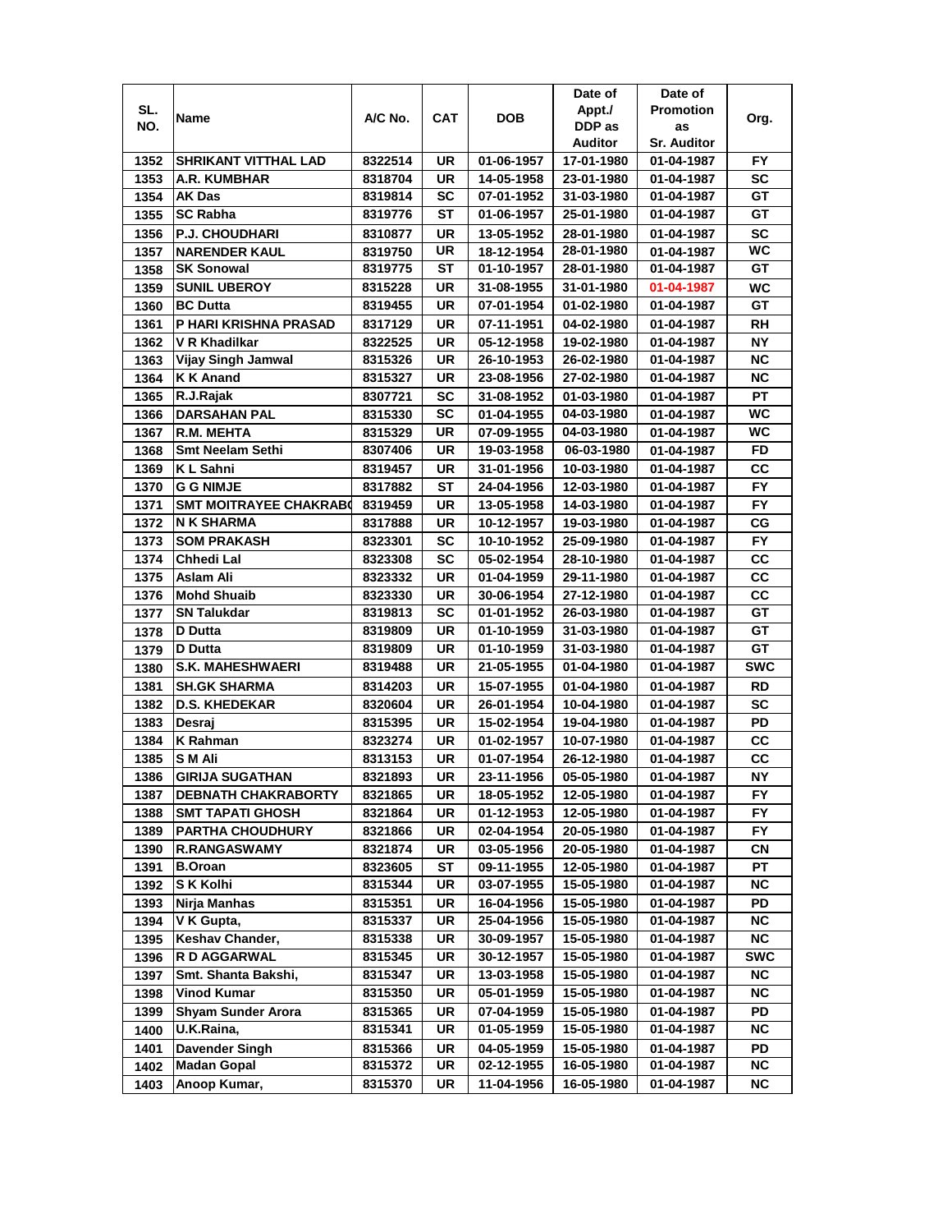| SL. NO. | Name | A/C No. | CAT | DOB | Date of Appt./ DDP as Auditor | Date of Promotion as Sr. Auditor | Org. |
|---|---|---|---|---|---|---|---|
| 1352 | SHRIKANT VITTHAL LAD | 8322514 | UR | 01-06-1957 | 17-01-1980 | 01-04-1987 | FY |
| 1353 | A.R. KUMBHAR | 8318704 | UR | 14-05-1958 | 23-01-1980 | 01-04-1987 | SC |
| 1354 | AK Das | 8319814 | SC | 07-01-1952 | 31-03-1980 | 01-04-1987 | GT |
| 1355 | SC Rabha | 8319776 | ST | 01-06-1957 | 25-01-1980 | 01-04-1987 | GT |
| 1356 | P.J. CHOUDHARI | 8310877 | UR | 13-05-1952 | 28-01-1980 | 01-04-1987 | SC |
| 1357 | NARENDER KAUL | 8319750 | UR | 18-12-1954 | 28-01-1980 | 01-04-1987 | WC |
| 1358 | SK Sonowal | 8319775 | ST | 01-10-1957 | 28-01-1980 | 01-04-1987 | GT |
| 1359 | SUNIL UBEROY | 8315228 | UR | 31-08-1955 | 31-01-1980 | 01-04-1987 | WC |
| 1360 | BC Dutta | 8319455 | UR | 07-01-1954 | 01-02-1980 | 01-04-1987 | GT |
| 1361 | P HARI KRISHNA PRASAD | 8317129 | UR | 07-11-1951 | 04-02-1980 | 01-04-1987 | RH |
| 1362 | V R Khadilkar | 8322525 | UR | 05-12-1958 | 19-02-1980 | 01-04-1987 | NY |
| 1363 | Vijay Singh Jamwal | 8315326 | UR | 26-10-1953 | 26-02-1980 | 01-04-1987 | NC |
| 1364 | K K Anand | 8315327 | UR | 23-08-1956 | 27-02-1980 | 01-04-1987 | NC |
| 1365 | R.J.Rajak | 8307721 | SC | 31-08-1952 | 01-03-1980 | 01-04-1987 | PT |
| 1366 | DARSAHAN PAL | 8315330 | SC | 01-04-1955 | 04-03-1980 | 01-04-1987 | WC |
| 1367 | R.M. MEHTA | 8315329 | UR | 07-09-1955 | 04-03-1980 | 01-04-1987 | WC |
| 1368 | Smt Neelam Sethi | 8307406 | UR | 19-03-1958 | 06-03-1980 | 01-04-1987 | FD |
| 1369 | K L Sahni | 8319457 | UR | 31-01-1956 | 10-03-1980 | 01-04-1987 | CC |
| 1370 | G G NIMJE | 8317882 | ST | 24-04-1956 | 12-03-1980 | 01-04-1987 | FY |
| 1371 | SMT MOITRAYEE CHAKRAB( | 8319459 | UR | 13-05-1958 | 14-03-1980 | 01-04-1987 | FY |
| 1372 | N K SHARMA | 8317888 | UR | 10-12-1957 | 19-03-1980 | 01-04-1987 | CG |
| 1373 | SOM PRAKASH | 8323301 | SC | 10-10-1952 | 25-09-1980 | 01-04-1987 | FY |
| 1374 | Chhedi Lal | 8323308 | SC | 05-02-1954 | 28-10-1980 | 01-04-1987 | CC |
| 1375 | Aslam Ali | 8323332 | UR | 01-04-1959 | 29-11-1980 | 01-04-1987 | CC |
| 1376 | Mohd Shuaib | 8323330 | UR | 30-06-1954 | 27-12-1980 | 01-04-1987 | CC |
| 1377 | SN Talukdar | 8319813 | SC | 01-01-1952 | 26-03-1980 | 01-04-1987 | GT |
| 1378 | D Dutta | 8319809 | UR | 01-10-1959 | 31-03-1980 | 01-04-1987 | GT |
| 1379 | D Dutta | 8319809 | UR | 01-10-1959 | 31-03-1980 | 01-04-1987 | GT |
| 1380 | S.K. MAHESHWAERI | 8319488 | UR | 21-05-1955 | 01-04-1980 | 01-04-1987 | SWC |
| 1381 | SH.GK SHARMA | 8314203 | UR | 15-07-1955 | 01-04-1980 | 01-04-1987 | RD |
| 1382 | D.S. KHEDEKAR | 8320604 | UR | 26-01-1954 | 10-04-1980 | 01-04-1987 | SC |
| 1383 | Desraj | 8315395 | UR | 15-02-1954 | 19-04-1980 | 01-04-1987 | PD |
| 1384 | K Rahman | 8323274 | UR | 01-02-1957 | 10-07-1980 | 01-04-1987 | CC |
| 1385 | S M Ali | 8313153 | UR | 01-07-1954 | 26-12-1980 | 01-04-1987 | CC |
| 1386 | GIRIJA SUGATHAN | 8321893 | UR | 23-11-1956 | 05-05-1980 | 01-04-1987 | NY |
| 1387 | DEBNATH CHAKRABORTY | 8321865 | UR | 18-05-1952 | 12-05-1980 | 01-04-1987 | FY |
| 1388 | SMT TAPATI GHOSH | 8321864 | UR | 01-12-1953 | 12-05-1980 | 01-04-1987 | FY |
| 1389 | PARTHA CHOUDHURY | 8321866 | UR | 02-04-1954 | 20-05-1980 | 01-04-1987 | FY |
| 1390 | R.RANGASWAMY | 8321874 | UR | 03-05-1956 | 20-05-1980 | 01-04-1987 | CN |
| 1391 | B.Oroan | 8323605 | ST | 09-11-1955 | 12-05-1980 | 01-04-1987 | PT |
| 1392 | S K Kolhi | 8315344 | UR | 03-07-1955 | 15-05-1980 | 01-04-1987 | NC |
| 1393 | Nirja Manhas | 8315351 | UR | 16-04-1956 | 15-05-1980 | 01-04-1987 | PD |
| 1394 | V K Gupta, | 8315337 | UR | 25-04-1956 | 15-05-1980 | 01-04-1987 | NC |
| 1395 | Keshav Chander, | 8315338 | UR | 30-09-1957 | 15-05-1980 | 01-04-1987 | NC |
| 1396 | R D AGGARWAL | 8315345 | UR | 30-12-1957 | 15-05-1980 | 01-04-1987 | SWC |
| 1397 | Smt. Shanta Bakshi, | 8315347 | UR | 13-03-1958 | 15-05-1980 | 01-04-1987 | NC |
| 1398 | Vinod Kumar | 8315350 | UR | 05-01-1959 | 15-05-1980 | 01-04-1987 | NC |
| 1399 | Shyam Sunder Arora | 8315365 | UR | 07-04-1959 | 15-05-1980 | 01-04-1987 | PD |
| 1400 | U.K.Raina, | 8315341 | UR | 01-05-1959 | 15-05-1980 | 01-04-1987 | NC |
| 1401 | Davender Singh | 8315366 | UR | 04-05-1959 | 15-05-1980 | 01-04-1987 | PD |
| 1402 | Madan Gopal | 8315372 | UR | 02-12-1955 | 16-05-1980 | 01-04-1987 | NC |
| 1403 | Anoop Kumar, | 8315370 | UR | 11-04-1956 | 16-05-1980 | 01-04-1987 | NC |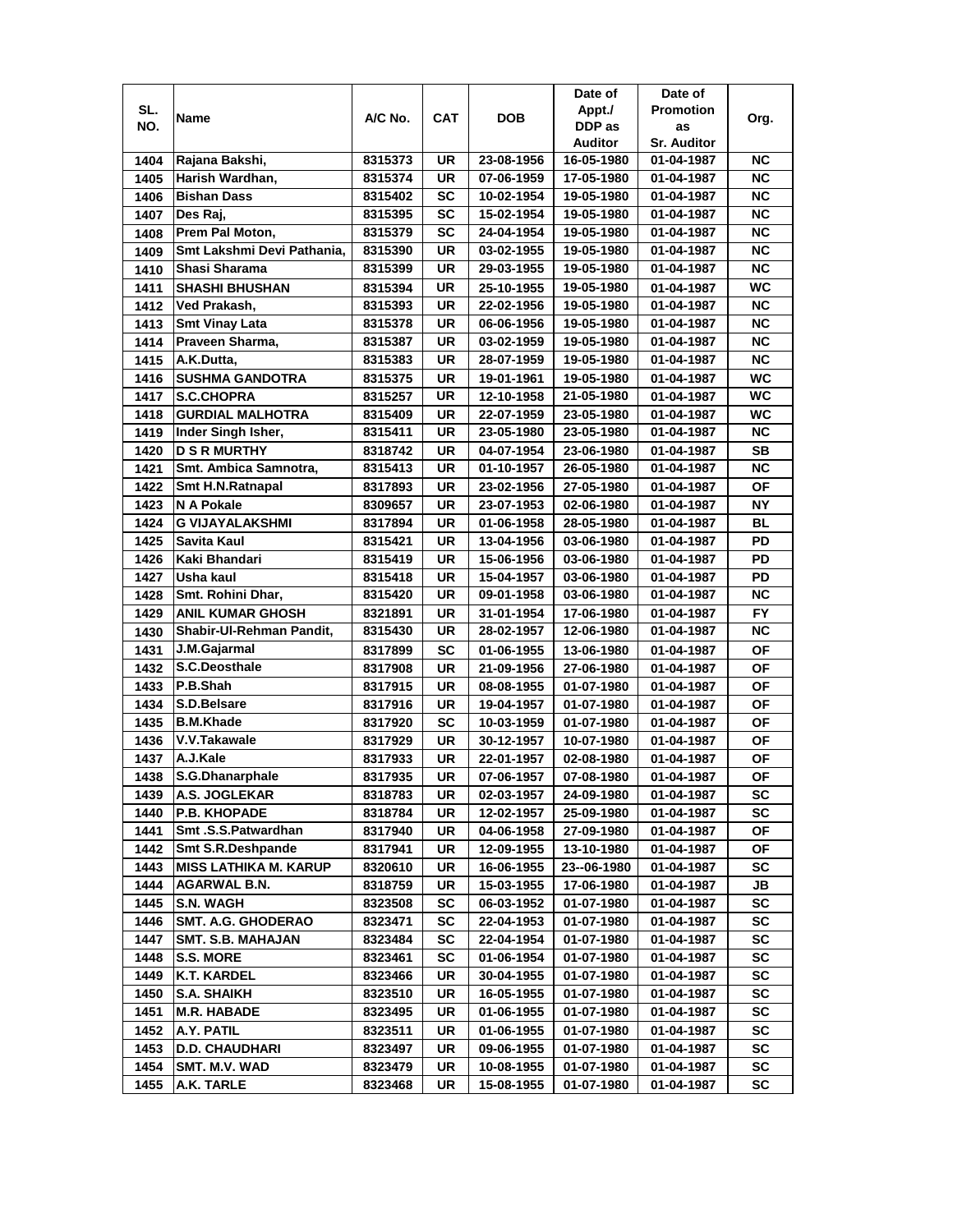| SL. NO. | Name | A/C No. | CAT | DOB | Date of Appt./ DDP as Auditor | Date of Promotion as Sr. Auditor | Org. |
|---|---|---|---|---|---|---|---|
| 1404 | Rajana Bakshi, | 8315373 | UR | 23-08-1956 | 16-05-1980 | 01-04-1987 | NC |
| 1405 | Harish Wardhan, | 8315374 | UR | 07-06-1959 | 17-05-1980 | 01-04-1987 | NC |
| 1406 | Bishan Dass | 8315402 | SC | 10-02-1954 | 19-05-1980 | 01-04-1987 | NC |
| 1407 | Des Raj, | 8315395 | SC | 15-02-1954 | 19-05-1980 | 01-04-1987 | NC |
| 1408 | Prem Pal Moton, | 8315379 | SC | 24-04-1954 | 19-05-1980 | 01-04-1987 | NC |
| 1409 | Smt Lakshmi Devi Pathania, | 8315390 | UR | 03-02-1955 | 19-05-1980 | 01-04-1987 | NC |
| 1410 | Shasi Sharama | 8315399 | UR | 29-03-1955 | 19-05-1980 | 01-04-1987 | NC |
| 1411 | SHASHI BHUSHAN | 8315394 | UR | 25-10-1955 | 19-05-1980 | 01-04-1987 | WC |
| 1412 | Ved Prakash, | 8315393 | UR | 22-02-1956 | 19-05-1980 | 01-04-1987 | NC |
| 1413 | Smt Vinay Lata | 8315378 | UR | 06-06-1956 | 19-05-1980 | 01-04-1987 | NC |
| 1414 | Praveen Sharma, | 8315387 | UR | 03-02-1959 | 19-05-1980 | 01-04-1987 | NC |
| 1415 | A.K.Dutta, | 8315383 | UR | 28-07-1959 | 19-05-1980 | 01-04-1987 | NC |
| 1416 | SUSHMA GANDOTRA | 8315375 | UR | 19-01-1961 | 19-05-1980 | 01-04-1987 | WC |
| 1417 | S.C.CHOPRA | 8315257 | UR | 12-10-1958 | 21-05-1980 | 01-04-1987 | WC |
| 1418 | GURDIAL MALHOTRA | 8315409 | UR | 22-07-1959 | 23-05-1980 | 01-04-1987 | WC |
| 1419 | Inder Singh Isher, | 8315411 | UR | 23-05-1980 | 23-05-1980 | 01-04-1987 | NC |
| 1420 | D S R MURTHY | 8318742 | UR | 04-07-1954 | 23-06-1980 | 01-04-1987 | SB |
| 1421 | Smt. Ambica Samnotra, | 8315413 | UR | 01-10-1957 | 26-05-1980 | 01-04-1987 | NC |
| 1422 | Smt H.N.Ratnapal | 8317893 | UR | 23-02-1956 | 27-05-1980 | 01-04-1987 | OF |
| 1423 | N A Pokale | 8309657 | UR | 23-07-1953 | 02-06-1980 | 01-04-1987 | NY |
| 1424 | G VIJAYALAKSHMI | 8317894 | UR | 01-06-1958 | 28-05-1980 | 01-04-1987 | BL |
| 1425 | Savita Kaul | 8315421 | UR | 13-04-1956 | 03-06-1980 | 01-04-1987 | PD |
| 1426 | Kaki Bhandari | 8315419 | UR | 15-06-1956 | 03-06-1980 | 01-04-1987 | PD |
| 1427 | Usha kaul | 8315418 | UR | 15-04-1957 | 03-06-1980 | 01-04-1987 | PD |
| 1428 | Smt. Rohini Dhar, | 8315420 | UR | 09-01-1958 | 03-06-1980 | 01-04-1987 | NC |
| 1429 | ANIL KUMAR GHOSH | 8321891 | UR | 31-01-1954 | 17-06-1980 | 01-04-1987 | FY |
| 1430 | Shabir-Ul-Rehman Pandit, | 8315430 | UR | 28-02-1957 | 12-06-1980 | 01-04-1987 | NC |
| 1431 | J.M.Gajarmal | 8317899 | SC | 01-06-1955 | 13-06-1980 | 01-04-1987 | OF |
| 1432 | S.C.Deosthale | 8317908 | UR | 21-09-1956 | 27-06-1980 | 01-04-1987 | OF |
| 1433 | P.B.Shah | 8317915 | UR | 08-08-1955 | 01-07-1980 | 01-04-1987 | OF |
| 1434 | S.D.Belsare | 8317916 | UR | 19-04-1957 | 01-07-1980 | 01-04-1987 | OF |
| 1435 | B.M.Khade | 8317920 | SC | 10-03-1959 | 01-07-1980 | 01-04-1987 | OF |
| 1436 | V.V.Takawale | 8317929 | UR | 30-12-1957 | 10-07-1980 | 01-04-1987 | OF |
| 1437 | A.J.Kale | 8317933 | UR | 22-01-1957 | 02-08-1980 | 01-04-1987 | OF |
| 1438 | S.G.Dhanarphale | 8317935 | UR | 07-06-1957 | 07-08-1980 | 01-04-1987 | OF |
| 1439 | A.S. JOGLEKAR | 8318783 | UR | 02-03-1957 | 24-09-1980 | 01-04-1987 | SC |
| 1440 | P.B. KHOPADE | 8318784 | UR | 12-02-1957 | 25-09-1980 | 01-04-1987 | SC |
| 1441 | Smt .S.S.Patwardhan | 8317940 | UR | 04-06-1958 | 27-09-1980 | 01-04-1987 | OF |
| 1442 | Smt S.R.Deshpande | 8317941 | UR | 12-09-1955 | 13-10-1980 | 01-04-1987 | OF |
| 1443 | MISS LATHIKA M. KARUP | 8320610 | UR | 16-06-1955 | 23--06-1980 | 01-04-1987 | SC |
| 1444 | AGARWAL B.N. | 8318759 | UR | 15-03-1955 | 17-06-1980 | 01-04-1987 | JB |
| 1445 | S.N. WAGH | 8323508 | SC | 06-03-1952 | 01-07-1980 | 01-04-1987 | SC |
| 1446 | SMT. A.G. GHODERAO | 8323471 | SC | 22-04-1953 | 01-07-1980 | 01-04-1987 | SC |
| 1447 | SMT. S.B. MAHAJAN | 8323484 | SC | 22-04-1954 | 01-07-1980 | 01-04-1987 | SC |
| 1448 | S.S. MORE | 8323461 | SC | 01-06-1954 | 01-07-1980 | 01-04-1987 | SC |
| 1449 | K.T. KARDEL | 8323466 | UR | 30-04-1955 | 01-07-1980 | 01-04-1987 | SC |
| 1450 | S.A. SHAIKH | 8323510 | UR | 16-05-1955 | 01-07-1980 | 01-04-1987 | SC |
| 1451 | M.R. HABADE | 8323495 | UR | 01-06-1955 | 01-07-1980 | 01-04-1987 | SC |
| 1452 | A.Y. PATIL | 8323511 | UR | 01-06-1955 | 01-07-1980 | 01-04-1987 | SC |
| 1453 | D.D. CHAUDHARI | 8323497 | UR | 09-06-1955 | 01-07-1980 | 01-04-1987 | SC |
| 1454 | SMT. M.V. WAD | 8323479 | UR | 10-08-1955 | 01-07-1980 | 01-04-1987 | SC |
| 1455 | A.K. TARLE | 8323468 | UR | 15-08-1955 | 01-07-1980 | 01-04-1987 | SC |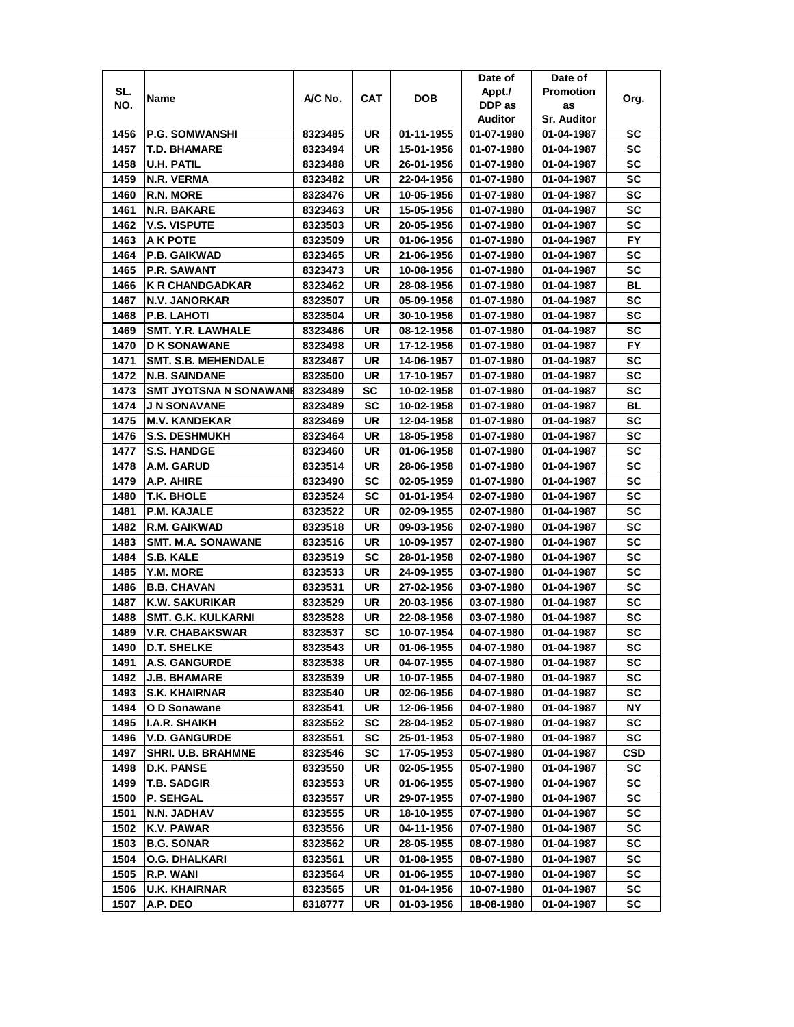| SL. NO. | Name | A/C No. | CAT | DOB | Date of Appt./ DDP as Auditor | Date of Promotion as Sr. Auditor | Org. |
|---|---|---|---|---|---|---|---|
| 1456 | P.G. SOMWANSHI | 8323485 | UR | 01-11-1955 | 01-07-1980 | 01-04-1987 | SC |
| 1457 | T.D. BHAMARE | 8323494 | UR | 15-01-1956 | 01-07-1980 | 01-04-1987 | SC |
| 1458 | U.H. PATIL | 8323488 | UR | 26-01-1956 | 01-07-1980 | 01-04-1987 | SC |
| 1459 | N.R. VERMA | 8323482 | UR | 22-04-1956 | 01-07-1980 | 01-04-1987 | SC |
| 1460 | R.N. MORE | 8323476 | UR | 10-05-1956 | 01-07-1980 | 01-04-1987 | SC |
| 1461 | N.R. BAKARE | 8323463 | UR | 15-05-1956 | 01-07-1980 | 01-04-1987 | SC |
| 1462 | V.S. VISPUTE | 8323503 | UR | 20-05-1956 | 01-07-1980 | 01-04-1987 | SC |
| 1463 | A K POTE | 8323509 | UR | 01-06-1956 | 01-07-1980 | 01-04-1987 | FY |
| 1464 | P.B. GAIKWAD | 8323465 | UR | 21-06-1956 | 01-07-1980 | 01-04-1987 | SC |
| 1465 | P.R. SAWANT | 8323473 | UR | 10-08-1956 | 01-07-1980 | 01-04-1987 | SC |
| 1466 | K R CHANDGADKAR | 8323462 | UR | 28-08-1956 | 01-07-1980 | 01-04-1987 | BL |
| 1467 | N.V. JANORKAR | 8323507 | UR | 05-09-1956 | 01-07-1980 | 01-04-1987 | SC |
| 1468 | P.B. LAHOTI | 8323504 | UR | 30-10-1956 | 01-07-1980 | 01-04-1987 | SC |
| 1469 | SMT. Y.R. LAWHALE | 8323486 | UR | 08-12-1956 | 01-07-1980 | 01-04-1987 | SC |
| 1470 | D K SONAWANE | 8323498 | UR | 17-12-1956 | 01-07-1980 | 01-04-1987 | FY |
| 1471 | SMT. S.B. MEHENDALE | 8323467 | UR | 14-06-1957 | 01-07-1980 | 01-04-1987 | SC |
| 1472 | N.B. SAINDANE | 8323500 | UR | 17-10-1957 | 01-07-1980 | 01-04-1987 | SC |
| 1473 | SMT JYOTSNA N SONAWANE | 8323489 | SC | 10-02-1958 | 01-07-1980 | 01-04-1987 | SC |
| 1474 | J N SONAVANE | 8323489 | SC | 10-02-1958 | 01-07-1980 | 01-04-1987 | BL |
| 1475 | M.V. KANDEKAR | 8323469 | UR | 12-04-1958 | 01-07-1980 | 01-04-1987 | SC |
| 1476 | S.S. DESHMUKH | 8323464 | UR | 18-05-1958 | 01-07-1980 | 01-04-1987 | SC |
| 1477 | S.S. HANDGE | 8323460 | UR | 01-06-1958 | 01-07-1980 | 01-04-1987 | SC |
| 1478 | A.M. GARUD | 8323514 | UR | 28-06-1958 | 01-07-1980 | 01-04-1987 | SC |
| 1479 | A.P. AHIRE | 8323490 | SC | 02-05-1959 | 01-07-1980 | 01-04-1987 | SC |
| 1480 | T.K. BHOLE | 8323524 | SC | 01-01-1954 | 02-07-1980 | 01-04-1987 | SC |
| 1481 | P.M. KAJALE | 8323522 | UR | 02-09-1955 | 02-07-1980 | 01-04-1987 | SC |
| 1482 | R.M. GAIKWAD | 8323518 | UR | 09-03-1956 | 02-07-1980 | 01-04-1987 | SC |
| 1483 | SMT. M.A. SONAWANE | 8323516 | UR | 10-09-1957 | 02-07-1980 | 01-04-1987 | SC |
| 1484 | S.B. KALE | 8323519 | SC | 28-01-1958 | 02-07-1980 | 01-04-1987 | SC |
| 1485 | Y.M. MORE | 8323533 | UR | 24-09-1955 | 03-07-1980 | 01-04-1987 | SC |
| 1486 | B.B. CHAVAN | 8323531 | UR | 27-02-1956 | 03-07-1980 | 01-04-1987 | SC |
| 1487 | K.W. SAKURIKAR | 8323529 | UR | 20-03-1956 | 03-07-1980 | 01-04-1987 | SC |
| 1488 | SMT. G.K. KULKARNI | 8323528 | UR | 22-08-1956 | 03-07-1980 | 01-04-1987 | SC |
| 1489 | V.R. CHABAKSWAR | 8323537 | SC | 10-07-1954 | 04-07-1980 | 01-04-1987 | SC |
| 1490 | D.T. SHELKE | 8323543 | UR | 01-06-1955 | 04-07-1980 | 01-04-1987 | SC |
| 1491 | A.S. GANGURDE | 8323538 | UR | 04-07-1955 | 04-07-1980 | 01-04-1987 | SC |
| 1492 | J.B. BHAMARE | 8323539 | UR | 10-07-1955 | 04-07-1980 | 01-04-1987 | SC |
| 1493 | S.K. KHAIRNAR | 8323540 | UR | 02-06-1956 | 04-07-1980 | 01-04-1987 | SC |
| 1494 | O D Sonawane | 8323541 | UR | 12-06-1956 | 04-07-1980 | 01-04-1987 | NY |
| 1495 | I.A.R. SHAIKH | 8323552 | SC | 28-04-1952 | 05-07-1980 | 01-04-1987 | SC |
| 1496 | V.D. GANGURDE | 8323551 | SC | 25-01-1953 | 05-07-1980 | 01-04-1987 | SC |
| 1497 | SHRI. U.B. BRAHMNE | 8323546 | SC | 17-05-1953 | 05-07-1980 | 01-04-1987 | CSD |
| 1498 | D.K. PANSE | 8323550 | UR | 02-05-1955 | 05-07-1980 | 01-04-1987 | SC |
| 1499 | T.B. SADGIR | 8323553 | UR | 01-06-1955 | 05-07-1980 | 01-04-1987 | SC |
| 1500 | P. SEHGAL | 8323557 | UR | 29-07-1955 | 07-07-1980 | 01-04-1987 | SC |
| 1501 | N.N. JADHAV | 8323555 | UR | 18-10-1955 | 07-07-1980 | 01-04-1987 | SC |
| 1502 | K.V. PAWAR | 8323556 | UR | 04-11-1956 | 07-07-1980 | 01-04-1987 | SC |
| 1503 | B.G. SONAR | 8323562 | UR | 28-05-1955 | 08-07-1980 | 01-04-1987 | SC |
| 1504 | O.G. DHALKARI | 8323561 | UR | 01-08-1955 | 08-07-1980 | 01-04-1987 | SC |
| 1505 | R.P. WANI | 8323564 | UR | 01-06-1955 | 10-07-1980 | 01-04-1987 | SC |
| 1506 | U.K. KHAIRNAR | 8323565 | UR | 01-04-1956 | 10-07-1980 | 01-04-1987 | SC |
| 1507 | A.P. DEO | 8318777 | UR | 01-03-1956 | 18-08-1980 | 01-04-1987 | SC |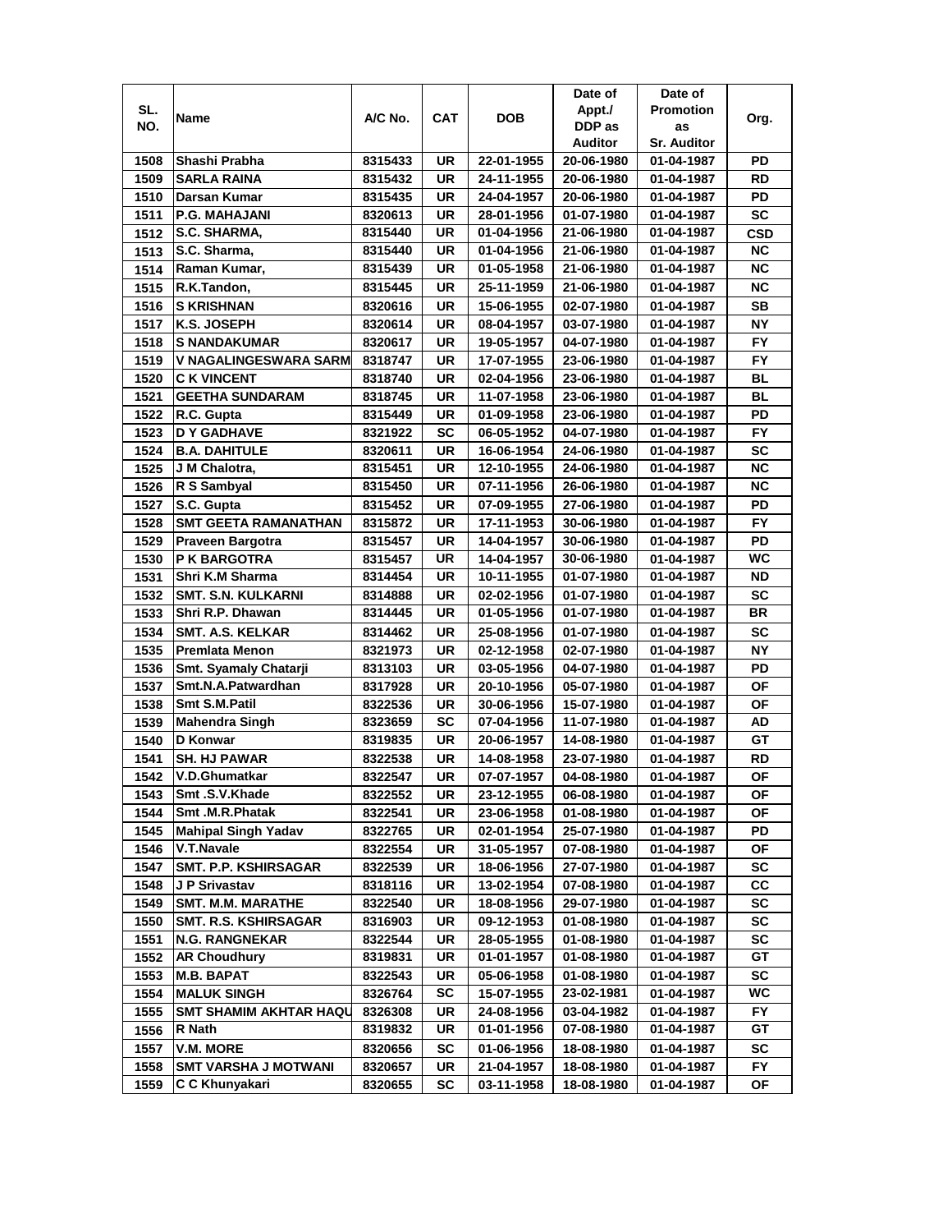| SL. NO. | Name | A/C No. | CAT | DOB | Date of Appt./ DDP as Auditor | Date of Promotion as Sr. Auditor | Org. |
|---|---|---|---|---|---|---|---|
| 1508 | Shashi Prabha | 8315433 | UR | 22-01-1955 | 20-06-1980 | 01-04-1987 | PD |
| 1509 | SARLA RAINA | 8315432 | UR | 24-11-1955 | 20-06-1980 | 01-04-1987 | RD |
| 1510 | Darsan Kumar | 8315435 | UR | 24-04-1957 | 20-06-1980 | 01-04-1987 | PD |
| 1511 | P.G. MAHAJANI | 8320613 | UR | 28-01-1956 | 01-07-1980 | 01-04-1987 | SC |
| 1512 | S.C. SHARMA, | 8315440 | UR | 01-04-1956 | 21-06-1980 | 01-04-1987 | CSD |
| 1513 | S.C. Sharma, | 8315440 | UR | 01-04-1956 | 21-06-1980 | 01-04-1987 | NC |
| 1514 | Raman Kumar, | 8315439 | UR | 01-05-1958 | 21-06-1980 | 01-04-1987 | NC |
| 1515 | R.K.Tandon, | 8315445 | UR | 25-11-1959 | 21-06-1980 | 01-04-1987 | NC |
| 1516 | S KRISHNAN | 8320616 | UR | 15-06-1955 | 02-07-1980 | 01-04-1987 | SB |
| 1517 | K.S. JOSEPH | 8320614 | UR | 08-04-1957 | 03-07-1980 | 01-04-1987 | NY |
| 1518 | S NANDAKUMAR | 8320617 | UR | 19-05-1957 | 04-07-1980 | 01-04-1987 | FY |
| 1519 | V NAGALINGESWARA SARM | 8318747 | UR | 17-07-1955 | 23-06-1980 | 01-04-1987 | FY |
| 1520 | C K VINCENT | 8318740 | UR | 02-04-1956 | 23-06-1980 | 01-04-1987 | BL |
| 1521 | GEETHA SUNDARAM | 8318745 | UR | 11-07-1958 | 23-06-1980 | 01-04-1987 | BL |
| 1522 | R.C. Gupta | 8315449 | UR | 01-09-1958 | 23-06-1980 | 01-04-1987 | PD |
| 1523 | D Y GADHAVE | 8321922 | SC | 06-05-1952 | 04-07-1980 | 01-04-1987 | FY |
| 1524 | B.A. DAHITULE | 8320611 | UR | 16-06-1954 | 24-06-1980 | 01-04-1987 | SC |
| 1525 | J M Chalotra, | 8315451 | UR | 12-10-1955 | 24-06-1980 | 01-04-1987 | NC |
| 1526 | R S Sambyal | 8315450 | UR | 07-11-1956 | 26-06-1980 | 01-04-1987 | NC |
| 1527 | S.C. Gupta | 8315452 | UR | 07-09-1955 | 27-06-1980 | 01-04-1987 | PD |
| 1528 | SMT GEETA RAMANATHAN | 8315872 | UR | 17-11-1953 | 30-06-1980 | 01-04-1987 | FY |
| 1529 | Praveen Bargotra | 8315457 | UR | 14-04-1957 | 30-06-1980 | 01-04-1987 | PD |
| 1530 | P K BARGOTRA | 8315457 | UR | 14-04-1957 | 30-06-1980 | 01-04-1987 | WC |
| 1531 | Shri K.M Sharma | 8314454 | UR | 10-11-1955 | 01-07-1980 | 01-04-1987 | ND |
| 1532 | SMT. S.N. KULKARNI | 8314888 | UR | 02-02-1956 | 01-07-1980 | 01-04-1987 | SC |
| 1533 | Shri R.P. Dhawan | 8314445 | UR | 01-05-1956 | 01-07-1980 | 01-04-1987 | BR |
| 1534 | SMT. A.S. KELKAR | 8314462 | UR | 25-08-1956 | 01-07-1980 | 01-04-1987 | SC |
| 1535 | Premlata Menon | 8321973 | UR | 02-12-1958 | 02-07-1980 | 01-04-1987 | NY |
| 1536 | Smt. Syamaly Chatarji | 8313103 | UR | 03-05-1956 | 04-07-1980 | 01-04-1987 | PD |
| 1537 | Smt.N.A.Patwardhan | 8317928 | UR | 20-10-1956 | 05-07-1980 | 01-04-1987 | OF |
| 1538 | Smt S.M.Patil | 8322536 | UR | 30-06-1956 | 15-07-1980 | 01-04-1987 | OF |
| 1539 | Mahendra Singh | 8323659 | SC | 07-04-1956 | 11-07-1980 | 01-04-1987 | AD |
| 1540 | D Konwar | 8319835 | UR | 20-06-1957 | 14-08-1980 | 01-04-1987 | GT |
| 1541 | SH. HJ PAWAR | 8322538 | UR | 14-08-1958 | 23-07-1980 | 01-04-1987 | RD |
| 1542 | V.D.Ghumatkar | 8322547 | UR | 07-07-1957 | 04-08-1980 | 01-04-1987 | OF |
| 1543 | Smt .S.V.Khade | 8322552 | UR | 23-12-1955 | 06-08-1980 | 01-04-1987 | OF |
| 1544 | Smt .M.R.Phatak | 8322541 | UR | 23-06-1958 | 01-08-1980 | 01-04-1987 | OF |
| 1545 | Mahipal Singh Yadav | 8322765 | UR | 02-01-1954 | 25-07-1980 | 01-04-1987 | PD |
| 1546 | V.T.Navale | 8322554 | UR | 31-05-1957 | 07-08-1980 | 01-04-1987 | OF |
| 1547 | SMT. P.P. KSHIRSAGAR | 8322539 | UR | 18-06-1956 | 27-07-1980 | 01-04-1987 | SC |
| 1548 | J P Srivastav | 8318116 | UR | 13-02-1954 | 07-08-1980 | 01-04-1987 | CC |
| 1549 | SMT. M.M. MARATHE | 8322540 | UR | 18-08-1956 | 29-07-1980 | 01-04-1987 | SC |
| 1550 | SMT. R.S. KSHIRSAGAR | 8316903 | UR | 09-12-1953 | 01-08-1980 | 01-04-1987 | SC |
| 1551 | N.G. RANGNEKAR | 8322544 | UR | 28-05-1955 | 01-08-1980 | 01-04-1987 | SC |
| 1552 | AR Choudhury | 8319831 | UR | 01-01-1957 | 01-08-1980 | 01-04-1987 | GT |
| 1553 | M.B. BAPAT | 8322543 | UR | 05-06-1958 | 01-08-1980 | 01-04-1987 | SC |
| 1554 | MALUK SINGH | 8326764 | SC | 15-07-1955 | 23-02-1981 | 01-04-1987 | WC |
| 1555 | SMT SHAMIM AKHTAR HAQU | 8326308 | UR | 24-08-1956 | 03-04-1982 | 01-04-1987 | FY |
| 1556 | R Nath | 8319832 | UR | 01-01-1956 | 07-08-1980 | 01-04-1987 | GT |
| 1557 | V.M. MORE | 8320656 | SC | 01-06-1956 | 18-08-1980 | 01-04-1987 | SC |
| 1558 | SMT VARSHA J MOTWANI | 8320657 | UR | 21-04-1957 | 18-08-1980 | 01-04-1987 | FY |
| 1559 | C C Khunyakari | 8320655 | SC | 03-11-1958 | 18-08-1980 | 01-04-1987 | OF |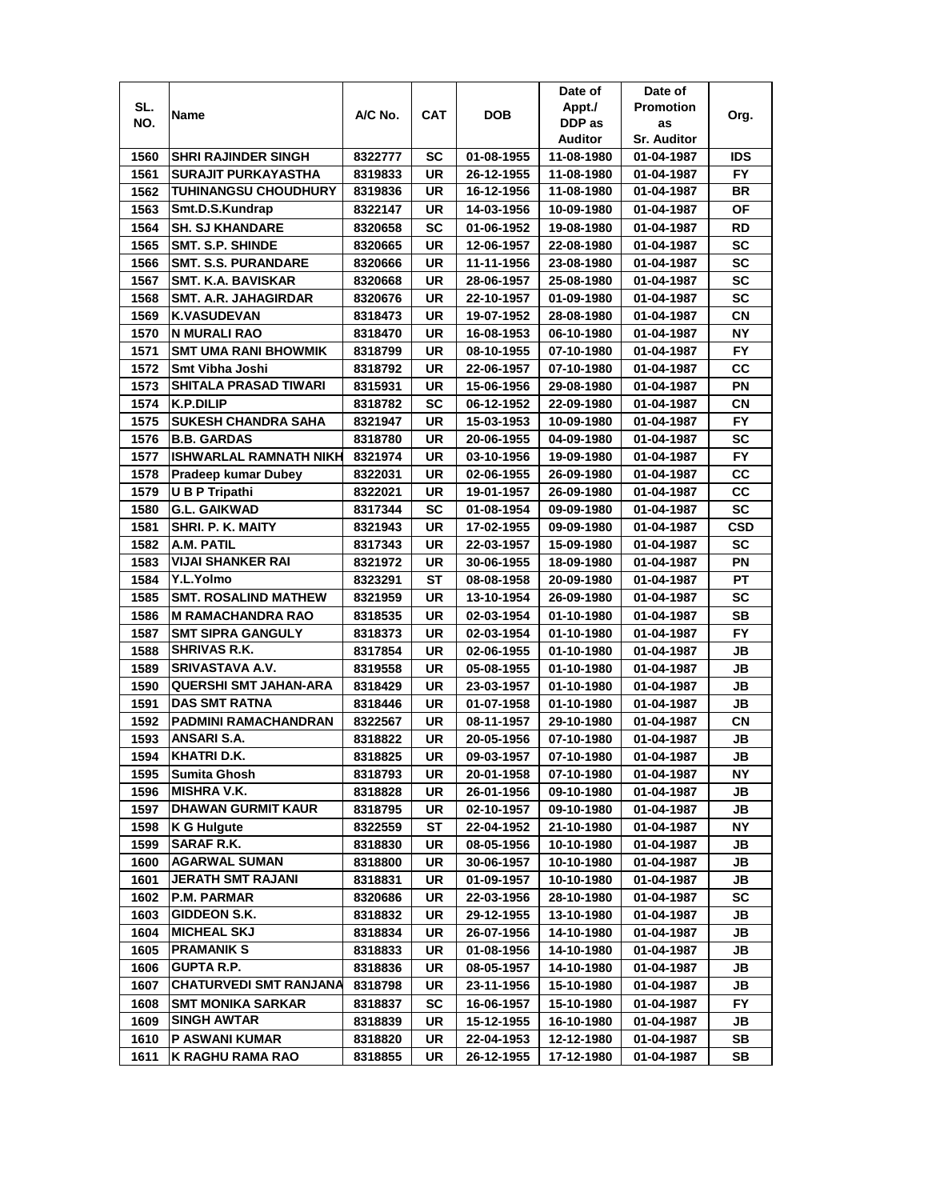| SL. NO. | Name | A/C No. | CAT | DOB | Date of Appt./ DDP as Auditor | Date of Promotion as Sr. Auditor | Org. |
|---|---|---|---|---|---|---|---|
| 1560 | SHRI RAJINDER SINGH | 8322777 | SC | 01-08-1955 | 11-08-1980 | 01-04-1987 | IDS |
| 1561 | SURAJIT PURKAYASTHA | 8319833 | UR | 26-12-1955 | 11-08-1980 | 01-04-1987 | FY |
| 1562 | TUHINANGSU CHOUDHURY | 8319836 | UR | 16-12-1956 | 11-08-1980 | 01-04-1987 | BR |
| 1563 | Smt.D.S.Kundrap | 8322147 | UR | 14-03-1956 | 10-09-1980 | 01-04-1987 | OF |
| 1564 | SH. SJ KHANDARE | 8320658 | SC | 01-06-1952 | 19-08-1980 | 01-04-1987 | RD |
| 1565 | SMT. S.P. SHINDE | 8320665 | UR | 12-06-1957 | 22-08-1980 | 01-04-1987 | SC |
| 1566 | SMT. S.S. PURANDARE | 8320666 | UR | 11-11-1956 | 23-08-1980 | 01-04-1987 | SC |
| 1567 | SMT. K.A. BAVISKAR | 8320668 | UR | 28-06-1957 | 25-08-1980 | 01-04-1987 | SC |
| 1568 | SMT. A.R. JAHAGIRDAR | 8320676 | UR | 22-10-1957 | 01-09-1980 | 01-04-1987 | SC |
| 1569 | K.VASUDEVAN | 8318473 | UR | 19-07-1952 | 28-08-1980 | 01-04-1987 | CN |
| 1570 | N MURALI RAO | 8318470 | UR | 16-08-1953 | 06-10-1980 | 01-04-1987 | NY |
| 1571 | SMT UMA RANI BHOWMIK | 8318799 | UR | 08-10-1955 | 07-10-1980 | 01-04-1987 | FY |
| 1572 | Smt Vibha Joshi | 8318792 | UR | 22-06-1957 | 07-10-1980 | 01-04-1987 | CC |
| 1573 | SHITALA PRASAD TIWARI | 8315931 | UR | 15-06-1956 | 29-08-1980 | 01-04-1987 | PN |
| 1574 | K.P.DILIP | 8318782 | SC | 06-12-1952 | 22-09-1980 | 01-04-1987 | CN |
| 1575 | SUKESH CHANDRA SAHA | 8321947 | UR | 15-03-1953 | 10-09-1980 | 01-04-1987 | FY |
| 1576 | B.B. GARDAS | 8318780 | UR | 20-06-1955 | 04-09-1980 | 01-04-1987 | SC |
| 1577 | ISHWARLAL RAMNATH NIKH | 8321974 | UR | 03-10-1956 | 19-09-1980 | 01-04-1987 | FY |
| 1578 | Pradeep kumar Dubey | 8322031 | UR | 02-06-1955 | 26-09-1980 | 01-04-1987 | CC |
| 1579 | U B P Tripathi | 8322021 | UR | 19-01-1957 | 26-09-1980 | 01-04-1987 | CC |
| 1580 | G.L. GAIKWAD | 8317344 | SC | 01-08-1954 | 09-09-1980 | 01-04-1987 | SC |
| 1581 | SHRI. P. K. MAITY | 8321943 | UR | 17-02-1955 | 09-09-1980 | 01-04-1987 | CSD |
| 1582 | A.M. PATIL | 8317343 | UR | 22-03-1957 | 15-09-1980 | 01-04-1987 | SC |
| 1583 | VIJAI SHANKER RAI | 8321972 | UR | 30-06-1955 | 18-09-1980 | 01-04-1987 | PN |
| 1584 | Y.L.Yolmo | 8323291 | ST | 08-08-1958 | 20-09-1980 | 01-04-1987 | PT |
| 1585 | SMT. ROSALIND MATHEW | 8321959 | UR | 13-10-1954 | 26-09-1980 | 01-04-1987 | SC |
| 1586 | M RAMACHANDRA RAO | 8318535 | UR | 02-03-1954 | 01-10-1980 | 01-04-1987 | SB |
| 1587 | SMT SIPRA GANGULY | 8318373 | UR | 02-03-1954 | 01-10-1980 | 01-04-1987 | FY |
| 1588 | SHRIVAS R.K. | 8317854 | UR | 02-06-1955 | 01-10-1980 | 01-04-1987 | JB |
| 1589 | SRIVASTAVA A.V. | 8319558 | UR | 05-08-1955 | 01-10-1980 | 01-04-1987 | JB |
| 1590 | QUERSHI SMT JAHAN-ARA | 8318429 | UR | 23-03-1957 | 01-10-1980 | 01-04-1987 | JB |
| 1591 | DAS SMT RATNA | 8318446 | UR | 01-07-1958 | 01-10-1980 | 01-04-1987 | JB |
| 1592 | PADMINI RAMACHANDRAN | 8322567 | UR | 08-11-1957 | 29-10-1980 | 01-04-1987 | CN |
| 1593 | ANSARI S.A. | 8318822 | UR | 20-05-1956 | 07-10-1980 | 01-04-1987 | JB |
| 1594 | KHATRI D.K. | 8318825 | UR | 09-03-1957 | 07-10-1980 | 01-04-1987 | JB |
| 1595 | Sumita Ghosh | 8318793 | UR | 20-01-1958 | 07-10-1980 | 01-04-1987 | NY |
| 1596 | MISHRA V.K. | 8318828 | UR | 26-01-1956 | 09-10-1980 | 01-04-1987 | JB |
| 1597 | DHAWAN GURMIT KAUR | 8318795 | UR | 02-10-1957 | 09-10-1980 | 01-04-1987 | JB |
| 1598 | K G Hulgute | 8322559 | ST | 22-04-1952 | 21-10-1980 | 01-04-1987 | NY |
| 1599 | SARAF R.K. | 8318830 | UR | 08-05-1956 | 10-10-1980 | 01-04-1987 | JB |
| 1600 | AGARWAL SUMAN | 8318800 | UR | 30-06-1957 | 10-10-1980 | 01-04-1987 | JB |
| 1601 | JERATH SMT RAJANI | 8318831 | UR | 01-09-1957 | 10-10-1980 | 01-04-1987 | JB |
| 1602 | P.M. PARMAR | 8320686 | UR | 22-03-1956 | 28-10-1980 | 01-04-1987 | SC |
| 1603 | GIDDEON S.K. | 8318832 | UR | 29-12-1955 | 13-10-1980 | 01-04-1987 | JB |
| 1604 | MICHEAL SKJ | 8318834 | UR | 26-07-1956 | 14-10-1980 | 01-04-1987 | JB |
| 1605 | PRAMANIK S | 8318833 | UR | 01-08-1956 | 14-10-1980 | 01-04-1987 | JB |
| 1606 | GUPTA R.P. | 8318836 | UR | 08-05-1957 | 14-10-1980 | 01-04-1987 | JB |
| 1607 | CHATURVEDI SMT RANJANA | 8318798 | UR | 23-11-1956 | 15-10-1980 | 01-04-1987 | JB |
| 1608 | SMT MONIKA SARKAR | 8318837 | SC | 16-06-1957 | 15-10-1980 | 01-04-1987 | FY |
| 1609 | SINGH AWTAR | 8318839 | UR | 15-12-1955 | 16-10-1980 | 01-04-1987 | JB |
| 1610 | P ASWANI KUMAR | 8318820 | UR | 22-04-1953 | 12-12-1980 | 01-04-1987 | SB |
| 1611 | K RAGHU RAMA RAO | 8318855 | UR | 26-12-1955 | 17-12-1980 | 01-04-1987 | SB |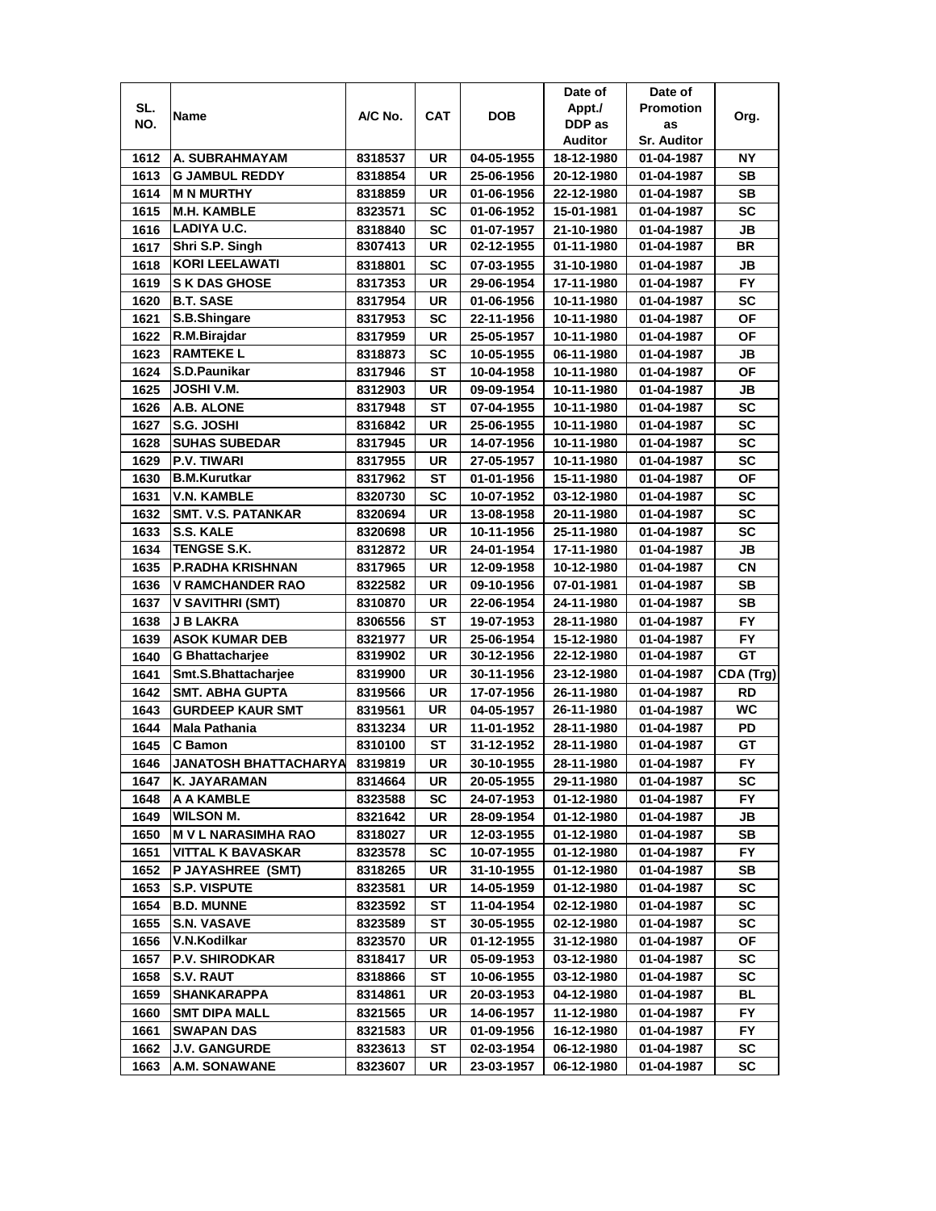| SL. NO. | Name | A/C No. | CAT | DOB | Date of Appt./ DDP as Auditor | Date of Promotion as Sr. Auditor | Org. |
|---|---|---|---|---|---|---|---|
| 1612 | A. SUBRAHMAYAM | 8318537 | UR | 04-05-1955 | 18-12-1980 | 01-04-1987 | NY |
| 1613 | G JAMBUL REDDY | 8318854 | UR | 25-06-1956 | 20-12-1980 | 01-04-1987 | SB |
| 1614 | M N MURTHY | 8318859 | UR | 01-06-1956 | 22-12-1980 | 01-04-1987 | SB |
| 1615 | M.H. KAMBLE | 8323571 | SC | 01-06-1952 | 15-01-1981 | 01-04-1987 | SC |
| 1616 | LADIYA U.C. | 8318840 | SC | 01-07-1957 | 21-10-1980 | 01-04-1987 | JB |
| 1617 | Shri S.P. Singh | 8307413 | UR | 02-12-1955 | 01-11-1980 | 01-04-1987 | BR |
| 1618 | KORI LEELAWATI | 8318801 | SC | 07-03-1955 | 31-10-1980 | 01-04-1987 | JB |
| 1619 | S K DAS GHOSE | 8317353 | UR | 29-06-1954 | 17-11-1980 | 01-04-1987 | FY |
| 1620 | B.T. SASE | 8317954 | UR | 01-06-1956 | 10-11-1980 | 01-04-1987 | SC |
| 1621 | S.B.Shingare | 8317953 | SC | 22-11-1956 | 10-11-1980 | 01-04-1987 | OF |
| 1622 | R.M.Birajdar | 8317959 | UR | 25-05-1957 | 10-11-1980 | 01-04-1987 | OF |
| 1623 | RAMTEKE L | 8318873 | SC | 10-05-1955 | 06-11-1980 | 01-04-1987 | JB |
| 1624 | S.D.Paunikar | 8317946 | ST | 10-04-1958 | 10-11-1980 | 01-04-1987 | OF |
| 1625 | JOSHI V.M. | 8312903 | UR | 09-09-1954 | 10-11-1980 | 01-04-1987 | JB |
| 1626 | A.B. ALONE | 8317948 | ST | 07-04-1955 | 10-11-1980 | 01-04-1987 | SC |
| 1627 | S.G. JOSHI | 8316842 | UR | 25-06-1955 | 10-11-1980 | 01-04-1987 | SC |
| 1628 | SUHAS SUBEDAR | 8317945 | UR | 14-07-1956 | 10-11-1980 | 01-04-1987 | SC |
| 1629 | P.V. TIWARI | 8317955 | UR | 27-05-1957 | 10-11-1980 | 01-04-1987 | SC |
| 1630 | B.M.Kurutkar | 8317962 | ST | 01-01-1956 | 15-11-1980 | 01-04-1987 | OF |
| 1631 | V.N. KAMBLE | 8320730 | SC | 10-07-1952 | 03-12-1980 | 01-04-1987 | SC |
| 1632 | SMT. V.S. PATANKAR | 8320694 | UR | 13-08-1958 | 20-11-1980 | 01-04-1987 | SC |
| 1633 | S.S. KALE | 8320698 | UR | 10-11-1956 | 25-11-1980 | 01-04-1987 | SC |
| 1634 | TENGSE S.K. | 8312872 | UR | 24-01-1954 | 17-11-1980 | 01-04-1987 | JB |
| 1635 | P.RADHA KRISHNAN | 8317965 | UR | 12-09-1958 | 10-12-1980 | 01-04-1987 | CN |
| 1636 | V RAMCHANDER RAO | 8322582 | UR | 09-10-1956 | 07-01-1981 | 01-04-1987 | SB |
| 1637 | V SAVITHRI (SMT) | 8310870 | UR | 22-06-1954 | 24-11-1980 | 01-04-1987 | SB |
| 1638 | J B LAKRA | 8306556 | ST | 19-07-1953 | 28-11-1980 | 01-04-1987 | FY |
| 1639 | ASOK KUMAR DEB | 8321977 | UR | 25-06-1954 | 15-12-1980 | 01-04-1987 | FY |
| 1640 | G Bhattacharjee | 8319902 | UR | 30-12-1956 | 22-12-1980 | 01-04-1987 | GT |
| 1641 | Smt.S.Bhattacharjee | 8319900 | UR | 30-11-1956 | 23-12-1980 | 01-04-1987 | CDA (Trg) |
| 1642 | SMT. ABHA GUPTA | 8319566 | UR | 17-07-1956 | 26-11-1980 | 01-04-1987 | RD |
| 1643 | GURDEEP KAUR SMT | 8319561 | UR | 04-05-1957 | 26-11-1980 | 01-04-1987 | WC |
| 1644 | Mala Pathania | 8313234 | UR | 11-01-1952 | 28-11-1980 | 01-04-1987 | PD |
| 1645 | C Bamon | 8310100 | ST | 31-12-1952 | 28-11-1980 | 01-04-1987 | GT |
| 1646 | JANATOSH BHATTACHARYA | 8319819 | UR | 30-10-1955 | 28-11-1980 | 01-04-1987 | FY |
| 1647 | K. JAYARAMAN | 8314664 | UR | 20-05-1955 | 29-11-1980 | 01-04-1987 | SC |
| 1648 | A A KAMBLE | 8323588 | SC | 24-07-1953 | 01-12-1980 | 01-04-1987 | FY |
| 1649 | WILSON M. | 8321642 | UR | 28-09-1954 | 01-12-1980 | 01-04-1987 | JB |
| 1650 | M V L NARASIMHA RAO | 8318027 | UR | 12-03-1955 | 01-12-1980 | 01-04-1987 | SB |
| 1651 | VITTAL K BAVASKAR | 8323578 | SC | 10-07-1955 | 01-12-1980 | 01-04-1987 | FY |
| 1652 | P JAYASHREE (SMT) | 8318265 | UR | 31-10-1955 | 01-12-1980 | 01-04-1987 | SB |
| 1653 | S.P. VISPUTE | 8323581 | UR | 14-05-1959 | 01-12-1980 | 01-04-1987 | SC |
| 1654 | B.D. MUNNE | 8323592 | ST | 11-04-1954 | 02-12-1980 | 01-04-1987 | SC |
| 1655 | S.N. VASAVE | 8323589 | ST | 30-05-1955 | 02-12-1980 | 01-04-1987 | SC |
| 1656 | V.N.Kodilkar | 8323570 | UR | 01-12-1955 | 31-12-1980 | 01-04-1987 | OF |
| 1657 | P.V. SHIRODKAR | 8318417 | UR | 05-09-1953 | 03-12-1980 | 01-04-1987 | SC |
| 1658 | S.V. RAUT | 8318866 | ST | 10-06-1955 | 03-12-1980 | 01-04-1987 | SC |
| 1659 | SHANKARAPPA | 8314861 | UR | 20-03-1953 | 04-12-1980 | 01-04-1987 | BL |
| 1660 | SMT DIPA MALL | 8321565 | UR | 14-06-1957 | 11-12-1980 | 01-04-1987 | FY |
| 1661 | SWAPAN DAS | 8321583 | UR | 01-09-1956 | 16-12-1980 | 01-04-1987 | FY |
| 1662 | J.V. GANGURDE | 8323613 | ST | 02-03-1954 | 06-12-1980 | 01-04-1987 | SC |
| 1663 | A.M. SONAWANE | 8323607 | UR | 23-03-1957 | 06-12-1980 | 01-04-1987 | SC |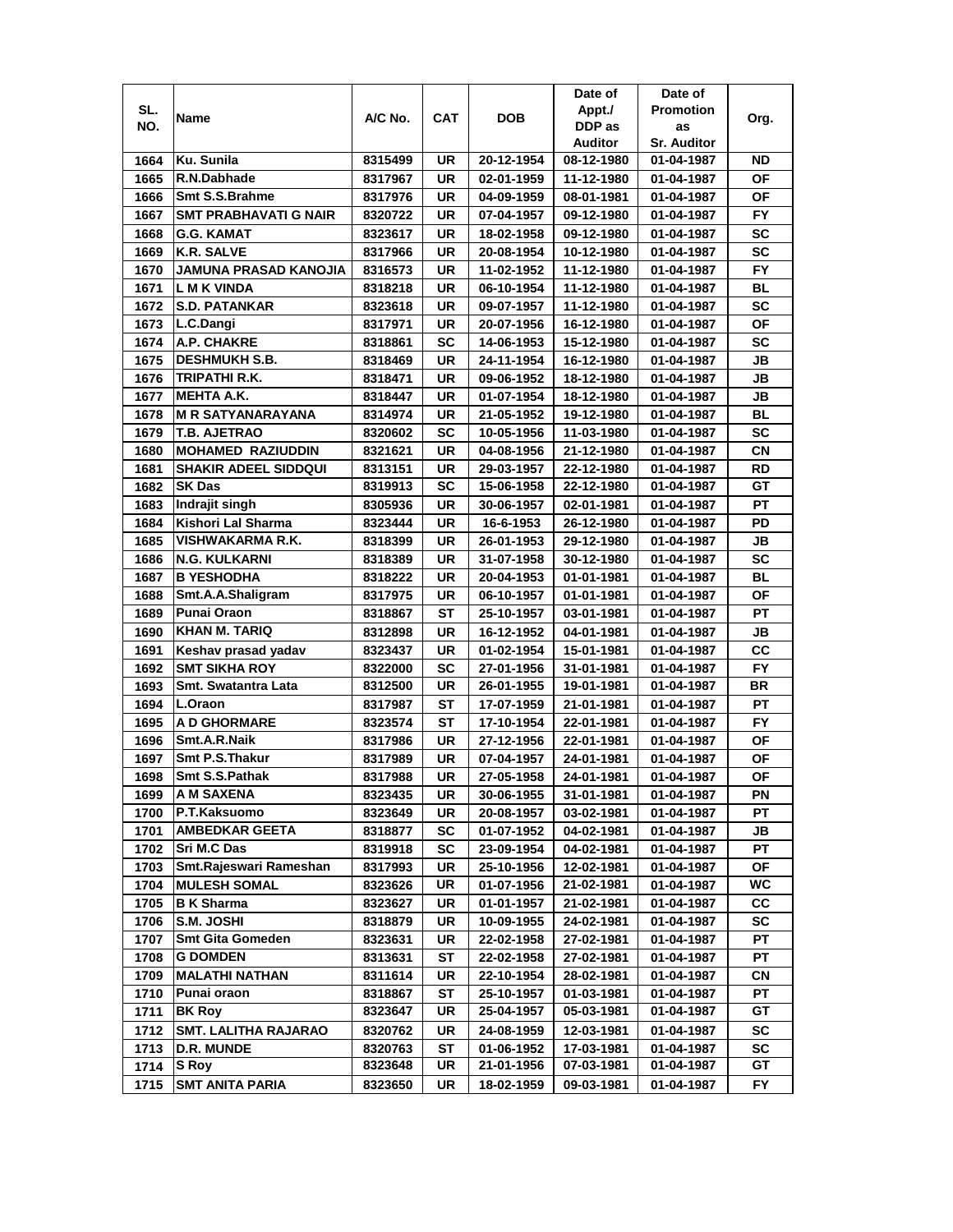| SL. NO. | Name | A/C No. | CAT | DOB | Date of Appt./ DDP as Auditor | Date of Promotion as Sr. Auditor | Org. |
|---|---|---|---|---|---|---|---|
| 1664 | Ku. Sunila | 8315499 | UR | 20-12-1954 | 08-12-1980 | 01-04-1987 | ND |
| 1665 | R.N.Dabhade | 8317967 | UR | 02-01-1959 | 11-12-1980 | 01-04-1987 | OF |
| 1666 | Smt S.S.Brahme | 8317976 | UR | 04-09-1959 | 08-01-1981 | 01-04-1987 | OF |
| 1667 | SMT PRABHAVATI G NAIR | 8320722 | UR | 07-04-1957 | 09-12-1980 | 01-04-1987 | FY |
| 1668 | G.G. KAMAT | 8323617 | UR | 18-02-1958 | 09-12-1980 | 01-04-1987 | SC |
| 1669 | K.R. SALVE | 8317966 | UR | 20-08-1954 | 10-12-1980 | 01-04-1987 | SC |
| 1670 | JAMUNA PRASAD KANOJIA | 8316573 | UR | 11-02-1952 | 11-12-1980 | 01-04-1987 | FY |
| 1671 | L M K VINDA | 8318218 | UR | 06-10-1954 | 11-12-1980 | 01-04-1987 | BL |
| 1672 | S.D. PATANKAR | 8323618 | UR | 09-07-1957 | 11-12-1980 | 01-04-1987 | SC |
| 1673 | L.C.Dangi | 8317971 | UR | 20-07-1956 | 16-12-1980 | 01-04-1987 | OF |
| 1674 | A.P. CHAKRE | 8318861 | SC | 14-06-1953 | 15-12-1980 | 01-04-1987 | SC |
| 1675 | DESHMUKH S.B. | 8318469 | UR | 24-11-1954 | 16-12-1980 | 01-04-1987 | JB |
| 1676 | TRIPATHI R.K. | 8318471 | UR | 09-06-1952 | 18-12-1980 | 01-04-1987 | JB |
| 1677 | MEHTA A.K. | 8318447 | UR | 01-07-1954 | 18-12-1980 | 01-04-1987 | JB |
| 1678 | M R SATYANARAYANA | 8314974 | UR | 21-05-1952 | 19-12-1980 | 01-04-1987 | BL |
| 1679 | T.B. AJETRAO | 8320602 | SC | 10-05-1956 | 11-03-1980 | 01-04-1987 | SC |
| 1680 | MOHAMED RAZIUDDIN | 8321621 | UR | 04-08-1956 | 21-12-1980 | 01-04-1987 | CN |
| 1681 | SHAKIR ADEEL SIDDQUI | 8313151 | UR | 29-03-1957 | 22-12-1980 | 01-04-1987 | RD |
| 1682 | SK Das | 8319913 | SC | 15-06-1958 | 22-12-1980 | 01-04-1987 | GT |
| 1683 | Indrajit singh | 8305936 | UR | 30-06-1957 | 02-01-1981 | 01-04-1987 | PT |
| 1684 | Kishori Lal Sharma | 8323444 | UR | 16-6-1953 | 26-12-1980 | 01-04-1987 | PD |
| 1685 | VISHWAKARMA R.K. | 8318399 | UR | 26-01-1953 | 29-12-1980 | 01-04-1987 | JB |
| 1686 | N.G. KULKARNI | 8318389 | UR | 31-07-1958 | 30-12-1980 | 01-04-1987 | SC |
| 1687 | B YESHODHA | 8318222 | UR | 20-04-1953 | 01-01-1981 | 01-04-1987 | BL |
| 1688 | Smt.A.A.Shaligram | 8317975 | UR | 06-10-1957 | 01-01-1981 | 01-04-1987 | OF |
| 1689 | Punai Oraon | 8318867 | ST | 25-10-1957 | 03-01-1981 | 01-04-1987 | PT |
| 1690 | KHAN M. TARIQ | 8312898 | UR | 16-12-1952 | 04-01-1981 | 01-04-1987 | JB |
| 1691 | Keshav prasad yadav | 8323437 | UR | 01-02-1954 | 15-01-1981 | 01-04-1987 | CC |
| 1692 | SMT SIKHA ROY | 8322000 | SC | 27-01-1956 | 31-01-1981 | 01-04-1987 | FY |
| 1693 | Smt. Swatantra Lata | 8312500 | UR | 26-01-1955 | 19-01-1981 | 01-04-1987 | BR |
| 1694 | L.Oraon | 8317987 | ST | 17-07-1959 | 21-01-1981 | 01-04-1987 | PT |
| 1695 | A D GHORMARE | 8323574 | ST | 17-10-1954 | 22-01-1981 | 01-04-1987 | FY |
| 1696 | Smt.A.R.Naik | 8317986 | UR | 27-12-1956 | 22-01-1981 | 01-04-1987 | OF |
| 1697 | Smt P.S.Thakur | 8317989 | UR | 07-04-1957 | 24-01-1981 | 01-04-1987 | OF |
| 1698 | Smt S.S.Pathak | 8317988 | UR | 27-05-1958 | 24-01-1981 | 01-04-1987 | OF |
| 1699 | A M SAXENA | 8323435 | UR | 30-06-1955 | 31-01-1981 | 01-04-1987 | PN |
| 1700 | P.T.Kaksuomo | 8323649 | UR | 20-08-1957 | 03-02-1981 | 01-04-1987 | PT |
| 1701 | AMBEDKAR GEETA | 8318877 | SC | 01-07-1952 | 04-02-1981 | 01-04-1987 | JB |
| 1702 | Sri M.C Das | 8319918 | SC | 23-09-1954 | 04-02-1981 | 01-04-1987 | PT |
| 1703 | Smt.Rajeswari Rameshan | 8317993 | UR | 25-10-1956 | 12-02-1981 | 01-04-1987 | OF |
| 1704 | MULESH SOMAL | 8323626 | UR | 01-07-1956 | 21-02-1981 | 01-04-1987 | WC |
| 1705 | B K Sharma | 8323627 | UR | 01-01-1957 | 21-02-1981 | 01-04-1987 | CC |
| 1706 | S.M. JOSHI | 8318879 | UR | 10-09-1955 | 24-02-1981 | 01-04-1987 | SC |
| 1707 | Smt Gita Gomeden | 8323631 | UR | 22-02-1958 | 27-02-1981 | 01-04-1987 | PT |
| 1708 | G DOMDEN | 8313631 | ST | 22-02-1958 | 27-02-1981 | 01-04-1987 | PT |
| 1709 | MALATHI NATHAN | 8311614 | UR | 22-10-1954 | 28-02-1981 | 01-04-1987 | CN |
| 1710 | Punai oraon | 8318867 | ST | 25-10-1957 | 01-03-1981 | 01-04-1987 | PT |
| 1711 | BK Roy | 8323647 | UR | 25-04-1957 | 05-03-1981 | 01-04-1987 | GT |
| 1712 | SMT. LALITHA RAJARAO | 8320762 | UR | 24-08-1959 | 12-03-1981 | 01-04-1987 | SC |
| 1713 | D.R. MUNDE | 8320763 | ST | 01-06-1952 | 17-03-1981 | 01-04-1987 | SC |
| 1714 | S Roy | 8323648 | UR | 21-01-1956 | 07-03-1981 | 01-04-1987 | GT |
| 1715 | SMT ANITA PARIA | 8323650 | UR | 18-02-1959 | 09-03-1981 | 01-04-1987 | FY |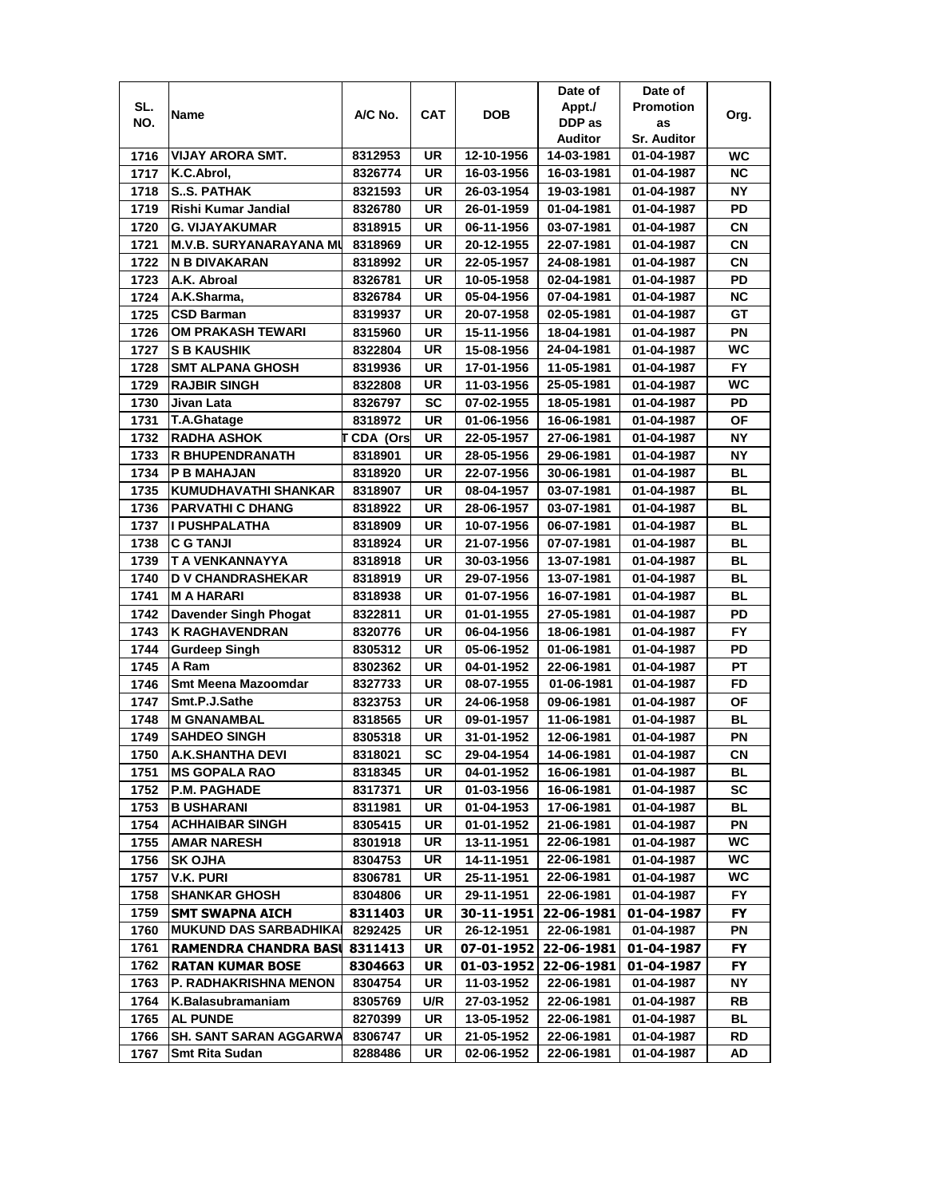| SL. NO. | Name | A/C No. | CAT | DOB | Date of Appt./ DDP as Auditor | Date of Promotion as Sr. Auditor | Org. |
|---|---|---|---|---|---|---|---|
| 1716 | VIJAY ARORA SMT. | 8312953 | UR | 12-10-1956 | 14-03-1981 | 01-04-1987 | WC |
| 1717 | K.C.Abrol, | 8326774 | UR | 16-03-1956 | 16-03-1981 | 01-04-1987 | NC |
| 1718 | S..S. PATHAK | 8321593 | UR | 26-03-1954 | 19-03-1981 | 01-04-1987 | NY |
| 1719 | Rishi Kumar Jandial | 8326780 | UR | 26-01-1959 | 01-04-1981 | 01-04-1987 | PD |
| 1720 | G. VIJAYAKUMAR | 8318915 | UR | 06-11-1956 | 03-07-1981 | 01-04-1987 | CN |
| 1721 | M.V.B. SURYANARAYANA MU | 8318969 | UR | 20-12-1955 | 22-07-1981 | 01-04-1987 | CN |
| 1722 | N B DIVAKARAN | 8318992 | UR | 22-05-1957 | 24-08-1981 | 01-04-1987 | CN |
| 1723 | A.K. Abroal | 8326781 | UR | 10-05-1958 | 02-04-1981 | 01-04-1987 | PD |
| 1724 | A.K.Sharma, | 8326784 | UR | 05-04-1956 | 07-04-1981 | 01-04-1987 | NC |
| 1725 | CSD Barman | 8319937 | UR | 20-07-1958 | 02-05-1981 | 01-04-1987 | GT |
| 1726 | OM PRAKASH TEWARI | 8315960 | UR | 15-11-1956 | 18-04-1981 | 01-04-1987 | PN |
| 1727 | S B KAUSHIK | 8322804 | UR | 15-08-1956 | 24-04-1981 | 01-04-1987 | WC |
| 1728 | SMT ALPANA GHOSH | 8319936 | UR | 17-01-1956 | 11-05-1981 | 01-04-1987 | FY |
| 1729 | RAJBIR SINGH | 8322808 | UR | 11-03-1956 | 25-05-1981 | 01-04-1987 | WC |
| 1730 | Jivan Lata | 8326797 | SC | 07-02-1955 | 18-05-1981 | 01-04-1987 | PD |
| 1731 | T.A.Ghatage | 8318972 | UR | 01-06-1956 | 16-06-1981 | 01-04-1987 | OF |
| 1732 | RADHA ASHOK | T CDA (Ors | UR | 22-05-1957 | 27-06-1981 | 01-04-1987 | NY |
| 1733 | R BHUPENDRANATH | 8318901 | UR | 28-05-1956 | 29-06-1981 | 01-04-1987 | NY |
| 1734 | P B MAHAJAN | 8318920 | UR | 22-07-1956 | 30-06-1981 | 01-04-1987 | BL |
| 1735 | KUMUDHAVATHI SHANKAR | 8318907 | UR | 08-04-1957 | 03-07-1981 | 01-04-1987 | BL |
| 1736 | PARVATHI C DHANG | 8318922 | UR | 28-06-1957 | 03-07-1981 | 01-04-1987 | BL |
| 1737 | I PUSHPALATHA | 8318909 | UR | 10-07-1956 | 06-07-1981 | 01-04-1987 | BL |
| 1738 | C G TANJI | 8318924 | UR | 21-07-1956 | 07-07-1981 | 01-04-1987 | BL |
| 1739 | T A VENKANNAYYA | 8318918 | UR | 30-03-1956 | 13-07-1981 | 01-04-1987 | BL |
| 1740 | D V CHANDRASHEKAR | 8318919 | UR | 29-07-1956 | 13-07-1981 | 01-04-1987 | BL |
| 1741 | M A HARARI | 8318938 | UR | 01-07-1956 | 16-07-1981 | 01-04-1987 | BL |
| 1742 | Davender Singh Phogat | 8322811 | UR | 01-01-1955 | 27-05-1981 | 01-04-1987 | PD |
| 1743 | K RAGHAVENDRAN | 8320776 | UR | 06-04-1956 | 18-06-1981 | 01-04-1987 | FY |
| 1744 | Gurdeep Singh | 8305312 | UR | 05-06-1952 | 01-06-1981 | 01-04-1987 | PD |
| 1745 | A Ram | 8302362 | UR | 04-01-1952 | 22-06-1981 | 01-04-1987 | PT |
| 1746 | Smt Meena Mazoomdar | 8327733 | UR | 08-07-1955 | 01-06-1981 | 01-04-1987 | FD |
| 1747 | Smt.P.J.Sathe | 8323753 | UR | 24-06-1958 | 09-06-1981 | 01-04-1987 | OF |
| 1748 | M GNANAMBAL | 8318565 | UR | 09-01-1957 | 11-06-1981 | 01-04-1987 | BL |
| 1749 | SAHDEO SINGH | 8305318 | UR | 31-01-1952 | 12-06-1981 | 01-04-1987 | PN |
| 1750 | A.K.SHANTHA DEVI | 8318021 | SC | 29-04-1954 | 14-06-1981 | 01-04-1987 | CN |
| 1751 | MS GOPALA RAO | 8318345 | UR | 04-01-1952 | 16-06-1981 | 01-04-1987 | BL |
| 1752 | P.M. PAGHADE | 8317371 | UR | 01-03-1956 | 16-06-1981 | 01-04-1987 | SC |
| 1753 | B USHARANI | 8311981 | UR | 01-04-1953 | 17-06-1981 | 01-04-1987 | BL |
| 1754 | ACHHAIBAR SINGH | 8305415 | UR | 01-01-1952 | 21-06-1981 | 01-04-1987 | PN |
| 1755 | AMAR NARESH | 8301918 | UR | 13-11-1951 | 22-06-1981 | 01-04-1987 | WC |
| 1756 | SK OJHA | 8304753 | UR | 14-11-1951 | 22-06-1981 | 01-04-1987 | WC |
| 1757 | V.K. PURI | 8306781 | UR | 25-11-1951 | 22-06-1981 | 01-04-1987 | WC |
| 1758 | SHANKAR GHOSH | 8304806 | UR | 29-11-1951 | 22-06-1981 | 01-04-1987 | FY |
| 1759 | SMT SWAPNA AICH | 8311403 | UR | 30-11-1951 | 22-06-1981 | 01-04-1987 | FY |
| 1760 | MUKUND DAS SARBADHIKAI | 8292425 | UR | 26-12-1951 | 22-06-1981 | 01-04-1987 | PN |
| 1761 | RAMENDRA CHANDRA BASU | 8311413 | UR | 07-01-1952 | 22-06-1981 | 01-04-1987 | FY |
| 1762 | RATAN KUMAR BOSE | 8304663 | UR | 01-03-1952 | 22-06-1981 | 01-04-1987 | FY |
| 1763 | P. RADHAKRISHNA MENON | 8304754 | UR | 11-03-1952 | 22-06-1981 | 01-04-1987 | NY |
| 1764 | K.Balasubramaniam | 8305769 | U/R | 27-03-1952 | 22-06-1981 | 01-04-1987 | RB |
| 1765 | AL PUNDE | 8270399 | UR | 13-05-1952 | 22-06-1981 | 01-04-1987 | BL |
| 1766 | SH. SANT SARAN AGGARWA | 8306747 | UR | 21-05-1952 | 22-06-1981 | 01-04-1987 | RD |
| 1767 | Smt Rita Sudan | 8288486 | UR | 02-06-1952 | 22-06-1981 | 01-04-1987 | AD |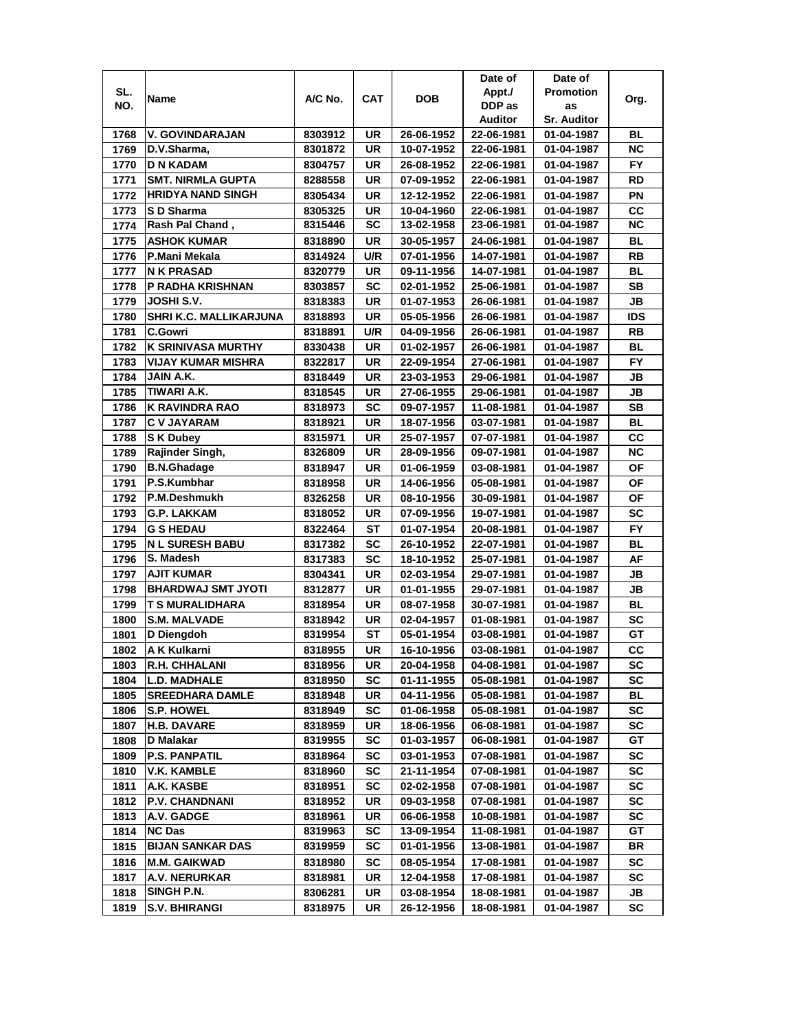| SL. NO. | Name | A/C No. | CAT | DOB | Date of Appt./ DDP as Auditor | Date of Promotion as Sr. Auditor | Org. |
|---|---|---|---|---|---|---|---|
| 1768 | V. GOVINDARAJAN | 8303912 | UR | 26-06-1952 | 22-06-1981 | 01-04-1987 | BL |
| 1769 | D.V.Sharma, | 8301872 | UR | 10-07-1952 | 22-06-1981 | 01-04-1987 | NC |
| 1770 | D N KADAM | 8304757 | UR | 26-08-1952 | 22-06-1981 | 01-04-1987 | FY |
| 1771 | SMT. NIRMLA GUPTA | 8288558 | UR | 07-09-1952 | 22-06-1981 | 01-04-1987 | RD |
| 1772 | HRIDYA NAND SINGH | 8305434 | UR | 12-12-1952 | 22-06-1981 | 01-04-1987 | PN |
| 1773 | S D Sharma | 8305325 | UR | 10-04-1960 | 22-06-1981 | 01-04-1987 | CC |
| 1774 | Rash Pal Chand , | 8315446 | SC | 13-02-1958 | 23-06-1981 | 01-04-1987 | NC |
| 1775 | ASHOK KUMAR | 8318890 | UR | 30-05-1957 | 24-06-1981 | 01-04-1987 | BL |
| 1776 | P.Mani Mekala | 8314924 | U/R | 07-01-1956 | 14-07-1981 | 01-04-1987 | RB |
| 1777 | N K PRASAD | 8320779 | UR | 09-11-1956 | 14-07-1981 | 01-04-1987 | BL |
| 1778 | P RADHA KRISHNAN | 8303857 | SC | 02-01-1952 | 25-06-1981 | 01-04-1987 | SB |
| 1779 | JOSHI S.V. | 8318383 | UR | 01-07-1953 | 26-06-1981 | 01-04-1987 | JB |
| 1780 | SHRI K.C. MALLIKARJUNA | 8318893 | UR | 05-05-1956 | 26-06-1981 | 01-04-1987 | IDS |
| 1781 | C.Gowri | 8318891 | U/R | 04-09-1956 | 26-06-1981 | 01-04-1987 | RB |
| 1782 | K SRINIVASA MURTHY | 8330438 | UR | 01-02-1957 | 26-06-1981 | 01-04-1987 | BL |
| 1783 | VIJAY KUMAR MISHRA | 8322817 | UR | 22-09-1954 | 27-06-1981 | 01-04-1987 | FY |
| 1784 | JAIN A.K. | 8318449 | UR | 23-03-1953 | 29-06-1981 | 01-04-1987 | JB |
| 1785 | TIWARI A.K. | 8318545 | UR | 27-06-1955 | 29-06-1981 | 01-04-1987 | JB |
| 1786 | K RAVINDRA RAO | 8318973 | SC | 09-07-1957 | 11-08-1981 | 01-04-1987 | SB |
| 1787 | C V JAYARAM | 8318921 | UR | 18-07-1956 | 03-07-1981 | 01-04-1987 | BL |
| 1788 | S K Dubey | 8315971 | UR | 25-07-1957 | 07-07-1981 | 01-04-1987 | CC |
| 1789 | Rajinder Singh, | 8326809 | UR | 28-09-1956 | 09-07-1981 | 01-04-1987 | NC |
| 1790 | B.N.Ghadage | 8318947 | UR | 01-06-1959 | 03-08-1981 | 01-04-1987 | OF |
| 1791 | P.S.Kumbhar | 8318958 | UR | 14-06-1956 | 05-08-1981 | 01-04-1987 | OF |
| 1792 | P.M.Deshmukh | 8326258 | UR | 08-10-1956 | 30-09-1981 | 01-04-1987 | OF |
| 1793 | G.P. LAKKAM | 8318052 | UR | 07-09-1956 | 19-07-1981 | 01-04-1987 | SC |
| 1794 | G S HEDAU | 8322464 | ST | 01-07-1954 | 20-08-1981 | 01-04-1987 | FY |
| 1795 | N L SURESH BABU | 8317382 | SC | 26-10-1952 | 22-07-1981 | 01-04-1987 | BL |
| 1796 | S. Madesh | 8317383 | SC | 18-10-1952 | 25-07-1981 | 01-04-1987 | AF |
| 1797 | AJIT KUMAR | 8304341 | UR | 02-03-1954 | 29-07-1981 | 01-04-1987 | JB |
| 1798 | BHARDWAJ SMT JYOTI | 8312877 | UR | 01-01-1955 | 29-07-1981 | 01-04-1987 | JB |
| 1799 | T S MURALIDHARA | 8318954 | UR | 08-07-1958 | 30-07-1981 | 01-04-1987 | BL |
| 1800 | S.M. MALVADE | 8318942 | UR | 02-04-1957 | 01-08-1981 | 01-04-1987 | SC |
| 1801 | D Diengdoh | 8319954 | ST | 05-01-1954 | 03-08-1981 | 01-04-1987 | GT |
| 1802 | A K Kulkarni | 8318955 | UR | 16-10-1956 | 03-08-1981 | 01-04-1987 | CC |
| 1803 | R.H. CHHALANI | 8318956 | UR | 20-04-1958 | 04-08-1981 | 01-04-1987 | SC |
| 1804 | L.D. MADHALE | 8318950 | SC | 01-11-1955 | 05-08-1981 | 01-04-1987 | SC |
| 1805 | SREEDHARA DAMLE | 8318948 | UR | 04-11-1956 | 05-08-1981 | 01-04-1987 | BL |
| 1806 | S.P. HOWEL | 8318949 | SC | 01-06-1958 | 05-08-1981 | 01-04-1987 | SC |
| 1807 | H.B. DAVARE | 8318959 | UR | 18-06-1956 | 06-08-1981 | 01-04-1987 | SC |
| 1808 | D Malakar | 8319955 | SC | 01-03-1957 | 06-08-1981 | 01-04-1987 | GT |
| 1809 | P.S. PANPATIL | 8318964 | SC | 03-01-1953 | 07-08-1981 | 01-04-1987 | SC |
| 1810 | V.K. KAMBLE | 8318960 | SC | 21-11-1954 | 07-08-1981 | 01-04-1987 | SC |
| 1811 | A.K. KASBE | 8318951 | SC | 02-02-1958 | 07-08-1981 | 01-04-1987 | SC |
| 1812 | P.V. CHANDNANI | 8318952 | UR | 09-03-1958 | 07-08-1981 | 01-04-1987 | SC |
| 1813 | A.V. GADGE | 8318961 | UR | 06-06-1958 | 10-08-1981 | 01-04-1987 | SC |
| 1814 | NC Das | 8319963 | SC | 13-09-1954 | 11-08-1981 | 01-04-1987 | GT |
| 1815 | BIJAN SANKAR DAS | 8319959 | SC | 01-01-1956 | 13-08-1981 | 01-04-1987 | BR |
| 1816 | M.M. GAIKWAD | 8318980 | SC | 08-05-1954 | 17-08-1981 | 01-04-1987 | SC |
| 1817 | A.V. NERURKAR | 8318981 | UR | 12-04-1958 | 17-08-1981 | 01-04-1987 | SC |
| 1818 | SINGH P.N. | 8306281 | UR | 03-08-1954 | 18-08-1981 | 01-04-1987 | JB |
| 1819 | S.V. BHIRANGI | 8318975 | UR | 26-12-1956 | 18-08-1981 | 01-04-1987 | SC |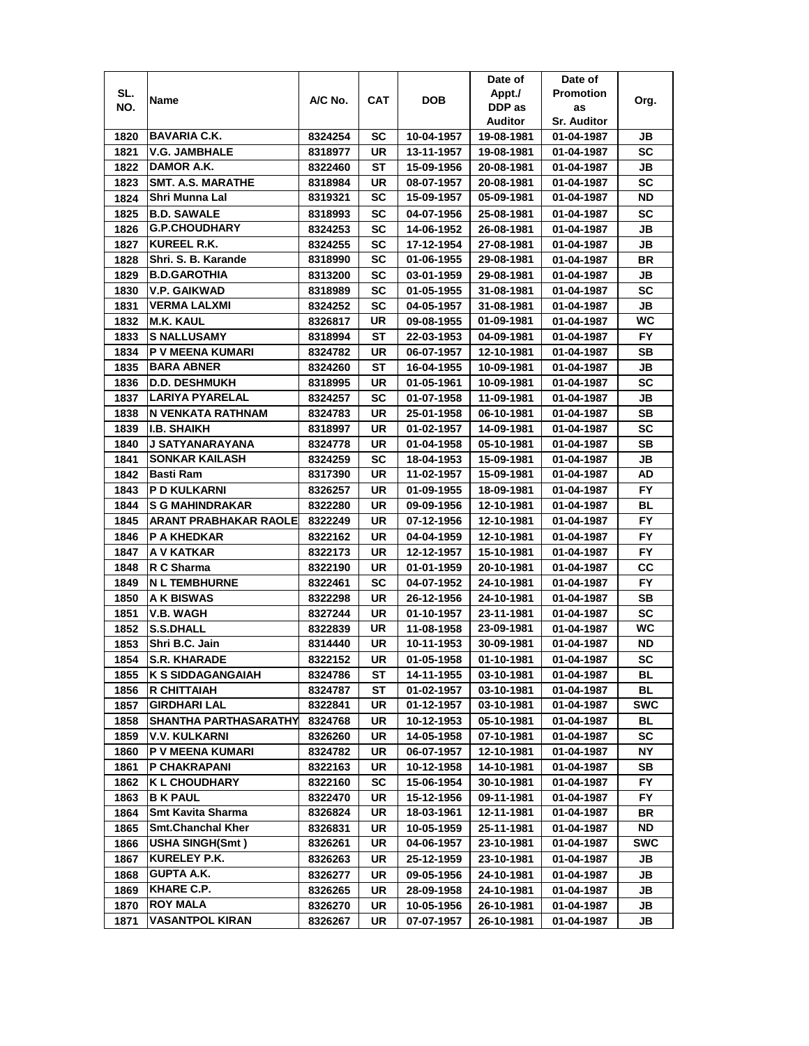| SL. NO. | Name | A/C No. | CAT | DOB | Date of Appt./ DDP as Auditor | Date of Promotion as Sr. Auditor | Org. |
|---|---|---|---|---|---|---|---|
| 1820 | BAVARIA C.K. | 8324254 | SC | 10-04-1957 | 19-08-1981 | 01-04-1987 | JB |
| 1821 | V.G. JAMBHALE | 8318977 | UR | 13-11-1957 | 19-08-1981 | 01-04-1987 | SC |
| 1822 | DAMOR A.K. | 8322460 | ST | 15-09-1956 | 20-08-1981 | 01-04-1987 | JB |
| 1823 | SMT. A.S. MARATHE | 8318984 | UR | 08-07-1957 | 20-08-1981 | 01-04-1987 | SC |
| 1824 | Shri Munna Lal | 8319321 | SC | 15-09-1957 | 05-09-1981 | 01-04-1987 | ND |
| 1825 | B.D. SAWALE | 8318993 | SC | 04-07-1956 | 25-08-1981 | 01-04-1987 | SC |
| 1826 | G.P.CHOUDHARY | 8324253 | SC | 14-06-1952 | 26-08-1981 | 01-04-1987 | JB |
| 1827 | KUREEL R.K. | 8324255 | SC | 17-12-1954 | 27-08-1981 | 01-04-1987 | JB |
| 1828 | Shri. S. B. Karande | 8318990 | SC | 01-06-1955 | 29-08-1981 | 01-04-1987 | BR |
| 1829 | B.D.GAROTHIA | 8313200 | SC | 03-01-1959 | 29-08-1981 | 01-04-1987 | JB |
| 1830 | V.P. GAIKWAD | 8318989 | SC | 01-05-1955 | 31-08-1981 | 01-04-1987 | SC |
| 1831 | VERMA LALXMI | 8324252 | SC | 04-05-1957 | 31-08-1981 | 01-04-1987 | JB |
| 1832 | M.K. KAUL | 8326817 | UR | 09-08-1955 | 01-09-1981 | 01-04-1987 | WC |
| 1833 | S NALLUSAMY | 8318994 | ST | 22-03-1953 | 04-09-1981 | 01-04-1987 | FY |
| 1834 | P V MEENA KUMARI | 8324782 | UR | 06-07-1957 | 12-10-1981 | 01-04-1987 | SB |
| 1835 | BARA ABNER | 8324260 | ST | 16-04-1955 | 10-09-1981 | 01-04-1987 | JB |
| 1836 | D.D. DESHMUKH | 8318995 | UR | 01-05-1961 | 10-09-1981 | 01-04-1987 | SC |
| 1837 | LARIYA PYARELAL | 8324257 | SC | 01-07-1958 | 11-09-1981 | 01-04-1987 | JB |
| 1838 | N VENKATA RATHNAM | 8324783 | UR | 25-01-1958 | 06-10-1981 | 01-04-1987 | SB |
| 1839 | I.B. SHAIKH | 8318997 | UR | 01-02-1957 | 14-09-1981 | 01-04-1987 | SC |
| 1840 | J SATYANARAYANA | 8324778 | UR | 01-04-1958 | 05-10-1981 | 01-04-1987 | SB |
| 1841 | SONKAR KAILASH | 8324259 | SC | 18-04-1953 | 15-09-1981 | 01-04-1987 | JB |
| 1842 | Basti Ram | 8317390 | UR | 11-02-1957 | 15-09-1981 | 01-04-1987 | AD |
| 1843 | P D KULKARNI | 8326257 | UR | 01-09-1955 | 18-09-1981 | 01-04-1987 | FY |
| 1844 | S G MAHINDRAKAR | 8322280 | UR | 09-09-1956 | 12-10-1981 | 01-04-1987 | BL |
| 1845 | ARANT PRABHAKAR RAOLE | 8322249 | UR | 07-12-1956 | 12-10-1981 | 01-04-1987 | FY |
| 1846 | P A KHEDKAR | 8322162 | UR | 04-04-1959 | 12-10-1981 | 01-04-1987 | FY |
| 1847 | A V KATKAR | 8322173 | UR | 12-12-1957 | 15-10-1981 | 01-04-1987 | FY |
| 1848 | R C Sharma | 8322190 | UR | 01-01-1959 | 20-10-1981 | 01-04-1987 | CC |
| 1849 | N L TEMBHURNE | 8322461 | SC | 04-07-1952 | 24-10-1981 | 01-04-1987 | FY |
| 1850 | A K BISWAS | 8322298 | UR | 26-12-1956 | 24-10-1981 | 01-04-1987 | SB |
| 1851 | V.B. WAGH | 8327244 | UR | 01-10-1957 | 23-11-1981 | 01-04-1987 | SC |
| 1852 | S.S.DHALL | 8322839 | UR | 11-08-1958 | 23-09-1981 | 01-04-1987 | WC |
| 1853 | Shri B.C. Jain | 8314440 | UR | 10-11-1953 | 30-09-1981 | 01-04-1987 | ND |
| 1854 | S.R. KHARADE | 8322152 | UR | 01-05-1958 | 01-10-1981 | 01-04-1987 | SC |
| 1855 | K S SIDDAGANGAIAH | 8324786 | ST | 14-11-1955 | 03-10-1981 | 01-04-1987 | BL |
| 1856 | R CHITTAIAH | 8324787 | ST | 01-02-1957 | 03-10-1981 | 01-04-1987 | BL |
| 1857 | GIRDHARI LAL | 8322841 | UR | 01-12-1957 | 03-10-1981 | 01-04-1987 | SWC |
| 1858 | SHANTHA PARTHASARATHY | 8324768 | UR | 10-12-1953 | 05-10-1981 | 01-04-1987 | BL |
| 1859 | V.V. KULKARNI | 8326260 | UR | 14-05-1958 | 07-10-1981 | 01-04-1987 | SC |
| 1860 | P V MEENA KUMARI | 8324782 | UR | 06-07-1957 | 12-10-1981 | 01-04-1987 | NY |
| 1861 | P CHAKRAPANI | 8322163 | UR | 10-12-1958 | 14-10-1981 | 01-04-1987 | SB |
| 1862 | K L CHOUDHARY | 8322160 | SC | 15-06-1954 | 30-10-1981 | 01-04-1987 | FY |
| 1863 | B K PAUL | 8322470 | UR | 15-12-1956 | 09-11-1981 | 01-04-1987 | FY |
| 1864 | Smt Kavita Sharma | 8326824 | UR | 18-03-1961 | 12-11-1981 | 01-04-1987 | BR |
| 1865 | Smt.Chanchal Kher | 8326831 | UR | 10-05-1959 | 25-11-1981 | 01-04-1987 | ND |
| 1866 | USHA SINGH(Smt ) | 8326261 | UR | 04-06-1957 | 23-10-1981 | 01-04-1987 | SWC |
| 1867 | KURELEY P.K. | 8326263 | UR | 25-12-1959 | 23-10-1981 | 01-04-1987 | JB |
| 1868 | GUPTA A.K. | 8326277 | UR | 09-05-1956 | 24-10-1981 | 01-04-1987 | JB |
| 1869 | KHARE C.P. | 8326265 | UR | 28-09-1958 | 24-10-1981 | 01-04-1987 | JB |
| 1870 | ROY MALA | 8326270 | UR | 10-05-1956 | 26-10-1981 | 01-04-1987 | JB |
| 1871 | VASANTPOL KIRAN | 8326267 | UR | 07-07-1957 | 26-10-1981 | 01-04-1987 | JB |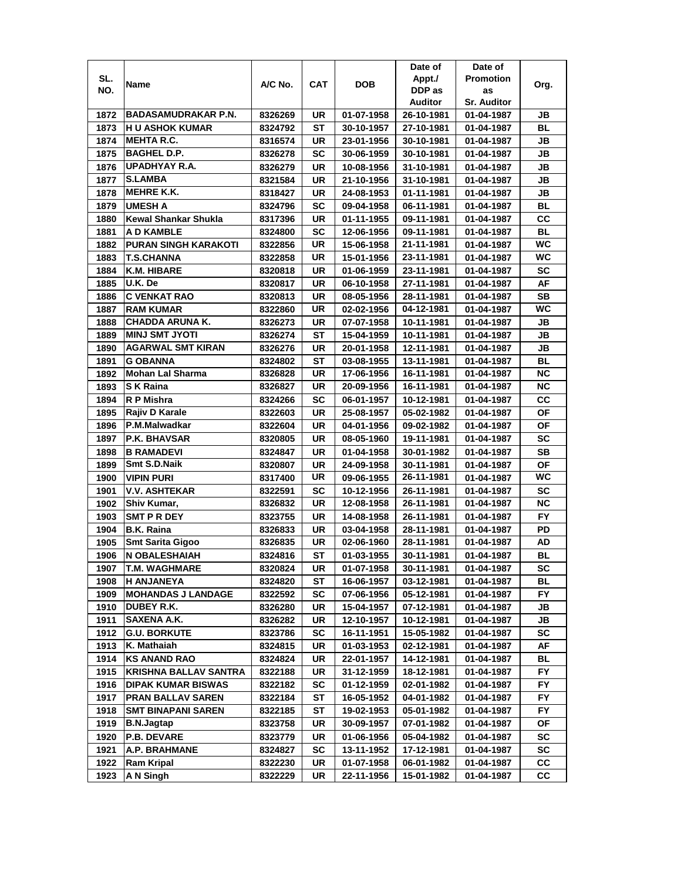| SL. NO. | Name | A/C No. | CAT | DOB | Date of Appt./ DDP as Auditor | Date of Promotion as Sr. Auditor | Org. |
|---|---|---|---|---|---|---|---|
| 1872 | BADASAMUDRAKAR P.N. | 8326269 | UR | 01-07-1958 | 26-10-1981 | 01-04-1987 | JB |
| 1873 | H U ASHOK KUMAR | 8324792 | ST | 30-10-1957 | 27-10-1981 | 01-04-1987 | BL |
| 1874 | MEHTA R.C. | 8316574 | UR | 23-01-1956 | 30-10-1981 | 01-04-1987 | JB |
| 1875 | BAGHEL D.P. | 8326278 | SC | 30-06-1959 | 30-10-1981 | 01-04-1987 | JB |
| 1876 | UPADHYAY R.A. | 8326279 | UR | 10-08-1956 | 31-10-1981 | 01-04-1987 | JB |
| 1877 | S.LAMBA | 8321584 | UR | 21-10-1956 | 31-10-1981 | 01-04-1987 | JB |
| 1878 | MEHRE K.K. | 8318427 | UR | 24-08-1953 | 01-11-1981 | 01-04-1987 | JB |
| 1879 | UMESH A | 8324796 | SC | 09-04-1958 | 06-11-1981 | 01-04-1987 | BL |
| 1880 | Kewal Shankar Shukla | 8317396 | UR | 01-11-1955 | 09-11-1981 | 01-04-1987 | CC |
| 1881 | A D KAMBLE | 8324800 | SC | 12-06-1956 | 09-11-1981 | 01-04-1987 | BL |
| 1882 | PURAN SINGH KARAKOTI | 8322856 | UR | 15-06-1958 | 21-11-1981 | 01-04-1987 | WC |
| 1883 | T.S.CHANNA | 8322858 | UR | 15-01-1956 | 23-11-1981 | 01-04-1987 | WC |
| 1884 | K.M. HIBARE | 8320818 | UR | 01-06-1959 | 23-11-1981 | 01-04-1987 | SC |
| 1885 | U.K. De | 8320817 | UR | 06-10-1958 | 27-11-1981 | 01-04-1987 | AF |
| 1886 | C VENKAT RAO | 8320813 | UR | 08-05-1956 | 28-11-1981 | 01-04-1987 | SB |
| 1887 | RAM KUMAR | 8322860 | UR | 02-02-1956 | 04-12-1981 | 01-04-1987 | WC |
| 1888 | CHADDA ARUNA K. | 8326273 | UR | 07-07-1958 | 10-11-1981 | 01-04-1987 | JB |
| 1889 | MINJ SMT JYOTI | 8326274 | ST | 15-04-1959 | 10-11-1981 | 01-04-1987 | JB |
| 1890 | AGARWAL SMT KIRAN | 8326276 | UR | 20-01-1958 | 12-11-1981 | 01-04-1987 | JB |
| 1891 | G OBANNA | 8324802 | ST | 03-08-1955 | 13-11-1981 | 01-04-1987 | BL |
| 1892 | Mohan Lal Sharma | 8326828 | UR | 17-06-1956 | 16-11-1981 | 01-04-1987 | NC |
| 1893 | S K Raina | 8326827 | UR | 20-09-1956 | 16-11-1981 | 01-04-1987 | NC |
| 1894 | R P Mishra | 8324266 | SC | 06-01-1957 | 10-12-1981 | 01-04-1987 | CC |
| 1895 | Rajiv D Karale | 8322603 | UR | 25-08-1957 | 05-02-1982 | 01-04-1987 | OF |
| 1896 | P.M.Malwadkar | 8322604 | UR | 04-01-1956 | 09-02-1982 | 01-04-1987 | OF |
| 1897 | P.K. BHAVSAR | 8320805 | UR | 08-05-1960 | 19-11-1981 | 01-04-1987 | SC |
| 1898 | B RAMADEVI | 8324847 | UR | 01-04-1958 | 30-01-1982 | 01-04-1987 | SB |
| 1899 | Smt S.D.Naik | 8320807 | UR | 24-09-1958 | 30-11-1981 | 01-04-1987 | OF |
| 1900 | VIPIN PURI | 8317400 | UR | 09-06-1955 | 26-11-1981 | 01-04-1987 | WC |
| 1901 | V.V. ASHTEKAR | 8322591 | SC | 10-12-1956 | 26-11-1981 | 01-04-1987 | SC |
| 1902 | Shiv Kumar, | 8326832 | UR | 12-08-1958 | 26-11-1981 | 01-04-1987 | NC |
| 1903 | SMT P R DEY | 8323755 | UR | 14-08-1958 | 26-11-1981 | 01-04-1987 | FY |
| 1904 | B.K. Raina | 8326833 | UR | 03-04-1958 | 28-11-1981 | 01-04-1987 | PD |
| 1905 | Smt Sarita Gigoo | 8326835 | UR | 02-06-1960 | 28-11-1981 | 01-04-1987 | AD |
| 1906 | N OBALESHAIAH | 8324816 | ST | 01-03-1955 | 30-11-1981 | 01-04-1987 | BL |
| 1907 | T.M. WAGHMARE | 8320824 | UR | 01-07-1958 | 30-11-1981 | 01-04-1987 | SC |
| 1908 | H ANJANEYA | 8324820 | ST | 16-06-1957 | 03-12-1981 | 01-04-1987 | BL |
| 1909 | MOHANDAS J LANDAGE | 8322592 | SC | 07-06-1956 | 05-12-1981 | 01-04-1987 | FY |
| 1910 | DUBEY R.K. | 8326280 | UR | 15-04-1957 | 07-12-1981 | 01-04-1987 | JB |
| 1911 | SAXENA A.K. | 8326282 | UR | 12-10-1957 | 10-12-1981 | 01-04-1987 | JB |
| 1912 | G.U. BORKUTE | 8323786 | SC | 16-11-1951 | 15-05-1982 | 01-04-1987 | SC |
| 1913 | K. Mathaiah | 8324815 | UR | 01-03-1953 | 02-12-1981 | 01-04-1987 | AF |
| 1914 | KS ANAND RAO | 8324824 | UR | 22-01-1957 | 14-12-1981 | 01-04-1987 | BL |
| 1915 | KRISHNA BALLAV SANTRA | 8322188 | UR | 31-12-1959 | 18-12-1981 | 01-04-1987 | FY |
| 1916 | DIPAK KUMAR BISWAS | 8322182 | SC | 01-12-1959 | 02-01-1982 | 01-04-1987 | FY |
| 1917 | PRAN BALLAV SAREN | 8322184 | ST | 16-05-1952 | 04-01-1982 | 01-04-1987 | FY |
| 1918 | SMT BINAPANI SAREN | 8322185 | ST | 19-02-1953 | 05-01-1982 | 01-04-1987 | FY |
| 1919 | B.N.Jagtap | 8323758 | UR | 30-09-1957 | 07-01-1982 | 01-04-1987 | OF |
| 1920 | P.B. DEVARE | 8323779 | UR | 01-06-1956 | 05-04-1982 | 01-04-1987 | SC |
| 1921 | A.P. BRAHMANE | 8324827 | SC | 13-11-1952 | 17-12-1981 | 01-04-1987 | SC |
| 1922 | Ram Kripal | 8322230 | UR | 01-07-1958 | 06-01-1982 | 01-04-1987 | CC |
| 1923 | A N Singh | 8322229 | UR | 22-11-1956 | 15-01-1982 | 01-04-1987 | CC |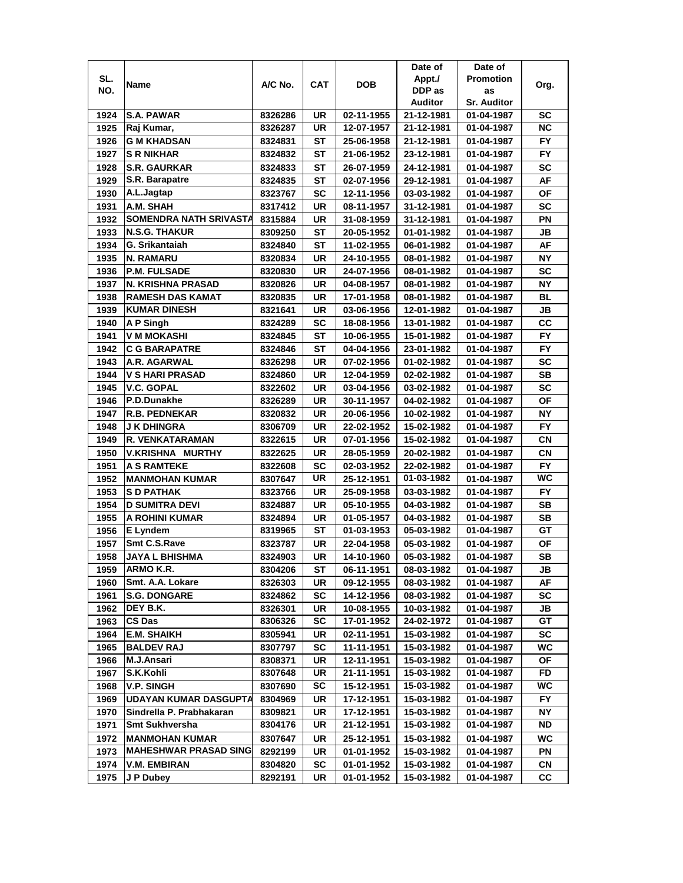| SL. NO. | Name | A/C No. | CAT | DOB | Date of Appt./ DDP as Auditor | Date of Promotion as Sr. Auditor | Org. |
|---|---|---|---|---|---|---|---|
| 1924 | S.A. PAWAR | 8326286 | UR | 02-11-1955 | 21-12-1981 | 01-04-1987 | SC |
| 1925 | Raj Kumar, | 8326287 | UR | 12-07-1957 | 21-12-1981 | 01-04-1987 | NC |
| 1926 | G M KHADSAN | 8324831 | ST | 25-06-1958 | 21-12-1981 | 01-04-1987 | FY |
| 1927 | S R NIKHAR | 8324832 | ST | 21-06-1952 | 23-12-1981 | 01-04-1987 | FY |
| 1928 | S.R. GAURKAR | 8324833 | ST | 26-07-1959 | 24-12-1981 | 01-04-1987 | SC |
| 1929 | S.R. Barapatre | 8324835 | ST | 02-07-1956 | 29-12-1981 | 01-04-1987 | AF |
| 1930 | A.L.Jagtap | 8323767 | SC | 12-11-1956 | 03-03-1982 | 01-04-1987 | OF |
| 1931 | A.M. SHAH | 8317412 | UR | 08-11-1957 | 31-12-1981 | 01-04-1987 | SC |
| 1932 | SOMENDRA NATH SRIVASTA | 8315884 | UR | 31-08-1959 | 31-12-1981 | 01-04-1987 | PN |
| 1933 | N.S.G. THAKUR | 8309250 | ST | 20-05-1952 | 01-01-1982 | 01-04-1987 | JB |
| 1934 | G. Srikantaiah | 8324840 | ST | 11-02-1955 | 06-01-1982 | 01-04-1987 | AF |
| 1935 | N. RAMARU | 8320834 | UR | 24-10-1955 | 08-01-1982 | 01-04-1987 | NY |
| 1936 | P.M. FULSADE | 8320830 | UR | 24-07-1956 | 08-01-1982 | 01-04-1987 | SC |
| 1937 | N. KRISHNA PRASAD | 8320826 | UR | 04-08-1957 | 08-01-1982 | 01-04-1987 | NY |
| 1938 | RAMESH DAS KAMAT | 8320835 | UR | 17-01-1958 | 08-01-1982 | 01-04-1987 | BL |
| 1939 | KUMAR DINESH | 8321641 | UR | 03-06-1956 | 12-01-1982 | 01-04-1987 | JB |
| 1940 | A P Singh | 8324289 | SC | 18-08-1956 | 13-01-1982 | 01-04-1987 | CC |
| 1941 | V M MOKASHI | 8324845 | ST | 10-06-1955 | 15-01-1982 | 01-04-1987 | FY |
| 1942 | C G BARAPATRE | 8324846 | ST | 04-04-1956 | 23-01-1982 | 01-04-1987 | FY |
| 1943 | A.R. AGARWAL | 8326298 | UR | 07-02-1956 | 01-02-1982 | 01-04-1987 | SC |
| 1944 | V S HARI PRASAD | 8324860 | UR | 12-04-1959 | 02-02-1982 | 01-04-1987 | SB |
| 1945 | V.C. GOPAL | 8322602 | UR | 03-04-1956 | 03-02-1982 | 01-04-1987 | SC |
| 1946 | P.D.Dunakhe | 8326289 | UR | 30-11-1957 | 04-02-1982 | 01-04-1987 | OF |
| 1947 | R.B. PEDNEKAR | 8320832 | UR | 20-06-1956 | 10-02-1982 | 01-04-1987 | NY |
| 1948 | J K DHINGRA | 8306709 | UR | 22-02-1952 | 15-02-1982 | 01-04-1987 | FY |
| 1949 | R. VENKATARAMAN | 8322615 | UR | 07-01-1956 | 15-02-1982 | 01-04-1987 | CN |
| 1950 | V.KRISHNA MURTHY | 8322625 | UR | 28-05-1959 | 20-02-1982 | 01-04-1987 | CN |
| 1951 | A S RAMTEKE | 8322608 | SC | 02-03-1952 | 22-02-1982 | 01-04-1987 | FY |
| 1952 | MANMOHAN KUMAR | 8307647 | UR | 25-12-1951 | 01-03-1982 | 01-04-1987 | WC |
| 1953 | S D PATHAK | 8323766 | UR | 25-09-1958 | 03-03-1982 | 01-04-1987 | FY |
| 1954 | D SUMITRA DEVI | 8324887 | UR | 05-10-1955 | 04-03-1982 | 01-04-1987 | SB |
| 1955 | A ROHINI KUMAR | 8324894 | UR | 01-05-1957 | 04-03-1982 | 01-04-1987 | SB |
| 1956 | E Lyndem | 8319965 | ST | 01-03-1953 | 05-03-1982 | 01-04-1987 | GT |
| 1957 | Smt C.S.Rave | 8323787 | UR | 22-04-1958 | 05-03-1982 | 01-04-1987 | OF |
| 1958 | JAYA L BHISHMA | 8324903 | UR | 14-10-1960 | 05-03-1982 | 01-04-1987 | SB |
| 1959 | ARMO K.R. | 8304206 | ST | 06-11-1951 | 08-03-1982 | 01-04-1987 | JB |
| 1960 | Smt. A.A. Lokare | 8326303 | UR | 09-12-1955 | 08-03-1982 | 01-04-1987 | AF |
| 1961 | S.G. DONGARE | 8324862 | SC | 14-12-1956 | 08-03-1982 | 01-04-1987 | SC |
| 1962 | DEY B.K. | 8326301 | UR | 10-08-1955 | 10-03-1982 | 01-04-1987 | JB |
| 1963 | CS Das | 8306326 | SC | 17-01-1952 | 24-02-1972 | 01-04-1987 | GT |
| 1964 | E.M. SHAIKH | 8305941 | UR | 02-11-1951 | 15-03-1982 | 01-04-1987 | SC |
| 1965 | BALDEV RAJ | 8307797 | SC | 11-11-1951 | 15-03-1982 | 01-04-1987 | WC |
| 1966 | M.J.Ansari | 8308371 | UR | 12-11-1951 | 15-03-1982 | 01-04-1987 | OF |
| 1967 | S.K.Kohli | 8307648 | UR | 21-11-1951 | 15-03-1982 | 01-04-1987 | FD |
| 1968 | V.P. SINGH | 8307690 | SC | 15-12-1951 | 15-03-1982 | 01-04-1987 | WC |
| 1969 | UDAYAN KUMAR DASGUPTA | 8304969 | UR | 17-12-1951 | 15-03-1982 | 01-04-1987 | FY |
| 1970 | Sindrella P. Prabhakaran | 8309821 | UR | 17-12-1951 | 15-03-1982 | 01-04-1987 | NY |
| 1971 | Smt Sukhversha | 8304176 | UR | 21-12-1951 | 15-03-1982 | 01-04-1987 | ND |
| 1972 | MANMOHAN KUMAR | 8307647 | UR | 25-12-1951 | 15-03-1982 | 01-04-1987 | WC |
| 1973 | MAHESHWAR PRASAD SING | 8292199 | UR | 01-01-1952 | 15-03-1982 | 01-04-1987 | PN |
| 1974 | V.M. EMBIRAN | 8304820 | SC | 01-01-1952 | 15-03-1982 | 01-04-1987 | CN |
| 1975 | J P Dubey | 8292191 | UR | 01-01-1952 | 15-03-1982 | 01-04-1987 | CC |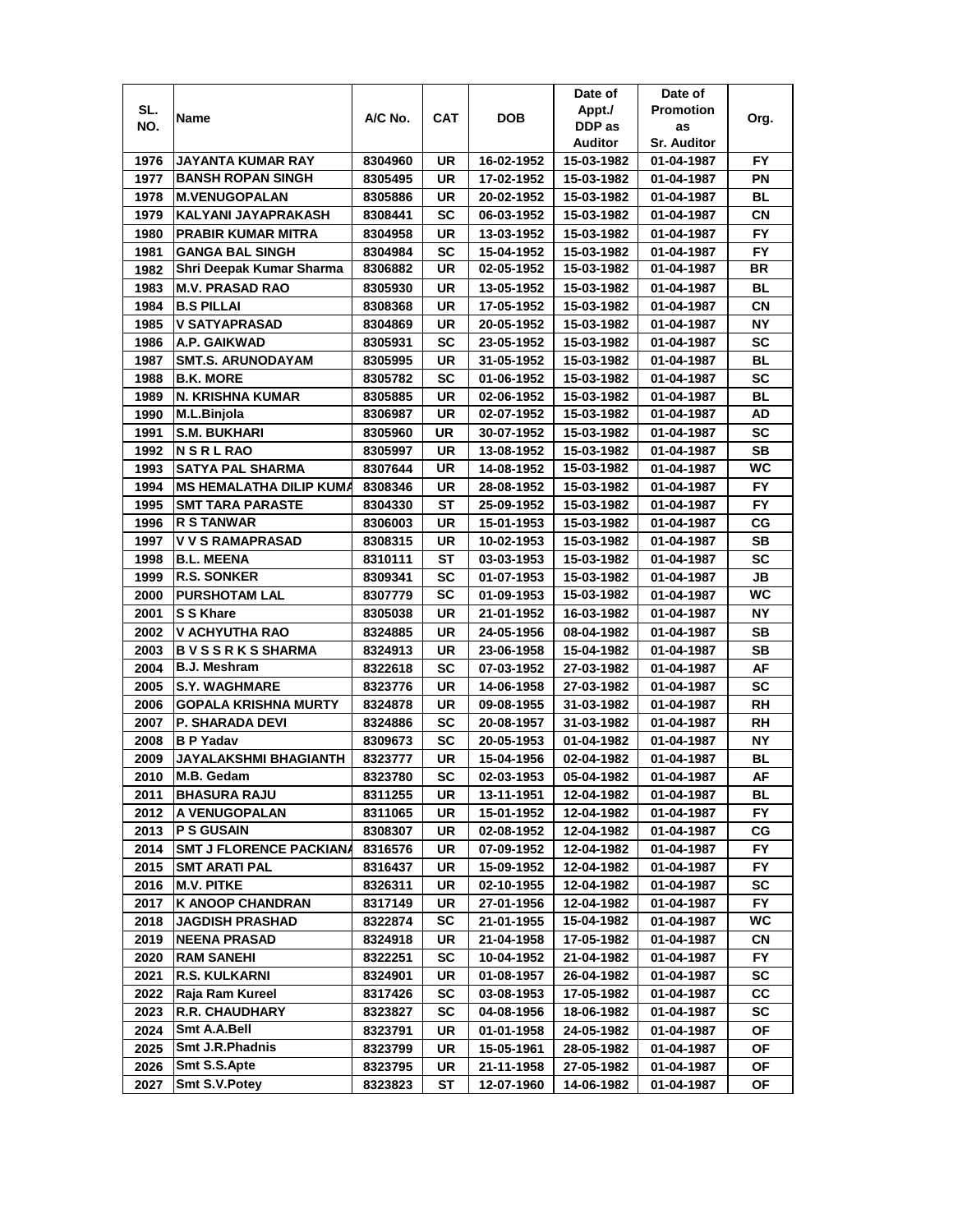| SL. NO. | Name | A/C No. | CAT | DOB | Date of Appt./ DDP as Auditor | Date of Promotion as Sr. Auditor | Org. |
|---|---|---|---|---|---|---|---|
| 1976 | JAYANTA KUMAR RAY | 8304960 | UR | 16-02-1952 | 15-03-1982 | 01-04-1987 | FY |
| 1977 | BANSH ROPAN SINGH | 8305495 | UR | 17-02-1952 | 15-03-1982 | 01-04-1987 | PN |
| 1978 | M.VENUGOPALAN | 8305886 | UR | 20-02-1952 | 15-03-1982 | 01-04-1987 | BL |
| 1979 | KALYANI JAYAPRAKASH | 8308441 | SC | 06-03-1952 | 15-03-1982 | 01-04-1987 | CN |
| 1980 | PRABIR KUMAR MITRA | 8304958 | UR | 13-03-1952 | 15-03-1982 | 01-04-1987 | FY |
| 1981 | GANGA BAL SINGH | 8304984 | SC | 15-04-1952 | 15-03-1982 | 01-04-1987 | FY |
| 1982 | Shri Deepak Kumar Sharma | 8306882 | UR | 02-05-1952 | 15-03-1982 | 01-04-1987 | BR |
| 1983 | M.V. PRASAD RAO | 8305930 | UR | 13-05-1952 | 15-03-1982 | 01-04-1987 | BL |
| 1984 | B.S PILLAI | 8308368 | UR | 17-05-1952 | 15-03-1982 | 01-04-1987 | CN |
| 1985 | V SATYAPRASAD | 8304869 | UR | 20-05-1952 | 15-03-1982 | 01-04-1987 | NY |
| 1986 | A.P. GAIKWAD | 8305931 | SC | 23-05-1952 | 15-03-1982 | 01-04-1987 | SC |
| 1987 | SMT.S. ARUNODAYAM | 8305995 | UR | 31-05-1952 | 15-03-1982 | 01-04-1987 | BL |
| 1988 | B.K. MORE | 8305782 | SC | 01-06-1952 | 15-03-1982 | 01-04-1987 | SC |
| 1989 | N. KRISHNA KUMAR | 8305885 | UR | 02-06-1952 | 15-03-1982 | 01-04-1987 | BL |
| 1990 | M.L.Binjola | 8306987 | UR | 02-07-1952 | 15-03-1982 | 01-04-1987 | AD |
| 1991 | S.M. BUKHARI | 8305960 | UR | 30-07-1952 | 15-03-1982 | 01-04-1987 | SC |
| 1992 | N S R L RAO | 8305997 | UR | 13-08-1952 | 15-03-1982 | 01-04-1987 | SB |
| 1993 | SATYA PAL SHARMA | 8307644 | UR | 14-08-1952 | 15-03-1982 | 01-04-1987 | WC |
| 1994 | MS HEMALATHA DILIP KUMA | 8308346 | UR | 28-08-1952 | 15-03-1982 | 01-04-1987 | FY |
| 1995 | SMT TARA PARASTE | 8304330 | ST | 25-09-1952 | 15-03-1982 | 01-04-1987 | FY |
| 1996 | R S TANWAR | 8306003 | UR | 15-01-1953 | 15-03-1982 | 01-04-1987 | CG |
| 1997 | V V S RAMAPRASAD | 8308315 | UR | 10-02-1953 | 15-03-1982 | 01-04-1987 | SB |
| 1998 | B.L. MEENA | 8310111 | ST | 03-03-1953 | 15-03-1982 | 01-04-1987 | SC |
| 1999 | R.S. SONKER | 8309341 | SC | 01-07-1953 | 15-03-1982 | 01-04-1987 | JB |
| 2000 | PURSHOTAM LAL | 8307779 | SC | 01-09-1953 | 15-03-1982 | 01-04-1987 | WC |
| 2001 | S S Khare | 8305038 | UR | 21-01-1952 | 16-03-1982 | 01-04-1987 | NY |
| 2002 | V ACHYUTHA RAO | 8324885 | UR | 24-05-1956 | 08-04-1982 | 01-04-1987 | SB |
| 2003 | B V S S R K S SHARMA | 8324913 | UR | 23-06-1958 | 15-04-1982 | 01-04-1987 | SB |
| 2004 | B.J. Meshram | 8322618 | SC | 07-03-1952 | 27-03-1982 | 01-04-1987 | AF |
| 2005 | S.Y. WAGHMARE | 8323776 | UR | 14-06-1958 | 27-03-1982 | 01-04-1987 | SC |
| 2006 | GOPALA KRISHNA MURTY | 8324878 | UR | 09-08-1955 | 31-03-1982 | 01-04-1987 | RH |
| 2007 | P. SHARADA DEVI | 8324886 | SC | 20-08-1957 | 31-03-1982 | 01-04-1987 | RH |
| 2008 | B P Yadav | 8309673 | SC | 20-05-1953 | 01-04-1982 | 01-04-1987 | NY |
| 2009 | JAYALAKSHMI BHAGIANTH | 8323777 | UR | 15-04-1956 | 02-04-1982 | 01-04-1987 | BL |
| 2010 | M.B. Gedam | 8323780 | SC | 02-03-1953 | 05-04-1982 | 01-04-1987 | AF |
| 2011 | BHASURA RAJU | 8311255 | UR | 13-11-1951 | 12-04-1982 | 01-04-1987 | BL |
| 2012 | A VENUGOPALAN | 8311065 | UR | 15-01-1952 | 12-04-1982 | 01-04-1987 | FY |
| 2013 | P S GUSAIN | 8308307 | UR | 02-08-1952 | 12-04-1982 | 01-04-1987 | CG |
| 2014 | SMT J FLORENCE PACKIANA | 8316576 | UR | 07-09-1952 | 12-04-1982 | 01-04-1987 | FY |
| 2015 | SMT ARATI PAL | 8316437 | UR | 15-09-1952 | 12-04-1982 | 01-04-1987 | FY |
| 2016 | M.V. PITKE | 8326311 | UR | 02-10-1955 | 12-04-1982 | 01-04-1987 | SC |
| 2017 | K ANOOP CHANDRAN | 8317149 | UR | 27-01-1956 | 12-04-1982 | 01-04-1987 | FY |
| 2018 | JAGDISH PRASHAD | 8322874 | SC | 21-01-1955 | 15-04-1982 | 01-04-1987 | WC |
| 2019 | NEENA PRASAD | 8324918 | UR | 21-04-1958 | 17-05-1982 | 01-04-1987 | CN |
| 2020 | RAM SANEHI | 8322251 | SC | 10-04-1952 | 21-04-1982 | 01-04-1987 | FY |
| 2021 | R.S. KULKARNI | 8324901 | UR | 01-08-1957 | 26-04-1982 | 01-04-1987 | SC |
| 2022 | Raja Ram Kureel | 8317426 | SC | 03-08-1953 | 17-05-1982 | 01-04-1987 | CC |
| 2023 | R.R. CHAUDHARY | 8323827 | SC | 04-08-1956 | 18-06-1982 | 01-04-1987 | SC |
| 2024 | Smt A.A.Bell | 8323791 | UR | 01-01-1958 | 24-05-1982 | 01-04-1987 | OF |
| 2025 | Smt J.R.Phadnis | 8323799 | UR | 15-05-1961 | 28-05-1982 | 01-04-1987 | OF |
| 2026 | Smt S.S.Apte | 8323795 | UR | 21-11-1958 | 27-05-1982 | 01-04-1987 | OF |
| 2027 | Smt S.V.Potey | 8323823 | ST | 12-07-1960 | 14-06-1982 | 01-04-1987 | OF |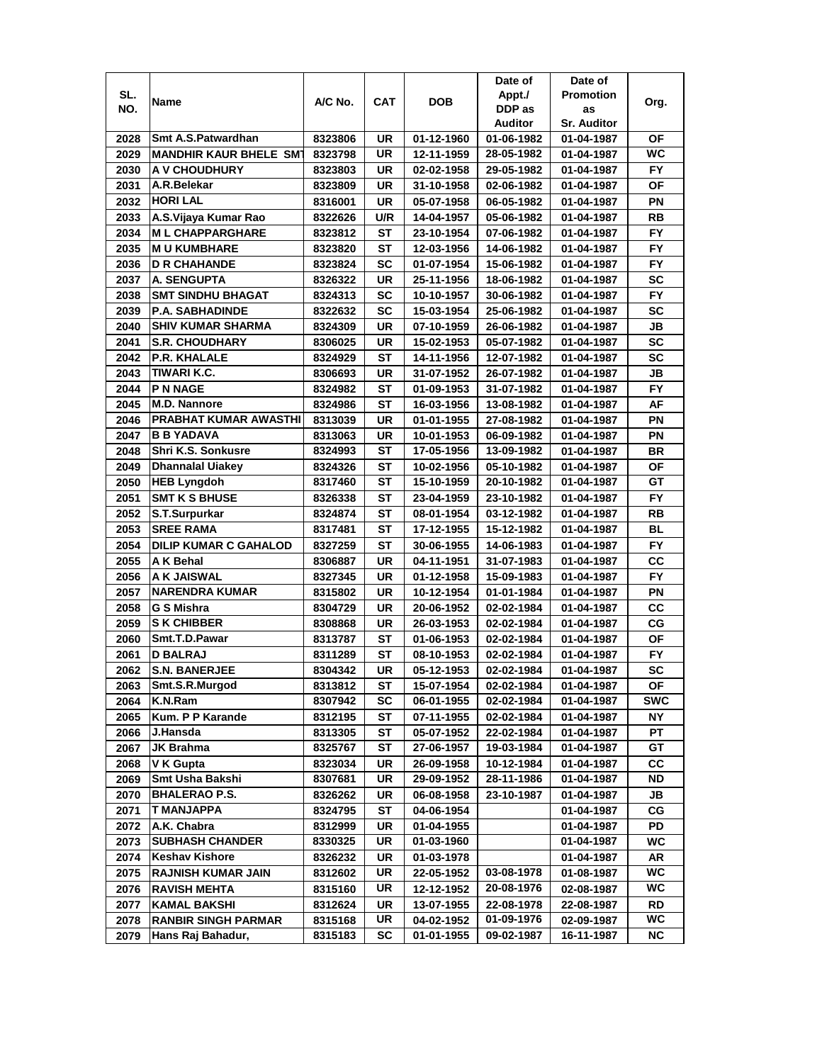| SL. NO. | Name | A/C No. | CAT | DOB | Date of Appt./ DDP as Auditor | Date of Promotion as Sr. Auditor | Org. |
|---|---|---|---|---|---|---|---|
| 2028 | Smt A.S.Patwardhan | 8323806 | UR | 01-12-1960 | 01-06-1982 | 01-04-1987 | OF |
| 2029 | MANDHIR KAUR BHELE SMT | 8323798 | UR | 12-11-1959 | 28-05-1982 | 01-04-1987 | WC |
| 2030 | A V CHOUDHURY | 8323803 | UR | 02-02-1958 | 29-05-1982 | 01-04-1987 | FY |
| 2031 | A.R.Belekar | 8323809 | UR | 31-10-1958 | 02-06-1982 | 01-04-1987 | OF |
| 2032 | HORI LAL | 8316001 | UR | 05-07-1958 | 06-05-1982 | 01-04-1987 | PN |
| 2033 | A.S.Vijaya Kumar Rao | 8322626 | U/R | 14-04-1957 | 05-06-1982 | 01-04-1987 | RB |
| 2034 | M L CHAPPARGHARE | 8323812 | ST | 23-10-1954 | 07-06-1982 | 01-04-1987 | FY |
| 2035 | M U KUMBHARE | 8323820 | ST | 12-03-1956 | 14-06-1982 | 01-04-1987 | FY |
| 2036 | D R CHAHANDE | 8323824 | SC | 01-07-1954 | 15-06-1982 | 01-04-1987 | FY |
| 2037 | A. SENGUPTA | 8326322 | UR | 25-11-1956 | 18-06-1982 | 01-04-1987 | SC |
| 2038 | SMT SINDHU BHAGAT | 8324313 | SC | 10-10-1957 | 30-06-1982 | 01-04-1987 | FY |
| 2039 | P.A. SABHADINDE | 8322632 | SC | 15-03-1954 | 25-06-1982 | 01-04-1987 | SC |
| 2040 | SHIV KUMAR SHARMA | 8324309 | UR | 07-10-1959 | 26-06-1982 | 01-04-1987 | JB |
| 2041 | S.R. CHOUDHARY | 8306025 | UR | 15-02-1953 | 05-07-1982 | 01-04-1987 | SC |
| 2042 | P.R. KHALALE | 8324929 | ST | 14-11-1956 | 12-07-1982 | 01-04-1987 | SC |
| 2043 | TIWARI K.C. | 8306693 | UR | 31-07-1952 | 26-07-1982 | 01-04-1987 | JB |
| 2044 | P N NAGE | 8324982 | ST | 01-09-1953 | 31-07-1982 | 01-04-1987 | FY |
| 2045 | M.D. Nannore | 8324986 | ST | 16-03-1956 | 13-08-1982 | 01-04-1987 | AF |
| 2046 | PRABHAT KUMAR AWASTHI | 8313039 | UR | 01-01-1955 | 27-08-1982 | 01-04-1987 | PN |
| 2047 | B B YADAVA | 8313063 | UR | 10-01-1953 | 06-09-1982 | 01-04-1987 | PN |
| 2048 | Shri K.S. Sonkusre | 8324993 | ST | 17-05-1956 | 13-09-1982 | 01-04-1987 | BR |
| 2049 | Dhannalal Uiakey | 8324326 | ST | 10-02-1956 | 05-10-1982 | 01-04-1987 | OF |
| 2050 | HEB Lyngdoh | 8317460 | ST | 15-10-1959 | 20-10-1982 | 01-04-1987 | GT |
| 2051 | SMT K S BHUSE | 8326338 | ST | 23-04-1959 | 23-10-1982 | 01-04-1987 | FY |
| 2052 | S.T.Surpurkar | 8324874 | ST | 08-01-1954 | 03-12-1982 | 01-04-1987 | RB |
| 2053 | SREE RAMA | 8317481 | ST | 17-12-1955 | 15-12-1982 | 01-04-1987 | BL |
| 2054 | DILIP KUMAR C GAHALOD | 8327259 | ST | 30-06-1955 | 14-06-1983 | 01-04-1987 | FY |
| 2055 | A K Behal | 8306887 | UR | 04-11-1951 | 31-07-1983 | 01-04-1987 | CC |
| 2056 | A K JAISWAL | 8327345 | UR | 01-12-1958 | 15-09-1983 | 01-04-1987 | FY |
| 2057 | NARENDRA KUMAR | 8315802 | UR | 10-12-1954 | 01-01-1984 | 01-04-1987 | PN |
| 2058 | G S Mishra | 8304729 | UR | 20-06-1952 | 02-02-1984 | 01-04-1987 | CC |
| 2059 | S K CHIBBER | 8308868 | UR | 26-03-1953 | 02-02-1984 | 01-04-1987 | CG |
| 2060 | Smt.T.D.Pawar | 8313787 | ST | 01-06-1953 | 02-02-1984 | 01-04-1987 | OF |
| 2061 | D BALRAJ | 8311289 | ST | 08-10-1953 | 02-02-1984 | 01-04-1987 | FY |
| 2062 | S.N. BANERJEE | 8304342 | UR | 05-12-1953 | 02-02-1984 | 01-04-1987 | SC |
| 2063 | Smt.S.R.Murgod | 8313812 | ST | 15-07-1954 | 02-02-1984 | 01-04-1987 | OF |
| 2064 | K.N.Ram | 8307942 | SC | 06-01-1955 | 02-02-1984 | 01-04-1987 | SWC |
| 2065 | Kum. P P Karande | 8312195 | ST | 07-11-1955 | 02-02-1984 | 01-04-1987 | NY |
| 2066 | J.Hansda | 8313305 | ST | 05-07-1952 | 22-02-1984 | 01-04-1987 | PT |
| 2067 | JK Brahma | 8325767 | ST | 27-06-1957 | 19-03-1984 | 01-04-1987 | GT |
| 2068 | V K Gupta | 8323034 | UR | 26-09-1958 | 10-12-1984 | 01-04-1987 | CC |
| 2069 | Smt Usha Bakshi | 8307681 | UR | 29-09-1952 | 28-11-1986 | 01-04-1987 | ND |
| 2070 | BHALERAO P.S. | 8326262 | UR | 06-08-1958 | 23-10-1987 | 01-04-1987 | JB |
| 2071 | T MANJAPPA | 8324795 | ST | 04-06-1954 | | 01-04-1987 | CG |
| 2072 | A.K. Chabra | 8312999 | UR | 01-04-1955 | | 01-04-1987 | PD |
| 2073 | SUBHASH CHANDER | 8330325 | UR | 01-03-1960 | | 01-04-1987 | WC |
| 2074 | Keshav Kishore | 8326232 | UR | 01-03-1978 | | 01-04-1987 | AR |
| 2075 | RAJNISH KUMAR JAIN | 8312602 | UR | 22-05-1952 | 03-08-1978 | 01-08-1987 | WC |
| 2076 | RAVISH MEHTA | 8315160 | UR | 12-12-1952 | 20-08-1976 | 02-08-1987 | WC |
| 2077 | KAMAL BAKSHI | 8312624 | UR | 13-07-1955 | 22-08-1978 | 22-08-1987 | RD |
| 2078 | RANBIR SINGH PARMAR | 8315168 | UR | 04-02-1952 | 01-09-1976 | 02-09-1987 | WC |
| 2079 | Hans Raj Bahadur, | 8315183 | SC | 01-01-1955 | 09-02-1987 | 16-11-1987 | NC |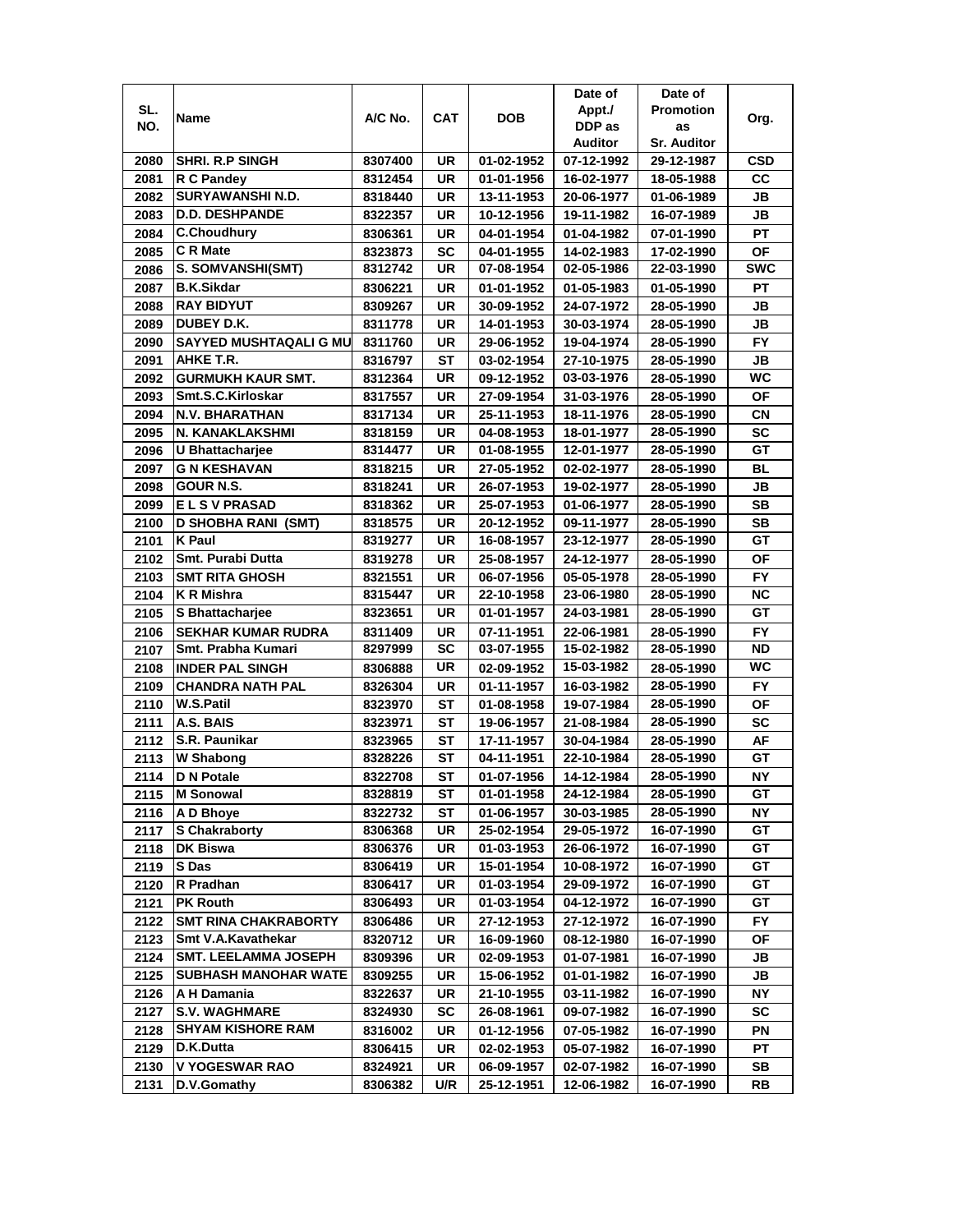| SL. NO. | Name | A/C No. | CAT | DOB | Date of Appt./ DDP as Auditor | Date of Promotion as Sr. Auditor | Org. |
|---|---|---|---|---|---|---|---|
| 2080 | SHRI. R.P SINGH | 8307400 | UR | 01-02-1952 | 07-12-1992 | 29-12-1987 | CSD |
| 2081 | R C Pandey | 8312454 | UR | 01-01-1956 | 16-02-1977 | 18-05-1988 | CC |
| 2082 | SURYAWANSHI N.D. | 8318440 | UR | 13-11-1953 | 20-06-1977 | 01-06-1989 | JB |
| 2083 | D.D. DESHPANDE | 8322357 | UR | 10-12-1956 | 19-11-1982 | 16-07-1989 | JB |
| 2084 | C.Choudhury | 8306361 | UR | 04-01-1954 | 01-04-1982 | 07-01-1990 | PT |
| 2085 | C R Mate | 8323873 | SC | 04-01-1955 | 14-02-1983 | 17-02-1990 | OF |
| 2086 | S. SOMVANSHI(SMT) | 8312742 | UR | 07-08-1954 | 02-05-1986 | 22-03-1990 | SWC |
| 2087 | B.K.Sikdar | 8306221 | UR | 01-01-1952 | 01-05-1983 | 01-05-1990 | PT |
| 2088 | RAY BIDYUT | 8309267 | UR | 30-09-1952 | 24-07-1972 | 28-05-1990 | JB |
| 2089 | DUBEY D.K. | 8311778 | UR | 14-01-1953 | 30-03-1974 | 28-05-1990 | JB |
| 2090 | SAYYED MUSHTAQALI G MU | 8311760 | UR | 29-06-1952 | 19-04-1974 | 28-05-1990 | FY |
| 2091 | AHKE T.R. | 8316797 | ST | 03-02-1954 | 27-10-1975 | 28-05-1990 | JB |
| 2092 | GURMUKH KAUR SMT. | 8312364 | UR | 09-12-1952 | 03-03-1976 | 28-05-1990 | WC |
| 2093 | Smt.S.C.Kirloskar | 8317557 | UR | 27-09-1954 | 31-03-1976 | 28-05-1990 | OF |
| 2094 | N.V. BHARATHAN | 8317134 | UR | 25-11-1953 | 18-11-1976 | 28-05-1990 | CN |
| 2095 | N. KANAKLAKSHMI | 8318159 | UR | 04-08-1953 | 18-01-1977 | 28-05-1990 | SC |
| 2096 | U Bhattacharjee | 8314477 | UR | 01-08-1955 | 12-01-1977 | 28-05-1990 | GT |
| 2097 | G N KESHAVAN | 8318215 | UR | 27-05-1952 | 02-02-1977 | 28-05-1990 | BL |
| 2098 | GOUR N.S. | 8318241 | UR | 26-07-1953 | 19-02-1977 | 28-05-1990 | JB |
| 2099 | E L S V PRASAD | 8318362 | UR | 25-07-1953 | 01-06-1977 | 28-05-1990 | SB |
| 2100 | D SHOBHA RANI (SMT) | 8318575 | UR | 20-12-1952 | 09-11-1977 | 28-05-1990 | SB |
| 2101 | K Paul | 8319277 | UR | 16-08-1957 | 23-12-1977 | 28-05-1990 | GT |
| 2102 | Smt. Purabi Dutta | 8319278 | UR | 25-08-1957 | 24-12-1977 | 28-05-1990 | OF |
| 2103 | SMT RITA GHOSH | 8321551 | UR | 06-07-1956 | 05-05-1978 | 28-05-1990 | FY |
| 2104 | K R Mishra | 8315447 | UR | 22-10-1958 | 23-06-1980 | 28-05-1990 | NC |
| 2105 | S Bhattacharjee | 8323651 | UR | 01-01-1957 | 24-03-1981 | 28-05-1990 | GT |
| 2106 | SEKHAR KUMAR RUDRA | 8311409 | UR | 07-11-1951 | 22-06-1981 | 28-05-1990 | FY |
| 2107 | Smt. Prabha Kumari | 8297999 | SC | 03-07-1955 | 15-02-1982 | 28-05-1990 | ND |
| 2108 | INDER PAL SINGH | 8306888 | UR | 02-09-1952 | 15-03-1982 | 28-05-1990 | WC |
| 2109 | CHANDRA NATH PAL | 8326304 | UR | 01-11-1957 | 16-03-1982 | 28-05-1990 | FY |
| 2110 | W.S.Patil | 8323970 | ST | 01-08-1958 | 19-07-1984 | 28-05-1990 | OF |
| 2111 | A.S. BAIS | 8323971 | ST | 19-06-1957 | 21-08-1984 | 28-05-1990 | SC |
| 2112 | S.R. Paunikar | 8323965 | ST | 17-11-1957 | 30-04-1984 | 28-05-1990 | AF |
| 2113 | W Shabong | 8328226 | ST | 04-11-1951 | 22-10-1984 | 28-05-1990 | GT |
| 2114 | D N Potale | 8322708 | ST | 01-07-1956 | 14-12-1984 | 28-05-1990 | NY |
| 2115 | M Sonowal | 8328819 | ST | 01-01-1958 | 24-12-1984 | 28-05-1990 | GT |
| 2116 | A D Bhoye | 8322732 | ST | 01-06-1957 | 30-03-1985 | 28-05-1990 | NY |
| 2117 | S Chakraborty | 8306368 | UR | 25-02-1954 | 29-05-1972 | 16-07-1990 | GT |
| 2118 | DK Biswa | 8306376 | UR | 01-03-1953 | 26-06-1972 | 16-07-1990 | GT |
| 2119 | S Das | 8306419 | UR | 15-01-1954 | 10-08-1972 | 16-07-1990 | GT |
| 2120 | R Pradhan | 8306417 | UR | 01-03-1954 | 29-09-1972 | 16-07-1990 | GT |
| 2121 | PK Routh | 8306493 | UR | 01-03-1954 | 04-12-1972 | 16-07-1990 | GT |
| 2122 | SMT RINA CHAKRABORTY | 8306486 | UR | 27-12-1953 | 27-12-1972 | 16-07-1990 | FY |
| 2123 | Smt V.A.Kavathekar | 8320712 | UR | 16-09-1960 | 08-12-1980 | 16-07-1990 | OF |
| 2124 | SMT. LEELAMMA JOSEPH | 8309396 | UR | 02-09-1953 | 01-07-1981 | 16-07-1990 | JB |
| 2125 | SUBHASH MANOHAR WATE | 8309255 | UR | 15-06-1952 | 01-01-1982 | 16-07-1990 | JB |
| 2126 | A H Damania | 8322637 | UR | 21-10-1955 | 03-11-1982 | 16-07-1990 | NY |
| 2127 | S.V. WAGHMARE | 8324930 | SC | 26-08-1961 | 09-07-1982 | 16-07-1990 | SC |
| 2128 | SHYAM KISHORE RAM | 8316002 | UR | 01-12-1956 | 07-05-1982 | 16-07-1990 | PN |
| 2129 | D.K.Dutta | 8306415 | UR | 02-02-1953 | 05-07-1982 | 16-07-1990 | PT |
| 2130 | V YOGESWAR RAO | 8324921 | UR | 06-09-1957 | 02-07-1982 | 16-07-1990 | SB |
| 2131 | D.V.Gomathy | 8306382 | U/R | 25-12-1951 | 12-06-1982 | 16-07-1990 | RB |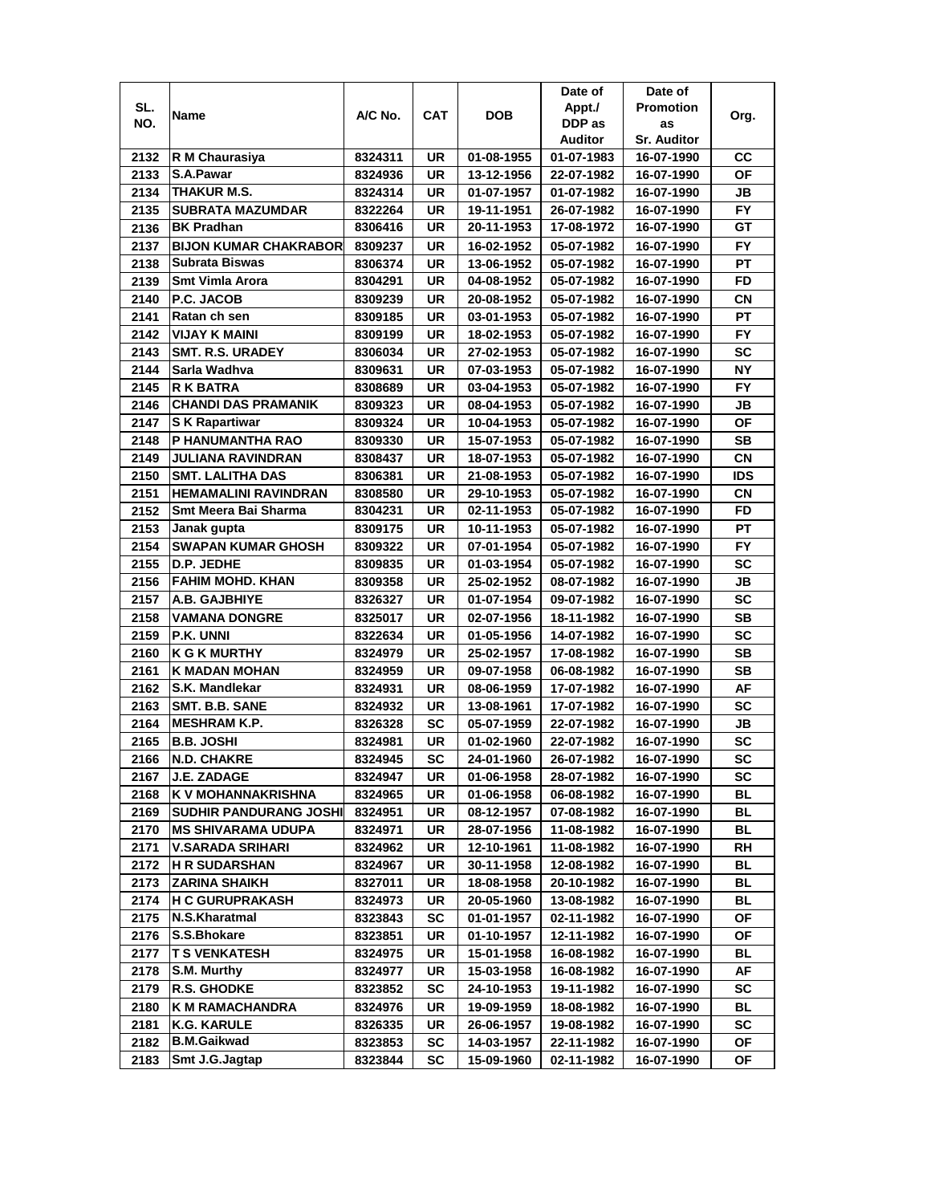| SL. NO. | Name | A/C No. | CAT | DOB | Date of Appt./ DDP as Auditor | Date of Promotion as Sr. Auditor | Org. |
|---|---|---|---|---|---|---|---|
| 2132 | R M Chaurasiya | 8324311 | UR | 01-08-1955 | 01-07-1983 | 16-07-1990 | CC |
| 2133 | S.A.Pawar | 8324936 | UR | 13-12-1956 | 22-07-1982 | 16-07-1990 | OF |
| 2134 | THAKUR M.S. | 8324314 | UR | 01-07-1957 | 01-07-1982 | 16-07-1990 | JB |
| 2135 | SUBRATA MAZUMDAR | 8322264 | UR | 19-11-1951 | 26-07-1982 | 16-07-1990 | FY |
| 2136 | BK Pradhan | 8306416 | UR | 20-11-1953 | 17-08-1972 | 16-07-1990 | GT |
| 2137 | BIJON KUMAR CHAKRABOR | 8309237 | UR | 16-02-1952 | 05-07-1982 | 16-07-1990 | FY |
| 2138 | Subrata Biswas | 8306374 | UR | 13-06-1952 | 05-07-1982 | 16-07-1990 | PT |
| 2139 | Smt Vimla Arora | 8304291 | UR | 04-08-1952 | 05-07-1982 | 16-07-1990 | FD |
| 2140 | P.C. JACOB | 8309239 | UR | 20-08-1952 | 05-07-1982 | 16-07-1990 | CN |
| 2141 | Ratan ch sen | 8309185 | UR | 03-01-1953 | 05-07-1982 | 16-07-1990 | PT |
| 2142 | VIJAY K MAINI | 8309199 | UR | 18-02-1953 | 05-07-1982 | 16-07-1990 | FY |
| 2143 | SMT. R.S. URADEY | 8306034 | UR | 27-02-1953 | 05-07-1982 | 16-07-1990 | SC |
| 2144 | Sarla Wadhva | 8309631 | UR | 07-03-1953 | 05-07-1982 | 16-07-1990 | NY |
| 2145 | R K BATRA | 8308689 | UR | 03-04-1953 | 05-07-1982 | 16-07-1990 | FY |
| 2146 | CHANDI DAS PRAMANIK | 8309323 | UR | 08-04-1953 | 05-07-1982 | 16-07-1990 | JB |
| 2147 | S K Rapartiwar | 8309324 | UR | 10-04-1953 | 05-07-1982 | 16-07-1990 | OF |
| 2148 | P HANUMANTHA RAO | 8309330 | UR | 15-07-1953 | 05-07-1982 | 16-07-1990 | SB |
| 2149 | JULIANA RAVINDRAN | 8308437 | UR | 18-07-1953 | 05-07-1982 | 16-07-1990 | CN |
| 2150 | SMT. LALITHA DAS | 8306381 | UR | 21-08-1953 | 05-07-1982 | 16-07-1990 | IDS |
| 2151 | HEMAMALINI RAVINDRAN | 8308580 | UR | 29-10-1953 | 05-07-1982 | 16-07-1990 | CN |
| 2152 | Smt Meera Bai Sharma | 8304231 | UR | 02-11-1953 | 05-07-1982 | 16-07-1990 | FD |
| 2153 | Janak gupta | 8309175 | UR | 10-11-1953 | 05-07-1982 | 16-07-1990 | PT |
| 2154 | SWAPAN KUMAR GHOSH | 8309322 | UR | 07-01-1954 | 05-07-1982 | 16-07-1990 | FY |
| 2155 | D.P. JEDHE | 8309835 | UR | 01-03-1954 | 05-07-1982 | 16-07-1990 | SC |
| 2156 | FAHIM MOHD. KHAN | 8309358 | UR | 25-02-1952 | 08-07-1982 | 16-07-1990 | JB |
| 2157 | A.B. GAJBHIYE | 8326327 | UR | 01-07-1954 | 09-07-1982 | 16-07-1990 | SC |
| 2158 | VAMANA DONGRE | 8325017 | UR | 02-07-1956 | 18-11-1982 | 16-07-1990 | SB |
| 2159 | P.K. UNNI | 8322634 | UR | 01-05-1956 | 14-07-1982 | 16-07-1990 | SC |
| 2160 | K G K MURTHY | 8324979 | UR | 25-02-1957 | 17-08-1982 | 16-07-1990 | SB |
| 2161 | K MADAN MOHAN | 8324959 | UR | 09-07-1958 | 06-08-1982 | 16-07-1990 | SB |
| 2162 | S.K. Mandlekar | 8324931 | UR | 08-06-1959 | 17-07-1982 | 16-07-1990 | AF |
| 2163 | SMT. B.B. SANE | 8324932 | UR | 13-08-1961 | 17-07-1982 | 16-07-1990 | SC |
| 2164 | MESHRAM K.P. | 8326328 | SC | 05-07-1959 | 22-07-1982 | 16-07-1990 | JB |
| 2165 | B.B. JOSHI | 8324981 | UR | 01-02-1960 | 22-07-1982 | 16-07-1990 | SC |
| 2166 | N.D. CHAKRE | 8324945 | SC | 24-01-1960 | 26-07-1982 | 16-07-1990 | SC |
| 2167 | J.E. ZADAGE | 8324947 | UR | 01-06-1958 | 28-07-1982 | 16-07-1990 | SC |
| 2168 | K V MOHANNAKRISHNA | 8324965 | UR | 01-06-1958 | 06-08-1982 | 16-07-1990 | BL |
| 2169 | SUDHIR PANDURANG JOSHI | 8324951 | UR | 08-12-1957 | 07-08-1982 | 16-07-1990 | BL |
| 2170 | MS SHIVARAMA UDUPA | 8324971 | UR | 28-07-1956 | 11-08-1982 | 16-07-1990 | BL |
| 2171 | V.SARADA SRIHARI | 8324962 | UR | 12-10-1961 | 11-08-1982 | 16-07-1990 | RH |
| 2172 | H R SUDARSHAN | 8324967 | UR | 30-11-1958 | 12-08-1982 | 16-07-1990 | BL |
| 2173 | ZARINA SHAIKH | 8327011 | UR | 18-08-1958 | 20-10-1982 | 16-07-1990 | BL |
| 2174 | H C GURUPRAKASH | 8324973 | UR | 20-05-1960 | 13-08-1982 | 16-07-1990 | BL |
| 2175 | N.S.Kharatmal | 8323843 | SC | 01-01-1957 | 02-11-1982 | 16-07-1990 | OF |
| 2176 | S.S.Bhokare | 8323851 | UR | 01-10-1957 | 12-11-1982 | 16-07-1990 | OF |
| 2177 | T S VENKATESH | 8324975 | UR | 15-01-1958 | 16-08-1982 | 16-07-1990 | BL |
| 2178 | S.M. Murthy | 8324977 | UR | 15-03-1958 | 16-08-1982 | 16-07-1990 | AF |
| 2179 | R.S. GHODKE | 8323852 | SC | 24-10-1953 | 19-11-1982 | 16-07-1990 | SC |
| 2180 | K M RAMACHANDRA | 8324976 | UR | 19-09-1959 | 18-08-1982 | 16-07-1990 | BL |
| 2181 | K.G. KARULE | 8326335 | UR | 26-06-1957 | 19-08-1982 | 16-07-1990 | SC |
| 2182 | B.M.Gaikwad | 8323853 | SC | 14-03-1957 | 22-11-1982 | 16-07-1990 | OF |
| 2183 | Smt J.G.Jagtap | 8323844 | SC | 15-09-1960 | 02-11-1982 | 16-07-1990 | OF |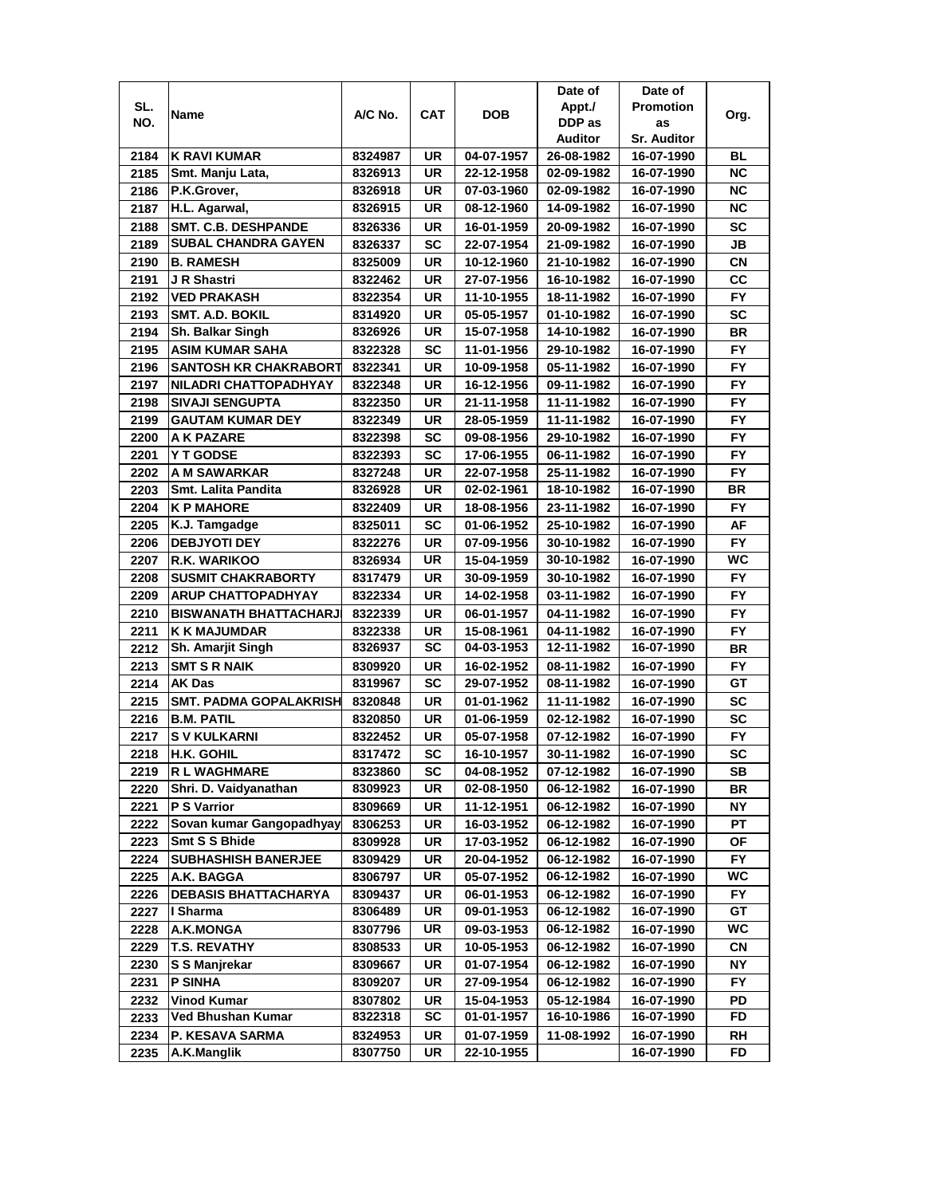| SL. NO. | Name | A/C No. | CAT | DOB | Date of Appt./ DDP as Auditor | Date of Promotion as Sr. Auditor | Org. |
|---|---|---|---|---|---|---|---|
| 2184 | K RAVI KUMAR | 8324987 | UR | 04-07-1957 | 26-08-1982 | 16-07-1990 | BL |
| 2185 | Smt. Manju Lata, | 8326913 | UR | 22-12-1958 | 02-09-1982 | 16-07-1990 | NC |
| 2186 | P.K.Grover, | 8326918 | UR | 07-03-1960 | 02-09-1982 | 16-07-1990 | NC |
| 2187 | H.L. Agarwal, | 8326915 | UR | 08-12-1960 | 14-09-1982 | 16-07-1990 | NC |
| 2188 | SMT. C.B. DESHPANDE | 8326336 | UR | 16-01-1959 | 20-09-1982 | 16-07-1990 | SC |
| 2189 | SUBAL CHANDRA GAYEN | 8326337 | SC | 22-07-1954 | 21-09-1982 | 16-07-1990 | JB |
| 2190 | B. RAMESH | 8325009 | UR | 10-12-1960 | 21-10-1982 | 16-07-1990 | CN |
| 2191 | J R Shastri | 8322462 | UR | 27-07-1956 | 16-10-1982 | 16-07-1990 | CC |
| 2192 | VED PRAKASH | 8322354 | UR | 11-10-1955 | 18-11-1982 | 16-07-1990 | FY |
| 2193 | SMT. A.D. BOKIL | 8314920 | UR | 05-05-1957 | 01-10-1982 | 16-07-1990 | SC |
| 2194 | Sh. Balkar Singh | 8326926 | UR | 15-07-1958 | 14-10-1982 | 16-07-1990 | BR |
| 2195 | ASIM KUMAR SAHA | 8322328 | SC | 11-01-1956 | 29-10-1982 | 16-07-1990 | FY |
| 2196 | SANTOSH KR CHAKRABORT | 8322341 | UR | 10-09-1958 | 05-11-1982 | 16-07-1990 | FY |
| 2197 | NILADRI CHATTOPADHYAY | 8322348 | UR | 16-12-1956 | 09-11-1982 | 16-07-1990 | FY |
| 2198 | SIVAJI SENGUPTA | 8322350 | UR | 21-11-1958 | 11-11-1982 | 16-07-1990 | FY |
| 2199 | GAUTAM KUMAR DEY | 8322349 | UR | 28-05-1959 | 11-11-1982 | 16-07-1990 | FY |
| 2200 | A K PAZARE | 8322398 | SC | 09-08-1956 | 29-10-1982 | 16-07-1990 | FY |
| 2201 | Y T GODSE | 8322393 | SC | 17-06-1955 | 06-11-1982 | 16-07-1990 | FY |
| 2202 | A M SAWARKAR | 8327248 | UR | 22-07-1958 | 25-11-1982 | 16-07-1990 | FY |
| 2203 | Smt. Lalita Pandita | 8326928 | UR | 02-02-1961 | 18-10-1982 | 16-07-1990 | BR |
| 2204 | K P MAHORE | 8322409 | UR | 18-08-1956 | 23-11-1982 | 16-07-1990 | FY |
| 2205 | K.J. Tamgadge | 8325011 | SC | 01-06-1952 | 25-10-1982 | 16-07-1990 | AF |
| 2206 | DEBJYOTI DEY | 8322276 | UR | 07-09-1956 | 30-10-1982 | 16-07-1990 | FY |
| 2207 | R.K. WARIKOO | 8326934 | UR | 15-04-1959 | 30-10-1982 | 16-07-1990 | WC |
| 2208 | SUSMIT CHAKRABORTY | 8317479 | UR | 30-09-1959 | 30-10-1982 | 16-07-1990 | FY |
| 2209 | ARUP CHATTOPADHYAY | 8322334 | UR | 14-02-1958 | 03-11-1982 | 16-07-1990 | FY |
| 2210 | BISWANATH BHATTACHARJ | 8322339 | UR | 06-01-1957 | 04-11-1982 | 16-07-1990 | FY |
| 2211 | K K MAJUMDAR | 8322338 | UR | 15-08-1961 | 04-11-1982 | 16-07-1990 | FY |
| 2212 | Sh. Amarjit Singh | 8326937 | SC | 04-03-1953 | 12-11-1982 | 16-07-1990 | BR |
| 2213 | SMT S R NAIK | 8309920 | UR | 16-02-1952 | 08-11-1982 | 16-07-1990 | FY |
| 2214 | AK Das | 8319967 | SC | 29-07-1952 | 08-11-1982 | 16-07-1990 | GT |
| 2215 | SMT. PADMA GOPALAKRISH | 8320848 | UR | 01-01-1962 | 11-11-1982 | 16-07-1990 | SC |
| 2216 | B.M. PATIL | 8320850 | UR | 01-06-1959 | 02-12-1982 | 16-07-1990 | SC |
| 2217 | S V KULKARNI | 8322452 | UR | 05-07-1958 | 07-12-1982 | 16-07-1990 | FY |
| 2218 | H.K. GOHIL | 8317472 | SC | 16-10-1957 | 30-11-1982 | 16-07-1990 | SC |
| 2219 | R L WAGHMARE | 8323860 | SC | 04-08-1952 | 07-12-1982 | 16-07-1990 | SB |
| 2220 | Shri. D. Vaidyanathan | 8309923 | UR | 02-08-1950 | 06-12-1982 | 16-07-1990 | BR |
| 2221 | P S Varrior | 8309669 | UR | 11-12-1951 | 06-12-1982 | 16-07-1990 | NY |
| 2222 | Sovan kumar Gangopadhyay | 8306253 | UR | 16-03-1952 | 06-12-1982 | 16-07-1990 | PT |
| 2223 | Smt S S Bhide | 8309928 | UR | 17-03-1952 | 06-12-1982 | 16-07-1990 | OF |
| 2224 | SUBHASHISH BANERJEE | 8309429 | UR | 20-04-1952 | 06-12-1982 | 16-07-1990 | FY |
| 2225 | A.K. BAGGA | 8306797 | UR | 05-07-1952 | 06-12-1982 | 16-07-1990 | WC |
| 2226 | DEBASIS BHATTACHARYA | 8309437 | UR | 06-01-1953 | 06-12-1982 | 16-07-1990 | FY |
| 2227 | I Sharma | 8306489 | UR | 09-01-1953 | 06-12-1982 | 16-07-1990 | GT |
| 2228 | A.K.MONGA | 8307796 | UR | 09-03-1953 | 06-12-1982 | 16-07-1990 | WC |
| 2229 | T.S. REVATHY | 8308533 | UR | 10-05-1953 | 06-12-1982 | 16-07-1990 | CN |
| 2230 | S S Manjrekar | 8309667 | UR | 01-07-1954 | 06-12-1982 | 16-07-1990 | NY |
| 2231 | P SINHA | 8309207 | UR | 27-09-1954 | 06-12-1982 | 16-07-1990 | FY |
| 2232 | Vinod Kumar | 8307802 | UR | 15-04-1953 | 05-12-1984 | 16-07-1990 | PD |
| 2233 | Ved Bhushan Kumar | 8322318 | SC | 01-01-1957 | 16-10-1986 | 16-07-1990 | FD |
| 2234 | P. KESAVA SARMA | 8324953 | UR | 01-07-1959 | 11-08-1992 | 16-07-1990 | RH |
| 2235 | A.K.Manglik | 8307750 | UR | 22-10-1955 | | 16-07-1990 | FD |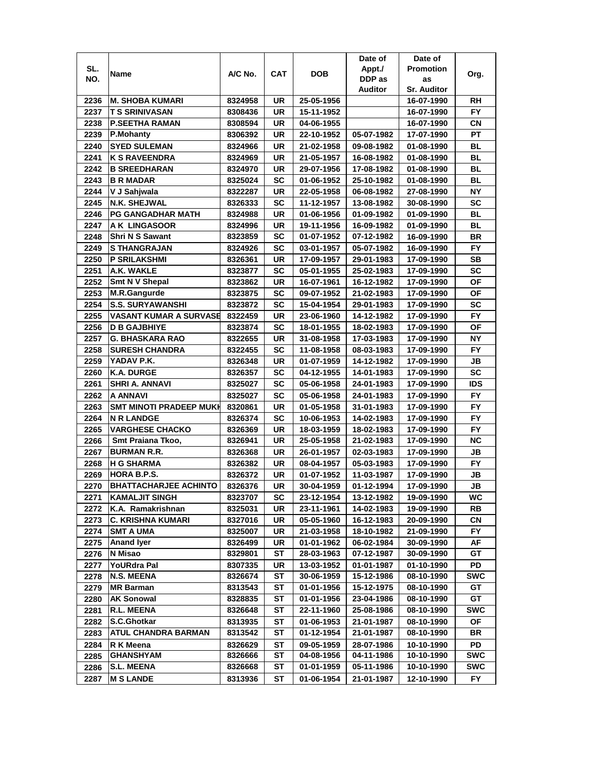| SL. NO. | Name | A/C No. | CAT | DOB | Date of Appt./ DDP as Auditor | Date of Promotion as Sr. Auditor | Org. |
|---|---|---|---|---|---|---|---|
| 2236 | M. SHOBA KUMARI | 8324958 | UR | 25-05-1956 | | 16-07-1990 | RH |
| 2237 | T S SRINIVASAN | 8308436 | UR | 15-11-1952 | | 16-07-1990 | FY |
| 2238 | P.SEETHA RAMAN | 8308594 | UR | 04-06-1955 | | 16-07-1990 | CN |
| 2239 | P.Mohanty | 8306392 | UR | 22-10-1952 | 05-07-1982 | 17-07-1990 | PT |
| 2240 | SYED SULEMAN | 8324966 | UR | 21-02-1958 | 09-08-1982 | 01-08-1990 | BL |
| 2241 | K S RAVEENDRA | 8324969 | UR | 21-05-1957 | 16-08-1982 | 01-08-1990 | BL |
| 2242 | B SREEDHARAN | 8324970 | UR | 29-07-1956 | 17-08-1982 | 01-08-1990 | BL |
| 2243 | B R MADAR | 8325024 | SC | 01-06-1952 | 25-10-1982 | 01-08-1990 | BL |
| 2244 | V J Sahjwala | 8322287 | UR | 22-05-1958 | 06-08-1982 | 27-08-1990 | NY |
| 2245 | N.K. SHEJWAL | 8326333 | SC | 11-12-1957 | 13-08-1982 | 30-08-1990 | SC |
| 2246 | PG GANGADHAR MATH | 8324988 | UR | 01-06-1956 | 01-09-1982 | 01-09-1990 | BL |
| 2247 | A K LINGASOOR | 8324996 | UR | 19-11-1956 | 16-09-1982 | 01-09-1990 | BL |
| 2248 | Shri N S Sawant | 8323859 | SC | 01-07-1952 | 07-12-1982 | 16-09-1990 | BR |
| 2249 | S THANGRAJAN | 8324926 | SC | 03-01-1957 | 05-07-1982 | 16-09-1990 | FY |
| 2250 | P SRILAKSHMI | 8326361 | UR | 17-09-1957 | 29-01-1983 | 17-09-1990 | SB |
| 2251 | A.K. WAKLE | 8323877 | SC | 05-01-1955 | 25-02-1983 | 17-09-1990 | SC |
| 2252 | Smt N V Shepal | 8323862 | UR | 16-07-1961 | 16-12-1982 | 17-09-1990 | OF |
| 2253 | M.R.Gangurde | 8323875 | SC | 09-07-1952 | 21-02-1983 | 17-09-1990 | OF |
| 2254 | S.S. SURYAWANSHI | 8323872 | SC | 15-04-1954 | 29-01-1983 | 17-09-1990 | SC |
| 2255 | VASANT KUMAR A SURVASE | 8322459 | UR | 23-06-1960 | 14-12-1982 | 17-09-1990 | FY |
| 2256 | D B GAJBHIYE | 8323874 | SC | 18-01-1955 | 18-02-1983 | 17-09-1990 | OF |
| 2257 | G. BHASKARA RAO | 8322655 | UR | 31-08-1958 | 17-03-1983 | 17-09-1990 | NY |
| 2258 | SURESH CHANDRA | 8322455 | SC | 11-08-1958 | 08-03-1983 | 17-09-1990 | FY |
| 2259 | YADAV P.K. | 8326348 | UR | 01-07-1959 | 14-12-1982 | 17-09-1990 | JB |
| 2260 | K.A. DURGE | 8326357 | SC | 04-12-1955 | 14-01-1983 | 17-09-1990 | SC |
| 2261 | SHRI A. ANNAVI | 8325027 | SC | 05-06-1958 | 24-01-1983 | 17-09-1990 | IDS |
| 2262 | A ANNAVI | 8325027 | SC | 05-06-1958 | 24-01-1983 | 17-09-1990 | FY |
| 2263 | SMT MINOTI PRADEEP MUKH | 8320861 | UR | 01-05-1958 | 31-01-1983 | 17-09-1990 | FY |
| 2264 | N R LANDGE | 8326374 | SC | 10-06-1953 | 14-02-1983 | 17-09-1990 | FY |
| 2265 | VARGHESE CHACKO | 8326369 | UR | 18-03-1959 | 18-02-1983 | 17-09-1990 | FY |
| 2266 | Smt Praiana Tkoo, | 8326941 | UR | 25-05-1958 | 21-02-1983 | 17-09-1990 | NC |
| 2267 | BURMAN R.R. | 8326368 | UR | 26-01-1957 | 02-03-1983 | 17-09-1990 | JB |
| 2268 | H G SHARMA | 8326382 | UR | 08-04-1957 | 05-03-1983 | 17-09-1990 | FY |
| 2269 | HORA B.P.S. | 8326372 | UR | 01-07-1952 | 11-03-1987 | 17-09-1990 | JB |
| 2270 | BHATTACHARJEE ACHINTO | 8326376 | UR | 30-04-1959 | 01-12-1994 | 17-09-1990 | JB |
| 2271 | KAMALJIT SINGH | 8323707 | SC | 23-12-1954 | 13-12-1982 | 19-09-1990 | WC |
| 2272 | K.A. Ramakrishnan | 8325031 | UR | 23-11-1961 | 14-02-1983 | 19-09-1990 | RB |
| 2273 | C. KRISHNA KUMARI | 8327016 | UR | 05-05-1960 | 16-12-1983 | 20-09-1990 | CN |
| 2274 | SMT A UMA | 8325007 | UR | 21-03-1958 | 18-10-1982 | 21-09-1990 | FY |
| 2275 | Anand Iyer | 8326499 | UR | 01-01-1962 | 06-02-1984 | 30-09-1990 | AF |
| 2276 | N Misao | 8329801 | ST | 28-03-1963 | 07-12-1987 | 30-09-1990 | GT |
| 2277 | YoURdra Pal | 8307335 | UR | 13-03-1952 | 01-01-1987 | 01-10-1990 | PD |
| 2278 | N.S. MEENA | 8326674 | ST | 30-06-1959 | 15-12-1986 | 08-10-1990 | SWC |
| 2279 | MR Barman | 8313543 | ST | 01-01-1956 | 15-12-1975 | 08-10-1990 | GT |
| 2280 | AK Sonowal | 8328835 | ST | 01-01-1956 | 23-04-1986 | 08-10-1990 | GT |
| 2281 | R.L. MEENA | 8326648 | ST | 22-11-1960 | 25-08-1986 | 08-10-1990 | SWC |
| 2282 | S.C.Ghotkar | 8313935 | ST | 01-06-1953 | 21-01-1987 | 08-10-1990 | OF |
| 2283 | ATUL CHANDRA BARMAN | 8313542 | ST | 01-12-1954 | 21-01-1987 | 08-10-1990 | BR |
| 2284 | R K Meena | 8326629 | ST | 09-05-1959 | 28-07-1986 | 10-10-1990 | PD |
| 2285 | GHANSHYAM | 8326666 | ST | 04-08-1956 | 04-11-1986 | 10-10-1990 | SWC |
| 2286 | S.L. MEENA | 8326668 | ST | 01-01-1959 | 05-11-1986 | 10-10-1990 | SWC |
| 2287 | M S LANDE | 8313936 | ST | 01-06-1954 | 21-01-1987 | 12-10-1990 | FY |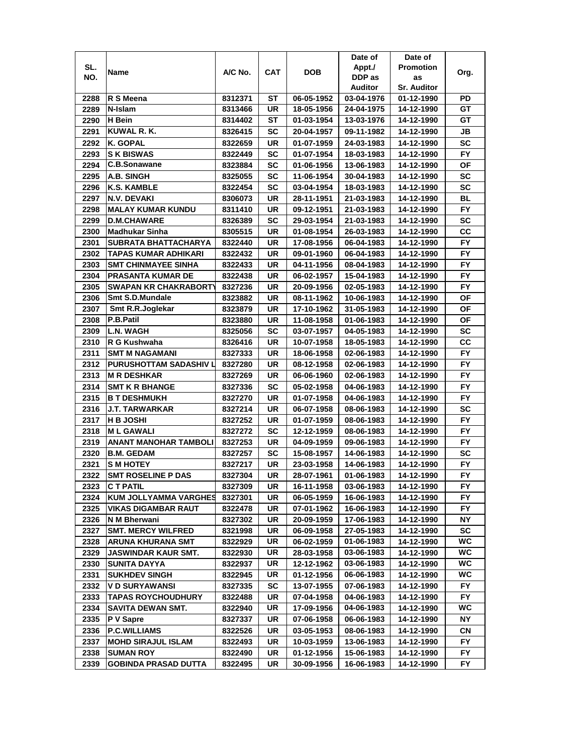| SL. NO. | Name | A/C No. | CAT | DOB | Date of Appt./ DDP as Auditor | Date of Promotion as Sr. Auditor | Org. |
|---|---|---|---|---|---|---|---|
| 2288 | R S Meena | 8312371 | ST | 06-05-1952 | 03-04-1976 | 01-12-1990 | PD |
| 2289 | N-Islam | 8313466 | UR | 18-05-1956 | 24-04-1975 | 14-12-1990 | GT |
| 2290 | H Bein | 8314402 | ST | 01-03-1954 | 13-03-1976 | 14-12-1990 | GT |
| 2291 | KUWAL R. K. | 8326415 | SC | 20-04-1957 | 09-11-1982 | 14-12-1990 | JB |
| 2292 | K. GOPAL | 8322659 | UR | 01-07-1959 | 24-03-1983 | 14-12-1990 | SC |
| 2293 | S K BISWAS | 8322449 | SC | 01-07-1954 | 18-03-1983 | 14-12-1990 | FY |
| 2294 | C.B.Sonawane | 8323884 | SC | 01-06-1956 | 13-06-1983 | 14-12-1990 | OF |
| 2295 | A.B. SINGH | 8325055 | SC | 11-06-1954 | 30-04-1983 | 14-12-1990 | SC |
| 2296 | K.S. KAMBLE | 8322454 | SC | 03-04-1954 | 18-03-1983 | 14-12-1990 | SC |
| 2297 | N.V. DEVAKI | 8306073 | UR | 28-11-1951 | 21-03-1983 | 14-12-1990 | BL |
| 2298 | MALAY KUMAR KUNDU | 8311410 | UR | 09-12-1951 | 21-03-1983 | 14-12-1990 | FY |
| 2299 | D.M.CHAWARE | 8326389 | SC | 29-03-1954 | 21-03-1983 | 14-12-1990 | SC |
| 2300 | Madhukar Sinha | 8305515 | UR | 01-08-1954 | 26-03-1983 | 14-12-1990 | CC |
| 2301 | SUBRATA BHATTACHARYA | 8322440 | UR | 17-08-1956 | 06-04-1983 | 14-12-1990 | FY |
| 2302 | TAPAS KUMAR ADHIKARI | 8322432 | UR | 09-01-1960 | 06-04-1983 | 14-12-1990 | FY |
| 2303 | SMT CHINMAYEE SINHA | 8322433 | UR | 04-11-1956 | 08-04-1983 | 14-12-1990 | FY |
| 2304 | PRASANTA KUMAR DE | 8322438 | UR | 06-02-1957 | 15-04-1983 | 14-12-1990 | FY |
| 2305 | SWAPAN KR CHAKRABORTY | 8327236 | UR | 20-09-1956 | 02-05-1983 | 14-12-1990 | FY |
| 2306 | Smt S.D.Mundale | 8323882 | UR | 08-11-1962 | 10-06-1983 | 14-12-1990 | OF |
| 2307 | Smt R.R.Joglekar | 8323879 | UR | 17-10-1962 | 31-05-1983 | 14-12-1990 | OF |
| 2308 | P.B.Patil | 8323880 | UR | 11-08-1958 | 01-06-1983 | 14-12-1990 | OF |
| 2309 | L.N. WAGH | 8325056 | SC | 03-07-1957 | 04-05-1983 | 14-12-1990 | SC |
| 2310 | R G Kushwaha | 8326416 | UR | 10-07-1958 | 18-05-1983 | 14-12-1990 | CC |
| 2311 | SMT M NAGAMANI | 8327333 | UR | 18-06-1958 | 02-06-1983 | 14-12-1990 | FY |
| 2312 | PURUSHOTTAM SADASHIV L | 8327280 | UR | 08-12-1958 | 02-06-1983 | 14-12-1990 | FY |
| 2313 | M R DESHKAR | 8327269 | UR | 06-06-1960 | 02-06-1983 | 14-12-1990 | FY |
| 2314 | SMT K R BHANGE | 8327336 | SC | 05-02-1958 | 04-06-1983 | 14-12-1990 | FY |
| 2315 | B T DESHMUKH | 8327270 | UR | 01-07-1958 | 04-06-1983 | 14-12-1990 | FY |
| 2316 | J.T. TARWARKAR | 8327214 | UR | 06-07-1958 | 08-06-1983 | 14-12-1990 | SC |
| 2317 | H B JOSHI | 8327252 | UR | 01-07-1959 | 08-06-1983 | 14-12-1990 | FY |
| 2318 | M L GAWALI | 8327272 | SC | 12-12-1959 | 08-06-1983 | 14-12-1990 | FY |
| 2319 | ANANT MANOHAR TAMBOLI | 8327253 | UR | 04-09-1959 | 09-06-1983 | 14-12-1990 | FY |
| 2320 | B.M. GEDAM | 8327257 | SC | 15-08-1957 | 14-06-1983 | 14-12-1990 | SC |
| 2321 | S M HOTEY | 8327217 | UR | 23-03-1958 | 14-06-1983 | 14-12-1990 | FY |
| 2322 | SMT ROSELINE P DAS | 8327304 | UR | 28-07-1961 | 01-06-1983 | 14-12-1990 | FY |
| 2323 | C T PATIL | 8327309 | UR | 16-11-1958 | 03-06-1983 | 14-12-1990 | FY |
| 2324 | KUM JOLLYAMMA VARGHES | 8327301 | UR | 06-05-1959 | 16-06-1983 | 14-12-1990 | FY |
| 2325 | VIKAS DIGAMBAR RAUT | 8322478 | UR | 07-01-1962 | 16-06-1983 | 14-12-1990 | FY |
| 2326 | N M Bherwani | 8327302 | UR | 20-09-1959 | 17-06-1983 | 14-12-1990 | NY |
| 2327 | SMT. MERCY WILFRED | 8321998 | UR | 06-09-1958 | 27-05-1983 | 14-12-1990 | SC |
| 2328 | ARUNA KHURANA SMT | 8322929 | UR | 06-02-1959 | 01-06-1983 | 14-12-1990 | WC |
| 2329 | JASWINDAR KAUR SMT. | 8322930 | UR | 28-03-1958 | 03-06-1983 | 14-12-1990 | WC |
| 2330 | SUNITA DAYYA | 8322937 | UR | 12-12-1962 | 03-06-1983 | 14-12-1990 | WC |
| 2331 | SUKHDEV SINGH | 8322945 | UR | 01-12-1956 | 06-06-1983 | 14-12-1990 | WC |
| 2332 | V D SURYAWANSI | 8327335 | SC | 13-07-1955 | 07-06-1983 | 14-12-1990 | FY |
| 2333 | TAPAS ROYCHOUDHURY | 8322488 | UR | 07-04-1958 | 04-06-1983 | 14-12-1990 | FY |
| 2334 | SAVITA DEWAN SMT. | 8322940 | UR | 17-09-1956 | 04-06-1983 | 14-12-1990 | WC |
| 2335 | P V Sapre | 8327337 | UR | 07-06-1958 | 06-06-1983 | 14-12-1990 | NY |
| 2336 | P.C.WILLIAMS | 8322526 | UR | 03-05-1953 | 08-06-1983 | 14-12-1990 | CN |
| 2337 | MOHD SIRAJUL ISLAM | 8322493 | UR | 10-03-1959 | 13-06-1983 | 14-12-1990 | FY |
| 2338 | SUMAN ROY | 8322490 | UR | 01-12-1956 | 15-06-1983 | 14-12-1990 | FY |
| 2339 | GOBINDA PRASAD DUTTA | 8322495 | UR | 30-09-1956 | 16-06-1983 | 14-12-1990 | FY |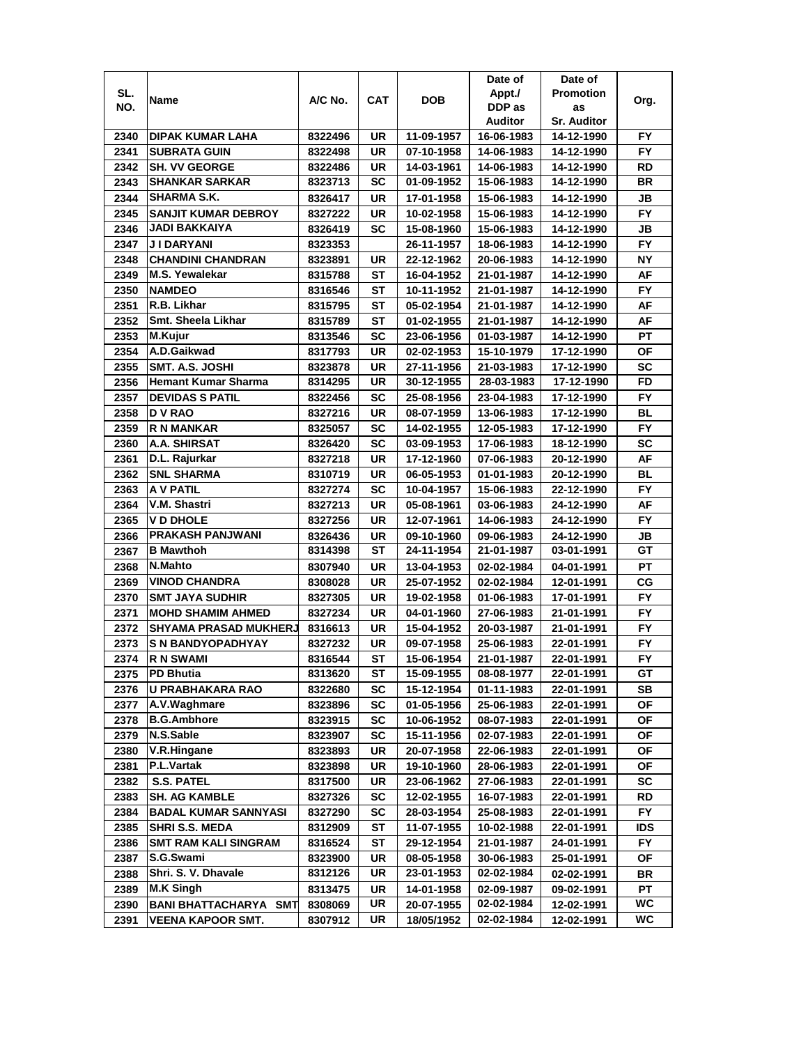| SL. NO. | Name | A/C No. | CAT | DOB | Date of Appt./ DDP as Auditor | Date of Promotion as Sr. Auditor | Org. |
|---|---|---|---|---|---|---|---|
| 2340 | DIPAK KUMAR LAHA | 8322496 | UR | 11-09-1957 | 16-06-1983 | 14-12-1990 | FY |
| 2341 | SUBRATA GUIN | 8322498 | UR | 07-10-1958 | 14-06-1983 | 14-12-1990 | FY |
| 2342 | SH. VV GEORGE | 8322486 | UR | 14-03-1961 | 14-06-1983 | 14-12-1990 | RD |
| 2343 | SHANKAR SARKAR | 8323713 | SC | 01-09-1952 | 15-06-1983 | 14-12-1990 | BR |
| 2344 | SHARMA S.K. | 8326417 | UR | 17-01-1958 | 15-06-1983 | 14-12-1990 | JB |
| 2345 | SANJIT KUMAR DEBROY | 8327222 | UR | 10-02-1958 | 15-06-1983 | 14-12-1990 | FY |
| 2346 | JADI BAKKAIYA | 8326419 | SC | 15-08-1960 | 15-06-1983 | 14-12-1990 | JB |
| 2347 | J I DARYANI | 8323353 | | 26-11-1957 | 18-06-1983 | 14-12-1990 | FY |
| 2348 | CHANDINI CHANDRAN | 8323891 | UR | 22-12-1962 | 20-06-1983 | 14-12-1990 | NY |
| 2349 | M.S. Yewalekar | 8315788 | ST | 16-04-1952 | 21-01-1987 | 14-12-1990 | AF |
| 2350 | NAMDEO | 8316546 | ST | 10-11-1952 | 21-01-1987 | 14-12-1990 | FY |
| 2351 | R.B. Likhar | 8315795 | ST | 05-02-1954 | 21-01-1987 | 14-12-1990 | AF |
| 2352 | Smt. Sheela Likhar | 8315789 | ST | 01-02-1955 | 21-01-1987 | 14-12-1990 | AF |
| 2353 | M.Kujur | 8313546 | SC | 23-06-1956 | 01-03-1987 | 14-12-1990 | PT |
| 2354 | A.D.Gaikwad | 8317793 | UR | 02-02-1953 | 15-10-1979 | 17-12-1990 | OF |
| 2355 | SMT. A.S. JOSHI | 8323878 | UR | 27-11-1956 | 21-03-1983 | 17-12-1990 | SC |
| 2356 | Hemant Kumar Sharma | 8314295 | UR | 30-12-1955 | 28-03-1983 | 17-12-1990 | FD |
| 2357 | DEVIDAS S PATIL | 8322456 | SC | 25-08-1956 | 23-04-1983 | 17-12-1990 | FY |
| 2358 | D V RAO | 8327216 | UR | 08-07-1959 | 13-06-1983 | 17-12-1990 | BL |
| 2359 | R N MANKAR | 8325057 | SC | 14-02-1955 | 12-05-1983 | 17-12-1990 | FY |
| 2360 | A.A. SHIRSAT | 8326420 | SC | 03-09-1953 | 17-06-1983 | 18-12-1990 | SC |
| 2361 | D.L. Rajurkar | 8327218 | UR | 17-12-1960 | 07-06-1983 | 20-12-1990 | AF |
| 2362 | SNL SHARMA | 8310719 | UR | 06-05-1953 | 01-01-1983 | 20-12-1990 | BL |
| 2363 | A V PATIL | 8327274 | SC | 10-04-1957 | 15-06-1983 | 22-12-1990 | FY |
| 2364 | V.M. Shastri | 8327213 | UR | 05-08-1961 | 03-06-1983 | 24-12-1990 | AF |
| 2365 | V D DHOLE | 8327256 | UR | 12-07-1961 | 14-06-1983 | 24-12-1990 | FY |
| 2366 | PRAKASH PANJWANI | 8326436 | UR | 09-10-1960 | 09-06-1983 | 24-12-1990 | JB |
| 2367 | B Mawthoh | 8314398 | ST | 24-11-1954 | 21-01-1987 | 03-01-1991 | GT |
| 2368 | N.Mahto | 8307940 | UR | 13-04-1953 | 02-02-1984 | 04-01-1991 | PT |
| 2369 | VINOD CHANDRA | 8308028 | UR | 25-07-1952 | 02-02-1984 | 12-01-1991 | CG |
| 2370 | SMT JAYA SUDHIR | 8327305 | UR | 19-02-1958 | 01-06-1983 | 17-01-1991 | FY |
| 2371 | MOHD SHAMIM AHMED | 8327234 | UR | 04-01-1960 | 27-06-1983 | 21-01-1991 | FY |
| 2372 | SHYAMA PRASAD MUKHERJ | 8316613 | UR | 15-04-1952 | 20-03-1987 | 21-01-1991 | FY |
| 2373 | S N BANDYOPADHYAY | 8327232 | UR | 09-07-1958 | 25-06-1983 | 22-01-1991 | FY |
| 2374 | R N SWAMI | 8316544 | ST | 15-06-1954 | 21-01-1987 | 22-01-1991 | FY |
| 2375 | PD Bhutia | 8313620 | ST | 15-09-1955 | 08-08-1977 | 22-01-1991 | GT |
| 2376 | U PRABHAKARA RAO | 8322680 | SC | 15-12-1954 | 01-11-1983 | 22-01-1991 | SB |
| 2377 | A.V.Waghmare | 8323896 | SC | 01-05-1956 | 25-06-1983 | 22-01-1991 | OF |
| 2378 | B.G.Ambhore | 8323915 | SC | 10-06-1952 | 08-07-1983 | 22-01-1991 | OF |
| 2379 | N.S.Sable | 8323907 | SC | 15-11-1956 | 02-07-1983 | 22-01-1991 | OF |
| 2380 | V.R.Hingane | 8323893 | UR | 20-07-1958 | 22-06-1983 | 22-01-1991 | OF |
| 2381 | P.L.Vartak | 8323898 | UR | 19-10-1960 | 28-06-1983 | 22-01-1991 | OF |
| 2382 | S.S. PATEL | 8317500 | UR | 23-06-1962 | 27-06-1983 | 22-01-1991 | SC |
| 2383 | SH. AG KAMBLE | 8327326 | SC | 12-02-1955 | 16-07-1983 | 22-01-1991 | RD |
| 2384 | BADAL KUMAR SANNYASI | 8327290 | SC | 28-03-1954 | 25-08-1983 | 22-01-1991 | FY |
| 2385 | SHRI S.S. MEDA | 8312909 | ST | 11-07-1955 | 10-02-1988 | 22-01-1991 | IDS |
| 2386 | SMT RAM KALI SINGRAM | 8316524 | ST | 29-12-1954 | 21-01-1987 | 24-01-1991 | FY |
| 2387 | S.G.Swami | 8323900 | UR | 08-05-1958 | 30-06-1983 | 25-01-1991 | OF |
| 2388 | Shri. S. V. Dhavale | 8312126 | UR | 23-01-1953 | 02-02-1984 | 02-02-1991 | BR |
| 2389 | M.K Singh | 8313475 | UR | 14-01-1958 | 02-09-1987 | 09-02-1991 | PT |
| 2390 | BANI BHATTACHARYA SMT | 8308069 | UR | 20-07-1955 | 02-02-1984 | 12-02-1991 | WC |
| 2391 | VEENA KAPOOR SMT. | 8307912 | UR | 18/05/1952 | 02-02-1984 | 12-02-1991 | WC |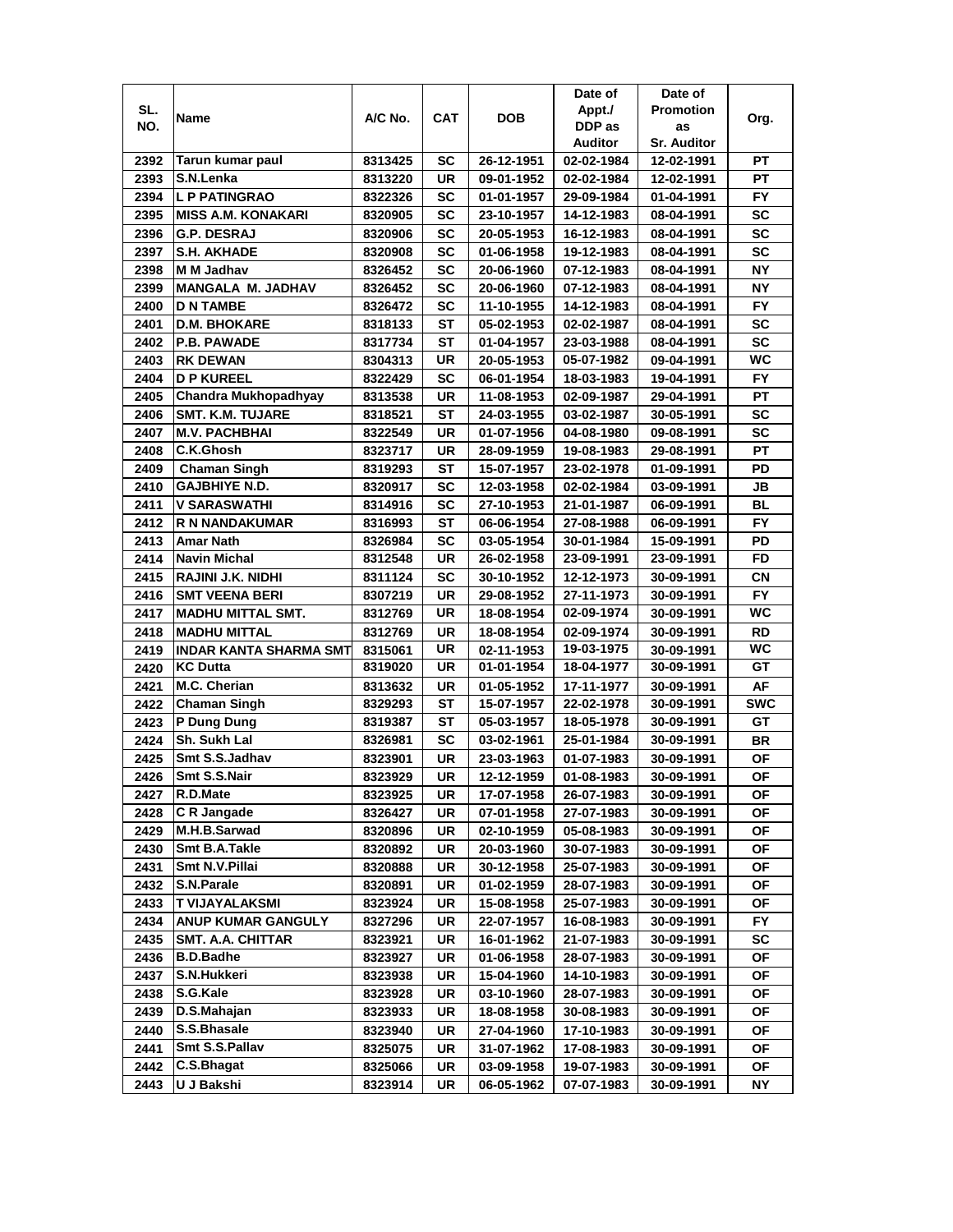| SL. NO. | Name | A/C No. | CAT | DOB | Date of Appt./ DDP as Auditor | Date of Promotion as Sr. Auditor | Org. |
|---|---|---|---|---|---|---|---|
| 2392 | Tarun kumar paul | 8313425 | SC | 26-12-1951 | 02-02-1984 | 12-02-1991 | PT |
| 2393 | S.N.Lenka | 8313220 | UR | 09-01-1952 | 02-02-1984 | 12-02-1991 | PT |
| 2394 | L P PATINGRAO | 8322326 | SC | 01-01-1957 | 29-09-1984 | 01-04-1991 | FY |
| 2395 | MISS A.M. KONAKARI | 8320905 | SC | 23-10-1957 | 14-12-1983 | 08-04-1991 | SC |
| 2396 | G.P. DESRAJ | 8320906 | SC | 20-05-1953 | 16-12-1983 | 08-04-1991 | SC |
| 2397 | S.H. AKHADE | 8320908 | SC | 01-06-1958 | 19-12-1983 | 08-04-1991 | SC |
| 2398 | M M Jadhav | 8326452 | SC | 20-06-1960 | 07-12-1983 | 08-04-1991 | NY |
| 2399 | MANGALA M. JADHAV | 8326452 | SC | 20-06-1960 | 07-12-1983 | 08-04-1991 | NY |
| 2400 | D N TAMBE | 8326472 | SC | 11-10-1955 | 14-12-1983 | 08-04-1991 | FY |
| 2401 | D.M. BHOKARE | 8318133 | ST | 05-02-1953 | 02-02-1987 | 08-04-1991 | SC |
| 2402 | P.B. PAWADE | 8317734 | ST | 01-04-1957 | 23-03-1988 | 08-04-1991 | SC |
| 2403 | RK DEWAN | 8304313 | UR | 20-05-1953 | 05-07-1982 | 09-04-1991 | WC |
| 2404 | D P KUREEL | 8322429 | SC | 06-01-1954 | 18-03-1983 | 19-04-1991 | FY |
| 2405 | Chandra Mukhopadhyay | 8313538 | UR | 11-08-1953 | 02-09-1987 | 29-04-1991 | PT |
| 2406 | SMT. K.M. TUJARE | 8318521 | ST | 24-03-1955 | 03-02-1987 | 30-05-1991 | SC |
| 2407 | M.V. PACHBHAI | 8322549 | UR | 01-07-1956 | 04-08-1980 | 09-08-1991 | SC |
| 2408 | C.K.Ghosh | 8323717 | UR | 28-09-1959 | 19-08-1983 | 29-08-1991 | PT |
| 2409 | Chaman Singh | 8319293 | ST | 15-07-1957 | 23-02-1978 | 01-09-1991 | PD |
| 2410 | GAJBHIYE N.D. | 8320917 | SC | 12-03-1958 | 02-02-1984 | 03-09-1991 | JB |
| 2411 | V SARASWATHI | 8314916 | SC | 27-10-1953 | 21-01-1987 | 06-09-1991 | BL |
| 2412 | R N NANDAKUMAR | 8316993 | ST | 06-06-1954 | 27-08-1988 | 06-09-1991 | FY |
| 2413 | Amar Nath | 8326984 | SC | 03-05-1954 | 30-01-1984 | 15-09-1991 | PD |
| 2414 | Navin Michal | 8312548 | UR | 26-02-1958 | 23-09-1991 | 23-09-1991 | FD |
| 2415 | RAJINI J.K. NIDHI | 8311124 | SC | 30-10-1952 | 12-12-1973 | 30-09-1991 | CN |
| 2416 | SMT VEENA BERI | 8307219 | UR | 29-08-1952 | 27-11-1973 | 30-09-1991 | FY |
| 2417 | MADHU MITTAL SMT. | 8312769 | UR | 18-08-1954 | 02-09-1974 | 30-09-1991 | WC |
| 2418 | MADHU MITTAL | 8312769 | UR | 18-08-1954 | 02-09-1974 | 30-09-1991 | RD |
| 2419 | INDAR KANTA SHARMA SMT | 8315061 | UR | 02-11-1953 | 19-03-1975 | 30-09-1991 | WC |
| 2420 | KC Dutta | 8319020 | UR | 01-01-1954 | 18-04-1977 | 30-09-1991 | GT |
| 2421 | M.C. Cherian | 8313632 | UR | 01-05-1952 | 17-11-1977 | 30-09-1991 | AF |
| 2422 | Chaman Singh | 8329293 | ST | 15-07-1957 | 22-02-1978 | 30-09-1991 | SWC |
| 2423 | P Dung Dung | 8319387 | ST | 05-03-1957 | 18-05-1978 | 30-09-1991 | GT |
| 2424 | Sh. Sukh Lal | 8326981 | SC | 03-02-1961 | 25-01-1984 | 30-09-1991 | BR |
| 2425 | Smt S.S.Jadhav | 8323901 | UR | 23-03-1963 | 01-07-1983 | 30-09-1991 | OF |
| 2426 | Smt S.S.Nair | 8323929 | UR | 12-12-1959 | 01-08-1983 | 30-09-1991 | OF |
| 2427 | R.D.Mate | 8323925 | UR | 17-07-1958 | 26-07-1983 | 30-09-1991 | OF |
| 2428 | C R Jangade | 8326427 | UR | 07-01-1958 | 27-07-1983 | 30-09-1991 | OF |
| 2429 | M.H.B.Sarwad | 8320896 | UR | 02-10-1959 | 05-08-1983 | 30-09-1991 | OF |
| 2430 | Smt B.A.Takle | 8320892 | UR | 20-03-1960 | 30-07-1983 | 30-09-1991 | OF |
| 2431 | Smt N.V.Pillai | 8320888 | UR | 30-12-1958 | 25-07-1983 | 30-09-1991 | OF |
| 2432 | S.N.Parale | 8320891 | UR | 01-02-1959 | 28-07-1983 | 30-09-1991 | OF |
| 2433 | T VIJAYALAKSMI | 8323924 | UR | 15-08-1958 | 25-07-1983 | 30-09-1991 | OF |
| 2434 | ANUP KUMAR GANGULY | 8327296 | UR | 22-07-1957 | 16-08-1983 | 30-09-1991 | FY |
| 2435 | SMT. A.A. CHITTAR | 8323921 | UR | 16-01-1962 | 21-07-1983 | 30-09-1991 | SC |
| 2436 | B.D.Badhe | 8323927 | UR | 01-06-1958 | 28-07-1983 | 30-09-1991 | OF |
| 2437 | S.N.Hukkeri | 8323938 | UR | 15-04-1960 | 14-10-1983 | 30-09-1991 | OF |
| 2438 | S.G.Kale | 8323928 | UR | 03-10-1960 | 28-07-1983 | 30-09-1991 | OF |
| 2439 | D.S.Mahajan | 8323933 | UR | 18-08-1958 | 30-08-1983 | 30-09-1991 | OF |
| 2440 | S.S.Bhasale | 8323940 | UR | 27-04-1960 | 17-10-1983 | 30-09-1991 | OF |
| 2441 | Smt S.S.Pallav | 8325075 | UR | 31-07-1962 | 17-08-1983 | 30-09-1991 | OF |
| 2442 | C.S.Bhagat | 8325066 | UR | 03-09-1958 | 19-07-1983 | 30-09-1991 | OF |
| 2443 | U J Bakshi | 8323914 | UR | 06-05-1962 | 07-07-1983 | 30-09-1991 | NY |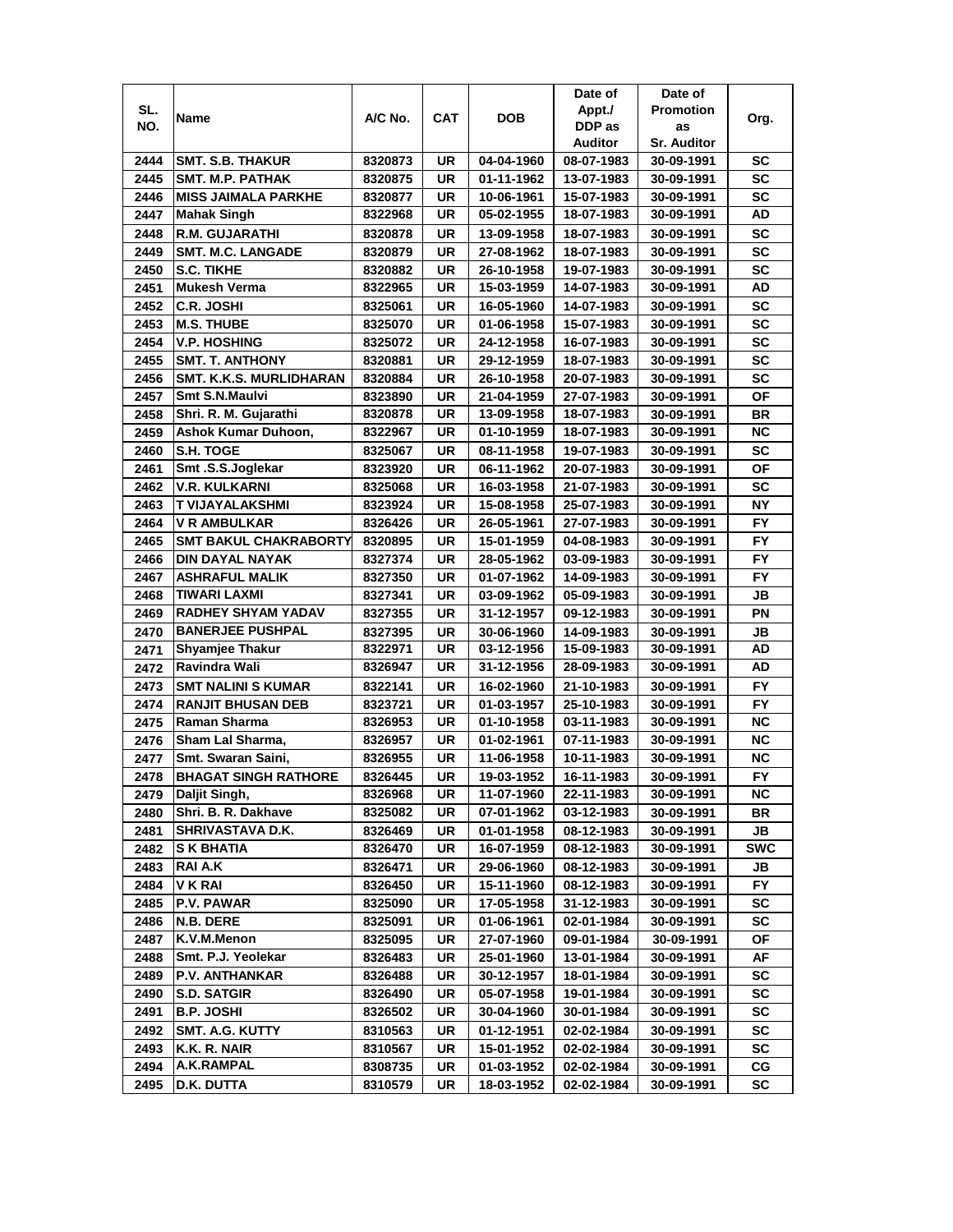| SL. NO. | Name | A/C No. | CAT | DOB | Date of Appt./ DDP as Auditor | Date of Promotion as Sr. Auditor | Org. |
|---|---|---|---|---|---|---|---|
| 2444 | SMT. S.B. THAKUR | 8320873 | UR | 04-04-1960 | 08-07-1983 | 30-09-1991 | SC |
| 2445 | SMT. M.P. PATHAK | 8320875 | UR | 01-11-1962 | 13-07-1983 | 30-09-1991 | SC |
| 2446 | MISS JAIMALA PARKHE | 8320877 | UR | 10-06-1961 | 15-07-1983 | 30-09-1991 | SC |
| 2447 | Mahak Singh | 8322968 | UR | 05-02-1955 | 18-07-1983 | 30-09-1991 | AD |
| 2448 | R.M. GUJARATHI | 8320878 | UR | 13-09-1958 | 18-07-1983 | 30-09-1991 | SC |
| 2449 | SMT. M.C. LANGADE | 8320879 | UR | 27-08-1962 | 18-07-1983 | 30-09-1991 | SC |
| 2450 | S.C. TIKHE | 8320882 | UR | 26-10-1958 | 19-07-1983 | 30-09-1991 | SC |
| 2451 | Mukesh Verma | 8322965 | UR | 15-03-1959 | 14-07-1983 | 30-09-1991 | AD |
| 2452 | C.R. JOSHI | 8325061 | UR | 16-05-1960 | 14-07-1983 | 30-09-1991 | SC |
| 2453 | M.S. THUBE | 8325070 | UR | 01-06-1958 | 15-07-1983 | 30-09-1991 | SC |
| 2454 | V.P. HOSHING | 8325072 | UR | 24-12-1958 | 16-07-1983 | 30-09-1991 | SC |
| 2455 | SMT. T. ANTHONY | 8320881 | UR | 29-12-1959 | 18-07-1983 | 30-09-1991 | SC |
| 2456 | SMT. K.K.S. MURLIDHARAN | 8320884 | UR | 26-10-1958 | 20-07-1983 | 30-09-1991 | SC |
| 2457 | Smt S.N.Maulvi | 8323890 | UR | 21-04-1959 | 27-07-1983 | 30-09-1991 | OF |
| 2458 | Shri. R. M. Gujarathi | 8320878 | UR | 13-09-1958 | 18-07-1983 | 30-09-1991 | BR |
| 2459 | Ashok Kumar Duhoon, | 8322967 | UR | 01-10-1959 | 18-07-1983 | 30-09-1991 | NC |
| 2460 | S.H. TOGE | 8325067 | UR | 08-11-1958 | 19-07-1983 | 30-09-1991 | SC |
| 2461 | Smt .S.S.Joglekar | 8323920 | UR | 06-11-1962 | 20-07-1983 | 30-09-1991 | OF |
| 2462 | V.R. KULKARNI | 8325068 | UR | 16-03-1958 | 21-07-1983 | 30-09-1991 | SC |
| 2463 | T VIJAYALAKSHMI | 8323924 | UR | 15-08-1958 | 25-07-1983 | 30-09-1991 | NY |
| 2464 | V R AMBULKAR | 8326426 | UR | 26-05-1961 | 27-07-1983 | 30-09-1991 | FY |
| 2465 | SMT BAKUL CHAKRABORTY | 8320895 | UR | 15-01-1959 | 04-08-1983 | 30-09-1991 | FY |
| 2466 | DIN DAYAL NAYAK | 8327374 | UR | 28-05-1962 | 03-09-1983 | 30-09-1991 | FY |
| 2467 | ASHRAFUL MALIK | 8327350 | UR | 01-07-1962 | 14-09-1983 | 30-09-1991 | FY |
| 2468 | TIWARI LAXMI | 8327341 | UR | 03-09-1962 | 05-09-1983 | 30-09-1991 | JB |
| 2469 | RADHEY SHYAM YADAV | 8327355 | UR | 31-12-1957 | 09-12-1983 | 30-09-1991 | PN |
| 2470 | BANERJEE PUSHPAL | 8327395 | UR | 30-06-1960 | 14-09-1983 | 30-09-1991 | JB |
| 2471 | Shyamjee Thakur | 8322971 | UR | 03-12-1956 | 15-09-1983 | 30-09-1991 | AD |
| 2472 | Ravindra Wali | 8326947 | UR | 31-12-1956 | 28-09-1983 | 30-09-1991 | AD |
| 2473 | SMT NALINI S KUMAR | 8322141 | UR | 16-02-1960 | 21-10-1983 | 30-09-1991 | FY |
| 2474 | RANJIT BHUSAN DEB | 8323721 | UR | 01-03-1957 | 25-10-1983 | 30-09-1991 | FY |
| 2475 | Raman Sharma | 8326953 | UR | 01-10-1958 | 03-11-1983 | 30-09-1991 | NC |
| 2476 | Sham Lal Sharma, | 8326957 | UR | 01-02-1961 | 07-11-1983 | 30-09-1991 | NC |
| 2477 | Smt. Swaran Saini, | 8326955 | UR | 11-06-1958 | 10-11-1983 | 30-09-1991 | NC |
| 2478 | BHAGAT SINGH RATHORE | 8326445 | UR | 19-03-1952 | 16-11-1983 | 30-09-1991 | FY |
| 2479 | Daljit Singh, | 8326968 | UR | 11-07-1960 | 22-11-1983 | 30-09-1991 | NC |
| 2480 | Shri. B. R. Dakhave | 8325082 | UR | 07-01-1962 | 03-12-1983 | 30-09-1991 | BR |
| 2481 | SHRIVASTAVA D.K. | 8326469 | UR | 01-01-1958 | 08-12-1983 | 30-09-1991 | JB |
| 2482 | S K BHATIA | 8326470 | UR | 16-07-1959 | 08-12-1983 | 30-09-1991 | SWC |
| 2483 | RAI A.K | 8326471 | UR | 29-06-1960 | 08-12-1983 | 30-09-1991 | JB |
| 2484 | V K RAI | 8326450 | UR | 15-11-1960 | 08-12-1983 | 30-09-1991 | FY |
| 2485 | P.V. PAWAR | 8325090 | UR | 17-05-1958 | 31-12-1983 | 30-09-1991 | SC |
| 2486 | N.B. DERE | 8325091 | UR | 01-06-1961 | 02-01-1984 | 30-09-1991 | SC |
| 2487 | K.V.M.Menon | 8325095 | UR | 27-07-1960 | 09-01-1984 | 30-09-1991 | OF |
| 2488 | Smt. P.J. Yeolekar | 8326483 | UR | 25-01-1960 | 13-01-1984 | 30-09-1991 | AF |
| 2489 | P.V. ANTHANKAR | 8326488 | UR | 30-12-1957 | 18-01-1984 | 30-09-1991 | SC |
| 2490 | S.D. SATGIR | 8326490 | UR | 05-07-1958 | 19-01-1984 | 30-09-1991 | SC |
| 2491 | B.P. JOSHI | 8326502 | UR | 30-04-1960 | 30-01-1984 | 30-09-1991 | SC |
| 2492 | SMT. A.G. KUTTY | 8310563 | UR | 01-12-1951 | 02-02-1984 | 30-09-1991 | SC |
| 2493 | K.K. R. NAIR | 8310567 | UR | 15-01-1952 | 02-02-1984 | 30-09-1991 | SC |
| 2494 | A.K.RAMPAL | 8308735 | UR | 01-03-1952 | 02-02-1984 | 30-09-1991 | CG |
| 2495 | D.K. DUTTA | 8310579 | UR | 18-03-1952 | 02-02-1984 | 30-09-1991 | SC |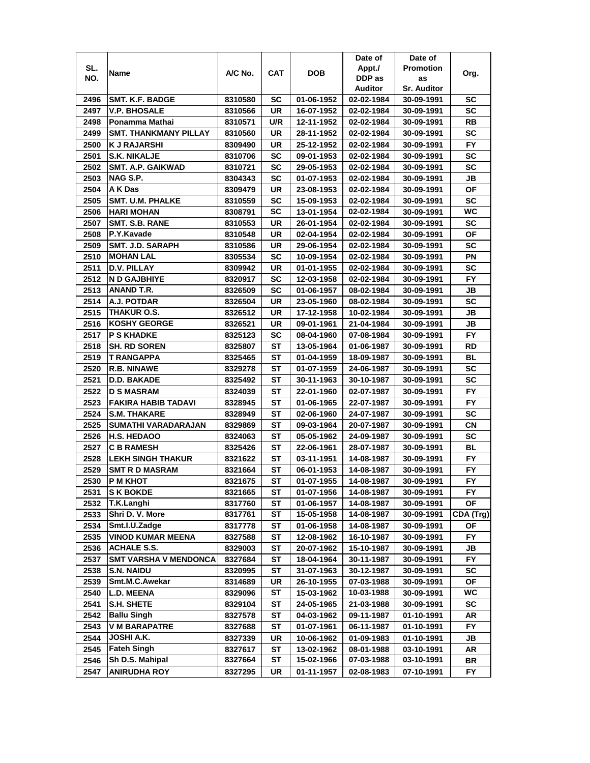| SL. NO. | Name | A/C No. | CAT | DOB | Date of Appt./ DDP as Auditor | Date of Promotion as Sr. Auditor | Org. |
|---|---|---|---|---|---|---|---|
| 2496 | SMT. K.F. BADGE | 8310580 | SC | 01-06-1952 | 02-02-1984 | 30-09-1991 | SC |
| 2497 | V.P. BHOSALE | 8310566 | UR | 16-07-1952 | 02-02-1984 | 30-09-1991 | SC |
| 2498 | Ponamma Mathai | 8310571 | U/R | 12-11-1952 | 02-02-1984 | 30-09-1991 | RB |
| 2499 | SMT. THANKMANY PILLAY | 8310560 | UR | 28-11-1952 | 02-02-1984 | 30-09-1991 | SC |
| 2500 | K J RAJARSHI | 8309490 | UR | 25-12-1952 | 02-02-1984 | 30-09-1991 | FY |
| 2501 | S.K. NIKALJE | 8310706 | SC | 09-01-1953 | 02-02-1984 | 30-09-1991 | SC |
| 2502 | SMT. A.P. GAIKWAD | 8310721 | SC | 29-05-1953 | 02-02-1984 | 30-09-1991 | SC |
| 2503 | NAG S.P. | 8304343 | SC | 01-07-1953 | 02-02-1984 | 30-09-1991 | JB |
| 2504 | A K Das | 8309479 | UR | 23-08-1953 | 02-02-1984 | 30-09-1991 | OF |
| 2505 | SMT. U.M. PHALKE | 8310559 | SC | 15-09-1953 | 02-02-1984 | 30-09-1991 | SC |
| 2506 | HARI MOHAN | 8308791 | SC | 13-01-1954 | 02-02-1984 | 30-09-1991 | WC |
| 2507 | SMT. S.B. RANE | 8310553 | UR | 26-01-1954 | 02-02-1984 | 30-09-1991 | SC |
| 2508 | P.Y.Kavade | 8310548 | UR | 02-04-1954 | 02-02-1984 | 30-09-1991 | OF |
| 2509 | SMT. J.D. SARAPH | 8310586 | UR | 29-06-1954 | 02-02-1984 | 30-09-1991 | SC |
| 2510 | MOHAN LAL | 8305534 | SC | 10-09-1954 | 02-02-1984 | 30-09-1991 | PN |
| 2511 | D.V. PILLAY | 8309942 | UR | 01-01-1955 | 02-02-1984 | 30-09-1991 | SC |
| 2512 | N D GAJBHIYE | 8320917 | SC | 12-03-1958 | 02-02-1984 | 30-09-1991 | FY |
| 2513 | ANAND T.R. | 8326509 | SC | 01-06-1957 | 08-02-1984 | 30-09-1991 | JB |
| 2514 | A.J. POTDAR | 8326504 | UR | 23-05-1960 | 08-02-1984 | 30-09-1991 | SC |
| 2515 | THAKUR O.S. | 8326512 | UR | 17-12-1958 | 10-02-1984 | 30-09-1991 | JB |
| 2516 | KOSHY GEORGE | 8326521 | UR | 09-01-1961 | 21-04-1984 | 30-09-1991 | JB |
| 2517 | P S KHADKE | 8325123 | SC | 08-04-1960 | 07-08-1984 | 30-09-1991 | FY |
| 2518 | SH. RD SOREN | 8325807 | ST | 13-05-1964 | 01-06-1987 | 30-09-1991 | RD |
| 2519 | T RANGAPPA | 8325465 | ST | 01-04-1959 | 18-09-1987 | 30-09-1991 | BL |
| 2520 | R.B. NINAWE | 8329278 | ST | 01-07-1959 | 24-06-1987 | 30-09-1991 | SC |
| 2521 | D.D. BAKADE | 8325492 | ST | 30-11-1963 | 30-10-1987 | 30-09-1991 | SC |
| 2522 | D S MASRAM | 8324039 | ST | 22-01-1960 | 02-07-1987 | 30-09-1991 | FY |
| 2523 | FAKIRA HABIB TADAVI | 8328945 | ST | 01-06-1965 | 22-07-1987 | 30-09-1991 | FY |
| 2524 | S.M. THAKARE | 8328949 | ST | 02-06-1960 | 24-07-1987 | 30-09-1991 | SC |
| 2525 | SUMATHI VARADARAJAN | 8329869 | ST | 09-03-1964 | 20-07-1987 | 30-09-1991 | CN |
| 2526 | H.S. HEDAOO | 8324063 | ST | 05-05-1962 | 24-09-1987 | 30-09-1991 | SC |
| 2527 | C B RAMESH | 8325426 | ST | 22-06-1961 | 28-07-1987 | 30-09-1991 | BL |
| 2528 | LEKH SINGH THAKUR | 8321622 | ST | 03-11-1951 | 14-08-1987 | 30-09-1991 | FY |
| 2529 | SMT R D MASRAM | 8321664 | ST | 06-01-1953 | 14-08-1987 | 30-09-1991 | FY |
| 2530 | P M KHOT | 8321675 | ST | 01-07-1955 | 14-08-1987 | 30-09-1991 | FY |
| 2531 | S K BOKDE | 8321665 | ST | 01-07-1956 | 14-08-1987 | 30-09-1991 | FY |
| 2532 | T.K.Langhi | 8317760 | ST | 01-06-1957 | 14-08-1987 | 30-09-1991 | OF |
| 2533 | Shri D. V. More | 8317761 | ST | 15-05-1958 | 14-08-1987 | 30-09-1991 | CDA (Trg) |
| 2534 | Smt.I.U.Zadge | 8317778 | ST | 01-06-1958 | 14-08-1987 | 30-09-1991 | OF |
| 2535 | VINOD KUMAR MEENA | 8327588 | ST | 12-08-1962 | 16-10-1987 | 30-09-1991 | FY |
| 2536 | ACHALE S.S. | 8329003 | ST | 20-07-1962 | 15-10-1987 | 30-09-1991 | JB |
| 2537 | SMT VARSHA V MENDONCA | 8327684 | ST | 18-04-1964 | 30-11-1987 | 30-09-1991 | FY |
| 2538 | S.N. NAIDU | 8320995 | ST | 31-07-1963 | 30-12-1987 | 30-09-1991 | SC |
| 2539 | Smt.M.C.Awekar | 8314689 | UR | 26-10-1955 | 07-03-1988 | 30-09-1991 | OF |
| 2540 | L.D. MEENA | 8329096 | ST | 15-03-1962 | 10-03-1988 | 30-09-1991 | WC |
| 2541 | S.H. SHETE | 8329104 | ST | 24-05-1965 | 21-03-1988 | 30-09-1991 | SC |
| 2542 | Ballu Singh | 8327578 | ST | 04-03-1962 | 09-11-1987 | 01-10-1991 | AR |
| 2543 | V M BARAPATRE | 8327688 | ST | 01-07-1961 | 06-11-1987 | 01-10-1991 | FY |
| 2544 | JOSHI A.K. | 8327339 | UR | 10-06-1962 | 01-09-1983 | 01-10-1991 | JB |
| 2545 | Fateh Singh | 8327617 | ST | 13-02-1962 | 08-01-1988 | 03-10-1991 | AR |
| 2546 | Sh D.S. Mahipal | 8327664 | ST | 15-02-1966 | 07-03-1988 | 03-10-1991 | BR |
| 2547 | ANIRUDHA ROY | 8327295 | UR | 01-11-1957 | 02-08-1983 | 07-10-1991 | FY |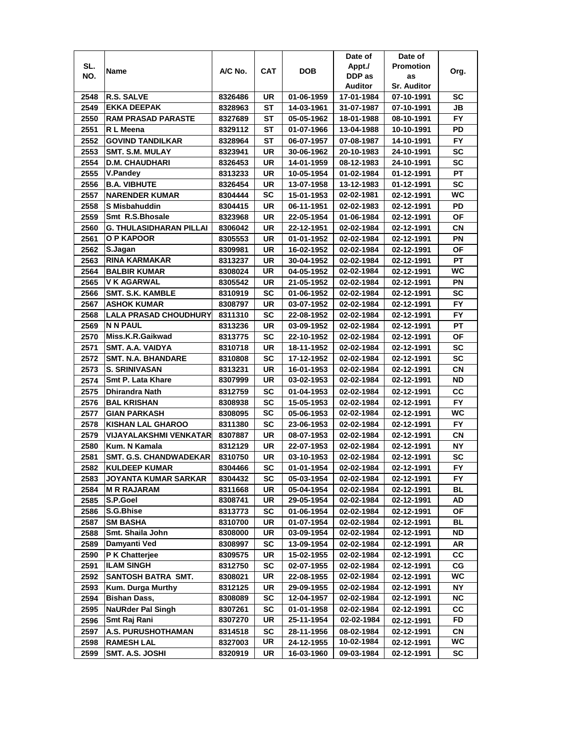| SL. NO. | Name | A/C No. | CAT | DOB | Date of Appt./ DDP as Auditor | Date of Promotion as Sr. Auditor | Org. |
|---|---|---|---|---|---|---|---|
| 2548 | R.S. SALVE | 8326486 | UR | 01-06-1959 | 17-01-1984 | 07-10-1991 | SC |
| 2549 | EKKA DEEPAK | 8328963 | ST | 14-03-1961 | 31-07-1987 | 07-10-1991 | JB |
| 2550 | RAM PRASAD PARASTE | 8327689 | ST | 05-05-1962 | 18-01-1988 | 08-10-1991 | FY |
| 2551 | R L Meena | 8329112 | ST | 01-07-1966 | 13-04-1988 | 10-10-1991 | PD |
| 2552 | GOVIND TANDILKAR | 8328964 | ST | 06-07-1957 | 07-08-1987 | 14-10-1991 | FY |
| 2553 | SMT. S.M. MULAY | 8323941 | UR | 30-06-1962 | 20-10-1983 | 24-10-1991 | SC |
| 2554 | D.M. CHAUDHARI | 8326453 | UR | 14-01-1959 | 08-12-1983 | 24-10-1991 | SC |
| 2555 | V.Pandey | 8313233 | UR | 10-05-1954 | 01-02-1984 | 01-12-1991 | PT |
| 2556 | B.A. VIBHUTE | 8326454 | UR | 13-07-1958 | 13-12-1983 | 01-12-1991 | SC |
| 2557 | NARENDER KUMAR | 8304444 | SC | 15-01-1953 | 02-02-1981 | 02-12-1991 | WC |
| 2558 | S Misbahuddin | 8304415 | UR | 06-11-1951 | 02-02-1983 | 02-12-1991 | PD |
| 2559 | Smt R.S.Bhosale | 8323968 | UR | 22-05-1954 | 01-06-1984 | 02-12-1991 | OF |
| 2560 | G. THULASIDHARAN PILLAI | 8306042 | UR | 22-12-1951 | 02-02-1984 | 02-12-1991 | CN |
| 2561 | O P KAPOOR | 8305553 | UR | 01-01-1952 | 02-02-1984 | 02-12-1991 | PN |
| 2562 | S.Jagan | 8309981 | UR | 16-02-1952 | 02-02-1984 | 02-12-1991 | OF |
| 2563 | RINA KARMAKAR | 8313237 | UR | 30-04-1952 | 02-02-1984 | 02-12-1991 | PT |
| 2564 | BALBIR KUMAR | 8308024 | UR | 04-05-1952 | 02-02-1984 | 02-12-1991 | WC |
| 2565 | V K AGARWAL | 8305542 | UR | 21-05-1952 | 02-02-1984 | 02-12-1991 | PN |
| 2566 | SMT. S.K. KAMBLE | 8310919 | SC | 01-06-1952 | 02-02-1984 | 02-12-1991 | SC |
| 2567 | ASHOK KUMAR | 8308797 | UR | 03-07-1952 | 02-02-1984 | 02-12-1991 | FY |
| 2568 | LALA PRASAD CHOUDHURY | 8311310 | SC | 22-08-1952 | 02-02-1984 | 02-12-1991 | FY |
| 2569 | N N PAUL | 8313236 | UR | 03-09-1952 | 02-02-1984 | 02-12-1991 | PT |
| 2570 | Miss.K.R.Gaikwad | 8313775 | SC | 22-10-1952 | 02-02-1984 | 02-12-1991 | OF |
| 2571 | SMT. A.A. VAIDYA | 8310718 | UR | 18-11-1952 | 02-02-1984 | 02-12-1991 | SC |
| 2572 | SMT. N.A. BHANDARE | 8310808 | SC | 17-12-1952 | 02-02-1984 | 02-12-1991 | SC |
| 2573 | S. SRINIVASAN | 8313231 | UR | 16-01-1953 | 02-02-1984 | 02-12-1991 | CN |
| 2574 | Smt P. Lata Khare | 8307999 | UR | 03-02-1953 | 02-02-1984 | 02-12-1991 | ND |
| 2575 | Dhirandra Nath | 8312759 | SC | 01-04-1953 | 02-02-1984 | 02-12-1991 | CC |
| 2576 | BAL KRISHAN | 8308938 | SC | 15-05-1953 | 02-02-1984 | 02-12-1991 | FY |
| 2577 | GIAN PARKASH | 8308095 | SC | 05-06-1953 | 02-02-1984 | 02-12-1991 | WC |
| 2578 | KISHAN LAL GHAROO | 8311380 | SC | 23-06-1953 | 02-02-1984 | 02-12-1991 | FY |
| 2579 | VIJAYALAKSHMI VENKATAR | 8307887 | UR | 08-07-1953 | 02-02-1984 | 02-12-1991 | CN |
| 2580 | Kum. N Kamala | 8312129 | UR | 22-07-1953 | 02-02-1984 | 02-12-1991 | NY |
| 2581 | SMT. G.S. CHANDWADEKAR | 8310750 | UR | 03-10-1953 | 02-02-1984 | 02-12-1991 | SC |
| 2582 | KULDEEP KUMAR | 8304466 | SC | 01-01-1954 | 02-02-1984 | 02-12-1991 | FY |
| 2583 | JOYANTA KUMAR SARKAR | 8304432 | SC | 05-03-1954 | 02-02-1984 | 02-12-1991 | FY |
| 2584 | M R RAJARAM | 8311668 | UR | 05-04-1954 | 02-02-1984 | 02-12-1991 | BL |
| 2585 | S.P.Goel | 8308741 | UR | 29-05-1954 | 02-02-1984 | 02-12-1991 | AD |
| 2586 | S.G.Bhise | 8313773 | SC | 01-06-1954 | 02-02-1984 | 02-12-1991 | OF |
| 2587 | SM BASHA | 8310700 | UR | 01-07-1954 | 02-02-1984 | 02-12-1991 | BL |
| 2588 | Smt. Shaila John | 8308000 | UR | 03-09-1954 | 02-02-1984 | 02-12-1991 | ND |
| 2589 | Damyanti Ved | 8308997 | SC | 13-09-1954 | 02-02-1984 | 02-12-1991 | AR |
| 2590 | P K Chatterjee | 8309575 | UR | 15-02-1955 | 02-02-1984 | 02-12-1991 | CC |
| 2591 | ILAM SINGH | 8312750 | SC | 02-07-1955 | 02-02-1984 | 02-12-1991 | CG |
| 2592 | SANTOSH BATRA SMT. | 8308021 | UR | 22-08-1955 | 02-02-1984 | 02-12-1991 | WC |
| 2593 | Kum. Durga Murthy | 8312125 | UR | 29-09-1955 | 02-02-1984 | 02-12-1991 | NY |
| 2594 | Bishan Dass, | 8308089 | SC | 12-04-1957 | 02-02-1984 | 02-12-1991 | NC |
| 2595 | NaURder Pal Singh | 8307261 | SC | 01-01-1958 | 02-02-1984 | 02-12-1991 | CC |
| 2596 | Smt Raj Rani | 8307270 | UR | 25-11-1954 | 02-02-1984 | 02-12-1991 | FD |
| 2597 | A.S. PURUSHOTHAMAN | 8314518 | SC | 28-11-1956 | 08-02-1984 | 02-12-1991 | CN |
| 2598 | RAMESH LAL | 8327003 | UR | 24-12-1955 | 10-02-1984 | 02-12-1991 | WC |
| 2599 | SMT. A.S. JOSHI | 8320919 | UR | 16-03-1960 | 09-03-1984 | 02-12-1991 | SC |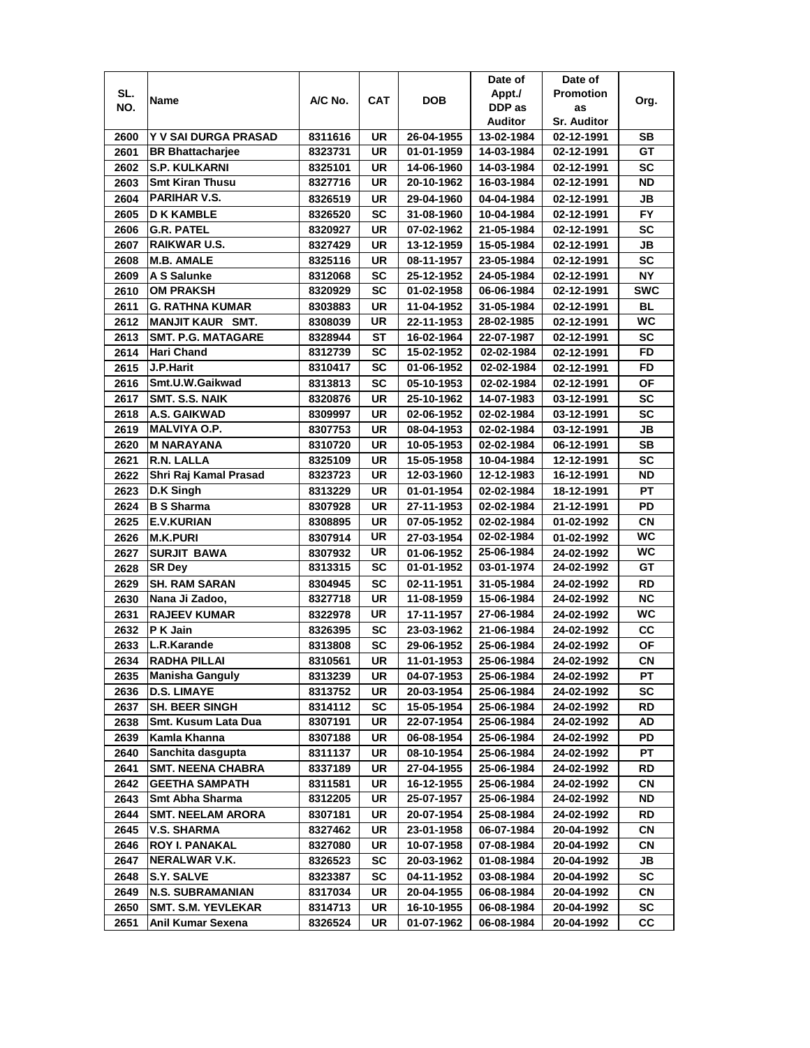| SL. NO. | Name | A/C No. | CAT | DOB | Date of Appt./ DDP as Auditor | Date of Promotion as Sr. Auditor | Org. |
|---|---|---|---|---|---|---|---|
| 2600 | Y V SAI DURGA PRASAD | 8311616 | UR | 26-04-1955 | 13-02-1984 | 02-12-1991 | SB |
| 2601 | BR Bhattacharjee | 8323731 | UR | 01-01-1959 | 14-03-1984 | 02-12-1991 | GT |
| 2602 | S.P. KULKARNI | 8325101 | UR | 14-06-1960 | 14-03-1984 | 02-12-1991 | SC |
| 2603 | Smt Kiran Thusu | 8327716 | UR | 20-10-1962 | 16-03-1984 | 02-12-1991 | ND |
| 2604 | PARIHAR V.S. | 8326519 | UR | 29-04-1960 | 04-04-1984 | 02-12-1991 | JB |
| 2605 | D K KAMBLE | 8326520 | SC | 31-08-1960 | 10-04-1984 | 02-12-1991 | FY |
| 2606 | G.R. PATEL | 8320927 | UR | 07-02-1962 | 21-05-1984 | 02-12-1991 | SC |
| 2607 | RAIKWAR U.S. | 8327429 | UR | 13-12-1959 | 15-05-1984 | 02-12-1991 | JB |
| 2608 | M.B. AMALE | 8325116 | UR | 08-11-1957 | 23-05-1984 | 02-12-1991 | SC |
| 2609 | A S Salunke | 8312068 | SC | 25-12-1952 | 24-05-1984 | 02-12-1991 | NY |
| 2610 | OM PRAKSH | 8320929 | SC | 01-02-1958 | 06-06-1984 | 02-12-1991 | SWC |
| 2611 | G. RATHNA KUMAR | 8303883 | UR | 11-04-1952 | 31-05-1984 | 02-12-1991 | BL |
| 2612 | MANJIT KAUR SMT. | 8308039 | UR | 22-11-1953 | 28-02-1985 | 02-12-1991 | WC |
| 2613 | SMT. P.G. MATAGARE | 8328944 | ST | 16-02-1964 | 22-07-1987 | 02-12-1991 | SC |
| 2614 | Hari Chand | 8312739 | SC | 15-02-1952 | 02-02-1984 | 02-12-1991 | FD |
| 2615 | J.P.Harit | 8310417 | SC | 01-06-1952 | 02-02-1984 | 02-12-1991 | FD |
| 2616 | Smt.U.W.Gaikwad | 8313813 | SC | 05-10-1953 | 02-02-1984 | 02-12-1991 | OF |
| 2617 | SMT. S.S. NAIK | 8320876 | UR | 25-10-1962 | 14-07-1983 | 03-12-1991 | SC |
| 2618 | A.S. GAIKWAD | 8309997 | UR | 02-06-1952 | 02-02-1984 | 03-12-1991 | SC |
| 2619 | MALVIYA O.P. | 8307753 | UR | 08-04-1953 | 02-02-1984 | 03-12-1991 | JB |
| 2620 | M NARAYANA | 8310720 | UR | 10-05-1953 | 02-02-1984 | 06-12-1991 | SB |
| 2621 | R.N. LALLA | 8325109 | UR | 15-05-1958 | 10-04-1984 | 12-12-1991 | SC |
| 2622 | Shri Raj Kamal Prasad | 8323723 | UR | 12-03-1960 | 12-12-1983 | 16-12-1991 | ND |
| 2623 | D.K Singh | 8313229 | UR | 01-01-1954 | 02-02-1984 | 18-12-1991 | PT |
| 2624 | B S Sharma | 8307928 | UR | 27-11-1953 | 02-02-1984 | 21-12-1991 | PD |
| 2625 | E.V.KURIAN | 8308895 | UR | 07-05-1952 | 02-02-1984 | 01-02-1992 | CN |
| 2626 | M.K.PURI | 8307914 | UR | 27-03-1954 | 02-02-1984 | 01-02-1992 | WC |
| 2627 | SURJIT BAWA | 8307932 | UR | 01-06-1952 | 25-06-1984 | 24-02-1992 | WC |
| 2628 | SR Dey | 8313315 | SC | 01-01-1952 | 03-01-1974 | 24-02-1992 | GT |
| 2629 | SH. RAM SARAN | 8304945 | SC | 02-11-1951 | 31-05-1984 | 24-02-1992 | RD |
| 2630 | Nana Ji Zadoo, | 8327718 | UR | 11-08-1959 | 15-06-1984 | 24-02-1992 | NC |
| 2631 | RAJEEV KUMAR | 8322978 | UR | 17-11-1957 | 27-06-1984 | 24-02-1992 | WC |
| 2632 | P K Jain | 8326395 | SC | 23-03-1962 | 21-06-1984 | 24-02-1992 | CC |
| 2633 | L.R.Karande | 8313808 | SC | 29-06-1952 | 25-06-1984 | 24-02-1992 | OF |
| 2634 | RADHA PILLAI | 8310561 | UR | 11-01-1953 | 25-06-1984 | 24-02-1992 | CN |
| 2635 | Manisha Ganguly | 8313239 | UR | 04-07-1953 | 25-06-1984 | 24-02-1992 | PT |
| 2636 | D.S. LIMAYE | 8313752 | UR | 20-03-1954 | 25-06-1984 | 24-02-1992 | SC |
| 2637 | SH. BEER SINGH | 8314112 | SC | 15-05-1954 | 25-06-1984 | 24-02-1992 | RD |
| 2638 | Smt. Kusum Lata Dua | 8307191 | UR | 22-07-1954 | 25-06-1984 | 24-02-1992 | AD |
| 2639 | Kamla Khanna | 8307188 | UR | 06-08-1954 | 25-06-1984 | 24-02-1992 | PD |
| 2640 | Sanchita dasgupta | 8311137 | UR | 08-10-1954 | 25-06-1984 | 24-02-1992 | PT |
| 2641 | SMT. NEENA CHABRA | 8337189 | UR | 27-04-1955 | 25-06-1984 | 24-02-1992 | RD |
| 2642 | GEETHA SAMPATH | 8311581 | UR | 16-12-1955 | 25-06-1984 | 24-02-1992 | CN |
| 2643 | Smt Abha Sharma | 8312205 | UR | 25-07-1957 | 25-06-1984 | 24-02-1992 | ND |
| 2644 | SMT. NEELAM ARORA | 8307181 | UR | 20-07-1954 | 25-08-1984 | 24-02-1992 | RD |
| 2645 | V.S. SHARMA | 8327462 | UR | 23-01-1958 | 06-07-1984 | 20-04-1992 | CN |
| 2646 | ROY I. PANAKAL | 8327080 | UR | 10-07-1958 | 07-08-1984 | 20-04-1992 | CN |
| 2647 | NERALWAR V.K. | 8326523 | SC | 20-03-1962 | 01-08-1984 | 20-04-1992 | JB |
| 2648 | S.Y. SALVE | 8323387 | SC | 04-11-1952 | 03-08-1984 | 20-04-1992 | SC |
| 2649 | N.S. SUBRAMANIAN | 8317034 | UR | 20-04-1955 | 06-08-1984 | 20-04-1992 | CN |
| 2650 | SMT. S.M. YEVLEKAR | 8314713 | UR | 16-10-1955 | 06-08-1984 | 20-04-1992 | SC |
| 2651 | Anil Kumar Sexena | 8326524 | UR | 01-07-1962 | 06-08-1984 | 20-04-1992 | CC |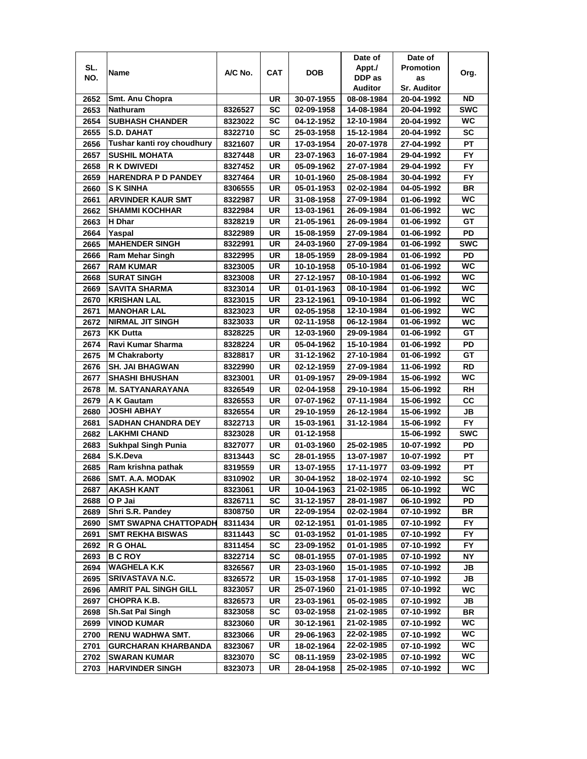| SL. NO. | Name | A/C No. | CAT | DOB | Date of Appt./ DDP as Auditor | Date of Promotion as Sr. Auditor | Org. |
|---|---|---|---|---|---|---|---|
| 2652 | Smt. Anu Chopra | | UR | 30-07-1955 | 08-08-1984 | 20-04-1992 | ND |
| 2653 | Nathuram | 8326527 | SC | 02-09-1958 | 14-08-1984 | 20-04-1992 | SWC |
| 2654 | SUBHASH CHANDER | 8323022 | SC | 04-12-1952 | 12-10-1984 | 20-04-1992 | WC |
| 2655 | S.D. DAHAT | 8322710 | SC | 25-03-1958 | 15-12-1984 | 20-04-1992 | SC |
| 2656 | Tushar kanti roy choudhury | 8321607 | UR | 17-03-1954 | 20-07-1978 | 27-04-1992 | PT |
| 2657 | SUSHIL MOHATA | 8327448 | UR | 23-07-1963 | 16-07-1984 | 29-04-1992 | FY |
| 2658 | R K DWIVEDI | 8327452 | UR | 05-09-1962 | 27-07-1984 | 29-04-1992 | FY |
| 2659 | HARENDRA P D PANDEY | 8327464 | UR | 10-01-1960 | 25-08-1984 | 30-04-1992 | FY |
| 2660 | S K SINHA | 8306555 | UR | 05-01-1953 | 02-02-1984 | 04-05-1992 | BR |
| 2661 | ARVINDER KAUR SMT | 8322987 | UR | 31-08-1958 | 27-09-1984 | 01-06-1992 | WC |
| 2662 | SHAMMI KOCHHAR | 8322984 | UR | 13-03-1961 | 26-09-1984 | 01-06-1992 | WC |
| 2663 | H Dhar | 8328219 | UR | 21-05-1961 | 26-09-1984 | 01-06-1992 | GT |
| 2664 | Yaspal | 8322989 | UR | 15-08-1959 | 27-09-1984 | 01-06-1992 | PD |
| 2665 | MAHENDER SINGH | 8322991 | UR | 24-03-1960 | 27-09-1984 | 01-06-1992 | SWC |
| 2666 | Ram Mehar Singh | 8322995 | UR | 18-05-1959 | 28-09-1984 | 01-06-1992 | PD |
| 2667 | RAM KUMAR | 8323005 | UR | 10-10-1958 | 05-10-1984 | 01-06-1992 | WC |
| 2668 | SURAT SINGH | 8323008 | UR | 27-12-1957 | 08-10-1984 | 01-06-1992 | WC |
| 2669 | SAVITA SHARMA | 8323014 | UR | 01-01-1963 | 08-10-1984 | 01-06-1992 | WC |
| 2670 | KRISHAN LAL | 8323015 | UR | 23-12-1961 | 09-10-1984 | 01-06-1992 | WC |
| 2671 | MANOHAR LAL | 8323023 | UR | 02-05-1958 | 12-10-1984 | 01-06-1992 | WC |
| 2672 | NIRMAL JIT SINGH | 8323033 | UR | 02-11-1958 | 06-12-1984 | 01-06-1992 | WC |
| 2673 | KK Dutta | 8328225 | UR | 12-03-1960 | 29-09-1984 | 01-06-1992 | GT |
| 2674 | Ravi Kumar Sharma | 8328224 | UR | 05-04-1962 | 15-10-1984 | 01-06-1992 | PD |
| 2675 | M Chakraborty | 8328817 | UR | 31-12-1962 | 27-10-1984 | 01-06-1992 | GT |
| 2676 | SH. JAI BHAGWAN | 8322990 | UR | 02-12-1959 | 27-09-1984 | 11-06-1992 | RD |
| 2677 | SHASHI BHUSHAN | 8323001 | UR | 01-09-1957 | 29-09-1984 | 15-06-1992 | WC |
| 2678 | M. SATYANARAYANA | 8326549 | UR | 02-04-1958 | 29-10-1984 | 15-06-1992 | RH |
| 2679 | A K Gautam | 8326553 | UR | 07-07-1962 | 07-11-1984 | 15-06-1992 | CC |
| 2680 | JOSHI ABHAY | 8326554 | UR | 29-10-1959 | 26-12-1984 | 15-06-1992 | JB |
| 2681 | SADHAN CHANDRA DEY | 8322713 | UR | 15-03-1961 | 31-12-1984 | 15-06-1992 | FY |
| 2682 | LAKHMI CHAND | 8323028 | UR | 01-12-1958 | | 15-06-1992 | SWC |
| 2683 | Sukhpal Singh Punia | 8327077 | UR | 01-03-1960 | 25-02-1985 | 10-07-1992 | PD |
| 2684 | S.K.Deva | 8313443 | SC | 28-01-1955 | 13-07-1987 | 10-07-1992 | PT |
| 2685 | Ram krishna pathak | 8319559 | UR | 13-07-1955 | 17-11-1977 | 03-09-1992 | PT |
| 2686 | SMT. A.A. MODAK | 8310902 | UR | 30-04-1952 | 18-02-1974 | 02-10-1992 | SC |
| 2687 | AKASH KANT | 8323061 | UR | 10-04-1963 | 21-02-1985 | 06-10-1992 | WC |
| 2688 | O P Jai | 8326711 | SC | 31-12-1957 | 28-01-1987 | 06-10-1992 | PD |
| 2689 | Shri S.R. Pandey | 8308750 | UR | 22-09-1954 | 02-02-1984 | 07-10-1992 | BR |
| 2690 | SMT SWAPNA CHATTOPADH | 8311434 | UR | 02-12-1951 | 01-01-1985 | 07-10-1992 | FY |
| 2691 | SMT REKHA BISWAS | 8311443 | SC | 01-03-1952 | 01-01-1985 | 07-10-1992 | FY |
| 2692 | R G OHAL | 8311454 | SC | 23-09-1952 | 01-01-1985 | 07-10-1992 | FY |
| 2693 | B C ROY | 8322714 | SC | 08-01-1955 | 07-01-1985 | 07-10-1992 | NY |
| 2694 | WAGHELA K.K | 8326567 | UR | 23-03-1960 | 15-01-1985 | 07-10-1992 | JB |
| 2695 | SRIVASTAVA N.C. | 8326572 | UR | 15-03-1958 | 17-01-1985 | 07-10-1992 | JB |
| 2696 | AMRIT PAL SINGH GILL | 8323057 | UR | 25-07-1960 | 21-01-1985 | 07-10-1992 | WC |
| 2697 | CHOPRA K.B. | 8326573 | UR | 23-03-1961 | 05-02-1985 | 07-10-1992 | JB |
| 2698 | Sh.Sat Pal Singh | 8323058 | SC | 03-02-1958 | 21-02-1985 | 07-10-1992 | BR |
| 2699 | VINOD KUMAR | 8323060 | UR | 30-12-1961 | 21-02-1985 | 07-10-1992 | WC |
| 2700 | RENU WADHWA SMT. | 8323066 | UR | 29-06-1963 | 22-02-1985 | 07-10-1992 | WC |
| 2701 | GURCHARAN KHARBANDA | 8323067 | UR | 18-02-1964 | 22-02-1985 | 07-10-1992 | WC |
| 2702 | SWARAN KUMAR | 8323070 | SC | 08-11-1959 | 23-02-1985 | 07-10-1992 | WC |
| 2703 | HARVINDER SINGH | 8323073 | UR | 28-04-1958 | 25-02-1985 | 07-10-1992 | WC |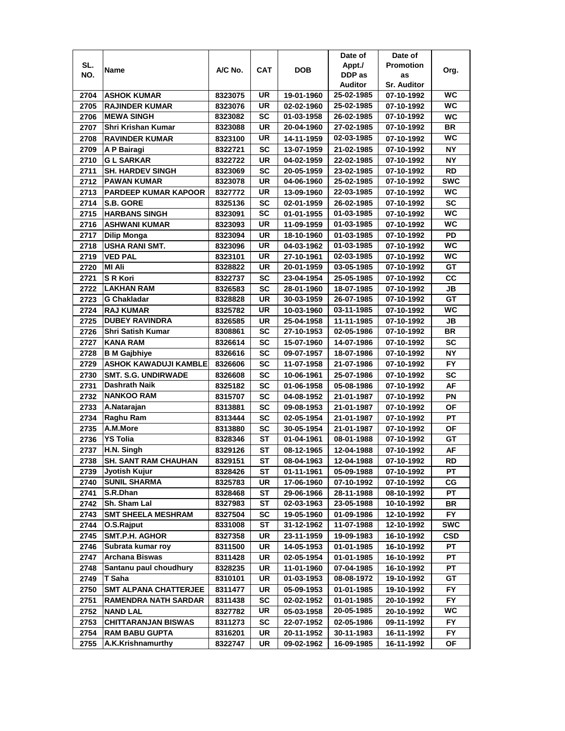| SL. NO. | Name | A/C No. | CAT | DOB | Date of Appt./ DDP as Auditor | Date of Promotion as Sr. Auditor | Org. |
|---|---|---|---|---|---|---|---|
| 2704 | ASHOK KUMAR | 8323075 | UR | 19-01-1960 | 25-02-1985 | 07-10-1992 | WC |
| 2705 | RAJINDER KUMAR | 8323076 | UR | 02-02-1960 | 25-02-1985 | 07-10-1992 | WC |
| 2706 | MEWA SINGH | 8323082 | SC | 01-03-1958 | 26-02-1985 | 07-10-1992 | WC |
| 2707 | Shri Krishan Kumar | 8323088 | UR | 20-04-1960 | 27-02-1985 | 07-10-1992 | BR |
| 2708 | RAVINDER KUMAR | 8323100 | UR | 14-11-1959 | 02-03-1985 | 07-10-1992 | WC |
| 2709 | A P Bairagi | 8322721 | SC | 13-07-1959 | 21-02-1985 | 07-10-1992 | NY |
| 2710 | G L SARKAR | 8322722 | UR | 04-02-1959 | 22-02-1985 | 07-10-1992 | NY |
| 2711 | SH. HARDEV SINGH | 8323069 | SC | 20-05-1959 | 23-02-1985 | 07-10-1992 | RD |
| 2712 | PAWAN KUMAR | 8323078 | UR | 04-06-1960 | 25-02-1985 | 07-10-1992 | SWC |
| 2713 | PARDEEP KUMAR KAPOOR | 8327772 | UR | 13-09-1960 | 22-03-1985 | 07-10-1992 | WC |
| 2714 | S.B. GORE | 8325136 | SC | 02-01-1959 | 26-02-1985 | 07-10-1992 | SC |
| 2715 | HARBANS SINGH | 8323091 | SC | 01-01-1955 | 01-03-1985 | 07-10-1992 | WC |
| 2716 | ASHWANI KUMAR | 8323093 | UR | 11-09-1959 | 01-03-1985 | 07-10-1992 | WC |
| 2717 | Dilip Monga | 8323094 | UR | 18-10-1960 | 01-03-1985 | 07-10-1992 | PD |
| 2718 | USHA RANI SMT. | 8323096 | UR | 04-03-1962 | 01-03-1985 | 07-10-1992 | WC |
| 2719 | VED PAL | 8323101 | UR | 27-10-1961 | 02-03-1985 | 07-10-1992 | WC |
| 2720 | MI Ali | 8328822 | UR | 20-01-1959 | 03-05-1985 | 07-10-1992 | GT |
| 2721 | S R Kori | 8322737 | SC | 23-04-1954 | 25-05-1985 | 07-10-1992 | CC |
| 2722 | LAKHAN RAM | 8326583 | SC | 28-01-1960 | 18-07-1985 | 07-10-1992 | JB |
| 2723 | G Chakladar | 8328828 | UR | 30-03-1959 | 26-07-1985 | 07-10-1992 | GT |
| 2724 | RAJ KUMAR | 8325782 | UR | 10-03-1960 | 03-11-1985 | 07-10-1992 | WC |
| 2725 | DUBEY RAVINDRA | 8326585 | UR | 25-04-1958 | 11-11-1985 | 07-10-1992 | JB |
| 2726 | Shri Satish Kumar | 8308861 | SC | 27-10-1953 | 02-05-1986 | 07-10-1992 | BR |
| 2727 | KANA RAM | 8326614 | SC | 15-07-1960 | 14-07-1986 | 07-10-1992 | SC |
| 2728 | B M Gajbhiye | 8326616 | SC | 09-07-1957 | 18-07-1986 | 07-10-1992 | NY |
| 2729 | ASHOK KAWADUJI KAMBLE | 8326606 | SC | 11-07-1958 | 21-07-1986 | 07-10-1992 | FY |
| 2730 | SMT. S.G. UNDIRWADE | 8326608 | SC | 10-06-1961 | 25-07-1986 | 07-10-1992 | SC |
| 2731 | Dashrath Naik | 8325182 | SC | 01-06-1958 | 05-08-1986 | 07-10-1992 | AF |
| 2732 | NANKOO RAM | 8315707 | SC | 04-08-1952 | 21-01-1987 | 07-10-1992 | PN |
| 2733 | A.Natarajan | 8313881 | SC | 09-08-1953 | 21-01-1987 | 07-10-1992 | OF |
| 2734 | Raghu Ram | 8313444 | SC | 02-05-1954 | 21-01-1987 | 07-10-1992 | PT |
| 2735 | A.M.More | 8313880 | SC | 30-05-1954 | 21-01-1987 | 07-10-1992 | OF |
| 2736 | YS Tolia | 8328346 | ST | 01-04-1961 | 08-01-1988 | 07-10-1992 | GT |
| 2737 | H.N. Singh | 8329126 | ST | 08-12-1965 | 12-04-1988 | 07-10-1992 | AF |
| 2738 | SH. SANT RAM CHAUHAN | 8329151 | ST | 08-04-1963 | 12-04-1988 | 07-10-1992 | RD |
| 2739 | Jyotish Kujur | 8328426 | ST | 01-11-1961 | 05-09-1988 | 07-10-1992 | PT |
| 2740 | SUNIL SHARMA | 8325783 | UR | 17-06-1960 | 07-10-1992 | 07-10-1992 | CG |
| 2741 | S.R.Dhan | 8328468 | ST | 29-06-1966 | 28-11-1988 | 08-10-1992 | PT |
| 2742 | Sh. Sham Lal | 8327983 | ST | 02-03-1963 | 23-05-1988 | 10-10-1992 | BR |
| 2743 | SMT SHEELA MESHRAM | 8327504 | SC | 19-05-1960 | 01-09-1986 | 12-10-1992 | FY |
| 2744 | O.S.Rajput | 8331008 | ST | 31-12-1962 | 11-07-1988 | 12-10-1992 | SWC |
| 2745 | SMT.P.H. AGHOR | 8327358 | UR | 23-11-1959 | 19-09-1983 | 16-10-1992 | CSD |
| 2746 | Subrata kumar roy | 8311500 | UR | 14-05-1953 | 01-01-1985 | 16-10-1992 | PT |
| 2747 | Archana Biswas | 8311428 | UR | 02-05-1954 | 01-01-1985 | 16-10-1992 | PT |
| 2748 | Santanu paul choudhury | 8328235 | UR | 11-01-1960 | 07-04-1985 | 16-10-1992 | PT |
| 2749 | T Saha | 8310101 | UR | 01-03-1953 | 08-08-1972 | 19-10-1992 | GT |
| 2750 | SMT ALPANA CHATTERJEE | 8311477 | UR | 05-09-1953 | 01-01-1985 | 19-10-1992 | FY |
| 2751 | RAMENDRA NATH SARDAR | 8311438 | SC | 02-02-1952 | 01-01-1985 | 20-10-1992 | FY |
| 2752 | NAND LAL | 8327782 | UR | 05-03-1958 | 20-05-1985 | 20-10-1992 | WC |
| 2753 | CHITTARANJAN BISWAS | 8311273 | SC | 22-07-1952 | 02-05-1986 | 09-11-1992 | FY |
| 2754 | RAM BABU GUPTA | 8316201 | UR | 20-11-1952 | 30-11-1983 | 16-11-1992 | FY |
| 2755 | A.K.Krishnamurthy | 8322747 | UR | 09-02-1962 | 16-09-1985 | 16-11-1992 | OF |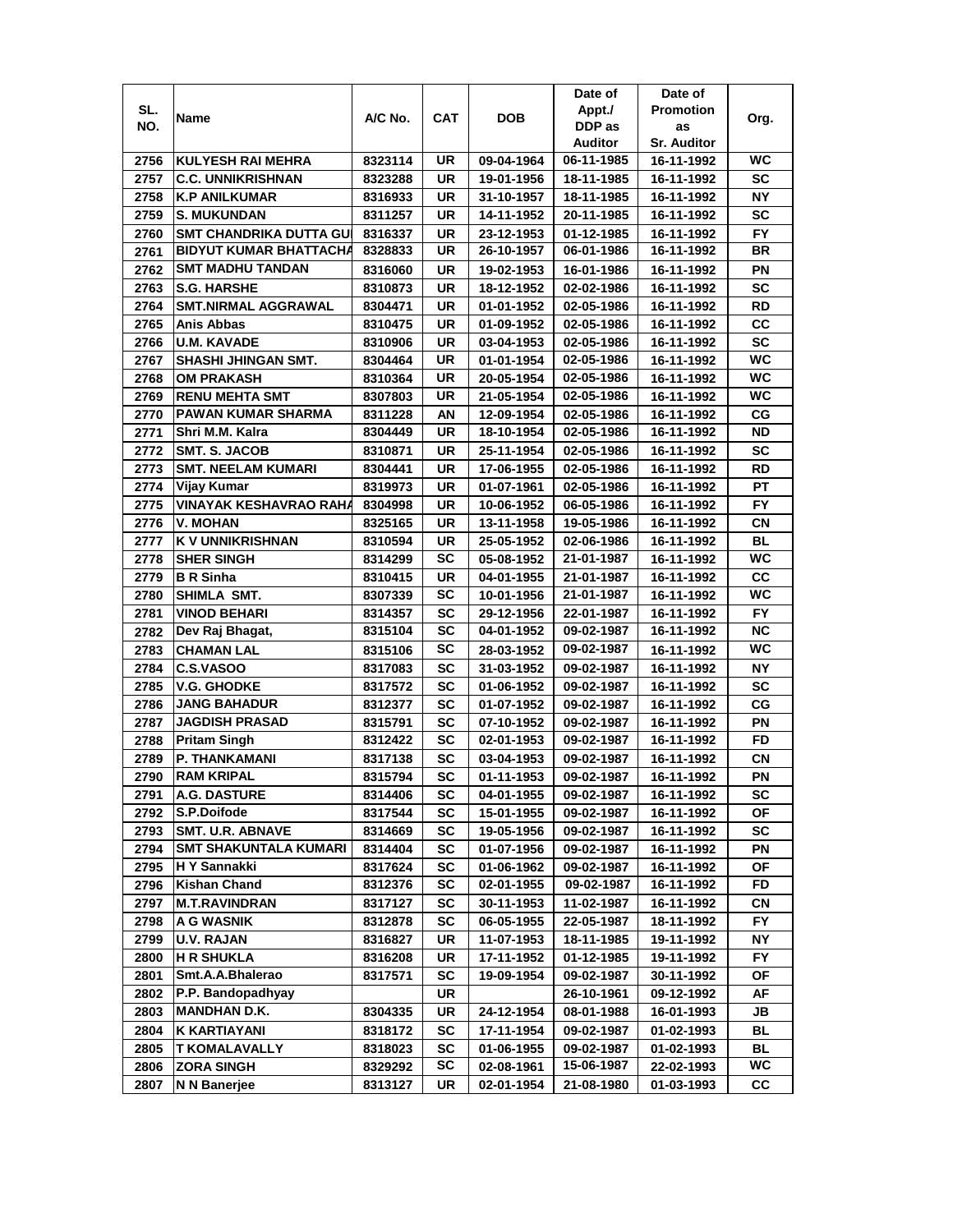| SL. NO. | Name | A/C No. | CAT | DOB | Date of Appt./ DDP as Auditor | Date of Promotion as Sr. Auditor | Org. |
|---|---|---|---|---|---|---|---|
| 2756 | KULYESH RAI MEHRA | 8323114 | UR | 09-04-1964 | 06-11-1985 | 16-11-1992 | WC |
| 2757 | C.C. UNNIKRISHNAN | 8323288 | UR | 19-01-1956 | 18-11-1985 | 16-11-1992 | SC |
| 2758 | K.P ANILKUMAR | 8316933 | UR | 31-10-1957 | 18-11-1985 | 16-11-1992 | NY |
| 2759 | S. MUKUNDAN | 8311257 | UR | 14-11-1952 | 20-11-1985 | 16-11-1992 | SC |
| 2760 | SMT CHANDRIKA DUTTA GU | 8316337 | UR | 23-12-1953 | 01-12-1985 | 16-11-1992 | FY |
| 2761 | BIDYUT KUMAR BHATTACHA | 8328833 | UR | 26-10-1957 | 06-01-1986 | 16-11-1992 | BR |
| 2762 | SMT MADHU TANDAN | 8316060 | UR | 19-02-1953 | 16-01-1986 | 16-11-1992 | PN |
| 2763 | S.G. HARSHE | 8310873 | UR | 18-12-1952 | 02-02-1986 | 16-11-1992 | SC |
| 2764 | SMT.NIRMAL AGGRAWAL | 8304471 | UR | 01-01-1952 | 02-05-1986 | 16-11-1992 | RD |
| 2765 | Anis Abbas | 8310475 | UR | 01-09-1952 | 02-05-1986 | 16-11-1992 | CC |
| 2766 | U.M. KAVADE | 8310906 | UR | 03-04-1953 | 02-05-1986 | 16-11-1992 | SC |
| 2767 | SHASHI JHINGAN SMT. | 8304464 | UR | 01-01-1954 | 02-05-1986 | 16-11-1992 | WC |
| 2768 | OM PRAKASH | 8310364 | UR | 20-05-1954 | 02-05-1986 | 16-11-1992 | WC |
| 2769 | RENU MEHTA SMT | 8307803 | UR | 21-05-1954 | 02-05-1986 | 16-11-1992 | WC |
| 2770 | PAWAN KUMAR SHARMA | 8311228 | AN | 12-09-1954 | 02-05-1986 | 16-11-1992 | CG |
| 2771 | Shri M.M. Kalra | 8304449 | UR | 18-10-1954 | 02-05-1986 | 16-11-1992 | ND |
| 2772 | SMT. S. JACOB | 8310871 | UR | 25-11-1954 | 02-05-1986 | 16-11-1992 | SC |
| 2773 | SMT. NEELAM KUMARI | 8304441 | UR | 17-06-1955 | 02-05-1986 | 16-11-1992 | RD |
| 2774 | Vijay Kumar | 8319973 | UR | 01-07-1961 | 02-05-1986 | 16-11-1992 | PT |
| 2775 | VINAYAK KESHAVRAO RAHA | 8304998 | UR | 10-06-1952 | 06-05-1986 | 16-11-1992 | FY |
| 2776 | V. MOHAN | 8325165 | UR | 13-11-1958 | 19-05-1986 | 16-11-1992 | CN |
| 2777 | K V UNNIKRISHNAN | 8310594 | UR | 25-05-1952 | 02-06-1986 | 16-11-1992 | BL |
| 2778 | SHER SINGH | 8314299 | SC | 05-08-1952 | 21-01-1987 | 16-11-1992 | WC |
| 2779 | B R Sinha | 8310415 | UR | 04-01-1955 | 21-01-1987 | 16-11-1992 | CC |
| 2780 | SHIMLA SMT. | 8307339 | SC | 10-01-1956 | 21-01-1987 | 16-11-1992 | WC |
| 2781 | VINOD BEHARI | 8314357 | SC | 29-12-1956 | 22-01-1987 | 16-11-1992 | FY |
| 2782 | Dev Raj Bhagat, | 8315104 | SC | 04-01-1952 | 09-02-1987 | 16-11-1992 | NC |
| 2783 | CHAMAN LAL | 8315106 | SC | 28-03-1952 | 09-02-1987 | 16-11-1992 | WC |
| 2784 | C.S.VASOO | 8317083 | SC | 31-03-1952 | 09-02-1987 | 16-11-1992 | NY |
| 2785 | V.G. GHODKE | 8317572 | SC | 01-06-1952 | 09-02-1987 | 16-11-1992 | SC |
| 2786 | JANG BAHADUR | 8312377 | SC | 01-07-1952 | 09-02-1987 | 16-11-1992 | CG |
| 2787 | JAGDISH PRASAD | 8315791 | SC | 07-10-1952 | 09-02-1987 | 16-11-1992 | PN |
| 2788 | Pritam Singh | 8312422 | SC | 02-01-1953 | 09-02-1987 | 16-11-1992 | FD |
| 2789 | P. THANKAMANI | 8317138 | SC | 03-04-1953 | 09-02-1987 | 16-11-1992 | CN |
| 2790 | RAM KRIPAL | 8315794 | SC | 01-11-1953 | 09-02-1987 | 16-11-1992 | PN |
| 2791 | A.G. DASTURE | 8314406 | SC | 04-01-1955 | 09-02-1987 | 16-11-1992 | SC |
| 2792 | S.P.Doifode | 8317544 | SC | 15-01-1955 | 09-02-1987 | 16-11-1992 | OF |
| 2793 | SMT. U.R. ABNAVE | 8314669 | SC | 19-05-1956 | 09-02-1987 | 16-11-1992 | SC |
| 2794 | SMT SHAKUNTALA KUMARI | 8314404 | SC | 01-07-1956 | 09-02-1987 | 16-11-1992 | PN |
| 2795 | H Y Sannakki | 8317624 | SC | 01-06-1962 | 09-02-1987 | 16-11-1992 | OF |
| 2796 | Kishan Chand | 8312376 | SC | 02-01-1955 | 09-02-1987 | 16-11-1992 | FD |
| 2797 | M.T.RAVINDRAN | 8317127 | SC | 30-11-1953 | 11-02-1987 | 16-11-1992 | CN |
| 2798 | A G WASNIK | 8312878 | SC | 06-05-1955 | 22-05-1987 | 18-11-1992 | FY |
| 2799 | U.V. RAJAN | 8316827 | UR | 11-07-1953 | 18-11-1985 | 19-11-1992 | NY |
| 2800 | H R SHUKLA | 8316208 | UR | 17-11-1952 | 01-12-1985 | 19-11-1992 | FY |
| 2801 | Smt.A.A.Bhalerao | 8317571 | SC | 19-09-1954 | 09-02-1987 | 30-11-1992 | OF |
| 2802 | P.P. Bandopadhyay | | UR | | 26-10-1961 | 09-12-1992 | AF |
| 2803 | MANDHAN D.K. | 8304335 | UR | 24-12-1954 | 08-01-1988 | 16-01-1993 | JB |
| 2804 | K KARTIAYANI | 8318172 | SC | 17-11-1954 | 09-02-1987 | 01-02-1993 | BL |
| 2805 | T KOMALAVALLY | 8318023 | SC | 01-06-1955 | 09-02-1987 | 01-02-1993 | BL |
| 2806 | ZORA SINGH | 8329292 | SC | 02-08-1961 | 15-06-1987 | 22-02-1993 | WC |
| 2807 | N N Banerjee | 8313127 | UR | 02-01-1954 | 21-08-1980 | 01-03-1993 | CC |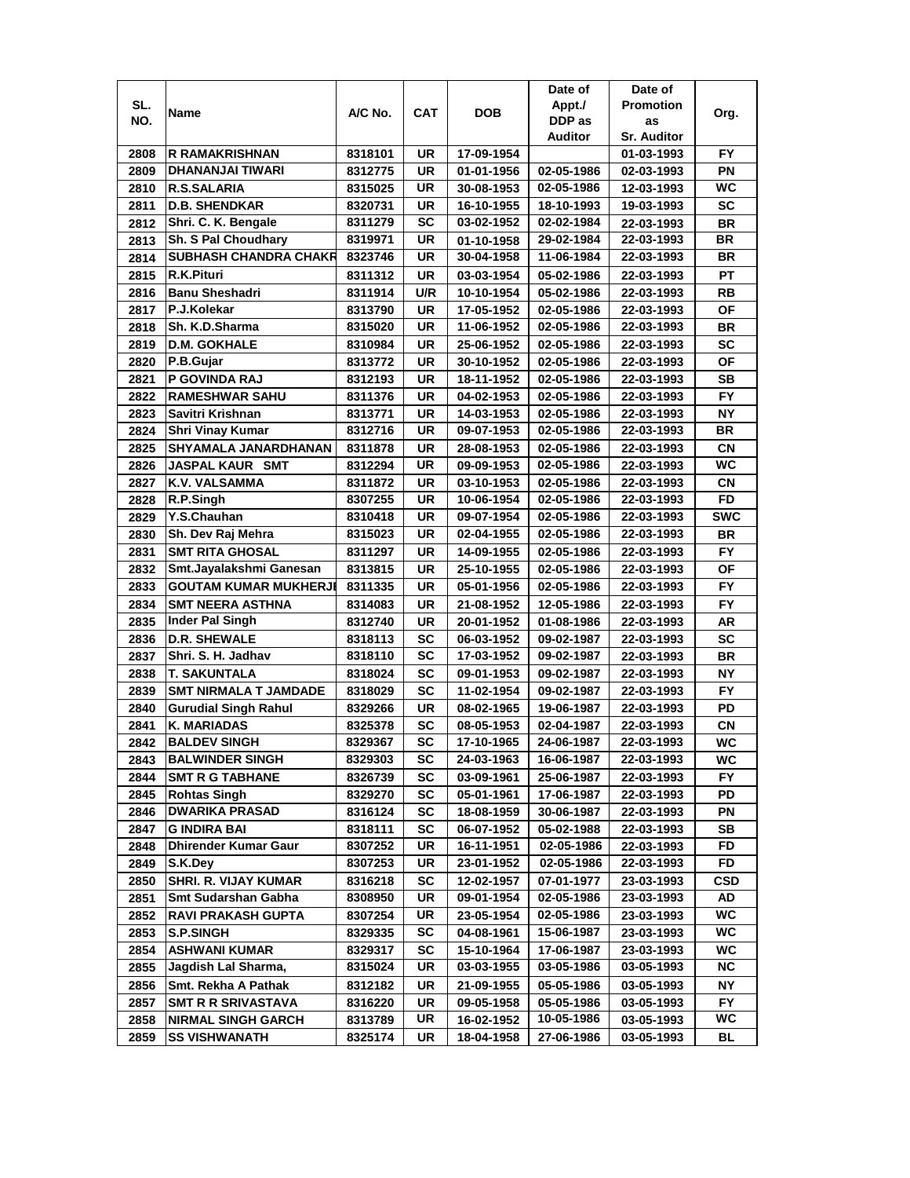| SL. NO. | Name | A/C No. | CAT | DOB | Date of Appt./ DDP as Auditor | Date of Promotion as Sr. Auditor | Org. |
|---|---|---|---|---|---|---|---|
| 2808 | R RAMAKRISHNAN | 8318101 | UR | 17-09-1954 | | 01-03-1993 | FY |
| 2809 | DHANANJAI TIWARI | 8312775 | UR | 01-01-1956 | 02-05-1986 | 02-03-1993 | PN |
| 2810 | R.S.SALARIA | 8315025 | UR | 30-08-1953 | 02-05-1986 | 12-03-1993 | WC |
| 2811 | D.B. SHENDKAR | 8320731 | UR | 16-10-1955 | 18-10-1993 | 19-03-1993 | SC |
| 2812 | Shri. C. K. Bengale | 8311279 | SC | 03-02-1952 | 02-02-1984 | 22-03-1993 | BR |
| 2813 | Sh. S Pal Choudhary | 8319971 | UR | 01-10-1958 | 29-02-1984 | 22-03-1993 | BR |
| 2814 | SUBHASH CHANDRA CHAKR | 8323746 | UR | 30-04-1958 | 11-06-1984 | 22-03-1993 | BR |
| 2815 | R.K.Pituri | 8311312 | UR | 03-03-1954 | 05-02-1986 | 22-03-1993 | PT |
| 2816 | Banu Sheshadri | 8311914 | U/R | 10-10-1954 | 05-02-1986 | 22-03-1993 | RB |
| 2817 | P.J.Kolekar | 8313790 | UR | 17-05-1952 | 02-05-1986 | 22-03-1993 | OF |
| 2818 | Sh. K.D.Sharma | 8315020 | UR | 11-06-1952 | 02-05-1986 | 22-03-1993 | BR |
| 2819 | D.M. GOKHALE | 8310984 | UR | 25-06-1952 | 02-05-1986 | 22-03-1993 | SC |
| 2820 | P.B.Gujar | 8313772 | UR | 30-10-1952 | 02-05-1986 | 22-03-1993 | OF |
| 2821 | P GOVINDA RAJ | 8312193 | UR | 18-11-1952 | 02-05-1986 | 22-03-1993 | SB |
| 2822 | RAMESHWAR SAHU | 8311376 | UR | 04-02-1953 | 02-05-1986 | 22-03-1993 | FY |
| 2823 | Savitri Krishnan | 8313771 | UR | 14-03-1953 | 02-05-1986 | 22-03-1993 | NY |
| 2824 | Shri Vinay Kumar | 8312716 | UR | 09-07-1953 | 02-05-1986 | 22-03-1993 | BR |
| 2825 | SHYAMALA JANARDHANAN | 8311878 | UR | 28-08-1953 | 02-05-1986 | 22-03-1993 | CN |
| 2826 | JASPAL KAUR SMT | 8312294 | UR | 09-09-1953 | 02-05-1986 | 22-03-1993 | WC |
| 2827 | K.V. VALSAMMA | 8311872 | UR | 03-10-1953 | 02-05-1986 | 22-03-1993 | CN |
| 2828 | R.P.Singh | 8307255 | UR | 10-06-1954 | 02-05-1986 | 22-03-1993 | FD |
| 2829 | Y.S.Chauhan | 8310418 | UR | 09-07-1954 | 02-05-1986 | 22-03-1993 | SWC |
| 2830 | Sh. Dev Raj Mehra | 8315023 | UR | 02-04-1955 | 02-05-1986 | 22-03-1993 | BR |
| 2831 | SMT RITA GHOSAL | 8311297 | UR | 14-09-1955 | 02-05-1986 | 22-03-1993 | FY |
| 2832 | Smt.Jayalakshmi Ganesan | 8313815 | UR | 25-10-1955 | 02-05-1986 | 22-03-1993 | OF |
| 2833 | GOUTAM KUMAR MUKHERJI | 8311335 | UR | 05-01-1956 | 02-05-1986 | 22-03-1993 | FY |
| 2834 | SMT NEERA ASTHNA | 8314083 | UR | 21-08-1952 | 12-05-1986 | 22-03-1993 | FY |
| 2835 | Inder Pal Singh | 8312740 | UR | 20-01-1952 | 01-08-1986 | 22-03-1993 | AR |
| 2836 | D.R. SHEWALE | 8318113 | SC | 06-03-1952 | 09-02-1987 | 22-03-1993 | SC |
| 2837 | Shri. S. H. Jadhav | 8318110 | SC | 17-03-1952 | 09-02-1987 | 22-03-1993 | BR |
| 2838 | T. SAKUNTALA | 8318024 | SC | 09-01-1953 | 09-02-1987 | 22-03-1993 | NY |
| 2839 | SMT NIRMALA T JAMDADE | 8318029 | SC | 11-02-1954 | 09-02-1987 | 22-03-1993 | FY |
| 2840 | Gurudial Singh Rahul | 8329266 | UR | 08-02-1965 | 19-06-1987 | 22-03-1993 | PD |
| 2841 | K. MARIADAS | 8325378 | SC | 08-05-1953 | 02-04-1987 | 22-03-1993 | CN |
| 2842 | BALDEV SINGH | 8329367 | SC | 17-10-1965 | 24-06-1987 | 22-03-1993 | WC |
| 2843 | BALWINDER SINGH | 8329303 | SC | 24-03-1963 | 16-06-1987 | 22-03-1993 | WC |
| 2844 | SMT R G TABHANE | 8326739 | SC | 03-09-1961 | 25-06-1987 | 22-03-1993 | FY |
| 2845 | Rohtas Singh | 8329270 | SC | 05-01-1961 | 17-06-1987 | 22-03-1993 | PD |
| 2846 | DWARIKA PRASAD | 8316124 | SC | 18-08-1959 | 30-06-1987 | 22-03-1993 | PN |
| 2847 | G INDIRA BAI | 8318111 | SC | 06-07-1952 | 05-02-1988 | 22-03-1993 | SB |
| 2848 | Dhirender Kumar Gaur | 8307252 | UR | 16-11-1951 | 02-05-1986 | 22-03-1993 | FD |
| 2849 | S.K.Dey | 8307253 | UR | 23-01-1952 | 02-05-1986 | 22-03-1993 | FD |
| 2850 | SHRI. R. VIJAY KUMAR | 8316218 | SC | 12-02-1957 | 07-01-1977 | 23-03-1993 | CSD |
| 2851 | Smt Sudarshan Gabha | 8308950 | UR | 09-01-1954 | 02-05-1986 | 23-03-1993 | AD |
| 2852 | RAVI PRAKASH GUPTA | 8307254 | UR | 23-05-1954 | 02-05-1986 | 23-03-1993 | WC |
| 2853 | S.P.SINGH | 8329335 | SC | 04-08-1961 | 15-06-1987 | 23-03-1993 | WC |
| 2854 | ASHWANI KUMAR | 8329317 | SC | 15-10-1964 | 17-06-1987 | 23-03-1993 | WC |
| 2855 | Jagdish Lal Sharma, | 8315024 | UR | 03-03-1955 | 03-05-1986 | 03-05-1993 | NC |
| 2856 | Smt. Rekha A Pathak | 8312182 | UR | 21-09-1955 | 05-05-1986 | 03-05-1993 | NY |
| 2857 | SMT R R SRIVASTAVA | 8316220 | UR | 09-05-1958 | 05-05-1986 | 03-05-1993 | FY |
| 2858 | NIRMAL SINGH GARCH | 8313789 | UR | 16-02-1952 | 10-05-1986 | 03-05-1993 | WC |
| 2859 | SS VISHWANATH | 8325174 | UR | 18-04-1958 | 27-06-1986 | 03-05-1993 | BL |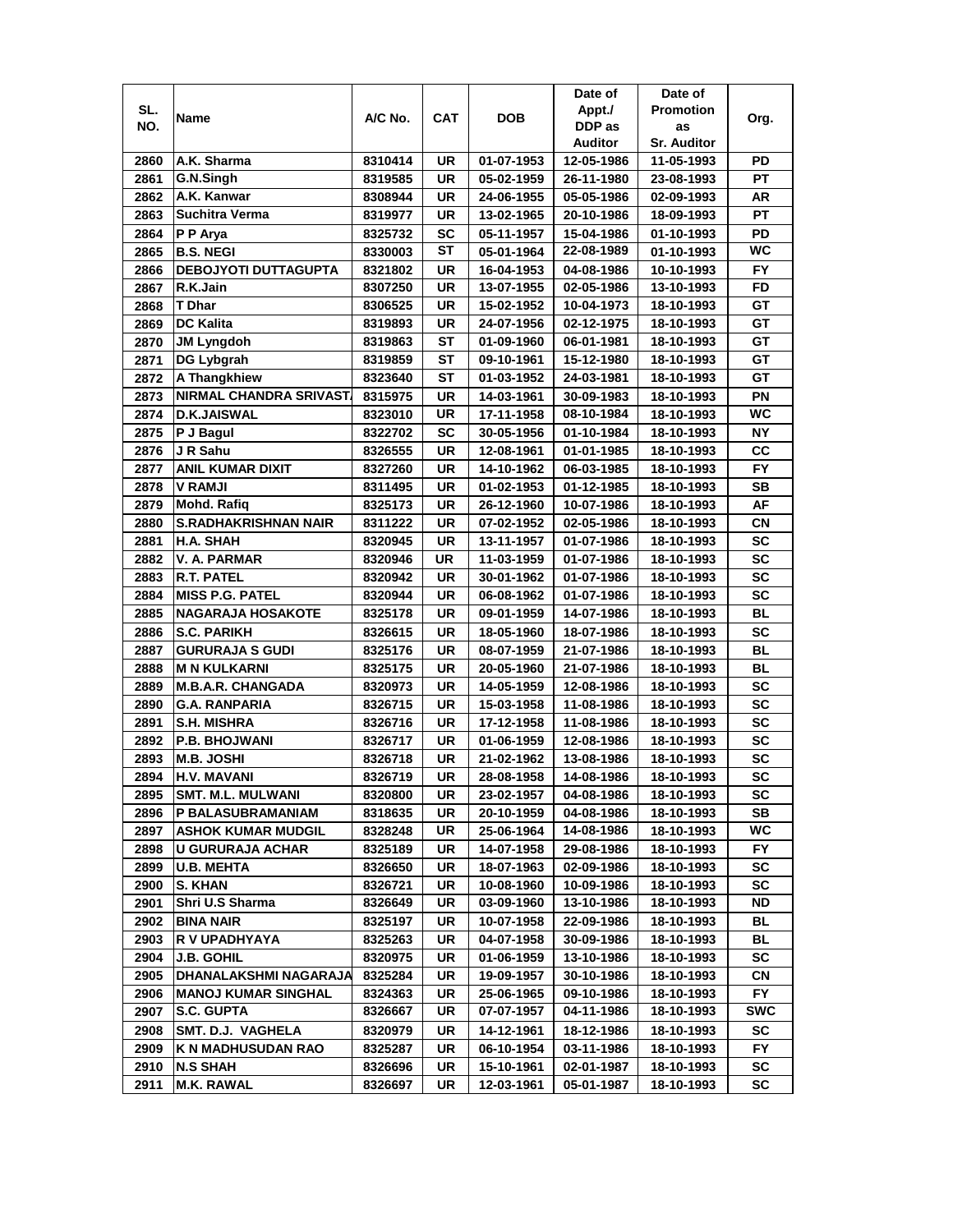| SL. NO. | Name | A/C No. | CAT | DOB | Date of Appt./ DDP as Auditor | Date of Promotion as Sr. Auditor | Org. |
|---|---|---|---|---|---|---|---|
| 2860 | A.K. Sharma | 8310414 | UR | 01-07-1953 | 12-05-1986 | 11-05-1993 | PD |
| 2861 | G.N.Singh | 8319585 | UR | 05-02-1959 | 26-11-1980 | 23-08-1993 | PT |
| 2862 | A.K. Kanwar | 8308944 | UR | 24-06-1955 | 05-05-1986 | 02-09-1993 | AR |
| 2863 | Suchitra Verma | 8319977 | UR | 13-02-1965 | 20-10-1986 | 18-09-1993 | PT |
| 2864 | P P Arya | 8325732 | SC | 05-11-1957 | 15-04-1986 | 01-10-1993 | PD |
| 2865 | B.S. NEGI | 8330003 | ST | 05-01-1964 | 22-08-1989 | 01-10-1993 | WC |
| 2866 | DEBOJYOTI DUTTAGUPTA | 8321802 | UR | 16-04-1953 | 04-08-1986 | 10-10-1993 | FY |
| 2867 | R.K.Jain | 8307250 | UR | 13-07-1955 | 02-05-1986 | 13-10-1993 | FD |
| 2868 | T Dhar | 8306525 | UR | 15-02-1952 | 10-04-1973 | 18-10-1993 | GT |
| 2869 | DC Kalita | 8319893 | UR | 24-07-1956 | 02-12-1975 | 18-10-1993 | GT |
| 2870 | JM Lyngdoh | 8319863 | ST | 01-09-1960 | 06-01-1981 | 18-10-1993 | GT |
| 2871 | DG Lybgrah | 8319859 | ST | 09-10-1961 | 15-12-1980 | 18-10-1993 | GT |
| 2872 | A Thangkhiew | 8323640 | ST | 01-03-1952 | 24-03-1981 | 18-10-1993 | GT |
| 2873 | NIRMAL CHANDRA SRIVAST | 8315975 | UR | 14-03-1961 | 30-09-1983 | 18-10-1993 | PN |
| 2874 | D.K.JAISWAL | 8323010 | UR | 17-11-1958 | 08-10-1984 | 18-10-1993 | WC |
| 2875 | P J Bagul | 8322702 | SC | 30-05-1956 | 01-10-1984 | 18-10-1993 | NY |
| 2876 | J R Sahu | 8326555 | UR | 12-08-1961 | 01-01-1985 | 18-10-1993 | CC |
| 2877 | ANIL KUMAR DIXIT | 8327260 | UR | 14-10-1962 | 06-03-1985 | 18-10-1993 | FY |
| 2878 | V RAMJI | 8311495 | UR | 01-02-1953 | 01-12-1985 | 18-10-1993 | SB |
| 2879 | Mohd. Rafiq | 8325173 | UR | 26-12-1960 | 10-07-1986 | 18-10-1993 | AF |
| 2880 | S.RADHAKRISHNAN NAIR | 8311222 | UR | 07-02-1952 | 02-05-1986 | 18-10-1993 | CN |
| 2881 | H.A. SHAH | 8320945 | UR | 13-11-1957 | 01-07-1986 | 18-10-1993 | SC |
| 2882 | V. A. PARMAR | 8320946 | UR | 11-03-1959 | 01-07-1986 | 18-10-1993 | SC |
| 2883 | R.T. PATEL | 8320942 | UR | 30-01-1962 | 01-07-1986 | 18-10-1993 | SC |
| 2884 | MISS P.G. PATEL | 8320944 | UR | 06-08-1962 | 01-07-1986 | 18-10-1993 | SC |
| 2885 | NAGARAJA HOSAKOTE | 8325178 | UR | 09-01-1959 | 14-07-1986 | 18-10-1993 | BL |
| 2886 | S.C. PARIKH | 8326615 | UR | 18-05-1960 | 18-07-1986 | 18-10-1993 | SC |
| 2887 | GURURAJA S GUDI | 8325176 | UR | 08-07-1959 | 21-07-1986 | 18-10-1993 | BL |
| 2888 | M N KULKARNI | 8325175 | UR | 20-05-1960 | 21-07-1986 | 18-10-1993 | BL |
| 2889 | M.B.A.R. CHANGADA | 8320973 | UR | 14-05-1959 | 12-08-1986 | 18-10-1993 | SC |
| 2890 | G.A. RANPARIA | 8326715 | UR | 15-03-1958 | 11-08-1986 | 18-10-1993 | SC |
| 2891 | S.H. MISHRA | 8326716 | UR | 17-12-1958 | 11-08-1986 | 18-10-1993 | SC |
| 2892 | P.B. BHOJWANI | 8326717 | UR | 01-06-1959 | 12-08-1986 | 18-10-1993 | SC |
| 2893 | M.B. JOSHI | 8326718 | UR | 21-02-1962 | 13-08-1986 | 18-10-1993 | SC |
| 2894 | H.V. MAVANI | 8326719 | UR | 28-08-1958 | 14-08-1986 | 18-10-1993 | SC |
| 2895 | SMT. M.L. MULWANI | 8320800 | UR | 23-02-1957 | 04-08-1986 | 18-10-1993 | SC |
| 2896 | P BALASUBRAMANIAM | 8318635 | UR | 20-10-1959 | 04-08-1986 | 18-10-1993 | SB |
| 2897 | ASHOK KUMAR MUDGIL | 8328248 | UR | 25-06-1964 | 14-08-1986 | 18-10-1993 | WC |
| 2898 | U GURURAJA ACHAR | 8325189 | UR | 14-07-1958 | 29-08-1986 | 18-10-1993 | FY |
| 2899 | U.B. MEHTA | 8326650 | UR | 18-07-1963 | 02-09-1986 | 18-10-1993 | SC |
| 2900 | S. KHAN | 8326721 | UR | 10-08-1960 | 10-09-1986 | 18-10-1993 | SC |
| 2901 | Shri U.S Sharma | 8326649 | UR | 03-09-1960 | 13-10-1986 | 18-10-1993 | ND |
| 2902 | BINA NAIR | 8325197 | UR | 10-07-1958 | 22-09-1986 | 18-10-1993 | BL |
| 2903 | R V UPADHYAYA | 8325263 | UR | 04-07-1958 | 30-09-1986 | 18-10-1993 | BL |
| 2904 | J.B. GOHIL | 8320975 | UR | 01-06-1959 | 13-10-1986 | 18-10-1993 | SC |
| 2905 | DHANALAKSHMI NAGARAJA | 8325284 | UR | 19-09-1957 | 30-10-1986 | 18-10-1993 | CN |
| 2906 | MANOJ KUMAR SINGHAL | 8324363 | UR | 25-06-1965 | 09-10-1986 | 18-10-1993 | FY |
| 2907 | S.C. GUPTA | 8326667 | UR | 07-07-1957 | 04-11-1986 | 18-10-1993 | SWC |
| 2908 | SMT. D.J. VAGHELA | 8320979 | UR | 14-12-1961 | 18-12-1986 | 18-10-1993 | SC |
| 2909 | K N MADHUSUDAN RAO | 8325287 | UR | 06-10-1954 | 03-11-1986 | 18-10-1993 | FY |
| 2910 | N.S SHAH | 8326696 | UR | 15-10-1961 | 02-01-1987 | 18-10-1993 | SC |
| 2911 | M.K. RAWAL | 8326697 | UR | 12-03-1961 | 05-01-1987 | 18-10-1993 | SC |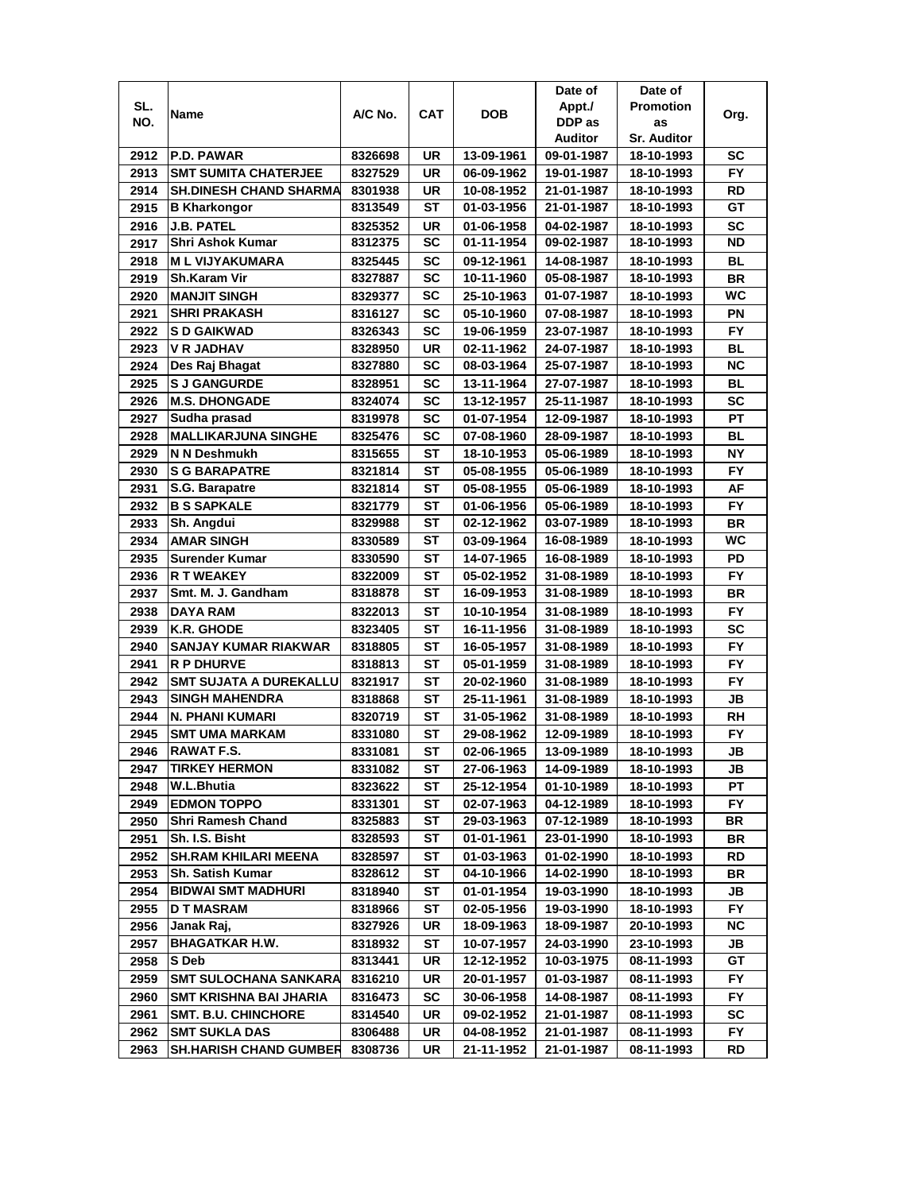| SL. NO. | Name | A/C No. | CAT | DOB | Date of Appt./ DDP as Auditor | Date of Promotion as Sr. Auditor | Org. |
|---|---|---|---|---|---|---|---|
| 2912 | P.D. PAWAR | 8326698 | UR | 13-09-1961 | 09-01-1987 | 18-10-1993 | SC |
| 2913 | SMT SUMITA CHATERJEE | 8327529 | UR | 06-09-1962 | 19-01-1987 | 18-10-1993 | FY |
| 2914 | SH.DINESH CHAND SHARMA | 8301938 | UR | 10-08-1952 | 21-01-1987 | 18-10-1993 | RD |
| 2915 | B Kharkongor | 8313549 | ST | 01-03-1956 | 21-01-1987 | 18-10-1993 | GT |
| 2916 | J.B. PATEL | 8325352 | UR | 01-06-1958 | 04-02-1987 | 18-10-1993 | SC |
| 2917 | Shri Ashok Kumar | 8312375 | SC | 01-11-1954 | 09-02-1987 | 18-10-1993 | ND |
| 2918 | M L VIJYAKUMARA | 8325445 | SC | 09-12-1961 | 14-08-1987 | 18-10-1993 | BL |
| 2919 | Sh.Karam Vir | 8327887 | SC | 10-11-1960 | 05-08-1987 | 18-10-1993 | BR |
| 2920 | MANJIT SINGH | 8329377 | SC | 25-10-1963 | 01-07-1987 | 18-10-1993 | WC |
| 2921 | SHRI PRAKASH | 8316127 | SC | 05-10-1960 | 07-08-1987 | 18-10-1993 | PN |
| 2922 | S D GAIKWAD | 8326343 | SC | 19-06-1959 | 23-07-1987 | 18-10-1993 | FY |
| 2923 | V R JADHAV | 8328950 | UR | 02-11-1962 | 24-07-1987 | 18-10-1993 | BL |
| 2924 | Des Raj Bhagat | 8327880 | SC | 08-03-1964 | 25-07-1987 | 18-10-1993 | NC |
| 2925 | S J GANGURDE | 8328951 | SC | 13-11-1964 | 27-07-1987 | 18-10-1993 | BL |
| 2926 | M.S. DHONGADE | 8324074 | SC | 13-12-1957 | 25-11-1987 | 18-10-1993 | SC |
| 2927 | Sudha prasad | 8319978 | SC | 01-07-1954 | 12-09-1987 | 18-10-1993 | PT |
| 2928 | MALLIKARJUNA SINGHE | 8325476 | SC | 07-08-1960 | 28-09-1987 | 18-10-1993 | BL |
| 2929 | N N Deshmukh | 8315655 | ST | 18-10-1953 | 05-06-1989 | 18-10-1993 | NY |
| 2930 | S G BARAPATRE | 8321814 | ST | 05-08-1955 | 05-06-1989 | 18-10-1993 | FY |
| 2931 | S.G. Barapatre | 8321814 | ST | 05-08-1955 | 05-06-1989 | 18-10-1993 | AF |
| 2932 | B S SAPKALE | 8321779 | ST | 01-06-1956 | 05-06-1989 | 18-10-1993 | FY |
| 2933 | Sh. Angdui | 8329988 | ST | 02-12-1962 | 03-07-1989 | 18-10-1993 | BR |
| 2934 | AMAR SINGH | 8330589 | ST | 03-09-1964 | 16-08-1989 | 18-10-1993 | WC |
| 2935 | Surender Kumar | 8330590 | ST | 14-07-1965 | 16-08-1989 | 18-10-1993 | PD |
| 2936 | R T WEAKEY | 8322009 | ST | 05-02-1952 | 31-08-1989 | 18-10-1993 | FY |
| 2937 | Smt. M. J. Gandham | 8318878 | ST | 16-09-1953 | 31-08-1989 | 18-10-1993 | BR |
| 2938 | DAYA RAM | 8322013 | ST | 10-10-1954 | 31-08-1989 | 18-10-1993 | FY |
| 2939 | K.R. GHODE | 8323405 | ST | 16-11-1956 | 31-08-1989 | 18-10-1993 | SC |
| 2940 | SANJAY KUMAR RIAKWAR | 8318805 | ST | 16-05-1957 | 31-08-1989 | 18-10-1993 | FY |
| 2941 | R P DHURVE | 8318813 | ST | 05-01-1959 | 31-08-1989 | 18-10-1993 | FY |
| 2942 | SMT SUJATA A DUREKALLU | 8321917 | ST | 20-02-1960 | 31-08-1989 | 18-10-1993 | FY |
| 2943 | SINGH MAHENDRA | 8318868 | ST | 25-11-1961 | 31-08-1989 | 18-10-1993 | JB |
| 2944 | N. PHANI KUMARI | 8320719 | ST | 31-05-1962 | 31-08-1989 | 18-10-1993 | RH |
| 2945 | SMT UMA MARKAM | 8331080 | ST | 29-08-1962 | 12-09-1989 | 18-10-1993 | FY |
| 2946 | RAWAT F.S. | 8331081 | ST | 02-06-1965 | 13-09-1989 | 18-10-1993 | JB |
| 2947 | TIRKEY HERMON | 8331082 | ST | 27-06-1963 | 14-09-1989 | 18-10-1993 | JB |
| 2948 | W.L.Bhutia | 8323622 | ST | 25-12-1954 | 01-10-1989 | 18-10-1993 | PT |
| 2949 | EDMON TOPPO | 8331301 | ST | 02-07-1963 | 04-12-1989 | 18-10-1993 | FY |
| 2950 | Shri Ramesh Chand | 8325883 | ST | 29-03-1963 | 07-12-1989 | 18-10-1993 | BR |
| 2951 | Sh. I.S. Bisht | 8328593 | ST | 01-01-1961 | 23-01-1990 | 18-10-1993 | BR |
| 2952 | SH.RAM KHILARI MEENA | 8328597 | ST | 01-03-1963 | 01-02-1990 | 18-10-1993 | RD |
| 2953 | Sh. Satish Kumar | 8328612 | ST | 04-10-1966 | 14-02-1990 | 18-10-1993 | BR |
| 2954 | BIDWAI SMT MADHURI | 8318940 | ST | 01-01-1954 | 19-03-1990 | 18-10-1993 | JB |
| 2955 | D T MASRAM | 8318966 | ST | 02-05-1956 | 19-03-1990 | 18-10-1993 | FY |
| 2956 | Janak Raj, | 8327926 | UR | 18-09-1963 | 18-09-1987 | 20-10-1993 | NC |
| 2957 | BHAGATKAR H.W. | 8318932 | ST | 10-07-1957 | 24-03-1990 | 23-10-1993 | JB |
| 2958 | S Deb | 8313441 | UR | 12-12-1952 | 10-03-1975 | 08-11-1993 | GT |
| 2959 | SMT SULOCHANA SANKARA | 8316210 | UR | 20-01-1957 | 01-03-1987 | 08-11-1993 | FY |
| 2960 | SMT KRISHNA BAI JHARIA | 8316473 | SC | 30-06-1958 | 14-08-1987 | 08-11-1993 | FY |
| 2961 | SMT. B.U. CHINCHORE | 8314540 | UR | 09-02-1952 | 21-01-1987 | 08-11-1993 | SC |
| 2962 | SMT SUKLA DAS | 8306488 | UR | 04-08-1952 | 21-01-1987 | 08-11-1993 | FY |
| 2963 | SH.HARISH CHAND GUMBER | 8308736 | UR | 21-11-1952 | 21-01-1987 | 08-11-1993 | RD |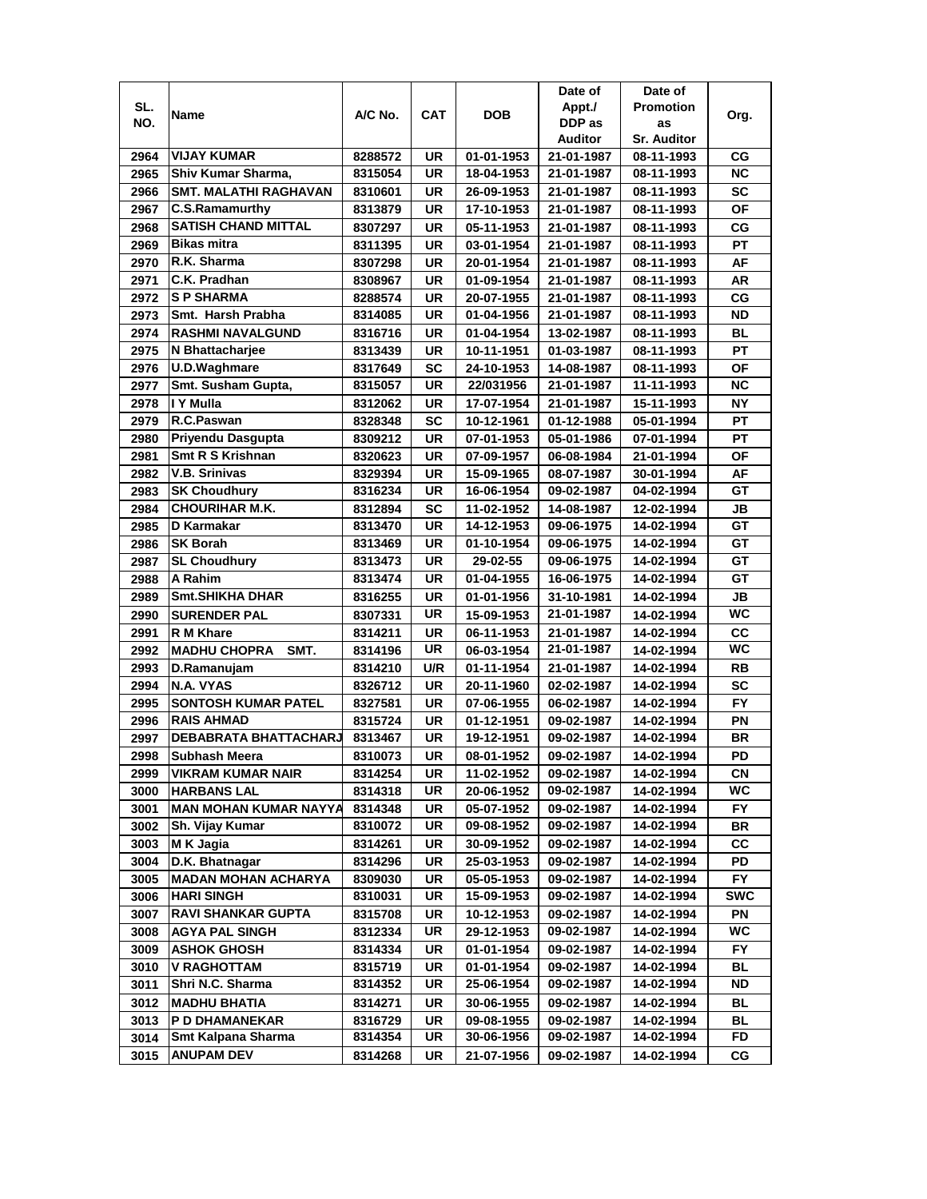| SL. NO. | Name | A/C No. | CAT | DOB | Date of Appt./ DDP as Auditor | Date of Promotion as Sr. Auditor | Org. |
|---|---|---|---|---|---|---|---|
| 2964 | VIJAY KUMAR | 8288572 | UR | 01-01-1953 | 21-01-1987 | 08-11-1993 | CG |
| 2965 | Shiv Kumar Sharma, | 8315054 | UR | 18-04-1953 | 21-01-1987 | 08-11-1993 | NC |
| 2966 | SMT. MALATHI RAGHAVAN | 8310601 | UR | 26-09-1953 | 21-01-1987 | 08-11-1993 | SC |
| 2967 | C.S.Ramamurthy | 8313879 | UR | 17-10-1953 | 21-01-1987 | 08-11-1993 | OF |
| 2968 | SATISH CHAND MITTAL | 8307297 | UR | 05-11-1953 | 21-01-1987 | 08-11-1993 | CG |
| 2969 | Bikas mitra | 8311395 | UR | 03-01-1954 | 21-01-1987 | 08-11-1993 | PT |
| 2970 | R.K. Sharma | 8307298 | UR | 20-01-1954 | 21-01-1987 | 08-11-1993 | AF |
| 2971 | C.K. Pradhan | 8308967 | UR | 01-09-1954 | 21-01-1987 | 08-11-1993 | AR |
| 2972 | S P SHARMA | 8288574 | UR | 20-07-1955 | 21-01-1987 | 08-11-1993 | CG |
| 2973 | Smt. Harsh Prabha | 8314085 | UR | 01-04-1956 | 21-01-1987 | 08-11-1993 | ND |
| 2974 | RASHMI NAVALGUND | 8316716 | UR | 01-04-1954 | 13-02-1987 | 08-11-1993 | BL |
| 2975 | N Bhattacharjee | 8313439 | UR | 10-11-1951 | 01-03-1987 | 08-11-1993 | PT |
| 2976 | U.D.Waghmare | 8317649 | SC | 24-10-1953 | 14-08-1987 | 08-11-1993 | OF |
| 2977 | Smt. Susham Gupta, | 8315057 | UR | 22/031956 | 21-01-1987 | 11-11-1993 | NC |
| 2978 | I Y Mulla | 8312062 | UR | 17-07-1954 | 21-01-1987 | 15-11-1993 | NY |
| 2979 | R.C.Paswan | 8328348 | SC | 10-12-1961 | 01-12-1988 | 05-01-1994 | PT |
| 2980 | Priyendu Dasgupta | 8309212 | UR | 07-01-1953 | 05-01-1986 | 07-01-1994 | PT |
| 2981 | Smt R S Krishnan | 8320623 | UR | 07-09-1957 | 06-08-1984 | 21-01-1994 | OF |
| 2982 | V.B. Srinivas | 8329394 | UR | 15-09-1965 | 08-07-1987 | 30-01-1994 | AF |
| 2983 | SK Choudhury | 8316234 | UR | 16-06-1954 | 09-02-1987 | 04-02-1994 | GT |
| 2984 | CHOURIHAR M.K. | 8312894 | SC | 11-02-1952 | 14-08-1987 | 12-02-1994 | JB |
| 2985 | D Karmakar | 8313470 | UR | 14-12-1953 | 09-06-1975 | 14-02-1994 | GT |
| 2986 | SK Borah | 8313469 | UR | 01-10-1954 | 09-06-1975 | 14-02-1994 | GT |
| 2987 | SL Choudhury | 8313473 | UR | 29-02-55 | 09-06-1975 | 14-02-1994 | GT |
| 2988 | A Rahim | 8313474 | UR | 01-04-1955 | 16-06-1975 | 14-02-1994 | GT |
| 2989 | Smt.SHIKHA DHAR | 8316255 | UR | 01-01-1956 | 31-10-1981 | 14-02-1994 | JB |
| 2990 | SURENDER PAL | 8307331 | UR | 15-09-1953 | 21-01-1987 | 14-02-1994 | WC |
| 2991 | R M Khare | 8314211 | UR | 06-11-1953 | 21-01-1987 | 14-02-1994 | CC |
| 2992 | MADHU CHOPRA SMT. | 8314196 | UR | 06-03-1954 | 21-01-1987 | 14-02-1994 | WC |
| 2993 | D.Ramanujam | 8314210 | U/R | 01-11-1954 | 21-01-1987 | 14-02-1994 | RB |
| 2994 | N.A. VYAS | 8326712 | UR | 20-11-1960 | 02-02-1987 | 14-02-1994 | SC |
| 2995 | SONTOSH KUMAR PATEL | 8327581 | UR | 07-06-1955 | 06-02-1987 | 14-02-1994 | FY |
| 2996 | RAIS AHMAD | 8315724 | UR | 01-12-1951 | 09-02-1987 | 14-02-1994 | PN |
| 2997 | DEBABRATA BHATTACHARJ | 8313467 | UR | 19-12-1951 | 09-02-1987 | 14-02-1994 | BR |
| 2998 | Subhash Meera | 8310073 | UR | 08-01-1952 | 09-02-1987 | 14-02-1994 | PD |
| 2999 | VIKRAM KUMAR NAIR | 8314254 | UR | 11-02-1952 | 09-02-1987 | 14-02-1994 | CN |
| 3000 | HARBANS LAL | 8314318 | UR | 20-06-1952 | 09-02-1987 | 14-02-1994 | WC |
| 3001 | MAN MOHAN KUMAR NAYYA | 8314348 | UR | 05-07-1952 | 09-02-1987 | 14-02-1994 | FY |
| 3002 | Sh. Vijay Kumar | 8310072 | UR | 09-08-1952 | 09-02-1987 | 14-02-1994 | BR |
| 3003 | M K Jagia | 8314261 | UR | 30-09-1952 | 09-02-1987 | 14-02-1994 | CC |
| 3004 | D.K. Bhatnagar | 8314296 | UR | 25-03-1953 | 09-02-1987 | 14-02-1994 | PD |
| 3005 | MADAN MOHAN ACHARYA | 8309030 | UR | 05-05-1953 | 09-02-1987 | 14-02-1994 | FY |
| 3006 | HARI SINGH | 8310031 | UR | 15-09-1953 | 09-02-1987 | 14-02-1994 | SWC |
| 3007 | RAVI SHANKAR GUPTA | 8315708 | UR | 10-12-1953 | 09-02-1987 | 14-02-1994 | PN |
| 3008 | AGYA PAL SINGH | 8312334 | UR | 29-12-1953 | 09-02-1987 | 14-02-1994 | WC |
| 3009 | ASHOK GHOSH | 8314334 | UR | 01-01-1954 | 09-02-1987 | 14-02-1994 | FY |
| 3010 | V RAGHOTTAM | 8315719 | UR | 01-01-1954 | 09-02-1987 | 14-02-1994 | BL |
| 3011 | Shri N.C. Sharma | 8314352 | UR | 25-06-1954 | 09-02-1987 | 14-02-1994 | ND |
| 3012 | MADHU BHATIA | 8314271 | UR | 30-06-1955 | 09-02-1987 | 14-02-1994 | BL |
| 3013 | P D DHAMANEKAR | 8316729 | UR | 09-08-1955 | 09-02-1987 | 14-02-1994 | BL |
| 3014 | Smt Kalpana Sharma | 8314354 | UR | 30-06-1956 | 09-02-1987 | 14-02-1994 | FD |
| 3015 | ANUPAM DEV | 8314268 | UR | 21-07-1956 | 09-02-1987 | 14-02-1994 | CG |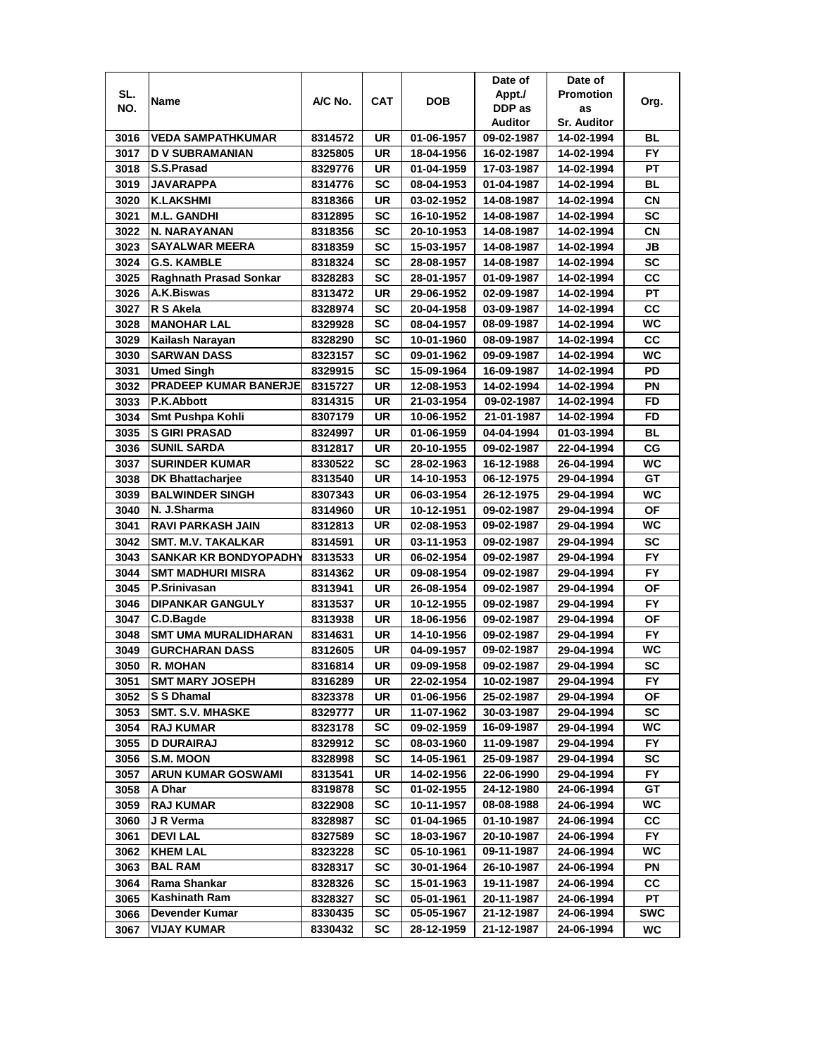| SL. NO. | Name | A/C No. | CAT | DOB | Date of Appt./ DDP as Auditor | Date of Promotion as Sr. Auditor | Org. |
|---|---|---|---|---|---|---|---|
| 3016 | VEDA SAMPATHKUMAR | 8314572 | UR | 01-06-1957 | 09-02-1987 | 14-02-1994 | BL |
| 3017 | D V SUBRAMANIAN | 8325805 | UR | 18-04-1956 | 16-02-1987 | 14-02-1994 | FY |
| 3018 | S.S.Prasad | 8329776 | UR | 01-04-1959 | 17-03-1987 | 14-02-1994 | PT |
| 3019 | JAVARAPPA | 8314776 | SC | 08-04-1953 | 01-04-1987 | 14-02-1994 | BL |
| 3020 | K.LAKSHMI | 8318366 | UR | 03-02-1952 | 14-08-1987 | 14-02-1994 | CN |
| 3021 | M.L. GANDHI | 8312895 | SC | 16-10-1952 | 14-08-1987 | 14-02-1994 | SC |
| 3022 | N. NARAYANAN | 8318356 | SC | 20-10-1953 | 14-08-1987 | 14-02-1994 | CN |
| 3023 | SAYALWAR MEERA | 8318359 | SC | 15-03-1957 | 14-08-1987 | 14-02-1994 | JB |
| 3024 | G.S. KAMBLE | 8318324 | SC | 28-08-1957 | 14-08-1987 | 14-02-1994 | SC |
| 3025 | Raghnath Prasad Sonkar | 8328283 | SC | 28-01-1957 | 01-09-1987 | 14-02-1994 | CC |
| 3026 | A.K.Biswas | 8313472 | UR | 29-06-1952 | 02-09-1987 | 14-02-1994 | PT |
| 3027 | R S Akela | 8328974 | SC | 20-04-1958 | 03-09-1987 | 14-02-1994 | CC |
| 3028 | MANOHAR LAL | 8329928 | SC | 08-04-1957 | 08-09-1987 | 14-02-1994 | WC |
| 3029 | Kailash Narayan | 8328290 | SC | 10-01-1960 | 08-09-1987 | 14-02-1994 | CC |
| 3030 | SARWAN DASS | 8323157 | SC | 09-01-1962 | 09-09-1987 | 14-02-1994 | WC |
| 3031 | Umed Singh | 8329915 | SC | 15-09-1964 | 16-09-1987 | 14-02-1994 | PD |
| 3032 | PRADEEP KUMAR BANERJE | 8315727 | UR | 12-08-1953 | 14-02-1994 | 14-02-1994 | PN |
| 3033 | P.K.Abbott | 8314315 | UR | 21-03-1954 | 09-02-1987 | 14-02-1994 | FD |
| 3034 | Smt Pushpa Kohli | 8307179 | UR | 10-06-1952 | 21-01-1987 | 14-02-1994 | FD |
| 3035 | S GIRI PRASAD | 8324997 | UR | 01-06-1959 | 04-04-1994 | 01-03-1994 | BL |
| 3036 | SUNIL SARDA | 8312817 | UR | 20-10-1955 | 09-02-1987 | 22-04-1994 | CG |
| 3037 | SURINDER KUMAR | 8330522 | SC | 28-02-1963 | 16-12-1988 | 26-04-1994 | WC |
| 3038 | DK Bhattacharjee | 8313540 | UR | 14-10-1953 | 06-12-1975 | 29-04-1994 | GT |
| 3039 | BALWINDER SINGH | 8307343 | UR | 06-03-1954 | 26-12-1975 | 29-04-1994 | WC |
| 3040 | N. J.Sharma | 8314960 | UR | 10-12-1951 | 09-02-1987 | 29-04-1994 | OF |
| 3041 | RAVI PARKASH JAIN | 8312813 | UR | 02-08-1953 | 09-02-1987 | 29-04-1994 | WC |
| 3042 | SMT. M.V. TAKALKAR | 8314591 | UR | 03-11-1953 | 09-02-1987 | 29-04-1994 | SC |
| 3043 | SANKAR KR BONDYOPADHY | 8313533 | UR | 06-02-1954 | 09-02-1987 | 29-04-1994 | FY |
| 3044 | SMT MADHURI MISRA | 8314362 | UR | 09-08-1954 | 09-02-1987 | 29-04-1994 | FY |
| 3045 | P.Srinivasan | 8313941 | UR | 26-08-1954 | 09-02-1987 | 29-04-1994 | OF |
| 3046 | DIPANKAR GANGULY | 8313537 | UR | 10-12-1955 | 09-02-1987 | 29-04-1994 | FY |
| 3047 | C.D.Bagde | 8313938 | UR | 18-06-1956 | 09-02-1987 | 29-04-1994 | OF |
| 3048 | SMT UMA MURALIDHARAN | 8314631 | UR | 14-10-1956 | 09-02-1987 | 29-04-1994 | FY |
| 3049 | GURCHARAN DASS | 8312605 | UR | 04-09-1957 | 09-02-1987 | 29-04-1994 | WC |
| 3050 | R. MOHAN | 8316814 | UR | 09-09-1958 | 09-02-1987 | 29-04-1994 | SC |
| 3051 | SMT MARY JOSEPH | 8316289 | UR | 22-02-1954 | 10-02-1987 | 29-04-1994 | FY |
| 3052 | S S Dhamal | 8323378 | UR | 01-06-1956 | 25-02-1987 | 29-04-1994 | OF |
| 3053 | SMT. S.V. MHASKE | 8329777 | UR | 11-07-1962 | 30-03-1987 | 29-04-1994 | SC |
| 3054 | RAJ KUMAR | 8323178 | SC | 09-02-1959 | 16-09-1987 | 29-04-1994 | WC |
| 3055 | D DURAIRAJ | 8329912 | SC | 08-03-1960 | 11-09-1987 | 29-04-1994 | FY |
| 3056 | S.M. MOON | 8328998 | SC | 14-05-1961 | 25-09-1987 | 29-04-1994 | SC |
| 3057 | ARUN KUMAR GOSWAMI | 8313541 | UR | 14-02-1956 | 22-06-1990 | 29-04-1994 | FY |
| 3058 | A Dhar | 8319878 | SC | 01-02-1955 | 24-12-1980 | 24-06-1994 | GT |
| 3059 | RAJ KUMAR | 8322908 | SC | 10-11-1957 | 08-08-1988 | 24-06-1994 | WC |
| 3060 | J R Verma | 8328987 | SC | 01-04-1965 | 01-10-1987 | 24-06-1994 | CC |
| 3061 | DEVI LAL | 8327589 | SC | 18-03-1967 | 20-10-1987 | 24-06-1994 | FY |
| 3062 | KHEM LAL | 8323228 | SC | 05-10-1961 | 09-11-1987 | 24-06-1994 | WC |
| 3063 | BAL RAM | 8328317 | SC | 30-01-1964 | 26-10-1987 | 24-06-1994 | PN |
| 3064 | Rama Shankar | 8328326 | SC | 15-01-1963 | 19-11-1987 | 24-06-1994 | CC |
| 3065 | Kashinath Ram | 8328327 | SC | 05-01-1961 | 20-11-1987 | 24-06-1994 | PT |
| 3066 | Devender Kumar | 8330435 | SC | 05-05-1967 | 21-12-1987 | 24-06-1994 | SWC |
| 3067 | VIJAY KUMAR | 8330432 | SC | 28-12-1959 | 21-12-1987 | 24-06-1994 | WC |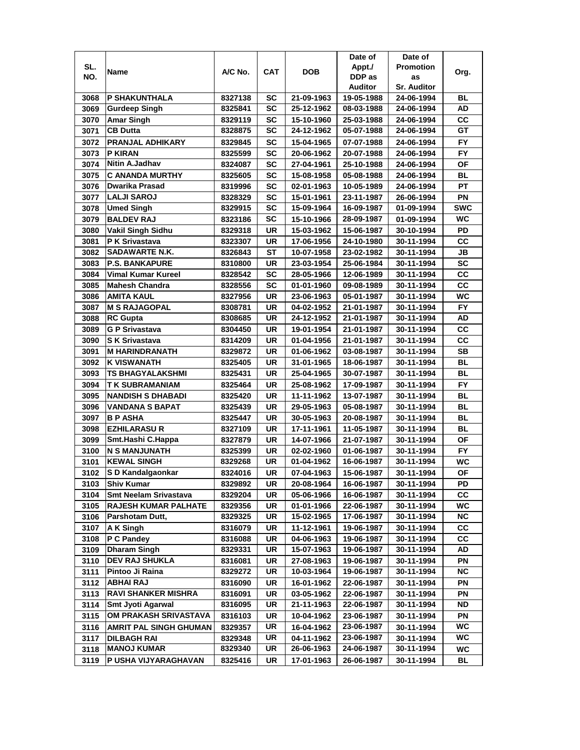| SL. NO. | Name | A/C No. | CAT | DOB | Date of Appt./ DDP as Auditor | Date of Promotion as Sr. Auditor | Org. |
|---|---|---|---|---|---|---|---|
| 3068 | P SHAKUNTHALA | 8327138 | SC | 21-09-1963 | 19-05-1988 | 24-06-1994 | BL |
| 3069 | Gurdeep Singh | 8325841 | SC | 25-12-1962 | 08-03-1988 | 24-06-1994 | AD |
| 3070 | Amar Singh | 8329119 | SC | 15-10-1960 | 25-03-1988 | 24-06-1994 | CC |
| 3071 | CB Dutta | 8328875 | SC | 24-12-1962 | 05-07-1988 | 24-06-1994 | GT |
| 3072 | PRANJAL ADHIKARY | 8329845 | SC | 15-04-1965 | 07-07-1988 | 24-06-1994 | FY |
| 3073 | P KIRAN | 8325599 | SC | 20-06-1962 | 20-07-1988 | 24-06-1994 | FY |
| 3074 | Nitin A.Jadhav | 8324087 | SC | 27-04-1961 | 25-10-1988 | 24-06-1994 | OF |
| 3075 | C ANANDA MURTHY | 8325605 | SC | 15-08-1958 | 05-08-1988 | 24-06-1994 | BL |
| 3076 | Dwarika Prasad | 8319996 | SC | 02-01-1963 | 10-05-1989 | 24-06-1994 | PT |
| 3077 | LALJI SAROJ | 8328329 | SC | 15-01-1961 | 23-11-1987 | 26-06-1994 | PN |
| 3078 | Umed Singh | 8329915 | SC | 15-09-1964 | 16-09-1987 | 01-09-1994 | SWC |
| 3079 | BALDEV RAJ | 8323186 | SC | 15-10-1966 | 28-09-1987 | 01-09-1994 | WC |
| 3080 | Vakil Singh Sidhu | 8329318 | UR | 15-03-1962 | 15-06-1987 | 30-10-1994 | PD |
| 3081 | P K Srivastava | 8323307 | UR | 17-06-1956 | 24-10-1980 | 30-11-1994 | CC |
| 3082 | SADAWARTE N.K. | 8326843 | ST | 10-07-1958 | 23-02-1982 | 30-11-1994 | JB |
| 3083 | P.S. BANKAPURE | 8310800 | UR | 23-03-1954 | 25-06-1984 | 30-11-1994 | SC |
| 3084 | Vimal Kumar Kureel | 8328542 | SC | 28-05-1966 | 12-06-1989 | 30-11-1994 | CC |
| 3085 | Mahesh Chandra | 8328556 | SC | 01-01-1960 | 09-08-1989 | 30-11-1994 | CC |
| 3086 | AMITA KAUL | 8327956 | UR | 23-06-1963 | 05-01-1987 | 30-11-1994 | WC |
| 3087 | M S RAJAGOPAL | 8308781 | UR | 04-02-1952 | 21-01-1987 | 30-11-1994 | FY |
| 3088 | RC Gupta | 8308685 | UR | 24-12-1952 | 21-01-1987 | 30-11-1994 | AD |
| 3089 | G P Srivastava | 8304450 | UR | 19-01-1954 | 21-01-1987 | 30-11-1994 | CC |
| 3090 | S K Srivastava | 8314209 | UR | 01-04-1956 | 21-01-1987 | 30-11-1994 | CC |
| 3091 | M HARINDRANATH | 8329872 | UR | 01-06-1962 | 03-08-1987 | 30-11-1994 | SB |
| 3092 | K VISWANATH | 8325405 | UR | 31-01-1965 | 18-06-1987 | 30-11-1994 | BL |
| 3093 | TS BHAGYALAKSHMI | 8325431 | UR | 25-04-1965 | 30-07-1987 | 30-11-1994 | BL |
| 3094 | T K SUBRAMANIAM | 8325464 | UR | 25-08-1962 | 17-09-1987 | 30-11-1994 | FY |
| 3095 | NANDISH S DHABADI | 8325420 | UR | 11-11-1962 | 13-07-1987 | 30-11-1994 | BL |
| 3096 | VANDANA S BAPAT | 8325439 | UR | 29-05-1963 | 05-08-1987 | 30-11-1994 | BL |
| 3097 | B P ASHA | 8325447 | UR | 30-05-1963 | 20-08-1987 | 30-11-1994 | BL |
| 3098 | EZHILARASU R | 8327109 | UR | 17-11-1961 | 11-05-1987 | 30-11-1994 | BL |
| 3099 | Smt.Hashi C.Happa | 8327879 | UR | 14-07-1966 | 21-07-1987 | 30-11-1994 | OF |
| 3100 | N S MANJUNATH | 8325399 | UR | 02-02-1960 | 01-06-1987 | 30-11-1994 | FY |
| 3101 | KEWAL SINGH | 8329268 | UR | 01-04-1962 | 16-06-1987 | 30-11-1994 | WC |
| 3102 | S D Kandalgaonkar | 8324016 | UR | 07-04-1963 | 15-06-1987 | 30-11-1994 | OF |
| 3103 | Shiv Kumar | 8329892 | UR | 20-08-1964 | 16-06-1987 | 30-11-1994 | PD |
| 3104 | Smt Neelam Srivastava | 8329204 | UR | 05-06-1966 | 16-06-1987 | 30-11-1994 | CC |
| 3105 | RAJESH KUMAR PALHATE | 8329356 | UR | 01-01-1966 | 22-06-1987 | 30-11-1994 | WC |
| 3106 | Parshotam Dutt, | 8329325 | UR | 15-02-1965 | 17-06-1987 | 30-11-1994 | NC |
| 3107 | A K Singh | 8316079 | UR | 11-12-1961 | 19-06-1987 | 30-11-1994 | CC |
| 3108 | P C Pandey | 8316088 | UR | 04-06-1963 | 19-06-1987 | 30-11-1994 | CC |
| 3109 | Dharam Singh | 8329331 | UR | 15-07-1963 | 19-06-1987 | 30-11-1994 | AD |
| 3110 | DEV RAJ SHUKLA | 8316081 | UR | 27-08-1963 | 19-06-1987 | 30-11-1994 | PN |
| 3111 | Pintoo Ji Raina | 8329272 | UR | 10-03-1964 | 19-06-1987 | 30-11-1994 | NC |
| 3112 | ABHAI RAJ | 8316090 | UR | 16-01-1962 | 22-06-1987 | 30-11-1994 | PN |
| 3113 | RAVI SHANKER MISHRA | 8316091 | UR | 03-05-1962 | 22-06-1987 | 30-11-1994 | PN |
| 3114 | Smt Jyoti Agarwal | 8316095 | UR | 21-11-1963 | 22-06-1987 | 30-11-1994 | ND |
| 3115 | OM PRAKASH SRIVASTAVA | 8316103 | UR | 10-04-1962 | 23-06-1987 | 30-11-1994 | PN |
| 3116 | AMRIT PAL SINGH GHUMAN | 8329357 | UR | 16-04-1962 | 23-06-1987 | 30-11-1994 | WC |
| 3117 | DILBAGH RAI | 8329348 | UR | 04-11-1962 | 23-06-1987 | 30-11-1994 | WC |
| 3118 | MANOJ KUMAR | 8329340 | UR | 26-06-1963 | 24-06-1987 | 30-11-1994 | WC |
| 3119 | P USHA VIJYARAGHAVAN | 8325416 | UR | 17-01-1963 | 26-06-1987 | 30-11-1994 | BL |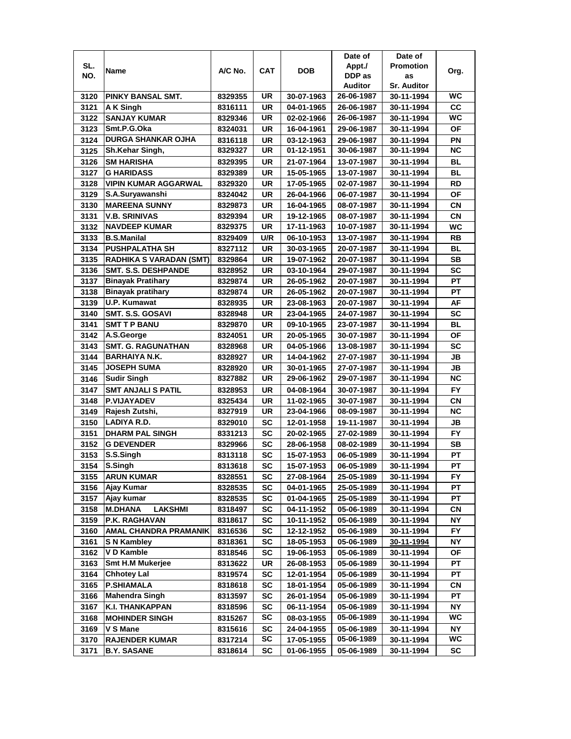| SL. NO. | Name | A/C No. | CAT | DOB | Date of Appt./ DDP as Auditor | Date of Promotion as Sr. Auditor | Org. |
|---|---|---|---|---|---|---|---|
| 3120 | PINKY BANSAL SMT. | 8329355 | UR | 30-07-1963 | 26-06-1987 | 30-11-1994 | WC |
| 3121 | A K Singh | 8316111 | UR | 04-01-1965 | 26-06-1987 | 30-11-1994 | CC |
| 3122 | SANJAY KUMAR | 8329346 | UR | 02-02-1966 | 26-06-1987 | 30-11-1994 | WC |
| 3123 | Smt.P.G.Oka | 8324031 | UR | 16-04-1961 | 29-06-1987 | 30-11-1994 | OF |
| 3124 | DURGA SHANKAR OJHA | 8316118 | UR | 03-12-1963 | 29-06-1987 | 30-11-1994 | PN |
| 3125 | Sh.Kehar Singh, | 8329327 | UR | 01-12-1951 | 30-06-1987 | 30-11-1994 | NC |
| 3126 | SM HARISHA | 8329395 | UR | 21-07-1964 | 13-07-1987 | 30-11-1994 | BL |
| 3127 | G HARIDASS | 8329389 | UR | 15-05-1965 | 13-07-1987 | 30-11-1994 | BL |
| 3128 | VIPIN KUMAR AGGARWAL | 8329320 | UR | 17-05-1965 | 02-07-1987 | 30-11-1994 | RD |
| 3129 | S.A.Suryawanshi | 8324042 | UR | 26-04-1966 | 06-07-1987 | 30-11-1994 | OF |
| 3130 | MAREENA SUNNY | 8329873 | UR | 16-04-1965 | 08-07-1987 | 30-11-1994 | CN |
| 3131 | V.B. SRINIVAS | 8329394 | UR | 19-12-1965 | 08-07-1987 | 30-11-1994 | CN |
| 3132 | NAVDEEP KUMAR | 8329375 | UR | 17-11-1963 | 10-07-1987 | 30-11-1994 | WC |
| 3133 | B.S.Manilal | 8329409 | U/R | 06-10-1953 | 13-07-1987 | 30-11-1994 | RB |
| 3134 | PUSHPALATHA SH | 8327112 | UR | 30-03-1965 | 20-07-1987 | 30-11-1994 | BL |
| 3135 | RADHIKA S VARADAN (SMT) | 8329864 | UR | 19-07-1962 | 20-07-1987 | 30-11-1994 | SB |
| 3136 | SMT. S.S. DESHPANDE | 8328952 | UR | 03-10-1964 | 29-07-1987 | 30-11-1994 | SC |
| 3137 | Binayak Pratihary | 8329874 | UR | 26-05-1962 | 20-07-1987 | 30-11-1994 | PT |
| 3138 | Binayak pratihary | 8329874 | UR | 26-05-1962 | 20-07-1987 | 30-11-1994 | PT |
| 3139 | U.P. Kumawat | 8328935 | UR | 23-08-1963 | 20-07-1987 | 30-11-1994 | AF |
| 3140 | SMT. S.S. GOSAVI | 8328948 | UR | 23-04-1965 | 24-07-1987 | 30-11-1994 | SC |
| 3141 | SMT T P BANU | 8329870 | UR | 09-10-1965 | 23-07-1987 | 30-11-1994 | BL |
| 3142 | A.S.George | 8324051 | UR | 20-05-1965 | 30-07-1987 | 30-11-1994 | OF |
| 3143 | SMT. G. RAGUNATHAN | 8328968 | UR | 04-05-1966 | 13-08-1987 | 30-11-1994 | SC |
| 3144 | BARHAIYA N.K. | 8328927 | UR | 14-04-1962 | 27-07-1987 | 30-11-1994 | JB |
| 3145 | JOSEPH SUMA | 8328920 | UR | 30-01-1965 | 27-07-1987 | 30-11-1994 | JB |
| 3146 | Sudir Singh | 8327882 | UR | 29-06-1962 | 29-07-1987 | 30-11-1994 | NC |
| 3147 | SMT ANJALI S PATIL | 8328953 | UR | 04-08-1964 | 30-07-1987 | 30-11-1994 | FY |
| 3148 | P.VIJAYADEV | 8325434 | UR | 11-02-1965 | 30-07-1987 | 30-11-1994 | CN |
| 3149 | Rajesh Zutshi, | 8327919 | UR | 23-04-1966 | 08-09-1987 | 30-11-1994 | NC |
| 3150 | LADIYA R.D. | 8329010 | SC | 12-01-1958 | 19-11-1987 | 30-11-1994 | JB |
| 3151 | DHARM PAL SINGH | 8331213 | SC | 20-02-1965 | 27-02-1989 | 30-11-1994 | FY |
| 3152 | G DEVENDER | 8329966 | SC | 28-06-1958 | 08-02-1989 | 30-11-1994 | SB |
| 3153 | S.S.Singh | 8313118 | SC | 15-07-1953 | 06-05-1989 | 30-11-1994 | PT |
| 3154 | S.Singh | 8313618 | SC | 15-07-1953 | 06-05-1989 | 30-11-1994 | PT |
| 3155 | ARUN KUMAR | 8328551 | SC | 27-08-1964 | 25-05-1989 | 30-11-1994 | FY |
| 3156 | Ajay Kumar | 8328535 | SC | 04-01-1965 | 25-05-1989 | 30-11-1994 | PT |
| 3157 | Ajay kumar | 8328535 | SC | 01-04-1965 | 25-05-1989 | 30-11-1994 | PT |
| 3158 | M.DHANA LAKSHMI | 8318497 | SC | 04-11-1952 | 05-06-1989 | 30-11-1994 | CN |
| 3159 | P.K. RAGHAVAN | 8318617 | SC | 10-11-1952 | 05-06-1989 | 30-11-1994 | NY |
| 3160 | AMAL CHANDRA PRAMANIK | 8316536 | SC | 12-12-1952 | 05-06-1989 | 30-11-1994 | FY |
| 3161 | S N Kambley | 8318361 | SC | 18-05-1953 | 05-06-1989 | 30-11-1994 | NY |
| 3162 | V D Kamble | 8318546 | SC | 19-06-1953 | 05-06-1989 | 30-11-1994 | OF |
| 3163 | Smt H.M Mukerjee | 8313622 | UR | 26-08-1953 | 05-06-1989 | 30-11-1994 | PT |
| 3164 | Chhotey Lal | 8319574 | SC | 12-01-1954 | 05-06-1989 | 30-11-1994 | PT |
| 3165 | P.SHIAMALA | 8318618 | SC | 18-01-1954 | 05-06-1989 | 30-11-1994 | CN |
| 3166 | Mahendra Singh | 8313597 | SC | 26-01-1954 | 05-06-1989 | 30-11-1994 | PT |
| 3167 | K.I. THANKAPPAN | 8318596 | SC | 06-11-1954 | 05-06-1989 | 30-11-1994 | NY |
| 3168 | MOHINDER SINGH | 8315267 | SC | 08-03-1955 | 05-06-1989 | 30-11-1994 | WC |
| 3169 | V S Mane | 8315616 | SC | 24-04-1955 | 05-06-1989 | 30-11-1994 | NY |
| 3170 | RAJENDER KUMAR | 8317214 | SC | 17-05-1955 | 05-06-1989 | 30-11-1994 | WC |
| 3171 | B.Y. SASANE | 8318614 | SC | 01-06-1955 | 05-06-1989 | 30-11-1994 | SC |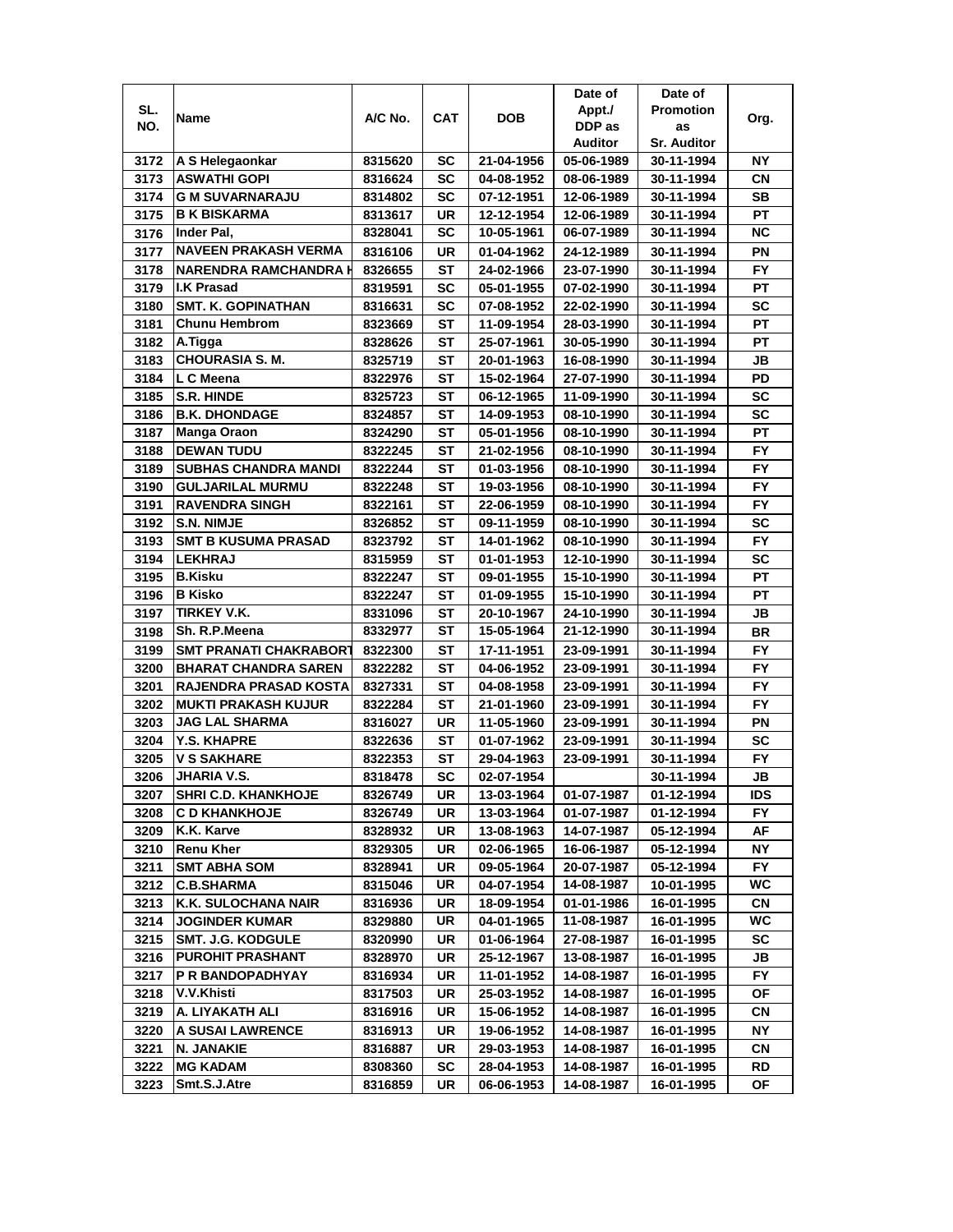| SL. NO. | Name | A/C No. | CAT | DOB | Date of Appt./ DDP as Auditor | Date of Promotion as Sr. Auditor | Org. |
|---|---|---|---|---|---|---|---|
| 3172 | A S Helegaonkar | 8315620 | SC | 21-04-1956 | 05-06-1989 | 30-11-1994 | NY |
| 3173 | ASWATHI GOPI | 8316624 | SC | 04-08-1952 | 08-06-1989 | 30-11-1994 | CN |
| 3174 | G M SUVARNARAJU | 8314802 | SC | 07-12-1951 | 12-06-1989 | 30-11-1994 | SB |
| 3175 | B K BISKARMA | 8313617 | UR | 12-12-1954 | 12-06-1989 | 30-11-1994 | PT |
| 3176 | Inder Pal, | 8328041 | SC | 10-05-1961 | 06-07-1989 | 30-11-1994 | NC |
| 3177 | NAVEEN PRAKASH VERMA | 8316106 | UR | 01-04-1962 | 24-12-1989 | 30-11-1994 | PN |
| 3178 | NARENDRA RAMCHANDRA H | 8326655 | ST | 24-02-1966 | 23-07-1990 | 30-11-1994 | FY |
| 3179 | I.K Prasad | 8319591 | SC | 05-01-1955 | 07-02-1990 | 30-11-1994 | PT |
| 3180 | SMT. K. GOPINATHAN | 8316631 | SC | 07-08-1952 | 22-02-1990 | 30-11-1994 | SC |
| 3181 | Chunu Hembrom | 8323669 | ST | 11-09-1954 | 28-03-1990 | 30-11-1994 | PT |
| 3182 | A.Tigga | 8328626 | ST | 25-07-1961 | 30-05-1990 | 30-11-1994 | PT |
| 3183 | CHOURASIA S. M. | 8325719 | ST | 20-01-1963 | 16-08-1990 | 30-11-1994 | JB |
| 3184 | L C Meena | 8322976 | ST | 15-02-1964 | 27-07-1990 | 30-11-1994 | PD |
| 3185 | S.R. HINDE | 8325723 | ST | 06-12-1965 | 11-09-1990 | 30-11-1994 | SC |
| 3186 | B.K. DHONDAGE | 8324857 | ST | 14-09-1953 | 08-10-1990 | 30-11-1994 | SC |
| 3187 | Manga Oraon | 8324290 | ST | 05-01-1956 | 08-10-1990 | 30-11-1994 | PT |
| 3188 | DEWAN TUDU | 8322245 | ST | 21-02-1956 | 08-10-1990 | 30-11-1994 | FY |
| 3189 | SUBHAS CHANDRA MANDI | 8322244 | ST | 01-03-1956 | 08-10-1990 | 30-11-1994 | FY |
| 3190 | GULJARILAL MURMU | 8322248 | ST | 19-03-1956 | 08-10-1990 | 30-11-1994 | FY |
| 3191 | RAVENDRA SINGH | 8322161 | ST | 22-06-1959 | 08-10-1990 | 30-11-1994 | FY |
| 3192 | S.N. NIMJE | 8326852 | ST | 09-11-1959 | 08-10-1990 | 30-11-1994 | SC |
| 3193 | SMT B KUSUMA PRASAD | 8323792 | ST | 14-01-1962 | 08-10-1990 | 30-11-1994 | FY |
| 3194 | LEKHRAJ | 8315959 | ST | 01-01-1953 | 12-10-1990 | 30-11-1994 | SC |
| 3195 | B.Kisku | 8322247 | ST | 09-01-1955 | 15-10-1990 | 30-11-1994 | PT |
| 3196 | B Kisko | 8322247 | ST | 01-09-1955 | 15-10-1990 | 30-11-1994 | PT |
| 3197 | TIRKEY V.K. | 8331096 | ST | 20-10-1967 | 24-10-1990 | 30-11-1994 | JB |
| 3198 | Sh. R.P.Meena | 8332977 | ST | 15-05-1964 | 21-12-1990 | 30-11-1994 | BR |
| 3199 | SMT PRANATI CHAKRABORT | 8322300 | ST | 17-11-1951 | 23-09-1991 | 30-11-1994 | FY |
| 3200 | BHARAT CHANDRA SAREN | 8322282 | ST | 04-06-1952 | 23-09-1991 | 30-11-1994 | FY |
| 3201 | RAJENDRA PRASAD KOSTA | 8327331 | ST | 04-08-1958 | 23-09-1991 | 30-11-1994 | FY |
| 3202 | MUKTI PRAKASH KUJUR | 8322284 | ST | 21-01-1960 | 23-09-1991 | 30-11-1994 | FY |
| 3203 | JAG LAL SHARMA | 8316027 | UR | 11-05-1960 | 23-09-1991 | 30-11-1994 | PN |
| 3204 | Y.S. KHAPRE | 8322636 | ST | 01-07-1962 | 23-09-1991 | 30-11-1994 | SC |
| 3205 | V S SAKHARE | 8322353 | ST | 29-04-1963 | 23-09-1991 | 30-11-1994 | FY |
| 3206 | JHARIA V.S. | 8318478 | SC | 02-07-1954 | | 30-11-1994 | JB |
| 3207 | SHRI C.D. KHANKHOJE | 8326749 | UR | 13-03-1964 | 01-07-1987 | 01-12-1994 | IDS |
| 3208 | C D KHANKHOJE | 8326749 | UR | 13-03-1964 | 01-07-1987 | 01-12-1994 | FY |
| 3209 | K.K. Karve | 8328932 | UR | 13-08-1963 | 14-07-1987 | 05-12-1994 | AF |
| 3210 | Renu Kher | 8329305 | UR | 02-06-1965 | 16-06-1987 | 05-12-1994 | NY |
| 3211 | SMT ABHA SOM | 8328941 | UR | 09-05-1964 | 20-07-1987 | 05-12-1994 | FY |
| 3212 | C.B.SHARMA | 8315046 | UR | 04-07-1954 | 14-08-1987 | 10-01-1995 | WC |
| 3213 | K.K. SULOCHANA NAIR | 8316936 | UR | 18-09-1954 | 01-01-1986 | 16-01-1995 | CN |
| 3214 | JOGINDER KUMAR | 8329880 | UR | 04-01-1965 | 11-08-1987 | 16-01-1995 | WC |
| 3215 | SMT. J.G. KODGULE | 8320990 | UR | 01-06-1964 | 27-08-1987 | 16-01-1995 | SC |
| 3216 | PUROHIT PRASHANT | 8328970 | UR | 25-12-1967 | 13-08-1987 | 16-01-1995 | JB |
| 3217 | P R BANDOPADHYAY | 8316934 | UR | 11-01-1952 | 14-08-1987 | 16-01-1995 | FY |
| 3218 | V.V.Khisti | 8317503 | UR | 25-03-1952 | 14-08-1987 | 16-01-1995 | OF |
| 3219 | A. LIYAKATH ALI | 8316916 | UR | 15-06-1952 | 14-08-1987 | 16-01-1995 | CN |
| 3220 | A SUSAI LAWRENCE | 8316913 | UR | 19-06-1952 | 14-08-1987 | 16-01-1995 | NY |
| 3221 | N. JANAKIE | 8316887 | UR | 29-03-1953 | 14-08-1987 | 16-01-1995 | CN |
| 3222 | MG KADAM | 8308360 | SC | 28-04-1953 | 14-08-1987 | 16-01-1995 | RD |
| 3223 | Smt.S.J.Atre | 8316859 | UR | 06-06-1953 | 14-08-1987 | 16-01-1995 | OF |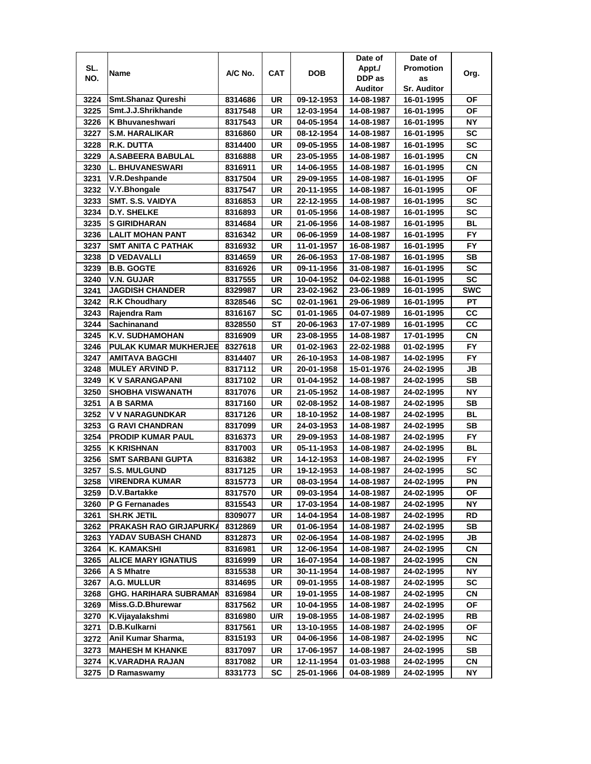| SL. NO. | Name | A/C No. | CAT | DOB | Date of Appt./ DDP as Auditor | Date of Promotion as Sr. Auditor | Org. |
|---|---|---|---|---|---|---|---|
| 3224 | Smt.Shanaz Qureshi | 8314686 | UR | 09-12-1953 | 14-08-1987 | 16-01-1995 | OF |
| 3225 | Smt.J.J.Shrikhande | 8317548 | UR | 12-03-1954 | 14-08-1987 | 16-01-1995 | OF |
| 3226 | K Bhuvaneshwari | 8317543 | UR | 04-05-1954 | 14-08-1987 | 16-01-1995 | NY |
| 3227 | S.M. HARALIKAR | 8316860 | UR | 08-12-1954 | 14-08-1987 | 16-01-1995 | SC |
| 3228 | R.K. DUTTA | 8314400 | UR | 09-05-1955 | 14-08-1987 | 16-01-1995 | SC |
| 3229 | A.SABEERA BABULAL | 8316888 | UR | 23-05-1955 | 14-08-1987 | 16-01-1995 | CN |
| 3230 | L. BHUVANESWARI | 8316911 | UR | 14-06-1955 | 14-08-1987 | 16-01-1995 | CN |
| 3231 | V.R.Deshpande | 8317504 | UR | 29-09-1955 | 14-08-1987 | 16-01-1995 | OF |
| 3232 | V.Y.Bhongale | 8317547 | UR | 20-11-1955 | 14-08-1987 | 16-01-1995 | OF |
| 3233 | SMT. S.S. VAIDYA | 8316853 | UR | 22-12-1955 | 14-08-1987 | 16-01-1995 | SC |
| 3234 | D.Y. SHELKE | 8316893 | UR | 01-05-1956 | 14-08-1987 | 16-01-1995 | SC |
| 3235 | S GIRIDHARAN | 8314684 | UR | 21-06-1956 | 14-08-1987 | 16-01-1995 | BL |
| 3236 | LALIT MOHAN PANT | 8316342 | UR | 06-06-1959 | 14-08-1987 | 16-01-1995 | FY |
| 3237 | SMT ANITA C PATHAK | 8316932 | UR | 11-01-1957 | 16-08-1987 | 16-01-1995 | FY |
| 3238 | D VEDAVALLI | 8314659 | UR | 26-06-1953 | 17-08-1987 | 16-01-1995 | SB |
| 3239 | B.B. GOGTE | 8316926 | UR | 09-11-1956 | 31-08-1987 | 16-01-1995 | SC |
| 3240 | V.N. GUJAR | 8317555 | UR | 10-04-1952 | 04-02-1988 | 16-01-1995 | SC |
| 3241 | JAGDISH CHANDER | 8329987 | UR | 23-02-1962 | 23-06-1989 | 16-01-1995 | SWC |
| 3242 | R.K Choudhary | 8328546 | SC | 02-01-1961 | 29-06-1989 | 16-01-1995 | PT |
| 3243 | Rajendra Ram | 8316167 | SC | 01-01-1965 | 04-07-1989 | 16-01-1995 | CC |
| 3244 | Sachinanand | 8328550 | ST | 20-06-1963 | 17-07-1989 | 16-01-1995 | CC |
| 3245 | K.V. SUDHAMOHAN | 8316909 | UR | 23-08-1955 | 14-08-1987 | 17-01-1995 | CN |
| 3246 | PULAK KUMAR MUKHERJEE | 8327618 | UR | 01-02-1963 | 22-02-1988 | 01-02-1995 | FY |
| 3247 | AMITAVA BAGCHI | 8314407 | UR | 26-10-1953 | 14-08-1987 | 14-02-1995 | FY |
| 3248 | MULEY ARVIND P. | 8317112 | UR | 20-01-1958 | 15-01-1976 | 24-02-1995 | JB |
| 3249 | K V SARANGAPANI | 8317102 | UR | 01-04-1952 | 14-08-1987 | 24-02-1995 | SB |
| 3250 | SHOBHA VISWANATH | 8317076 | UR | 21-05-1952 | 14-08-1987 | 24-02-1995 | NY |
| 3251 | A B SARMA | 8317160 | UR | 02-08-1952 | 14-08-1987 | 24-02-1995 | SB |
| 3252 | V V NARAGUNDKAR | 8317126 | UR | 18-10-1952 | 14-08-1987 | 24-02-1995 | BL |
| 3253 | G RAVI CHANDRAN | 8317099 | UR | 24-03-1953 | 14-08-1987 | 24-02-1995 | SB |
| 3254 | PRODIP KUMAR PAUL | 8316373 | UR | 29-09-1953 | 14-08-1987 | 24-02-1995 | FY |
| 3255 | K KRISHNAN | 8317003 | UR | 05-11-1953 | 14-08-1987 | 24-02-1995 | BL |
| 3256 | SMT SARBANI GUPTA | 8316382 | UR | 14-12-1953 | 14-08-1987 | 24-02-1995 | FY |
| 3257 | S.S. MULGUND | 8317125 | UR | 19-12-1953 | 14-08-1987 | 24-02-1995 | SC |
| 3258 | VIRENDRA KUMAR | 8315773 | UR | 08-03-1954 | 14-08-1987 | 24-02-1995 | PN |
| 3259 | D.V.Bartakke | 8317570 | UR | 09-03-1954 | 14-08-1987 | 24-02-1995 | OF |
| 3260 | P G Fernanades | 8315543 | UR | 17-03-1954 | 14-08-1987 | 24-02-1995 | NY |
| 3261 | SH.RK JETIL | 8309077 | UR | 14-04-1954 | 14-08-1987 | 24-02-1995 | RD |
| 3262 | PRAKASH RAO GIRJAPURKA | 8312869 | UR | 01-06-1954 | 14-08-1987 | 24-02-1995 | SB |
| 3263 | YADAV SUBASH CHAND | 8312873 | UR | 02-06-1954 | 14-08-1987 | 24-02-1995 | JB |
| 3264 | K. KAMAKSHI | 8316981 | UR | 12-06-1954 | 14-08-1987 | 24-02-1995 | CN |
| 3265 | ALICE MARY IGNATIUS | 8316999 | UR | 16-07-1954 | 14-08-1987 | 24-02-1995 | CN |
| 3266 | A S Mhatre | 8315538 | UR | 30-11-1954 | 14-08-1987 | 24-02-1995 | NY |
| 3267 | A.G. MULLUR | 8314695 | UR | 09-01-1955 | 14-08-1987 | 24-02-1995 | SC |
| 3268 | GHG. HARIHARA SUBRAMAN | 8316984 | UR | 19-01-1955 | 14-08-1987 | 24-02-1995 | CN |
| 3269 | Miss.G.D.Bhurewar | 8317562 | UR | 10-04-1955 | 14-08-1987 | 24-02-1995 | OF |
| 3270 | K.Vijayalakshmi | 8316980 | U/R | 19-08-1955 | 14-08-1987 | 24-02-1995 | RB |
| 3271 | D.B.Kulkarni | 8317561 | UR | 13-10-1955 | 14-08-1987 | 24-02-1995 | OF |
| 3272 | Anil Kumar Sharma, | 8315193 | UR | 04-06-1956 | 14-08-1987 | 24-02-1995 | NC |
| 3273 | MAHESH M KHANKE | 8317097 | UR | 17-06-1957 | 14-08-1987 | 24-02-1995 | SB |
| 3274 | K.VARADHA RAJAN | 8317082 | UR | 12-11-1954 | 01-03-1988 | 24-02-1995 | CN |
| 3275 | D Ramaswamy | 8331773 | SC | 25-01-1966 | 04-08-1989 | 24-02-1995 | NY |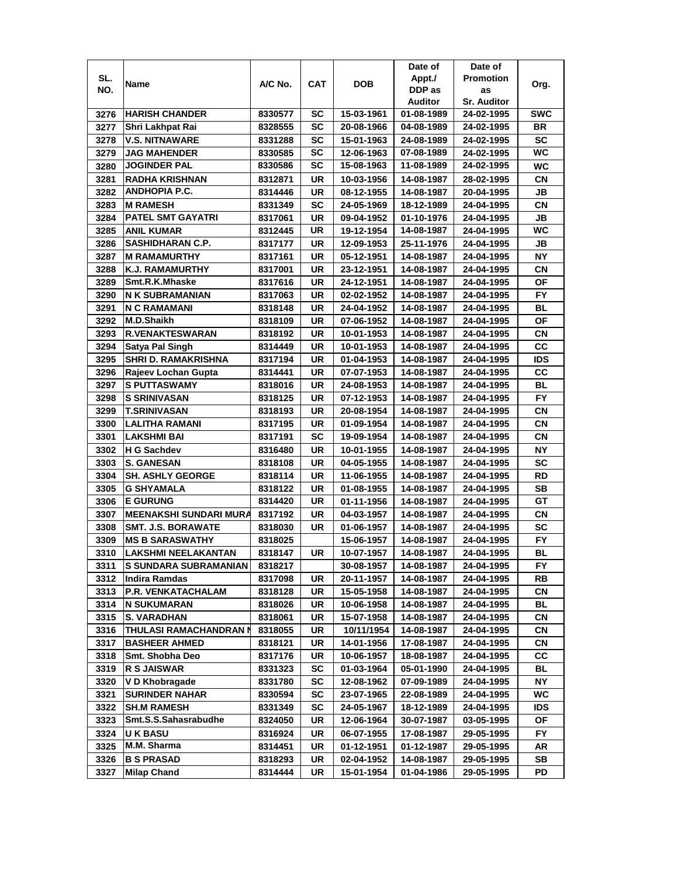| SL. NO. | Name | A/C No. | CAT | DOB | Date of Appt./ DDP as Auditor | Date of Promotion as Sr. Auditor | Org. |
|---|---|---|---|---|---|---|---|
| 3276 | HARISH CHANDER | 8330577 | SC | 15-03-1961 | 01-08-1989 | 24-02-1995 | SWC |
| 3277 | Shri Lakhpat Rai | 8328555 | SC | 20-08-1966 | 04-08-1989 | 24-02-1995 | BR |
| 3278 | V.S. NITNAWARE | 8331288 | SC | 15-01-1963 | 24-08-1989 | 24-02-1995 | SC |
| 3279 | JAG MAHENDER | 8330585 | SC | 12-06-1963 | 07-08-1989 | 24-02-1995 | WC |
| 3280 | JOGINDER PAL | 8330586 | SC | 15-08-1963 | 11-08-1989 | 24-02-1995 | WC |
| 3281 | RADHA KRISHNAN | 8312871 | UR | 10-03-1956 | 14-08-1987 | 28-02-1995 | CN |
| 3282 | ANDHOPIA P.C. | 8314446 | UR | 08-12-1955 | 14-08-1987 | 20-04-1995 | JB |
| 3283 | M RAMESH | 8331349 | SC | 24-05-1969 | 18-12-1989 | 24-04-1995 | CN |
| 3284 | PATEL SMT GAYATRI | 8317061 | UR | 09-04-1952 | 01-10-1976 | 24-04-1995 | JB |
| 3285 | ANIL KUMAR | 8312445 | UR | 19-12-1954 | 14-08-1987 | 24-04-1995 | WC |
| 3286 | SASHIDHARAN C.P. | 8317177 | UR | 12-09-1953 | 25-11-1976 | 24-04-1995 | JB |
| 3287 | M RAMAMURTHY | 8317161 | UR | 05-12-1951 | 14-08-1987 | 24-04-1995 | NY |
| 3288 | K.J. RAMAMURTHY | 8317001 | UR | 23-12-1951 | 14-08-1987 | 24-04-1995 | CN |
| 3289 | Smt.R.K.Mhaske | 8317616 | UR | 24-12-1951 | 14-08-1987 | 24-04-1995 | OF |
| 3290 | N K SUBRAMANIAN | 8317063 | UR | 02-02-1952 | 14-08-1987 | 24-04-1995 | FY |
| 3291 | N C RAMAMANI | 8318148 | UR | 24-04-1952 | 14-08-1987 | 24-04-1995 | BL |
| 3292 | M.D.Shaikh | 8318109 | UR | 07-06-1952 | 14-08-1987 | 24-04-1995 | OF |
| 3293 | R.VENAKTESWARAN | 8318192 | UR | 10-01-1953 | 14-08-1987 | 24-04-1995 | CN |
| 3294 | Satya Pal Singh | 8314449 | UR | 10-01-1953 | 14-08-1987 | 24-04-1995 | CC |
| 3295 | SHRI D. RAMAKRISHNA | 8317194 | UR | 01-04-1953 | 14-08-1987 | 24-04-1995 | IDS |
| 3296 | Rajeev Lochan Gupta | 8314441 | UR | 07-07-1953 | 14-08-1987 | 24-04-1995 | CC |
| 3297 | S PUTTASWAMY | 8318016 | UR | 24-08-1953 | 14-08-1987 | 24-04-1995 | BL |
| 3298 | S SRINIVASAN | 8318125 | UR | 07-12-1953 | 14-08-1987 | 24-04-1995 | FY |
| 3299 | T.SRINIVASAN | 8318193 | UR | 20-08-1954 | 14-08-1987 | 24-04-1995 | CN |
| 3300 | LALITHA RAMANI | 8317195 | UR | 01-09-1954 | 14-08-1987 | 24-04-1995 | CN |
| 3301 | LAKSHMI BAI | 8317191 | SC | 19-09-1954 | 14-08-1987 | 24-04-1995 | CN |
| 3302 | H G Sachdev | 8316480 | UR | 10-01-1955 | 14-08-1987 | 24-04-1995 | NY |
| 3303 | S. GANESAN | 8318108 | UR | 04-05-1955 | 14-08-1987 | 24-04-1995 | SC |
| 3304 | SH. ASHLY GEORGE | 8318114 | UR | 11-06-1955 | 14-08-1987 | 24-04-1995 | RD |
| 3305 | G SHYAMALA | 8318122 | UR | 01-08-1955 | 14-08-1987 | 24-04-1995 | SB |
| 3306 | E GURUNG | 8314420 | UR | 01-11-1956 | 14-08-1987 | 24-04-1995 | GT |
| 3307 | MEENAKSHI SUNDARI MURA | 8317192 | UR | 04-03-1957 | 14-08-1987 | 24-04-1995 | CN |
| 3308 | SMT. J.S. BORAWATE | 8318030 | UR | 01-06-1957 | 14-08-1987 | 24-04-1995 | SC |
| 3309 | MS B SARASWATHY | 8318025 | | 15-06-1957 | 14-08-1987 | 24-04-1995 | FY |
| 3310 | LAKSHMI NEELAKANTAN | 8318147 | UR | 10-07-1957 | 14-08-1987 | 24-04-1995 | BL |
| 3311 | S SUNDARA SUBRAMANIAN | 8318217 | | 30-08-1957 | 14-08-1987 | 24-04-1995 | FY |
| 3312 | Indira Ramdas | 8317098 | UR | 20-11-1957 | 14-08-1987 | 24-04-1995 | RB |
| 3313 | P.R. VENKATACHALAM | 8318128 | UR | 15-05-1958 | 14-08-1987 | 24-04-1995 | CN |
| 3314 | N SUKUMARAN | 8318026 | UR | 10-06-1958 | 14-08-1987 | 24-04-1995 | BL |
| 3315 | S. VARADHAN | 8318061 | UR | 15-07-1958 | 14-08-1987 | 24-04-1995 | CN |
| 3316 | THULASI RAMACHANDRAN N | 8318055 | UR | 10/11/1954 | 14-08-1987 | 24-04-1995 | CN |
| 3317 | BASHEER AHMED | 8318121 | UR | 14-01-1956 | 17-08-1987 | 24-04-1995 | CN |
| 3318 | Smt. Shobha Deo | 8317176 | UR | 10-06-1957 | 18-08-1987 | 24-04-1995 | CC |
| 3319 | R S JAISWAR | 8331323 | SC | 01-03-1964 | 05-01-1990 | 24-04-1995 | BL |
| 3320 | V D Khobragade | 8331780 | SC | 12-08-1962 | 07-09-1989 | 24-04-1995 | NY |
| 3321 | SURINDER NAHAR | 8330594 | SC | 23-07-1965 | 22-08-1989 | 24-04-1995 | WC |
| 3322 | SH.M RAMESH | 8331349 | SC | 24-05-1967 | 18-12-1989 | 24-04-1995 | IDS |
| 3323 | Smt.S.S.Sahasrabudhe | 8324050 | UR | 12-06-1964 | 30-07-1987 | 03-05-1995 | OF |
| 3324 | U K BASU | 8316924 | UR | 06-07-1955 | 17-08-1987 | 29-05-1995 | FY |
| 3325 | M.M. Sharma | 8314451 | UR | 01-12-1951 | 01-12-1987 | 29-05-1995 | AR |
| 3326 | B S PRASAD | 8318293 | UR | 02-04-1952 | 14-08-1987 | 29-05-1995 | SB |
| 3327 | Milap Chand | 8314444 | UR | 15-01-1954 | 01-04-1986 | 29-05-1995 | PD |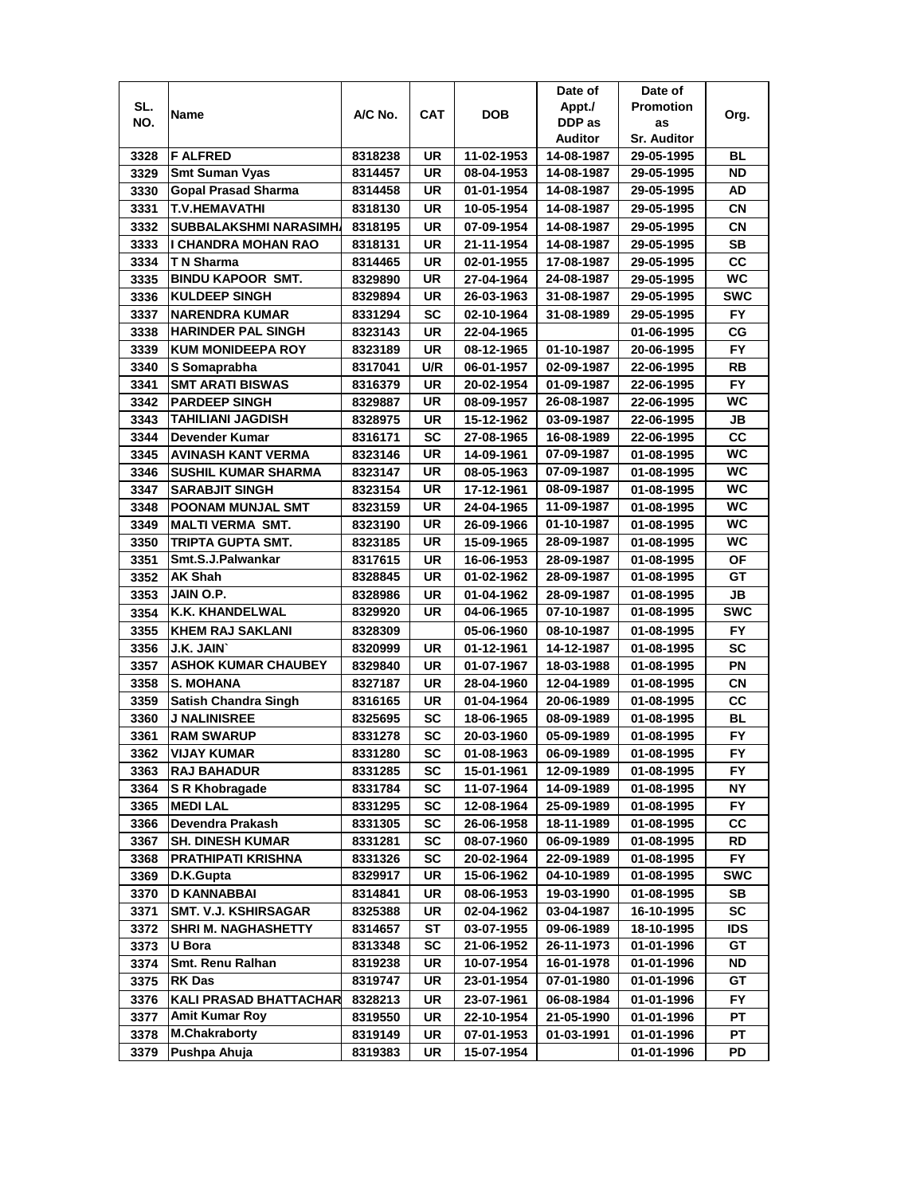| SL. NO. | Name | A/C No. | CAT | DOB | Date of Appt./ DDP as Auditor | Date of Promotion as Sr. Auditor | Org. |
|---|---|---|---|---|---|---|---|
| 3328 | F ALFRED | 8318238 | UR | 11-02-1953 | 14-08-1987 | 29-05-1995 | BL |
| 3329 | Smt Suman Vyas | 8314457 | UR | 08-04-1953 | 14-08-1987 | 29-05-1995 | ND |
| 3330 | Gopal Prasad Sharma | 8314458 | UR | 01-01-1954 | 14-08-1987 | 29-05-1995 | AD |
| 3331 | T.V.HEMAVATHI | 8318130 | UR | 10-05-1954 | 14-08-1987 | 29-05-1995 | CN |
| 3332 | SUBBALAKSHMI NARASIMH/ | 8318195 | UR | 07-09-1954 | 14-08-1987 | 29-05-1995 | CN |
| 3333 | I CHANDRA MOHAN RAO | 8318131 | UR | 21-11-1954 | 14-08-1987 | 29-05-1995 | SB |
| 3334 | T N Sharma | 8314465 | UR | 02-01-1955 | 17-08-1987 | 29-05-1995 | CC |
| 3335 | BINDU KAPOOR SMT. | 8329890 | UR | 27-04-1964 | 24-08-1987 | 29-05-1995 | WC |
| 3336 | KULDEEP SINGH | 8329894 | UR | 26-03-1963 | 31-08-1987 | 29-05-1995 | SWC |
| 3337 | NARENDRA KUMAR | 8331294 | SC | 02-10-1964 | 31-08-1989 | 29-05-1995 | FY |
| 3338 | HARINDER PAL SINGH | 8323143 | UR | 22-04-1965 | | 01-06-1995 | CG |
| 3339 | KUM MONIDEEPA ROY | 8323189 | UR | 08-12-1965 | 01-10-1987 | 20-06-1995 | FY |
| 3340 | S Somaprabha | 8317041 | U/R | 06-01-1957 | 02-09-1987 | 22-06-1995 | RB |
| 3341 | SMT ARATI BISWAS | 8316379 | UR | 20-02-1954 | 01-09-1987 | 22-06-1995 | FY |
| 3342 | PARDEEP SINGH | 8329887 | UR | 08-09-1957 | 26-08-1987 | 22-06-1995 | WC |
| 3343 | TAHILIANI JAGDISH | 8328975 | UR | 15-12-1962 | 03-09-1987 | 22-06-1995 | JB |
| 3344 | Devender Kumar | 8316171 | SC | 27-08-1965 | 16-08-1989 | 22-06-1995 | CC |
| 3345 | AVINASH KANT VERMA | 8323146 | UR | 14-09-1961 | 07-09-1987 | 01-08-1995 | WC |
| 3346 | SUSHIL KUMAR SHARMA | 8323147 | UR | 08-05-1963 | 07-09-1987 | 01-08-1995 | WC |
| 3347 | SARABJIT SINGH | 8323154 | UR | 17-12-1961 | 08-09-1987 | 01-08-1995 | WC |
| 3348 | POONAM MUNJAL SMT | 8323159 | UR | 24-04-1965 | 11-09-1987 | 01-08-1995 | WC |
| 3349 | MALTI VERMA SMT. | 8323190 | UR | 26-09-1966 | 01-10-1987 | 01-08-1995 | WC |
| 3350 | TRIPTA GUPTA SMT. | 8323185 | UR | 15-09-1965 | 28-09-1987 | 01-08-1995 | WC |
| 3351 | Smt.S.J.Palwankar | 8317615 | UR | 16-06-1953 | 28-09-1987 | 01-08-1995 | OF |
| 3352 | AK Shah | 8328845 | UR | 01-02-1962 | 28-09-1987 | 01-08-1995 | GT |
| 3353 | JAIN O.P. | 8328986 | UR | 01-04-1962 | 28-09-1987 | 01-08-1995 | JB |
| 3354 | K.K. KHANDELWAL | 8329920 | UR | 04-06-1965 | 07-10-1987 | 01-08-1995 | SWC |
| 3355 | KHEM RAJ SAKLANI | 8328309 | | 05-06-1960 | 08-10-1987 | 01-08-1995 | FY |
| 3356 | J.K. JAIN` | 8320999 | UR | 01-12-1961 | 14-12-1987 | 01-08-1995 | SC |
| 3357 | ASHOK KUMAR CHAUBEY | 8329840 | UR | 01-07-1967 | 18-03-1988 | 01-08-1995 | PN |
| 3358 | S. MOHANA | 8327187 | UR | 28-04-1960 | 12-04-1989 | 01-08-1995 | CN |
| 3359 | Satish Chandra Singh | 8316165 | UR | 01-04-1964 | 20-06-1989 | 01-08-1995 | CC |
| 3360 | J NALINISREE | 8325695 | SC | 18-06-1965 | 08-09-1989 | 01-08-1995 | BL |
| 3361 | RAM SWARUP | 8331278 | SC | 20-03-1960 | 05-09-1989 | 01-08-1995 | FY |
| 3362 | VIJAY KUMAR | 8331280 | SC | 01-08-1963 | 06-09-1989 | 01-08-1995 | FY |
| 3363 | RAJ BAHADUR | 8331285 | SC | 15-01-1961 | 12-09-1989 | 01-08-1995 | FY |
| 3364 | S R Khobragade | 8331784 | SC | 11-07-1964 | 14-09-1989 | 01-08-1995 | NY |
| 3365 | MEDI LAL | 8331295 | SC | 12-08-1964 | 25-09-1989 | 01-08-1995 | FY |
| 3366 | Devendra Prakash | 8331305 | SC | 26-06-1958 | 18-11-1989 | 01-08-1995 | CC |
| 3367 | SH. DINESH KUMAR | 8331281 | SC | 08-07-1960 | 06-09-1989 | 01-08-1995 | RD |
| 3368 | PRATHIPATI KRISHNA | 8331326 | SC | 20-02-1964 | 22-09-1989 | 01-08-1995 | FY |
| 3369 | D.K.Gupta | 8329917 | UR | 15-06-1962 | 04-10-1989 | 01-08-1995 | SWC |
| 3370 | D KANNABBAI | 8314841 | UR | 08-06-1953 | 19-03-1990 | 01-08-1995 | SB |
| 3371 | SMT. V.J. KSHIRSAGAR | 8325388 | UR | 02-04-1962 | 03-04-1987 | 16-10-1995 | SC |
| 3372 | SHRI M. NAGHASHETTY | 8314657 | ST | 03-07-1955 | 09-06-1989 | 18-10-1995 | IDS |
| 3373 | U Bora | 8313348 | SC | 21-06-1952 | 26-11-1973 | 01-01-1996 | GT |
| 3374 | Smt. Renu Ralhan | 8319238 | UR | 10-07-1954 | 16-01-1978 | 01-01-1996 | ND |
| 3375 | RK Das | 8319747 | UR | 23-01-1954 | 07-01-1980 | 01-01-1996 | GT |
| 3376 | KALI PRASAD BHATTACHAR | 8328213 | UR | 23-07-1961 | 06-08-1984 | 01-01-1996 | FY |
| 3377 | Amit Kumar Roy | 8319550 | UR | 22-10-1954 | 21-05-1990 | 01-01-1996 | PT |
| 3378 | M.Chakraborty | 8319149 | UR | 07-01-1953 | 01-03-1991 | 01-01-1996 | PT |
| 3379 | Pushpa Ahuja | 8319383 | UR | 15-07-1954 | | 01-01-1996 | PD |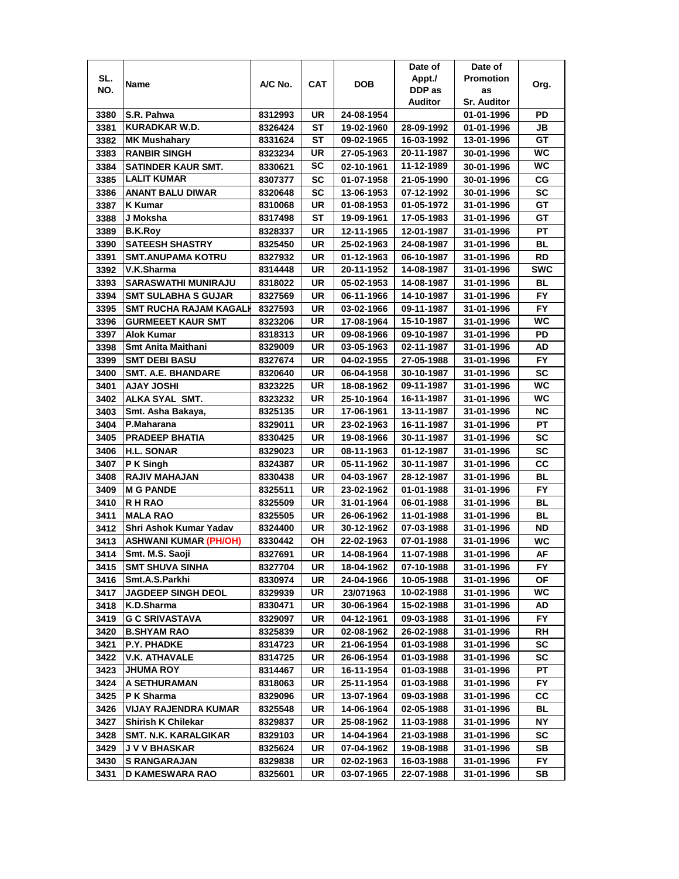| SL. NO. | Name | A/C No. | CAT | DOB | Date of Appt./ DDP as Auditor | Date of Promotion as Sr. Auditor | Org. |
|---|---|---|---|---|---|---|---|
| 3380 | S.R. Pahwa | 8312993 | UR | 24-08-1954 | | 01-01-1996 | PD |
| 3381 | KURADKAR W.D. | 8326424 | ST | 19-02-1960 | 28-09-1992 | 01-01-1996 | JB |
| 3382 | MK Mushahary | 8331624 | ST | 09-02-1965 | 16-03-1992 | 13-01-1996 | GT |
| 3383 | RANBIR SINGH | 8323234 | UR | 27-05-1963 | 20-11-1987 | 30-01-1996 | WC |
| 3384 | SATINDER KAUR SMT. | 8330621 | SC | 02-10-1961 | 11-12-1989 | 30-01-1996 | WC |
| 3385 | LALIT KUMAR | 8307377 | SC | 01-07-1958 | 21-05-1990 | 30-01-1996 | CG |
| 3386 | ANANT BALU DIWAR | 8320648 | SC | 13-06-1953 | 07-12-1992 | 30-01-1996 | SC |
| 3387 | K Kumar | 8310068 | UR | 01-08-1953 | 01-05-1972 | 31-01-1996 | GT |
| 3388 | J Moksha | 8317498 | ST | 19-09-1961 | 17-05-1983 | 31-01-1996 | GT |
| 3389 | B.K.Roy | 8328337 | UR | 12-11-1965 | 12-01-1987 | 31-01-1996 | PT |
| 3390 | SATEESH SHASTRY | 8325450 | UR | 25-02-1963 | 24-08-1987 | 31-01-1996 | BL |
| 3391 | SMT.ANUPAMA KOTRU | 8327932 | UR | 01-12-1963 | 06-10-1987 | 31-01-1996 | RD |
| 3392 | V.K.Sharma | 8314448 | UR | 20-11-1952 | 14-08-1987 | 31-01-1996 | SWC |
| 3393 | SARASWATHI MUNIRAJU | 8318022 | UR | 05-02-1953 | 14-08-1987 | 31-01-1996 | BL |
| 3394 | SMT SULABHA S GUJAR | 8327569 | UR | 06-11-1966 | 14-10-1987 | 31-01-1996 | FY |
| 3395 | SMT RUCHA RAJAM KAGALI | 8327593 | UR | 03-02-1966 | 09-11-1987 | 31-01-1996 | FY |
| 3396 | GURMEEET KAUR SMT | 8323206 | UR | 17-08-1964 | 15-10-1987 | 31-01-1996 | WC |
| 3397 | Alok Kumar | 8318313 | UR | 09-08-1966 | 09-10-1987 | 31-01-1996 | PD |
| 3398 | Smt Anita Maithani | 8329009 | UR | 03-05-1963 | 02-11-1987 | 31-01-1996 | AD |
| 3399 | SMT DEBI BASU | 8327674 | UR | 04-02-1955 | 27-05-1988 | 31-01-1996 | FY |
| 3400 | SMT. A.E. BHANDARE | 8320640 | UR | 06-04-1958 | 30-10-1987 | 31-01-1996 | SC |
| 3401 | AJAY JOSHI | 8323225 | UR | 18-08-1962 | 09-11-1987 | 31-01-1996 | WC |
| 3402 | ALKA SYAL SMT. | 8323232 | UR | 25-10-1964 | 16-11-1987 | 31-01-1996 | WC |
| 3403 | Smt. Asha Bakaya, | 8325135 | UR | 17-06-1961 | 13-11-1987 | 31-01-1996 | NC |
| 3404 | P.Maharana | 8329011 | UR | 23-02-1963 | 16-11-1987 | 31-01-1996 | PT |
| 3405 | PRADEEP BHATIA | 8330425 | UR | 19-08-1966 | 30-11-1987 | 31-01-1996 | SC |
| 3406 | H.L. SONAR | 8329023 | UR | 08-11-1963 | 01-12-1987 | 31-01-1996 | SC |
| 3407 | P K Singh | 8324387 | UR | 05-11-1962 | 30-11-1987 | 31-01-1996 | CC |
| 3408 | RAJIV MAHAJAN | 8330438 | UR | 04-03-1967 | 28-12-1987 | 31-01-1996 | BL |
| 3409 | M G PANDE | 8325511 | UR | 23-02-1962 | 01-01-1988 | 31-01-1996 | FY |
| 3410 | R H RAO | 8325509 | UR | 31-01-1964 | 06-01-1988 | 31-01-1996 | BL |
| 3411 | MALA RAO | 8325505 | UR | 26-06-1962 | 11-01-1988 | 31-01-1996 | BL |
| 3412 | Shri Ashok Kumar Yadav | 8324400 | UR | 30-12-1962 | 07-03-1988 | 31-01-1996 | ND |
| 3413 | ASHWANI KUMAR (PH/OH) | 8330442 | OH | 22-02-1963 | 07-01-1988 | 31-01-1996 | WC |
| 3414 | Smt. M.S. Saoji | 8327691 | UR | 14-08-1964 | 11-07-1988 | 31-01-1996 | AF |
| 3415 | SMT SHUVA SINHA | 8327704 | UR | 18-04-1962 | 07-10-1988 | 31-01-1996 | FY |
| 3416 | Smt.A.S.Parkhi | 8330974 | UR | 24-04-1966 | 10-05-1988 | 31-01-1996 | OF |
| 3417 | JAGDEEP SINGH DEOL | 8329939 | UR | 23/071963 | 10-02-1988 | 31-01-1996 | WC |
| 3418 | K.D.Sharma | 8330471 | UR | 30-06-1964 | 15-02-1988 | 31-01-1996 | AD |
| 3419 | G C SRIVASTAVA | 8329097 | UR | 04-12-1961 | 09-03-1988 | 31-01-1996 | FY |
| 3420 | B.SHYAM RAO | 8325839 | UR | 02-08-1962 | 26-02-1988 | 31-01-1996 | RH |
| 3421 | P.Y. PHADKE | 8314723 | UR | 21-06-1954 | 01-03-1988 | 31-01-1996 | SC |
| 3422 | V.K. ATHAVALE | 8314725 | UR | 26-06-1954 | 01-03-1988 | 31-01-1996 | SC |
| 3423 | JHUMA ROY | 8314467 | UR | 16-11-1954 | 01-03-1988 | 31-01-1996 | PT |
| 3424 | A SETHURAMAN | 8318063 | UR | 25-11-1954 | 01-03-1988 | 31-01-1996 | FY |
| 3425 | P K Sharma | 8329096 | UR | 13-07-1964 | 09-03-1988 | 31-01-1996 | CC |
| 3426 | VIJAY RAJENDRA KUMAR | 8325548 | UR | 14-06-1964 | 02-05-1988 | 31-01-1996 | BL |
| 3427 | Shirish K Chilekar | 8329837 | UR | 25-08-1962 | 11-03-1988 | 31-01-1996 | NY |
| 3428 | SMT. N.K. KARALGIKAR | 8329103 | UR | 14-04-1964 | 21-03-1988 | 31-01-1996 | SC |
| 3429 | J V V BHASKAR | 8325624 | UR | 07-04-1962 | 19-08-1988 | 31-01-1996 | SB |
| 3430 | S RANGARAJAN | 8329838 | UR | 02-02-1963 | 16-03-1988 | 31-01-1996 | FY |
| 3431 | D KAMESWARA RAO | 8325601 | UR | 03-07-1965 | 22-07-1988 | 31-01-1996 | SB |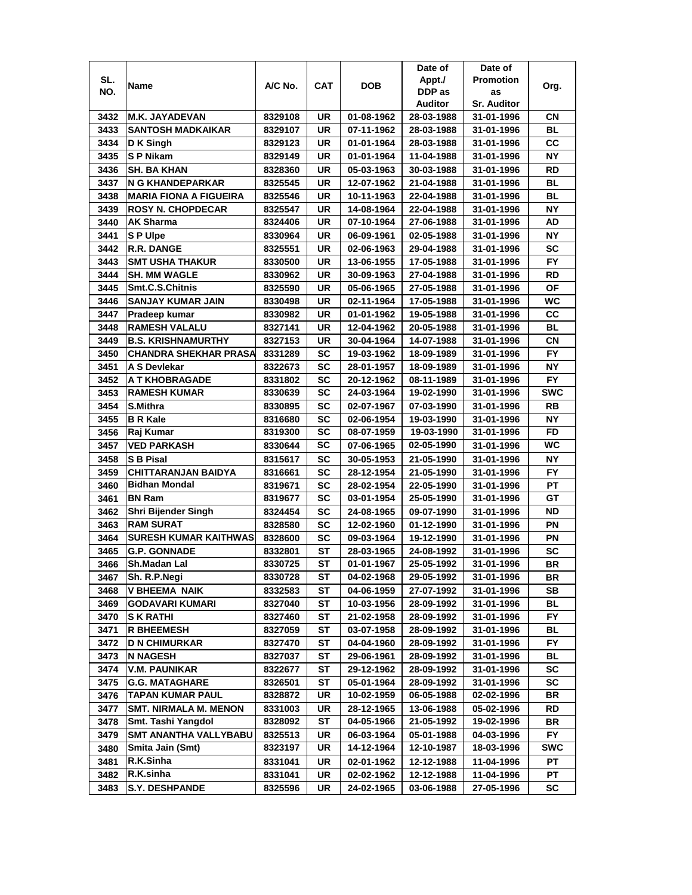| SL. NO. | Name | A/C No. | CAT | DOB | Date of Appt./ DDP as Auditor | Date of Promotion as Sr. Auditor | Org. |
|---|---|---|---|---|---|---|---|
| 3432 | M.K. JAYADEVAN | 8329108 | UR | 01-08-1962 | 28-03-1988 | 31-01-1996 | CN |
| 3433 | SANTOSH MADKAIKAR | 8329107 | UR | 07-11-1962 | 28-03-1988 | 31-01-1996 | BL |
| 3434 | D K Singh | 8329123 | UR | 01-01-1964 | 28-03-1988 | 31-01-1996 | CC |
| 3435 | S P Nikam | 8329149 | UR | 01-01-1964 | 11-04-1988 | 31-01-1996 | NY |
| 3436 | SH. BA KHAN | 8328360 | UR | 05-03-1963 | 30-03-1988 | 31-01-1996 | RD |
| 3437 | N G KHANDEPARKAR | 8325545 | UR | 12-07-1962 | 21-04-1988 | 31-01-1996 | BL |
| 3438 | MARIA FIONA A FIGUEIRA | 8325546 | UR | 10-11-1963 | 22-04-1988 | 31-01-1996 | BL |
| 3439 | ROSY N. CHOPDECAR | 8325547 | UR | 14-08-1964 | 22-04-1988 | 31-01-1996 | NY |
| 3440 | AK Sharma | 8324406 | UR | 07-10-1964 | 27-06-1988 | 31-01-1996 | AD |
| 3441 | S P Ulpe | 8330964 | UR | 06-09-1961 | 02-05-1988 | 31-01-1996 | NY |
| 3442 | R.R. DANGE | 8325551 | UR | 02-06-1963 | 29-04-1988 | 31-01-1996 | SC |
| 3443 | SMT USHA THAKUR | 8330500 | UR | 13-06-1955 | 17-05-1988 | 31-01-1996 | FY |
| 3444 | SH. MM WAGLE | 8330962 | UR | 30-09-1963 | 27-04-1988 | 31-01-1996 | RD |
| 3445 | Smt.C.S.Chitnis | 8325590 | UR | 05-06-1965 | 27-05-1988 | 31-01-1996 | OF |
| 3446 | SANJAY KUMAR JAIN | 8330498 | UR | 02-11-1964 | 17-05-1988 | 31-01-1996 | WC |
| 3447 | Pradeep kumar | 8330982 | UR | 01-01-1962 | 19-05-1988 | 31-01-1996 | CC |
| 3448 | RAMESH VALALU | 8327141 | UR | 12-04-1962 | 20-05-1988 | 31-01-1996 | BL |
| 3449 | B.S. KRISHNAMURTHY | 8327153 | UR | 30-04-1964 | 14-07-1988 | 31-01-1996 | CN |
| 3450 | CHANDRA SHEKHAR PRASA | 8331289 | SC | 19-03-1962 | 18-09-1989 | 31-01-1996 | FY |
| 3451 | A S Devlekar | 8322673 | SC | 28-01-1957 | 18-09-1989 | 31-01-1996 | NY |
| 3452 | A T KHOBRAGADE | 8331802 | SC | 20-12-1962 | 08-11-1989 | 31-01-1996 | FY |
| 3453 | RAMESH KUMAR | 8330639 | SC | 24-03-1964 | 19-02-1990 | 31-01-1996 | SWC |
| 3454 | S.Mithra | 8330895 | SC | 02-07-1967 | 07-03-1990 | 31-01-1996 | RB |
| 3455 | B R Kale | 8316680 | SC | 02-06-1954 | 19-03-1990 | 31-01-1996 | NY |
| 3456 | Raj Kumar | 8319300 | SC | 08-07-1959 | 19-03-1990 | 31-01-1996 | FD |
| 3457 | VED PARKASH | 8330644 | SC | 07-06-1965 | 02-05-1990 | 31-01-1996 | WC |
| 3458 | S B Pisal | 8315617 | SC | 30-05-1953 | 21-05-1990 | 31-01-1996 | NY |
| 3459 | CHITTARANJAN BAIDYA | 8316661 | SC | 28-12-1954 | 21-05-1990 | 31-01-1996 | FY |
| 3460 | Bidhan Mondal | 8319671 | SC | 28-02-1954 | 22-05-1990 | 31-01-1996 | PT |
| 3461 | BN Ram | 8319677 | SC | 03-01-1954 | 25-05-1990 | 31-01-1996 | GT |
| 3462 | Shri Bijender Singh | 8324454 | SC | 24-08-1965 | 09-07-1990 | 31-01-1996 | ND |
| 3463 | RAM SURAT | 8328580 | SC | 12-02-1960 | 01-12-1990 | 31-01-1996 | PN |
| 3464 | SURESH KUMAR KAITHWAS | 8328600 | SC | 09-03-1964 | 19-12-1990 | 31-01-1996 | PN |
| 3465 | G.P. GONNADE | 8332801 | ST | 28-03-1965 | 24-08-1992 | 31-01-1996 | SC |
| 3466 | Sh.Madan Lal | 8330725 | ST | 01-01-1967 | 25-05-1992 | 31-01-1996 | BR |
| 3467 | Sh. R.P.Negi | 8330728 | ST | 04-02-1968 | 29-05-1992 | 31-01-1996 | BR |
| 3468 | V BHEEMA NAIK | 8332583 | ST | 04-06-1959 | 27-07-1992 | 31-01-1996 | SB |
| 3469 | GODAVARI KUMARI | 8327040 | ST | 10-03-1956 | 28-09-1992 | 31-01-1996 | BL |
| 3470 | S K RATHI | 8327460 | ST | 21-02-1958 | 28-09-1992 | 31-01-1996 | FY |
| 3471 | R BHEEMESH | 8327059 | ST | 03-07-1958 | 28-09-1992 | 31-01-1996 | BL |
| 3472 | D N CHIMURKAR | 8327470 | ST | 04-04-1960 | 28-09-1992 | 31-01-1996 | FY |
| 3473 | N NAGESH | 8327037 | ST | 29-06-1961 | 28-09-1992 | 31-01-1996 | BL |
| 3474 | V.M. PAUNIKAR | 8322677 | ST | 29-12-1962 | 28-09-1992 | 31-01-1996 | SC |
| 3475 | G.G. MATAGHARE | 8326501 | ST | 05-01-1964 | 28-09-1992 | 31-01-1996 | SC |
| 3476 | TAPAN KUMAR PAUL | 8328872 | UR | 10-02-1959 | 06-05-1988 | 02-02-1996 | BR |
| 3477 | SMT. NIRMALA M. MENON | 8331003 | UR | 28-12-1965 | 13-06-1988 | 05-02-1996 | RD |
| 3478 | Smt. Tashi Yangdol | 8328092 | ST | 04-05-1966 | 21-05-1992 | 19-02-1996 | BR |
| 3479 | SMT ANANTHA VALLYBABU | 8325513 | UR | 06-03-1964 | 05-01-1988 | 04-03-1996 | FY |
| 3480 | Smita Jain (Smt) | 8323197 | UR | 14-12-1964 | 12-10-1987 | 18-03-1996 | SWC |
| 3481 | R.K.Sinha | 8331041 | UR | 02-01-1962 | 12-12-1988 | 11-04-1996 | PT |
| 3482 | R.K.sinha | 8331041 | UR | 02-02-1962 | 12-12-1988 | 11-04-1996 | PT |
| 3483 | S.Y. DESHPANDE | 8325596 | UR | 24-02-1965 | 03-06-1988 | 27-05-1996 | SC |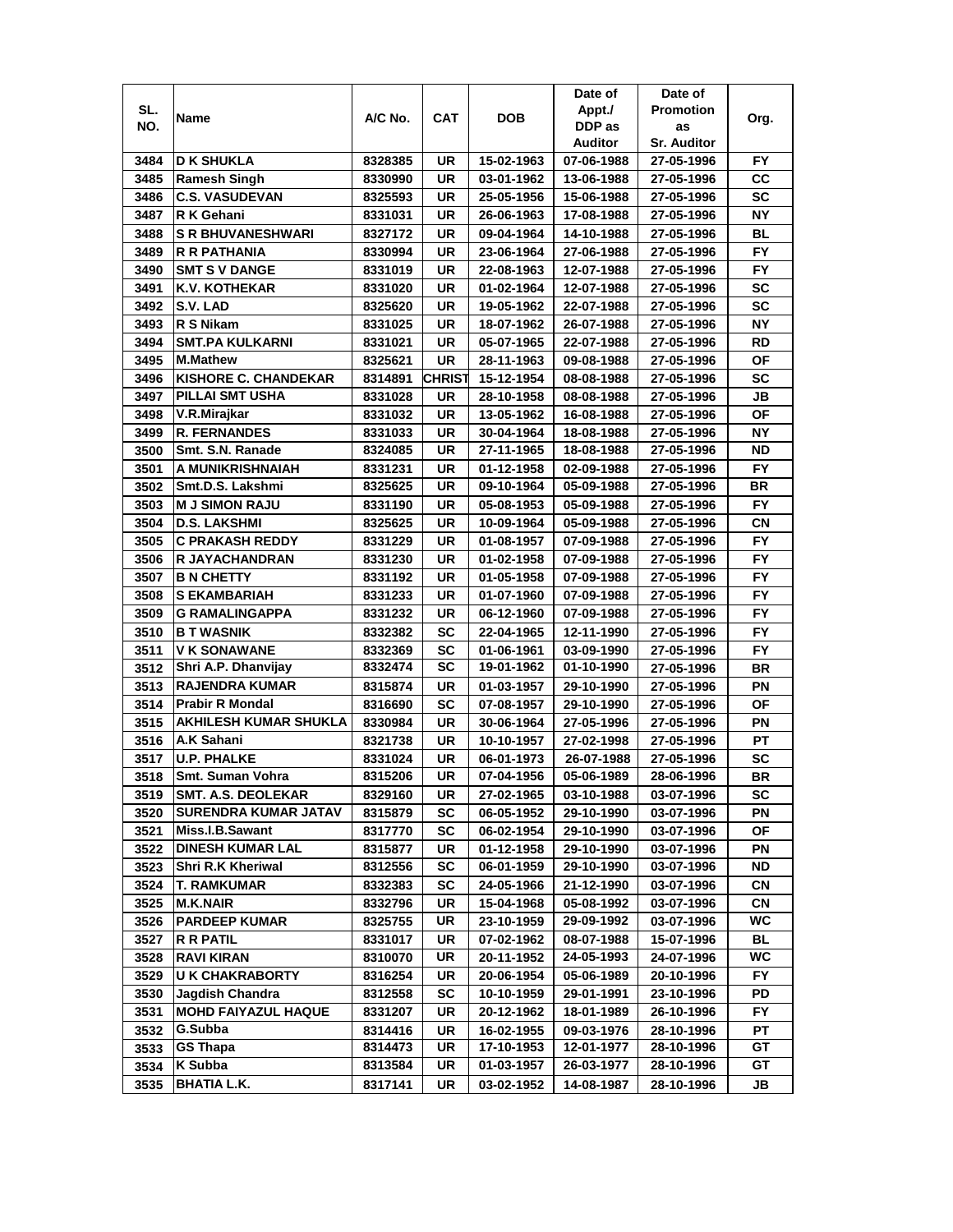| SL. NO. | Name | A/C No. | CAT | DOB | Date of Appt./ DDP as Auditor | Date of Promotion as Sr. Auditor | Org. |
|---|---|---|---|---|---|---|---|
| 3484 | D K SHUKLA | 8328385 | UR | 15-02-1963 | 07-06-1988 | 27-05-1996 | FY |
| 3485 | Ramesh Singh | 8330990 | UR | 03-01-1962 | 13-06-1988 | 27-05-1996 | CC |
| 3486 | C.S. VASUDEVAN | 8325593 | UR | 25-05-1956 | 15-06-1988 | 27-05-1996 | SC |
| 3487 | R K Gehani | 8331031 | UR | 26-06-1963 | 17-08-1988 | 27-05-1996 | NY |
| 3488 | S R BHUVANESHWARI | 8327172 | UR | 09-04-1964 | 14-10-1988 | 27-05-1996 | BL |
| 3489 | R R PATHANIA | 8330994 | UR | 23-06-1964 | 27-06-1988 | 27-05-1996 | FY |
| 3490 | SMT S V DANGE | 8331019 | UR | 22-08-1963 | 12-07-1988 | 27-05-1996 | FY |
| 3491 | K.V. KOTHEKAR | 8331020 | UR | 01-02-1964 | 12-07-1988 | 27-05-1996 | SC |
| 3492 | S.V. LAD | 8325620 | UR | 19-05-1962 | 22-07-1988 | 27-05-1996 | SC |
| 3493 | R S Nikam | 8331025 | UR | 18-07-1962 | 26-07-1988 | 27-05-1996 | NY |
| 3494 | SMT.PA KULKARNI | 8331021 | UR | 05-07-1965 | 22-07-1988 | 27-05-1996 | RD |
| 3495 | M.Mathew | 8325621 | UR | 28-11-1963 | 09-08-1988 | 27-05-1996 | OF |
| 3496 | KISHORE C. CHANDEKAR | 8314891 | CHRIST | 15-12-1954 | 08-08-1988 | 27-05-1996 | SC |
| 3497 | PILLAI SMT USHA | 8331028 | UR | 28-10-1958 | 08-08-1988 | 27-05-1996 | JB |
| 3498 | V.R.Mirajkar | 8331032 | UR | 13-05-1962 | 16-08-1988 | 27-05-1996 | OF |
| 3499 | R. FERNANDES | 8331033 | UR | 30-04-1964 | 18-08-1988 | 27-05-1996 | NY |
| 3500 | Smt. S.N. Ranade | 8324085 | UR | 27-11-1965 | 18-08-1988 | 27-05-1996 | ND |
| 3501 | A MUNIKRISHNAIAH | 8331231 | UR | 01-12-1958 | 02-09-1988 | 27-05-1996 | FY |
| 3502 | Smt.D.S. Lakshmi | 8325625 | UR | 09-10-1964 | 05-09-1988 | 27-05-1996 | BR |
| 3503 | M J SIMON RAJU | 8331190 | UR | 05-08-1953 | 05-09-1988 | 27-05-1996 | FY |
| 3504 | D.S. LAKSHMI | 8325625 | UR | 10-09-1964 | 05-09-1988 | 27-05-1996 | CN |
| 3505 | C PRAKASH REDDY | 8331229 | UR | 01-08-1957 | 07-09-1988 | 27-05-1996 | FY |
| 3506 | R JAYACHANDRAN | 8331230 | UR | 01-02-1958 | 07-09-1988 | 27-05-1996 | FY |
| 3507 | B N CHETTY | 8331192 | UR | 01-05-1958 | 07-09-1988 | 27-05-1996 | FY |
| 3508 | S EKAMBARIAH | 8331233 | UR | 01-07-1960 | 07-09-1988 | 27-05-1996 | FY |
| 3509 | G RAMALINGAPPA | 8331232 | UR | 06-12-1960 | 07-09-1988 | 27-05-1996 | FY |
| 3510 | B T WASNIK | 8332382 | SC | 22-04-1965 | 12-11-1990 | 27-05-1996 | FY |
| 3511 | V K SONAWANE | 8332369 | SC | 01-06-1961 | 03-09-1990 | 27-05-1996 | FY |
| 3512 | Shri A.P. Dhanvijay | 8332474 | SC | 19-01-1962 | 01-10-1990 | 27-05-1996 | BR |
| 3513 | RAJENDRA KUMAR | 8315874 | UR | 01-03-1957 | 29-10-1990 | 27-05-1996 | PN |
| 3514 | Prabir R Mondal | 8316690 | SC | 07-08-1957 | 29-10-1990 | 27-05-1996 | OF |
| 3515 | AKHILESH KUMAR SHUKLA | 8330984 | UR | 30-06-1964 | 27-05-1996 | 27-05-1996 | PN |
| 3516 | A.K Sahani | 8321738 | UR | 10-10-1957 | 27-02-1998 | 27-05-1996 | PT |
| 3517 | U.P. PHALKE | 8331024 | UR | 06-01-1973 | 26-07-1988 | 27-05-1996 | SC |
| 3518 | Smt. Suman Vohra | 8315206 | UR | 07-04-1956 | 05-06-1989 | 28-06-1996 | BR |
| 3519 | SMT. A.S. DEOLEKAR | 8329160 | UR | 27-02-1965 | 03-10-1988 | 03-07-1996 | SC |
| 3520 | SURENDRA KUMAR JATAV | 8315879 | SC | 06-05-1952 | 29-10-1990 | 03-07-1996 | PN |
| 3521 | Miss.I.B.Sawant | 8317770 | SC | 06-02-1954 | 29-10-1990 | 03-07-1996 | OF |
| 3522 | DINESH KUMAR LAL | 8315877 | UR | 01-12-1958 | 29-10-1990 | 03-07-1996 | PN |
| 3523 | Shri R.K Kheriwal | 8312556 | SC | 06-01-1959 | 29-10-1990 | 03-07-1996 | ND |
| 3524 | T. RAMKUMAR | 8332383 | SC | 24-05-1966 | 21-12-1990 | 03-07-1996 | CN |
| 3525 | M.K.NAIR | 8332796 | UR | 15-04-1968 | 05-08-1992 | 03-07-1996 | CN |
| 3526 | PARDEEP KUMAR | 8325755 | UR | 23-10-1959 | 29-09-1992 | 03-07-1996 | WC |
| 3527 | R R PATIL | 8331017 | UR | 07-02-1962 | 08-07-1988 | 15-07-1996 | BL |
| 3528 | RAVI KIRAN | 8310070 | UR | 20-11-1952 | 24-05-1993 | 24-07-1996 | WC |
| 3529 | U K CHAKRABORTY | 8316254 | UR | 20-06-1954 | 05-06-1989 | 20-10-1996 | FY |
| 3530 | Jagdish Chandra | 8312558 | SC | 10-10-1959 | 29-01-1991 | 23-10-1996 | PD |
| 3531 | MOHD FAIYAZUL HAQUE | 8331207 | UR | 20-12-1962 | 18-01-1989 | 26-10-1996 | FY |
| 3532 | G.Subba | 8314416 | UR | 16-02-1955 | 09-03-1976 | 28-10-1996 | PT |
| 3533 | GS Thapa | 8314473 | UR | 17-10-1953 | 12-01-1977 | 28-10-1996 | GT |
| 3534 | K Subba | 8313584 | UR | 01-03-1957 | 26-03-1977 | 28-10-1996 | GT |
| 3535 | BHATIA L.K. | 8317141 | UR | 03-02-1952 | 14-08-1987 | 28-10-1996 | JB |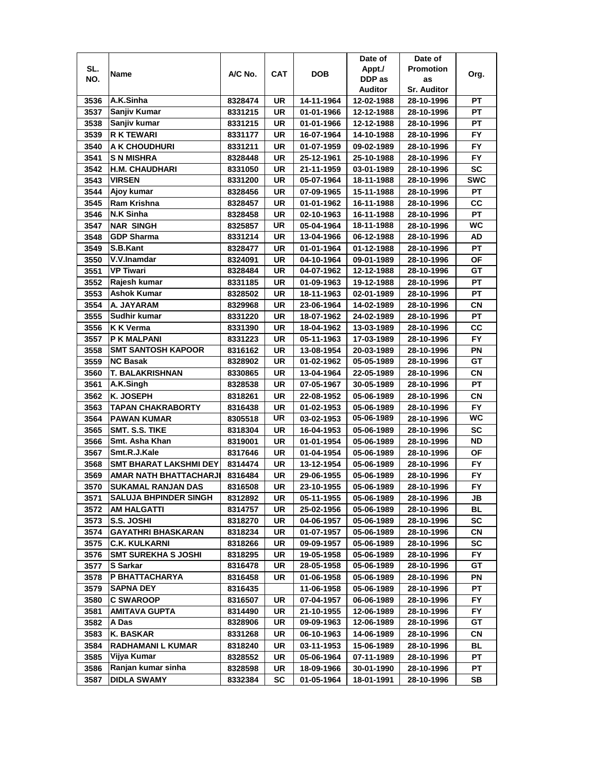| SL. NO. | Name | A/C No. | CAT | DOB | Date of Appt./ DDP as Auditor | Date of Promotion as Sr. Auditor | Org. |
|---|---|---|---|---|---|---|---|
| 3536 | A.K.Sinha | 8328474 | UR | 14-11-1964 | 12-02-1988 | 28-10-1996 | PT |
| 3537 | Sanjiv Kumar | 8331215 | UR | 01-01-1966 | 12-12-1988 | 28-10-1996 | PT |
| 3538 | Sanjiv kumar | 8331215 | UR | 01-01-1966 | 12-12-1988 | 28-10-1996 | PT |
| 3539 | R K TEWARI | 8331177 | UR | 16-07-1964 | 14-10-1988 | 28-10-1996 | FY |
| 3540 | A K CHOUDHURI | 8331211 | UR | 01-07-1959 | 09-02-1989 | 28-10-1996 | FY |
| 3541 | S N MISHRA | 8328448 | UR | 25-12-1961 | 25-10-1988 | 28-10-1996 | FY |
| 3542 | H.M. CHAUDHARI | 8331050 | UR | 21-11-1959 | 03-01-1989 | 28-10-1996 | SC |
| 3543 | VIRSEN | 8331200 | UR | 05-07-1964 | 18-11-1988 | 28-10-1996 | SWC |
| 3544 | Ajoy kumar | 8328456 | UR | 07-09-1965 | 15-11-1988 | 28-10-1996 | PT |
| 3545 | Ram Krishna | 8328457 | UR | 01-01-1962 | 16-11-1988 | 28-10-1996 | CC |
| 3546 | N.K Sinha | 8328458 | UR | 02-10-1963 | 16-11-1988 | 28-10-1996 | PT |
| 3547 | NAR SINGH | 8325857 | UR | 05-04-1964 | 18-11-1988 | 28-10-1996 | WC |
| 3548 | GDP Sharma | 8331214 | UR | 13-04-1966 | 06-12-1988 | 28-10-1996 | AD |
| 3549 | S.B.Kant | 8328477 | UR | 01-01-1964 | 01-12-1988 | 28-10-1996 | PT |
| 3550 | V.V.Inamdar | 8324091 | UR | 04-10-1964 | 09-01-1989 | 28-10-1996 | OF |
| 3551 | VP Tiwari | 8328484 | UR | 04-07-1962 | 12-12-1988 | 28-10-1996 | GT |
| 3552 | Rajesh kumar | 8331185 | UR | 01-09-1963 | 19-12-1988 | 28-10-1996 | PT |
| 3553 | Ashok Kumar | 8328502 | UR | 18-11-1963 | 02-01-1989 | 28-10-1996 | PT |
| 3554 | A. JAYARAM | 8329968 | UR | 23-06-1964 | 14-02-1989 | 28-10-1996 | CN |
| 3555 | Sudhir kumar | 8331220 | UR | 18-07-1962 | 24-02-1989 | 28-10-1996 | PT |
| 3556 | K K Verma | 8331390 | UR | 18-04-1962 | 13-03-1989 | 28-10-1996 | CC |
| 3557 | P K MALPANI | 8331223 | UR | 05-11-1963 | 17-03-1989 | 28-10-1996 | FY |
| 3558 | SMT SANTOSH KAPOOR | 8316162 | UR | 13-08-1954 | 20-03-1989 | 28-10-1996 | PN |
| 3559 | NC Basak | 8328902 | UR | 01-02-1962 | 05-05-1989 | 28-10-1996 | GT |
| 3560 | T. BALAKRISHNAN | 8330865 | UR | 13-04-1964 | 22-05-1989 | 28-10-1996 | CN |
| 3561 | A.K.Singh | 8328538 | UR | 07-05-1967 | 30-05-1989 | 28-10-1996 | PT |
| 3562 | K. JOSEPH | 8318261 | UR | 22-08-1952 | 05-06-1989 | 28-10-1996 | CN |
| 3563 | TAPAN CHAKRABORTY | 8316438 | UR | 01-02-1953 | 05-06-1989 | 28-10-1996 | FY |
| 3564 | PAWAN KUMAR | 8305518 | UR | 03-02-1953 | 05-06-1989 | 28-10-1996 | WC |
| 3565 | SMT. S.S. TIKE | 8318304 | UR | 16-04-1953 | 05-06-1989 | 28-10-1996 | SC |
| 3566 | Smt. Asha Khan | 8319001 | UR | 01-01-1954 | 05-06-1989 | 28-10-1996 | ND |
| 3567 | Smt.R.J.Kale | 8317646 | UR | 01-04-1954 | 05-06-1989 | 28-10-1996 | OF |
| 3568 | SMT BHARAT LAKSHMI DEY | 8314474 | UR | 13-12-1954 | 05-06-1989 | 28-10-1996 | FY |
| 3569 | AMAR NATH BHATTACHARJI | 8316484 | UR | 29-06-1955 | 05-06-1989 | 28-10-1996 | FY |
| 3570 | SUKAMAL RANJAN DAS | 8316508 | UR | 23-10-1955 | 05-06-1989 | 28-10-1996 | FY |
| 3571 | SALUJA BHPINDER SINGH | 8312892 | UR | 05-11-1955 | 05-06-1989 | 28-10-1996 | JB |
| 3572 | AM HALGATTI | 8314757 | UR | 25-02-1956 | 05-06-1989 | 28-10-1996 | BL |
| 3573 | S.S. JOSHI | 8318270 | UR | 04-06-1957 | 05-06-1989 | 28-10-1996 | SC |
| 3574 | GAYATHRI BHASKARAN | 8318234 | UR | 01-07-1957 | 05-06-1989 | 28-10-1996 | CN |
| 3575 | C.K. KULKARNI | 8318266 | UR | 09-09-1957 | 05-06-1989 | 28-10-1996 | SC |
| 3576 | SMT SUREKHA S JOSHI | 8318295 | UR | 19-05-1958 | 05-06-1989 | 28-10-1996 | FY |
| 3577 | S Sarkar | 8316478 | UR | 28-05-1958 | 05-06-1989 | 28-10-1996 | GT |
| 3578 | P BHATTACHARYA | 8316458 | UR | 01-06-1958 | 05-06-1989 | 28-10-1996 | PN |
| 3579 | SAPNA DEY | 8316435 | | 11-06-1958 | 05-06-1989 | 28-10-1996 | PT |
| 3580 | C SWAROOP | 8316507 | UR | 07-04-1957 | 06-06-1989 | 28-10-1996 | FY |
| 3581 | AMITAVA GUPTA | 8314490 | UR | 21-10-1955 | 12-06-1989 | 28-10-1996 | FY |
| 3582 | A Das | 8328906 | UR | 09-09-1963 | 12-06-1989 | 28-10-1996 | GT |
| 3583 | K. BASKAR | 8331268 | UR | 06-10-1963 | 14-06-1989 | 28-10-1996 | CN |
| 3584 | RADHAMANI L KUMAR | 8318240 | UR | 03-11-1953 | 15-06-1989 | 28-10-1996 | BL |
| 3585 | Vijya Kumar | 8328552 | UR | 05-06-1964 | 07-11-1989 | 28-10-1996 | PT |
| 3586 | Ranjan kumar sinha | 8328598 | UR | 18-09-1966 | 30-01-1990 | 28-10-1996 | PT |
| 3587 | DIDLA SWAMY | 8332384 | SC | 01-05-1964 | 18-01-1991 | 28-10-1996 | SB |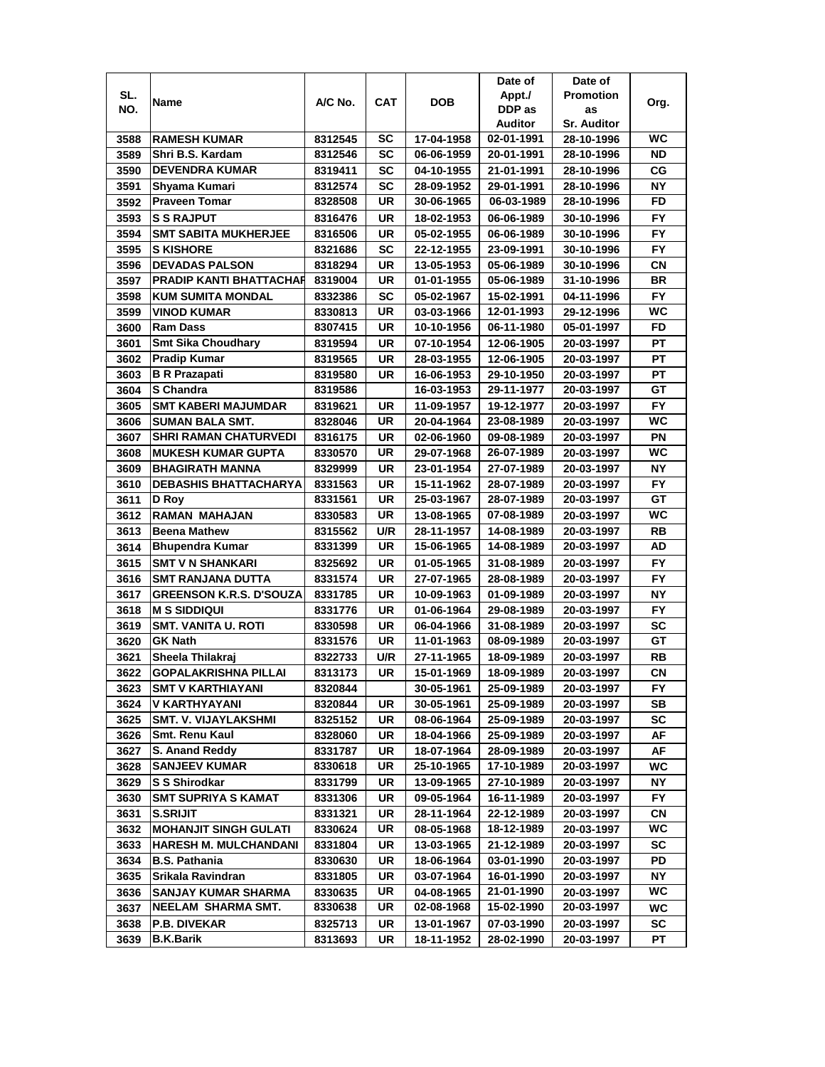| SL. NO. | Name | A/C No. | CAT | DOB | Date of Appt./ DDP as Auditor | Date of Promotion as Sr. Auditor | Org. |
|---|---|---|---|---|---|---|---|
| 3588 | RAMESH KUMAR | 8312545 | SC | 17-04-1958 | 02-01-1991 | 28-10-1996 | WC |
| 3589 | Shri B.S. Kardam | 8312546 | SC | 06-06-1959 | 20-01-1991 | 28-10-1996 | ND |
| 3590 | DEVENDRA KUMAR | 8319411 | SC | 04-10-1955 | 21-01-1991 | 28-10-1996 | CG |
| 3591 | Shyama Kumari | 8312574 | SC | 28-09-1952 | 29-01-1991 | 28-10-1996 | NY |
| 3592 | Praveen Tomar | 8328508 | UR | 30-06-1965 | 06-03-1989 | 28-10-1996 | FD |
| 3593 | S S RAJPUT | 8316476 | UR | 18-02-1953 | 06-06-1989 | 30-10-1996 | FY |
| 3594 | SMT SABITA MUKHERJEE | 8316506 | UR | 05-02-1955 | 06-06-1989 | 30-10-1996 | FY |
| 3595 | S KISHORE | 8321686 | SC | 22-12-1955 | 23-09-1991 | 30-10-1996 | FY |
| 3596 | DEVADAS PALSON | 8318294 | UR | 13-05-1953 | 05-06-1989 | 30-10-1996 | CN |
| 3597 | PRADIP KANTI BHATTACHAR | 8319004 | UR | 01-01-1955 | 05-06-1989 | 31-10-1996 | BR |
| 3598 | KUM SUMITA MONDAL | 8332386 | SC | 05-02-1967 | 15-02-1991 | 04-11-1996 | FY |
| 3599 | VINOD KUMAR | 8330813 | UR | 03-03-1966 | 12-01-1993 | 29-12-1996 | WC |
| 3600 | Ram Dass | 8307415 | UR | 10-10-1956 | 06-11-1980 | 05-01-1997 | FD |
| 3601 | Smt Sika Choudhary | 8319594 | UR | 07-10-1954 | 12-06-1905 | 20-03-1997 | PT |
| 3602 | Pradip Kumar | 8319565 | UR | 28-03-1955 | 12-06-1905 | 20-03-1997 | PT |
| 3603 | B R Prazapati | 8319580 | UR | 16-06-1953 | 29-10-1950 | 20-03-1997 | PT |
| 3604 | S Chandra | 8319586 | | 16-03-1953 | 29-11-1977 | 20-03-1997 | GT |
| 3605 | SMT KABERI MAJUMDAR | 8319621 | UR | 11-09-1957 | 19-12-1977 | 20-03-1997 | FY |
| 3606 | SUMAN BALA SMT. | 8328046 | UR | 20-04-1964 | 23-08-1989 | 20-03-1997 | WC |
| 3607 | SHRI RAMAN CHATURVEDI | 8316175 | UR | 02-06-1960 | 09-08-1989 | 20-03-1997 | PN |
| 3608 | MUKESH KUMAR GUPTA | 8330570 | UR | 29-07-1968 | 26-07-1989 | 20-03-1997 | WC |
| 3609 | BHAGIRATH MANNA | 8329999 | UR | 23-01-1954 | 27-07-1989 | 20-03-1997 | NY |
| 3610 | DEBASHIS BHATTACHARYA | 8331563 | UR | 15-11-1962 | 28-07-1989 | 20-03-1997 | FY |
| 3611 | D Roy | 8331561 | UR | 25-03-1967 | 28-07-1989 | 20-03-1997 | GT |
| 3612 | RAMAN MAHAJAN | 8330583 | UR | 13-08-1965 | 07-08-1989 | 20-03-1997 | WC |
| 3613 | Beena Mathew | 8315562 | U/R | 28-11-1957 | 14-08-1989 | 20-03-1997 | RB |
| 3614 | Bhupendra Kumar | 8331399 | UR | 15-06-1965 | 14-08-1989 | 20-03-1997 | AD |
| 3615 | SMT V N SHANKARI | 8325692 | UR | 01-05-1965 | 31-08-1989 | 20-03-1997 | FY |
| 3616 | SMT RANJANA DUTTA | 8331574 | UR | 27-07-1965 | 28-08-1989 | 20-03-1997 | FY |
| 3617 | GREENSON K.R.S. D'SOUZA | 8331785 | UR | 10-09-1963 | 01-09-1989 | 20-03-1997 | NY |
| 3618 | M S SIDDIQUI | 8331776 | UR | 01-06-1964 | 29-08-1989 | 20-03-1997 | FY |
| 3619 | SMT. VANITA U. ROTI | 8330598 | UR | 06-04-1966 | 31-08-1989 | 20-03-1997 | SC |
| 3620 | GK Nath | 8331576 | UR | 11-01-1963 | 08-09-1989 | 20-03-1997 | GT |
| 3621 | Sheela Thilakraj | 8322733 | U/R | 27-11-1965 | 18-09-1989 | 20-03-1997 | RB |
| 3622 | GOPALAKRISHNA PILLAI | 8313173 | UR | 15-01-1969 | 18-09-1989 | 20-03-1997 | CN |
| 3623 | SMT V KARTHIAYANI | 8320844 | | 30-05-1961 | 25-09-1989 | 20-03-1997 | FY |
| 3624 | V KARTHYAYANI | 8320844 | UR | 30-05-1961 | 25-09-1989 | 20-03-1997 | SB |
| 3625 | SMT. V. VIJAYLAKSHMI | 8325152 | UR | 08-06-1964 | 25-09-1989 | 20-03-1997 | SC |
| 3626 | Smt. Renu Kaul | 8328060 | UR | 18-04-1966 | 25-09-1989 | 20-03-1997 | AF |
| 3627 | S. Anand Reddy | 8331787 | UR | 18-07-1964 | 28-09-1989 | 20-03-1997 | AF |
| 3628 | SANJEEV KUMAR | 8330618 | UR | 25-10-1965 | 17-10-1989 | 20-03-1997 | WC |
| 3629 | S S Shirodkar | 8331799 | UR | 13-09-1965 | 27-10-1989 | 20-03-1997 | NY |
| 3630 | SMT SUPRIYA S KAMAT | 8331306 | UR | 09-05-1964 | 16-11-1989 | 20-03-1997 | FY |
| 3631 | S.SRIJIT | 8331321 | UR | 28-11-1964 | 22-12-1989 | 20-03-1997 | CN |
| 3632 | MOHANJIT SINGH GULATI | 8330624 | UR | 08-05-1968 | 18-12-1989 | 20-03-1997 | WC |
| 3633 | HARESH M. MULCHANDANI | 8331804 | UR | 13-03-1965 | 21-12-1989 | 20-03-1997 | SC |
| 3634 | B.S. Pathania | 8330630 | UR | 18-06-1964 | 03-01-1990 | 20-03-1997 | PD |
| 3635 | Srikala Ravindran | 8331805 | UR | 03-07-1964 | 16-01-1990 | 20-03-1997 | NY |
| 3636 | SANJAY KUMAR SHARMA | 8330635 | UR | 04-08-1965 | 21-01-1990 | 20-03-1997 | WC |
| 3637 | NEELAM SHARMA SMT. | 8330638 | UR | 02-08-1968 | 15-02-1990 | 20-03-1997 | WC |
| 3638 | P.B. DIVEKAR | 8325713 | UR | 13-01-1967 | 07-03-1990 | 20-03-1997 | SC |
| 3639 | B.K.Barik | 8313693 | UR | 18-11-1952 | 28-02-1990 | 20-03-1997 | PT |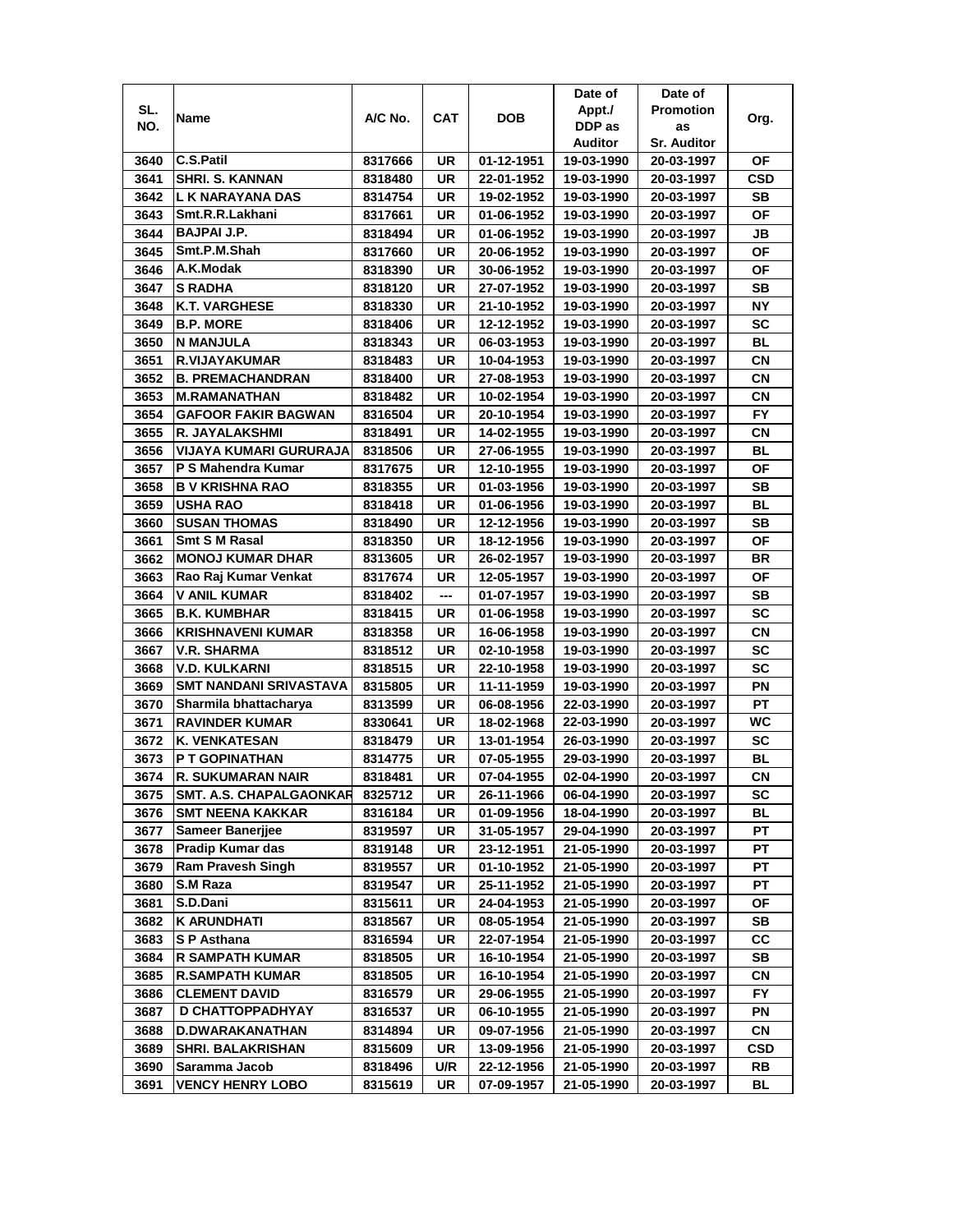| SL. NO. | Name | A/C No. | CAT | DOB | Date of Appt./ DDP as Auditor | Date of Promotion as Sr. Auditor | Org. |
|---|---|---|---|---|---|---|---|
| 3640 | C.S.Patil | 8317666 | UR | 01-12-1951 | 19-03-1990 | 20-03-1997 | OF |
| 3641 | SHRI. S. KANNAN | 8318480 | UR | 22-01-1952 | 19-03-1990 | 20-03-1997 | CSD |
| 3642 | L K NARAYANA DAS | 8314754 | UR | 19-02-1952 | 19-03-1990 | 20-03-1997 | SB |
| 3643 | Smt.R.R.Lakhani | 8317661 | UR | 01-06-1952 | 19-03-1990 | 20-03-1997 | OF |
| 3644 | BAJPAI J.P. | 8318494 | UR | 01-06-1952 | 19-03-1990 | 20-03-1997 | JB |
| 3645 | Smt.P.M.Shah | 8317660 | UR | 20-06-1952 | 19-03-1990 | 20-03-1997 | OF |
| 3646 | A.K.Modak | 8318390 | UR | 30-06-1952 | 19-03-1990 | 20-03-1997 | OF |
| 3647 | S RADHA | 8318120 | UR | 27-07-1952 | 19-03-1990 | 20-03-1997 | SB |
| 3648 | K.T. VARGHESE | 8318330 | UR | 21-10-1952 | 19-03-1990 | 20-03-1997 | NY |
| 3649 | B.P. MORE | 8318406 | UR | 12-12-1952 | 19-03-1990 | 20-03-1997 | SC |
| 3650 | N MANJULA | 8318343 | UR | 06-03-1953 | 19-03-1990 | 20-03-1997 | BL |
| 3651 | R.VIJAYAKUMAR | 8318483 | UR | 10-04-1953 | 19-03-1990 | 20-03-1997 | CN |
| 3652 | B. PREMACHANDRAN | 8318400 | UR | 27-08-1953 | 19-03-1990 | 20-03-1997 | CN |
| 3653 | M.RAMANATHAN | 8318482 | UR | 10-02-1954 | 19-03-1990 | 20-03-1997 | CN |
| 3654 | GAFOOR FAKIR BAGWAN | 8316504 | UR | 20-10-1954 | 19-03-1990 | 20-03-1997 | FY |
| 3655 | R. JAYALAKSHMI | 8318491 | UR | 14-02-1955 | 19-03-1990 | 20-03-1997 | CN |
| 3656 | VIJAYA KUMARI GURURAJA | 8318506 | UR | 27-06-1955 | 19-03-1990 | 20-03-1997 | BL |
| 3657 | P S Mahendra Kumar | 8317675 | UR | 12-10-1955 | 19-03-1990 | 20-03-1997 | OF |
| 3658 | B V KRISHNA RAO | 8318355 | UR | 01-03-1956 | 19-03-1990 | 20-03-1997 | SB |
| 3659 | USHA RAO | 8318418 | UR | 01-06-1956 | 19-03-1990 | 20-03-1997 | BL |
| 3660 | SUSAN THOMAS | 8318490 | UR | 12-12-1956 | 19-03-1990 | 20-03-1997 | SB |
| 3661 | Smt S M Rasal | 8318350 | UR | 18-12-1956 | 19-03-1990 | 20-03-1997 | OF |
| 3662 | MONOJ KUMAR DHAR | 8313605 | UR | 26-02-1957 | 19-03-1990 | 20-03-1997 | BR |
| 3663 | Rao Raj Kumar Venkat | 8317674 | UR | 12-05-1957 | 19-03-1990 | 20-03-1997 | OF |
| 3664 | V ANIL KUMAR | 8318402 | --- | 01-07-1957 | 19-03-1990 | 20-03-1997 | SB |
| 3665 | B.K. KUMBHAR | 8318415 | UR | 01-06-1958 | 19-03-1990 | 20-03-1997 | SC |
| 3666 | KRISHNAVENI KUMAR | 8318358 | UR | 16-06-1958 | 19-03-1990 | 20-03-1997 | CN |
| 3667 | V.R. SHARMA | 8318512 | UR | 02-10-1958 | 19-03-1990 | 20-03-1997 | SC |
| 3668 | V.D. KULKARNI | 8318515 | UR | 22-10-1958 | 19-03-1990 | 20-03-1997 | SC |
| 3669 | SMT NANDANI SRIVASTAVA | 8315805 | UR | 11-11-1959 | 19-03-1990 | 20-03-1997 | PN |
| 3670 | Sharmila bhattacharya | 8313599 | UR | 06-08-1956 | 22-03-1990 | 20-03-1997 | PT |
| 3671 | RAVINDER KUMAR | 8330641 | UR | 18-02-1968 | 22-03-1990 | 20-03-1997 | WC |
| 3672 | K. VENKATESAN | 8318479 | UR | 13-01-1954 | 26-03-1990 | 20-03-1997 | SC |
| 3673 | P T GOPINATHAN | 8314775 | UR | 07-05-1955 | 29-03-1990 | 20-03-1997 | BL |
| 3674 | R. SUKUMARAN NAIR | 8318481 | UR | 07-04-1955 | 02-04-1990 | 20-03-1997 | CN |
| 3675 | SMT. A.S. CHAPALGAONKAR | 8325712 | UR | 26-11-1966 | 06-04-1990 | 20-03-1997 | SC |
| 3676 | SMT NEENA KAKKAR | 8316184 | UR | 01-09-1956 | 18-04-1990 | 20-03-1997 | BL |
| 3677 | Sameer Banerjjee | 8319597 | UR | 31-05-1957 | 29-04-1990 | 20-03-1997 | PT |
| 3678 | Pradip Kumar das | 8319148 | UR | 23-12-1951 | 21-05-1990 | 20-03-1997 | PT |
| 3679 | Ram Pravesh Singh | 8319557 | UR | 01-10-1952 | 21-05-1990 | 20-03-1997 | PT |
| 3680 | S.M Raza | 8319547 | UR | 25-11-1952 | 21-05-1990 | 20-03-1997 | PT |
| 3681 | S.D.Dani | 8315611 | UR | 24-04-1953 | 21-05-1990 | 20-03-1997 | OF |
| 3682 | K ARUNDHATI | 8318567 | UR | 08-05-1954 | 21-05-1990 | 20-03-1997 | SB |
| 3683 | S P Asthana | 8316594 | UR | 22-07-1954 | 21-05-1990 | 20-03-1997 | CC |
| 3684 | R SAMPATH KUMAR | 8318505 | UR | 16-10-1954 | 21-05-1990 | 20-03-1997 | SB |
| 3685 | R.SAMPATH KUMAR | 8318505 | UR | 16-10-1954 | 21-05-1990 | 20-03-1997 | CN |
| 3686 | CLEMENT DAVID | 8316579 | UR | 29-06-1955 | 21-05-1990 | 20-03-1997 | FY |
| 3687 | D CHATTOPPADHYAY | 8316537 | UR | 06-10-1955 | 21-05-1990 | 20-03-1997 | PN |
| 3688 | D.DWARAKANATHAN | 8314894 | UR | 09-07-1956 | 21-05-1990 | 20-03-1997 | CN |
| 3689 | SHRI. BALAKRISHAN | 8315609 | UR | 13-09-1956 | 21-05-1990 | 20-03-1997 | CSD |
| 3690 | Saramma Jacob | 8318496 | U/R | 22-12-1956 | 21-05-1990 | 20-03-1997 | RB |
| 3691 | VENCY HENRY LOBO | 8315619 | UR | 07-09-1957 | 21-05-1990 | 20-03-1997 | BL |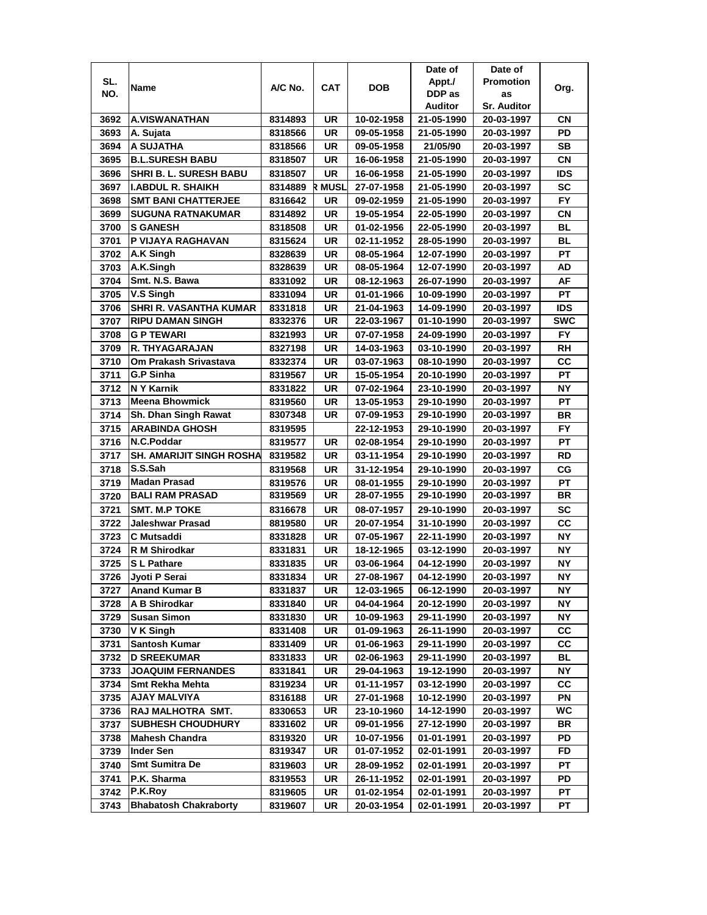| SL. NO. | Name | A/C No. | CAT | DOB | Date of Appt./ DDP as Auditor | Date of Promotion as Sr. Auditor | Org. |
|---|---|---|---|---|---|---|---|
| 3692 | A.VISWANATHAN | 8314893 | UR | 10-02-1958 | 21-05-1990 | 20-03-1997 | CN |
| 3693 | A. Sujata | 8318566 | UR | 09-05-1958 | 21-05-1990 | 20-03-1997 | PD |
| 3694 | A SUJATHA | 8318566 | UR | 09-05-1958 | 21/05/90 | 20-03-1997 | SB |
| 3695 | B.L.SURESH BABU | 8318507 | UR | 16-06-1958 | 21-05-1990 | 20-03-1997 | CN |
| 3696 | SHRI B. L. SURESH BABU | 8318507 | UR | 16-06-1958 | 21-05-1990 | 20-03-1997 | IDS |
| 3697 | I.ABDUL R. SHAIKH | 8314889 | R MUSL | 27-07-1958 | 21-05-1990 | 20-03-1997 | SC |
| 3698 | SMT BANI CHATTERJEE | 8316642 | UR | 09-02-1959 | 21-05-1990 | 20-03-1997 | FY |
| 3699 | SUGUNA RATNAKUMAR | 8314892 | UR | 19-05-1954 | 22-05-1990 | 20-03-1997 | CN |
| 3700 | S GANESH | 8318508 | UR | 01-02-1956 | 22-05-1990 | 20-03-1997 | BL |
| 3701 | P VIJAYA RAGHAVAN | 8315624 | UR | 02-11-1952 | 28-05-1990 | 20-03-1997 | BL |
| 3702 | A.K Singh | 8328639 | UR | 08-05-1964 | 12-07-1990 | 20-03-1997 | PT |
| 3703 | A.K.Singh | 8328639 | UR | 08-05-1964 | 12-07-1990 | 20-03-1997 | AD |
| 3704 | Smt. N.S. Bawa | 8331092 | UR | 08-12-1963 | 26-07-1990 | 20-03-1997 | AF |
| 3705 | V.S Singh | 8331094 | UR | 01-01-1966 | 10-09-1990 | 20-03-1997 | PT |
| 3706 | SHRI R. VASANTHA KUMAR | 8331818 | UR | 21-04-1963 | 14-09-1990 | 20-03-1997 | IDS |
| 3707 | RIPU DAMAN SINGH | 8332376 | UR | 22-03-1967 | 01-10-1990 | 20-03-1997 | SWC |
| 3708 | G P TEWARI | 8321993 | UR | 07-07-1958 | 24-09-1990 | 20-03-1997 | FY |
| 3709 | R. THYAGARAJAN | 8327198 | UR | 14-03-1963 | 03-10-1990 | 20-03-1997 | RH |
| 3710 | Om Prakash Srivastava | 8332374 | UR | 03-07-1963 | 08-10-1990 | 20-03-1997 | CC |
| 3711 | G.P Sinha | 8319567 | UR | 15-05-1954 | 20-10-1990 | 20-03-1997 | PT |
| 3712 | N Y Karnik | 8331822 | UR | 07-02-1964 | 23-10-1990 | 20-03-1997 | NY |
| 3713 | Meena Bhowmick | 8319560 | UR | 13-05-1953 | 29-10-1990 | 20-03-1997 | PT |
| 3714 | Sh. Dhan Singh Rawat | 8307348 | UR | 07-09-1953 | 29-10-1990 | 20-03-1997 | BR |
| 3715 | ARABINDA GHOSH | 8319595 | | 22-12-1953 | 29-10-1990 | 20-03-1997 | FY |
| 3716 | N.C.Poddar | 8319577 | UR | 02-08-1954 | 29-10-1990 | 20-03-1997 | PT |
| 3717 | SH. AMARIJIT SINGH ROSHA | 8319582 | UR | 03-11-1954 | 29-10-1990 | 20-03-1997 | RD |
| 3718 | S.S.Sah | 8319568 | UR | 31-12-1954 | 29-10-1990 | 20-03-1997 | CG |
| 3719 | Madan Prasad | 8319576 | UR | 08-01-1955 | 29-10-1990 | 20-03-1997 | PT |
| 3720 | BALI RAM PRASAD | 8319569 | UR | 28-07-1955 | 29-10-1990 | 20-03-1997 | BR |
| 3721 | SMT. M.P TOKE | 8316678 | UR | 08-07-1957 | 29-10-1990 | 20-03-1997 | SC |
| 3722 | Jaleshwar Prasad | 8819580 | UR | 20-07-1954 | 31-10-1990 | 20-03-1997 | CC |
| 3723 | C Mutsaddi | 8331828 | UR | 07-05-1967 | 22-11-1990 | 20-03-1997 | NY |
| 3724 | R M Shirodkar | 8331831 | UR | 18-12-1965 | 03-12-1990 | 20-03-1997 | NY |
| 3725 | S L Pathare | 8331835 | UR | 03-06-1964 | 04-12-1990 | 20-03-1997 | NY |
| 3726 | Jyoti P Serai | 8331834 | UR | 27-08-1967 | 04-12-1990 | 20-03-1997 | NY |
| 3727 | Anand Kumar B | 8331837 | UR | 12-03-1965 | 06-12-1990 | 20-03-1997 | NY |
| 3728 | A B Shirodkar | 8331840 | UR | 04-04-1964 | 20-12-1990 | 20-03-1997 | NY |
| 3729 | Susan Simon | 8331830 | UR | 10-09-1963 | 29-11-1990 | 20-03-1997 | NY |
| 3730 | V K Singh | 8331408 | UR | 01-09-1963 | 26-11-1990 | 20-03-1997 | CC |
| 3731 | Santosh Kumar | 8331409 | UR | 01-06-1963 | 29-11-1990 | 20-03-1997 | CC |
| 3732 | D SREEKUMAR | 8331833 | UR | 02-06-1963 | 29-11-1990 | 20-03-1997 | BL |
| 3733 | JOAQUIM FERNANDES | 8331841 | UR | 29-04-1963 | 19-12-1990 | 20-03-1997 | NY |
| 3734 | Smt Rekha Mehta | 8319234 | UR | 01-11-1957 | 03-12-1990 | 20-03-1997 | CC |
| 3735 | AJAY MALVIYA | 8316188 | UR | 27-01-1968 | 10-12-1990 | 20-03-1997 | PN |
| 3736 | RAJ MALHOTRA SMT. | 8330653 | UR | 23-10-1960 | 14-12-1990 | 20-03-1997 | WC |
| 3737 | SUBHESH CHOUDHURY | 8331602 | UR | 09-01-1956 | 27-12-1990 | 20-03-1997 | BR |
| 3738 | Mahesh Chandra | 8319320 | UR | 10-07-1956 | 01-01-1991 | 20-03-1997 | PD |
| 3739 | Inder Sen | 8319347 | UR | 01-07-1952 | 02-01-1991 | 20-03-1997 | FD |
| 3740 | Smt Sumitra De | 8319603 | UR | 28-09-1952 | 02-01-1991 | 20-03-1997 | PT |
| 3741 | P.K. Sharma | 8319553 | UR | 26-11-1952 | 02-01-1991 | 20-03-1997 | PD |
| 3742 | P.K.Roy | 8319605 | UR | 01-02-1954 | 02-01-1991 | 20-03-1997 | PT |
| 3743 | Bhabatosh Chakraborty | 8319607 | UR | 20-03-1954 | 02-01-1991 | 20-03-1997 | PT |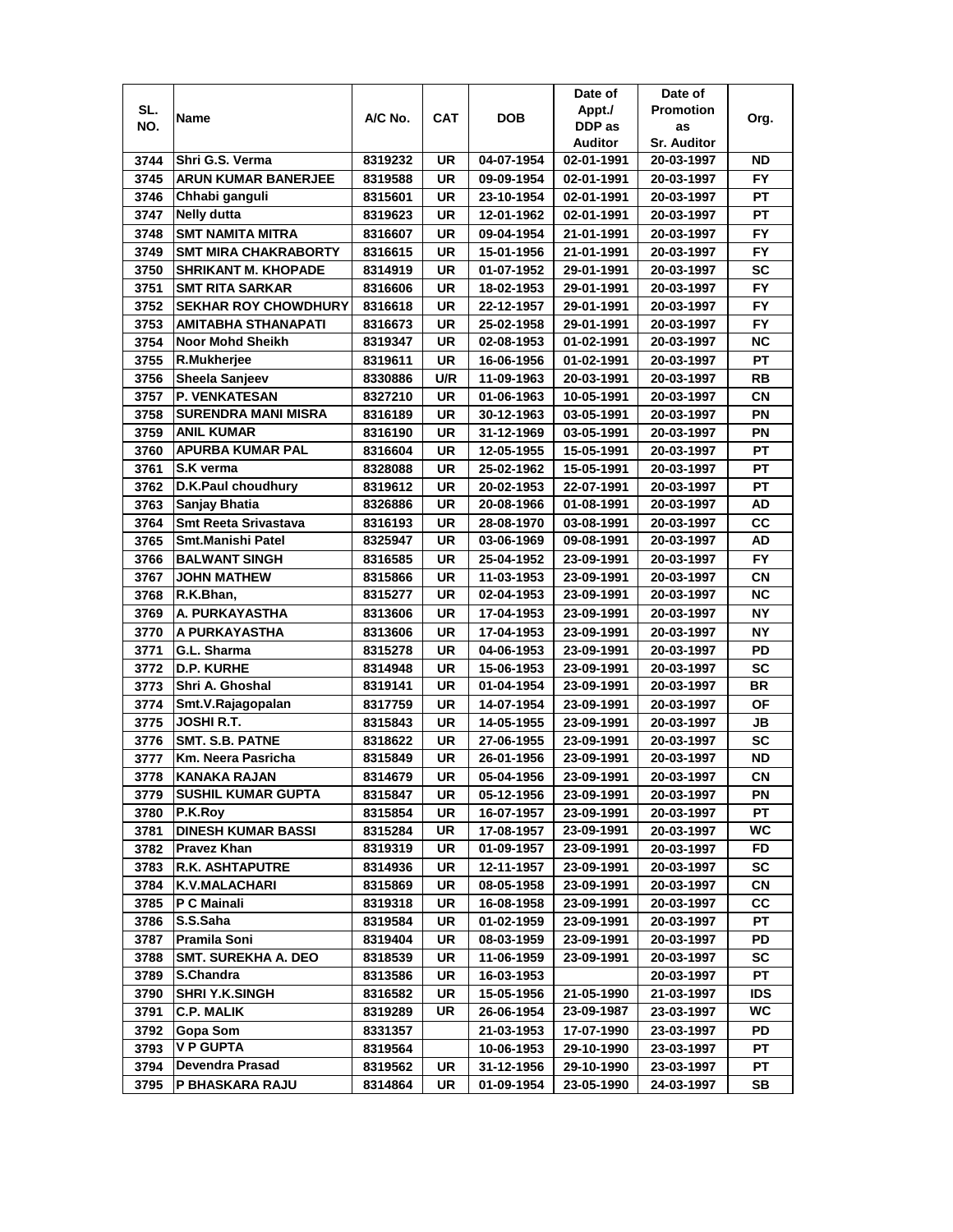| SL. NO. | Name | A/C No. | CAT | DOB | Date of Appt./ DDP as Auditor | Date of Promotion as Sr. Auditor | Org. |
|---|---|---|---|---|---|---|---|
| 3744 | Shri G.S. Verma | 8319232 | UR | 04-07-1954 | 02-01-1991 | 20-03-1997 | ND |
| 3745 | ARUN KUMAR BANERJEE | 8319588 | UR | 09-09-1954 | 02-01-1991 | 20-03-1997 | FY |
| 3746 | Chhabi ganguli | 8315601 | UR | 23-10-1954 | 02-01-1991 | 20-03-1997 | PT |
| 3747 | Nelly dutta | 8319623 | UR | 12-01-1962 | 02-01-1991 | 20-03-1997 | PT |
| 3748 | SMT NAMITA MITRA | 8316607 | UR | 09-04-1954 | 21-01-1991 | 20-03-1997 | FY |
| 3749 | SMT MIRA CHAKRABORTY | 8316615 | UR | 15-01-1956 | 21-01-1991 | 20-03-1997 | FY |
| 3750 | SHRIKANT M. KHOPADE | 8314919 | UR | 01-07-1952 | 29-01-1991 | 20-03-1997 | SC |
| 3751 | SMT RITA SARKAR | 8316606 | UR | 18-02-1953 | 29-01-1991 | 20-03-1997 | FY |
| 3752 | SEKHAR ROY CHOWDHURY | 8316618 | UR | 22-12-1957 | 29-01-1991 | 20-03-1997 | FY |
| 3753 | AMITABHA STHANAPATI | 8316673 | UR | 25-02-1958 | 29-01-1991 | 20-03-1997 | FY |
| 3754 | Noor Mohd Sheikh | 8319347 | UR | 02-08-1953 | 01-02-1991 | 20-03-1997 | NC |
| 3755 | R.Mukherjee | 8319611 | UR | 16-06-1956 | 01-02-1991 | 20-03-1997 | PT |
| 3756 | Sheela Sanjeev | 8330886 | U/R | 11-09-1963 | 20-03-1991 | 20-03-1997 | RB |
| 3757 | P. VENKATESAN | 8327210 | UR | 01-06-1963 | 10-05-1991 | 20-03-1997 | CN |
| 3758 | SURENDRA MANI MISRA | 8316189 | UR | 30-12-1963 | 03-05-1991 | 20-03-1997 | PN |
| 3759 | ANIL KUMAR | 8316190 | UR | 31-12-1969 | 03-05-1991 | 20-03-1997 | PN |
| 3760 | APURBA KUMAR PAL | 8316604 | UR | 12-05-1955 | 15-05-1991 | 20-03-1997 | PT |
| 3761 | S.K verma | 8328088 | UR | 25-02-1962 | 15-05-1991 | 20-03-1997 | PT |
| 3762 | D.K.Paul choudhury | 8319612 | UR | 20-02-1953 | 22-07-1991 | 20-03-1997 | PT |
| 3763 | Sanjay Bhatia | 8326886 | UR | 20-08-1966 | 01-08-1991 | 20-03-1997 | AD |
| 3764 | Smt Reeta Srivastava | 8316193 | UR | 28-08-1970 | 03-08-1991 | 20-03-1997 | CC |
| 3765 | Smt.Manishi Patel | 8325947 | UR | 03-06-1969 | 09-08-1991 | 20-03-1997 | AD |
| 3766 | BALWANT SINGH | 8316585 | UR | 25-04-1952 | 23-09-1991 | 20-03-1997 | FY |
| 3767 | JOHN MATHEW | 8315866 | UR | 11-03-1953 | 23-09-1991 | 20-03-1997 | CN |
| 3768 | R.K.Bhan, | 8315277 | UR | 02-04-1953 | 23-09-1991 | 20-03-1997 | NC |
| 3769 | A. PURKAYASTHA | 8313606 | UR | 17-04-1953 | 23-09-1991 | 20-03-1997 | NY |
| 3770 | A PURKAYASTHA | 8313606 | UR | 17-04-1953 | 23-09-1991 | 20-03-1997 | NY |
| 3771 | G.L. Sharma | 8315278 | UR | 04-06-1953 | 23-09-1991 | 20-03-1997 | PD |
| 3772 | D.P. KURHE | 8314948 | UR | 15-06-1953 | 23-09-1991 | 20-03-1997 | SC |
| 3773 | Shri A. Ghoshal | 8319141 | UR | 01-04-1954 | 23-09-1991 | 20-03-1997 | BR |
| 3774 | Smt.V.Rajagopalan | 8317759 | UR | 14-07-1954 | 23-09-1991 | 20-03-1997 | OF |
| 3775 | JOSHI R.T. | 8315843 | UR | 14-05-1955 | 23-09-1991 | 20-03-1997 | JB |
| 3776 | SMT. S.B. PATNE | 8318622 | UR | 27-06-1955 | 23-09-1991 | 20-03-1997 | SC |
| 3777 | Km. Neera Pasricha | 8315849 | UR | 26-01-1956 | 23-09-1991 | 20-03-1997 | ND |
| 3778 | KANAKA RAJAN | 8314679 | UR | 05-04-1956 | 23-09-1991 | 20-03-1997 | CN |
| 3779 | SUSHIL KUMAR GUPTA | 8315847 | UR | 05-12-1956 | 23-09-1991 | 20-03-1997 | PN |
| 3780 | P.K.Roy | 8315854 | UR | 16-07-1957 | 23-09-1991 | 20-03-1997 | PT |
| 3781 | DINESH KUMAR BASSI | 8315284 | UR | 17-08-1957 | 23-09-1991 | 20-03-1997 | WC |
| 3782 | Pravez Khan | 8319319 | UR | 01-09-1957 | 23-09-1991 | 20-03-1997 | FD |
| 3783 | R.K. ASHTAPUTRE | 8314936 | UR | 12-11-1957 | 23-09-1991 | 20-03-1997 | SC |
| 3784 | K.V.MALACHARI | 8315869 | UR | 08-05-1958 | 23-09-1991 | 20-03-1997 | CN |
| 3785 | P C Mainali | 8319318 | UR | 16-08-1958 | 23-09-1991 | 20-03-1997 | CC |
| 3786 | S.S.Saha | 8319584 | UR | 01-02-1959 | 23-09-1991 | 20-03-1997 | PT |
| 3787 | Pramila Soni | 8319404 | UR | 08-03-1959 | 23-09-1991 | 20-03-1997 | PD |
| 3788 | SMT. SUREKHA A. DEO | 8318539 | UR | 11-06-1959 | 23-09-1991 | 20-03-1997 | SC |
| 3789 | S.Chandra | 8313586 | UR | 16-03-1953 | | 20-03-1997 | PT |
| 3790 | SHRI Y.K.SINGH | 8316582 | UR | 15-05-1956 | 21-05-1990 | 21-03-1997 | IDS |
| 3791 | C.P. MALIK | 8319289 | UR | 26-06-1954 | 23-09-1987 | 23-03-1997 | WC |
| 3792 | Gopa Som | 8331357 | | 21-03-1953 | 17-07-1990 | 23-03-1997 | PD |
| 3793 | V P GUPTA | 8319564 | | 10-06-1953 | 29-10-1990 | 23-03-1997 | PT |
| 3794 | Devendra Prasad | 8319562 | UR | 31-12-1956 | 29-10-1990 | 23-03-1997 | PT |
| 3795 | P BHASKARA RAJU | 8314864 | UR | 01-09-1954 | 23-05-1990 | 24-03-1997 | SB |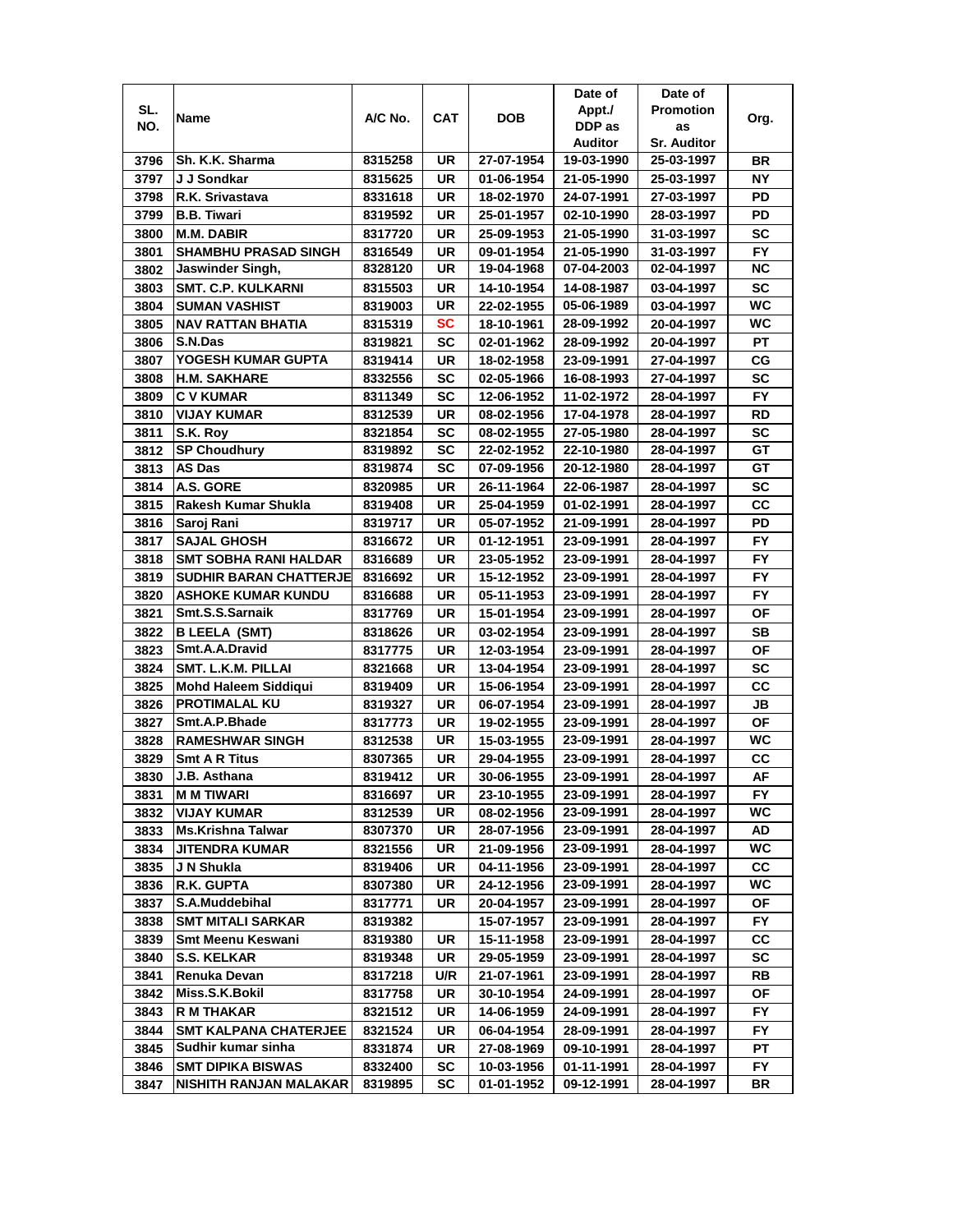| SL. NO. | Name | A/C No. | CAT | DOB | Date of Appt./ DDP as Auditor | Date of Promotion as Sr. Auditor | Org. |
|---|---|---|---|---|---|---|---|
| 3796 | Sh. K.K. Sharma | 8315258 | UR | 27-07-1954 | 19-03-1990 | 25-03-1997 | BR |
| 3797 | J J Sondkar | 8315625 | UR | 01-06-1954 | 21-05-1990 | 25-03-1997 | NY |
| 3798 | R.K. Srivastava | 8331618 | UR | 18-02-1970 | 24-07-1991 | 27-03-1997 | PD |
| 3799 | B.B. Tiwari | 8319592 | UR | 25-01-1957 | 02-10-1990 | 28-03-1997 | PD |
| 3800 | M.M. DABIR | 8317720 | UR | 25-09-1953 | 21-05-1990 | 31-03-1997 | SC |
| 3801 | SHAMBHU PRASAD SINGH | 8316549 | UR | 09-01-1954 | 21-05-1990 | 31-03-1997 | FY |
| 3802 | Jaswinder Singh, | 8328120 | UR | 19-04-1968 | 07-04-2003 | 02-04-1997 | NC |
| 3803 | SMT. C.P. KULKARNI | 8315503 | UR | 14-10-1954 | 14-08-1987 | 03-04-1997 | SC |
| 3804 | SUMAN VASHIST | 8319003 | UR | 22-02-1955 | 05-06-1989 | 03-04-1997 | WC |
| 3805 | NAV RATTAN BHATIA | 8315319 | SC | 18-10-1961 | 28-09-1992 | 20-04-1997 | WC |
| 3806 | S.N.Das | 8319821 | SC | 02-01-1962 | 28-09-1992 | 20-04-1997 | PT |
| 3807 | YOGESH KUMAR GUPTA | 8319414 | UR | 18-02-1958 | 23-09-1991 | 27-04-1997 | CG |
| 3808 | H.M. SAKHARE | 8332556 | SC | 02-05-1966 | 16-08-1993 | 27-04-1997 | SC |
| 3809 | C V KUMAR | 8311349 | SC | 12-06-1952 | 11-02-1972 | 28-04-1997 | FY |
| 3810 | VIJAY KUMAR | 8312539 | UR | 08-02-1956 | 17-04-1978 | 28-04-1997 | RD |
| 3811 | S.K. Roy | 8321854 | SC | 08-02-1955 | 27-05-1980 | 28-04-1997 | SC |
| 3812 | SP Choudhury | 8319892 | SC | 22-02-1952 | 22-10-1980 | 28-04-1997 | GT |
| 3813 | AS Das | 8319874 | SC | 07-09-1956 | 20-12-1980 | 28-04-1997 | GT |
| 3814 | A.S. GORE | 8320985 | UR | 26-11-1964 | 22-06-1987 | 28-04-1997 | SC |
| 3815 | Rakesh Kumar Shukla | 8319408 | UR | 25-04-1959 | 01-02-1991 | 28-04-1997 | CC |
| 3816 | Saroj Rani | 8319717 | UR | 05-07-1952 | 21-09-1991 | 28-04-1997 | PD |
| 3817 | SAJAL GHOSH | 8316672 | UR | 01-12-1951 | 23-09-1991 | 28-04-1997 | FY |
| 3818 | SMT SOBHA RANI HALDAR | 8316689 | UR | 23-05-1952 | 23-09-1991 | 28-04-1997 | FY |
| 3819 | SUDHIR BARAN CHATTERJE | 8316692 | UR | 15-12-1952 | 23-09-1991 | 28-04-1997 | FY |
| 3820 | ASHOKE KUMAR KUNDU | 8316688 | UR | 05-11-1953 | 23-09-1991 | 28-04-1997 | FY |
| 3821 | Smt.S.S.Sarnaik | 8317769 | UR | 15-01-1954 | 23-09-1991 | 28-04-1997 | OF |
| 3822 | B LEELA (SMT) | 8318626 | UR | 03-02-1954 | 23-09-1991 | 28-04-1997 | SB |
| 3823 | Smt.A.A.Dravid | 8317775 | UR | 12-03-1954 | 23-09-1991 | 28-04-1997 | OF |
| 3824 | SMT. L.K.M. PILLAI | 8321668 | UR | 13-04-1954 | 23-09-1991 | 28-04-1997 | SC |
| 3825 | Mohd Haleem Siddiqui | 8319409 | UR | 15-06-1954 | 23-09-1991 | 28-04-1997 | CC |
| 3826 | PROTIMALAL KU | 8319327 | UR | 06-07-1954 | 23-09-1991 | 28-04-1997 | JB |
| 3827 | Smt.A.P.Bhade | 8317773 | UR | 19-02-1955 | 23-09-1991 | 28-04-1997 | OF |
| 3828 | RAMESHWAR SINGH | 8312538 | UR | 15-03-1955 | 23-09-1991 | 28-04-1997 | WC |
| 3829 | Smt A R Titus | 8307365 | UR | 29-04-1955 | 23-09-1991 | 28-04-1997 | CC |
| 3830 | J.B. Asthana | 8319412 | UR | 30-06-1955 | 23-09-1991 | 28-04-1997 | AF |
| 3831 | M M TIWARI | 8316697 | UR | 23-10-1955 | 23-09-1991 | 28-04-1997 | FY |
| 3832 | VIJAY KUMAR | 8312539 | UR | 08-02-1956 | 23-09-1991 | 28-04-1997 | WC |
| 3833 | Ms.Krishna Talwar | 8307370 | UR | 28-07-1956 | 23-09-1991 | 28-04-1997 | AD |
| 3834 | JITENDRA KUMAR | 8321556 | UR | 21-09-1956 | 23-09-1991 | 28-04-1997 | WC |
| 3835 | J N Shukla | 8319406 | UR | 04-11-1956 | 23-09-1991 | 28-04-1997 | CC |
| 3836 | R.K. GUPTA | 8307380 | UR | 24-12-1956 | 23-09-1991 | 28-04-1997 | WC |
| 3837 | S.A.Muddebihal | 8317771 | UR | 20-04-1957 | 23-09-1991 | 28-04-1997 | OF |
| 3838 | SMT MITALI SARKAR | 8319382 | | 15-07-1957 | 23-09-1991 | 28-04-1997 | FY |
| 3839 | Smt Meenu Keswani | 8319380 | UR | 15-11-1958 | 23-09-1991 | 28-04-1997 | CC |
| 3840 | S.S. KELKAR | 8319348 | UR | 29-05-1959 | 23-09-1991 | 28-04-1997 | SC |
| 3841 | Renuka Devan | 8317218 | U/R | 21-07-1961 | 23-09-1991 | 28-04-1997 | RB |
| 3842 | Miss.S.K.Bokil | 8317758 | UR | 30-10-1954 | 24-09-1991 | 28-04-1997 | OF |
| 3843 | R M THAKAR | 8321512 | UR | 14-06-1959 | 24-09-1991 | 28-04-1997 | FY |
| 3844 | SMT KALPANA CHATERJEE | 8321524 | UR | 06-04-1954 | 28-09-1991 | 28-04-1997 | FY |
| 3845 | Sudhir kumar sinha | 8331874 | UR | 27-08-1969 | 09-10-1991 | 28-04-1997 | PT |
| 3846 | SMT DIPIKA BISWAS | 8332400 | SC | 10-03-1956 | 01-11-1991 | 28-04-1997 | FY |
| 3847 | NISHITH RANJAN MALAKAR | 8319895 | SC | 01-01-1952 | 09-12-1991 | 28-04-1997 | BR |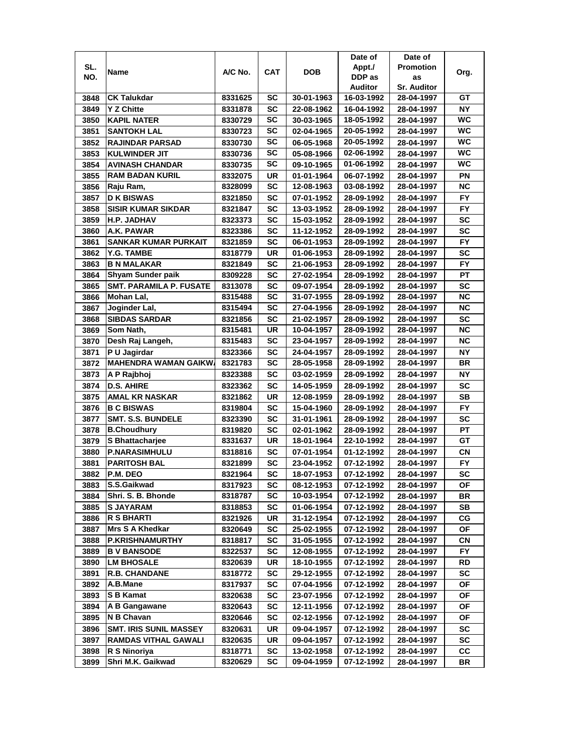| SL. NO. | Name | A/C No. | CAT | DOB | Date of Appt./ DDP as Auditor | Date of Promotion as Sr. Auditor | Org. |
|---|---|---|---|---|---|---|---|
| 3848 | CK Talukdar | 8331625 | SC | 30-01-1963 | 16-03-1992 | 28-04-1997 | GT |
| 3849 | Y Z Chitte | 8331878 | SC | 22-08-1962 | 16-04-1992 | 28-04-1997 | NY |
| 3850 | KAPIL NATER | 8330729 | SC | 30-03-1965 | 18-05-1992 | 28-04-1997 | WC |
| 3851 | SANTOKH LAL | 8330723 | SC | 02-04-1965 | 20-05-1992 | 28-04-1997 | WC |
| 3852 | RAJINDAR PARSAD | 8330730 | SC | 06-05-1968 | 20-05-1992 | 28-04-1997 | WC |
| 3853 | KULWINDER JIT | 8330736 | SC | 05-08-1966 | 02-06-1992 | 28-04-1997 | WC |
| 3854 | AVINASH CHANDAR | 8330735 | SC | 09-10-1965 | 01-06-1992 | 28-04-1997 | WC |
| 3855 | RAM BADAN KURIL | 8332075 | UR | 01-01-1964 | 06-07-1992 | 28-04-1997 | PN |
| 3856 | Raju Ram, | 8328099 | SC | 12-08-1963 | 03-08-1992 | 28-04-1997 | NC |
| 3857 | D K BISWAS | 8321850 | SC | 07-01-1952 | 28-09-1992 | 28-04-1997 | FY |
| 3858 | SISIR KUMAR SIKDAR | 8321847 | SC | 13-03-1952 | 28-09-1992 | 28-04-1997 | FY |
| 3859 | H.P. JADHAV | 8323373 | SC | 15-03-1952 | 28-09-1992 | 28-04-1997 | SC |
| 3860 | A.K. PAWAR | 8323386 | SC | 11-12-1952 | 28-09-1992 | 28-04-1997 | SC |
| 3861 | SANKAR KUMAR PURKAIT | 8321859 | SC | 06-01-1953 | 28-09-1992 | 28-04-1997 | FY |
| 3862 | Y.G. TAMBE | 8318779 | UR | 01-06-1953 | 28-09-1992 | 28-04-1997 | SC |
| 3863 | B N MALAKAR | 8321849 | SC | 21-06-1953 | 28-09-1992 | 28-04-1997 | FY |
| 3864 | Shyam Sunder paik | 8309228 | SC | 27-02-1954 | 28-09-1992 | 28-04-1997 | PT |
| 3865 | SMT. PARAMILA P. FUSATE | 8313078 | SC | 09-07-1954 | 28-09-1992 | 28-04-1997 | SC |
| 3866 | Mohan Lal, | 8315488 | SC | 31-07-1955 | 28-09-1992 | 28-04-1997 | NC |
| 3867 | Joginder Lal, | 8315494 | SC | 27-04-1956 | 28-09-1992 | 28-04-1997 | NC |
| 3868 | SIBDAS SARDAR | 8321856 | SC | 21-02-1957 | 28-09-1992 | 28-04-1997 | SC |
| 3869 | Som Nath, | 8315481 | UR | 10-04-1957 | 28-09-1992 | 28-04-1997 | NC |
| 3870 | Desh Raj Langeh, | 8315483 | SC | 23-04-1957 | 28-09-1992 | 28-04-1997 | NC |
| 3871 | P U Jagirdar | 8323366 | SC | 24-04-1957 | 28-09-1992 | 28-04-1997 | NY |
| 3872 | MAHENDRA WAMAN GAIKW | 8321783 | SC | 28-05-1958 | 28-09-1992 | 28-04-1997 | BR |
| 3873 | A P Rajbhoj | 8323388 | SC | 03-02-1959 | 28-09-1992 | 28-04-1997 | NY |
| 3874 | D.S. AHIRE | 8323362 | SC | 14-05-1959 | 28-09-1992 | 28-04-1997 | SC |
| 3875 | AMAL KR NASKAR | 8321862 | UR | 12-08-1959 | 28-09-1992 | 28-04-1997 | SB |
| 3876 | B C BISWAS | 8319804 | SC | 15-04-1960 | 28-09-1992 | 28-04-1997 | FY |
| 3877 | SMT. S.S. BUNDELE | 8323390 | SC | 31-01-1961 | 28-09-1992 | 28-04-1997 | SC |
| 3878 | B.Choudhury | 8319820 | SC | 02-01-1962 | 28-09-1992 | 28-04-1997 | PT |
| 3879 | S Bhattacharjee | 8331637 | UR | 18-01-1964 | 22-10-1992 | 28-04-1997 | GT |
| 3880 | P.NARASIMHULU | 8318816 | SC | 07-01-1954 | 01-12-1992 | 28-04-1997 | CN |
| 3881 | PARITOSH BAL | 8321899 | SC | 23-04-1952 | 07-12-1992 | 28-04-1997 | FY |
| 3882 | P.M. DEO | 8321964 | SC | 18-07-1953 | 07-12-1992 | 28-04-1997 | SC |
| 3883 | S.S.Gaikwad | 8317923 | SC | 08-12-1953 | 07-12-1992 | 28-04-1997 | OF |
| 3884 | Shri. S. B. Bhonde | 8318787 | SC | 10-03-1954 | 07-12-1992 | 28-04-1997 | BR |
| 3885 | S JAYARAM | 8318853 | SC | 01-06-1954 | 07-12-1992 | 28-04-1997 | SB |
| 3886 | R S BHARTI | 8321926 | UR | 31-12-1954 | 07-12-1992 | 28-04-1997 | CG |
| 3887 | Mrs S A Khedkar | 8320649 | SC | 25-02-1955 | 07-12-1992 | 28-04-1997 | OF |
| 3888 | P.KRISHNAMURTHY | 8318817 | SC | 31-05-1955 | 07-12-1992 | 28-04-1997 | CN |
| 3889 | B V BANSODE | 8322537 | SC | 12-08-1955 | 07-12-1992 | 28-04-1997 | FY |
| 3890 | LM BHOSALE | 8320639 | UR | 18-10-1955 | 07-12-1992 | 28-04-1997 | RD |
| 3891 | R.B. CHANDANE | 8318772 | SC | 29-12-1955 | 07-12-1992 | 28-04-1997 | SC |
| 3892 | A.B.Mane | 8317937 | SC | 07-04-1956 | 07-12-1992 | 28-04-1997 | OF |
| 3893 | S B Kamat | 8320638 | SC | 23-07-1956 | 07-12-1992 | 28-04-1997 | OF |
| 3894 | A B Gangawane | 8320643 | SC | 12-11-1956 | 07-12-1992 | 28-04-1997 | OF |
| 3895 | N B Chavan | 8320646 | SC | 02-12-1956 | 07-12-1992 | 28-04-1997 | OF |
| 3896 | SMT. IRIS SUNIL MASSEY | 8320631 | UR | 09-04-1957 | 07-12-1992 | 28-04-1997 | SC |
| 3897 | RAMDAS VITHAL GAWALI | 8320635 | UR | 09-04-1957 | 07-12-1992 | 28-04-1997 | SC |
| 3898 | R S Ninoriya | 8318771 | SC | 13-02-1958 | 07-12-1992 | 28-04-1997 | CC |
| 3899 | Shri M.K. Gaikwad | 8320629 | SC | 09-04-1959 | 07-12-1992 | 28-04-1997 | BR |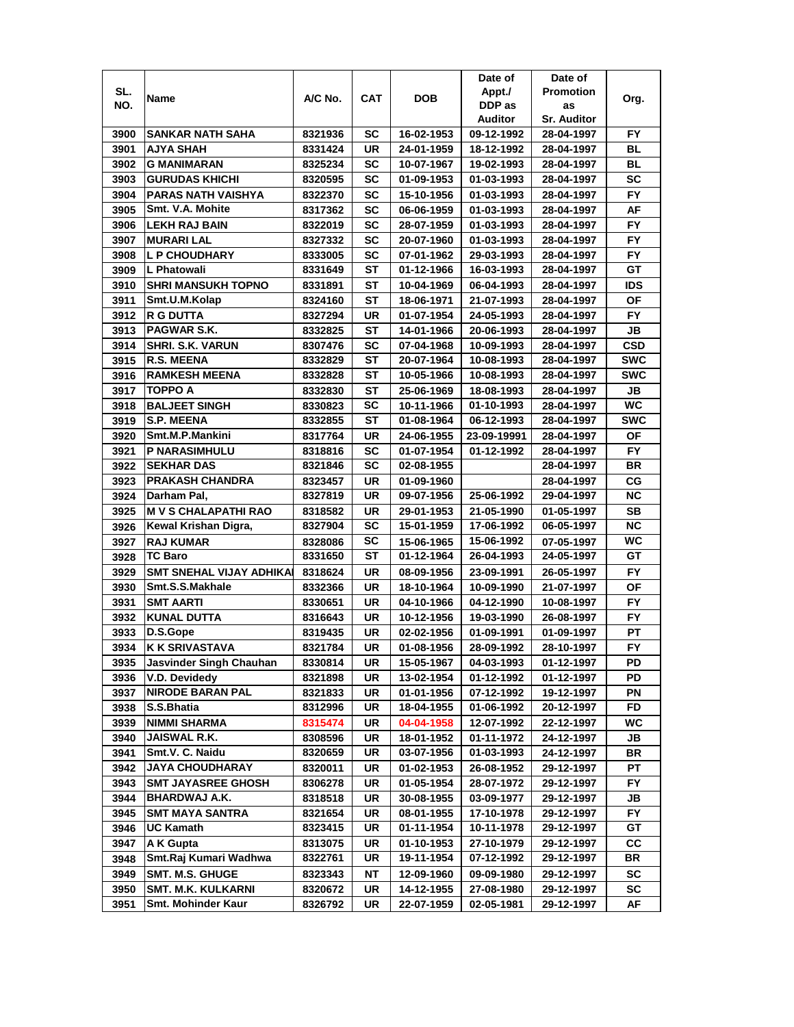| SL. NO. | Name | A/C No. | CAT | DOB | Date of Appt./ DDP as Auditor | Date of Promotion as Sr. Auditor | Org. |
|---|---|---|---|---|---|---|---|
| 3900 | SANKAR NATH SAHA | 8321936 | SC | 16-02-1953 | 09-12-1992 | 28-04-1997 | FY |
| 3901 | AJYA SHAH | 8331424 | UR | 24-01-1959 | 18-12-1992 | 28-04-1997 | BL |
| 3902 | G MANIMARAN | 8325234 | SC | 10-07-1967 | 19-02-1993 | 28-04-1997 | BL |
| 3903 | GURUDAS KHICHI | 8320595 | SC | 01-09-1953 | 01-03-1993 | 28-04-1997 | SC |
| 3904 | PARAS NATH VAISHYA | 8322370 | SC | 15-10-1956 | 01-03-1993 | 28-04-1997 | FY |
| 3905 | Smt. V.A. Mohite | 8317362 | SC | 06-06-1959 | 01-03-1993 | 28-04-1997 | AF |
| 3906 | LEKH RAJ BAIN | 8322019 | SC | 28-07-1959 | 01-03-1993 | 28-04-1997 | FY |
| 3907 | MURARI LAL | 8327332 | SC | 20-07-1960 | 01-03-1993 | 28-04-1997 | FY |
| 3908 | L P CHOUDHARY | 8333005 | SC | 07-01-1962 | 29-03-1993 | 28-04-1997 | FY |
| 3909 | L Phatowali | 8331649 | ST | 01-12-1966 | 16-03-1993 | 28-04-1997 | GT |
| 3910 | SHRI MANSUKH TOPNO | 8331891 | ST | 10-04-1969 | 06-04-1993 | 28-04-1997 | IDS |
| 3911 | Smt.U.M.Kolap | 8324160 | ST | 18-06-1971 | 21-07-1993 | 28-04-1997 | OF |
| 3912 | R G DUTTA | 8327294 | UR | 01-07-1954 | 24-05-1993 | 28-04-1997 | FY |
| 3913 | PAGWAR S.K. | 8332825 | ST | 14-01-1966 | 20-06-1993 | 28-04-1997 | JB |
| 3914 | SHRI. S.K. VARUN | 8307476 | SC | 07-04-1968 | 10-09-1993 | 28-04-1997 | CSD |
| 3915 | R.S. MEENA | 8332829 | ST | 20-07-1964 | 10-08-1993 | 28-04-1997 | SWC |
| 3916 | RAMKESH MEENA | 8332828 | ST | 10-05-1966 | 10-08-1993 | 28-04-1997 | SWC |
| 3917 | TOPPO A | 8332830 | ST | 25-06-1969 | 18-08-1993 | 28-04-1997 | JB |
| 3918 | BALJEET SINGH | 8330823 | SC | 10-11-1966 | 01-10-1993 | 28-04-1997 | WC |
| 3919 | S.P. MEENA | 8332855 | ST | 01-08-1964 | 06-12-1993 | 28-04-1997 | SWC |
| 3920 | Smt.M.P.Mankini | 8317764 | UR | 24-06-1955 | 23-09-19991 | 28-04-1997 | OF |
| 3921 | P NARASIMHULU | 8318816 | SC | 01-07-1954 | 01-12-1992 | 28-04-1997 | FY |
| 3922 | SEKHAR DAS | 8321846 | SC | 02-08-1955 | | 28-04-1997 | BR |
| 3923 | PRAKASH CHANDRA | 8323457 | UR | 01-09-1960 | | 28-04-1997 | CG |
| 3924 | Darham Pal, | 8327819 | UR | 09-07-1956 | 25-06-1992 | 29-04-1997 | NC |
| 3925 | M V S CHALAPATHI RAO | 8318582 | UR | 29-01-1953 | 21-05-1990 | 01-05-1997 | SB |
| 3926 | Kewal Krishan Digra, | 8327904 | SC | 15-01-1959 | 17-06-1992 | 06-05-1997 | NC |
| 3927 | RAJ KUMAR | 8328086 | SC | 15-06-1965 | 15-06-1992 | 07-05-1997 | WC |
| 3928 | TC Baro | 8331650 | ST | 01-12-1964 | 26-04-1993 | 24-05-1997 | GT |
| 3929 | SMT SNEHAL VIJAY ADHIKAI | 8318624 | UR | 08-09-1956 | 23-09-1991 | 26-05-1997 | FY |
| 3930 | Smt.S.S.Makhale | 8332366 | UR | 18-10-1964 | 10-09-1990 | 21-07-1997 | OF |
| 3931 | SMT AARTI | 8330651 | UR | 04-10-1966 | 04-12-1990 | 10-08-1997 | FY |
| 3932 | KUNAL DUTTA | 8316643 | UR | 10-12-1956 | 19-03-1990 | 26-08-1997 | FY |
| 3933 | D.S.Gope | 8319435 | UR | 02-02-1956 | 01-09-1991 | 01-09-1997 | PT |
| 3934 | K K SRIVASTAVA | 8321784 | UR | 01-08-1956 | 28-09-1992 | 28-10-1997 | FY |
| 3935 | Jasvinder Singh Chauhan | 8330814 | UR | 15-05-1967 | 04-03-1993 | 01-12-1997 | PD |
| 3936 | V.D. Devidedy | 8321898 | UR | 13-02-1954 | 01-12-1992 | 01-12-1997 | PD |
| 3937 | NIRODE BARAN PAL | 8321833 | UR | 01-01-1956 | 07-12-1992 | 19-12-1997 | PN |
| 3938 | S.S.Bhatia | 8312996 | UR | 18-04-1955 | 01-06-1992 | 20-12-1997 | FD |
| 3939 | NIMMI SHARMA | 8315474 | UR | 04-04-1958 | 12-07-1992 | 22-12-1997 | WC |
| 3940 | JAISWAL R.K. | 8308596 | UR | 18-01-1952 | 01-11-1972 | 24-12-1997 | JB |
| 3941 | Smt.V. C. Naidu | 8320659 | UR | 03-07-1956 | 01-03-1993 | 24-12-1997 | BR |
| 3942 | JAYA CHOUDHARAY | 8320011 | UR | 01-02-1953 | 26-08-1952 | 29-12-1997 | PT |
| 3943 | SMT JAYASREE GHOSH | 8306278 | UR | 01-05-1954 | 28-07-1972 | 29-12-1997 | FY |
| 3944 | BHARDWAJ A.K. | 8318518 | UR | 30-08-1955 | 03-09-1977 | 29-12-1997 | JB |
| 3945 | SMT MAYA SANTRA | 8321654 | UR | 08-01-1955 | 17-10-1978 | 29-12-1997 | FY |
| 3946 | UC Kamath | 8323415 | UR | 01-11-1954 | 10-11-1978 | 29-12-1997 | GT |
| 3947 | A K Gupta | 8313075 | UR | 01-10-1953 | 27-10-1979 | 29-12-1997 | CC |
| 3948 | Smt.Raj Kumari Wadhwa | 8322761 | UR | 19-11-1954 | 07-12-1992 | 29-12-1997 | BR |
| 3949 | SMT. M.S. GHUGE | 8323343 | NT | 12-09-1960 | 09-09-1980 | 29-12-1997 | SC |
| 3950 | SMT. M.K. KULKARNI | 8320672 | UR | 14-12-1955 | 27-08-1980 | 29-12-1997 | SC |
| 3951 | Smt. Mohinder Kaur | 8326792 | UR | 22-07-1959 | 02-05-1981 | 29-12-1997 | AF |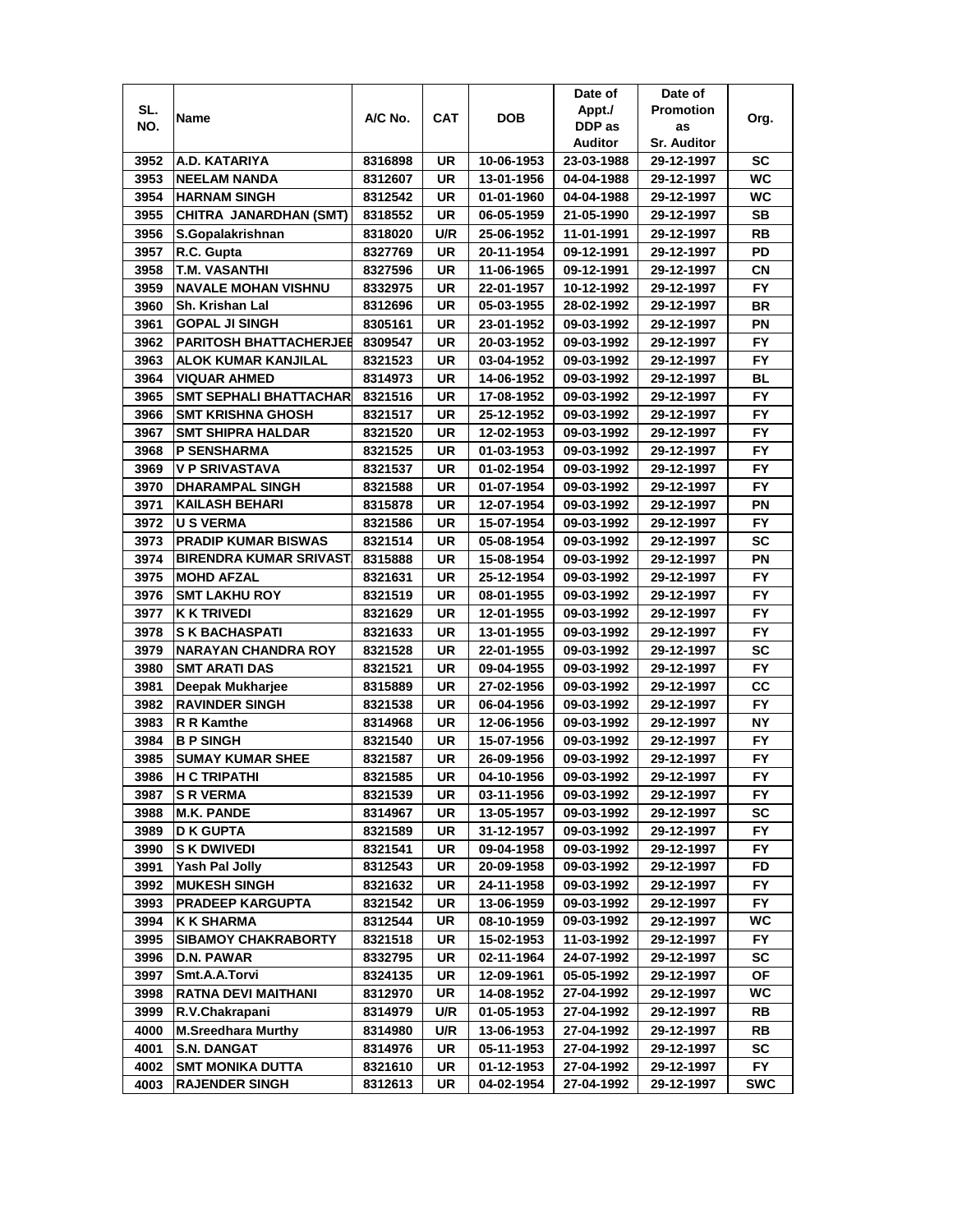| SL. NO. | Name | A/C No. | CAT | DOB | Date of Appt./ DDP as Auditor | Date of Promotion as Sr. Auditor | Org. |
|---|---|---|---|---|---|---|---|
| 3952 | A.D. KATARIYA | 8316898 | UR | 10-06-1953 | 23-03-1988 | 29-12-1997 | SC |
| 3953 | NEELAM NANDA | 8312607 | UR | 13-01-1956 | 04-04-1988 | 29-12-1997 | WC |
| 3954 | HARNAM SINGH | 8312542 | UR | 01-01-1960 | 04-04-1988 | 29-12-1997 | WC |
| 3955 | CHITRA JANARDHAN (SMT) | 8318552 | UR | 06-05-1959 | 21-05-1990 | 29-12-1997 | SB |
| 3956 | S.Gopalakrishnan | 8318020 | U/R | 25-06-1952 | 11-01-1991 | 29-12-1997 | RB |
| 3957 | R.C. Gupta | 8327769 | UR | 20-11-1954 | 09-12-1991 | 29-12-1997 | PD |
| 3958 | T.M. VASANTHI | 8327596 | UR | 11-06-1965 | 09-12-1991 | 29-12-1997 | CN |
| 3959 | NAVALE MOHAN VISHNU | 8332975 | UR | 22-01-1957 | 10-12-1992 | 29-12-1997 | FY |
| 3960 | Sh. Krishan Lal | 8312696 | UR | 05-03-1955 | 28-02-1992 | 29-12-1997 | BR |
| 3961 | GOPAL JI SINGH | 8305161 | UR | 23-01-1952 | 09-03-1992 | 29-12-1997 | PN |
| 3962 | PARITOSH BHATTACHERJEE | 8309547 | UR | 20-03-1952 | 09-03-1992 | 29-12-1997 | FY |
| 3963 | ALOK KUMAR KANJILAL | 8321523 | UR | 03-04-1952 | 09-03-1992 | 29-12-1997 | FY |
| 3964 | VIQUAR AHMED | 8314973 | UR | 14-06-1952 | 09-03-1992 | 29-12-1997 | BL |
| 3965 | SMT SEPHALI BHATTACHAR | 8321516 | UR | 17-08-1952 | 09-03-1992 | 29-12-1997 | FY |
| 3966 | SMT KRISHNA GHOSH | 8321517 | UR | 25-12-1952 | 09-03-1992 | 29-12-1997 | FY |
| 3967 | SMT SHIPRA HALDAR | 8321520 | UR | 12-02-1953 | 09-03-1992 | 29-12-1997 | FY |
| 3968 | P SENSHARMA | 8321525 | UR | 01-03-1953 | 09-03-1992 | 29-12-1997 | FY |
| 3969 | V P SRIVASTAVA | 8321537 | UR | 01-02-1954 | 09-03-1992 | 29-12-1997 | FY |
| 3970 | DHARAMPAL SINGH | 8321588 | UR | 01-07-1954 | 09-03-1992 | 29-12-1997 | FY |
| 3971 | KAILASH BEHARI | 8315878 | UR | 12-07-1954 | 09-03-1992 | 29-12-1997 | PN |
| 3972 | U S VERMA | 8321586 | UR | 15-07-1954 | 09-03-1992 | 29-12-1997 | FY |
| 3973 | PRADIP KUMAR BISWAS | 8321514 | UR | 05-08-1954 | 09-03-1992 | 29-12-1997 | SC |
| 3974 | BIRENDRA KUMAR SRIVAST | 8315888 | UR | 15-08-1954 | 09-03-1992 | 29-12-1997 | PN |
| 3975 | MOHD AFZAL | 8321631 | UR | 25-12-1954 | 09-03-1992 | 29-12-1997 | FY |
| 3976 | SMT LAKHU ROY | 8321519 | UR | 08-01-1955 | 09-03-1992 | 29-12-1997 | FY |
| 3977 | K K TRIVEDI | 8321629 | UR | 12-01-1955 | 09-03-1992 | 29-12-1997 | FY |
| 3978 | S K BACHASPATI | 8321633 | UR | 13-01-1955 | 09-03-1992 | 29-12-1997 | FY |
| 3979 | NARAYAN CHANDRA ROY | 8321528 | UR | 22-01-1955 | 09-03-1992 | 29-12-1997 | SC |
| 3980 | SMT ARATI DAS | 8321521 | UR | 09-04-1955 | 09-03-1992 | 29-12-1997 | FY |
| 3981 | Deepak Mukharjee | 8315889 | UR | 27-02-1956 | 09-03-1992 | 29-12-1997 | CC |
| 3982 | RAVINDER SINGH | 8321538 | UR | 06-04-1956 | 09-03-1992 | 29-12-1997 | FY |
| 3983 | R R Kamthe | 8314968 | UR | 12-06-1956 | 09-03-1992 | 29-12-1997 | NY |
| 3984 | B P SINGH | 8321540 | UR | 15-07-1956 | 09-03-1992 | 29-12-1997 | FY |
| 3985 | SUMAY KUMAR SHEE | 8321587 | UR | 26-09-1956 | 09-03-1992 | 29-12-1997 | FY |
| 3986 | H C TRIPATHI | 8321585 | UR | 04-10-1956 | 09-03-1992 | 29-12-1997 | FY |
| 3987 | S R VERMA | 8321539 | UR | 03-11-1956 | 09-03-1992 | 29-12-1997 | FY |
| 3988 | M.K. PANDE | 8314967 | UR | 13-05-1957 | 09-03-1992 | 29-12-1997 | SC |
| 3989 | D K GUPTA | 8321589 | UR | 31-12-1957 | 09-03-1992 | 29-12-1997 | FY |
| 3990 | S K DWIVEDI | 8321541 | UR | 09-04-1958 | 09-03-1992 | 29-12-1997 | FY |
| 3991 | Yash Pal Jolly | 8312543 | UR | 20-09-1958 | 09-03-1992 | 29-12-1997 | FD |
| 3992 | MUKESH SINGH | 8321632 | UR | 24-11-1958 | 09-03-1992 | 29-12-1997 | FY |
| 3993 | PRADEEP KARGUPTA | 8321542 | UR | 13-06-1959 | 09-03-1992 | 29-12-1997 | FY |
| 3994 | K K SHARMA | 8312544 | UR | 08-10-1959 | 09-03-1992 | 29-12-1997 | WC |
| 3995 | SIBAMOY CHAKRABORTY | 8321518 | UR | 15-02-1953 | 11-03-1992 | 29-12-1997 | FY |
| 3996 | D.N. PAWAR | 8332795 | UR | 02-11-1964 | 24-07-1992 | 29-12-1997 | SC |
| 3997 | Smt.A.A.Torvi | 8324135 | UR | 12-09-1961 | 05-05-1992 | 29-12-1997 | OF |
| 3998 | RATNA DEVI MAITHANI | 8312970 | UR | 14-08-1952 | 27-04-1992 | 29-12-1997 | WC |
| 3999 | R.V.Chakrapani | 8314979 | U/R | 01-05-1953 | 27-04-1992 | 29-12-1997 | RB |
| 4000 | M.Sreedhara Murthy | 8314980 | U/R | 13-06-1953 | 27-04-1992 | 29-12-1997 | RB |
| 4001 | S.N. DANGAT | 8314976 | UR | 05-11-1953 | 27-04-1992 | 29-12-1997 | SC |
| 4002 | SMT MONIKA DUTTA | 8321610 | UR | 01-12-1953 | 27-04-1992 | 29-12-1997 | FY |
| 4003 | RAJENDER SINGH | 8312613 | UR | 04-02-1954 | 27-04-1992 | 29-12-1997 | SWC |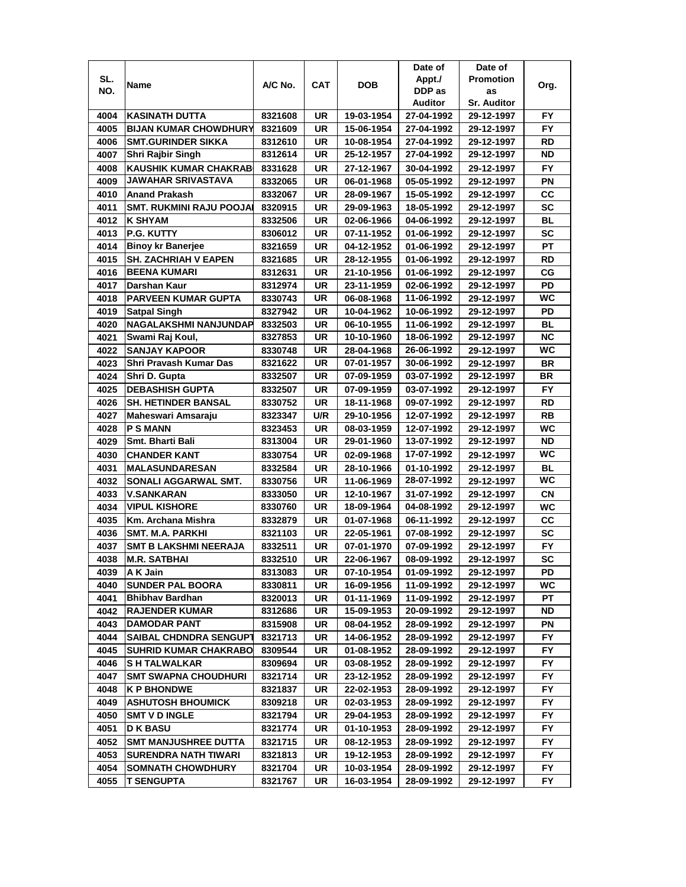| SL. NO. | Name | A/C No. | CAT | DOB | Date of Appt./ DDP as Auditor | Date of Promotion as Sr. Auditor | Org. |
|---|---|---|---|---|---|---|---|
| 4004 | KASINATH DUTTA | 8321608 | UR | 19-03-1954 | 27-04-1992 | 29-12-1997 | FY |
| 4005 | BIJAN KUMAR CHOWDHURY | 8321609 | UR | 15-06-1954 | 27-04-1992 | 29-12-1997 | FY |
| 4006 | SMT.GURINDER SIKKA | 8312610 | UR | 10-08-1954 | 27-04-1992 | 29-12-1997 | RD |
| 4007 | Shri Rajbir Singh | 8312614 | UR | 25-12-1957 | 27-04-1992 | 29-12-1997 | ND |
| 4008 | KAUSHIK KUMAR CHAKRAB | 8331628 | UR | 27-12-1967 | 30-04-1992 | 29-12-1997 | FY |
| 4009 | JAWAHAR SRIVASTAVA | 8332065 | UR | 06-01-1968 | 05-05-1992 | 29-12-1997 | PN |
| 4010 | Anand Prakash | 8332067 | UR | 28-09-1967 | 15-05-1992 | 29-12-1997 | CC |
| 4011 | SMT. RUKMINI RAJU POOJAI | 8320915 | UR | 29-09-1963 | 18-05-1992 | 29-12-1997 | SC |
| 4012 | K SHYAM | 8332506 | UR | 02-06-1966 | 04-06-1992 | 29-12-1997 | BL |
| 4013 | P.G. KUTTY | 8306012 | UR | 07-11-1952 | 01-06-1992 | 29-12-1997 | SC |
| 4014 | Binoy kr Banerjee | 8321659 | UR | 04-12-1952 | 01-06-1992 | 29-12-1997 | PT |
| 4015 | SH. ZACHRIAH V EAPEN | 8321685 | UR | 28-12-1955 | 01-06-1992 | 29-12-1997 | RD |
| 4016 | BEENA KUMARI | 8312631 | UR | 21-10-1956 | 01-06-1992 | 29-12-1997 | CG |
| 4017 | Darshan Kaur | 8312974 | UR | 23-11-1959 | 02-06-1992 | 29-12-1997 | PD |
| 4018 | PARVEEN KUMAR GUPTA | 8330743 | UR | 06-08-1968 | 11-06-1992 | 29-12-1997 | WC |
| 4019 | Satpal Singh | 8327942 | UR | 10-04-1962 | 10-06-1992 | 29-12-1997 | PD |
| 4020 | NAGALAKSHMI NANJUNDAP | 8332503 | UR | 06-10-1955 | 11-06-1992 | 29-12-1997 | BL |
| 4021 | Swami Raj Koul, | 8327853 | UR | 10-10-1960 | 18-06-1992 | 29-12-1997 | NC |
| 4022 | SANJAY KAPOOR | 8330748 | UR | 28-04-1968 | 26-06-1992 | 29-12-1997 | WC |
| 4023 | Shri Pravash Kumar Das | 8321622 | UR | 07-01-1957 | 30-06-1992 | 29-12-1997 | BR |
| 4024 | Shri D. Gupta | 8332507 | UR | 07-09-1959 | 03-07-1992 | 29-12-1997 | BR |
| 4025 | DEBASHISH GUPTA | 8332507 | UR | 07-09-1959 | 03-07-1992 | 29-12-1997 | FY |
| 4026 | SH. HETINDER BANSAL | 8330752 | UR | 18-11-1968 | 09-07-1992 | 29-12-1997 | RD |
| 4027 | Maheswari Amsaraju | 8323347 | U/R | 29-10-1956 | 12-07-1992 | 29-12-1997 | RB |
| 4028 | P S MANN | 8323453 | UR | 08-03-1959 | 12-07-1992 | 29-12-1997 | WC |
| 4029 | Smt. Bharti Bali | 8313004 | UR | 29-01-1960 | 13-07-1992 | 29-12-1997 | ND |
| 4030 | CHANDER KANT | 8330754 | UR | 02-09-1968 | 17-07-1992 | 29-12-1997 | WC |
| 4031 | MALASUNDARESAN | 8332584 | UR | 28-10-1966 | 01-10-1992 | 29-12-1997 | BL |
| 4032 | SONALI AGGARWAL SMT. | 8330756 | UR | 11-06-1969 | 28-07-1992 | 29-12-1997 | WC |
| 4033 | V.SANKARAN | 8333050 | UR | 12-10-1967 | 31-07-1992 | 29-12-1997 | CN |
| 4034 | VIPUL KISHORE | 8330760 | UR | 18-09-1964 | 04-08-1992 | 29-12-1997 | WC |
| 4035 | Km. Archana Mishra | 8332879 | UR | 01-07-1968 | 06-11-1992 | 29-12-1997 | CC |
| 4036 | SMT. M.A. PARKHI | 8321103 | UR | 22-05-1961 | 07-08-1992 | 29-12-1997 | SC |
| 4037 | SMT B LAKSHMI NEERAJA | 8332511 | UR | 07-01-1970 | 07-09-1992 | 29-12-1997 | FY |
| 4038 | M.R. SATBHAI | 8332510 | UR | 22-06-1967 | 08-09-1992 | 29-12-1997 | SC |
| 4039 | A K Jain | 8313083 | UR | 07-10-1954 | 01-09-1992 | 29-12-1997 | PD |
| 4040 | SUNDER PAL BOORA | 8330811 | UR | 16-09-1956 | 11-09-1992 | 29-12-1997 | WC |
| 4041 | Bhibhav Bardhan | 8320013 | UR | 01-11-1969 | 11-09-1992 | 29-12-1997 | PT |
| 4042 | RAJENDER KUMAR | 8312686 | UR | 15-09-1953 | 20-09-1992 | 29-12-1997 | ND |
| 4043 | DAMODAR PANT | 8315908 | UR | 08-04-1952 | 28-09-1992 | 29-12-1997 | PN |
| 4044 | SAIBAL CHDNDRA SENGUPT | 8321713 | UR | 14-06-1952 | 28-09-1992 | 29-12-1997 | FY |
| 4045 | SUHRID KUMAR CHAKRABO | 8309544 | UR | 01-08-1952 | 28-09-1992 | 29-12-1997 | FY |
| 4046 | S H TALWALKAR | 8309694 | UR | 03-08-1952 | 28-09-1992 | 29-12-1997 | FY |
| 4047 | SMT SWAPNA CHOUDHURI | 8321714 | UR | 23-12-1952 | 28-09-1992 | 29-12-1997 | FY |
| 4048 | K P BHONDWE | 8321837 | UR | 22-02-1953 | 28-09-1992 | 29-12-1997 | FY |
| 4049 | ASHUTOSH BHOUMICK | 8309218 | UR | 02-03-1953 | 28-09-1992 | 29-12-1997 | FY |
| 4050 | SMT V D INGLE | 8321794 | UR | 29-04-1953 | 28-09-1992 | 29-12-1997 | FY |
| 4051 | D K BASU | 8321774 | UR | 01-10-1953 | 28-09-1992 | 29-12-1997 | FY |
| 4052 | SMT MANJUSHREE DUTTA | 8321715 | UR | 08-12-1953 | 28-09-1992 | 29-12-1997 | FY |
| 4053 | SURENDRA NATH TIWARI | 8321813 | UR | 19-12-1953 | 28-09-1992 | 29-12-1997 | FY |
| 4054 | SOMNATH CHOWDHURY | 8321704 | UR | 10-03-1954 | 28-09-1992 | 29-12-1997 | FY |
| 4055 | T SENGUPTA | 8321767 | UR | 16-03-1954 | 28-09-1992 | 29-12-1997 | FY |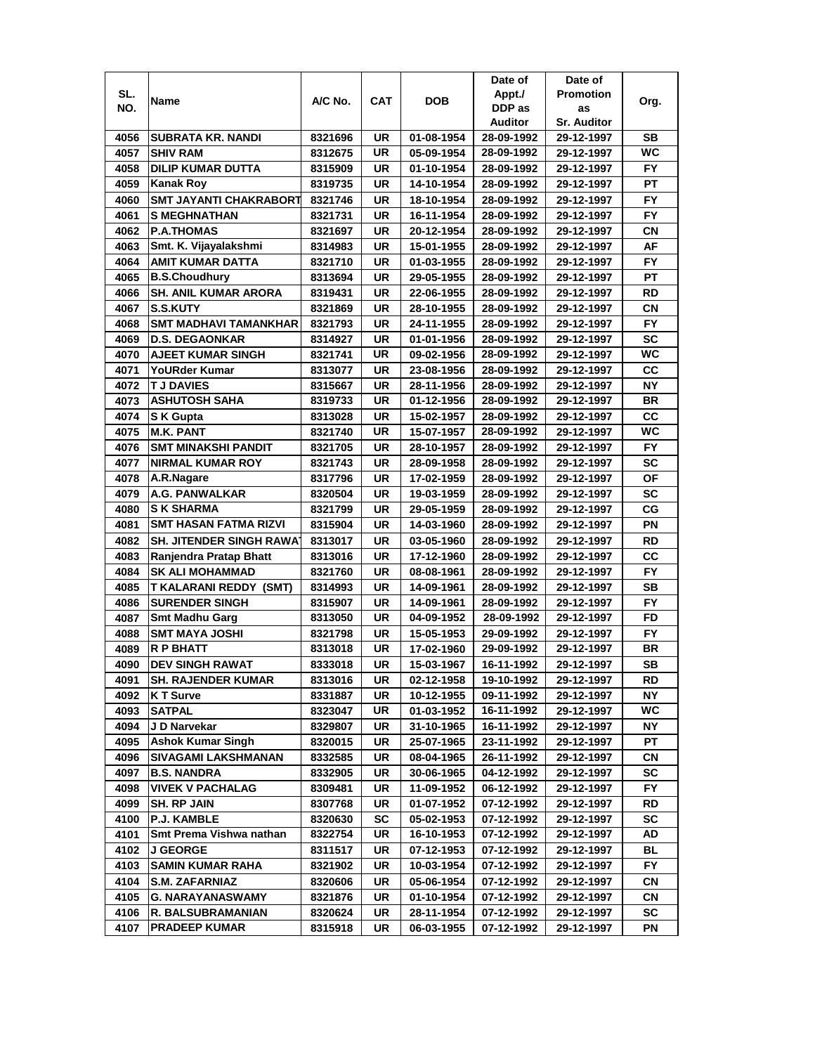| SL. NO. | Name | A/C No. | CAT | DOB | Date of Appt./ DDP as Auditor | Date of Promotion as Sr. Auditor | Org. |
|---|---|---|---|---|---|---|---|
| 4056 | SUBRATA KR. NANDI | 8321696 | UR | 01-08-1954 | 28-09-1992 | 29-12-1997 | SB |
| 4057 | SHIV RAM | 8312675 | UR | 05-09-1954 | 28-09-1992 | 29-12-1997 | WC |
| 4058 | DILIP KUMAR DUTTA | 8315909 | UR | 01-10-1954 | 28-09-1992 | 29-12-1997 | FY |
| 4059 | Kanak Roy | 8319735 | UR | 14-10-1954 | 28-09-1992 | 29-12-1997 | PT |
| 4060 | SMT JAYANTI CHAKRABORT | 8321746 | UR | 18-10-1954 | 28-09-1992 | 29-12-1997 | FY |
| 4061 | S MEGHNATHAN | 8321731 | UR | 16-11-1954 | 28-09-1992 | 29-12-1997 | FY |
| 4062 | P.A.THOMAS | 8321697 | UR | 20-12-1954 | 28-09-1992 | 29-12-1997 | CN |
| 4063 | Smt. K. Vijayalakshmi | 8314983 | UR | 15-01-1955 | 28-09-1992 | 29-12-1997 | AF |
| 4064 | AMIT KUMAR DATTA | 8321710 | UR | 01-03-1955 | 28-09-1992 | 29-12-1997 | FY |
| 4065 | B.S.Choudhury | 8313694 | UR | 29-05-1955 | 28-09-1992 | 29-12-1997 | PT |
| 4066 | SH. ANIL KUMAR ARORA | 8319431 | UR | 22-06-1955 | 28-09-1992 | 29-12-1997 | RD |
| 4067 | S.S.KUTY | 8321869 | UR | 28-10-1955 | 28-09-1992 | 29-12-1997 | CN |
| 4068 | SMT MADHAVI TAMANKHAR | 8321793 | UR | 24-11-1955 | 28-09-1992 | 29-12-1997 | FY |
| 4069 | D.S. DEGAONKAR | 8314927 | UR | 01-01-1956 | 28-09-1992 | 29-12-1997 | SC |
| 4070 | AJEET KUMAR SINGH | 8321741 | UR | 09-02-1956 | 28-09-1992 | 29-12-1997 | WC |
| 4071 | YoURder Kumar | 8313077 | UR | 23-08-1956 | 28-09-1992 | 29-12-1997 | CC |
| 4072 | T J DAVIES | 8315667 | UR | 28-11-1956 | 28-09-1992 | 29-12-1997 | NY |
| 4073 | ASHUTOSH SAHA | 8319733 | UR | 01-12-1956 | 28-09-1992 | 29-12-1997 | BR |
| 4074 | S K Gupta | 8313028 | UR | 15-02-1957 | 28-09-1992 | 29-12-1997 | CC |
| 4075 | M.K. PANT | 8321740 | UR | 15-07-1957 | 28-09-1992 | 29-12-1997 | WC |
| 4076 | SMT MINAKSHI PANDIT | 8321705 | UR | 28-10-1957 | 28-09-1992 | 29-12-1997 | FY |
| 4077 | NIRMAL KUMAR ROY | 8321743 | UR | 28-09-1958 | 28-09-1992 | 29-12-1997 | SC |
| 4078 | A.R.Nagare | 8317796 | UR | 17-02-1959 | 28-09-1992 | 29-12-1997 | OF |
| 4079 | A.G. PANWALKAR | 8320504 | UR | 19-03-1959 | 28-09-1992 | 29-12-1997 | SC |
| 4080 | S K SHARMA | 8321799 | UR | 29-05-1959 | 28-09-1992 | 29-12-1997 | CG |
| 4081 | SMT HASAN FATMA RIZVI | 8315904 | UR | 14-03-1960 | 28-09-1992 | 29-12-1997 | PN |
| 4082 | SH. JITENDER SINGH RAWA | 8313017 | UR | 03-05-1960 | 28-09-1992 | 29-12-1997 | RD |
| 4083 | Ranjendra Pratap Bhatt | 8313016 | UR | 17-12-1960 | 28-09-1992 | 29-12-1997 | CC |
| 4084 | SK ALI MOHAMMAD | 8321760 | UR | 08-08-1961 | 28-09-1992 | 29-12-1997 | FY |
| 4085 | T KALARANI REDDY (SMT) | 8314993 | UR | 14-09-1961 | 28-09-1992 | 29-12-1997 | SB |
| 4086 | SURENDER SINGH | 8315907 | UR | 14-09-1961 | 28-09-1992 | 29-12-1997 | FY |
| 4087 | Smt Madhu Garg | 8313050 | UR | 04-09-1952 | 28-09-1992 | 29-12-1997 | FD |
| 4088 | SMT MAYA JOSHI | 8321798 | UR | 15-05-1953 | 29-09-1992 | 29-12-1997 | FY |
| 4089 | R P BHATT | 8313018 | UR | 17-02-1960 | 29-09-1992 | 29-12-1997 | BR |
| 4090 | DEV SINGH RAWAT | 8333018 | UR | 15-03-1967 | 16-11-1992 | 29-12-1997 | SB |
| 4091 | SH. RAJENDER KUMAR | 8313016 | UR | 02-12-1958 | 19-10-1992 | 29-12-1997 | RD |
| 4092 | K T Surve | 8331887 | UR | 10-12-1955 | 09-11-1992 | 29-12-1997 | NY |
| 4093 | SATPAL | 8323047 | UR | 01-03-1952 | 16-11-1992 | 29-12-1997 | WC |
| 4094 | J D Narvekar | 8329807 | UR | 31-10-1965 | 16-11-1992 | 29-12-1997 | NY |
| 4095 | Ashok Kumar Singh | 8320015 | UR | 25-07-1965 | 23-11-1992 | 29-12-1997 | PT |
| 4096 | SIVAGAMI LAKSHMANAN | 8332585 | UR | 08-04-1965 | 26-11-1992 | 29-12-1997 | CN |
| 4097 | B.S. NANDRA | 8332905 | UR | 30-06-1965 | 04-12-1992 | 29-12-1997 | SC |
| 4098 | VIVEK V PACHALAG | 8309481 | UR | 11-09-1952 | 06-12-1992 | 29-12-1997 | FY |
| 4099 | SH. RP JAIN | 8307768 | UR | 01-07-1952 | 07-12-1992 | 29-12-1997 | RD |
| 4100 | P.J. KAMBLE | 8320630 | SC | 05-02-1953 | 07-12-1992 | 29-12-1997 | SC |
| 4101 | Smt Prema Vishwa nathan | 8322754 | UR | 16-10-1953 | 07-12-1992 | 29-12-1997 | AD |
| 4102 | J GEORGE | 8311517 | UR | 07-12-1953 | 07-12-1992 | 29-12-1997 | BL |
| 4103 | SAMIN KUMAR RAHA | 8321902 | UR | 10-03-1954 | 07-12-1992 | 29-12-1997 | FY |
| 4104 | S.M. ZAFARNIAZ | 8320606 | UR | 05-06-1954 | 07-12-1992 | 29-12-1997 | CN |
| 4105 | G. NARAYANASWAMY | 8321876 | UR | 01-10-1954 | 07-12-1992 | 29-12-1997 | CN |
| 4106 | R. BALSUBRAMANIAN | 8320624 | UR | 28-11-1954 | 07-12-1992 | 29-12-1997 | SC |
| 4107 | PRADEEP KUMAR | 8315918 | UR | 06-03-1955 | 07-12-1992 | 29-12-1997 | PN |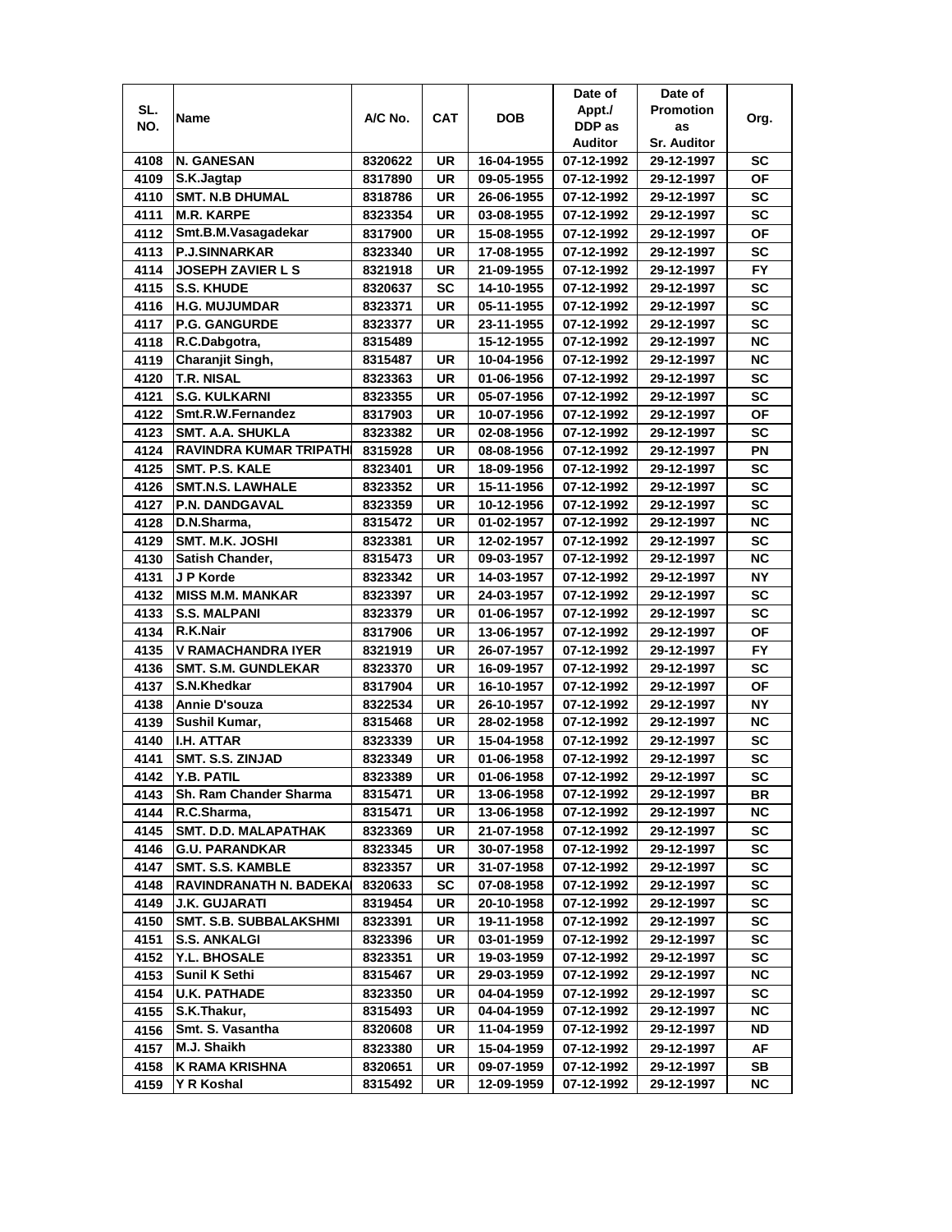| SL. NO. | Name | A/C No. | CAT | DOB | Date of Appt./ DDP as Auditor | Date of Promotion as Sr. Auditor | Org. |
|---|---|---|---|---|---|---|---|
| 4108 | N. GANESAN | 8320622 | UR | 16-04-1955 | 07-12-1992 | 29-12-1997 | SC |
| 4109 | S.K.Jagtap | 8317890 | UR | 09-05-1955 | 07-12-1992 | 29-12-1997 | OF |
| 4110 | SMT. N.B DHUMAL | 8318786 | UR | 26-06-1955 | 07-12-1992 | 29-12-1997 | SC |
| 4111 | M.R. KARPE | 8323354 | UR | 03-08-1955 | 07-12-1992 | 29-12-1997 | SC |
| 4112 | Smt.B.M.Vasagadekar | 8317900 | UR | 15-08-1955 | 07-12-1992 | 29-12-1997 | OF |
| 4113 | P.J.SINNARKAR | 8323340 | UR | 17-08-1955 | 07-12-1992 | 29-12-1997 | SC |
| 4114 | JOSEPH ZAVIER L S | 8321918 | UR | 21-09-1955 | 07-12-1992 | 29-12-1997 | FY |
| 4115 | S.S. KHUDE | 8320637 | SC | 14-10-1955 | 07-12-1992 | 29-12-1997 | SC |
| 4116 | H.G. MUJUMDAR | 8323371 | UR | 05-11-1955 | 07-12-1992 | 29-12-1997 | SC |
| 4117 | P.G. GANGURDE | 8323377 | UR | 23-11-1955 | 07-12-1992 | 29-12-1997 | SC |
| 4118 | R.C.Dabgotra, | 8315489 | | 15-12-1955 | 07-12-1992 | 29-12-1997 | NC |
| 4119 | Charanjit Singh, | 8315487 | UR | 10-04-1956 | 07-12-1992 | 29-12-1997 | NC |
| 4120 | T.R. NISAL | 8323363 | UR | 01-06-1956 | 07-12-1992 | 29-12-1997 | SC |
| 4121 | S.G. KULKARNI | 8323355 | UR | 05-07-1956 | 07-12-1992 | 29-12-1997 | SC |
| 4122 | Smt.R.W.Fernandez | 8317903 | UR | 10-07-1956 | 07-12-1992 | 29-12-1997 | OF |
| 4123 | SMT. A.A. SHUKLA | 8323382 | UR | 02-08-1956 | 07-12-1992 | 29-12-1997 | SC |
| 4124 | RAVINDRA KUMAR TRIPATHI | 8315928 | UR | 08-08-1956 | 07-12-1992 | 29-12-1997 | PN |
| 4125 | SMT. P.S. KALE | 8323401 | UR | 18-09-1956 | 07-12-1992 | 29-12-1997 | SC |
| 4126 | SMT.N.S. LAWHALE | 8323352 | UR | 15-11-1956 | 07-12-1992 | 29-12-1997 | SC |
| 4127 | P.N. DANDGAVAL | 8323359 | UR | 10-12-1956 | 07-12-1992 | 29-12-1997 | SC |
| 4128 | D.N.Sharma, | 8315472 | UR | 01-02-1957 | 07-12-1992 | 29-12-1997 | NC |
| 4129 | SMT. M.K. JOSHI | 8323381 | UR | 12-02-1957 | 07-12-1992 | 29-12-1997 | SC |
| 4130 | Satish Chander, | 8315473 | UR | 09-03-1957 | 07-12-1992 | 29-12-1997 | NC |
| 4131 | J P Korde | 8323342 | UR | 14-03-1957 | 07-12-1992 | 29-12-1997 | NY |
| 4132 | MISS M.M. MANKAR | 8323397 | UR | 24-03-1957 | 07-12-1992 | 29-12-1997 | SC |
| 4133 | S.S. MALPANI | 8323379 | UR | 01-06-1957 | 07-12-1992 | 29-12-1997 | SC |
| 4134 | R.K.Nair | 8317906 | UR | 13-06-1957 | 07-12-1992 | 29-12-1997 | OF |
| 4135 | V RAMACHANDRA IYER | 8321919 | UR | 26-07-1957 | 07-12-1992 | 29-12-1997 | FY |
| 4136 | SMT. S.M. GUNDLEKAR | 8323370 | UR | 16-09-1957 | 07-12-1992 | 29-12-1997 | SC |
| 4137 | S.N.Khedkar | 8317904 | UR | 16-10-1957 | 07-12-1992 | 29-12-1997 | OF |
| 4138 | Annie D'souza | 8322534 | UR | 26-10-1957 | 07-12-1992 | 29-12-1997 | NY |
| 4139 | Sushil Kumar, | 8315468 | UR | 28-02-1958 | 07-12-1992 | 29-12-1997 | NC |
| 4140 | I.H. ATTAR | 8323339 | UR | 15-04-1958 | 07-12-1992 | 29-12-1997 | SC |
| 4141 | SMT. S.S. ZINJAD | 8323349 | UR | 01-06-1958 | 07-12-1992 | 29-12-1997 | SC |
| 4142 | Y.B. PATIL | 8323389 | UR | 01-06-1958 | 07-12-1992 | 29-12-1997 | SC |
| 4143 | Sh. Ram Chander Sharma | 8315471 | UR | 13-06-1958 | 07-12-1992 | 29-12-1997 | BR |
| 4144 | R.C.Sharma, | 8315471 | UR | 13-06-1958 | 07-12-1992 | 29-12-1997 | NC |
| 4145 | SMT. D.D. MALAPATHAK | 8323369 | UR | 21-07-1958 | 07-12-1992 | 29-12-1997 | SC |
| 4146 | G.U. PARANDKAR | 8323345 | UR | 30-07-1958 | 07-12-1992 | 29-12-1997 | SC |
| 4147 | SMT. S.S. KAMBLE | 8323357 | UR | 31-07-1958 | 07-12-1992 | 29-12-1997 | SC |
| 4148 | RAVINDRANATH N. BADEKAI | 8320633 | SC | 07-08-1958 | 07-12-1992 | 29-12-1997 | SC |
| 4149 | J.K. GUJARATI | 8319454 | UR | 20-10-1958 | 07-12-1992 | 29-12-1997 | SC |
| 4150 | SMT. S.B. SUBBALAKSHMI | 8323391 | UR | 19-11-1958 | 07-12-1992 | 29-12-1997 | SC |
| 4151 | S.S. ANKALGI | 8323396 | UR | 03-01-1959 | 07-12-1992 | 29-12-1997 | SC |
| 4152 | Y.L. BHOSALE | 8323351 | UR | 19-03-1959 | 07-12-1992 | 29-12-1997 | SC |
| 4153 | Sunil K Sethi | 8315467 | UR | 29-03-1959 | 07-12-1992 | 29-12-1997 | NC |
| 4154 | U.K. PATHADE | 8323350 | UR | 04-04-1959 | 07-12-1992 | 29-12-1997 | SC |
| 4155 | S.K.Thakur, | 8315493 | UR | 04-04-1959 | 07-12-1992 | 29-12-1997 | NC |
| 4156 | Smt. S. Vasantha | 8320608 | UR | 11-04-1959 | 07-12-1992 | 29-12-1997 | ND |
| 4157 | M.J. Shaikh | 8323380 | UR | 15-04-1959 | 07-12-1992 | 29-12-1997 | AF |
| 4158 | K RAMA KRISHNA | 8320651 | UR | 09-07-1959 | 07-12-1992 | 29-12-1997 | SB |
| 4159 | Y R Koshal | 8315492 | UR | 12-09-1959 | 07-12-1992 | 29-12-1997 | NC |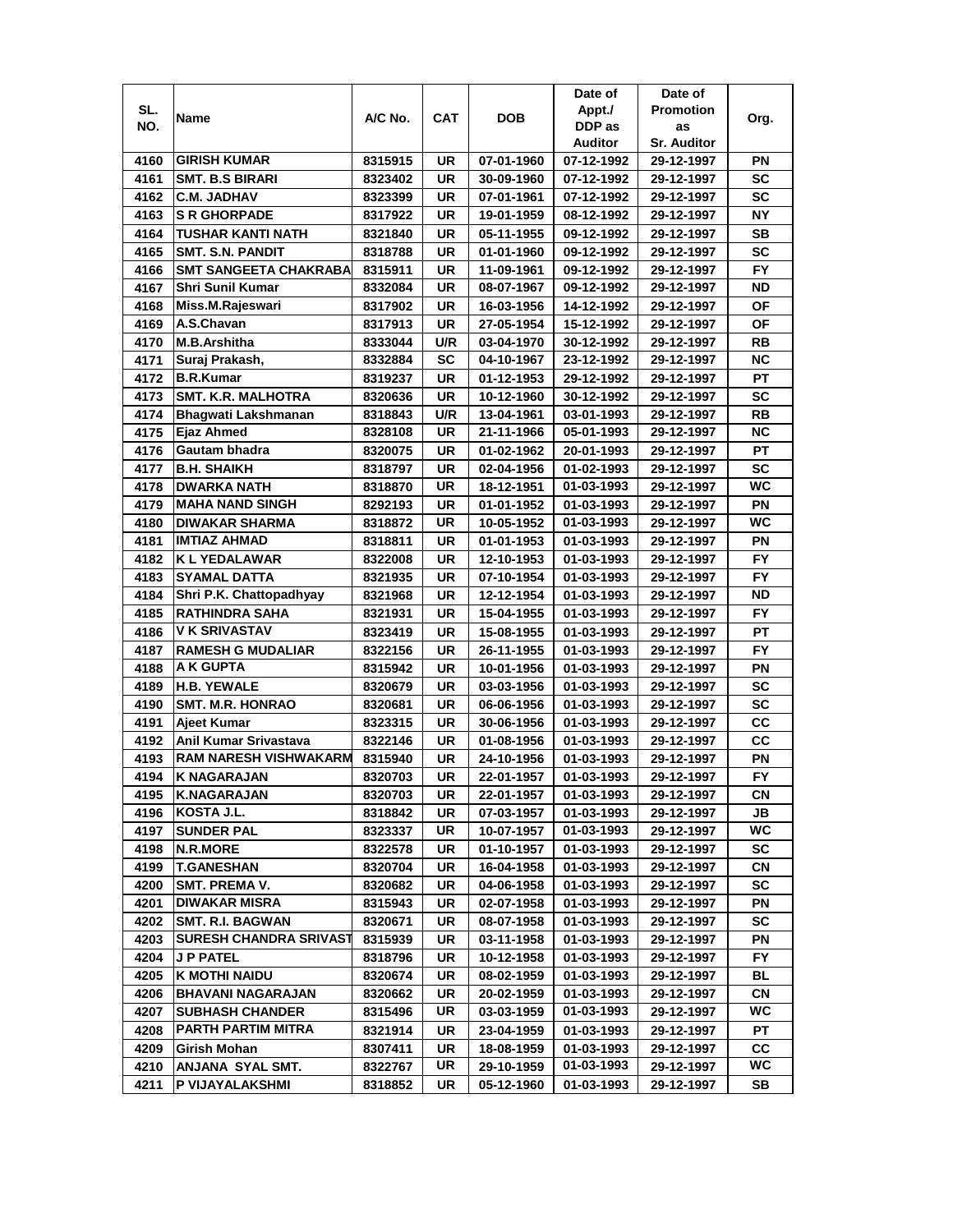| SL. NO. | Name | A/C No. | CAT | DOB | Date of Appt./ DDP as Auditor | Date of Promotion as Sr. Auditor | Org. |
|---|---|---|---|---|---|---|---|
| 4160 | GIRISH KUMAR | 8315915 | UR | 07-01-1960 | 07-12-1992 | 29-12-1997 | PN |
| 4161 | SMT. B.S BIRARI | 8323402 | UR | 30-09-1960 | 07-12-1992 | 29-12-1997 | SC |
| 4162 | C.M. JADHAV | 8323399 | UR | 07-01-1961 | 07-12-1992 | 29-12-1997 | SC |
| 4163 | S R GHORPADE | 8317922 | UR | 19-01-1959 | 08-12-1992 | 29-12-1997 | NY |
| 4164 | TUSHAR KANTI NATH | 8321840 | UR | 05-11-1955 | 09-12-1992 | 29-12-1997 | SB |
| 4165 | SMT. S.N. PANDIT | 8318788 | UR | 01-01-1960 | 09-12-1992 | 29-12-1997 | SC |
| 4166 | SMT SANGEETA CHAKRABA | 8315911 | UR | 11-09-1961 | 09-12-1992 | 29-12-1997 | FY |
| 4167 | Shri Sunil Kumar | 8332084 | UR | 08-07-1967 | 09-12-1992 | 29-12-1997 | ND |
| 4168 | Miss.M.Rajeswari | 8317902 | UR | 16-03-1956 | 14-12-1992 | 29-12-1997 | OF |
| 4169 | A.S.Chavan | 8317913 | UR | 27-05-1954 | 15-12-1992 | 29-12-1997 | OF |
| 4170 | M.B.Arshitha | 8333044 | U/R | 03-04-1970 | 30-12-1992 | 29-12-1997 | RB |
| 4171 | Suraj Prakash, | 8332884 | SC | 04-10-1967 | 23-12-1992 | 29-12-1997 | NC |
| 4172 | B.R.Kumar | 8319237 | UR | 01-12-1953 | 29-12-1992 | 29-12-1997 | PT |
| 4173 | SMT. K.R. MALHOTRA | 8320636 | UR | 10-12-1960 | 30-12-1992 | 29-12-1997 | SC |
| 4174 | Bhagwati Lakshmanan | 8318843 | U/R | 13-04-1961 | 03-01-1993 | 29-12-1997 | RB |
| 4175 | Ejaz Ahmed | 8328108 | UR | 21-11-1966 | 05-01-1993 | 29-12-1997 | NC |
| 4176 | Gautam bhadra | 8320075 | UR | 01-02-1962 | 20-01-1993 | 29-12-1997 | PT |
| 4177 | B.H. SHAIKH | 8318797 | UR | 02-04-1956 | 01-02-1993 | 29-12-1997 | SC |
| 4178 | DWARKA NATH | 8318870 | UR | 18-12-1951 | 01-03-1993 | 29-12-1997 | WC |
| 4179 | MAHA NAND SINGH | 8292193 | UR | 01-01-1952 | 01-03-1993 | 29-12-1997 | PN |
| 4180 | DIWAKAR SHARMA | 8318872 | UR | 10-05-1952 | 01-03-1993 | 29-12-1997 | WC |
| 4181 | IMTIAZ AHMAD | 8318811 | UR | 01-01-1953 | 01-03-1993 | 29-12-1997 | PN |
| 4182 | K L YEDALAWAR | 8322008 | UR | 12-10-1953 | 01-03-1993 | 29-12-1997 | FY |
| 4183 | SYAMAL DATTA | 8321935 | UR | 07-10-1954 | 01-03-1993 | 29-12-1997 | FY |
| 4184 | Shri P.K. Chattopadhyay | 8321968 | UR | 12-12-1954 | 01-03-1993 | 29-12-1997 | ND |
| 4185 | RATHINDRA SAHA | 8321931 | UR | 15-04-1955 | 01-03-1993 | 29-12-1997 | FY |
| 4186 | V K SRIVASTAV | 8323419 | UR | 15-08-1955 | 01-03-1993 | 29-12-1997 | PT |
| 4187 | RAMESH G MUDALIAR | 8322156 | UR | 26-11-1955 | 01-03-1993 | 29-12-1997 | FY |
| 4188 | A K GUPTA | 8315942 | UR | 10-01-1956 | 01-03-1993 | 29-12-1997 | PN |
| 4189 | H.B. YEWALE | 8320679 | UR | 03-03-1956 | 01-03-1993 | 29-12-1997 | SC |
| 4190 | SMT. M.R. HONRAO | 8320681 | UR | 06-06-1956 | 01-03-1993 | 29-12-1997 | SC |
| 4191 | Ajeet Kumar | 8323315 | UR | 30-06-1956 | 01-03-1993 | 29-12-1997 | CC |
| 4192 | Anil Kumar Srivastava | 8322146 | UR | 01-08-1956 | 01-03-1993 | 29-12-1997 | CC |
| 4193 | RAM NARESH VISHWAKARM | 8315940 | UR | 24-10-1956 | 01-03-1993 | 29-12-1997 | PN |
| 4194 | K NAGARAJAN | 8320703 | UR | 22-01-1957 | 01-03-1993 | 29-12-1997 | FY |
| 4195 | K.NAGARAJAN | 8320703 | UR | 22-01-1957 | 01-03-1993 | 29-12-1997 | CN |
| 4196 | KOSTA J.L. | 8318842 | UR | 07-03-1957 | 01-03-1993 | 29-12-1997 | JB |
| 4197 | SUNDER PAL | 8323337 | UR | 10-07-1957 | 01-03-1993 | 29-12-1997 | WC |
| 4198 | N.R.MORE | 8322578 | UR | 01-10-1957 | 01-03-1993 | 29-12-1997 | SC |
| 4199 | T.GANESHAN | 8320704 | UR | 16-04-1958 | 01-03-1993 | 29-12-1997 | CN |
| 4200 | SMT. PREMA V. | 8320682 | UR | 04-06-1958 | 01-03-1993 | 29-12-1997 | SC |
| 4201 | DIWAKAR MISRA | 8315943 | UR | 02-07-1958 | 01-03-1993 | 29-12-1997 | PN |
| 4202 | SMT. R.I. BAGWAN | 8320671 | UR | 08-07-1958 | 01-03-1993 | 29-12-1997 | SC |
| 4203 | SURESH CHANDRA SRIVAST | 8315939 | UR | 03-11-1958 | 01-03-1993 | 29-12-1997 | PN |
| 4204 | J P PATEL | 8318796 | UR | 10-12-1958 | 01-03-1993 | 29-12-1997 | FY |
| 4205 | K MOTHI NAIDU | 8320674 | UR | 08-02-1959 | 01-03-1993 | 29-12-1997 | BL |
| 4206 | BHAVANI NAGARAJAN | 8320662 | UR | 20-02-1959 | 01-03-1993 | 29-12-1997 | CN |
| 4207 | SUBHASH CHANDER | 8315496 | UR | 03-03-1959 | 01-03-1993 | 29-12-1997 | WC |
| 4208 | PARTH PARTIM MITRA | 8321914 | UR | 23-04-1959 | 01-03-1993 | 29-12-1997 | PT |
| 4209 | Girish Mohan | 8307411 | UR | 18-08-1959 | 01-03-1993 | 29-12-1997 | CC |
| 4210 | ANJANA SYAL SMT. | 8322767 | UR | 29-10-1959 | 01-03-1993 | 29-12-1997 | WC |
| 4211 | P VIJAYALAKSHMI | 8318852 | UR | 05-12-1960 | 01-03-1993 | 29-12-1997 | SB |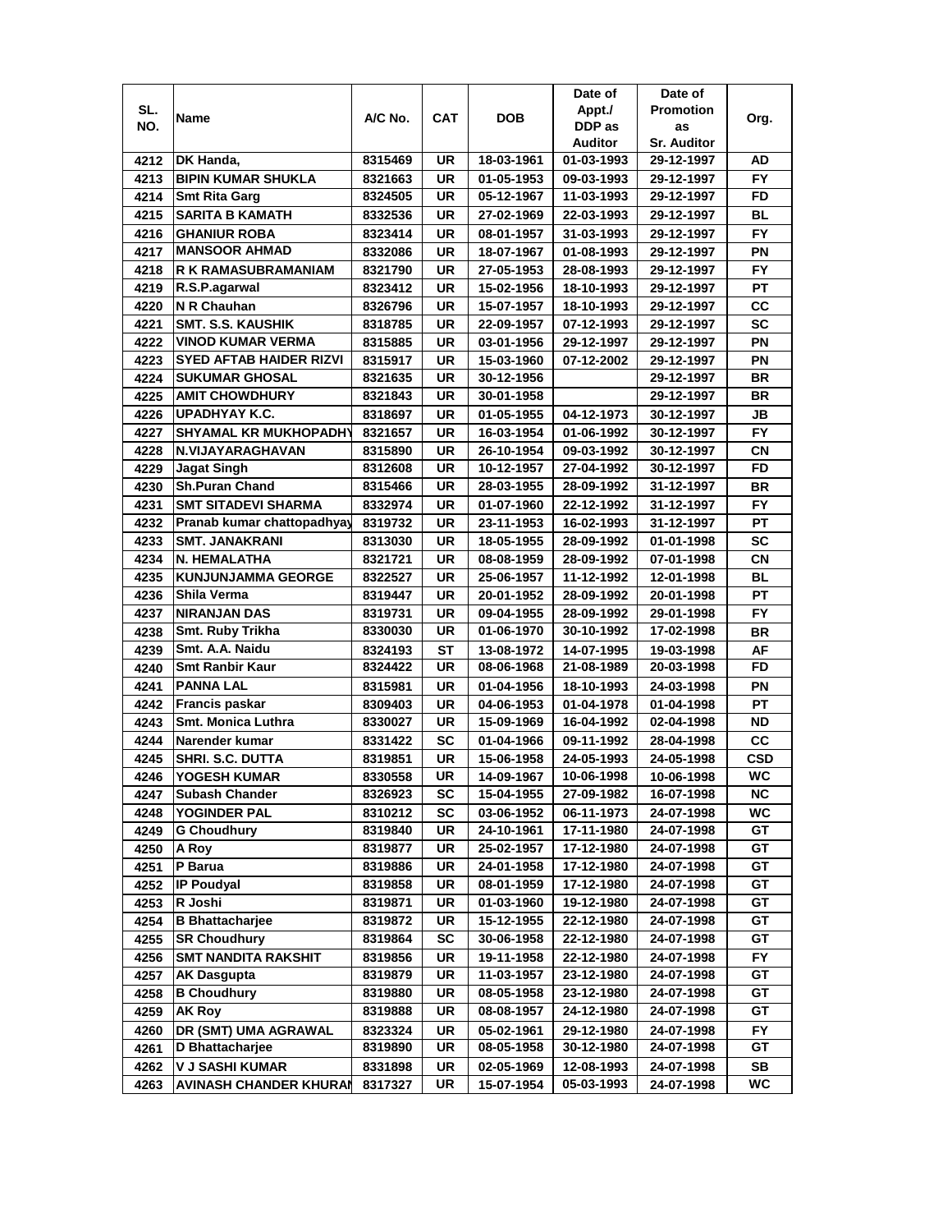| SL. NO. | Name | A/C No. | CAT | DOB | Date of Appt./ DDP as Auditor | Date of Promotion as Sr. Auditor | Org. |
|---|---|---|---|---|---|---|---|
| 4212 | DK Handa, | 8315469 | UR | 18-03-1961 | 01-03-1993 | 29-12-1997 | AD |
| 4213 | BIPIN KUMAR SHUKLA | 8321663 | UR | 01-05-1953 | 09-03-1993 | 29-12-1997 | FY |
| 4214 | Smt Rita Garg | 8324505 | UR | 05-12-1967 | 11-03-1993 | 29-12-1997 | FD |
| 4215 | SARITA B KAMATH | 8332536 | UR | 27-02-1969 | 22-03-1993 | 29-12-1997 | BL |
| 4216 | GHANIUR ROBA | 8323414 | UR | 08-01-1957 | 31-03-1993 | 29-12-1997 | FY |
| 4217 | MANSOOR AHMAD | 8332086 | UR | 18-07-1967 | 01-08-1993 | 29-12-1997 | PN |
| 4218 | R K RAMASUBRAMANIAM | 8321790 | UR | 27-05-1953 | 28-08-1993 | 29-12-1997 | FY |
| 4219 | R.S.P.agarwal | 8323412 | UR | 15-02-1956 | 18-10-1993 | 29-12-1997 | PT |
| 4220 | N R Chauhan | 8326796 | UR | 15-07-1957 | 18-10-1993 | 29-12-1997 | CC |
| 4221 | SMT. S.S. KAUSHIK | 8318785 | UR | 22-09-1957 | 07-12-1993 | 29-12-1997 | SC |
| 4222 | VINOD KUMAR VERMA | 8315885 | UR | 03-01-1956 | 29-12-1997 | 29-12-1997 | PN |
| 4223 | SYED AFTAB HAIDER RIZVI | 8315917 | UR | 15-03-1960 | 07-12-2002 | 29-12-1997 | PN |
| 4224 | SUKUMAR GHOSAL | 8321635 | UR | 30-12-1956 | | 29-12-1997 | BR |
| 4225 | AMIT CHOWDHURY | 8321843 | UR | 30-01-1958 | | 29-12-1997 | BR |
| 4226 | UPADHYAY K.C. | 8318697 | UR | 01-05-1955 | 04-12-1973 | 30-12-1997 | JB |
| 4227 | SHYAMAL KR MUKHOPADHY | 8321657 | UR | 16-03-1954 | 01-06-1992 | 30-12-1997 | FY |
| 4228 | N.VIJAYARAGHAVAN | 8315890 | UR | 26-10-1954 | 09-03-1992 | 30-12-1997 | CN |
| 4229 | Jagat Singh | 8312608 | UR | 10-12-1957 | 27-04-1992 | 30-12-1997 | FD |
| 4230 | Sh.Puran Chand | 8315466 | UR | 28-03-1955 | 28-09-1992 | 31-12-1997 | BR |
| 4231 | SMT SITADEVI SHARMA | 8332974 | UR | 01-07-1960 | 22-12-1992 | 31-12-1997 | FY |
| 4232 | Pranab kumar chattopadhyay | 8319732 | UR | 23-11-1953 | 16-02-1993 | 31-12-1997 | PT |
| 4233 | SMT. JANAKRANI | 8313030 | UR | 18-05-1955 | 28-09-1992 | 01-01-1998 | SC |
| 4234 | N. HEMALATHA | 8321721 | UR | 08-08-1959 | 28-09-1992 | 07-01-1998 | CN |
| 4235 | KUNJUNJAMMA GEORGE | 8322527 | UR | 25-06-1957 | 11-12-1992 | 12-01-1998 | BL |
| 4236 | Shila Verma | 8319447 | UR | 20-01-1952 | 28-09-1992 | 20-01-1998 | PT |
| 4237 | NIRANJAN DAS | 8319731 | UR | 09-04-1955 | 28-09-1992 | 29-01-1998 | FY |
| 4238 | Smt. Ruby Trikha | 8330030 | UR | 01-06-1970 | 30-10-1992 | 17-02-1998 | BR |
| 4239 | Smt. A.A. Naidu | 8324193 | ST | 13-08-1972 | 14-07-1995 | 19-03-1998 | AF |
| 4240 | Smt Ranbir Kaur | 8324422 | UR | 08-06-1968 | 21-08-1989 | 20-03-1998 | FD |
| 4241 | PANNA LAL | 8315981 | UR | 01-04-1956 | 18-10-1993 | 24-03-1998 | PN |
| 4242 | Francis paskar | 8309403 | UR | 04-06-1953 | 01-04-1978 | 01-04-1998 | PT |
| 4243 | Smt. Monica Luthra | 8330027 | UR | 15-09-1969 | 16-04-1992 | 02-04-1998 | ND |
| 4244 | Narender kumar | 8331422 | SC | 01-04-1966 | 09-11-1992 | 28-04-1998 | CC |
| 4245 | SHRI. S.C. DUTTA | 8319851 | UR | 15-06-1958 | 24-05-1993 | 24-05-1998 | CSD |
| 4246 | YOGESH KUMAR | 8330558 | UR | 14-09-1967 | 10-06-1998 | 10-06-1998 | WC |
| 4247 | Subash Chander | 8326923 | SC | 15-04-1955 | 27-09-1982 | 16-07-1998 | NC |
| 4248 | YOGINDER PAL | 8310212 | SC | 03-06-1952 | 06-11-1973 | 24-07-1998 | WC |
| 4249 | G Choudhury | 8319840 | UR | 24-10-1961 | 17-11-1980 | 24-07-1998 | GT |
| 4250 | A Roy | 8319877 | UR | 25-02-1957 | 17-12-1980 | 24-07-1998 | GT |
| 4251 | P Barua | 8319886 | UR | 24-01-1958 | 17-12-1980 | 24-07-1998 | GT |
| 4252 | IP Poudyal | 8319858 | UR | 08-01-1959 | 17-12-1980 | 24-07-1998 | GT |
| 4253 | R Joshi | 8319871 | UR | 01-03-1960 | 19-12-1980 | 24-07-1998 | GT |
| 4254 | B Bhattacharjee | 8319872 | UR | 15-12-1955 | 22-12-1980 | 24-07-1998 | GT |
| 4255 | SR Choudhury | 8319864 | SC | 30-06-1958 | 22-12-1980 | 24-07-1998 | GT |
| 4256 | SMT NANDITA RAKSHIT | 8319856 | UR | 19-11-1958 | 22-12-1980 | 24-07-1998 | FY |
| 4257 | AK Dasgupta | 8319879 | UR | 11-03-1957 | 23-12-1980 | 24-07-1998 | GT |
| 4258 | B Choudhury | 8319880 | UR | 08-05-1958 | 23-12-1980 | 24-07-1998 | GT |
| 4259 | AK Roy | 8319888 | UR | 08-08-1957 | 24-12-1980 | 24-07-1998 | GT |
| 4260 | DR (SMT) UMA AGRAWAL | 8323324 | UR | 05-02-1961 | 29-12-1980 | 24-07-1998 | FY |
| 4261 | D Bhattacharjee | 8319890 | UR | 08-05-1958 | 30-12-1980 | 24-07-1998 | GT |
| 4262 | V J SASHI KUMAR | 8331898 | UR | 02-05-1969 | 12-08-1993 | 24-07-1998 | SB |
| 4263 | AVINASH CHANDER KHURAN | 8317327 | UR | 15-07-1954 | 05-03-1993 | 24-07-1998 | WC |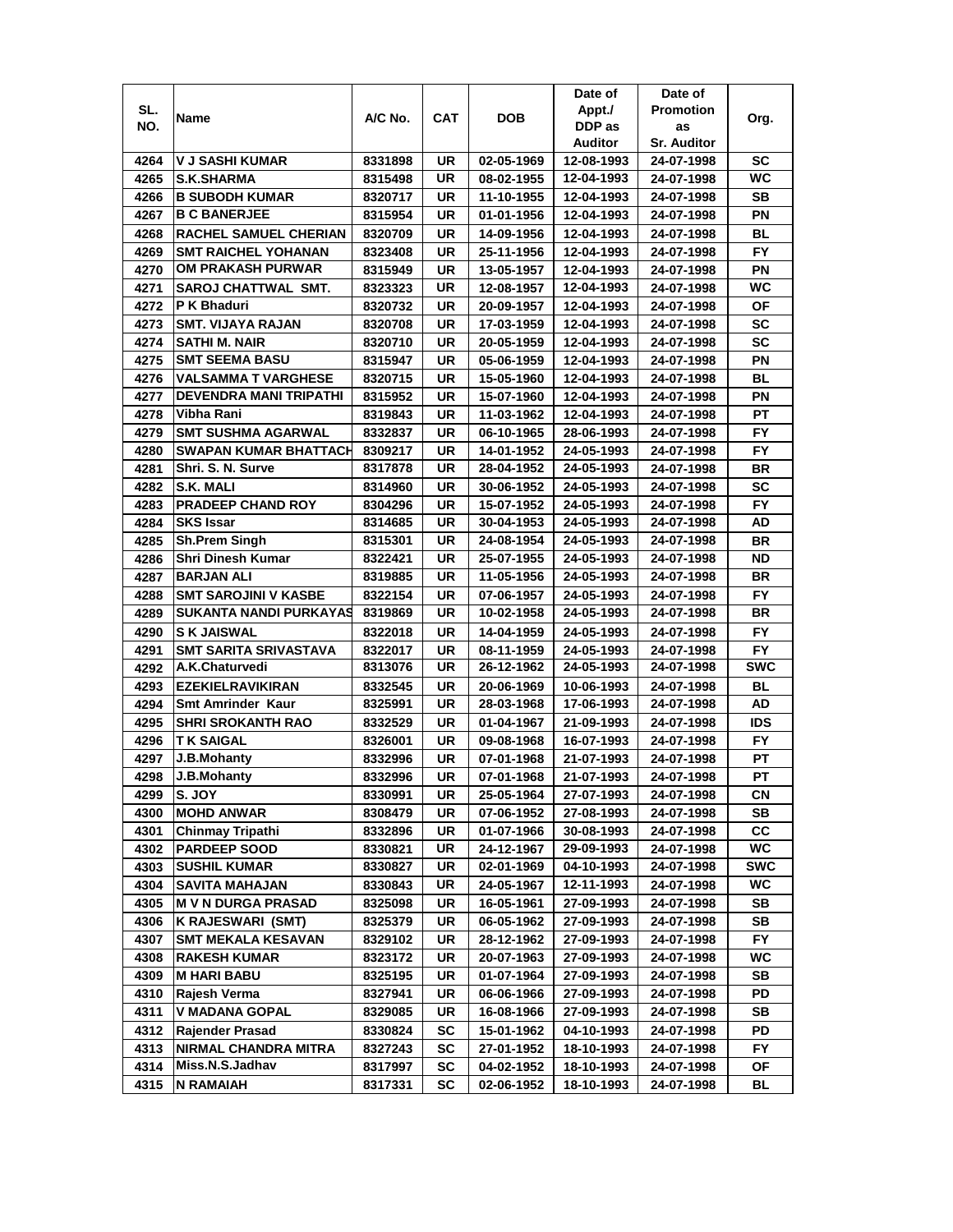| SL. NO. | Name | A/C No. | CAT | DOB | Date of Appt./ DDP as Auditor | Date of Promotion as Sr. Auditor | Org. |
|---|---|---|---|---|---|---|---|
| 4264 | V J SASHI KUMAR | 8331898 | UR | 02-05-1969 | 12-08-1993 | 24-07-1998 | SC |
| 4265 | S.K.SHARMA | 8315498 | UR | 08-02-1955 | 12-04-1993 | 24-07-1998 | WC |
| 4266 | B SUBODH KUMAR | 8320717 | UR | 11-10-1955 | 12-04-1993 | 24-07-1998 | SB |
| 4267 | B C BANERJEE | 8315954 | UR | 01-01-1956 | 12-04-1993 | 24-07-1998 | PN |
| 4268 | RACHEL SAMUEL CHERIAN | 8320709 | UR | 14-09-1956 | 12-04-1993 | 24-07-1998 | BL |
| 4269 | SMT RAICHEL YOHANAN | 8323408 | UR | 25-11-1956 | 12-04-1993 | 24-07-1998 | FY |
| 4270 | OM PRAKASH PURWAR | 8315949 | UR | 13-05-1957 | 12-04-1993 | 24-07-1998 | PN |
| 4271 | SAROJ CHATTWAL SMT. | 8323323 | UR | 12-08-1957 | 12-04-1993 | 24-07-1998 | WC |
| 4272 | P K Bhaduri | 8320732 | UR | 20-09-1957 | 12-04-1993 | 24-07-1998 | OF |
| 4273 | SMT. VIJAYA RAJAN | 8320708 | UR | 17-03-1959 | 12-04-1993 | 24-07-1998 | SC |
| 4274 | SATHI M. NAIR | 8320710 | UR | 20-05-1959 | 12-04-1993 | 24-07-1998 | SC |
| 4275 | SMT SEEMA BASU | 8315947 | UR | 05-06-1959 | 12-04-1993 | 24-07-1998 | PN |
| 4276 | VALSAMMA T VARGHESE | 8320715 | UR | 15-05-1960 | 12-04-1993 | 24-07-1998 | BL |
| 4277 | DEVENDRA MANI TRIPATHI | 8315952 | UR | 15-07-1960 | 12-04-1993 | 24-07-1998 | PN |
| 4278 | Vibha Rani | 8319843 | UR | 11-03-1962 | 12-04-1993 | 24-07-1998 | PT |
| 4279 | SMT SUSHMA AGARWAL | 8332837 | UR | 06-10-1965 | 28-06-1993 | 24-07-1998 | FY |
| 4280 | SWAPAN KUMAR BHATTACH | 8309217 | UR | 14-01-1952 | 24-05-1993 | 24-07-1998 | FY |
| 4281 | Shri. S. N. Surve | 8317878 | UR | 28-04-1952 | 24-05-1993 | 24-07-1998 | BR |
| 4282 | S.K. MALI | 8314960 | UR | 30-06-1952 | 24-05-1993 | 24-07-1998 | SC |
| 4283 | PRADEEP CHAND ROY | 8304296 | UR | 15-07-1952 | 24-05-1993 | 24-07-1998 | FY |
| 4284 | SKS Issar | 8314685 | UR | 30-04-1953 | 24-05-1993 | 24-07-1998 | AD |
| 4285 | Sh.Prem Singh | 8315301 | UR | 24-08-1954 | 24-05-1993 | 24-07-1998 | BR |
| 4286 | Shri Dinesh Kumar | 8322421 | UR | 25-07-1955 | 24-05-1993 | 24-07-1998 | ND |
| 4287 | BARJAN ALI | 8319885 | UR | 11-05-1956 | 24-05-1993 | 24-07-1998 | BR |
| 4288 | SMT SAROJINI V KASBE | 8322154 | UR | 07-06-1957 | 24-05-1993 | 24-07-1998 | FY |
| 4289 | SUKANTA NANDI PURKAYAS | 8319869 | UR | 10-02-1958 | 24-05-1993 | 24-07-1998 | BR |
| 4290 | S K JAISWAL | 8322018 | UR | 14-04-1959 | 24-05-1993 | 24-07-1998 | FY |
| 4291 | SMT SARITA SRIVASTAVA | 8322017 | UR | 08-11-1959 | 24-05-1993 | 24-07-1998 | FY |
| 4292 | A.K.Chaturvedi | 8313076 | UR | 26-12-1962 | 24-05-1993 | 24-07-1998 | SWC |
| 4293 | EZEKIELRAVIKIRAN | 8332545 | UR | 20-06-1969 | 10-06-1993 | 24-07-1998 | BL |
| 4294 | Smt Amrinder Kaur | 8325991 | UR | 28-03-1968 | 17-06-1993 | 24-07-1998 | AD |
| 4295 | SHRI SROKANTH RAO | 8332529 | UR | 01-04-1967 | 21-09-1993 | 24-07-1998 | IDS |
| 4296 | T K SAIGAL | 8326001 | UR | 09-08-1968 | 16-07-1993 | 24-07-1998 | FY |
| 4297 | J.B.Mohanty | 8332996 | UR | 07-01-1968 | 21-07-1993 | 24-07-1998 | PT |
| 4298 | J.B.Mohanty | 8332996 | UR | 07-01-1968 | 21-07-1993 | 24-07-1998 | PT |
| 4299 | S. JOY | 8330991 | UR | 25-05-1964 | 27-07-1993 | 24-07-1998 | CN |
| 4300 | MOHD ANWAR | 8308479 | UR | 07-06-1952 | 27-08-1993 | 24-07-1998 | SB |
| 4301 | Chinmay Tripathi | 8332896 | UR | 01-07-1966 | 30-08-1993 | 24-07-1998 | CC |
| 4302 | PARDEEP SOOD | 8330821 | UR | 24-12-1967 | 29-09-1993 | 24-07-1998 | WC |
| 4303 | SUSHIL KUMAR | 8330827 | UR | 02-01-1969 | 04-10-1993 | 24-07-1998 | SWC |
| 4304 | SAVITA MAHAJAN | 8330843 | UR | 24-05-1967 | 12-11-1993 | 24-07-1998 | WC |
| 4305 | M V N DURGA PRASAD | 8325098 | UR | 16-05-1961 | 27-09-1993 | 24-07-1998 | SB |
| 4306 | K RAJESWARI (SMT) | 8325379 | UR | 06-05-1962 | 27-09-1993 | 24-07-1998 | SB |
| 4307 | SMT MEKALA KESAVAN | 8329102 | UR | 28-12-1962 | 27-09-1993 | 24-07-1998 | FY |
| 4308 | RAKESH KUMAR | 8323172 | UR | 20-07-1963 | 27-09-1993 | 24-07-1998 | WC |
| 4309 | M HARI BABU | 8325195 | UR | 01-07-1964 | 27-09-1993 | 24-07-1998 | SB |
| 4310 | Rajesh Verma | 8327941 | UR | 06-06-1966 | 27-09-1993 | 24-07-1998 | PD |
| 4311 | V MADANA GOPAL | 8329085 | UR | 16-08-1966 | 27-09-1993 | 24-07-1998 | SB |
| 4312 | Rajender Prasad | 8330824 | SC | 15-01-1962 | 04-10-1993 | 24-07-1998 | PD |
| 4313 | NIRMAL CHANDRA MITRA | 8327243 | SC | 27-01-1952 | 18-10-1993 | 24-07-1998 | FY |
| 4314 | Miss.N.S.Jadhav | 8317997 | SC | 04-02-1952 | 18-10-1993 | 24-07-1998 | OF |
| 4315 | N RAMAIAH | 8317331 | SC | 02-06-1952 | 18-10-1993 | 24-07-1998 | BL |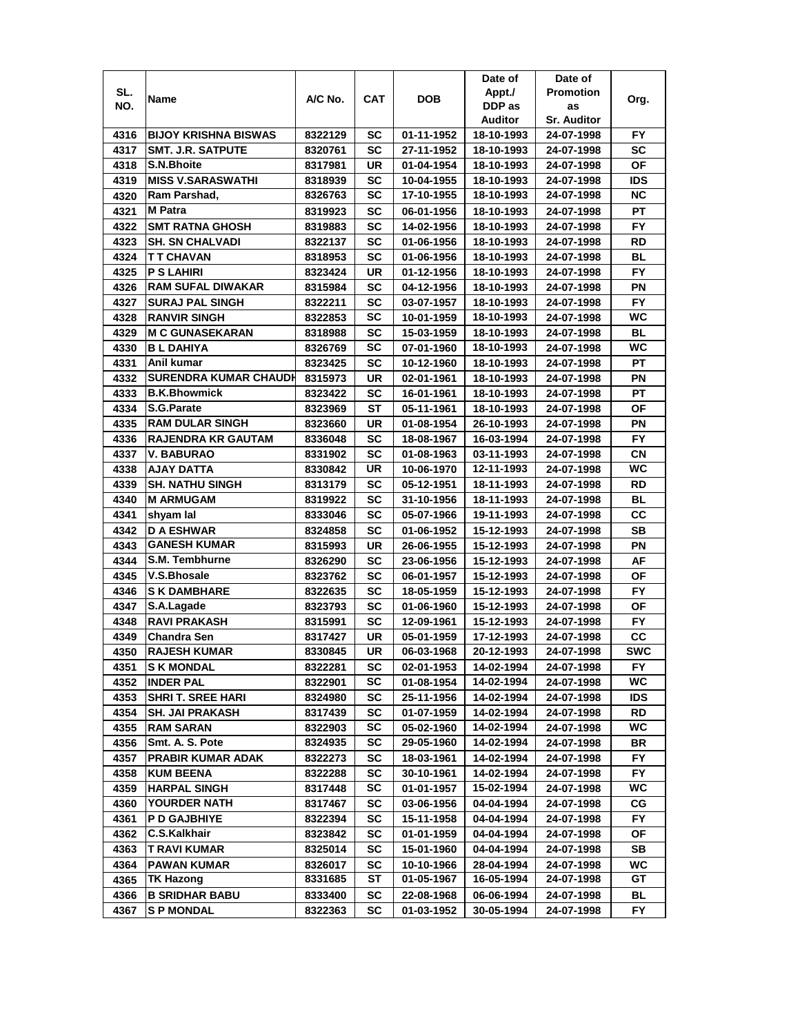| SL. NO. | Name | A/C No. | CAT | DOB | Date of Appt./ DDP as Auditor | Date of Promotion as Sr. Auditor | Org. |
|---|---|---|---|---|---|---|---|
| 4316 | BIJOY KRISHNA BISWAS | 8322129 | SC | 01-11-1952 | 18-10-1993 | 24-07-1998 | FY |
| 4317 | SMT. J.R. SATPUTE | 8320761 | SC | 27-11-1952 | 18-10-1993 | 24-07-1998 | SC |
| 4318 | S.N.Bhoite | 8317981 | UR | 01-04-1954 | 18-10-1993 | 24-07-1998 | OF |
| 4319 | MISS V.SARASWATHI | 8318939 | SC | 10-04-1955 | 18-10-1993 | 24-07-1998 | IDS |
| 4320 | Ram Parshad, | 8326763 | SC | 17-10-1955 | 18-10-1993 | 24-07-1998 | NC |
| 4321 | M Patra | 8319923 | SC | 06-01-1956 | 18-10-1993 | 24-07-1998 | PT |
| 4322 | SMT RATNA GHOSH | 8319883 | SC | 14-02-1956 | 18-10-1993 | 24-07-1998 | FY |
| 4323 | SH. SN CHALVADI | 8322137 | SC | 01-06-1956 | 18-10-1993 | 24-07-1998 | RD |
| 4324 | T T CHAVAN | 8318953 | SC | 01-06-1956 | 18-10-1993 | 24-07-1998 | BL |
| 4325 | P S LAHIRI | 8323424 | UR | 01-12-1956 | 18-10-1993 | 24-07-1998 | FY |
| 4326 | RAM SUFAL DIWAKAR | 8315984 | SC | 04-12-1956 | 18-10-1993 | 24-07-1998 | PN |
| 4327 | SURAJ PAL SINGH | 8322211 | SC | 03-07-1957 | 18-10-1993 | 24-07-1998 | FY |
| 4328 | RANVIR SINGH | 8322853 | SC | 10-01-1959 | 18-10-1993 | 24-07-1998 | WC |
| 4329 | M C GUNASEKARAN | 8318988 | SC | 15-03-1959 | 18-10-1993 | 24-07-1998 | BL |
| 4330 | B L DAHIYA | 8326769 | SC | 07-01-1960 | 18-10-1993 | 24-07-1998 | WC |
| 4331 | Anil kumar | 8323425 | SC | 10-12-1960 | 18-10-1993 | 24-07-1998 | PT |
| 4332 | SURENDRA KUMAR CHAUDH | 8315973 | UR | 02-01-1961 | 18-10-1993 | 24-07-1998 | PN |
| 4333 | B.K.Bhowmick | 8323422 | SC | 16-01-1961 | 18-10-1993 | 24-07-1998 | PT |
| 4334 | S.G.Parate | 8323969 | ST | 05-11-1961 | 18-10-1993 | 24-07-1998 | OF |
| 4335 | RAM DULAR SINGH | 8323660 | UR | 01-08-1954 | 26-10-1993 | 24-07-1998 | PN |
| 4336 | RAJENDRA KR GAUTAM | 8336048 | SC | 18-08-1967 | 16-03-1994 | 24-07-1998 | FY |
| 4337 | V. BABURAO | 8331902 | SC | 01-08-1963 | 03-11-1993 | 24-07-1998 | CN |
| 4338 | AJAY DATTA | 8330842 | UR | 10-06-1970 | 12-11-1993 | 24-07-1998 | WC |
| 4339 | SH. NATHU SINGH | 8313179 | SC | 05-12-1951 | 18-11-1993 | 24-07-1998 | RD |
| 4340 | M ARMUGAM | 8319922 | SC | 31-10-1956 | 18-11-1993 | 24-07-1998 | BL |
| 4341 | shyam lal | 8333046 | SC | 05-07-1966 | 19-11-1993 | 24-07-1998 | CC |
| 4342 | D A ESHWAR | 8324858 | SC | 01-06-1952 | 15-12-1993 | 24-07-1998 | SB |
| 4343 | GANESH KUMAR | 8315993 | UR | 26-06-1955 | 15-12-1993 | 24-07-1998 | PN |
| 4344 | S.M. Tembhurne | 8326290 | SC | 23-06-1956 | 15-12-1993 | 24-07-1998 | AF |
| 4345 | V.S.Bhosale | 8323762 | SC | 06-01-1957 | 15-12-1993 | 24-07-1998 | OF |
| 4346 | S K DAMBHARE | 8322635 | SC | 18-05-1959 | 15-12-1993 | 24-07-1998 | FY |
| 4347 | S.A.Lagade | 8323793 | SC | 01-06-1960 | 15-12-1993 | 24-07-1998 | OF |
| 4348 | RAVI PRAKASH | 8315991 | SC | 12-09-1961 | 15-12-1993 | 24-07-1998 | FY |
| 4349 | Chandra Sen | 8317427 | UR | 05-01-1959 | 17-12-1993 | 24-07-1998 | CC |
| 4350 | RAJESH KUMAR | 8330845 | UR | 06-03-1968 | 20-12-1993 | 24-07-1998 | SWC |
| 4351 | S K MONDAL | 8322281 | SC | 02-01-1953 | 14-02-1994 | 24-07-1998 | FY |
| 4352 | INDER PAL | 8322901 | SC | 01-08-1954 | 14-02-1994 | 24-07-1998 | WC |
| 4353 | SHRI T. SREE HARI | 8324980 | SC | 25-11-1956 | 14-02-1994 | 24-07-1998 | IDS |
| 4354 | SH. JAI PRAKASH | 8317439 | SC | 01-07-1959 | 14-02-1994 | 24-07-1998 | RD |
| 4355 | RAM SARAN | 8322903 | SC | 05-02-1960 | 14-02-1994 | 24-07-1998 | WC |
| 4356 | Smt. A. S. Pote | 8324935 | SC | 29-05-1960 | 14-02-1994 | 24-07-1998 | BR |
| 4357 | PRABIR KUMAR ADAK | 8322273 | SC | 18-03-1961 | 14-02-1994 | 24-07-1998 | FY |
| 4358 | KUM BEENA | 8322288 | SC | 30-10-1961 | 14-02-1994 | 24-07-1998 | FY |
| 4359 | HARPAL SINGH | 8317448 | SC | 01-01-1957 | 15-02-1994 | 24-07-1998 | WC |
| 4360 | YOURDER NATH | 8317467 | SC | 03-06-1956 | 04-04-1994 | 24-07-1998 | CG |
| 4361 | P D GAJBHIYE | 8322394 | SC | 15-11-1958 | 04-04-1994 | 24-07-1998 | FY |
| 4362 | C.S.Kalkhair | 8323842 | SC | 01-01-1959 | 04-04-1994 | 24-07-1998 | OF |
| 4363 | T RAVI KUMAR | 8325014 | SC | 15-01-1960 | 04-04-1994 | 24-07-1998 | SB |
| 4364 | PAWAN KUMAR | 8326017 | SC | 10-10-1966 | 28-04-1994 | 24-07-1998 | WC |
| 4365 | TK Hazong | 8331685 | ST | 01-05-1967 | 16-05-1994 | 24-07-1998 | GT |
| 4366 | B SRIDHAR BABU | 8333400 | SC | 22-08-1968 | 06-06-1994 | 24-07-1998 | BL |
| 4367 | S P MONDAL | 8322363 | SC | 01-03-1952 | 30-05-1994 | 24-07-1998 | FY |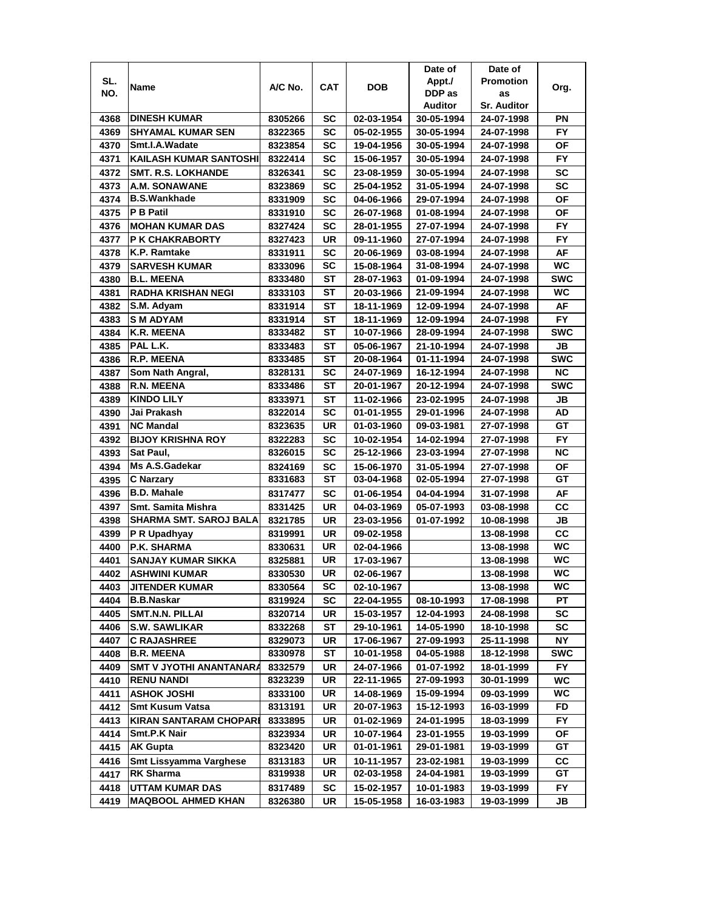| SL. NO. | Name | A/C No. | CAT | DOB | Date of Appt./ DDP as Auditor | Date of Promotion as Sr. Auditor | Org. |
|---|---|---|---|---|---|---|---|
| 4368 | DINESH KUMAR | 8305266 | SC | 02-03-1954 | 30-05-1994 | 24-07-1998 | PN |
| 4369 | SHYAMAL KUMAR SEN | 8322365 | SC | 05-02-1955 | 30-05-1994 | 24-07-1998 | FY |
| 4370 | Smt.I.A.Wadate | 8323854 | SC | 19-04-1956 | 30-05-1994 | 24-07-1998 | OF |
| 4371 | KAILASH KUMAR SANTOSHI | 8322414 | SC | 15-06-1957 | 30-05-1994 | 24-07-1998 | FY |
| 4372 | SMT. R.S. LOKHANDE | 8326341 | SC | 23-08-1959 | 30-05-1994 | 24-07-1998 | SC |
| 4373 | A.M. SONAWANE | 8323869 | SC | 25-04-1952 | 31-05-1994 | 24-07-1998 | SC |
| 4374 | B.S.Wankhade | 8331909 | SC | 04-06-1966 | 29-07-1994 | 24-07-1998 | OF |
| 4375 | P B Patil | 8331910 | SC | 26-07-1968 | 01-08-1994 | 24-07-1998 | OF |
| 4376 | MOHAN KUMAR DAS | 8327424 | SC | 28-01-1955 | 27-07-1994 | 24-07-1998 | FY |
| 4377 | P K CHAKRABORTY | 8327423 | UR | 09-11-1960 | 27-07-1994 | 24-07-1998 | FY |
| 4378 | K.P. Ramtake | 8331911 | SC | 20-06-1969 | 03-08-1994 | 24-07-1998 | AF |
| 4379 | SARVESH KUMAR | 8333096 | SC | 15-08-1964 | 31-08-1994 | 24-07-1998 | WC |
| 4380 | B.L. MEENA | 8333480 | ST | 28-07-1963 | 01-09-1994 | 24-07-1998 | SWC |
| 4381 | RADHA KRISHAN NEGI | 8333103 | ST | 20-03-1966 | 21-09-1994 | 24-07-1998 | WC |
| 4382 | S.M. Adyam | 8331914 | ST | 18-11-1969 | 12-09-1994 | 24-07-1998 | AF |
| 4383 | S M ADYAM | 8331914 | ST | 18-11-1969 | 12-09-1994 | 24-07-1998 | FY |
| 4384 | K.R. MEENA | 8333482 | ST | 10-07-1966 | 28-09-1994 | 24-07-1998 | SWC |
| 4385 | PAL L.K. | 8333483 | ST | 05-06-1967 | 21-10-1994 | 24-07-1998 | JB |
| 4386 | R.P. MEENA | 8333485 | ST | 20-08-1964 | 01-11-1994 | 24-07-1998 | SWC |
| 4387 | Som Nath Angral, | 8328131 | SC | 24-07-1969 | 16-12-1994 | 24-07-1998 | NC |
| 4388 | R.N. MEENA | 8333486 | ST | 20-01-1967 | 20-12-1994 | 24-07-1998 | SWC |
| 4389 | KINDO LILY | 8333971 | ST | 11-02-1966 | 23-02-1995 | 24-07-1998 | JB |
| 4390 | Jai Prakash | 8322014 | SC | 01-01-1955 | 29-01-1996 | 24-07-1998 | AD |
| 4391 | NC Mandal | 8323635 | UR | 01-03-1960 | 09-03-1981 | 27-07-1998 | GT |
| 4392 | BIJOY KRISHNA ROY | 8322283 | SC | 10-02-1954 | 14-02-1994 | 27-07-1998 | FY |
| 4393 | Sat Paul, | 8326015 | SC | 25-12-1966 | 23-03-1994 | 27-07-1998 | NC |
| 4394 | Ms A.S.Gadekar | 8324169 | SC | 15-06-1970 | 31-05-1994 | 27-07-1998 | OF |
| 4395 | C Narzary | 8331683 | ST | 03-04-1968 | 02-05-1994 | 27-07-1998 | GT |
| 4396 | B.D. Mahale | 8317477 | SC | 01-06-1954 | 04-04-1994 | 31-07-1998 | AF |
| 4397 | Smt. Samita Mishra | 8331425 | UR | 04-03-1969 | 05-07-1993 | 03-08-1998 | CC |
| 4398 | SHARMA SMT. SAROJ BALA | 8321785 | UR | 23-03-1956 | 01-07-1992 | 10-08-1998 | JB |
| 4399 | P R Upadhyay | 8319991 | UR | 09-02-1958 | | 13-08-1998 | CC |
| 4400 | P.K. SHARMA | 8330631 | UR | 02-04-1966 | | 13-08-1998 | WC |
| 4401 | SANJAY KUMAR SIKKA | 8325881 | UR | 17-03-1967 | | 13-08-1998 | WC |
| 4402 | ASHWINI KUMAR | 8330530 | UR | 02-06-1967 | | 13-08-1998 | WC |
| 4403 | JITENDER KUMAR | 8330564 | SC | 02-10-1967 | | 13-08-1998 | WC |
| 4404 | B.B.Naskar | 8319924 | SC | 22-04-1955 | 08-10-1993 | 17-08-1998 | PT |
| 4405 | SMT.N.N. PILLAI | 8320714 | UR | 15-03-1957 | 12-04-1993 | 24-08-1998 | SC |
| 4406 | S.W. SAWLIKAR | 8332268 | ST | 29-10-1961 | 14-05-1990 | 18-10-1998 | SC |
| 4407 | C RAJASHREE | 8329073 | UR | 17-06-1967 | 27-09-1993 | 25-11-1998 | NY |
| 4408 | B.R. MEENA | 8330978 | ST | 10-01-1958 | 04-05-1988 | 18-12-1998 | SWC |
| 4409 | SMT V JYOTHI ANANTANARA | 8332579 | UR | 24-07-1966 | 01-07-1992 | 18-01-1999 | FY |
| 4410 | RENU NANDI | 8323239 | UR | 22-11-1965 | 27-09-1993 | 30-01-1999 | WC |
| 4411 | ASHOK JOSHI | 8333100 | UR | 14-08-1969 | 15-09-1994 | 09-03-1999 | WC |
| 4412 | Smt Kusum Vatsa | 8313191 | UR | 20-07-1963 | 15-12-1993 | 16-03-1999 | FD |
| 4413 | KIRAN SANTARAM CHOPARI | 8333895 | UR | 01-02-1969 | 24-01-1995 | 18-03-1999 | FY |
| 4414 | Smt.P.K Nair | 8323934 | UR | 10-07-1964 | 23-01-1955 | 19-03-1999 | OF |
| 4415 | AK Gupta | 8323420 | UR | 01-01-1961 | 29-01-1981 | 19-03-1999 | GT |
| 4416 | Smt Lissyamma Varghese | 8313183 | UR | 10-11-1957 | 23-02-1981 | 19-03-1999 | CC |
| 4417 | RK Sharma | 8319938 | UR | 02-03-1958 | 24-04-1981 | 19-03-1999 | GT |
| 4418 | UTTAM KUMAR DAS | 8317489 | SC | 15-02-1957 | 10-01-1983 | 19-03-1999 | FY |
| 4419 | MAQBOOL AHMED KHAN | 8326380 | UR | 15-05-1958 | 16-03-1983 | 19-03-1999 | JB |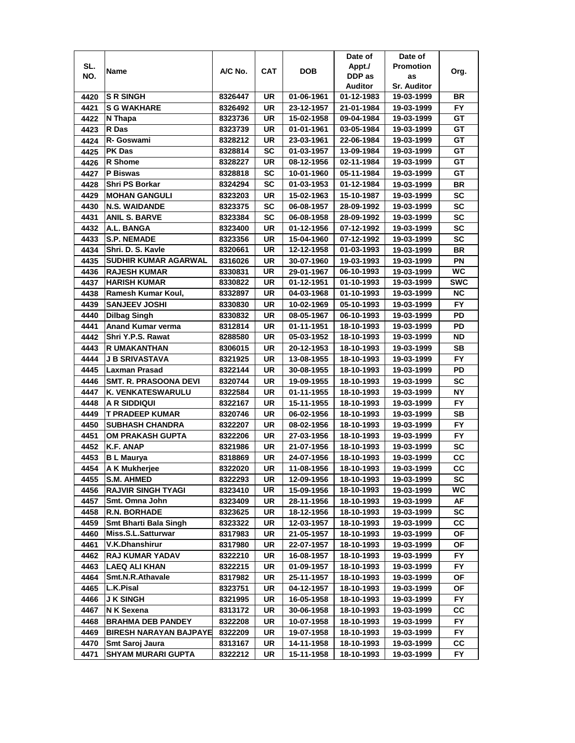| SL. NO. | Name | A/C No. | CAT | DOB | Date of Appt./ DDP as Auditor | Date of Promotion as Sr. Auditor | Org. |
|---|---|---|---|---|---|---|---|
| 4420 | S R SINGH | 8326447 | UR | 01-06-1961 | 01-12-1983 | 19-03-1999 | BR |
| 4421 | S G WAKHARE | 8326492 | UR | 23-12-1957 | 21-01-1984 | 19-03-1999 | FY |
| 4422 | N Thapa | 8323736 | UR | 15-02-1958 | 09-04-1984 | 19-03-1999 | GT |
| 4423 | R Das | 8323739 | UR | 01-01-1961 | 03-05-1984 | 19-03-1999 | GT |
| 4424 | R- Goswami | 8328212 | UR | 23-03-1961 | 22-06-1984 | 19-03-1999 | GT |
| 4425 | PK Das | 8328814 | SC | 01-03-1957 | 13-09-1984 | 19-03-1999 | GT |
| 4426 | R Shome | 8328227 | UR | 08-12-1956 | 02-11-1984 | 19-03-1999 | GT |
| 4427 | P Biswas | 8328818 | SC | 10-01-1960 | 05-11-1984 | 19-03-1999 | GT |
| 4428 | Shri PS Borkar | 8324294 | SC | 01-03-1953 | 01-12-1984 | 19-03-1999 | BR |
| 4429 | MOHAN GANGULI | 8323203 | UR | 15-02-1963 | 15-10-1987 | 19-03-1999 | SC |
| 4430 | N.S. WAIDANDE | 8323375 | SC | 06-08-1957 | 28-09-1992 | 19-03-1999 | SC |
| 4431 | ANIL S. BARVE | 8323384 | SC | 06-08-1958 | 28-09-1992 | 19-03-1999 | SC |
| 4432 | A.L. BANGA | 8323400 | UR | 01-12-1956 | 07-12-1992 | 19-03-1999 | SC |
| 4433 | S.P. NEMADE | 8323356 | UR | 15-04-1960 | 07-12-1992 | 19-03-1999 | SC |
| 4434 | Shri. D. S. Kavle | 8320661 | UR | 12-12-1958 | 01-03-1993 | 19-03-1999 | BR |
| 4435 | SUDHIR KUMAR AGARWAL | 8316026 | UR | 30-07-1960 | 19-03-1993 | 19-03-1999 | PN |
| 4436 | RAJESH KUMAR | 8330831 | UR | 29-01-1967 | 06-10-1993 | 19-03-1999 | WC |
| 4437 | HARISH KUMAR | 8330822 | UR | 01-12-1951 | 01-10-1993 | 19-03-1999 | SWC |
| 4438 | Ramesh Kumar Koul, | 8332897 | UR | 04-03-1968 | 01-10-1993 | 19-03-1999 | NC |
| 4439 | SANJEEV JOSHI | 8330830 | UR | 10-02-1969 | 05-10-1993 | 19-03-1999 | FY |
| 4440 | Dilbag Singh | 8330832 | UR | 08-05-1967 | 06-10-1993 | 19-03-1999 | PD |
| 4441 | Anand Kumar verma | 8312814 | UR | 01-11-1951 | 18-10-1993 | 19-03-1999 | PD |
| 4442 | Shri Y.P.S. Rawat | 8288580 | UR | 05-03-1952 | 18-10-1993 | 19-03-1999 | ND |
| 4443 | R UMAKANTHAN | 8306015 | UR | 20-12-1953 | 18-10-1993 | 19-03-1999 | SB |
| 4444 | J B SRIVASTAVA | 8321925 | UR | 13-08-1955 | 18-10-1993 | 19-03-1999 | FY |
| 4445 | Laxman Prasad | 8322144 | UR | 30-08-1955 | 18-10-1993 | 19-03-1999 | PD |
| 4446 | SMT. R. PRASOONA DEVI | 8320744 | UR | 19-09-1955 | 18-10-1993 | 19-03-1999 | SC |
| 4447 | K. VENKATESWARULU | 8322584 | UR | 01-11-1955 | 18-10-1993 | 19-03-1999 | NY |
| 4448 | A R SIDDIQUI | 8322167 | UR | 15-11-1955 | 18-10-1993 | 19-03-1999 | FY |
| 4449 | T PRADEEP KUMAR | 8320746 | UR | 06-02-1956 | 18-10-1993 | 19-03-1999 | SB |
| 4450 | SUBHASH CHANDRA | 8322207 | UR | 08-02-1956 | 18-10-1993 | 19-03-1999 | FY |
| 4451 | OM PRAKASH GUPTA | 8322206 | UR | 27-03-1956 | 18-10-1993 | 19-03-1999 | FY |
| 4452 | K.F. ANAP | 8321986 | UR | 21-07-1956 | 18-10-1993 | 19-03-1999 | SC |
| 4453 | B L Maurya | 8318869 | UR | 24-07-1956 | 18-10-1993 | 19-03-1999 | CC |
| 4454 | A K Mukherjee | 8322020 | UR | 11-08-1956 | 18-10-1993 | 19-03-1999 | CC |
| 4455 | S.M. AHMED | 8322293 | UR | 12-09-1956 | 18-10-1993 | 19-03-1999 | SC |
| 4456 | RAJVIR SINGH TYAGI | 8323410 | UR | 15-09-1956 | 18-10-1993 | 19-03-1999 | WC |
| 4457 | Smt. Omna John | 8323409 | UR | 28-11-1956 | 18-10-1993 | 19-03-1999 | AF |
| 4458 | R.N. BORHADE | 8323625 | UR | 18-12-1956 | 18-10-1993 | 19-03-1999 | SC |
| 4459 | Smt Bharti Bala Singh | 8323322 | UR | 12-03-1957 | 18-10-1993 | 19-03-1999 | CC |
| 4460 | Miss.S.L.Satturwar | 8317983 | UR | 21-05-1957 | 18-10-1993 | 19-03-1999 | OF |
| 4461 | V.K.Dhanshirur | 8317980 | UR | 22-07-1957 | 18-10-1993 | 19-03-1999 | OF |
| 4462 | RAJ KUMAR YADAV | 8322210 | UR | 16-08-1957 | 18-10-1993 | 19-03-1999 | FY |
| 4463 | LAEQ ALI KHAN | 8322215 | UR | 01-09-1957 | 18-10-1993 | 19-03-1999 | FY |
| 4464 | Smt.N.R.Athavale | 8317982 | UR | 25-11-1957 | 18-10-1993 | 19-03-1999 | OF |
| 4465 | L.K.Pisal | 8323751 | UR | 04-12-1957 | 18-10-1993 | 19-03-1999 | OF |
| 4466 | J K SINGH | 8321995 | UR | 16-05-1958 | 18-10-1993 | 19-03-1999 | FY |
| 4467 | N K Sexena | 8313172 | UR | 30-06-1958 | 18-10-1993 | 19-03-1999 | CC |
| 4468 | BRAHMA DEB PANDEY | 8322208 | UR | 10-07-1958 | 18-10-1993 | 19-03-1999 | FY |
| 4469 | BIRESH NARAYAN BAJPAYE | 8322209 | UR | 19-07-1958 | 18-10-1993 | 19-03-1999 | FY |
| 4470 | Smt Saroj Jaura | 8313167 | UR | 14-11-1958 | 18-10-1993 | 19-03-1999 | CC |
| 4471 | SHYAM MURARI GUPTA | 8322212 | UR | 15-11-1958 | 18-10-1993 | 19-03-1999 | FY |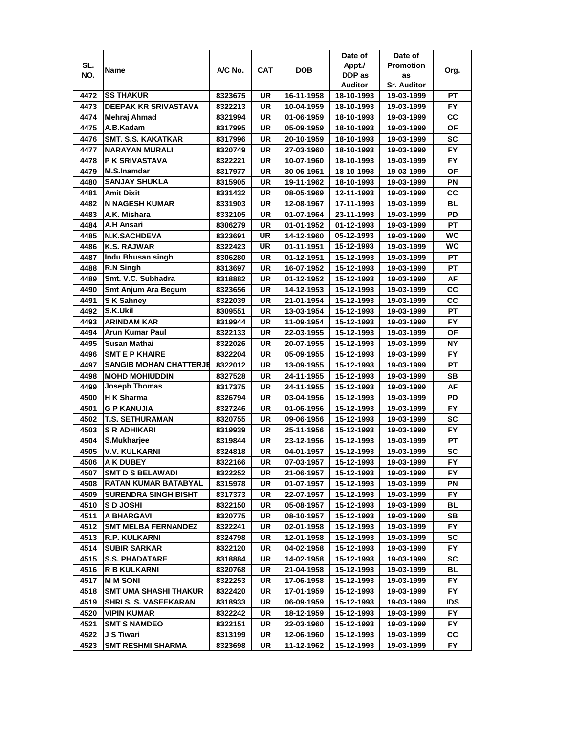| SL. NO. | Name | A/C No. | CAT | DOB | Date of Appt./ DDP as Auditor | Date of Promotion as Sr. Auditor | Org. |
|---|---|---|---|---|---|---|---|
| 4472 | SS THAKUR | 8323675 | UR | 16-11-1958 | 18-10-1993 | 19-03-1999 | PT |
| 4473 | DEEPAK KR SRIVASTAVA | 8322213 | UR | 10-04-1959 | 18-10-1993 | 19-03-1999 | FY |
| 4474 | Mehraj Ahmad | 8321994 | UR | 01-06-1959 | 18-10-1993 | 19-03-1999 | CC |
| 4475 | A.B.Kadam | 8317995 | UR | 05-09-1959 | 18-10-1993 | 19-03-1999 | OF |
| 4476 | SMT. S.S. KAKATKAR | 8317996 | UR | 20-10-1959 | 18-10-1993 | 19-03-1999 | SC |
| 4477 | NARAYAN MURALI | 8320749 | UR | 27-03-1960 | 18-10-1993 | 19-03-1999 | FY |
| 4478 | P K SRIVASTAVA | 8322221 | UR | 10-07-1960 | 18-10-1993 | 19-03-1999 | FY |
| 4479 | M.S.Inamdar | 8317977 | UR | 30-06-1961 | 18-10-1993 | 19-03-1999 | OF |
| 4480 | SANJAY SHUKLA | 8315905 | UR | 19-11-1962 | 18-10-1993 | 19-03-1999 | PN |
| 4481 | Amit Dixit | 8331432 | UR | 08-05-1969 | 12-11-1993 | 19-03-1999 | CC |
| 4482 | N NAGESH KUMAR | 8331903 | UR | 12-08-1967 | 17-11-1993 | 19-03-1999 | BL |
| 4483 | A.K. Mishara | 8332105 | UR | 01-07-1964 | 23-11-1993 | 19-03-1999 | PD |
| 4484 | A.H Ansari | 8306279 | UR | 01-01-1952 | 01-12-1993 | 19-03-1999 | PT |
| 4485 | N.K.SACHDEVA | 8323691 | UR | 14-12-1960 | 05-12-1993 | 19-03-1999 | WC |
| 4486 | K.S. RAJWAR | 8322423 | UR | 01-11-1951 | 15-12-1993 | 19-03-1999 | WC |
| 4487 | Indu Bhusan singh | 8306280 | UR | 01-12-1951 | 15-12-1993 | 19-03-1999 | PT |
| 4488 | R.N Singh | 8313697 | UR | 16-07-1952 | 15-12-1993 | 19-03-1999 | PT |
| 4489 | Smt. V.C. Subhadra | 8318882 | UR | 01-12-1952 | 15-12-1993 | 19-03-1999 | AF |
| 4490 | Smt Anjum Ara Begum | 8323656 | UR | 14-12-1953 | 15-12-1993 | 19-03-1999 | CC |
| 4491 | S K Sahney | 8322039 | UR | 21-01-1954 | 15-12-1993 | 19-03-1999 | CC |
| 4492 | S.K.Ukil | 8309551 | UR | 13-03-1954 | 15-12-1993 | 19-03-1999 | PT |
| 4493 | ARINDAM KAR | 8319944 | UR | 11-09-1954 | 15-12-1993 | 19-03-1999 | FY |
| 4494 | Arun Kumar Paul | 8322133 | UR | 22-03-1955 | 15-12-1993 | 19-03-1999 | OF |
| 4495 | Susan Mathai | 8322026 | UR | 20-07-1955 | 15-12-1993 | 19-03-1999 | NY |
| 4496 | SMT E P KHAIRE | 8322204 | UR | 05-09-1955 | 15-12-1993 | 19-03-1999 | FY |
| 4497 | SANGIB MOHAN CHATTERJE | 8322012 | UR | 13-09-1955 | 15-12-1993 | 19-03-1999 | PT |
| 4498 | MOHD MOHIUDDIN | 8327528 | UR | 24-11-1955 | 15-12-1993 | 19-03-1999 | SB |
| 4499 | Joseph Thomas | 8317375 | UR | 24-11-1955 | 15-12-1993 | 19-03-1999 | AF |
| 4500 | H K Sharma | 8326794 | UR | 03-04-1956 | 15-12-1993 | 19-03-1999 | PD |
| 4501 | G P KANUJIA | 8327246 | UR | 01-06-1956 | 15-12-1993 | 19-03-1999 | FY |
| 4502 | T.S. SETHURAMAN | 8320755 | UR | 09-06-1956 | 15-12-1993 | 19-03-1999 | SC |
| 4503 | S R ADHIKARI | 8319939 | UR | 25-11-1956 | 15-12-1993 | 19-03-1999 | FY |
| 4504 | S.Mukharjee | 8319844 | UR | 23-12-1956 | 15-12-1993 | 19-03-1999 | PT |
| 4505 | V.V. KULKARNI | 8324818 | UR | 04-01-1957 | 15-12-1993 | 19-03-1999 | SC |
| 4506 | A K DUBEY | 8322166 | UR | 07-03-1957 | 15-12-1993 | 19-03-1999 | FY |
| 4507 | SMT D S BELAWADI | 8322252 | UR | 21-06-1957 | 15-12-1993 | 19-03-1999 | FY |
| 4508 | RATAN KUMAR BATABYAL | 8315978 | UR | 01-07-1957 | 15-12-1993 | 19-03-1999 | PN |
| 4509 | SURENDRA SINGH BISHT | 8317373 | UR | 22-07-1957 | 15-12-1993 | 19-03-1999 | FY |
| 4510 | S D JOSHI | 8322150 | UR | 05-08-1957 | 15-12-1993 | 19-03-1999 | BL |
| 4511 | A BHARGAVI | 8320775 | UR | 08-10-1957 | 15-12-1993 | 19-03-1999 | SB |
| 4512 | SMT MELBA FERNANDEZ | 8322241 | UR | 02-01-1958 | 15-12-1993 | 19-03-1999 | FY |
| 4513 | R.P. KULKARNI | 8324798 | UR | 12-01-1958 | 15-12-1993 | 19-03-1999 | SC |
| 4514 | SUBIR SARKAR | 8322120 | UR | 04-02-1958 | 15-12-1993 | 19-03-1999 | FY |
| 4515 | S.S. PHADATARE | 8318884 | UR | 14-02-1958 | 15-12-1993 | 19-03-1999 | SC |
| 4516 | R B KULKARNI | 8320768 | UR | 21-04-1958 | 15-12-1993 | 19-03-1999 | BL |
| 4517 | M M SONI | 8322253 | UR | 17-06-1958 | 15-12-1993 | 19-03-1999 | FY |
| 4518 | SMT UMA SHASHI THAKUR | 8322420 | UR | 17-01-1959 | 15-12-1993 | 19-03-1999 | FY |
| 4519 | SHRI S. S. VASEEKARAN | 8318933 | UR | 06-09-1959 | 15-12-1993 | 19-03-1999 | IDS |
| 4520 | VIPIN KUMAR | 8322242 | UR | 18-12-1959 | 15-12-1993 | 19-03-1999 | FY |
| 4521 | SMT S NAMDEO | 8322151 | UR | 22-03-1960 | 15-12-1993 | 19-03-1999 | FY |
| 4522 | J S Tiwari | 8313199 | UR | 12-06-1960 | 15-12-1993 | 19-03-1999 | CC |
| 4523 | SMT RESHMI SHARMA | 8323698 | UR | 11-12-1962 | 15-12-1993 | 19-03-1999 | FY |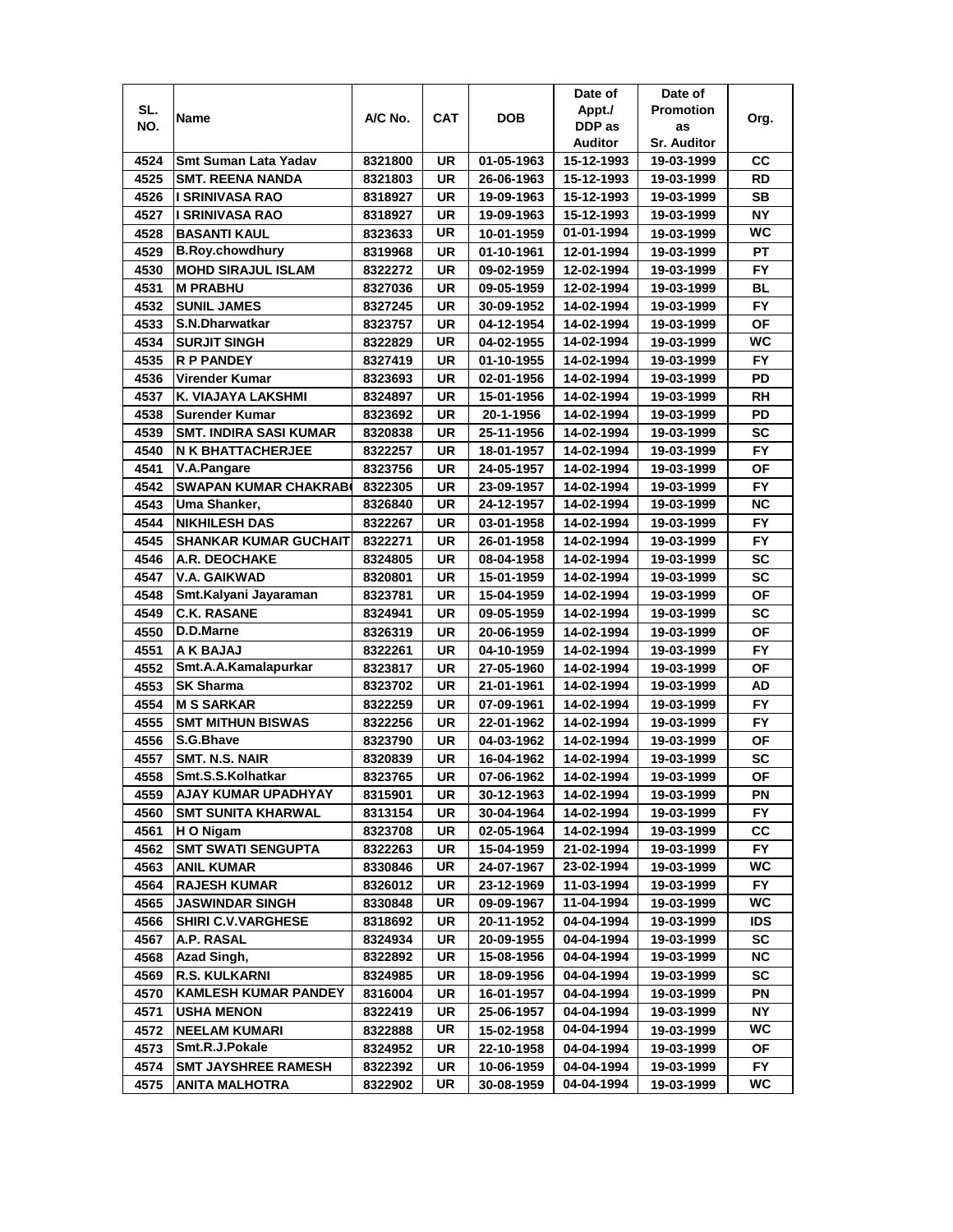| SL. NO. | Name | A/C No. | CAT | DOB | Date of Appt./ DDP as Auditor | Date of Promotion as Sr. Auditor | Org. |
|---|---|---|---|---|---|---|---|
| 4524 | Smt Suman Lata Yadav | 8321800 | UR | 01-05-1963 | 15-12-1993 | 19-03-1999 | CC |
| 4525 | SMT. REENA NANDA | 8321803 | UR | 26-06-1963 | 15-12-1993 | 19-03-1999 | RD |
| 4526 | I SRINIVASA RAO | 8318927 | UR | 19-09-1963 | 15-12-1993 | 19-03-1999 | SB |
| 4527 | I SRINIVASA RAO | 8318927 | UR | 19-09-1963 | 15-12-1993 | 19-03-1999 | NY |
| 4528 | BASANTI KAUL | 8323633 | UR | 10-01-1959 | 01-01-1994 | 19-03-1999 | WC |
| 4529 | B.Roy.chowdhury | 8319968 | UR | 01-10-1961 | 12-01-1994 | 19-03-1999 | PT |
| 4530 | MOHD SIRAJUL ISLAM | 8322272 | UR | 09-02-1959 | 12-02-1994 | 19-03-1999 | FY |
| 4531 | M PRABHU | 8327036 | UR | 09-05-1959 | 12-02-1994 | 19-03-1999 | BL |
| 4532 | SUNIL JAMES | 8327245 | UR | 30-09-1952 | 14-02-1994 | 19-03-1999 | FY |
| 4533 | S.N.Dharwatkar | 8323757 | UR | 04-12-1954 | 14-02-1994 | 19-03-1999 | OF |
| 4534 | SURJIT SINGH | 8322829 | UR | 04-02-1955 | 14-02-1994 | 19-03-1999 | WC |
| 4535 | R P PANDEY | 8327419 | UR | 01-10-1955 | 14-02-1994 | 19-03-1999 | FY |
| 4536 | Virender Kumar | 8323693 | UR | 02-01-1956 | 14-02-1994 | 19-03-1999 | PD |
| 4537 | K. VIAJAYA LAKSHMI | 8324897 | UR | 15-01-1956 | 14-02-1994 | 19-03-1999 | RH |
| 4538 | Surender Kumar | 8323692 | UR | 20-1-1956 | 14-02-1994 | 19-03-1999 | PD |
| 4539 | SMT. INDIRA SASI KUMAR | 8320838 | UR | 25-11-1956 | 14-02-1994 | 19-03-1999 | SC |
| 4540 | N K BHATTACHERJEE | 8322257 | UR | 18-01-1957 | 14-02-1994 | 19-03-1999 | FY |
| 4541 | V.A.Pangare | 8323756 | UR | 24-05-1957 | 14-02-1994 | 19-03-1999 | OF |
| 4542 | SWAPAN KUMAR CHAKRAB | 8322305 | UR | 23-09-1957 | 14-02-1994 | 19-03-1999 | FY |
| 4543 | Uma Shanker, | 8326840 | UR | 24-12-1957 | 14-02-1994 | 19-03-1999 | NC |
| 4544 | NIKHILESH DAS | 8322267 | UR | 03-01-1958 | 14-02-1994 | 19-03-1999 | FY |
| 4545 | SHANKAR KUMAR GUCHAIT | 8322271 | UR | 26-01-1958 | 14-02-1994 | 19-03-1999 | FY |
| 4546 | A.R. DEOCHAKE | 8324805 | UR | 08-04-1958 | 14-02-1994 | 19-03-1999 | SC |
| 4547 | V.A. GAIKWAD | 8320801 | UR | 15-01-1959 | 14-02-1994 | 19-03-1999 | SC |
| 4548 | Smt.Kalyani Jayaraman | 8323781 | UR | 15-04-1959 | 14-02-1994 | 19-03-1999 | OF |
| 4549 | C.K. RASANE | 8324941 | UR | 09-05-1959 | 14-02-1994 | 19-03-1999 | SC |
| 4550 | D.D.Marne | 8326319 | UR | 20-06-1959 | 14-02-1994 | 19-03-1999 | OF |
| 4551 | A K BAJAJ | 8322261 | UR | 04-10-1959 | 14-02-1994 | 19-03-1999 | FY |
| 4552 | Smt.A.A.Kamalapurkar | 8323817 | UR | 27-05-1960 | 14-02-1994 | 19-03-1999 | OF |
| 4553 | SK Sharma | 8323702 | UR | 21-01-1961 | 14-02-1994 | 19-03-1999 | AD |
| 4554 | M S SARKAR | 8322259 | UR | 07-09-1961 | 14-02-1994 | 19-03-1999 | FY |
| 4555 | SMT MITHUN BISWAS | 8322256 | UR | 22-01-1962 | 14-02-1994 | 19-03-1999 | FY |
| 4556 | S.G.Bhave | 8323790 | UR | 04-03-1962 | 14-02-1994 | 19-03-1999 | OF |
| 4557 | SMT. N.S. NAIR | 8320839 | UR | 16-04-1962 | 14-02-1994 | 19-03-1999 | SC |
| 4558 | Smt.S.S.Kolhatkar | 8323765 | UR | 07-06-1962 | 14-02-1994 | 19-03-1999 | OF |
| 4559 | AJAY KUMAR UPADHYAY | 8315901 | UR | 30-12-1963 | 14-02-1994 | 19-03-1999 | PN |
| 4560 | SMT SUNITA KHARWAL | 8313154 | UR | 30-04-1964 | 14-02-1994 | 19-03-1999 | FY |
| 4561 | H O Nigam | 8323708 | UR | 02-05-1964 | 14-02-1994 | 19-03-1999 | CC |
| 4562 | SMT SWATI SENGUPTA | 8322263 | UR | 15-04-1959 | 21-02-1994 | 19-03-1999 | FY |
| 4563 | ANIL KUMAR | 8330846 | UR | 24-07-1967 | 23-02-1994 | 19-03-1999 | WC |
| 4564 | RAJESH KUMAR | 8326012 | UR | 23-12-1969 | 11-03-1994 | 19-03-1999 | FY |
| 4565 | JASWINDAR SINGH | 8330848 | UR | 09-09-1967 | 11-04-1994 | 19-03-1999 | WC |
| 4566 | SHIRI C.V.VARGHESE | 8318692 | UR | 20-11-1952 | 04-04-1994 | 19-03-1999 | IDS |
| 4567 | A.P. RASAL | 8324934 | UR | 20-09-1955 | 04-04-1994 | 19-03-1999 | SC |
| 4568 | Azad Singh, | 8322892 | UR | 15-08-1956 | 04-04-1994 | 19-03-1999 | NC |
| 4569 | R.S. KULKARNI | 8324985 | UR | 18-09-1956 | 04-04-1994 | 19-03-1999 | SC |
| 4570 | KAMLESH KUMAR PANDEY | 8316004 | UR | 16-01-1957 | 04-04-1994 | 19-03-1999 | PN |
| 4571 | USHA MENON | 8322419 | UR | 25-06-1957 | 04-04-1994 | 19-03-1999 | NY |
| 4572 | NEELAM KUMARI | 8322888 | UR | 15-02-1958 | 04-04-1994 | 19-03-1999 | WC |
| 4573 | Smt.R.J.Pokale | 8324952 | UR | 22-10-1958 | 04-04-1994 | 19-03-1999 | OF |
| 4574 | SMT JAYSHREE RAMESH | 8322392 | UR | 10-06-1959 | 04-04-1994 | 19-03-1999 | FY |
| 4575 | ANITA MALHOTRA | 8322902 | UR | 30-08-1959 | 04-04-1994 | 19-03-1999 | WC |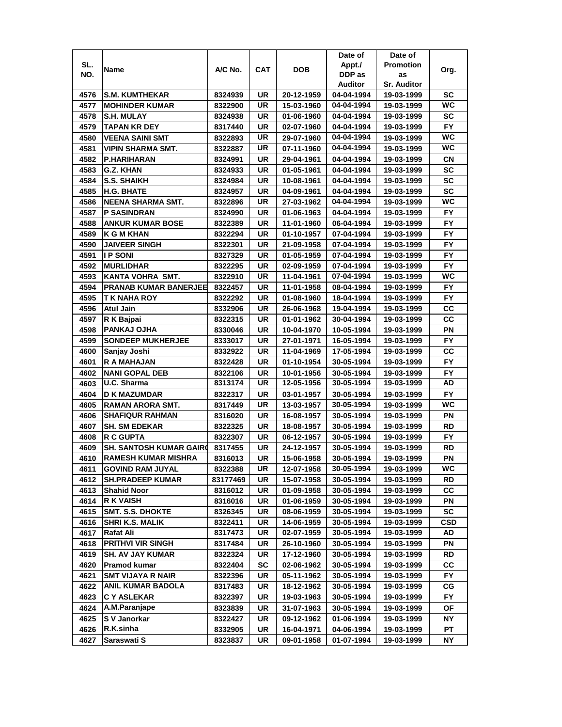| SL. NO. | Name | A/C No. | CAT | DOB | Date of Appt./ DDP as Auditor | Date of Promotion as Sr. Auditor | Org. |
|---|---|---|---|---|---|---|---|
| 4576 | S.M. KUMTHEKAR | 8324939 | UR | 20-12-1959 | 04-04-1994 | 19-03-1999 | SC |
| 4577 | MOHINDER KUMAR | 8322900 | UR | 15-03-1960 | 04-04-1994 | 19-03-1999 | WC |
| 4578 | S.H. MULAY | 8324938 | UR | 01-06-1960 | 04-04-1994 | 19-03-1999 | SC |
| 4579 | TAPAN KR DEY | 8317440 | UR | 02-07-1960 | 04-04-1994 | 19-03-1999 | FY |
| 4580 | VEENA SAINI SMT | 8322893 | UR | 29-07-1960 | 04-04-1994 | 19-03-1999 | WC |
| 4581 | VIPIN SHARMA SMT. | 8322887 | UR | 07-11-1960 | 04-04-1994 | 19-03-1999 | WC |
| 4582 | P.HARIHARAN | 8324991 | UR | 29-04-1961 | 04-04-1994 | 19-03-1999 | CN |
| 4583 | G.Z. KHAN | 8324933 | UR | 01-05-1961 | 04-04-1994 | 19-03-1999 | SC |
| 4584 | S.S. SHAIKH | 8324984 | UR | 10-08-1961 | 04-04-1994 | 19-03-1999 | SC |
| 4585 | H.G. BHATE | 8324957 | UR | 04-09-1961 | 04-04-1994 | 19-03-1999 | SC |
| 4586 | NEENA SHARMA SMT. | 8322896 | UR | 27-03-1962 | 04-04-1994 | 19-03-1999 | WC |
| 4587 | P SASINDRAN | 8324990 | UR | 01-06-1963 | 04-04-1994 | 19-03-1999 | FY |
| 4588 | ANKUR KUMAR BOSE | 8322389 | UR | 11-01-1960 | 06-04-1994 | 19-03-1999 | FY |
| 4589 | K G M KHAN | 8322294 | UR | 01-10-1957 | 07-04-1994 | 19-03-1999 | FY |
| 4590 | JAIVEER SINGH | 8322301 | UR | 21-09-1958 | 07-04-1994 | 19-03-1999 | FY |
| 4591 | I P SONI | 8327329 | UR | 01-05-1959 | 07-04-1994 | 19-03-1999 | FY |
| 4592 | MURLIDHAR | 8322295 | UR | 02-09-1959 | 07-04-1994 | 19-03-1999 | FY |
| 4593 | KANTA VOHRA SMT. | 8322910 | UR | 11-04-1961 | 07-04-1994 | 19-03-1999 | WC |
| 4594 | PRANAB KUMAR BANERJEE | 8322457 | UR | 11-01-1958 | 08-04-1994 | 19-03-1999 | FY |
| 4595 | T K NAHA ROY | 8322292 | UR | 01-08-1960 | 18-04-1994 | 19-03-1999 | FY |
| 4596 | Atul Jain | 8332906 | UR | 26-06-1968 | 19-04-1994 | 19-03-1999 | CC |
| 4597 | R K Bajpai | 8322315 | UR | 01-01-1962 | 30-04-1994 | 19-03-1999 | CC |
| 4598 | PANKAJ OJHA | 8330046 | UR | 10-04-1970 | 10-05-1994 | 19-03-1999 | PN |
| 4599 | SONDEEP MUKHERJEE | 8333017 | UR | 27-01-1971 | 16-05-1994 | 19-03-1999 | FY |
| 4600 | Sanjay Joshi | 8332922 | UR | 11-04-1969 | 17-05-1994 | 19-03-1999 | CC |
| 4601 | R A MAHAJAN | 8322428 | UR | 01-10-1954 | 30-05-1994 | 19-03-1999 | FY |
| 4602 | NANI GOPAL DEB | 8322106 | UR | 10-01-1956 | 30-05-1994 | 19-03-1999 | FY |
| 4603 | U.C. Sharma | 8313174 | UR | 12-05-1956 | 30-05-1994 | 19-03-1999 | AD |
| 4604 | D K MAZUMDAR | 8322317 | UR | 03-01-1957 | 30-05-1994 | 19-03-1999 | FY |
| 4605 | RAMAN ARORA SMT. | 8317449 | UR | 13-03-1957 | 30-05-1994 | 19-03-1999 | WC |
| 4606 | SHAFIQUR RAHMAN | 8316020 | UR | 16-08-1957 | 30-05-1994 | 19-03-1999 | PN |
| 4607 | SH. SM EDEKAR | 8322325 | UR | 18-08-1957 | 30-05-1994 | 19-03-1999 | RD |
| 4608 | R C GUPTA | 8322307 | UR | 06-12-1957 | 30-05-1994 | 19-03-1999 | FY |
| 4609 | SH. SANTOSH KUMAR GAIRO | 8317455 | UR | 24-12-1957 | 30-05-1994 | 19-03-1999 | RD |
| 4610 | RAMESH KUMAR MISHRA | 8316013 | UR | 15-06-1958 | 30-05-1994 | 19-03-1999 | PN |
| 4611 | GOVIND RAM JUYAL | 8322388 | UR | 12-07-1958 | 30-05-1994 | 19-03-1999 | WC |
| 4612 | SH.PRADEEP KUMAR | 83177469 | UR | 15-07-1958 | 30-05-1994 | 19-03-1999 | RD |
| 4613 | Shahid Noor | 8316012 | UR | 01-09-1958 | 30-05-1994 | 19-03-1999 | CC |
| 4614 | R K VAISH | 8316016 | UR | 01-06-1959 | 30-05-1994 | 19-03-1999 | PN |
| 4615 | SMT. S.S. DHOKTE | 8326345 | UR | 08-06-1959 | 30-05-1994 | 19-03-1999 | SC |
| 4616 | SHRI K.S. MALIK | 8322411 | UR | 14-06-1959 | 30-05-1994 | 19-03-1999 | CSD |
| 4617 | Rafat Ali | 8317473 | UR | 02-07-1959 | 30-05-1994 | 19-03-1999 | AD |
| 4618 | PRITHVI VIR SINGH | 8317484 | UR | 26-10-1960 | 30-05-1994 | 19-03-1999 | PN |
| 4619 | SH. AV JAY KUMAR | 8322324 | UR | 17-12-1960 | 30-05-1994 | 19-03-1999 | RD |
| 4620 | Pramod kumar | 8322404 | SC | 02-06-1962 | 30-05-1994 | 19-03-1999 | CC |
| 4621 | SMT VIJAYA R NAIR | 8322396 | UR | 05-11-1962 | 30-05-1994 | 19-03-1999 | FY |
| 4622 | ANIL KUMAR BADOLA | 8317483 | UR | 18-12-1962 | 30-05-1994 | 19-03-1999 | CG |
| 4623 | C Y ASLEKAR | 8322397 | UR | 19-03-1963 | 30-05-1994 | 19-03-1999 | FY |
| 4624 | A.M.Paranjape | 8323839 | UR | 31-07-1963 | 30-05-1994 | 19-03-1999 | OF |
| 4625 | S V Janorkar | 8322427 | UR | 09-12-1962 | 01-06-1994 | 19-03-1999 | NY |
| 4626 | R.K.sinha | 8332905 | UR | 16-04-1971 | 04-06-1994 | 19-03-1999 | PT |
| 4627 | Saraswati S | 8323837 | UR | 09-01-1958 | 01-07-1994 | 19-03-1999 | NY |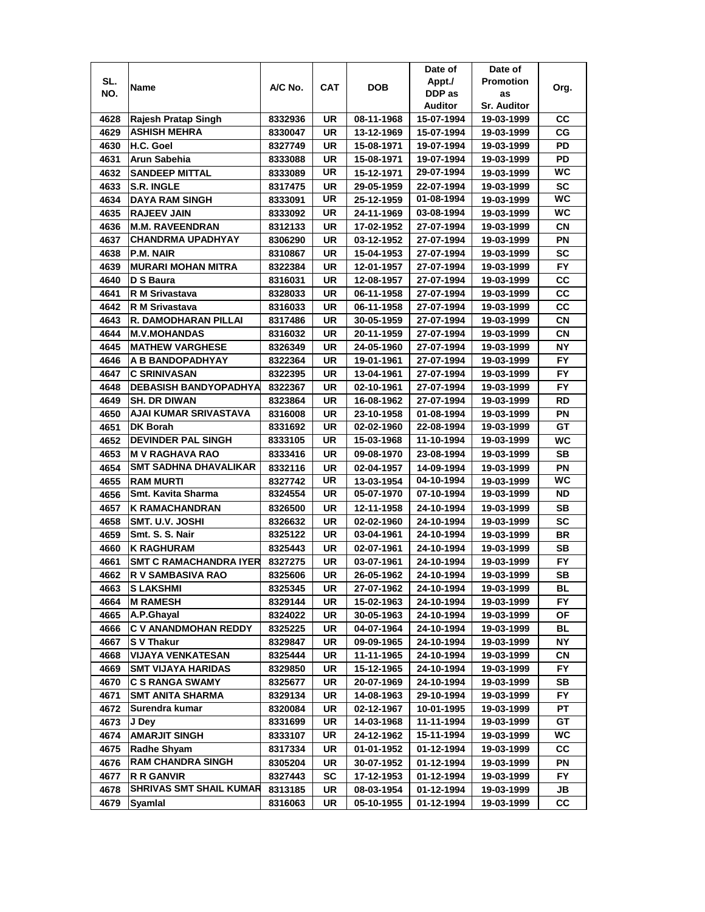| SL. NO. | Name | A/C No. | CAT | DOB | Date of Appt./ DDP as Auditor | Date of Promotion as Sr. Auditor | Org. |
|---|---|---|---|---|---|---|---|
| 4628 | Rajesh Pratap Singh | 8332936 | UR | 08-11-1968 | 15-07-1994 | 19-03-1999 | CC |
| 4629 | ASHISH MEHRA | 8330047 | UR | 13-12-1969 | 15-07-1994 | 19-03-1999 | CG |
| 4630 | H.C. Goel | 8327749 | UR | 15-08-1971 | 19-07-1994 | 19-03-1999 | PD |
| 4631 | Arun Sabehia | 8333088 | UR | 15-08-1971 | 19-07-1994 | 19-03-1999 | PD |
| 4632 | SANDEEP MITTAL | 8333089 | UR | 15-12-1971 | 29-07-1994 | 19-03-1999 | WC |
| 4633 | S.R. INGLE | 8317475 | UR | 29-05-1959 | 22-07-1994 | 19-03-1999 | SC |
| 4634 | DAYA RAM SINGH | 8333091 | UR | 25-12-1959 | 01-08-1994 | 19-03-1999 | WC |
| 4635 | RAJEEV JAIN | 8333092 | UR | 24-11-1969 | 03-08-1994 | 19-03-1999 | WC |
| 4636 | M.M. RAVEENDRAN | 8312133 | UR | 17-02-1952 | 27-07-1994 | 19-03-1999 | CN |
| 4637 | CHANDRMA UPADHYAY | 8306290 | UR | 03-12-1952 | 27-07-1994 | 19-03-1999 | PN |
| 4638 | P.M. NAIR | 8310867 | UR | 15-04-1953 | 27-07-1994 | 19-03-1999 | SC |
| 4639 | MURARI MOHAN MITRA | 8322384 | UR | 12-01-1957 | 27-07-1994 | 19-03-1999 | FY |
| 4640 | D S Baura | 8316031 | UR | 12-08-1957 | 27-07-1994 | 19-03-1999 | CC |
| 4641 | R M Srivastava | 8328033 | UR | 06-11-1958 | 27-07-1994 | 19-03-1999 | CC |
| 4642 | R M Srivastava | 8316033 | UR | 06-11-1958 | 27-07-1994 | 19-03-1999 | CC |
| 4643 | R. DAMODHARAN PILLAI | 8317486 | UR | 30-05-1959 | 27-07-1994 | 19-03-1999 | CN |
| 4644 | M.V.MOHANDAS | 8316032 | UR | 20-11-1959 | 27-07-1994 | 19-03-1999 | CN |
| 4645 | MATHEW VARGHESE | 8326349 | UR | 24-05-1960 | 27-07-1994 | 19-03-1999 | NY |
| 4646 | A B BANDOPADHYAY | 8322364 | UR | 19-01-1961 | 27-07-1994 | 19-03-1999 | FY |
| 4647 | C SRINIVASAN | 8322395 | UR | 13-04-1961 | 27-07-1994 | 19-03-1999 | FY |
| 4648 | DEBASISH BANDYOPADHYA | 8322367 | UR | 02-10-1961 | 27-07-1994 | 19-03-1999 | FY |
| 4649 | SH. DR DIWAN | 8323864 | UR | 16-08-1962 | 27-07-1994 | 19-03-1999 | RD |
| 4650 | AJAI KUMAR SRIVASTAVA | 8316008 | UR | 23-10-1958 | 01-08-1994 | 19-03-1999 | PN |
| 4651 | DK Borah | 8331692 | UR | 02-02-1960 | 22-08-1994 | 19-03-1999 | GT |
| 4652 | DEVINDER PAL SINGH | 8333105 | UR | 15-03-1968 | 11-10-1994 | 19-03-1999 | WC |
| 4653 | M V RAGHAVA RAO | 8333416 | UR | 09-08-1970 | 23-08-1994 | 19-03-1999 | SB |
| 4654 | SMT SADHNA DHAVALIKAR | 8332116 | UR | 02-04-1957 | 14-09-1994 | 19-03-1999 | PN |
| 4655 | RAM MURTI | 8327742 | UR | 13-03-1954 | 04-10-1994 | 19-03-1999 | WC |
| 4656 | Smt. Kavita Sharma | 8324554 | UR | 05-07-1970 | 07-10-1994 | 19-03-1999 | ND |
| 4657 | K RAMACHANDRAN | 8326500 | UR | 12-11-1958 | 24-10-1994 | 19-03-1999 | SB |
| 4658 | SMT. U.V. JOSHI | 8326632 | UR | 02-02-1960 | 24-10-1994 | 19-03-1999 | SC |
| 4659 | Smt. S. S. Nair | 8325122 | UR | 03-04-1961 | 24-10-1994 | 19-03-1999 | BR |
| 4660 | K RAGHURAM | 8325443 | UR | 02-07-1961 | 24-10-1994 | 19-03-1999 | SB |
| 4661 | SMT C RAMACHANDRA IYER | 8327275 | UR | 03-07-1961 | 24-10-1994 | 19-03-1999 | FY |
| 4662 | R V SAMBASIVA RAO | 8325606 | UR | 26-05-1962 | 24-10-1994 | 19-03-1999 | SB |
| 4663 | S LAKSHMI | 8325345 | UR | 27-07-1962 | 24-10-1994 | 19-03-1999 | BL |
| 4664 | M RAMESH | 8329144 | UR | 15-02-1963 | 24-10-1994 | 19-03-1999 | FY |
| 4665 | A.P.Ghayal | 8324022 | UR | 30-05-1963 | 24-10-1994 | 19-03-1999 | OF |
| 4666 | C V ANANDMOHAN REDDY | 8325225 | UR | 04-07-1964 | 24-10-1994 | 19-03-1999 | BL |
| 4667 | S V Thakur | 8329847 | UR | 09-09-1965 | 24-10-1994 | 19-03-1999 | NY |
| 4668 | VIJAYA VENKATESAN | 8325444 | UR | 11-11-1965 | 24-10-1994 | 19-03-1999 | CN |
| 4669 | SMT VIJAYA HARIDAS | 8329850 | UR | 15-12-1965 | 24-10-1994 | 19-03-1999 | FY |
| 4670 | C S RANGA SWAMY | 8325677 | UR | 20-07-1969 | 24-10-1994 | 19-03-1999 | SB |
| 4671 | SMT ANITA SHARMA | 8329134 | UR | 14-08-1963 | 29-10-1994 | 19-03-1999 | FY |
| 4672 | Surendra kumar | 8320084 | UR | 02-12-1967 | 10-01-1995 | 19-03-1999 | PT |
| 4673 | J Dey | 8331699 | UR | 14-03-1968 | 11-11-1994 | 19-03-1999 | GT |
| 4674 | AMARJIT SINGH | 8333107 | UR | 24-12-1962 | 15-11-1994 | 19-03-1999 | WC |
| 4675 | Radhe Shyam | 8317334 | UR | 01-01-1952 | 01-12-1994 | 19-03-1999 | CC |
| 4676 | RAM CHANDRA SINGH | 8305204 | UR | 30-07-1952 | 01-12-1994 | 19-03-1999 | PN |
| 4677 | R R GANVIR | 8327443 | SC | 17-12-1953 | 01-12-1994 | 19-03-1999 | FY |
| 4678 | SHRIVAS SMT SHAIL KUMAR | 8313185 | UR | 08-03-1954 | 01-12-1994 | 19-03-1999 | JB |
| 4679 | Syamlal | 8316063 | UR | 05-10-1955 | 01-12-1994 | 19-03-1999 | CC |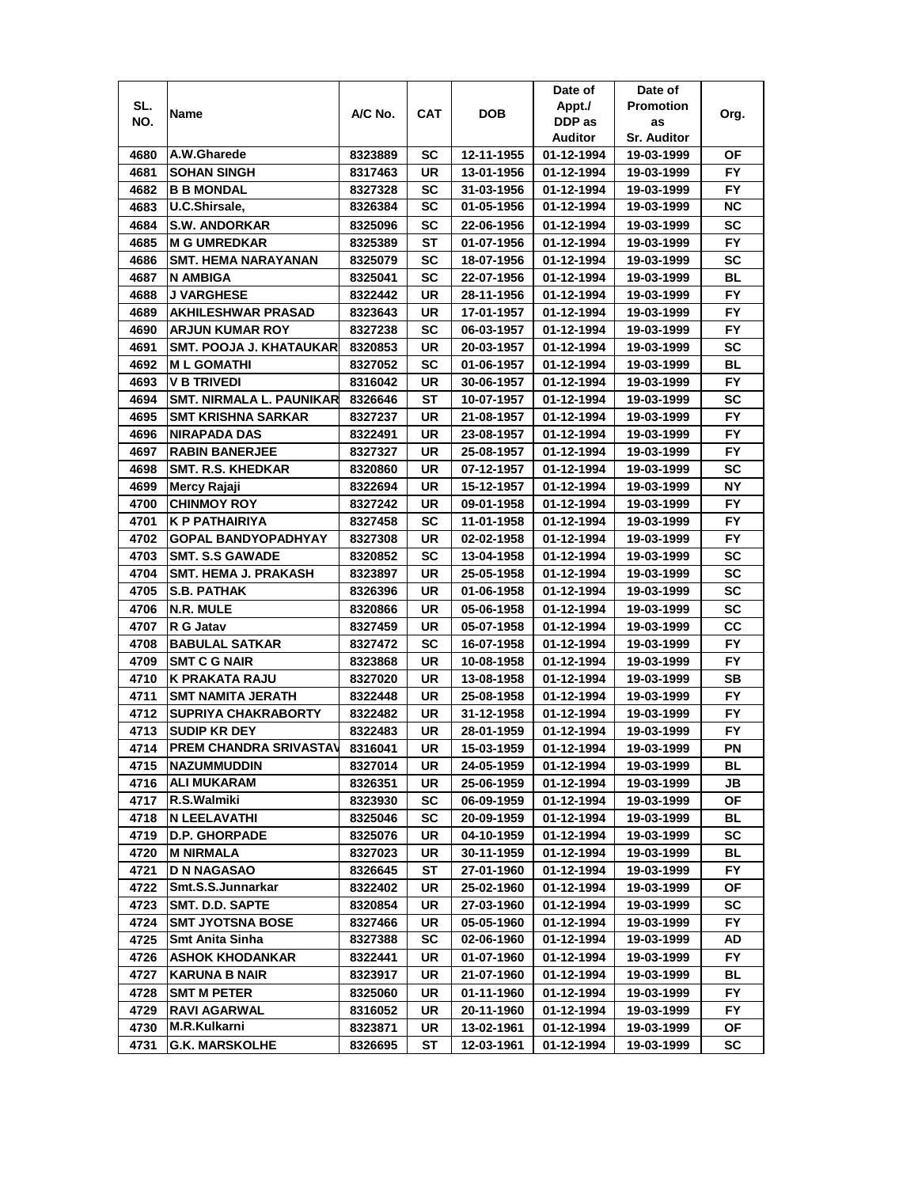| SL. NO. | Name | A/C No. | CAT | DOB | Date of Appt./ DDP as Auditor | Date of Promotion as Sr. Auditor | Org. |
|---|---|---|---|---|---|---|---|
| 4680 | A.W.Gharede | 8323889 | SC | 12-11-1955 | 01-12-1994 | 19-03-1999 | OF |
| 4681 | SOHAN SINGH | 8317463 | UR | 13-01-1956 | 01-12-1994 | 19-03-1999 | FY |
| 4682 | B B MONDAL | 8327328 | SC | 31-03-1956 | 01-12-1994 | 19-03-1999 | FY |
| 4683 | U.C.Shirsale, | 8326384 | SC | 01-05-1956 | 01-12-1994 | 19-03-1999 | NC |
| 4684 | S.W. ANDORKAR | 8325096 | SC | 22-06-1956 | 01-12-1994 | 19-03-1999 | SC |
| 4685 | M G UMREDKAR | 8325389 | ST | 01-07-1956 | 01-12-1994 | 19-03-1999 | FY |
| 4686 | SMT. HEMA NARAYANAN | 8325079 | SC | 18-07-1956 | 01-12-1994 | 19-03-1999 | SC |
| 4687 | N AMBIGA | 8325041 | SC | 22-07-1956 | 01-12-1994 | 19-03-1999 | BL |
| 4688 | J VARGHESE | 8322442 | UR | 28-11-1956 | 01-12-1994 | 19-03-1999 | FY |
| 4689 | AKHILESHWAR PRASAD | 8323643 | UR | 17-01-1957 | 01-12-1994 | 19-03-1999 | FY |
| 4690 | ARJUN KUMAR ROY | 8327238 | SC | 06-03-1957 | 01-12-1994 | 19-03-1999 | FY |
| 4691 | SMT. POOJA J. KHATAUKAR | 8320853 | UR | 20-03-1957 | 01-12-1994 | 19-03-1999 | SC |
| 4692 | M L GOMATHI | 8327052 | SC | 01-06-1957 | 01-12-1994 | 19-03-1999 | BL |
| 4693 | V B TRIVEDI | 8316042 | UR | 30-06-1957 | 01-12-1994 | 19-03-1999 | FY |
| 4694 | SMT. NIRMALA L. PAUNIKAR | 8326646 | ST | 10-07-1957 | 01-12-1994 | 19-03-1999 | SC |
| 4695 | SMT KRISHNA SARKAR | 8327237 | UR | 21-08-1957 | 01-12-1994 | 19-03-1999 | FY |
| 4696 | NIRAPADA DAS | 8322491 | UR | 23-08-1957 | 01-12-1994 | 19-03-1999 | FY |
| 4697 | RABIN BANERJEE | 8327327 | UR | 25-08-1957 | 01-12-1994 | 19-03-1999 | FY |
| 4698 | SMT. R.S. KHEDKAR | 8320860 | UR | 07-12-1957 | 01-12-1994 | 19-03-1999 | SC |
| 4699 | Mercy Rajaji | 8322694 | UR | 15-12-1957 | 01-12-1994 | 19-03-1999 | NY |
| 4700 | CHINMOY ROY | 8327242 | UR | 09-01-1958 | 01-12-1994 | 19-03-1999 | FY |
| 4701 | K P PATHAIRIYA | 8327458 | SC | 11-01-1958 | 01-12-1994 | 19-03-1999 | FY |
| 4702 | GOPAL BANDYOPADHYAY | 8327308 | UR | 02-02-1958 | 01-12-1994 | 19-03-1999 | FY |
| 4703 | SMT. S.S GAWADE | 8320852 | SC | 13-04-1958 | 01-12-1994 | 19-03-1999 | SC |
| 4704 | SMT. HEMA J. PRAKASH | 8323897 | UR | 25-05-1958 | 01-12-1994 | 19-03-1999 | SC |
| 4705 | S.B. PATHAK | 8326396 | UR | 01-06-1958 | 01-12-1994 | 19-03-1999 | SC |
| 4706 | N.R. MULE | 8320866 | UR | 05-06-1958 | 01-12-1994 | 19-03-1999 | SC |
| 4707 | R G Jatav | 8327459 | UR | 05-07-1958 | 01-12-1994 | 19-03-1999 | CC |
| 4708 | BABULAL SATKAR | 8327472 | SC | 16-07-1958 | 01-12-1994 | 19-03-1999 | FY |
| 4709 | SMT C G NAIR | 8323868 | UR | 10-08-1958 | 01-12-1994 | 19-03-1999 | FY |
| 4710 | K PRAKATA RAJU | 8327020 | UR | 13-08-1958 | 01-12-1994 | 19-03-1999 | SB |
| 4711 | SMT NAMITA JERATH | 8322448 | UR | 25-08-1958 | 01-12-1994 | 19-03-1999 | FY |
| 4712 | SUPRIYA CHAKRABORTY | 8322482 | UR | 31-12-1958 | 01-12-1994 | 19-03-1999 | FY |
| 4713 | SUDIP KR DEY | 8322483 | UR | 28-01-1959 | 01-12-1994 | 19-03-1999 | FY |
| 4714 | PREM CHANDRA SRIVASTAV | 8316041 | UR | 15-03-1959 | 01-12-1994 | 19-03-1999 | PN |
| 4715 | NAZUMMUDDIN | 8327014 | UR | 24-05-1959 | 01-12-1994 | 19-03-1999 | BL |
| 4716 | ALI MUKARAM | 8326351 | UR | 25-06-1959 | 01-12-1994 | 19-03-1999 | JB |
| 4717 | R.S.Walmiki | 8323930 | SC | 06-09-1959 | 01-12-1994 | 19-03-1999 | OF |
| 4718 | N LEELAVATHI | 8325046 | SC | 20-09-1959 | 01-12-1994 | 19-03-1999 | BL |
| 4719 | D.P. GHORPADE | 8325076 | UR | 04-10-1959 | 01-12-1994 | 19-03-1999 | SC |
| 4720 | M NIRMALA | 8327023 | UR | 30-11-1959 | 01-12-1994 | 19-03-1999 | BL |
| 4721 | D N NAGASAO | 8326645 | ST | 27-01-1960 | 01-12-1994 | 19-03-1999 | FY |
| 4722 | Smt.S.S.Junnarkar | 8322402 | UR | 25-02-1960 | 01-12-1994 | 19-03-1999 | OF |
| 4723 | SMT. D.D. SAPTE | 8320854 | UR | 27-03-1960 | 01-12-1994 | 19-03-1999 | SC |
| 4724 | SMT JYOTSNA BOSE | 8327466 | UR | 05-05-1960 | 01-12-1994 | 19-03-1999 | FY |
| 4725 | Smt Anita Sinha | 8327388 | SC | 02-06-1960 | 01-12-1994 | 19-03-1999 | AD |
| 4726 | ASHOK KHODANKAR | 8322441 | UR | 01-07-1960 | 01-12-1994 | 19-03-1999 | FY |
| 4727 | KARUNA B NAIR | 8323917 | UR | 21-07-1960 | 01-12-1994 | 19-03-1999 | BL |
| 4728 | SMT M PETER | 8325060 | UR | 01-11-1960 | 01-12-1994 | 19-03-1999 | FY |
| 4729 | RAVI AGARWAL | 8316052 | UR | 20-11-1960 | 01-12-1994 | 19-03-1999 | FY |
| 4730 | M.R.Kulkarni | 8323871 | UR | 13-02-1961 | 01-12-1994 | 19-03-1999 | OF |
| 4731 | G.K. MARSKOLHE | 8326695 | ST | 12-03-1961 | 01-12-1994 | 19-03-1999 | SC |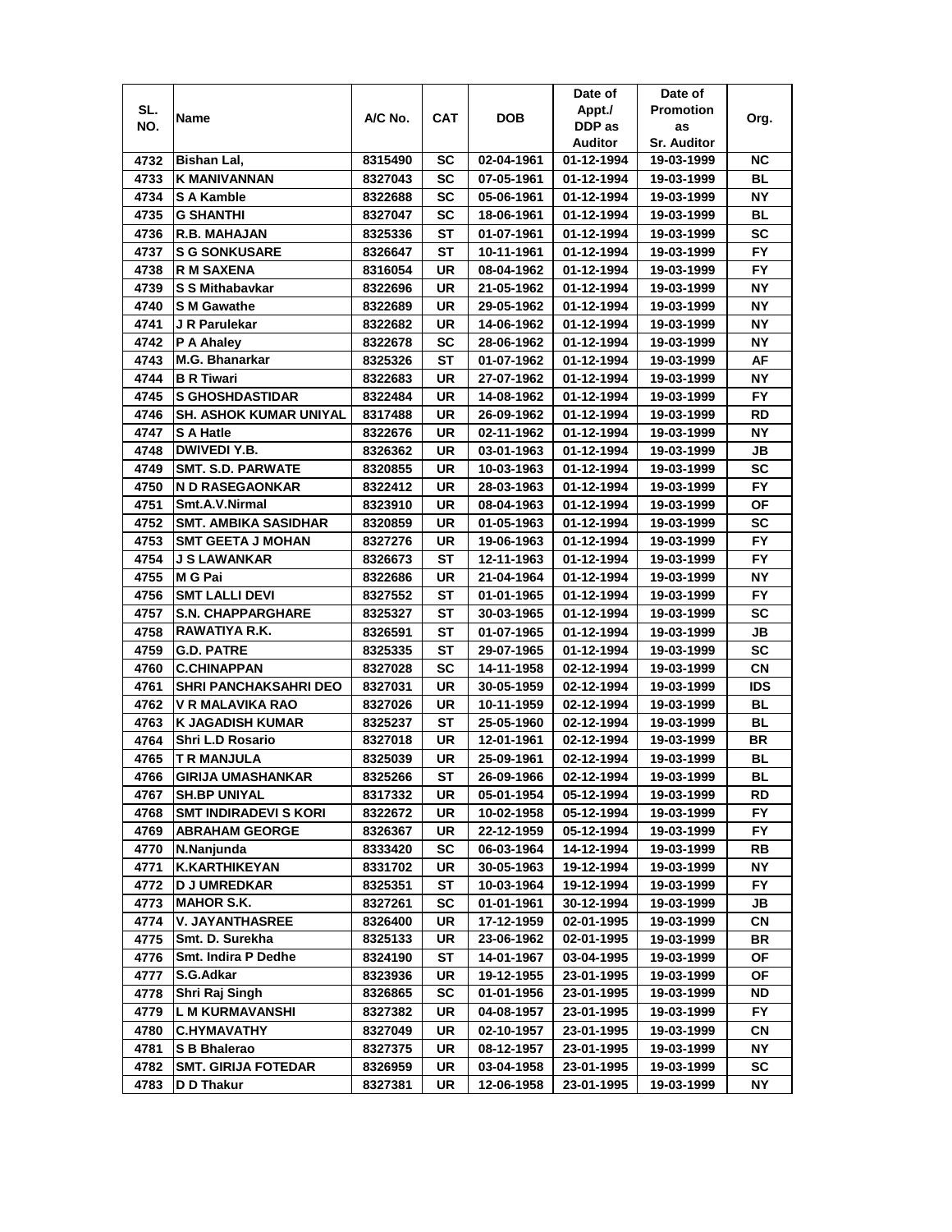| SL. NO. | Name | A/C No. | CAT | DOB | Date of Appt./ DDP as Auditor | Date of Promotion as Sr. Auditor | Org. |
|---|---|---|---|---|---|---|---|
| 4732 | Bishan Lal, | 8315490 | SC | 02-04-1961 | 01-12-1994 | 19-03-1999 | NC |
| 4733 | K MANIVANNAN | 8327043 | SC | 07-05-1961 | 01-12-1994 | 19-03-1999 | BL |
| 4734 | S A Kamble | 8322688 | SC | 05-06-1961 | 01-12-1994 | 19-03-1999 | NY |
| 4735 | G SHANTHI | 8327047 | SC | 18-06-1961 | 01-12-1994 | 19-03-1999 | BL |
| 4736 | R.B. MAHAJAN | 8325336 | ST | 01-07-1961 | 01-12-1994 | 19-03-1999 | SC |
| 4737 | S G SONKUSARE | 8326647 | ST | 10-11-1961 | 01-12-1994 | 19-03-1999 | FY |
| 4738 | R M SAXENA | 8316054 | UR | 08-04-1962 | 01-12-1994 | 19-03-1999 | FY |
| 4739 | S S Mithabavkar | 8322696 | UR | 21-05-1962 | 01-12-1994 | 19-03-1999 | NY |
| 4740 | S M Gawathe | 8322689 | UR | 29-05-1962 | 01-12-1994 | 19-03-1999 | NY |
| 4741 | J R Parulekar | 8322682 | UR | 14-06-1962 | 01-12-1994 | 19-03-1999 | NY |
| 4742 | P A Ahaley | 8322678 | SC | 28-06-1962 | 01-12-1994 | 19-03-1999 | NY |
| 4743 | M.G. Bhanarkar | 8325326 | ST | 01-07-1962 | 01-12-1994 | 19-03-1999 | AF |
| 4744 | B R Tiwari | 8322683 | UR | 27-07-1962 | 01-12-1994 | 19-03-1999 | NY |
| 4745 | S GHOSHDASTIDAR | 8322484 | UR | 14-08-1962 | 01-12-1994 | 19-03-1999 | FY |
| 4746 | SH. ASHOK KUMAR UNIYAL | 8317488 | UR | 26-09-1962 | 01-12-1994 | 19-03-1999 | RD |
| 4747 | S A Hatle | 8322676 | UR | 02-11-1962 | 01-12-1994 | 19-03-1999 | NY |
| 4748 | DWIVEDI Y.B. | 8326362 | UR | 03-01-1963 | 01-12-1994 | 19-03-1999 | JB |
| 4749 | SMT. S.D. PARWATE | 8320855 | UR | 10-03-1963 | 01-12-1994 | 19-03-1999 | SC |
| 4750 | N D RASEGAONKAR | 8322412 | UR | 28-03-1963 | 01-12-1994 | 19-03-1999 | FY |
| 4751 | Smt.A.V.Nirmal | 8323910 | UR | 08-04-1963 | 01-12-1994 | 19-03-1999 | OF |
| 4752 | SMT. AMBIKA SASIDHAR | 8320859 | UR | 01-05-1963 | 01-12-1994 | 19-03-1999 | SC |
| 4753 | SMT GEETA J MOHAN | 8327276 | UR | 19-06-1963 | 01-12-1994 | 19-03-1999 | FY |
| 4754 | J S LAWANKAR | 8326673 | ST | 12-11-1963 | 01-12-1994 | 19-03-1999 | FY |
| 4755 | M G Pai | 8322686 | UR | 21-04-1964 | 01-12-1994 | 19-03-1999 | NY |
| 4756 | SMT LALLI DEVI | 8327552 | ST | 01-01-1965 | 01-12-1994 | 19-03-1999 | FY |
| 4757 | S.N. CHAPPARGHARE | 8325327 | ST | 30-03-1965 | 01-12-1994 | 19-03-1999 | SC |
| 4758 | RAWATIYA R.K. | 8326591 | ST | 01-07-1965 | 01-12-1994 | 19-03-1999 | JB |
| 4759 | G.D. PATRE | 8325335 | ST | 29-07-1965 | 01-12-1994 | 19-03-1999 | SC |
| 4760 | C.CHINAPPAN | 8327028 | SC | 14-11-1958 | 02-12-1994 | 19-03-1999 | CN |
| 4761 | SHRI PANCHAKSAHRI DEO | 8327031 | UR | 30-05-1959 | 02-12-1994 | 19-03-1999 | IDS |
| 4762 | V R MALAVIKA RAO | 8327026 | UR | 10-11-1959 | 02-12-1994 | 19-03-1999 | BL |
| 4763 | K JAGADISH KUMAR | 8325237 | ST | 25-05-1960 | 02-12-1994 | 19-03-1999 | BL |
| 4764 | Shri L.D Rosario | 8327018 | UR | 12-01-1961 | 02-12-1994 | 19-03-1999 | BR |
| 4765 | T R MANJULA | 8325039 | UR | 25-09-1961 | 02-12-1994 | 19-03-1999 | BL |
| 4766 | GIRIJA UMASHANKAR | 8325266 | ST | 26-09-1966 | 02-12-1994 | 19-03-1999 | BL |
| 4767 | SH.BP UNIYAL | 8317332 | UR | 05-01-1954 | 05-12-1994 | 19-03-1999 | RD |
| 4768 | SMT INDIRADEVI S KORI | 8322672 | UR | 10-02-1958 | 05-12-1994 | 19-03-1999 | FY |
| 4769 | ABRAHAM GEORGE | 8326367 | UR | 22-12-1959 | 05-12-1994 | 19-03-1999 | FY |
| 4770 | N.Nanjunda | 8333420 | SC | 06-03-1964 | 14-12-1994 | 19-03-1999 | RB |
| 4771 | K.KARTHIKEYAN | 8331702 | UR | 30-05-1963 | 19-12-1994 | 19-03-1999 | NY |
| 4772 | D J UMREDKAR | 8325351 | ST | 10-03-1964 | 19-12-1994 | 19-03-1999 | FY |
| 4773 | MAHOR S.K. | 8327261 | SC | 01-01-1961 | 30-12-1994 | 19-03-1999 | JB |
| 4774 | V. JAYANTHASREE | 8326400 | UR | 17-12-1959 | 02-01-1995 | 19-03-1999 | CN |
| 4775 | Smt. D. Surekha | 8325133 | UR | 23-06-1962 | 02-01-1995 | 19-03-1999 | BR |
| 4776 | Smt. Indira P Dedhe | 8324190 | ST | 14-01-1967 | 03-04-1995 | 19-03-1999 | OF |
| 4777 | S.G.Adkar | 8323936 | UR | 19-12-1955 | 23-01-1995 | 19-03-1999 | OF |
| 4778 | Shri Raj Singh | 8326865 | SC | 01-01-1956 | 23-01-1995 | 19-03-1999 | ND |
| 4779 | L M KURMAVANSHI | 8327382 | UR | 04-08-1957 | 23-01-1995 | 19-03-1999 | FY |
| 4780 | C.HYMAVATHY | 8327049 | UR | 02-10-1957 | 23-01-1995 | 19-03-1999 | CN |
| 4781 | S B Bhalerao | 8327375 | UR | 08-12-1957 | 23-01-1995 | 19-03-1999 | NY |
| 4782 | SMT. GIRIJA FOTEDAR | 8326959 | UR | 03-04-1958 | 23-01-1995 | 19-03-1999 | SC |
| 4783 | D D Thakur | 8327381 | UR | 12-06-1958 | 23-01-1995 | 19-03-1999 | NY |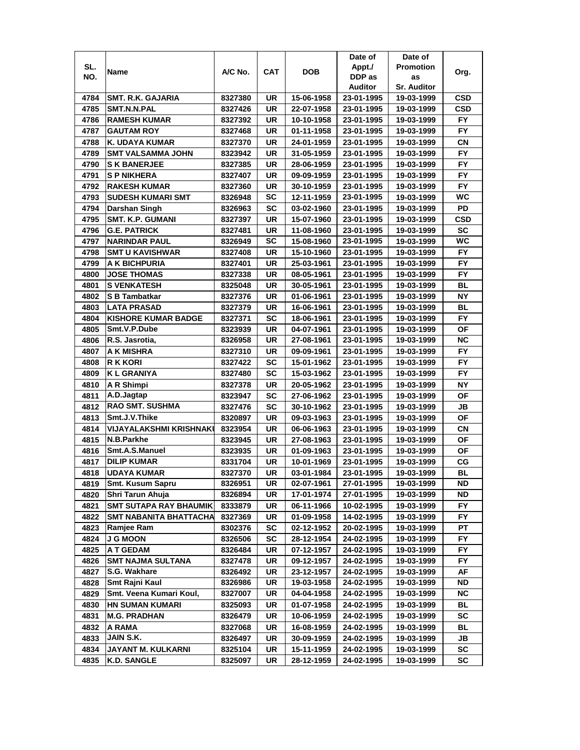| SL. NO. | Name | A/C No. | CAT | DOB | Date of Appt./ DDP as Auditor | Date of Promotion as Sr. Auditor | Org. |
|---|---|---|---|---|---|---|---|
| 4784 | SMT. R.K. GAJARIA | 8327380 | UR | 15-06-1958 | 23-01-1995 | 19-03-1999 | CSD |
| 4785 | SMT.N.N.PAL | 8327426 | UR | 22-07-1958 | 23-01-1995 | 19-03-1999 | CSD |
| 4786 | RAMESH KUMAR | 8327392 | UR | 10-10-1958 | 23-01-1995 | 19-03-1999 | FY |
| 4787 | GAUTAM ROY | 8327468 | UR | 01-11-1958 | 23-01-1995 | 19-03-1999 | FY |
| 4788 | K. UDAYA KUMAR | 8327370 | UR | 24-01-1959 | 23-01-1995 | 19-03-1999 | CN |
| 4789 | SMT VALSAMMA JOHN | 8323942 | UR | 31-05-1959 | 23-01-1995 | 19-03-1999 | FY |
| 4790 | S K BANERJEE | 8327385 | UR | 28-06-1959 | 23-01-1995 | 19-03-1999 | FY |
| 4791 | S P NIKHERA | 8327407 | UR | 09-09-1959 | 23-01-1995 | 19-03-1999 | FY |
| 4792 | RAKESH KUMAR | 8327360 | UR | 30-10-1959 | 23-01-1995 | 19-03-1999 | FY |
| 4793 | SUDESH KUMARI SMT | 8326948 | SC | 12-11-1959 | 23-01-1995 | 19-03-1999 | WC |
| 4794 | Darshan Singh | 8326963 | SC | 03-02-1960 | 23-01-1995 | 19-03-1999 | PD |
| 4795 | SMT. K.P. GUMANI | 8327397 | UR | 15-07-1960 | 23-01-1995 | 19-03-1999 | CSD |
| 4796 | G.E. PATRICK | 8327481 | UR | 11-08-1960 | 23-01-1995 | 19-03-1999 | SC |
| 4797 | NARINDAR PAUL | 8326949 | SC | 15-08-1960 | 23-01-1995 | 19-03-1999 | WC |
| 4798 | SMT U KAVISHWAR | 8327408 | UR | 15-10-1960 | 23-01-1995 | 19-03-1999 | FY |
| 4799 | A K BICHPURIA | 8327401 | UR | 25-03-1961 | 23-01-1995 | 19-03-1999 | FY |
| 4800 | JOSE THOMAS | 8327338 | UR | 08-05-1961 | 23-01-1995 | 19-03-1999 | FY |
| 4801 | S VENKATESH | 8325048 | UR | 30-05-1961 | 23-01-1995 | 19-03-1999 | BL |
| 4802 | S B Tambatkar | 8327376 | UR | 01-06-1961 | 23-01-1995 | 19-03-1999 | NY |
| 4803 | LATA PRASAD | 8327379 | UR | 16-06-1961 | 23-01-1995 | 19-03-1999 | BL |
| 4804 | KISHORE KUMAR BADGE | 8327371 | SC | 18-06-1961 | 23-01-1995 | 19-03-1999 | FY |
| 4805 | Smt.V.P.Dube | 8323939 | UR | 04-07-1961 | 23-01-1995 | 19-03-1999 | OF |
| 4806 | R.S. Jasrotia, | 8326958 | UR | 27-08-1961 | 23-01-1995 | 19-03-1999 | NC |
| 4807 | A K MISHRA | 8327310 | UR | 09-09-1961 | 23-01-1995 | 19-03-1999 | FY |
| 4808 | R K KORI | 8327422 | SC | 15-01-1962 | 23-01-1995 | 19-03-1999 | FY |
| 4809 | K L GRANIYA | 8327480 | SC | 15-03-1962 | 23-01-1995 | 19-03-1999 | FY |
| 4810 | A R Shimpi | 8327378 | UR | 20-05-1962 | 23-01-1995 | 19-03-1999 | NY |
| 4811 | A.D.Jagtap | 8323947 | SC | 27-06-1962 | 23-01-1995 | 19-03-1999 | OF |
| 4812 | RAO SMT. SUSHMA | 8327476 | SC | 30-10-1962 | 23-01-1995 | 19-03-1999 | JB |
| 4813 | Smt.J.V.Thike | 8320897 | UR | 09-03-1963 | 23-01-1995 | 19-03-1999 | OF |
| 4814 | VIJAYALAKSHMI KRISHNAKU | 8323954 | UR | 06-06-1963 | 23-01-1995 | 19-03-1999 | CN |
| 4815 | N.B.Parkhe | 8323945 | UR | 27-08-1963 | 23-01-1995 | 19-03-1999 | OF |
| 4816 | Smt.A.S.Manuel | 8323935 | UR | 01-09-1963 | 23-01-1995 | 19-03-1999 | OF |
| 4817 | DILIP KUMAR | 8331704 | UR | 10-01-1969 | 23-01-1995 | 19-03-1999 | CG |
| 4818 | UDAYA KUMAR | 8327370 | UR | 03-01-1984 | 23-01-1995 | 19-03-1999 | BL |
| 4819 | Smt. Kusum Sapru | 8326951 | UR | 02-07-1961 | 27-01-1995 | 19-03-1999 | ND |
| 4820 | Shri Tarun Ahuja | 8326894 | UR | 17-01-1974 | 27-01-1995 | 19-03-1999 | ND |
| 4821 | SMT SUTAPA RAY BHAUMIK | 8333879 | UR | 06-11-1966 | 10-02-1995 | 19-03-1999 | FY |
| 4822 | SMT NABANITA BHATTACHA | 8327369 | UR | 01-09-1958 | 14-02-1995 | 19-03-1999 | FY |
| 4823 | Ramjee Ram | 8302376 | SC | 02-12-1952 | 20-02-1995 | 19-03-1999 | PT |
| 4824 | J G MOON | 8326506 | SC | 28-12-1954 | 24-02-1995 | 19-03-1999 | FY |
| 4825 | A T GEDAM | 8326484 | UR | 07-12-1957 | 24-02-1995 | 19-03-1999 | FY |
| 4826 | SMT NAJMA SULTANA | 8327478 | UR | 09-12-1957 | 24-02-1995 | 19-03-1999 | FY |
| 4827 | S.G. Wakhare | 8326492 | UR | 23-12-1957 | 24-02-1995 | 19-03-1999 | AF |
| 4828 | Smt Rajni Kaul | 8326986 | UR | 19-03-1958 | 24-02-1995 | 19-03-1999 | ND |
| 4829 | Smt. Veena Kumari Koul, | 8327007 | UR | 04-04-1958 | 24-02-1995 | 19-03-1999 | NC |
| 4830 | HN SUMAN KUMARI | 8325093 | UR | 01-07-1958 | 24-02-1995 | 19-03-1999 | BL |
| 4831 | M.G. PRADHAN | 8326479 | UR | 10-06-1959 | 24-02-1995 | 19-03-1999 | SC |
| 4832 | A RAMA | 8327068 | UR | 16-08-1959 | 24-02-1995 | 19-03-1999 | BL |
| 4833 | JAIN S.K. | 8326497 | UR | 30-09-1959 | 24-02-1995 | 19-03-1999 | JB |
| 4834 | JAYANT M. KULKARNI | 8325104 | UR | 15-11-1959 | 24-02-1995 | 19-03-1999 | SC |
| 4835 | K.D. SANGLE | 8325097 | UR | 28-12-1959 | 24-02-1995 | 19-03-1999 | SC |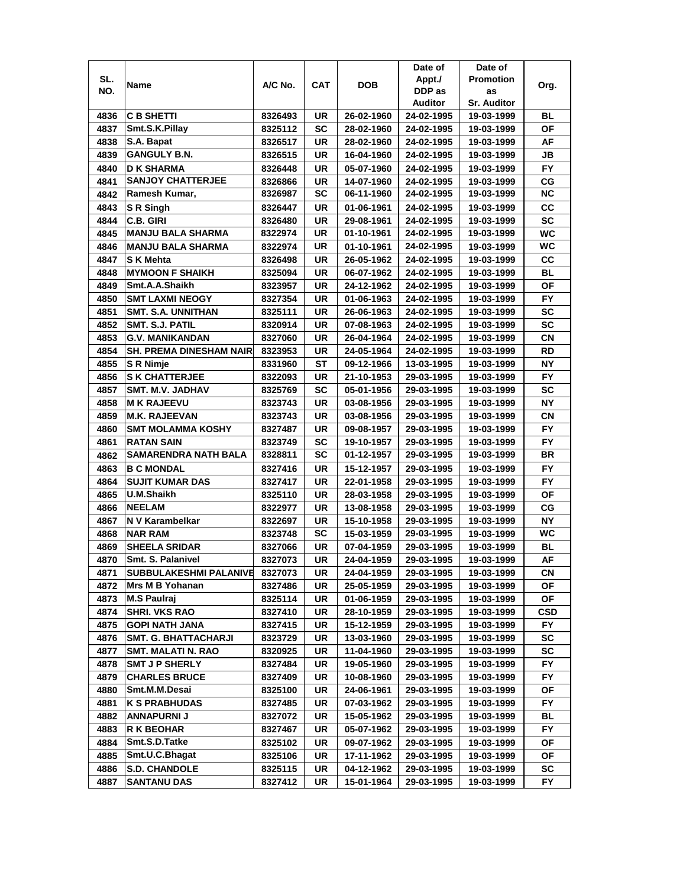| SL. NO. | Name | A/C No. | CAT | DOB | Date of Appt./ DDP as Auditor | Date of Promotion as Sr. Auditor | Org. |
|---|---|---|---|---|---|---|---|
| 4836 | C B SHETTI | 8326493 | UR | 26-02-1960 | 24-02-1995 | 19-03-1999 | BL |
| 4837 | Smt.S.K.Pillay | 8325112 | SC | 28-02-1960 | 24-02-1995 | 19-03-1999 | OF |
| 4838 | S.A. Bapat | 8326517 | UR | 28-02-1960 | 24-02-1995 | 19-03-1999 | AF |
| 4839 | GANGULY B.N. | 8326515 | UR | 16-04-1960 | 24-02-1995 | 19-03-1999 | JB |
| 4840 | D K SHARMA | 8326448 | UR | 05-07-1960 | 24-02-1995 | 19-03-1999 | FY |
| 4841 | SANJOY CHATTERJEE | 8326866 | UR | 14-07-1960 | 24-02-1995 | 19-03-1999 | CG |
| 4842 | Ramesh Kumar, | 8326987 | SC | 06-11-1960 | 24-02-1995 | 19-03-1999 | NC |
| 4843 | S R Singh | 8326447 | UR | 01-06-1961 | 24-02-1995 | 19-03-1999 | CC |
| 4844 | C.B. GIRI | 8326480 | UR | 29-08-1961 | 24-02-1995 | 19-03-1999 | SC |
| 4845 | MANJU BALA SHARMA | 8322974 | UR | 01-10-1961 | 24-02-1995 | 19-03-1999 | WC |
| 4846 | MANJU BALA SHARMA | 8322974 | UR | 01-10-1961 | 24-02-1995 | 19-03-1999 | WC |
| 4847 | S K Mehta | 8326498 | UR | 26-05-1962 | 24-02-1995 | 19-03-1999 | CC |
| 4848 | MYMOON F SHAIKH | 8325094 | UR | 06-07-1962 | 24-02-1995 | 19-03-1999 | BL |
| 4849 | Smt.A.A.Shaikh | 8323957 | UR | 24-12-1962 | 24-02-1995 | 19-03-1999 | OF |
| 4850 | SMT LAXMI NEOGY | 8327354 | UR | 01-06-1963 | 24-02-1995 | 19-03-1999 | FY |
| 4851 | SMT. S.A. UNNITHAN | 8325111 | UR | 26-06-1963 | 24-02-1995 | 19-03-1999 | SC |
| 4852 | SMT. S.J. PATIL | 8320914 | UR | 07-08-1963 | 24-02-1995 | 19-03-1999 | SC |
| 4853 | G.V. MANIKANDAN | 8327060 | UR | 26-04-1964 | 24-02-1995 | 19-03-1999 | CN |
| 4854 | SH. PREMA DINESHAM NAIR | 8323953 | UR | 24-05-1964 | 24-02-1995 | 19-03-1999 | RD |
| 4855 | S R Nimje | 8331960 | ST | 09-12-1966 | 13-03-1995 | 19-03-1999 | NY |
| 4856 | S K CHATTERJEE | 8322093 | UR | 21-10-1953 | 29-03-1995 | 19-03-1999 | FY |
| 4857 | SMT. M.V. JADHAV | 8325769 | SC | 05-01-1956 | 29-03-1995 | 19-03-1999 | SC |
| 4858 | M K RAJEEVU | 8323743 | UR | 03-08-1956 | 29-03-1995 | 19-03-1999 | NY |
| 4859 | M.K. RAJEEVAN | 8323743 | UR | 03-08-1956 | 29-03-1995 | 19-03-1999 | CN |
| 4860 | SMT MOLAMMA KOSHY | 8327487 | UR | 09-08-1957 | 29-03-1995 | 19-03-1999 | FY |
| 4861 | RATAN SAIN | 8323749 | SC | 19-10-1957 | 29-03-1995 | 19-03-1999 | FY |
| 4862 | SAMARENDRA NATH BALA | 8328811 | SC | 01-12-1957 | 29-03-1995 | 19-03-1999 | BR |
| 4863 | B C MONDAL | 8327416 | UR | 15-12-1957 | 29-03-1995 | 19-03-1999 | FY |
| 4864 | SUJIT KUMAR DAS | 8327417 | UR | 22-01-1958 | 29-03-1995 | 19-03-1999 | FY |
| 4865 | U.M.Shaikh | 8325110 | UR | 28-03-1958 | 29-03-1995 | 19-03-1999 | OF |
| 4866 | NEELAM | 8322977 | UR | 13-08-1958 | 29-03-1995 | 19-03-1999 | CG |
| 4867 | N V Karambelkar | 8322697 | UR | 15-10-1958 | 29-03-1995 | 19-03-1999 | NY |
| 4868 | NAR RAM | 8323748 | SC | 15-03-1959 | 29-03-1995 | 19-03-1999 | WC |
| 4869 | SHEELA SRIDAR | 8327066 | UR | 07-04-1959 | 29-03-1995 | 19-03-1999 | BL |
| 4870 | Smt. S. Palanivel | 8327073 | UR | 24-04-1959 | 29-03-1995 | 19-03-1999 | AF |
| 4871 | SUBBULAKESHMI PALANIVE | 8327073 | UR | 24-04-1959 | 29-03-1995 | 19-03-1999 | CN |
| 4872 | Mrs M B Yohanan | 8327486 | UR | 25-05-1959 | 29-03-1995 | 19-03-1999 | OF |
| 4873 | M.S Paulraj | 8325114 | UR | 01-06-1959 | 29-03-1995 | 19-03-1999 | OF |
| 4874 | SHRI. VKS RAO | 8327410 | UR | 28-10-1959 | 29-03-1995 | 19-03-1999 | CSD |
| 4875 | GOPI NATH JANA | 8327415 | UR | 15-12-1959 | 29-03-1995 | 19-03-1999 | FY |
| 4876 | SMT. G. BHATTACHARJI | 8323729 | UR | 13-03-1960 | 29-03-1995 | 19-03-1999 | SC |
| 4877 | SMT. MALATI N. RAO | 8320925 | UR | 11-04-1960 | 29-03-1995 | 19-03-1999 | SC |
| 4878 | SMT J P SHERLY | 8327484 | UR | 19-05-1960 | 29-03-1995 | 19-03-1999 | FY |
| 4879 | CHARLES BRUCE | 8327409 | UR | 10-08-1960 | 29-03-1995 | 19-03-1999 | FY |
| 4880 | Smt.M.M.Desai | 8325100 | UR | 24-06-1961 | 29-03-1995 | 19-03-1999 | OF |
| 4881 | K S PRABHUDAS | 8327485 | UR | 07-03-1962 | 29-03-1995 | 19-03-1999 | FY |
| 4882 | ANNAPURNI J | 8327072 | UR | 15-05-1962 | 29-03-1995 | 19-03-1999 | BL |
| 4883 | R K BEOHAR | 8327467 | UR | 05-07-1962 | 29-03-1995 | 19-03-1999 | FY |
| 4884 | Smt.S.D.Tatke | 8325102 | UR | 09-07-1962 | 29-03-1995 | 19-03-1999 | OF |
| 4885 | Smt.U.C.Bhagat | 8325106 | UR | 17-11-1962 | 29-03-1995 | 19-03-1999 | OF |
| 4886 | S.D. CHANDOLE | 8325115 | UR | 04-12-1962 | 29-03-1995 | 19-03-1999 | SC |
| 4887 | SANTANU DAS | 8327412 | UR | 15-01-1964 | 29-03-1995 | 19-03-1999 | FY |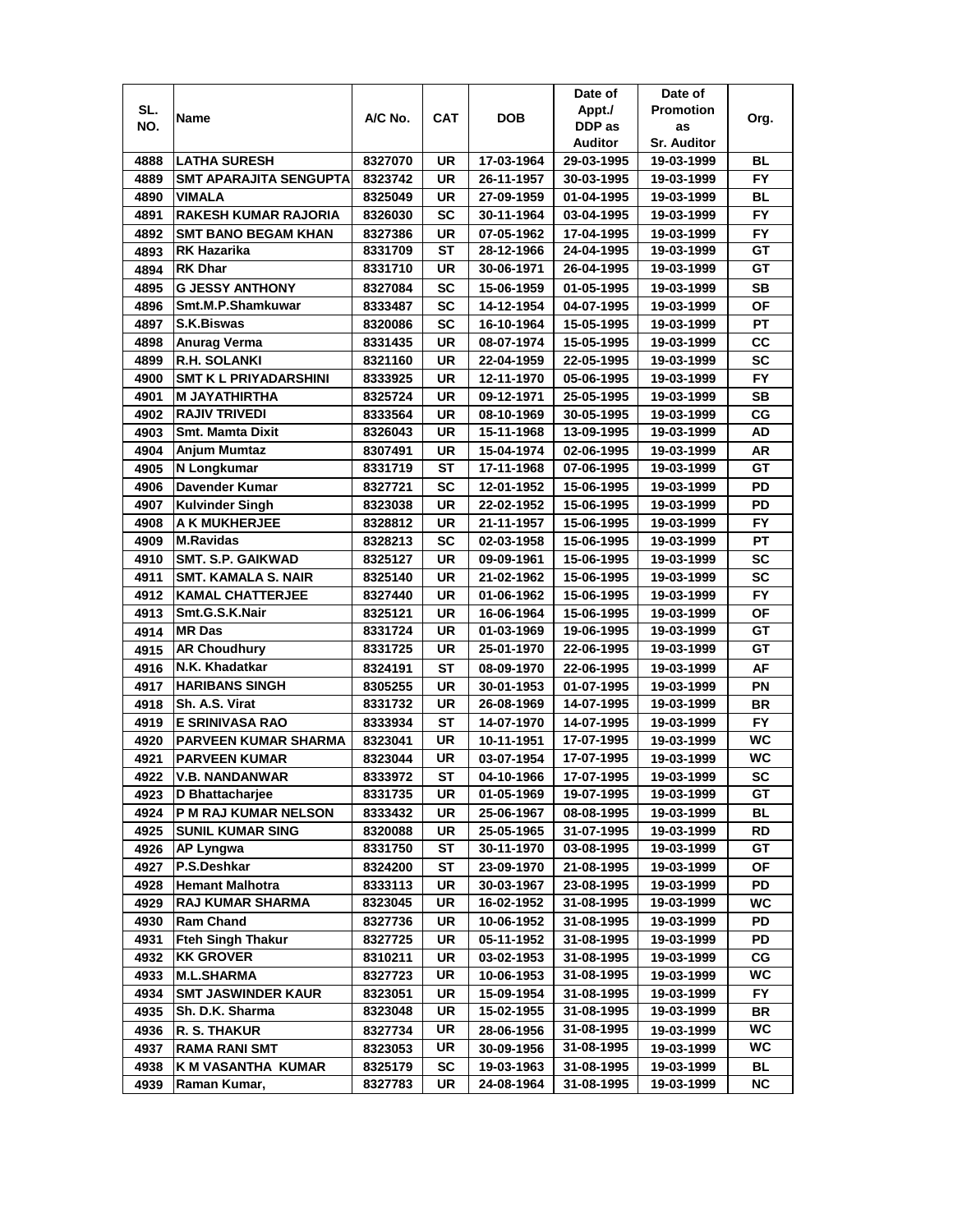| SL. NO. | Name | A/C No. | CAT | DOB | Date of Appt./ DDP as Auditor | Date of Promotion as Sr. Auditor | Org. |
|---|---|---|---|---|---|---|---|
| 4888 | LATHA SURESH | 8327070 | UR | 17-03-1964 | 29-03-1995 | 19-03-1999 | BL |
| 4889 | SMT APARAJITA SENGUPTA | 8323742 | UR | 26-11-1957 | 30-03-1995 | 19-03-1999 | FY |
| 4890 | VIMALA | 8325049 | UR | 27-09-1959 | 01-04-1995 | 19-03-1999 | BL |
| 4891 | RAKESH KUMAR RAJORIA | 8326030 | SC | 30-11-1964 | 03-04-1995 | 19-03-1999 | FY |
| 4892 | SMT BANO BEGAM KHAN | 8327386 | UR | 07-05-1962 | 17-04-1995 | 19-03-1999 | FY |
| 4893 | RK Hazarika | 8331709 | ST | 28-12-1966 | 24-04-1995 | 19-03-1999 | GT |
| 4894 | RK Dhar | 8331710 | UR | 30-06-1971 | 26-04-1995 | 19-03-1999 | GT |
| 4895 | G JESSY ANTHONY | 8327084 | SC | 15-06-1959 | 01-05-1995 | 19-03-1999 | SB |
| 4896 | Smt.M.P.Shamkuwar | 8333487 | SC | 14-12-1954 | 04-07-1995 | 19-03-1999 | OF |
| 4897 | S.K.Biswas | 8320086 | SC | 16-10-1964 | 15-05-1995 | 19-03-1999 | PT |
| 4898 | Anurag Verma | 8331435 | UR | 08-07-1974 | 15-05-1995 | 19-03-1999 | CC |
| 4899 | R.H. SOLANKI | 8321160 | UR | 22-04-1959 | 22-05-1995 | 19-03-1999 | SC |
| 4900 | SMT K L PRIYADARSHINI | 8333925 | UR | 12-11-1970 | 05-06-1995 | 19-03-1999 | FY |
| 4901 | M JAYATHIRTHA | 8325724 | UR | 09-12-1971 | 25-05-1995 | 19-03-1999 | SB |
| 4902 | RAJIV TRIVEDI | 8333564 | UR | 08-10-1969 | 30-05-1995 | 19-03-1999 | CG |
| 4903 | Smt. Mamta Dixit | 8326043 | UR | 15-11-1968 | 13-09-1995 | 19-03-1999 | AD |
| 4904 | Anjum Mumtaz | 8307491 | UR | 15-04-1974 | 02-06-1995 | 19-03-1999 | AR |
| 4905 | N Longkumar | 8331719 | ST | 17-11-1968 | 07-06-1995 | 19-03-1999 | GT |
| 4906 | Davender Kumar | 8327721 | SC | 12-01-1952 | 15-06-1995 | 19-03-1999 | PD |
| 4907 | Kulvinder Singh | 8323038 | UR | 22-02-1952 | 15-06-1995 | 19-03-1999 | PD |
| 4908 | A K MUKHERJEE | 8328812 | UR | 21-11-1957 | 15-06-1995 | 19-03-1999 | FY |
| 4909 | M.Ravidas | 8328213 | SC | 02-03-1958 | 15-06-1995 | 19-03-1999 | PT |
| 4910 | SMT. S.P. GAIKWAD | 8325127 | UR | 09-09-1961 | 15-06-1995 | 19-03-1999 | SC |
| 4911 | SMT. KAMALA S. NAIR | 8325140 | UR | 21-02-1962 | 15-06-1995 | 19-03-1999 | SC |
| 4912 | KAMAL CHATTERJEE | 8327440 | UR | 01-06-1962 | 15-06-1995 | 19-03-1999 | FY |
| 4913 | Smt.G.S.K.Nair | 8325121 | UR | 16-06-1964 | 15-06-1995 | 19-03-1999 | OF |
| 4914 | MR Das | 8331724 | UR | 01-03-1969 | 19-06-1995 | 19-03-1999 | GT |
| 4915 | AR Choudhury | 8331725 | UR | 25-01-1970 | 22-06-1995 | 19-03-1999 | GT |
| 4916 | N.K. Khadatkar | 8324191 | ST | 08-09-1970 | 22-06-1995 | 19-03-1999 | AF |
| 4917 | HARIBANS SINGH | 8305255 | UR | 30-01-1953 | 01-07-1995 | 19-03-1999 | PN |
| 4918 | Sh. A.S. Virat | 8331732 | UR | 26-08-1969 | 14-07-1995 | 19-03-1999 | BR |
| 4919 | E SRINIVASA RAO | 8333934 | ST | 14-07-1970 | 14-07-1995 | 19-03-1999 | FY |
| 4920 | PARVEEN KUMAR SHARMA | 8323041 | UR | 10-11-1951 | 17-07-1995 | 19-03-1999 | WC |
| 4921 | PARVEEN KUMAR | 8323044 | UR | 03-07-1954 | 17-07-1995 | 19-03-1999 | WC |
| 4922 | V.B. NANDANWAR | 8333972 | ST | 04-10-1966 | 17-07-1995 | 19-03-1999 | SC |
| 4923 | D Bhattacharjee | 8331735 | UR | 01-05-1969 | 19-07-1995 | 19-03-1999 | GT |
| 4924 | P M RAJ KUMAR NELSON | 8333432 | UR | 25-06-1967 | 08-08-1995 | 19-03-1999 | BL |
| 4925 | SUNIL KUMAR SING | 8320088 | UR | 25-05-1965 | 31-07-1995 | 19-03-1999 | RD |
| 4926 | AP Lyngwa | 8331750 | ST | 30-11-1970 | 03-08-1995 | 19-03-1999 | GT |
| 4927 | P.S.Deshkar | 8324200 | ST | 23-09-1970 | 21-08-1995 | 19-03-1999 | OF |
| 4928 | Hemant Malhotra | 8333113 | UR | 30-03-1967 | 23-08-1995 | 19-03-1999 | PD |
| 4929 | RAJ KUMAR SHARMA | 8323045 | UR | 16-02-1952 | 31-08-1995 | 19-03-1999 | WC |
| 4930 | Ram Chand | 8327736 | UR | 10-06-1952 | 31-08-1995 | 19-03-1999 | PD |
| 4931 | Fteh Singh Thakur | 8327725 | UR | 05-11-1952 | 31-08-1995 | 19-03-1999 | PD |
| 4932 | KK GROVER | 8310211 | UR | 03-02-1953 | 31-08-1995 | 19-03-1999 | CG |
| 4933 | M.L.SHARMA | 8327723 | UR | 10-06-1953 | 31-08-1995 | 19-03-1999 | WC |
| 4934 | SMT JASWINDER KAUR | 8323051 | UR | 15-09-1954 | 31-08-1995 | 19-03-1999 | FY |
| 4935 | Sh. D.K. Sharma | 8323048 | UR | 15-02-1955 | 31-08-1995 | 19-03-1999 | BR |
| 4936 | R. S. THAKUR | 8327734 | UR | 28-06-1956 | 31-08-1995 | 19-03-1999 | WC |
| 4937 | RAMA RANI SMT | 8323053 | UR | 30-09-1956 | 31-08-1995 | 19-03-1999 | WC |
| 4938 | K M VASANTHA KUMAR | 8325179 | SC | 19-03-1963 | 31-08-1995 | 19-03-1999 | BL |
| 4939 | Raman Kumar, | 8327783 | UR | 24-08-1964 | 31-08-1995 | 19-03-1999 | NC |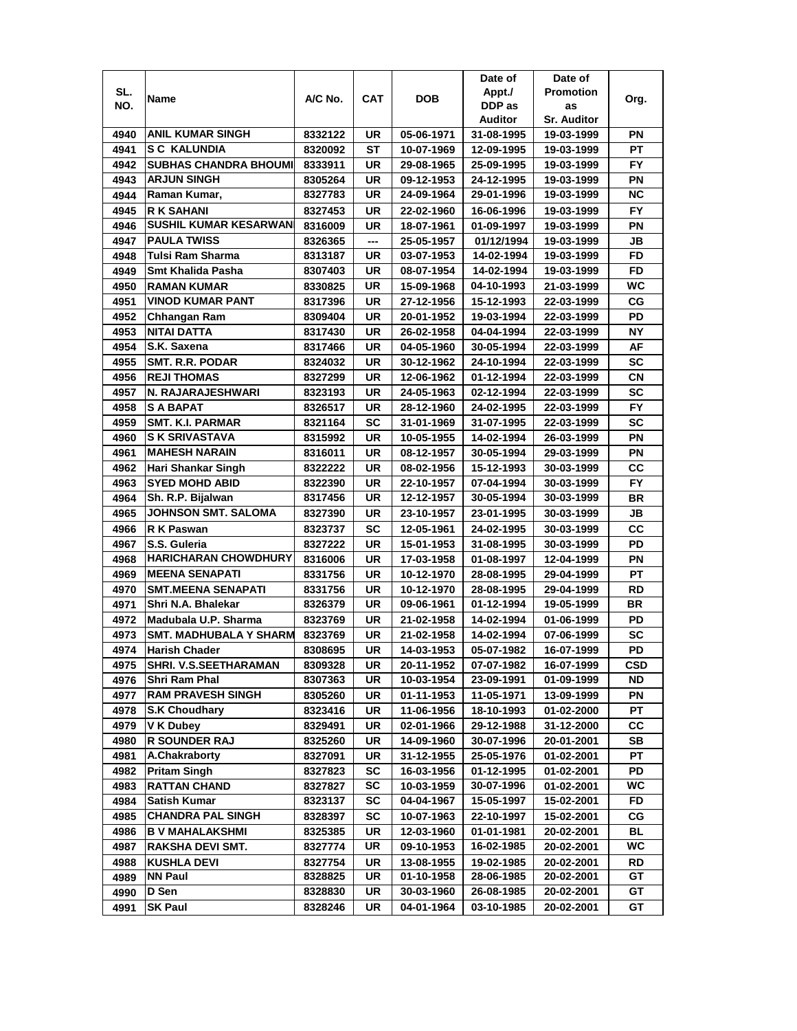| SL. NO. | Name | A/C No. | CAT | DOB | Date of Appt./ DDP as Auditor | Date of Promotion as Sr. Auditor | Org. |
|---|---|---|---|---|---|---|---|
| 4940 | ANIL KUMAR SINGH | 8332122 | UR | 05-06-1971 | 31-08-1995 | 19-03-1999 | PN |
| 4941 | S C KALUNDIA | 8320092 | ST | 10-07-1969 | 12-09-1995 | 19-03-1999 | PT |
| 4942 | SUBHAS CHANDRA BHOUMI | 8333911 | UR | 29-08-1965 | 25-09-1995 | 19-03-1999 | FY |
| 4943 | ARJUN SINGH | 8305264 | UR | 09-12-1953 | 24-12-1995 | 19-03-1999 | PN |
| 4944 | Raman Kumar, | 8327783 | UR | 24-09-1964 | 29-01-1996 | 19-03-1999 | NC |
| 4945 | R K SAHANI | 8327453 | UR | 22-02-1960 | 16-06-1996 | 19-03-1999 | FY |
| 4946 | SUSHIL KUMAR KESARWAN | 8316009 | UR | 18-07-1961 | 01-09-1997 | 19-03-1999 | PN |
| 4947 | PAULA TWISS | 8326365 | --- | 25-05-1957 | 01/12/1994 | 19-03-1999 | JB |
| 4948 | Tulsi Ram Sharma | 8313187 | UR | 03-07-1953 | 14-02-1994 | 19-03-1999 | FD |
| 4949 | Smt Khalida Pasha | 8307403 | UR | 08-07-1954 | 14-02-1994 | 19-03-1999 | FD |
| 4950 | RAMAN KUMAR | 8330825 | UR | 15-09-1968 | 04-10-1993 | 21-03-1999 | WC |
| 4951 | VINOD KUMAR PANT | 8317396 | UR | 27-12-1956 | 15-12-1993 | 22-03-1999 | CG |
| 4952 | Chhangan Ram | 8309404 | UR | 20-01-1952 | 19-03-1994 | 22-03-1999 | PD |
| 4953 | NITAI DATTA | 8317430 | UR | 26-02-1958 | 04-04-1994 | 22-03-1999 | NY |
| 4954 | S.K. Saxena | 8317466 | UR | 04-05-1960 | 30-05-1994 | 22-03-1999 | AF |
| 4955 | SMT. R.R. PODAR | 8324032 | UR | 30-12-1962 | 24-10-1994 | 22-03-1999 | SC |
| 4956 | REJI THOMAS | 8327299 | UR | 12-06-1962 | 01-12-1994 | 22-03-1999 | CN |
| 4957 | N. RAJARAJESHWARI | 8323193 | UR | 24-05-1963 | 02-12-1994 | 22-03-1999 | SC |
| 4958 | S A BAPAT | 8326517 | UR | 28-12-1960 | 24-02-1995 | 22-03-1999 | FY |
| 4959 | SMT. K.I. PARMAR | 8321164 | SC | 31-01-1969 | 31-07-1995 | 22-03-1999 | SC |
| 4960 | S K SRIVASTAVA | 8315992 | UR | 10-05-1955 | 14-02-1994 | 26-03-1999 | PN |
| 4961 | MAHESH NARAIN | 8316011 | UR | 08-12-1957 | 30-05-1994 | 29-03-1999 | PN |
| 4962 | Hari Shankar Singh | 8322222 | UR | 08-02-1956 | 15-12-1993 | 30-03-1999 | CC |
| 4963 | SYED MOHD ABID | 8322390 | UR | 22-10-1957 | 07-04-1994 | 30-03-1999 | FY |
| 4964 | Sh. R.P. Bijalwan | 8317456 | UR | 12-12-1957 | 30-05-1994 | 30-03-1999 | BR |
| 4965 | JOHNSON SMT. SALOMA | 8327390 | UR | 23-10-1957 | 23-01-1995 | 30-03-1999 | JB |
| 4966 | R K Paswan | 8323737 | SC | 12-05-1961 | 24-02-1995 | 30-03-1999 | CC |
| 4967 | S.S. Guleria | 8327222 | UR | 15-01-1953 | 31-08-1995 | 30-03-1999 | PD |
| 4968 | HARICHARAN CHOWDHURY | 8316006 | UR | 17-03-1958 | 01-08-1997 | 12-04-1999 | PN |
| 4969 | MEENA SENAPATI | 8331756 | UR | 10-12-1970 | 28-08-1995 | 29-04-1999 | PT |
| 4970 | SMT.MEENA SENAPATI | 8331756 | UR | 10-12-1970 | 28-08-1995 | 29-04-1999 | RD |
| 4971 | Shri N.A. Bhalekar | 8326379 | UR | 09-06-1961 | 01-12-1994 | 19-05-1999 | BR |
| 4972 | Madubala U.P. Sharma | 8323769 | UR | 21-02-1958 | 14-02-1994 | 01-06-1999 | PD |
| 4973 | SMT. MADHUBALA Y SHARM | 8323769 | UR | 21-02-1958 | 14-02-1994 | 07-06-1999 | SC |
| 4974 | Harish Chader | 8308695 | UR | 14-03-1953 | 05-07-1982 | 16-07-1999 | PD |
| 4975 | SHRI. V.S.SEETHARAMAN | 8309328 | UR | 20-11-1952 | 07-07-1982 | 16-07-1999 | CSD |
| 4976 | Shri Ram Phal | 8307363 | UR | 10-03-1954 | 23-09-1991 | 01-09-1999 | ND |
| 4977 | RAM PRAVESH SINGH | 8305260 | UR | 01-11-1953 | 11-05-1971 | 13-09-1999 | PN |
| 4978 | S.K Choudhary | 8323416 | UR | 11-06-1956 | 18-10-1993 | 01-02-2000 | PT |
| 4979 | V K Dubey | 8329491 | UR | 02-01-1966 | 29-12-1988 | 31-12-2000 | CC |
| 4980 | R SOUNDER RAJ | 8325260 | UR | 14-09-1960 | 30-07-1996 | 20-01-2001 | SB |
| 4981 | A.Chakraborty | 8327091 | UR | 31-12-1955 | 25-05-1976 | 01-02-2001 | PT |
| 4982 | Pritam Singh | 8327823 | SC | 16-03-1956 | 01-12-1995 | 01-02-2001 | PD |
| 4983 | RATTAN CHAND | 8327827 | SC | 10-03-1959 | 30-07-1996 | 01-02-2001 | WC |
| 4984 | Satish Kumar | 8323137 | SC | 04-04-1967 | 15-05-1997 | 15-02-2001 | FD |
| 4985 | CHANDRA PAL SINGH | 8328397 | SC | 10-07-1963 | 22-10-1997 | 15-02-2001 | CG |
| 4986 | B V MAHALAKSHMI | 8325385 | UR | 12-03-1960 | 01-01-1981 | 20-02-2001 | BL |
| 4987 | RAKSHA DEVI SMT. | 8327774 | UR | 09-10-1953 | 16-02-1985 | 20-02-2001 | WC |
| 4988 | KUSHLA DEVI | 8327754 | UR | 13-08-1955 | 19-02-1985 | 20-02-2001 | RD |
| 4989 | NN Paul | 8328825 | UR | 01-10-1958 | 28-06-1985 | 20-02-2001 | GT |
| 4990 | D Sen | 8328830 | UR | 30-03-1960 | 26-08-1985 | 20-02-2001 | GT |
| 4991 | SK Paul | 8328246 | UR | 04-01-1964 | 03-10-1985 | 20-02-2001 | GT |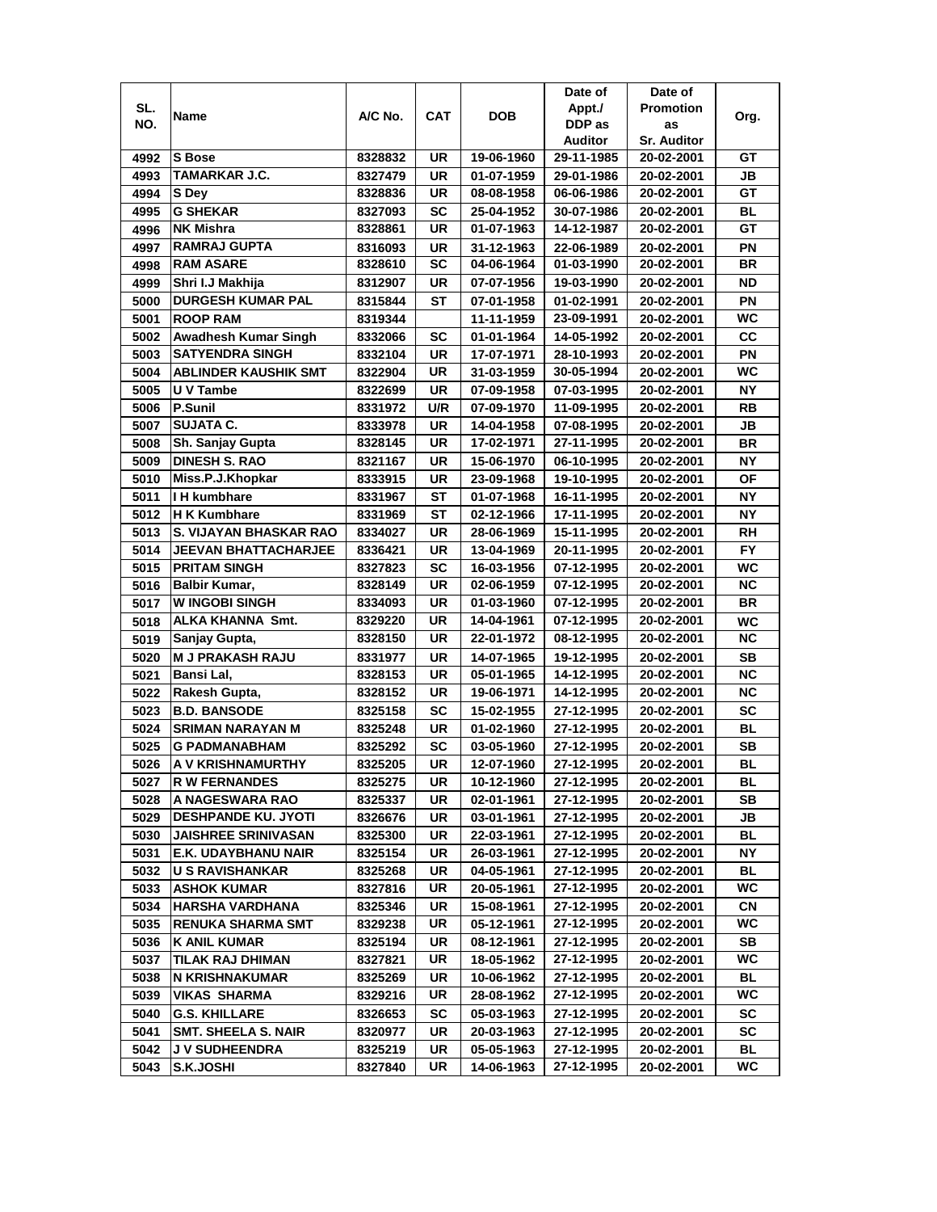| SL. NO. | Name | A/C No. | CAT | DOB | Date of Appt./ DDP as Auditor | Date of Promotion as Sr. Auditor | Org. |
|---|---|---|---|---|---|---|---|
| 4992 | S Bose | 8328832 | UR | 19-06-1960 | 29-11-1985 | 20-02-2001 | GT |
| 4993 | TAMARKAR J.C. | 8327479 | UR | 01-07-1959 | 29-01-1986 | 20-02-2001 | JB |
| 4994 | S Dey | 8328836 | UR | 08-08-1958 | 06-06-1986 | 20-02-2001 | GT |
| 4995 | G SHEKAR | 8327093 | SC | 25-04-1952 | 30-07-1986 | 20-02-2001 | BL |
| 4996 | NK Mishra | 8328861 | UR | 01-07-1963 | 14-12-1987 | 20-02-2001 | GT |
| 4997 | RAMRAJ GUPTA | 8316093 | UR | 31-12-1963 | 22-06-1989 | 20-02-2001 | PN |
| 4998 | RAM ASARE | 8328610 | SC | 04-06-1964 | 01-03-1990 | 20-02-2001 | BR |
| 4999 | Shri I.J Makhija | 8312907 | UR | 07-07-1956 | 19-03-1990 | 20-02-2001 | ND |
| 5000 | DURGESH KUMAR PAL | 8315844 | ST | 07-01-1958 | 01-02-1991 | 20-02-2001 | PN |
| 5001 | ROOP RAM | 8319344 | | 11-11-1959 | 23-09-1991 | 20-02-2001 | WC |
| 5002 | Awadhesh Kumar Singh | 8332066 | SC | 01-01-1964 | 14-05-1992 | 20-02-2001 | CC |
| 5003 | SATYENDRA SINGH | 8332104 | UR | 17-07-1971 | 28-10-1993 | 20-02-2001 | PN |
| 5004 | ABLINDER KAUSHIK SMT | 8322904 | UR | 31-03-1959 | 30-05-1994 | 20-02-2001 | WC |
| 5005 | U V Tambe | 8322699 | UR | 07-09-1958 | 07-03-1995 | 20-02-2001 | NY |
| 5006 | P.Sunil | 8331972 | U/R | 07-09-1970 | 11-09-1995 | 20-02-2001 | RB |
| 5007 | SUJATA C. | 8333978 | UR | 14-04-1958 | 07-08-1995 | 20-02-2001 | JB |
| 5008 | Sh. Sanjay Gupta | 8328145 | UR | 17-02-1971 | 27-11-1995 | 20-02-2001 | BR |
| 5009 | DINESH S. RAO | 8321167 | UR | 15-06-1970 | 06-10-1995 | 20-02-2001 | NY |
| 5010 | Miss.P.J.Khopkar | 8333915 | UR | 23-09-1968 | 19-10-1995 | 20-02-2001 | OF |
| 5011 | I H kumbhare | 8331967 | ST | 01-07-1968 | 16-11-1995 | 20-02-2001 | NY |
| 5012 | H K Kumbhare | 8331969 | ST | 02-12-1966 | 17-11-1995 | 20-02-2001 | NY |
| 5013 | S. VIJAYAN BHASKAR RAO | 8334027 | UR | 28-06-1969 | 15-11-1995 | 20-02-2001 | RH |
| 5014 | JEEVAN BHATTACHARJEE | 8336421 | UR | 13-04-1969 | 20-11-1995 | 20-02-2001 | FY |
| 5015 | PRITAM SINGH | 8327823 | SC | 16-03-1956 | 07-12-1995 | 20-02-2001 | WC |
| 5016 | Balbir Kumar, | 8328149 | UR | 02-06-1959 | 07-12-1995 | 20-02-2001 | NC |
| 5017 | W INGOBI SINGH | 8334093 | UR | 01-03-1960 | 07-12-1995 | 20-02-2001 | BR |
| 5018 | ALKA KHANNA Smt. | 8329220 | UR | 14-04-1961 | 07-12-1995 | 20-02-2001 | WC |
| 5019 | Sanjay Gupta, | 8328150 | UR | 22-01-1972 | 08-12-1995 | 20-02-2001 | NC |
| 5020 | M J PRAKASH RAJU | 8331977 | UR | 14-07-1965 | 19-12-1995 | 20-02-2001 | SB |
| 5021 | Bansi Lal, | 8328153 | UR | 05-01-1965 | 14-12-1995 | 20-02-2001 | NC |
| 5022 | Rakesh Gupta, | 8328152 | UR | 19-06-1971 | 14-12-1995 | 20-02-2001 | NC |
| 5023 | B.D. BANSODE | 8325158 | SC | 15-02-1955 | 27-12-1995 | 20-02-2001 | SC |
| 5024 | SRIMAN NARAYAN M | 8325248 | UR | 01-02-1960 | 27-12-1995 | 20-02-2001 | BL |
| 5025 | G PADMANABHAM | 8325292 | SC | 03-05-1960 | 27-12-1995 | 20-02-2001 | SB |
| 5026 | A V KRISHNAMURTHY | 8325205 | UR | 12-07-1960 | 27-12-1995 | 20-02-2001 | BL |
| 5027 | R W FERNANDES | 8325275 | UR | 10-12-1960 | 27-12-1995 | 20-02-2001 | BL |
| 5028 | A NAGESWARA RAO | 8325337 | UR | 02-01-1961 | 27-12-1995 | 20-02-2001 | SB |
| 5029 | DESHPANDE KU. JYOTI | 8326676 | UR | 03-01-1961 | 27-12-1995 | 20-02-2001 | JB |
| 5030 | JAISHREE SRINIVASAN | 8325300 | UR | 22-03-1961 | 27-12-1995 | 20-02-2001 | BL |
| 5031 | E.K. UDAYBHANU NAIR | 8325154 | UR | 26-03-1961 | 27-12-1995 | 20-02-2001 | NY |
| 5032 | U S RAVISHANKAR | 8325268 | UR | 04-05-1961 | 27-12-1995 | 20-02-2001 | BL |
| 5033 | ASHOK KUMAR | 8327816 | UR | 20-05-1961 | 27-12-1995 | 20-02-2001 | WC |
| 5034 | HARSHA VARDHANA | 8325346 | UR | 15-08-1961 | 27-12-1995 | 20-02-2001 | CN |
| 5035 | RENUKA SHARMA SMT | 8329238 | UR | 05-12-1961 | 27-12-1995 | 20-02-2001 | WC |
| 5036 | K ANIL KUMAR | 8325194 | UR | 08-12-1961 | 27-12-1995 | 20-02-2001 | SB |
| 5037 | TILAK RAJ DHIMAN | 8327821 | UR | 18-05-1962 | 27-12-1995 | 20-02-2001 | WC |
| 5038 | N KRISHNAKUMAR | 8325269 | UR | 10-06-1962 | 27-12-1995 | 20-02-2001 | BL |
| 5039 | VIKAS SHARMA | 8329216 | UR | 28-08-1962 | 27-12-1995 | 20-02-2001 | WC |
| 5040 | G.S. KHILLARE | 8326653 | SC | 05-03-1963 | 27-12-1995 | 20-02-2001 | SC |
| 5041 | SMT. SHEELA S. NAIR | 8320977 | UR | 20-03-1963 | 27-12-1995 | 20-02-2001 | SC |
| 5042 | J V SUDHEENDRA | 8325219 | UR | 05-05-1963 | 27-12-1995 | 20-02-2001 | BL |
| 5043 | S.K.JOSHI | 8327840 | UR | 14-06-1963 | 27-12-1995 | 20-02-2001 | WC |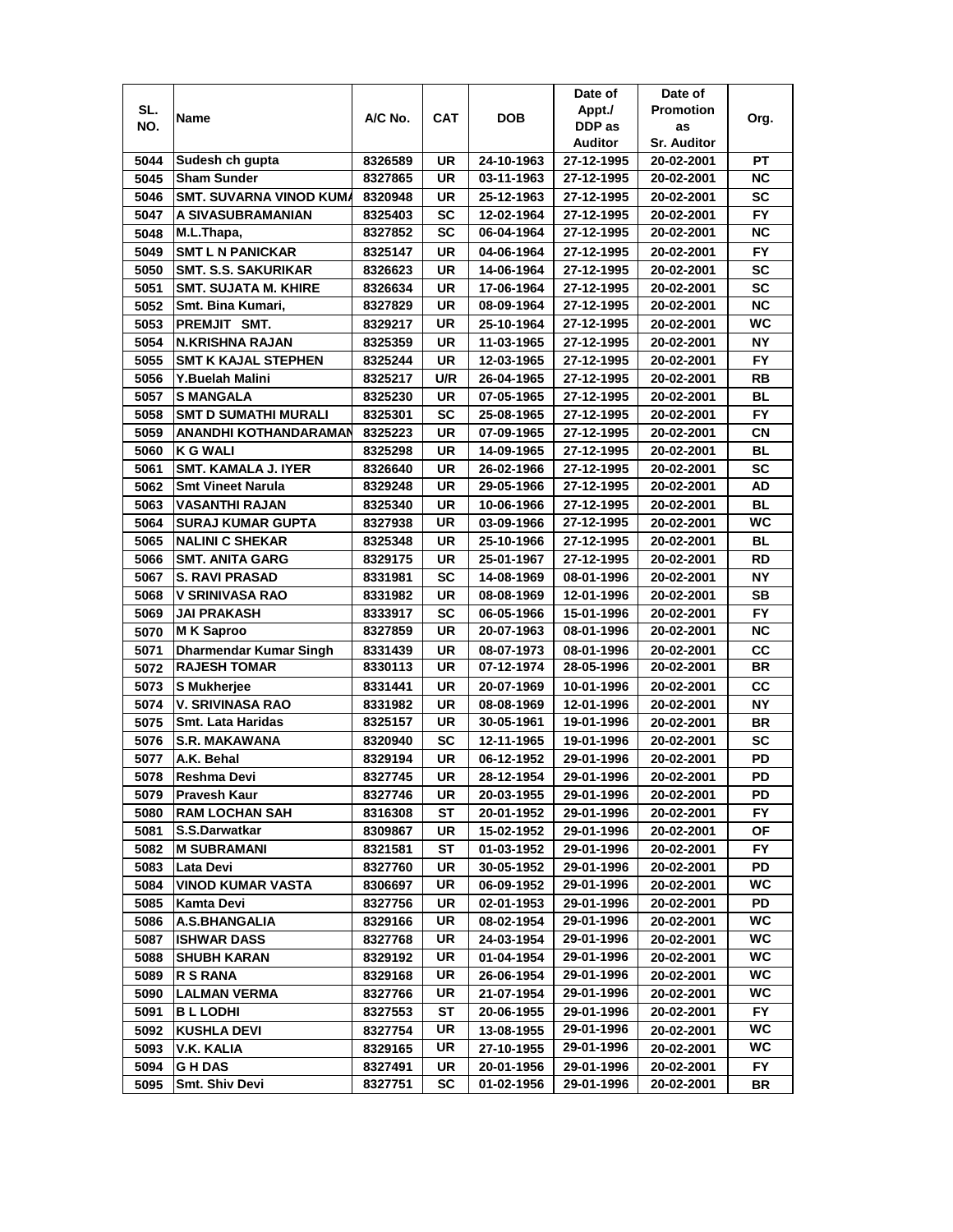| SL. NO. | Name | A/C No. | CAT | DOB | Date of Appt./ DDP as Auditor | Date of Promotion as Sr. Auditor | Org. |
|---|---|---|---|---|---|---|---|
| 5044 | Sudesh ch gupta | 8326589 | UR | 24-10-1963 | 27-12-1995 | 20-02-2001 | PT |
| 5045 | Sham Sunder | 8327865 | UR | 03-11-1963 | 27-12-1995 | 20-02-2001 | NC |
| 5046 | SMT. SUVARNA VINOD KUMA | 8320948 | UR | 25-12-1963 | 27-12-1995 | 20-02-2001 | SC |
| 5047 | A SIVASUBRAMANIAN | 8325403 | SC | 12-02-1964 | 27-12-1995 | 20-02-2001 | FY |
| 5048 | M.L.Thapa, | 8327852 | SC | 06-04-1964 | 27-12-1995 | 20-02-2001 | NC |
| 5049 | SMT L N PANICKAR | 8325147 | UR | 04-06-1964 | 27-12-1995 | 20-02-2001 | FY |
| 5050 | SMT. S.S. SAKURIKAR | 8326623 | UR | 14-06-1964 | 27-12-1995 | 20-02-2001 | SC |
| 5051 | SMT. SUJATA M. KHIRE | 8326634 | UR | 17-06-1964 | 27-12-1995 | 20-02-2001 | SC |
| 5052 | Smt. Bina Kumari, | 8327829 | UR | 08-09-1964 | 27-12-1995 | 20-02-2001 | NC |
| 5053 | PREMJIT SMT. | 8329217 | UR | 25-10-1964 | 27-12-1995 | 20-02-2001 | WC |
| 5054 | N.KRISHNA RAJAN | 8325359 | UR | 11-03-1965 | 27-12-1995 | 20-02-2001 | NY |
| 5055 | SMT K KAJAL STEPHEN | 8325244 | UR | 12-03-1965 | 27-12-1995 | 20-02-2001 | FY |
| 5056 | Y.Buelah Malini | 8325217 | U/R | 26-04-1965 | 27-12-1995 | 20-02-2001 | RB |
| 5057 | S MANGALA | 8325230 | UR | 07-05-1965 | 27-12-1995 | 20-02-2001 | BL |
| 5058 | SMT D SUMATHI MURALI | 8325301 | SC | 25-08-1965 | 27-12-1995 | 20-02-2001 | FY |
| 5059 | ANANDHI KOTHANDARAMAN | 8325223 | UR | 07-09-1965 | 27-12-1995 | 20-02-2001 | CN |
| 5060 | K G WALI | 8325298 | UR | 14-09-1965 | 27-12-1995 | 20-02-2001 | BL |
| 5061 | SMT. KAMALA J. IYER | 8326640 | UR | 26-02-1966 | 27-12-1995 | 20-02-2001 | SC |
| 5062 | Smt Vineet Narula | 8329248 | UR | 29-05-1966 | 27-12-1995 | 20-02-2001 | AD |
| 5063 | VASANTHI RAJAN | 8325340 | UR | 10-06-1966 | 27-12-1995 | 20-02-2001 | BL |
| 5064 | SURAJ KUMAR GUPTA | 8327938 | UR | 03-09-1966 | 27-12-1995 | 20-02-2001 | WC |
| 5065 | NALINI C SHEKAR | 8325348 | UR | 25-10-1966 | 27-12-1995 | 20-02-2001 | BL |
| 5066 | SMT. ANITA GARG | 8329175 | UR | 25-01-1967 | 27-12-1995 | 20-02-2001 | RD |
| 5067 | S. RAVI PRASAD | 8331981 | SC | 14-08-1969 | 08-01-1996 | 20-02-2001 | NY |
| 5068 | V SRINIVASA RAO | 8331982 | UR | 08-08-1969 | 12-01-1996 | 20-02-2001 | SB |
| 5069 | JAI PRAKASH | 8333917 | SC | 06-05-1966 | 15-01-1996 | 20-02-2001 | FY |
| 5070 | M K Saproo | 8327859 | UR | 20-07-1963 | 08-01-1996 | 20-02-2001 | NC |
| 5071 | Dharmendar Kumar Singh | 8331439 | UR | 08-07-1973 | 08-01-1996 | 20-02-2001 | CC |
| 5072 | RAJESH TOMAR | 8330113 | UR | 07-12-1974 | 28-05-1996 | 20-02-2001 | BR |
| 5073 | S Mukherjee | 8331441 | UR | 20-07-1969 | 10-01-1996 | 20-02-2001 | CC |
| 5074 | V. SRIVINASA RAO | 8331982 | UR | 08-08-1969 | 12-01-1996 | 20-02-2001 | NY |
| 5075 | Smt. Lata Haridas | 8325157 | UR | 30-05-1961 | 19-01-1996 | 20-02-2001 | BR |
| 5076 | S.R. MAKAWANA | 8320940 | SC | 12-11-1965 | 19-01-1996 | 20-02-2001 | SC |
| 5077 | A.K. Behal | 8329194 | UR | 06-12-1952 | 29-01-1996 | 20-02-2001 | PD |
| 5078 | Reshma Devi | 8327745 | UR | 28-12-1954 | 29-01-1996 | 20-02-2001 | PD |
| 5079 | Pravesh Kaur | 8327746 | UR | 20-03-1955 | 29-01-1996 | 20-02-2001 | PD |
| 5080 | RAM LOCHAN SAH | 8316308 | ST | 20-01-1952 | 29-01-1996 | 20-02-2001 | FY |
| 5081 | S.S.Darwatkar | 8309867 | UR | 15-02-1952 | 29-01-1996 | 20-02-2001 | OF |
| 5082 | M SUBRAMANI | 8321581 | ST | 01-03-1952 | 29-01-1996 | 20-02-2001 | FY |
| 5083 | Lata Devi | 8327760 | UR | 30-05-1952 | 29-01-1996 | 20-02-2001 | PD |
| 5084 | VINOD KUMAR VASTA | 8306697 | UR | 06-09-1952 | 29-01-1996 | 20-02-2001 | WC |
| 5085 | Kamta Devi | 8327756 | UR | 02-01-1953 | 29-01-1996 | 20-02-2001 | PD |
| 5086 | A.S.BHANGALIA | 8329166 | UR | 08-02-1954 | 29-01-1996 | 20-02-2001 | WC |
| 5087 | ISHWAR DASS | 8327768 | UR | 24-03-1954 | 29-01-1996 | 20-02-2001 | WC |
| 5088 | SHUBH KARAN | 8329192 | UR | 01-04-1954 | 29-01-1996 | 20-02-2001 | WC |
| 5089 | R S RANA | 8329168 | UR | 26-06-1954 | 29-01-1996 | 20-02-2001 | WC |
| 5090 | LALMAN VERMA | 8327766 | UR | 21-07-1954 | 29-01-1996 | 20-02-2001 | WC |
| 5091 | B L LODHI | 8327553 | ST | 20-06-1955 | 29-01-1996 | 20-02-2001 | FY |
| 5092 | KUSHLA DEVI | 8327754 | UR | 13-08-1955 | 29-01-1996 | 20-02-2001 | WC |
| 5093 | V.K. KALIA | 8329165 | UR | 27-10-1955 | 29-01-1996 | 20-02-2001 | WC |
| 5094 | G H DAS | 8327491 | UR | 20-01-1956 | 29-01-1996 | 20-02-2001 | FY |
| 5095 | Smt. Shiv Devi | 8327751 | SC | 01-02-1956 | 29-01-1996 | 20-02-2001 | BR |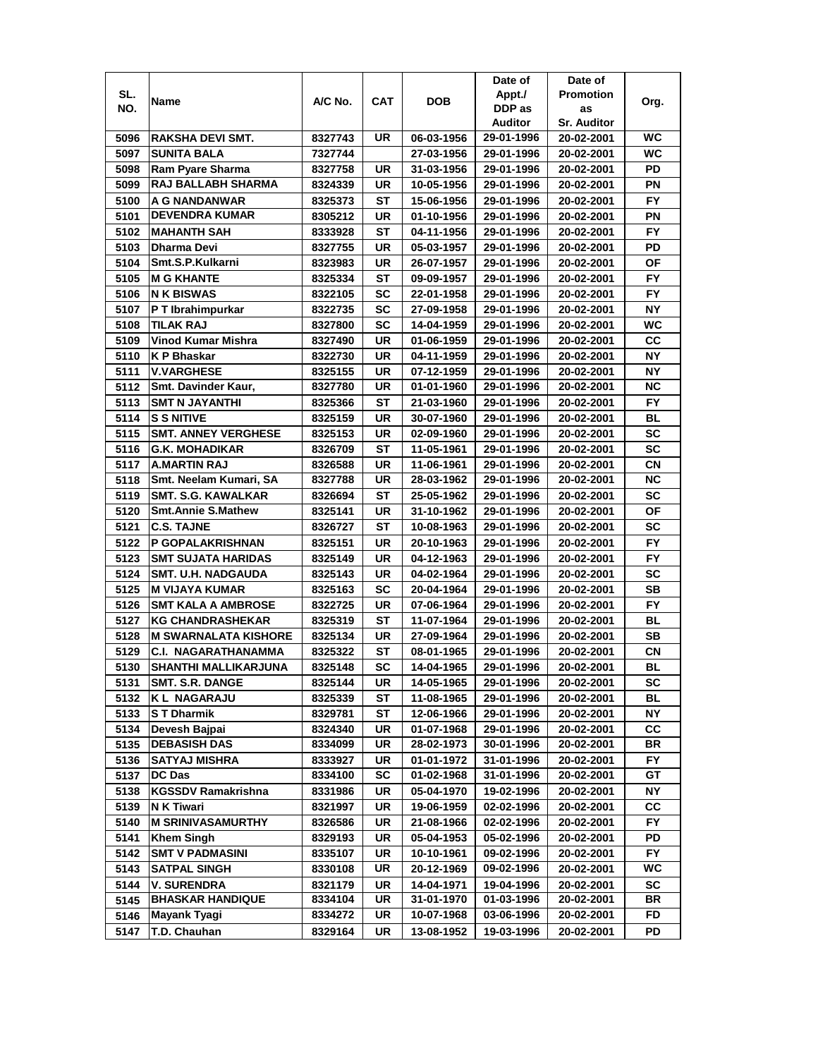| SL. NO. | Name | A/C No. | CAT | DOB | Date of Appt./ DDP as Auditor | Date of Promotion as Sr. Auditor | Org. |
|---|---|---|---|---|---|---|---|
| 5096 | RAKSHA DEVI SMT. | 8327743 | UR | 06-03-1956 | 29-01-1996 | 20-02-2001 | WC |
| 5097 | SUNITA BALA | 7327744 | | 27-03-1956 | 29-01-1996 | 20-02-2001 | WC |
| 5098 | Ram Pyare Sharma | 8327758 | UR | 31-03-1956 | 29-01-1996 | 20-02-2001 | PD |
| 5099 | RAJ BALLABH SHARMA | 8324339 | UR | 10-05-1956 | 29-01-1996 | 20-02-2001 | PN |
| 5100 | A G NANDANWAR | 8325373 | ST | 15-06-1956 | 29-01-1996 | 20-02-2001 | FY |
| 5101 | DEVENDRA KUMAR | 8305212 | UR | 01-10-1956 | 29-01-1996 | 20-02-2001 | PN |
| 5102 | MAHANTH SAH | 8333928 | ST | 04-11-1956 | 29-01-1996 | 20-02-2001 | FY |
| 5103 | Dharma Devi | 8327755 | UR | 05-03-1957 | 29-01-1996 | 20-02-2001 | PD |
| 5104 | Smt.S.P.Kulkarni | 8323983 | UR | 26-07-1957 | 29-01-1996 | 20-02-2001 | OF |
| 5105 | M G KHANTE | 8325334 | ST | 09-09-1957 | 29-01-1996 | 20-02-2001 | FY |
| 5106 | N K BISWAS | 8322105 | SC | 22-01-1958 | 29-01-1996 | 20-02-2001 | FY |
| 5107 | P T Ibrahimpurkar | 8322735 | SC | 27-09-1958 | 29-01-1996 | 20-02-2001 | NY |
| 5108 | TILAK RAJ | 8327800 | SC | 14-04-1959 | 29-01-1996 | 20-02-2001 | WC |
| 5109 | Vinod Kumar Mishra | 8327490 | UR | 01-06-1959 | 29-01-1996 | 20-02-2001 | CC |
| 5110 | K P Bhaskar | 8322730 | UR | 04-11-1959 | 29-01-1996 | 20-02-2001 | NY |
| 5111 | V.VARGHESE | 8325155 | UR | 07-12-1959 | 29-01-1996 | 20-02-2001 | NY |
| 5112 | Smt. Davinder Kaur, | 8327780 | UR | 01-01-1960 | 29-01-1996 | 20-02-2001 | NC |
| 5113 | SMT N JAYANTHI | 8325366 | ST | 21-03-1960 | 29-01-1996 | 20-02-2001 | FY |
| 5114 | S S NITIVE | 8325159 | UR | 30-07-1960 | 29-01-1996 | 20-02-2001 | BL |
| 5115 | SMT. ANNEY VERGHESE | 8325153 | UR | 02-09-1960 | 29-01-1996 | 20-02-2001 | SC |
| 5116 | G.K. MOHADIKAR | 8326709 | ST | 11-05-1961 | 29-01-1996 | 20-02-2001 | SC |
| 5117 | A.MARTIN RAJ | 8326588 | UR | 11-06-1961 | 29-01-1996 | 20-02-2001 | CN |
| 5118 | Smt. Neelam Kumari, SA | 8327788 | UR | 28-03-1962 | 29-01-1996 | 20-02-2001 | NC |
| 5119 | SMT. S.G. KAWALKAR | 8326694 | ST | 25-05-1962 | 29-01-1996 | 20-02-2001 | SC |
| 5120 | Smt.Annie S.Mathew | 8325141 | UR | 31-10-1962 | 29-01-1996 | 20-02-2001 | OF |
| 5121 | C.S. TAJNE | 8326727 | ST | 10-08-1963 | 29-01-1996 | 20-02-2001 | SC |
| 5122 | P GOPALAKRISHNAN | 8325151 | UR | 20-10-1963 | 29-01-1996 | 20-02-2001 | FY |
| 5123 | SMT SUJATA HARIDAS | 8325149 | UR | 04-12-1963 | 29-01-1996 | 20-02-2001 | FY |
| 5124 | SMT. U.H. NADGAUDA | 8325143 | UR | 04-02-1964 | 29-01-1996 | 20-02-2001 | SC |
| 5125 | M VIJAYA KUMAR | 8325163 | SC | 20-04-1964 | 29-01-1996 | 20-02-2001 | SB |
| 5126 | SMT KALA A AMBROSE | 8322725 | UR | 07-06-1964 | 29-01-1996 | 20-02-2001 | FY |
| 5127 | KG CHANDRASHEKAR | 8325319 | ST | 11-07-1964 | 29-01-1996 | 20-02-2001 | BL |
| 5128 | M SWARNALATA KISHORE | 8325134 | UR | 27-09-1964 | 29-01-1996 | 20-02-2001 | SB |
| 5129 | C.I. NAGARATHANAMMA | 8325322 | ST | 08-01-1965 | 29-01-1996 | 20-02-2001 | CN |
| 5130 | SHANTHI MALLIKARJUNA | 8325148 | SC | 14-04-1965 | 29-01-1996 | 20-02-2001 | BL |
| 5131 | SMT. S.R. DANGE | 8325144 | UR | 14-05-1965 | 29-01-1996 | 20-02-2001 | SC |
| 5132 | K L NAGARAJU | 8325339 | ST | 11-08-1965 | 29-01-1996 | 20-02-2001 | BL |
| 5133 | S T Dharmik | 8329781 | ST | 12-06-1966 | 29-01-1996 | 20-02-2001 | NY |
| 5134 | Devesh Bajpai | 8324340 | UR | 01-07-1968 | 29-01-1996 | 20-02-2001 | CC |
| 5135 | DEBASISH DAS | 8334099 | UR | 28-02-1973 | 30-01-1996 | 20-02-2001 | BR |
| 5136 | SATYAJ MISHRA | 8333927 | UR | 01-01-1972 | 31-01-1996 | 20-02-2001 | FY |
| 5137 | DC Das | 8334100 | SC | 01-02-1968 | 31-01-1996 | 20-02-2001 | GT |
| 5138 | KGSSDV Ramakrishna | 8331986 | UR | 05-04-1970 | 19-02-1996 | 20-02-2001 | NY |
| 5139 | N K Tiwari | 8321997 | UR | 19-06-1959 | 02-02-1996 | 20-02-2001 | CC |
| 5140 | M SRINIVASAMURTHY | 8326586 | UR | 21-08-1966 | 02-02-1996 | 20-02-2001 | FY |
| 5141 | Khem Singh | 8329193 | UR | 05-04-1953 | 05-02-1996 | 20-02-2001 | PD |
| 5142 | SMT V PADMASINI | 8335107 | UR | 10-10-1961 | 09-02-1996 | 20-02-2001 | FY |
| 5143 | SATPAL SINGH | 8330108 | UR | 20-12-1969 | 09-02-1996 | 20-02-2001 | WC |
| 5144 | V. SURENDRA | 8321179 | UR | 14-04-1971 | 19-04-1996 | 20-02-2001 | SC |
| 5145 | BHASKAR HANDIQUE | 8334104 | UR | 31-01-1970 | 01-03-1996 | 20-02-2001 | BR |
| 5146 | Mayank Tyagi | 8334272 | UR | 10-07-1968 | 03-06-1996 | 20-02-2001 | FD |
| 5147 | T.D. Chauhan | 8329164 | UR | 13-08-1952 | 19-03-1996 | 20-02-2001 | PD |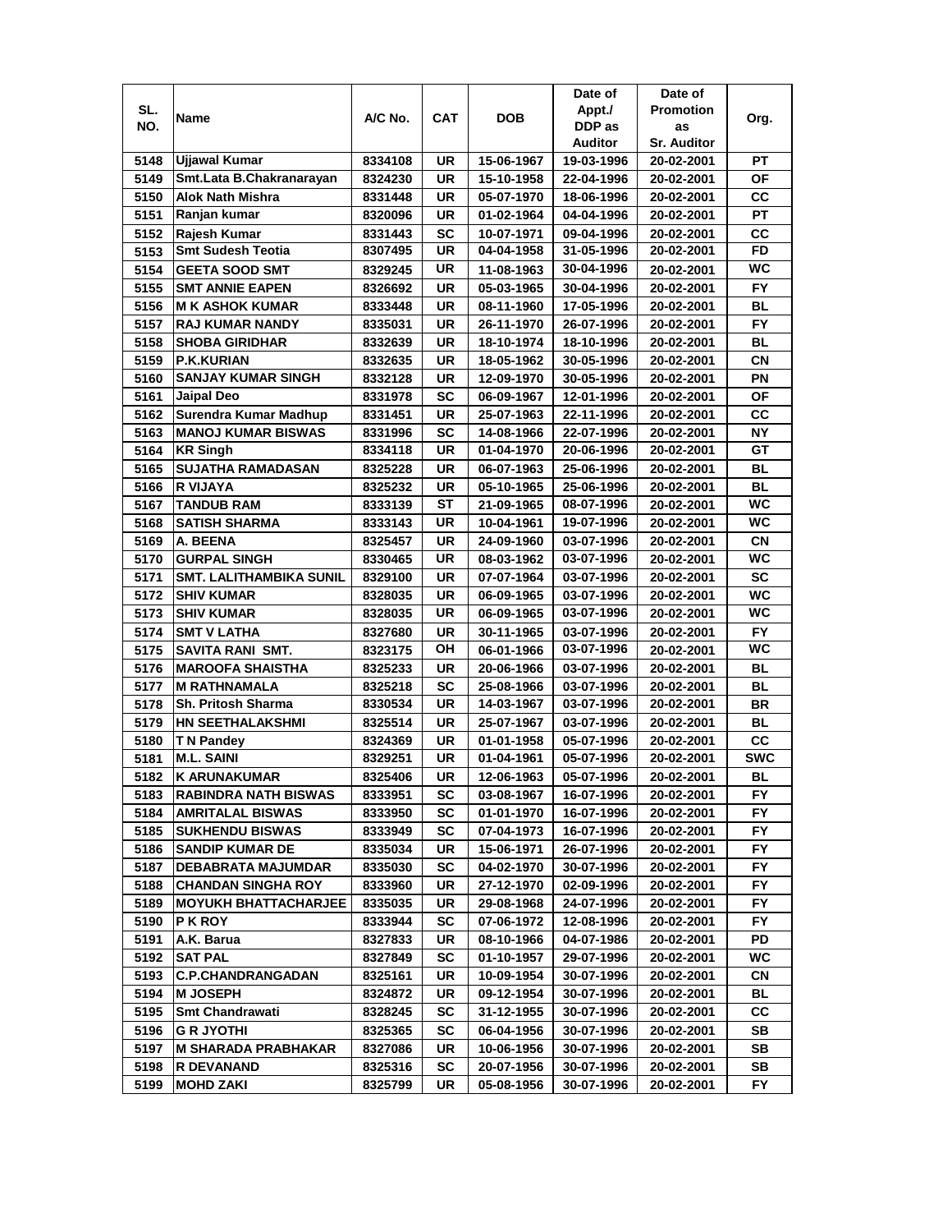| SL. NO. | Name | A/C No. | CAT | DOB | Date of Appt./ DDP as Auditor | Date of Promotion as Sr. Auditor | Org. |
|---|---|---|---|---|---|---|---|
| 5148 | Ujjawal Kumar | 8334108 | UR | 15-06-1967 | 19-03-1996 | 20-02-2001 | PT |
| 5149 | Smt.Lata B.Chakranarayan | 8324230 | UR | 15-10-1958 | 22-04-1996 | 20-02-2001 | OF |
| 5150 | Alok Nath Mishra | 8331448 | UR | 05-07-1970 | 18-06-1996 | 20-02-2001 | CC |
| 5151 | Ranjan kumar | 8320096 | UR | 01-02-1964 | 04-04-1996 | 20-02-2001 | PT |
| 5152 | Rajesh Kumar | 8331443 | SC | 10-07-1971 | 09-04-1996 | 20-02-2001 | CC |
| 5153 | Smt Sudesh Teotia | 8307495 | UR | 04-04-1958 | 31-05-1996 | 20-02-2001 | FD |
| 5154 | GEETA SOOD SMT | 8329245 | UR | 11-08-1963 | 30-04-1996 | 20-02-2001 | WC |
| 5155 | SMT ANNIE EAPEN | 8326692 | UR | 05-03-1965 | 30-04-1996 | 20-02-2001 | FY |
| 5156 | M K ASHOK KUMAR | 8333448 | UR | 08-11-1960 | 17-05-1996 | 20-02-2001 | BL |
| 5157 | RAJ KUMAR NANDY | 8335031 | UR | 26-11-1970 | 26-07-1996 | 20-02-2001 | FY |
| 5158 | SHOBA GIRIDHAR | 8332639 | UR | 18-10-1974 | 18-10-1996 | 20-02-2001 | BL |
| 5159 | P.K.KURIAN | 8332635 | UR | 18-05-1962 | 30-05-1996 | 20-02-2001 | CN |
| 5160 | SANJAY KUMAR SINGH | 8332128 | UR | 12-09-1970 | 30-05-1996 | 20-02-2001 | PN |
| 5161 | Jaipal Deo | 8331978 | SC | 06-09-1967 | 12-01-1996 | 20-02-2001 | OF |
| 5162 | Surendra Kumar Madhup | 8331451 | UR | 25-07-1963 | 22-11-1996 | 20-02-2001 | CC |
| 5163 | MANOJ KUMAR BISWAS | 8331996 | SC | 14-08-1966 | 22-07-1996 | 20-02-2001 | NY |
| 5164 | KR Singh | 8334118 | UR | 01-04-1970 | 20-06-1996 | 20-02-2001 | GT |
| 5165 | SUJATHA RAMADASAN | 8325228 | UR | 06-07-1963 | 25-06-1996 | 20-02-2001 | BL |
| 5166 | R VIJAYA | 8325232 | UR | 05-10-1965 | 25-06-1996 | 20-02-2001 | BL |
| 5167 | TANDUB RAM | 8333139 | ST | 21-09-1965 | 08-07-1996 | 20-02-2001 | WC |
| 5168 | SATISH SHARMA | 8333143 | UR | 10-04-1961 | 19-07-1996 | 20-02-2001 | WC |
| 5169 | A. BEENA | 8325457 | UR | 24-09-1960 | 03-07-1996 | 20-02-2001 | CN |
| 5170 | GURPAL SINGH | 8330465 | UR | 08-03-1962 | 03-07-1996 | 20-02-2001 | WC |
| 5171 | SMT. LALITHAMBIKA SUNIL | 8329100 | UR | 07-07-1964 | 03-07-1996 | 20-02-2001 | SC |
| 5172 | SHIV KUMAR | 8328035 | UR | 06-09-1965 | 03-07-1996 | 20-02-2001 | WC |
| 5173 | SHIV KUMAR | 8328035 | UR | 06-09-1965 | 03-07-1996 | 20-02-2001 | WC |
| 5174 | SMT V LATHA | 8327680 | UR | 30-11-1965 | 03-07-1996 | 20-02-2001 | FY |
| 5175 | SAVITA RANI SMT. | 8323175 | OH | 06-01-1966 | 03-07-1996 | 20-02-2001 | WC |
| 5176 | MAROOFA SHAISTHA | 8325233 | UR | 20-06-1966 | 03-07-1996 | 20-02-2001 | BL |
| 5177 | M RATHNAMALA | 8325218 | SC | 25-08-1966 | 03-07-1996 | 20-02-2001 | BL |
| 5178 | Sh. Pritosh Sharma | 8330534 | UR | 14-03-1967 | 03-07-1996 | 20-02-2001 | BR |
| 5179 | HN SEETHALAKSHMI | 8325514 | UR | 25-07-1967 | 03-07-1996 | 20-02-2001 | BL |
| 5180 | T N Pandey | 8324369 | UR | 01-01-1958 | 05-07-1996 | 20-02-2001 | CC |
| 5181 | M.L. SAINI | 8329251 | UR | 01-04-1961 | 05-07-1996 | 20-02-2001 | SWC |
| 5182 | K ARUNAKUMAR | 8325406 | UR | 12-06-1963 | 05-07-1996 | 20-02-2001 | BL |
| 5183 | RABINDRA NATH BISWAS | 8333951 | SC | 03-08-1967 | 16-07-1996 | 20-02-2001 | FY |
| 5184 | AMRITALAL BISWAS | 8333950 | SC | 01-01-1970 | 16-07-1996 | 20-02-2001 | FY |
| 5185 | SUKHENDU BISWAS | 8333949 | SC | 07-04-1973 | 16-07-1996 | 20-02-2001 | FY |
| 5186 | SANDIP KUMAR DE | 8335034 | UR | 15-06-1971 | 26-07-1996 | 20-02-2001 | FY |
| 5187 | DEBABRATA MAJUMDAR | 8335030 | SC | 04-02-1970 | 30-07-1996 | 20-02-2001 | FY |
| 5188 | CHANDAN SINGHA ROY | 8333960 | UR | 27-12-1970 | 02-09-1996 | 20-02-2001 | FY |
| 5189 | MOYUKH BHATTACHARJEE | 8335035 | UR | 29-08-1968 | 24-07-1996 | 20-02-2001 | FY |
| 5190 | P K ROY | 8333944 | SC | 07-06-1972 | 12-08-1996 | 20-02-2001 | FY |
| 5191 | A.K. Barua | 8327833 | UR | 08-10-1966 | 04-07-1986 | 20-02-2001 | PD |
| 5192 | SAT PAL | 8327849 | SC | 01-10-1957 | 29-07-1996 | 20-02-2001 | WC |
| 5193 | C.P.CHANDRANGADAN | 8325161 | UR | 10-09-1954 | 30-07-1996 | 20-02-2001 | CN |
| 5194 | M JOSEPH | 8324872 | UR | 09-12-1954 | 30-07-1996 | 20-02-2001 | BL |
| 5195 | Smt Chandrawati | 8328245 | SC | 31-12-1955 | 30-07-1996 | 20-02-2001 | CC |
| 5196 | G R JYOTHI | 8325365 | SC | 06-04-1956 | 30-07-1996 | 20-02-2001 | SB |
| 5197 | M SHARADA PRABHAKAR | 8327086 | UR | 10-06-1956 | 30-07-1996 | 20-02-2001 | SB |
| 5198 | R DEVANAND | 8325316 | SC | 20-07-1956 | 30-07-1996 | 20-02-2001 | SB |
| 5199 | MOHD ZAKI | 8325799 | UR | 05-08-1956 | 30-07-1996 | 20-02-2001 | FY |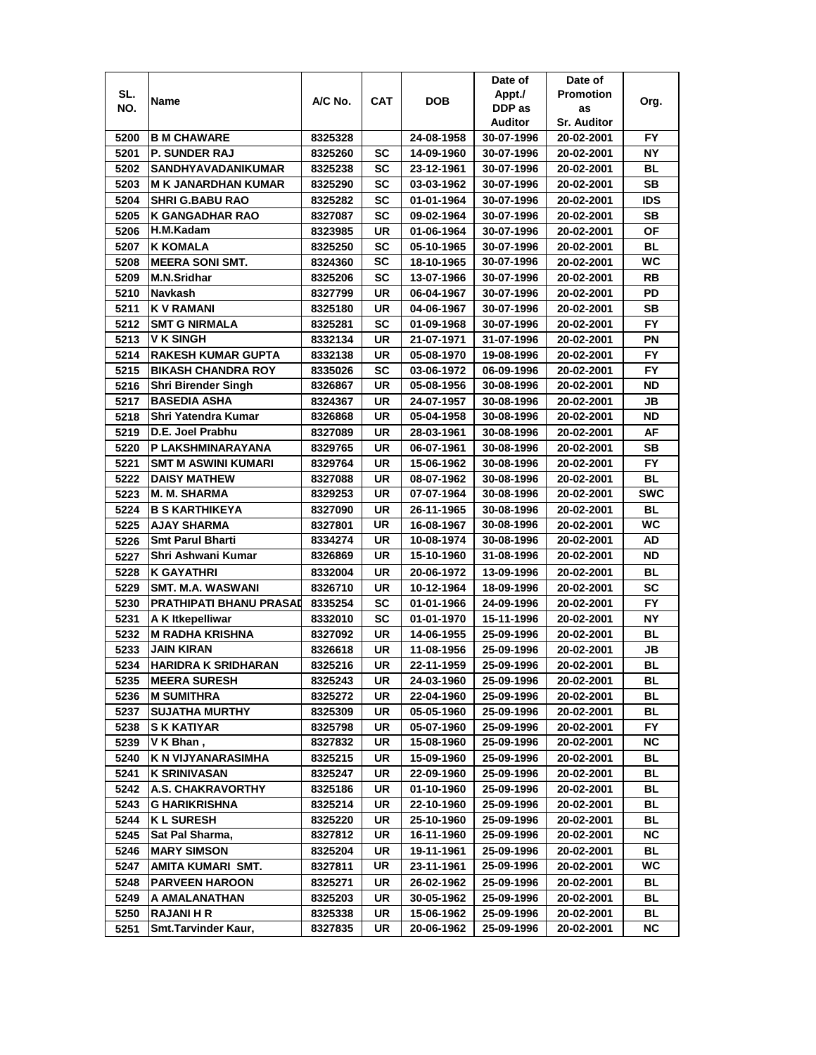| SL. NO. | Name | A/C No. | CAT | DOB | Date of Appt./ DDP as Auditor | Date of Promotion as Sr. Auditor | Org. |
|---|---|---|---|---|---|---|---|
| 5200 | B M CHAWARE | 8325328 | | 24-08-1958 | 30-07-1996 | 20-02-2001 | FY |
| 5201 | P. SUNDER RAJ | 8325260 | SC | 14-09-1960 | 30-07-1996 | 20-02-2001 | NY |
| 5202 | SANDHYAVADANIKUMAR | 8325238 | SC | 23-12-1961 | 30-07-1996 | 20-02-2001 | BL |
| 5203 | M K JANARDHAN KUMAR | 8325290 | SC | 03-03-1962 | 30-07-1996 | 20-02-2001 | SB |
| 5204 | SHRI G.BABU RAO | 8325282 | SC | 01-01-1964 | 30-07-1996 | 20-02-2001 | IDS |
| 5205 | K GANGADHAR RAO | 8327087 | SC | 09-02-1964 | 30-07-1996 | 20-02-2001 | SB |
| 5206 | H.M.Kadam | 8323985 | UR | 01-06-1964 | 30-07-1996 | 20-02-2001 | OF |
| 5207 | K KOMALA | 8325250 | SC | 05-10-1965 | 30-07-1996 | 20-02-2001 | BL |
| 5208 | MEERA SONI SMT. | 8324360 | SC | 18-10-1965 | 30-07-1996 | 20-02-2001 | WC |
| 5209 | M.N.Sridhar | 8325206 | SC | 13-07-1966 | 30-07-1996 | 20-02-2001 | RB |
| 5210 | Navkash | 8327799 | UR | 06-04-1967 | 30-07-1996 | 20-02-2001 | PD |
| 5211 | K V RAMANI | 8325180 | UR | 04-06-1967 | 30-07-1996 | 20-02-2001 | SB |
| 5212 | SMT G NIRMALA | 8325281 | SC | 01-09-1968 | 30-07-1996 | 20-02-2001 | FY |
| 5213 | V K SINGH | 8332134 | UR | 21-07-1971 | 31-07-1996 | 20-02-2001 | PN |
| 5214 | RAKESH KUMAR GUPTA | 8332138 | UR | 05-08-1970 | 19-08-1996 | 20-02-2001 | FY |
| 5215 | BIKASH CHANDRA ROY | 8335026 | SC | 03-06-1972 | 06-09-1996 | 20-02-2001 | FY |
| 5216 | Shri Birender Singh | 8326867 | UR | 05-08-1956 | 30-08-1996 | 20-02-2001 | ND |
| 5217 | BASEDIA ASHA | 8324367 | UR | 24-07-1957 | 30-08-1996 | 20-02-2001 | JB |
| 5218 | Shri Yatendra Kumar | 8326868 | UR | 05-04-1958 | 30-08-1996 | 20-02-2001 | ND |
| 5219 | D.E. Joel Prabhu | 8327089 | UR | 28-03-1961 | 30-08-1996 | 20-02-2001 | AF |
| 5220 | P LAKSHMINARAYANA | 8329765 | UR | 06-07-1961 | 30-08-1996 | 20-02-2001 | SB |
| 5221 | SMT M ASWINI KUMARI | 8329764 | UR | 15-06-1962 | 30-08-1996 | 20-02-2001 | FY |
| 5222 | DAISY MATHEW | 8327088 | UR | 08-07-1962 | 30-08-1996 | 20-02-2001 | BL |
| 5223 | M. M. SHARMA | 8329253 | UR | 07-07-1964 | 30-08-1996 | 20-02-2001 | SWC |
| 5224 | B S KARTHIKEYA | 8327090 | UR | 26-11-1965 | 30-08-1996 | 20-02-2001 | BL |
| 5225 | AJAY SHARMA | 8327801 | UR | 16-08-1967 | 30-08-1996 | 20-02-2001 | WC |
| 5226 | Smt Parul Bharti | 8334274 | UR | 10-08-1974 | 30-08-1996 | 20-02-2001 | AD |
| 5227 | Shri Ashwani Kumar | 8326869 | UR | 15-10-1960 | 31-08-1996 | 20-02-2001 | ND |
| 5228 | K GAYATHRI | 8332004 | UR | 20-06-1972 | 13-09-1996 | 20-02-2001 | BL |
| 5229 | SMT. M.A. WASWANI | 8326710 | UR | 10-12-1964 | 18-09-1996 | 20-02-2001 | SC |
| 5230 | PRATHIPATI BHANU PRASAD | 8335254 | SC | 01-01-1966 | 24-09-1996 | 20-02-2001 | FY |
| 5231 | A K Itkepelliwar | 8332010 | SC | 01-01-1970 | 15-11-1996 | 20-02-2001 | NY |
| 5232 | M RADHA KRISHNA | 8327092 | UR | 14-06-1955 | 25-09-1996 | 20-02-2001 | BL |
| 5233 | JAIN KIRAN | 8326618 | UR | 11-08-1956 | 25-09-1996 | 20-02-2001 | JB |
| 5234 | HARIDRA K SRIDHARAN | 8325216 | UR | 22-11-1959 | 25-09-1996 | 20-02-2001 | BL |
| 5235 | MEERA SURESH | 8325243 | UR | 24-03-1960 | 25-09-1996 | 20-02-2001 | BL |
| 5236 | M SUMITHRA | 8325272 | UR | 22-04-1960 | 25-09-1996 | 20-02-2001 | BL |
| 5237 | SUJATHA MURTHY | 8325309 | UR | 05-05-1960 | 25-09-1996 | 20-02-2001 | BL |
| 5238 | S K KATIYAR | 8325798 | UR | 05-07-1960 | 25-09-1996 | 20-02-2001 | FY |
| 5239 | V K Bhan , | 8327832 | UR | 15-08-1960 | 25-09-1996 | 20-02-2001 | NC |
| 5240 | K N VIJYANARASIMHA | 8325215 | UR | 15-09-1960 | 25-09-1996 | 20-02-2001 | BL |
| 5241 | K SRINIVASAN | 8325247 | UR | 22-09-1960 | 25-09-1996 | 20-02-2001 | BL |
| 5242 | A.S. CHAKRAVORTHY | 8325186 | UR | 01-10-1960 | 25-09-1996 | 20-02-2001 | BL |
| 5243 | G HARIKRISHNA | 8325214 | UR | 22-10-1960 | 25-09-1996 | 20-02-2001 | BL |
| 5244 | K L SURESH | 8325220 | UR | 25-10-1960 | 25-09-1996 | 20-02-2001 | BL |
| 5245 | Sat Pal Sharma, | 8327812 | UR | 16-11-1960 | 25-09-1996 | 20-02-2001 | NC |
| 5246 | MARY SIMSON | 8325204 | UR | 19-11-1961 | 25-09-1996 | 20-02-2001 | BL |
| 5247 | AMITA KUMARI SMT. | 8327811 | UR | 23-11-1961 | 25-09-1996 | 20-02-2001 | WC |
| 5248 | PARVEEN HAROON | 8325271 | UR | 26-02-1962 | 25-09-1996 | 20-02-2001 | BL |
| 5249 | A AMALANATHAN | 8325203 | UR | 30-05-1962 | 25-09-1996 | 20-02-2001 | BL |
| 5250 | RAJANI H R | 8325338 | UR | 15-06-1962 | 25-09-1996 | 20-02-2001 | BL |
| 5251 | Smt.Tarvinder Kaur, | 8327835 | UR | 20-06-1962 | 25-09-1996 | 20-02-2001 | NC |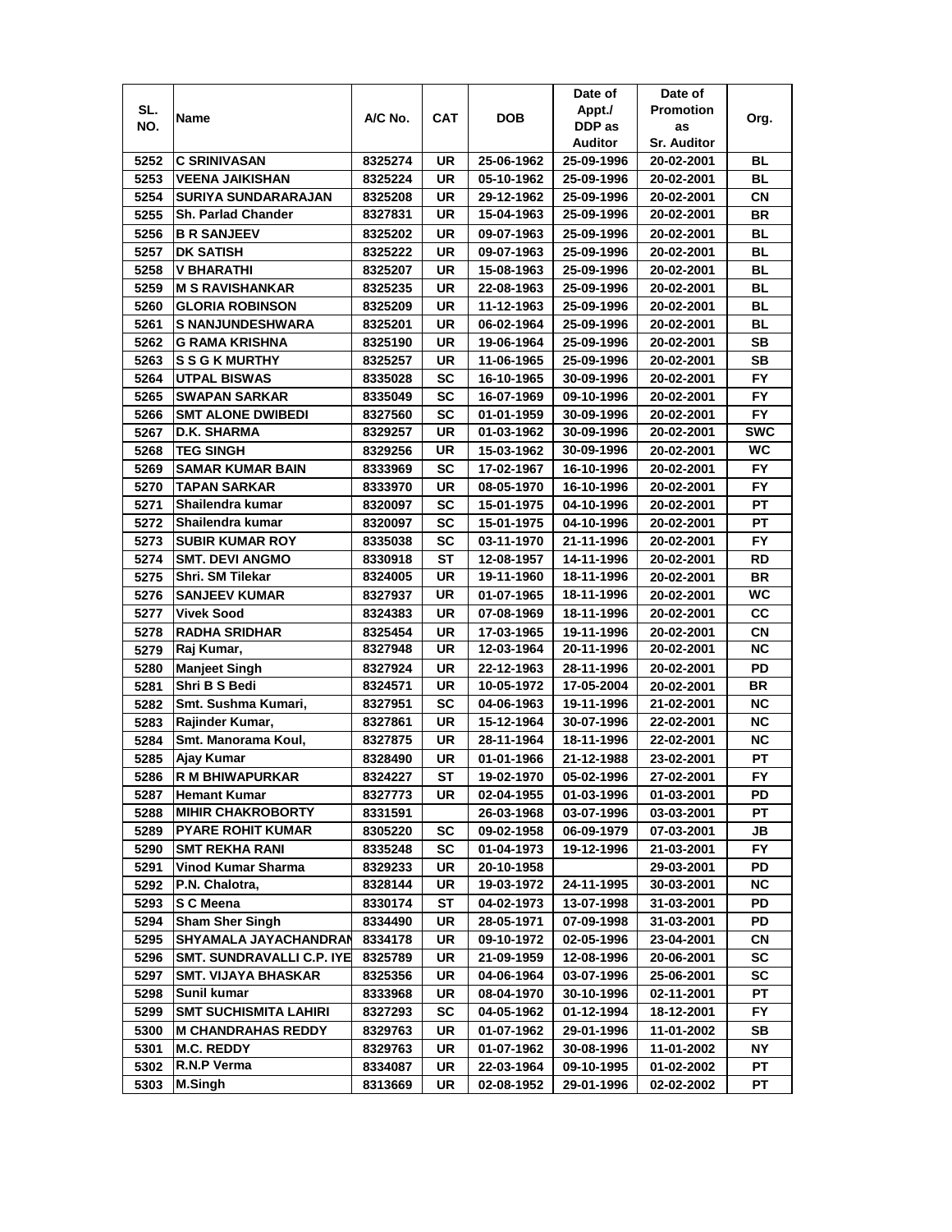| SL. NO. | Name | A/C No. | CAT | DOB | Date of Appt./ DDP as Auditor | Date of Promotion as Sr. Auditor | Org. |
|---|---|---|---|---|---|---|---|
| 5252 | C SRINIVASAN | 8325274 | UR | 25-06-1962 | 25-09-1996 | 20-02-2001 | BL |
| 5253 | VEENA JAIKISHAN | 8325224 | UR | 05-10-1962 | 25-09-1996 | 20-02-2001 | BL |
| 5254 | SURIYA SUNDARARAJAN | 8325208 | UR | 29-12-1962 | 25-09-1996 | 20-02-2001 | CN |
| 5255 | Sh. Parlad Chander | 8327831 | UR | 15-04-1963 | 25-09-1996 | 20-02-2001 | BR |
| 5256 | B R SANJEEV | 8325202 | UR | 09-07-1963 | 25-09-1996 | 20-02-2001 | BL |
| 5257 | DK SATISH | 8325222 | UR | 09-07-1963 | 25-09-1996 | 20-02-2001 | BL |
| 5258 | V BHARATHI | 8325207 | UR | 15-08-1963 | 25-09-1996 | 20-02-2001 | BL |
| 5259 | M S RAVISHANKAR | 8325235 | UR | 22-08-1963 | 25-09-1996 | 20-02-2001 | BL |
| 5260 | GLORIA ROBINSON | 8325209 | UR | 11-12-1963 | 25-09-1996 | 20-02-2001 | BL |
| 5261 | S NANJUNDESHWARA | 8325201 | UR | 06-02-1964 | 25-09-1996 | 20-02-2001 | BL |
| 5262 | G RAMA KRISHNA | 8325190 | UR | 19-06-1964 | 25-09-1996 | 20-02-2001 | SB |
| 5263 | S S G K MURTHY | 8325257 | UR | 11-06-1965 | 25-09-1996 | 20-02-2001 | SB |
| 5264 | UTPAL BISWAS | 8335028 | SC | 16-10-1965 | 30-09-1996 | 20-02-2001 | FY |
| 5265 | SWAPAN SARKAR | 8335049 | SC | 16-07-1969 | 09-10-1996 | 20-02-2001 | FY |
| 5266 | SMT ALONE DWIBEDI | 8327560 | SC | 01-01-1959 | 30-09-1996 | 20-02-2001 | FY |
| 5267 | D.K. SHARMA | 8329257 | UR | 01-03-1962 | 30-09-1996 | 20-02-2001 | SWC |
| 5268 | TEG SINGH | 8329256 | UR | 15-03-1962 | 30-09-1996 | 20-02-2001 | WC |
| 5269 | SAMAR KUMAR BAIN | 8333969 | SC | 17-02-1967 | 16-10-1996 | 20-02-2001 | FY |
| 5270 | TAPAN SARKAR | 8333970 | UR | 08-05-1970 | 16-10-1996 | 20-02-2001 | FY |
| 5271 | Shailendra kumar | 8320097 | SC | 15-01-1975 | 04-10-1996 | 20-02-2001 | PT |
| 5272 | Shailendra kumar | 8320097 | SC | 15-01-1975 | 04-10-1996 | 20-02-2001 | PT |
| 5273 | SUBIR KUMAR ROY | 8335038 | SC | 03-11-1970 | 21-11-1996 | 20-02-2001 | FY |
| 5274 | SMT. DEVI ANGMO | 8330918 | ST | 12-08-1957 | 14-11-1996 | 20-02-2001 | RD |
| 5275 | Shri. SM Tilekar | 8324005 | UR | 19-11-1960 | 18-11-1996 | 20-02-2001 | BR |
| 5276 | SANJEEV KUMAR | 8327937 | UR | 01-07-1965 | 18-11-1996 | 20-02-2001 | WC |
| 5277 | Vivek Sood | 8324383 | UR | 07-08-1969 | 18-11-1996 | 20-02-2001 | CC |
| 5278 | RADHA SRIDHAR | 8325454 | UR | 17-03-1965 | 19-11-1996 | 20-02-2001 | CN |
| 5279 | Raj Kumar, | 8327948 | UR | 12-03-1964 | 20-11-1996 | 20-02-2001 | NC |
| 5280 | Manjeet Singh | 8327924 | UR | 22-12-1963 | 28-11-1996 | 20-02-2001 | PD |
| 5281 | Shri B S Bedi | 8324571 | UR | 10-05-1972 | 17-05-2004 | 20-02-2001 | BR |
| 5282 | Smt. Sushma Kumari, | 8327951 | SC | 04-06-1963 | 19-11-1996 | 21-02-2001 | NC |
| 5283 | Rajinder Kumar, | 8327861 | UR | 15-12-1964 | 30-07-1996 | 22-02-2001 | NC |
| 5284 | Smt. Manorama Koul, | 8327875 | UR | 28-11-1964 | 18-11-1996 | 22-02-2001 | NC |
| 5285 | Ajay Kumar | 8328490 | UR | 01-01-1966 | 21-12-1988 | 23-02-2001 | PT |
| 5286 | R M BHIWAPURKAR | 8324227 | ST | 19-02-1970 | 05-02-1996 | 27-02-2001 | FY |
| 5287 | Hemant Kumar | 8327773 | UR | 02-04-1955 | 01-03-1996 | 01-03-2001 | PD |
| 5288 | MIHIR CHAKROBORTY | 8331591 | | 26-03-1968 | 03-07-1996 | 03-03-2001 | PT |
| 5289 | PYARE ROHIT KUMAR | 8305220 | SC | 09-02-1958 | 06-09-1979 | 07-03-2001 | JB |
| 5290 | SMT REKHA RANI | 8335248 | SC | 01-04-1973 | 19-12-1996 | 21-03-2001 | FY |
| 5291 | Vinod Kumar Sharma | 8329233 | UR | 20-10-1958 | | 29-03-2001 | PD |
| 5292 | P.N. Chalotra, | 8328144 | UR | 19-03-1972 | 24-11-1995 | 30-03-2001 | NC |
| 5293 | S C Meena | 8330174 | ST | 04-02-1973 | 13-07-1998 | 31-03-2001 | PD |
| 5294 | Sham Sher Singh | 8334490 | UR | 28-05-1971 | 07-09-1998 | 31-03-2001 | PD |
| 5295 | SHYAMALA JAYACHANDRAN | 8334178 | UR | 09-10-1972 | 02-05-1996 | 23-04-2001 | CN |
| 5296 | SMT. SUNDRAVALLI C.P. IYE | 8325789 | UR | 21-09-1959 | 12-08-1996 | 20-06-2001 | SC |
| 5297 | SMT. VIJAYA BHASKAR | 8325356 | UR | 04-06-1964 | 03-07-1996 | 25-06-2001 | SC |
| 5298 | Sunil kumar | 8333968 | UR | 08-04-1970 | 30-10-1996 | 02-11-2001 | PT |
| 5299 | SMT SUCHISMITA LAHIRI | 8327293 | SC | 04-05-1962 | 01-12-1994 | 18-12-2001 | FY |
| 5300 | M CHANDRAHAS REDDY | 8329763 | UR | 01-07-1962 | 29-01-1996 | 11-01-2002 | SB |
| 5301 | M.C. REDDY | 8329763 | UR | 01-07-1962 | 30-08-1996 | 11-01-2002 | NY |
| 5302 | R.N.P Verma | 8334087 | UR | 22-03-1964 | 09-10-1995 | 01-02-2002 | PT |
| 5303 | M.Singh | 8313669 | UR | 02-08-1952 | 29-01-1996 | 02-02-2002 | PT |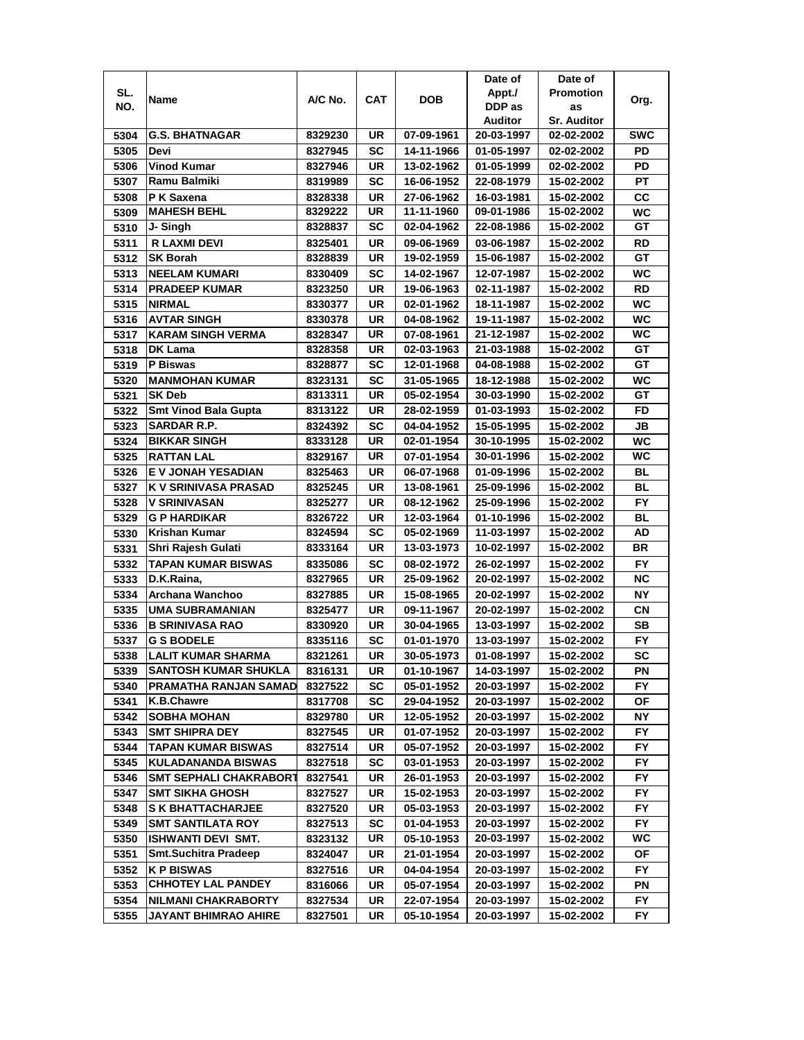| SL. NO. | Name | A/C No. | CAT | DOB | Date of Appt./ DDP as Auditor | Date of Promotion as Sr. Auditor | Org. |
|---|---|---|---|---|---|---|---|
| 5304 | G.S. BHATNAGAR | 8329230 | UR | 07-09-1961 | 20-03-1997 | 02-02-2002 | SWC |
| 5305 | Devi | 8327945 | SC | 14-11-1966 | 01-05-1997 | 02-02-2002 | PD |
| 5306 | Vinod Kumar | 8327946 | UR | 13-02-1962 | 01-05-1999 | 02-02-2002 | PD |
| 5307 | Ramu Balmiki | 8319989 | SC | 16-06-1952 | 22-08-1979 | 15-02-2002 | PT |
| 5308 | P K Saxena | 8328338 | UR | 27-06-1962 | 16-03-1981 | 15-02-2002 | CC |
| 5309 | MAHESH BEHL | 8329222 | UR | 11-11-1960 | 09-01-1986 | 15-02-2002 | WC |
| 5310 | J- Singh | 8328837 | SC | 02-04-1962 | 22-08-1986 | 15-02-2002 | GT |
| 5311 | R LAXMI DEVI | 8325401 | UR | 09-06-1969 | 03-06-1987 | 15-02-2002 | RD |
| 5312 | SK Borah | 8328839 | UR | 19-02-1959 | 15-06-1987 | 15-02-2002 | GT |
| 5313 | NEELAM KUMARI | 8330409 | SC | 14-02-1967 | 12-07-1987 | 15-02-2002 | WC |
| 5314 | PRADEEP KUMAR | 8323250 | UR | 19-06-1963 | 02-11-1987 | 15-02-2002 | RD |
| 5315 | NIRMAL | 8330377 | UR | 02-01-1962 | 18-11-1987 | 15-02-2002 | WC |
| 5316 | AVTAR SINGH | 8330378 | UR | 04-08-1962 | 19-11-1987 | 15-02-2002 | WC |
| 5317 | KARAM SINGH VERMA | 8328347 | UR | 07-08-1961 | 21-12-1987 | 15-02-2002 | WC |
| 5318 | DK Lama | 8328358 | UR | 02-03-1963 | 21-03-1988 | 15-02-2002 | GT |
| 5319 | P Biswas | 8328877 | SC | 12-01-1968 | 04-08-1988 | 15-02-2002 | GT |
| 5320 | MANMOHAN KUMAR | 8323131 | SC | 31-05-1965 | 18-12-1988 | 15-02-2002 | WC |
| 5321 | SK Deb | 8313311 | UR | 05-02-1954 | 30-03-1990 | 15-02-2002 | GT |
| 5322 | Smt Vinod Bala Gupta | 8313122 | UR | 28-02-1959 | 01-03-1993 | 15-02-2002 | FD |
| 5323 | SARDAR R.P. | 8324392 | SC | 04-04-1952 | 15-05-1995 | 15-02-2002 | JB |
| 5324 | BIKKAR SINGH | 8333128 | UR | 02-01-1954 | 30-10-1995 | 15-02-2002 | WC |
| 5325 | RATTAN LAL | 8329167 | UR | 07-01-1954 | 30-01-1996 | 15-02-2002 | WC |
| 5326 | E V JONAH YESADIAN | 8325463 | UR | 06-07-1968 | 01-09-1996 | 15-02-2002 | BL |
| 5327 | K V SRINIVASA PRASAD | 8325245 | UR | 13-08-1961 | 25-09-1996 | 15-02-2002 | BL |
| 5328 | V SRINIVASAN | 8325277 | UR | 08-12-1962 | 25-09-1996 | 15-02-2002 | FY |
| 5329 | G P HARDIKAR | 8326722 | UR | 12-03-1964 | 01-10-1996 | 15-02-2002 | BL |
| 5330 | Krishan Kumar | 8324594 | SC | 05-02-1969 | 11-03-1997 | 15-02-2002 | AD |
| 5331 | Shri Rajesh Gulati | 8333164 | UR | 13-03-1973 | 10-02-1997 | 15-02-2002 | BR |
| 5332 | TAPAN KUMAR BISWAS | 8335086 | SC | 08-02-1972 | 26-02-1997 | 15-02-2002 | FY |
| 5333 | D.K.Raina, | 8327965 | UR | 25-09-1962 | 20-02-1997 | 15-02-2002 | NC |
| 5334 | Archana Wanchoo | 8327885 | UR | 15-08-1965 | 20-02-1997 | 15-02-2002 | NY |
| 5335 | UMA SUBRAMANIAN | 8325477 | UR | 09-11-1967 | 20-02-1997 | 15-02-2002 | CN |
| 5336 | B SRINIVASA RAO | 8330920 | UR | 30-04-1965 | 13-03-1997 | 15-02-2002 | SB |
| 5337 | G S BODELE | 8335116 | SC | 01-01-1970 | 13-03-1997 | 15-02-2002 | FY |
| 5338 | LALIT KUMAR SHARMA | 8321261 | UR | 30-05-1973 | 01-08-1997 | 15-02-2002 | SC |
| 5339 | SANTOSH KUMAR SHUKLA | 8316131 | UR | 01-10-1967 | 14-03-1997 | 15-02-2002 | PN |
| 5340 | PRAMATHA RANJAN SAMAD | 8327522 | SC | 05-01-1952 | 20-03-1997 | 15-02-2002 | FY |
| 5341 | K.B.Chawre | 8317708 | SC | 29-04-1952 | 20-03-1997 | 15-02-2002 | OF |
| 5342 | SOBHA MOHAN | 8329780 | UR | 12-05-1952 | 20-03-1997 | 15-02-2002 | NY |
| 5343 | SMT SHIPRA DEY | 8327545 | UR | 01-07-1952 | 20-03-1997 | 15-02-2002 | FY |
| 5344 | TAPAN KUMAR BISWAS | 8327514 | UR | 05-07-1952 | 20-03-1997 | 15-02-2002 | FY |
| 5345 | KULADANANDA BISWAS | 8327518 | SC | 03-01-1953 | 20-03-1997 | 15-02-2002 | FY |
| 5346 | SMT SEPHALI CHAKRABORT | 8327541 | UR | 26-01-1953 | 20-03-1997 | 15-02-2002 | FY |
| 5347 | SMT SIKHA GHOSH | 8327527 | UR | 15-02-1953 | 20-03-1997 | 15-02-2002 | FY |
| 5348 | S K BHATTACHARJEE | 8327520 | UR | 05-03-1953 | 20-03-1997 | 15-02-2002 | FY |
| 5349 | SMT SANTILATA ROY | 8327513 | SC | 01-04-1953 | 20-03-1997 | 15-02-2002 | FY |
| 5350 | ISHWANTI DEVI SMT. | 8323132 | UR | 05-10-1953 | 20-03-1997 | 15-02-2002 | WC |
| 5351 | Smt.Suchitra Pradeep | 8324047 | UR | 21-01-1954 | 20-03-1997 | 15-02-2002 | OF |
| 5352 | K P BISWAS | 8327516 | UR | 04-04-1954 | 20-03-1997 | 15-02-2002 | FY |
| 5353 | CHHOTEY LAL PANDEY | 8316066 | UR | 05-07-1954 | 20-03-1997 | 15-02-2002 | PN |
| 5354 | NILMANI CHAKRABORTY | 8327534 | UR | 22-07-1954 | 20-03-1997 | 15-02-2002 | FY |
| 5355 | JAYANT BHIMRAO AHIRE | 8327501 | UR | 05-10-1954 | 20-03-1997 | 15-02-2002 | FY |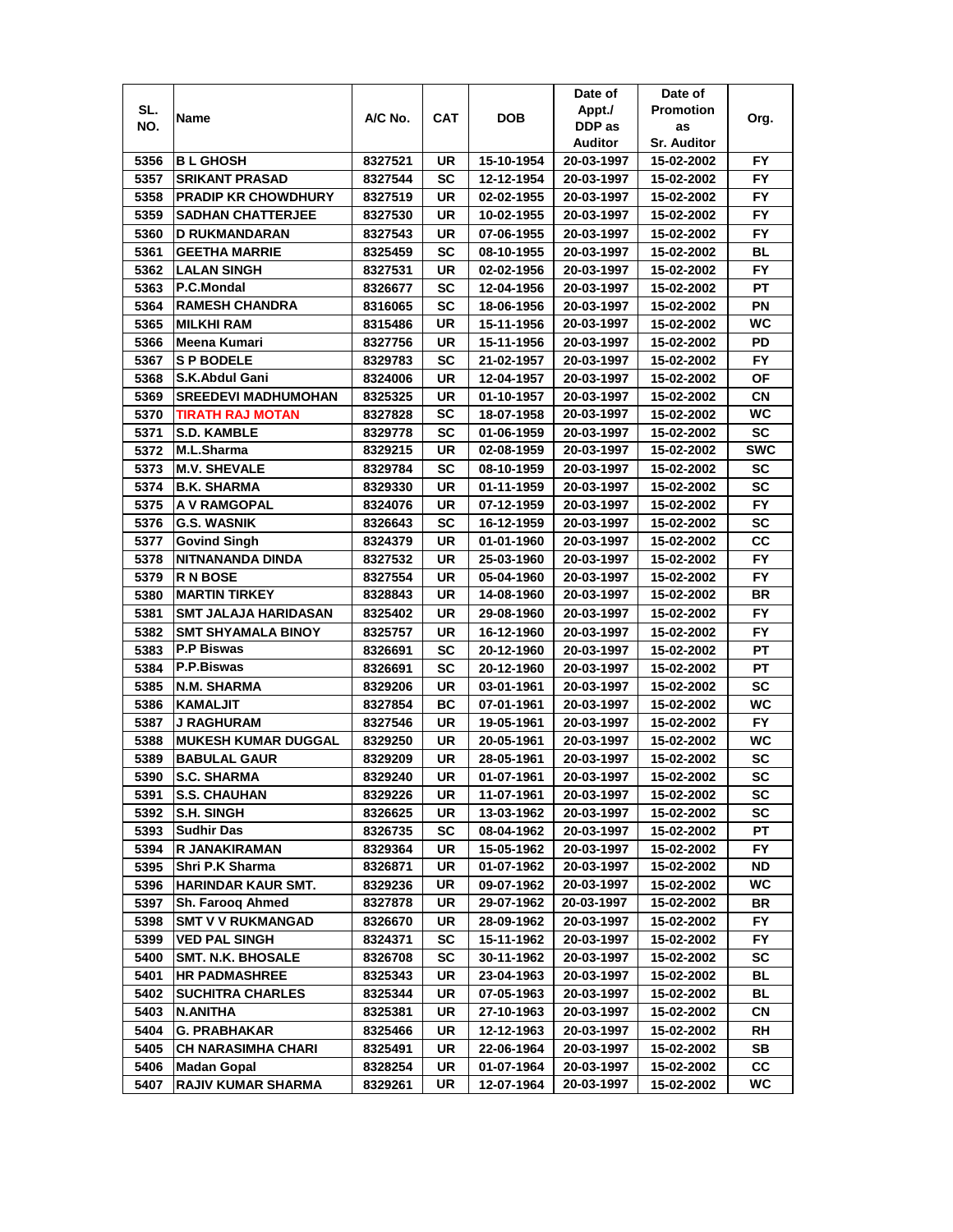| SL. NO. | Name | A/C No. | CAT | DOB | Date of Appt./ DDP as Auditor | Date of Promotion as Sr. Auditor | Org. |
|---|---|---|---|---|---|---|---|
| 5356 | B L GHOSH | 8327521 | UR | 15-10-1954 | 20-03-1997 | 15-02-2002 | FY |
| 5357 | SRIKANT PRASAD | 8327544 | SC | 12-12-1954 | 20-03-1997 | 15-02-2002 | FY |
| 5358 | PRADIP KR CHOWDHURY | 8327519 | UR | 02-02-1955 | 20-03-1997 | 15-02-2002 | FY |
| 5359 | SADHAN CHATTERJEE | 8327530 | UR | 10-02-1955 | 20-03-1997 | 15-02-2002 | FY |
| 5360 | D RUKMANDARAN | 8327543 | UR | 07-06-1955 | 20-03-1997 | 15-02-2002 | FY |
| 5361 | GEETHA MARRIE | 8325459 | SC | 08-10-1955 | 20-03-1997 | 15-02-2002 | BL |
| 5362 | LALAN SINGH | 8327531 | UR | 02-02-1956 | 20-03-1997 | 15-02-2002 | FY |
| 5363 | P.C.Mondal | 8326677 | SC | 12-04-1956 | 20-03-1997 | 15-02-2002 | PT |
| 5364 | RAMESH CHANDRA | 8316065 | SC | 18-06-1956 | 20-03-1997 | 15-02-2002 | PN |
| 5365 | MILKHI RAM | 8315486 | UR | 15-11-1956 | 20-03-1997 | 15-02-2002 | WC |
| 5366 | Meena Kumari | 8327756 | UR | 15-11-1956 | 20-03-1997 | 15-02-2002 | PD |
| 5367 | S P BODELE | 8329783 | SC | 21-02-1957 | 20-03-1997 | 15-02-2002 | FY |
| 5368 | S.K.Abdul Gani | 8324006 | UR | 12-04-1957 | 20-03-1997 | 15-02-2002 | OF |
| 5369 | SREEDEVI MADHUMOHAN | 8325325 | UR | 01-10-1957 | 20-03-1997 | 15-02-2002 | CN |
| 5370 | TIRATH RAJ MOTAN | 8327828 | SC | 18-07-1958 | 20-03-1997 | 15-02-2002 | WC |
| 5371 | S.D. KAMBLE | 8329778 | SC | 01-06-1959 | 20-03-1997 | 15-02-2002 | SC |
| 5372 | M.L.Sharma | 8329215 | UR | 02-08-1959 | 20-03-1997 | 15-02-2002 | SWC |
| 5373 | M.V. SHEVALE | 8329784 | SC | 08-10-1959 | 20-03-1997 | 15-02-2002 | SC |
| 5374 | B.K. SHARMA | 8329330 | UR | 01-11-1959 | 20-03-1997 | 15-02-2002 | SC |
| 5375 | A V RAMGOPAL | 8324076 | UR | 07-12-1959 | 20-03-1997 | 15-02-2002 | FY |
| 5376 | G.S. WASNIK | 8326643 | SC | 16-12-1959 | 20-03-1997 | 15-02-2002 | SC |
| 5377 | Govind Singh | 8324379 | UR | 01-01-1960 | 20-03-1997 | 15-02-2002 | CC |
| 5378 | NITNANANDA DINDA | 8327532 | UR | 25-03-1960 | 20-03-1997 | 15-02-2002 | FY |
| 5379 | R N BOSE | 8327554 | UR | 05-04-1960 | 20-03-1997 | 15-02-2002 | FY |
| 5380 | MARTIN TIRKEY | 8328843 | UR | 14-08-1960 | 20-03-1997 | 15-02-2002 | BR |
| 5381 | SMT JALAJA HARIDASAN | 8325402 | UR | 29-08-1960 | 20-03-1997 | 15-02-2002 | FY |
| 5382 | SMT SHYAMALA BINOY | 8325757 | UR | 16-12-1960 | 20-03-1997 | 15-02-2002 | FY |
| 5383 | P.P Biswas | 8326691 | SC | 20-12-1960 | 20-03-1997 | 15-02-2002 | PT |
| 5384 | P.P.Biswas | 8326691 | SC | 20-12-1960 | 20-03-1997 | 15-02-2002 | PT |
| 5385 | N.M. SHARMA | 8329206 | UR | 03-01-1961 | 20-03-1997 | 15-02-2002 | SC |
| 5386 | KAMALJIT | 8327854 | BC | 07-01-1961 | 20-03-1997 | 15-02-2002 | WC |
| 5387 | J RAGHURAM | 8327546 | UR | 19-05-1961 | 20-03-1997 | 15-02-2002 | FY |
| 5388 | MUKESH KUMAR DUGGAL | 8329250 | UR | 20-05-1961 | 20-03-1997 | 15-02-2002 | WC |
| 5389 | BABULAL GAUR | 8329209 | UR | 28-05-1961 | 20-03-1997 | 15-02-2002 | SC |
| 5390 | S.C. SHARMA | 8329240 | UR | 01-07-1961 | 20-03-1997 | 15-02-2002 | SC |
| 5391 | S.S. CHAUHAN | 8329226 | UR | 11-07-1961 | 20-03-1997 | 15-02-2002 | SC |
| 5392 | S.H. SINGH | 8326625 | UR | 13-03-1962 | 20-03-1997 | 15-02-2002 | SC |
| 5393 | Sudhir Das | 8326735 | SC | 08-04-1962 | 20-03-1997 | 15-02-2002 | PT |
| 5394 | R JANAKIRAMAN | 8329364 | UR | 15-05-1962 | 20-03-1997 | 15-02-2002 | FY |
| 5395 | Shri P.K Sharma | 8326871 | UR | 01-07-1962 | 20-03-1997 | 15-02-2002 | ND |
| 5396 | HARINDAR KAUR SMT. | 8329236 | UR | 09-07-1962 | 20-03-1997 | 15-02-2002 | WC |
| 5397 | Sh. Farooq Ahmed | 8327878 | UR | 29-07-1962 | 20-03-1997 | 15-02-2002 | BR |
| 5398 | SMT V V RUKMANGAD | 8326670 | UR | 28-09-1962 | 20-03-1997 | 15-02-2002 | FY |
| 5399 | VED PAL SINGH | 8324371 | SC | 15-11-1962 | 20-03-1997 | 15-02-2002 | FY |
| 5400 | SMT. N.K. BHOSALE | 8326708 | SC | 30-11-1962 | 20-03-1997 | 15-02-2002 | SC |
| 5401 | HR PADMASHREE | 8325343 | UR | 23-04-1963 | 20-03-1997 | 15-02-2002 | BL |
| 5402 | SUCHITRA CHARLES | 8325344 | UR | 07-05-1963 | 20-03-1997 | 15-02-2002 | BL |
| 5403 | N.ANITHA | 8325381 | UR | 27-10-1963 | 20-03-1997 | 15-02-2002 | CN |
| 5404 | G. PRABHAKAR | 8325466 | UR | 12-12-1963 | 20-03-1997 | 15-02-2002 | RH |
| 5405 | CH NARASIMHA CHARI | 8325491 | UR | 22-06-1964 | 20-03-1997 | 15-02-2002 | SB |
| 5406 | Madan Gopal | 8328254 | UR | 01-07-1964 | 20-03-1997 | 15-02-2002 | CC |
| 5407 | RAJIV KUMAR SHARMA | 8329261 | UR | 12-07-1964 | 20-03-1997 | 15-02-2002 | WC |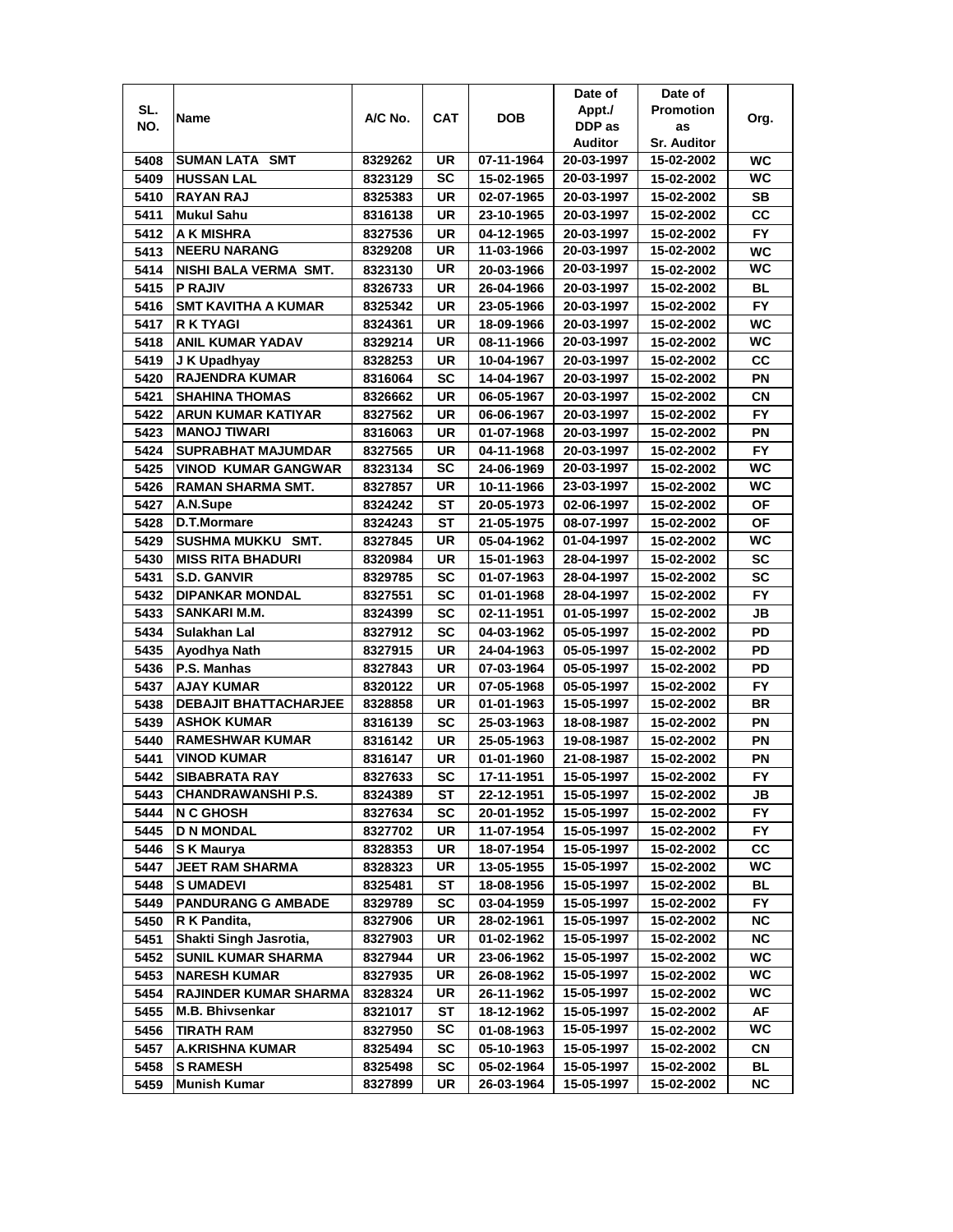| SL. NO. | Name | A/C No. | CAT | DOB | Date of Appt./ DDP as Auditor | Date of Promotion as Sr. Auditor | Org. |
|---|---|---|---|---|---|---|---|
| 5408 | SUMAN LATA SMT | 8329262 | UR | 07-11-1964 | 20-03-1997 | 15-02-2002 | WC |
| 5409 | HUSSAN LAL | 8323129 | SC | 15-02-1965 | 20-03-1997 | 15-02-2002 | WC |
| 5410 | RAYAN RAJ | 8325383 | UR | 02-07-1965 | 20-03-1997 | 15-02-2002 | SB |
| 5411 | Mukul Sahu | 8316138 | UR | 23-10-1965 | 20-03-1997 | 15-02-2002 | CC |
| 5412 | A K MISHRA | 8327536 | UR | 04-12-1965 | 20-03-1997 | 15-02-2002 | FY |
| 5413 | NEERU NARANG | 8329208 | UR | 11-03-1966 | 20-03-1997 | 15-02-2002 | WC |
| 5414 | NISHI BALA VERMA SMT. | 8323130 | UR | 20-03-1966 | 20-03-1997 | 15-02-2002 | WC |
| 5415 | P RAJIV | 8326733 | UR | 26-04-1966 | 20-03-1997 | 15-02-2002 | BL |
| 5416 | SMT KAVITHA A KUMAR | 8325342 | UR | 23-05-1966 | 20-03-1997 | 15-02-2002 | FY |
| 5417 | R K TYAGI | 8324361 | UR | 18-09-1966 | 20-03-1997 | 15-02-2002 | WC |
| 5418 | ANIL KUMAR YADAV | 8329214 | UR | 08-11-1966 | 20-03-1997 | 15-02-2002 | WC |
| 5419 | J K Upadhyay | 8328253 | UR | 10-04-1967 | 20-03-1997 | 15-02-2002 | CC |
| 5420 | RAJENDRA KUMAR | 8316064 | SC | 14-04-1967 | 20-03-1997 | 15-02-2002 | PN |
| 5421 | SHAHINA THOMAS | 8326662 | UR | 06-05-1967 | 20-03-1997 | 15-02-2002 | CN |
| 5422 | ARUN KUMAR KATIYAR | 8327562 | UR | 06-06-1967 | 20-03-1997 | 15-02-2002 | FY |
| 5423 | MANOJ TIWARI | 8316063 | UR | 01-07-1968 | 20-03-1997 | 15-02-2002 | PN |
| 5424 | SUPRABHAT MAJUMDAR | 8327565 | UR | 04-11-1968 | 20-03-1997 | 15-02-2002 | FY |
| 5425 | VINOD KUMAR GANGWAR | 8323134 | SC | 24-06-1969 | 20-03-1997 | 15-02-2002 | WC |
| 5426 | RAMAN SHARMA SMT. | 8327857 | UR | 10-11-1966 | 23-03-1997 | 15-02-2002 | WC |
| 5427 | A.N.Supe | 8324242 | ST | 20-05-1973 | 02-06-1997 | 15-02-2002 | OF |
| 5428 | D.T.Mormare | 8324243 | ST | 21-05-1975 | 08-07-1997 | 15-02-2002 | OF |
| 5429 | SUSHMA MUKKU SMT. | 8327845 | UR | 05-04-1962 | 01-04-1997 | 15-02-2002 | WC |
| 5430 | MISS RITA BHADURI | 8320984 | UR | 15-01-1963 | 28-04-1997 | 15-02-2002 | SC |
| 5431 | S.D. GANVIR | 8329785 | SC | 01-07-1963 | 28-04-1997 | 15-02-2002 | SC |
| 5432 | DIPANKAR MONDAL | 8327551 | SC | 01-01-1968 | 28-04-1997 | 15-02-2002 | FY |
| 5433 | SANKARI M.M. | 8324399 | SC | 02-11-1951 | 01-05-1997 | 15-02-2002 | JB |
| 5434 | Sulakhan Lal | 8327912 | SC | 04-03-1962 | 05-05-1997 | 15-02-2002 | PD |
| 5435 | Ayodhya Nath | 8327915 | UR | 24-04-1963 | 05-05-1997 | 15-02-2002 | PD |
| 5436 | P.S. Manhas | 8327843 | UR | 07-03-1964 | 05-05-1997 | 15-02-2002 | PD |
| 5437 | AJAY KUMAR | 8320122 | UR | 07-05-1968 | 05-05-1997 | 15-02-2002 | FY |
| 5438 | DEBAJIT BHATTACHARJEE | 8328858 | UR | 01-01-1963 | 15-05-1997 | 15-02-2002 | BR |
| 5439 | ASHOK KUMAR | 8316139 | SC | 25-03-1963 | 18-08-1987 | 15-02-2002 | PN |
| 5440 | RAMESHWAR KUMAR | 8316142 | UR | 25-05-1963 | 19-08-1987 | 15-02-2002 | PN |
| 5441 | VINOD KUMAR | 8316147 | UR | 01-01-1960 | 21-08-1987 | 15-02-2002 | PN |
| 5442 | SIBABRATA RAY | 8327633 | SC | 17-11-1951 | 15-05-1997 | 15-02-2002 | FY |
| 5443 | CHANDRAWANSHI P.S. | 8324389 | ST | 22-12-1951 | 15-05-1997 | 15-02-2002 | JB |
| 5444 | N C GHOSH | 8327634 | SC | 20-01-1952 | 15-05-1997 | 15-02-2002 | FY |
| 5445 | D N MONDAL | 8327702 | UR | 11-07-1954 | 15-05-1997 | 15-02-2002 | FY |
| 5446 | S K Maurya | 8328353 | UR | 18-07-1954 | 15-05-1997 | 15-02-2002 | CC |
| 5447 | JEET RAM SHARMA | 8328323 | UR | 13-05-1955 | 15-05-1997 | 15-02-2002 | WC |
| 5448 | S UMADEVI | 8325481 | ST | 18-08-1956 | 15-05-1997 | 15-02-2002 | BL |
| 5449 | PANDURANG G AMBADE | 8329789 | SC | 03-04-1959 | 15-05-1997 | 15-02-2002 | FY |
| 5450 | R K Pandita, | 8327906 | UR | 28-02-1961 | 15-05-1997 | 15-02-2002 | NC |
| 5451 | Shakti Singh Jasrotia, | 8327903 | UR | 01-02-1962 | 15-05-1997 | 15-02-2002 | NC |
| 5452 | SUNIL KUMAR SHARMA | 8327944 | UR | 23-06-1962 | 15-05-1997 | 15-02-2002 | WC |
| 5453 | NARESH KUMAR | 8327935 | UR | 26-08-1962 | 15-05-1997 | 15-02-2002 | WC |
| 5454 | RAJINDER KUMAR SHARMA | 8328324 | UR | 26-11-1962 | 15-05-1997 | 15-02-2002 | WC |
| 5455 | M.B. Bhivsenkar | 8321017 | ST | 18-12-1962 | 15-05-1997 | 15-02-2002 | AF |
| 5456 | TIRATH RAM | 8327950 | SC | 01-08-1963 | 15-05-1997 | 15-02-2002 | WC |
| 5457 | A.KRISHNA KUMAR | 8325494 | SC | 05-10-1963 | 15-05-1997 | 15-02-2002 | CN |
| 5458 | S RAMESH | 8325498 | SC | 05-02-1964 | 15-05-1997 | 15-02-2002 | BL |
| 5459 | Munish Kumar | 8327899 | UR | 26-03-1964 | 15-05-1997 | 15-02-2002 | NC |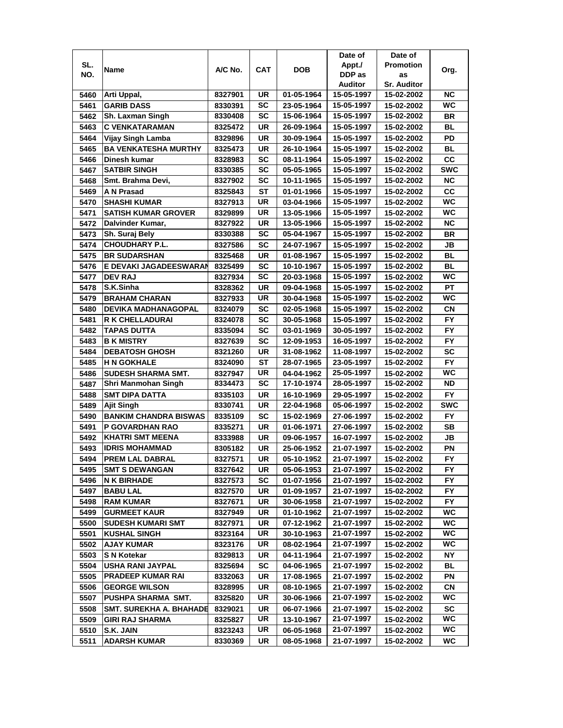| SL. NO. | Name | A/C No. | CAT | DOB | Date of Appt./ DDP as Auditor | Date of Promotion as Sr. Auditor | Org. |
|---|---|---|---|---|---|---|---|
| 5460 | Arti Uppal, | 8327901 | UR | 01-05-1964 | 15-05-1997 | 15-02-2002 | NC |
| 5461 | GARIB DASS | 8330391 | SC | 23-05-1964 | 15-05-1997 | 15-02-2002 | WC |
| 5462 | Sh. Laxman Singh | 8330408 | SC | 15-06-1964 | 15-05-1997 | 15-02-2002 | BR |
| 5463 | C VENKATARAMAN | 8325472 | UR | 26-09-1964 | 15-05-1997 | 15-02-2002 | BL |
| 5464 | Vijay Singh Lamba | 8329896 | UR | 30-09-1964 | 15-05-1997 | 15-02-2002 | PD |
| 5465 | BA VENKATESHA MURTHY | 8325473 | UR | 26-10-1964 | 15-05-1997 | 15-02-2002 | BL |
| 5466 | Dinesh kumar | 8328983 | SC | 08-11-1964 | 15-05-1997 | 15-02-2002 | CC |
| 5467 | SATBIR SINGH | 8330385 | SC | 05-05-1965 | 15-05-1997 | 15-02-2002 | SWC |
| 5468 | Smt. Brahma Devi, | 8327902 | SC | 10-11-1965 | 15-05-1997 | 15-02-2002 | NC |
| 5469 | A N Prasad | 8325843 | ST | 01-01-1966 | 15-05-1997 | 15-02-2002 | CC |
| 5470 | SHASHI KUMAR | 8327913 | UR | 03-04-1966 | 15-05-1997 | 15-02-2002 | WC |
| 5471 | SATISH KUMAR GROVER | 8329899 | UR | 13-05-1966 | 15-05-1997 | 15-02-2002 | WC |
| 5472 | Dalvinder Kumar, | 8327922 | UR | 13-05-1966 | 15-05-1997 | 15-02-2002 | NC |
| 5473 | Sh. Suraj Bely | 8330388 | SC | 05-04-1967 | 15-05-1997 | 15-02-2002 | BR |
| 5474 | CHOUDHARY P.L. | 8327586 | SC | 24-07-1967 | 15-05-1997 | 15-02-2002 | JB |
| 5475 | BR SUDARSHAN | 8325468 | UR | 01-08-1967 | 15-05-1997 | 15-02-2002 | BL |
| 5476 | E DEVAKI JAGADEESWARAN | 8325499 | SC | 10-10-1967 | 15-05-1997 | 15-02-2002 | BL |
| 5477 | DEV RAJ | 8327934 | SC | 20-03-1968 | 15-05-1997 | 15-02-2002 | WC |
| 5478 | S.K.Sinha | 8328362 | UR | 09-04-1968 | 15-05-1997 | 15-02-2002 | PT |
| 5479 | BRAHAM CHARAN | 8327933 | UR | 30-04-1968 | 15-05-1997 | 15-02-2002 | WC |
| 5480 | DEVIKA MADHANAGOPAL | 8324079 | SC | 02-05-1968 | 15-05-1997 | 15-02-2002 | CN |
| 5481 | R K CHELLADURAI | 8324078 | SC | 30-05-1968 | 15-05-1997 | 15-02-2002 | FY |
| 5482 | TAPAS DUTTA | 8335094 | SC | 03-01-1969 | 30-05-1997 | 15-02-2002 | FY |
| 5483 | B K MISTRY | 8327639 | SC | 12-09-1953 | 16-05-1997 | 15-02-2002 | FY |
| 5484 | DEBATOSH GHOSH | 8321260 | UR | 31-08-1962 | 11-08-1997 | 15-02-2002 | SC |
| 5485 | H N GOKHALE | 8324090 | ST | 28-07-1965 | 23-05-1997 | 15-02-2002 | FY |
| 5486 | SUDESH SHARMA SMT. | 8327947 | UR | 04-04-1962 | 25-05-1997 | 15-02-2002 | WC |
| 5487 | Shri Manmohan Singh | 8334473 | SC | 17-10-1974 | 28-05-1997 | 15-02-2002 | ND |
| 5488 | SMT DIPA DATTA | 8335103 | UR | 16-10-1969 | 29-05-1997 | 15-02-2002 | FY |
| 5489 | Ajit Singh | 8330741 | UR | 22-04-1968 | 05-06-1997 | 15-02-2002 | SWC |
| 5490 | BANKIM CHANDRA BISWAS | 8335109 | SC | 15-02-1969 | 27-06-1997 | 15-02-2002 | FY |
| 5491 | P GOVARDHAN RAO | 8335271 | UR | 01-06-1971 | 27-06-1997 | 15-02-2002 | SB |
| 5492 | KHATRI SMT MEENA | 8333988 | UR | 09-06-1957 | 16-07-1997 | 15-02-2002 | JB |
| 5493 | IDRIS MOHAMMAD | 8305182 | UR | 25-06-1952 | 21-07-1997 | 15-02-2002 | PN |
| 5494 | PREM LAL DABRAL | 8327571 | UR | 05-10-1952 | 21-07-1997 | 15-02-2002 | FY |
| 5495 | SMT S DEWANGAN | 8327642 | UR | 05-06-1953 | 21-07-1997 | 15-02-2002 | FY |
| 5496 | N K BIRHADE | 8327573 | SC | 01-07-1956 | 21-07-1997 | 15-02-2002 | FY |
| 5497 | BABU LAL | 8327570 | UR | 01-09-1957 | 21-07-1997 | 15-02-2002 | FY |
| 5498 | RAM KUMAR | 8327671 | UR | 30-06-1958 | 21-07-1997 | 15-02-2002 | FY |
| 5499 | GURMEET KAUR | 8327949 | UR | 01-10-1962 | 21-07-1997 | 15-02-2002 | WC |
| 5500 | SUDESH KUMARI SMT | 8327971 | UR | 07-12-1962 | 21-07-1997 | 15-02-2002 | WC |
| 5501 | KUSHAL SINGH | 8323164 | UR | 30-10-1963 | 21-07-1997 | 15-02-2002 | WC |
| 5502 | AJAY KUMAR | 8323176 | UR | 08-02-1964 | 21-07-1997 | 15-02-2002 | WC |
| 5503 | S N Kotekar | 8329813 | UR | 04-11-1964 | 21-07-1997 | 15-02-2002 | NY |
| 5504 | USHA RANI JAYPAL | 8325694 | SC | 04-06-1965 | 21-07-1997 | 15-02-2002 | BL |
| 5505 | PRADEEP KUMAR RAI | 8332063 | UR | 17-08-1965 | 21-07-1997 | 15-02-2002 | PN |
| 5506 | GEORGE WILSON | 8328995 | UR | 08-10-1965 | 21-07-1997 | 15-02-2002 | CN |
| 5507 | PUSHPA SHARMA SMT. | 8325820 | UR | 30-06-1966 | 21-07-1997 | 15-02-2002 | WC |
| 5508 | SMT. SUREKHA A. BHAHADE | 8329021 | UR | 06-07-1966 | 21-07-1997 | 15-02-2002 | SC |
| 5509 | GIRI RAJ SHARMA | 8325827 | UR | 13-10-1967 | 21-07-1997 | 15-02-2002 | WC |
| 5510 | S.K. JAIN | 8323243 | UR | 06-05-1968 | 21-07-1997 | 15-02-2002 | WC |
| 5511 | ADARSH KUMAR | 8330369 | UR | 08-05-1968 | 21-07-1997 | 15-02-2002 | WC |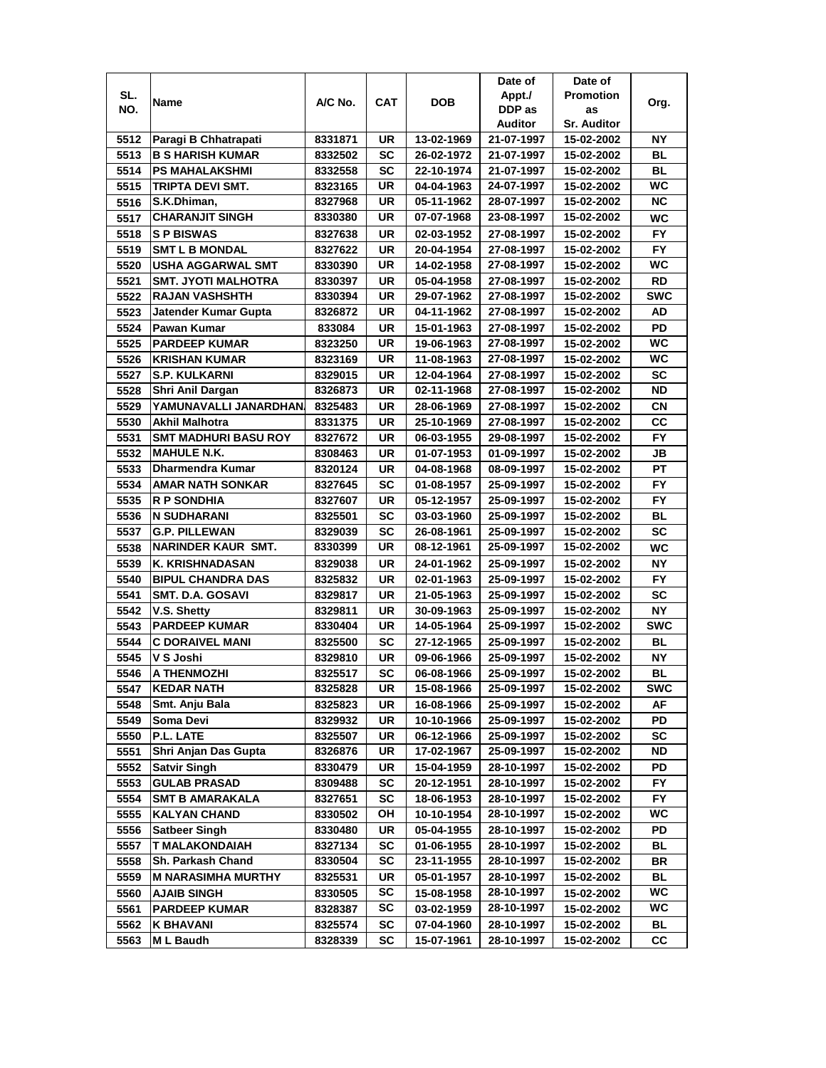| SL. NO. | Name | A/C No. | CAT | DOB | Date of Appt./ DDP as Auditor | Date of Promotion as Sr. Auditor | Org. |
|---|---|---|---|---|---|---|---|
| 5512 | Paragi B Chhatrapati | 8331871 | UR | 13-02-1969 | 21-07-1997 | 15-02-2002 | NY |
| 5513 | B S HARISH KUMAR | 8332502 | SC | 26-02-1972 | 21-07-1997 | 15-02-2002 | BL |
| 5514 | PS MAHALAKSHMI | 8332558 | SC | 22-10-1974 | 21-07-1997 | 15-02-2002 | BL |
| 5515 | TRIPTA DEVI SMT. | 8323165 | UR | 04-04-1963 | 24-07-1997 | 15-02-2002 | WC |
| 5516 | S.K.Dhiman, | 8327968 | UR | 05-11-1962 | 28-07-1997 | 15-02-2002 | NC |
| 5517 | CHARANJIT SINGH | 8330380 | UR | 07-07-1968 | 23-08-1997 | 15-02-2002 | WC |
| 5518 | S P BISWAS | 8327638 | UR | 02-03-1952 | 27-08-1997 | 15-02-2002 | FY |
| 5519 | SMT L B MONDAL | 8327622 | UR | 20-04-1954 | 27-08-1997 | 15-02-2002 | FY |
| 5520 | USHA AGGARWAL SMT | 8330390 | UR | 14-02-1958 | 27-08-1997 | 15-02-2002 | WC |
| 5521 | SMT. JYOTI MALHOTRA | 8330397 | UR | 05-04-1958 | 27-08-1997 | 15-02-2002 | RD |
| 5522 | RAJAN VASHSHTH | 8330394 | UR | 29-07-1962 | 27-08-1997 | 15-02-2002 | SWC |
| 5523 | Jatender Kumar Gupta | 8326872 | UR | 04-11-1962 | 27-08-1997 | 15-02-2002 | AD |
| 5524 | Pawan Kumar | 833084 | UR | 15-01-1963 | 27-08-1997 | 15-02-2002 | PD |
| 5525 | PARDEEP KUMAR | 8323250 | UR | 19-06-1963 | 27-08-1997 | 15-02-2002 | WC |
| 5526 | KRISHAN KUMAR | 8323169 | UR | 11-08-1963 | 27-08-1997 | 15-02-2002 | WC |
| 5527 | S.P. KULKARNI | 8329015 | UR | 12-04-1964 | 27-08-1997 | 15-02-2002 | SC |
| 5528 | Shri Anil Dargan | 8326873 | UR | 02-11-1968 | 27-08-1997 | 15-02-2002 | ND |
| 5529 | YAMUNAVALLI JANARDHAN | 8325483 | UR | 28-06-1969 | 27-08-1997 | 15-02-2002 | CN |
| 5530 | Akhil Malhotra | 8331375 | UR | 25-10-1969 | 27-08-1997 | 15-02-2002 | CC |
| 5531 | SMT MADHURI BASU ROY | 8327672 | UR | 06-03-1955 | 29-08-1997 | 15-02-2002 | FY |
| 5532 | MAHULE N.K. | 8308463 | UR | 01-07-1953 | 01-09-1997 | 15-02-2002 | JB |
| 5533 | Dharmendra Kumar | 8320124 | UR | 04-08-1968 | 08-09-1997 | 15-02-2002 | PT |
| 5534 | AMAR NATH SONKAR | 8327645 | SC | 01-08-1957 | 25-09-1997 | 15-02-2002 | FY |
| 5535 | R P SONDHIA | 8327607 | UR | 05-12-1957 | 25-09-1997 | 15-02-2002 | FY |
| 5536 | N SUDHARANI | 8325501 | SC | 03-03-1960 | 25-09-1997 | 15-02-2002 | BL |
| 5537 | G.P. PILLEWAN | 8329039 | SC | 26-08-1961 | 25-09-1997 | 15-02-2002 | SC |
| 5538 | NARINDER KAUR SMT. | 8330399 | UR | 08-12-1961 | 25-09-1997 | 15-02-2002 | WC |
| 5539 | K. KRISHNADASAN | 8329038 | UR | 24-01-1962 | 25-09-1997 | 15-02-2002 | NY |
| 5540 | BIPUL CHANDRA DAS | 8325832 | UR | 02-01-1963 | 25-09-1997 | 15-02-2002 | FY |
| 5541 | SMT. D.A. GOSAVI | 8329817 | UR | 21-05-1963 | 25-09-1997 | 15-02-2002 | SC |
| 5542 | V.S. Shetty | 8329811 | UR | 30-09-1963 | 25-09-1997 | 15-02-2002 | NY |
| 5543 | PARDEEP KUMAR | 8330404 | UR | 14-05-1964 | 25-09-1997 | 15-02-2002 | SWC |
| 5544 | C DORAIVEL MANI | 8325500 | SC | 27-12-1965 | 25-09-1997 | 15-02-2002 | BL |
| 5545 | V S Joshi | 8329810 | UR | 09-06-1966 | 25-09-1997 | 15-02-2002 | NY |
| 5546 | A THENMOZHI | 8325517 | SC | 06-08-1966 | 25-09-1997 | 15-02-2002 | BL |
| 5547 | KEDAR NATH | 8325828 | UR | 15-08-1966 | 25-09-1997 | 15-02-2002 | SWC |
| 5548 | Smt. Anju Bala | 8325823 | UR | 16-08-1966 | 25-09-1997 | 15-02-2002 | AF |
| 5549 | Soma Devi | 8329932 | UR | 10-10-1966 | 25-09-1997 | 15-02-2002 | PD |
| 5550 | P.L. LATE | 8325507 | UR | 06-12-1966 | 25-09-1997 | 15-02-2002 | SC |
| 5551 | Shri Anjan Das Gupta | 8326876 | UR | 17-02-1967 | 25-09-1997 | 15-02-2002 | ND |
| 5552 | Satvir Singh | 8330479 | UR | 15-04-1959 | 28-10-1997 | 15-02-2002 | PD |
| 5553 | GULAB PRASAD | 8309488 | SC | 20-12-1951 | 28-10-1997 | 15-02-2002 | FY |
| 5554 | SMT B AMARAKALA | 8327651 | SC | 18-06-1953 | 28-10-1997 | 15-02-2002 | FY |
| 5555 | KALYAN CHAND | 8330502 | OH | 10-10-1954 | 28-10-1997 | 15-02-2002 | WC |
| 5556 | Satbeer Singh | 8330480 | UR | 05-04-1955 | 28-10-1997 | 15-02-2002 | PD |
| 5557 | T MALAKONDAIAH | 8327134 | SC | 01-06-1955 | 28-10-1997 | 15-02-2002 | BL |
| 5558 | Sh. Parkash Chand | 8330504 | SC | 23-11-1955 | 28-10-1997 | 15-02-2002 | BR |
| 5559 | M NARASIMHA MURTHY | 8325531 | UR | 05-01-1957 | 28-10-1997 | 15-02-2002 | BL |
| 5560 | AJAIB SINGH | 8330505 | SC | 15-08-1958 | 28-10-1997 | 15-02-2002 | WC |
| 5561 | PARDEEP KUMAR | 8328387 | SC | 03-02-1959 | 28-10-1997 | 15-02-2002 | WC |
| 5562 | K BHAVANI | 8325574 | SC | 07-04-1960 | 28-10-1997 | 15-02-2002 | BL |
| 5563 | M L Baudh | 8328339 | SC | 15-07-1961 | 28-10-1997 | 15-02-2002 | CC |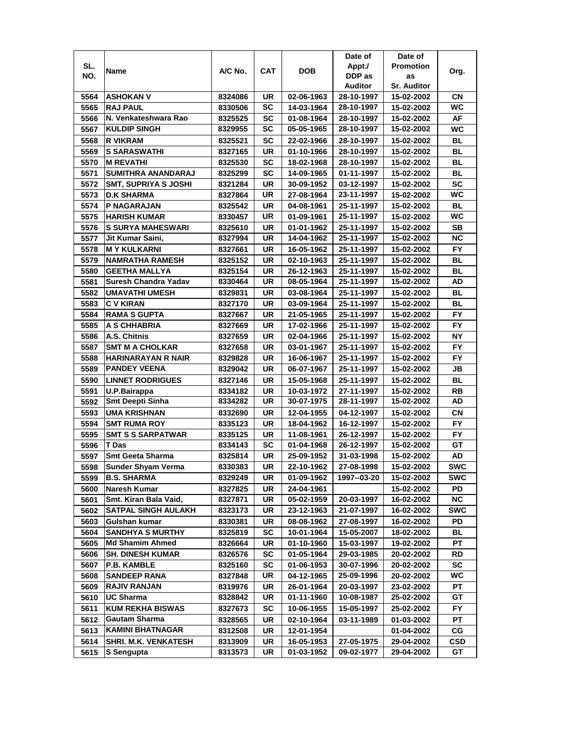| SL. NO. | Name | A/C No. | CAT | DOB | Date of Appt./ DDP as Auditor | Date of Promotion as Sr. Auditor | Org. |
|---|---|---|---|---|---|---|---|
| 5564 | ASHOKAN V | 8324086 | UR | 02-06-1963 | 28-10-1997 | 15-02-2002 | CN |
| 5565 | RAJ PAUL | 8330506 | SC | 14-03-1964 | 28-10-1997 | 15-02-2002 | WC |
| 5566 | N. Venkateshwara Rao | 8325525 | SC | 01-08-1964 | 28-10-1997 | 15-02-2002 | AF |
| 5567 | KULDIP SINGH | 8329955 | SC | 05-05-1965 | 28-10-1997 | 15-02-2002 | WC |
| 5568 | R VIKRAM | 8325521 | SC | 22-02-1966 | 28-10-1997 | 15-02-2002 | BL |
| 5569 | S SARASWATHI | 8327165 | UR | 01-10-1966 | 28-10-1997 | 15-02-2002 | BL |
| 5570 | M REVATHI | 8325530 | SC | 18-02-1968 | 28-10-1997 | 15-02-2002 | BL |
| 5571 | SUMITHRA ANANDARAJ | 8325299 | SC | 14-09-1965 | 01-11-1997 | 15-02-2002 | BL |
| 5572 | SMT, SUPRIYA S JOSHI | 8321284 | UR | 30-09-1952 | 03-12-1997 | 15-02-2002 | SC |
| 5573 | D.K SHARMA | 8327864 | UR | 27-08-1964 | 23-11-1997 | 15-02-2002 | WC |
| 5574 | P NAGARAJAN | 8325542 | UR | 04-08-1961 | 25-11-1997 | 15-02-2002 | BL |
| 5575 | HARISH KUMAR | 8330457 | UR | 01-09-1961 | 25-11-1997 | 15-02-2002 | WC |
| 5576 | S SURYA MAHESWARI | 8325610 | UR | 01-01-1962 | 25-11-1997 | 15-02-2002 | SB |
| 5577 | Jit Kumar Saini, | 8327994 | UR | 14-04-1962 | 25-11-1997 | 15-02-2002 | NC |
| 5578 | M Y KULKARNI | 8327661 | UR | 16-05-1962 | 25-11-1997 | 15-02-2002 | FY |
| 5579 | NAMRATHA RAMESH | 8325152 | UR | 02-10-1963 | 25-11-1997 | 15-02-2002 | BL |
| 5580 | GEETHA MALLYA | 8325154 | UR | 26-12-1963 | 25-11-1997 | 15-02-2002 | BL |
| 5581 | Suresh Chandra Yadav | 8330464 | UR | 08-05-1964 | 25-11-1997 | 15-02-2002 | AD |
| 5582 | UMAVATHI UMESH | 8329831 | UR | 03-08-1964 | 25-11-1997 | 15-02-2002 | BL |
| 5583 | C V KIRAN | 8327170 | UR | 03-09-1964 | 25-11-1997 | 15-02-2002 | BL |
| 5584 | RAMA S GUPTA | 8327667 | UR | 21-05-1965 | 25-11-1997 | 15-02-2002 | FY |
| 5585 | A S CHHABRIA | 8327669 | UR | 17-02-1966 | 25-11-1997 | 15-02-2002 | FY |
| 5586 | A.S. Chitnis | 8327659 | UR | 02-04-1966 | 25-11-1997 | 15-02-2002 | NY |
| 5587 | SMT M A CHOLKAR | 8327658 | UR | 03-01-1967 | 25-11-1997 | 15-02-2002 | FY |
| 5588 | HARINARAYAN R NAIR | 8329828 | UR | 16-06-1967 | 25-11-1997 | 15-02-2002 | FY |
| 5589 | PANDEY VEENA | 8329042 | UR | 06-07-1967 | 25-11-1997 | 15-02-2002 | JB |
| 5590 | LINNET RODRIGUES | 8327146 | UR | 15-05-1968 | 25-11-1997 | 15-02-2002 | BL |
| 5591 | U.P.Bairappa | 8334182 | UR | 10-03-1972 | 27-11-1997 | 15-02-2002 | RB |
| 5592 | Smt Deepti Sinha | 8334282 | UR | 30-07-1975 | 28-11-1997 | 15-02-2002 | AD |
| 5593 | UMA KRISHNAN | 8332690 | UR | 12-04-1955 | 04-12-1997 | 15-02-2002 | CN |
| 5594 | SMT RUMA ROY | 8335123 | UR | 18-04-1962 | 16-12-1997 | 15-02-2002 | FY |
| 5595 | SMT S S SARPATWAR | 8335125 | UR | 11-08-1961 | 26-12-1997 | 15-02-2002 | FY |
| 5596 | T Das | 8334143 | SC | 01-04-1968 | 26-12-1997 | 15-02-2002 | GT |
| 5597 | Smt Geeta Sharma | 8325814 | UR | 25-09-1952 | 31-03-1998 | 15-02-2002 | AD |
| 5598 | Sunder Shyam Verma | 8330383 | UR | 22-10-1962 | 27-08-1998 | 15-02-2002 | SWC |
| 5599 | B.S. SHARMA | 8329249 | UR | 01-09-1962 | 1997--03-20 | 15-02-2002 | SWC |
| 5600 | Naresh Kumar | 8327825 | UR | 24-04-1961 | | 15-02-2002 | PD |
| 5601 | Smt. Kiran Bala Vaid, | 8327871 | UR | 05-02-1959 | 20-03-1997 | 16-02-2002 | NC |
| 5602 | SATPAL SINGH AULAKH | 8323173 | UR | 23-12-1963 | 21-07-1997 | 16-02-2002 | SWC |
| 5603 | Gulshan kumar | 8330381 | UR | 08-08-1962 | 27-08-1997 | 16-02-2002 | PD |
| 5604 | SANDHYA S MURTHY | 8325819 | SC | 10-01-1964 | 15-05-2007 | 18-02-2002 | BL |
| 5605 | Md Shamim Ahmed | 8326664 | UR | 01-10-1960 | 15-03-1997 | 19-02-2002 | PT |
| 5606 | SH. DINESH KUMAR | 8326576 | SC | 01-05-1964 | 29-03-1985 | 20-02-2002 | RD |
| 5607 | P.B. KAMBLE | 8325160 | SC | 01-06-1953 | 30-07-1996 | 20-02-2002 | SC |
| 5608 | SANDEEP RANA | 8327848 | UR | 04-12-1965 | 25-09-1996 | 20-02-2002 | WC |
| 5609 | RAJIV RANJAN | 8319976 | UR | 26-01-1964 | 20-03-1997 | 23-02-2002 | PT |
| 5610 | UC Sharma | 8328842 | UR | 01-11-1960 | 10-08-1987 | 25-02-2002 | GT |
| 5611 | KUM REKHA BISWAS | 8327673 | SC | 10-06-1955 | 15-05-1997 | 25-02-2002 | FY |
| 5612 | Gautam Sharma | 8328565 | UR | 02-10-1964 | 03-11-1989 | 01-03-2002 | PT |
| 5613 | KAMINI BHATNAGAR | 8312508 | UR | 12-01-1954 | | 01-04-2002 | CG |
| 5614 | SHRI. M.K. VENKATESH | 8313909 | UR | 16-05-1953 | 27-05-1975 | 29-04-2002 | CSD |
| 5615 | S Sengupta | 8313573 | UR | 01-03-1952 | 09-02-1977 | 29-04-2002 | GT |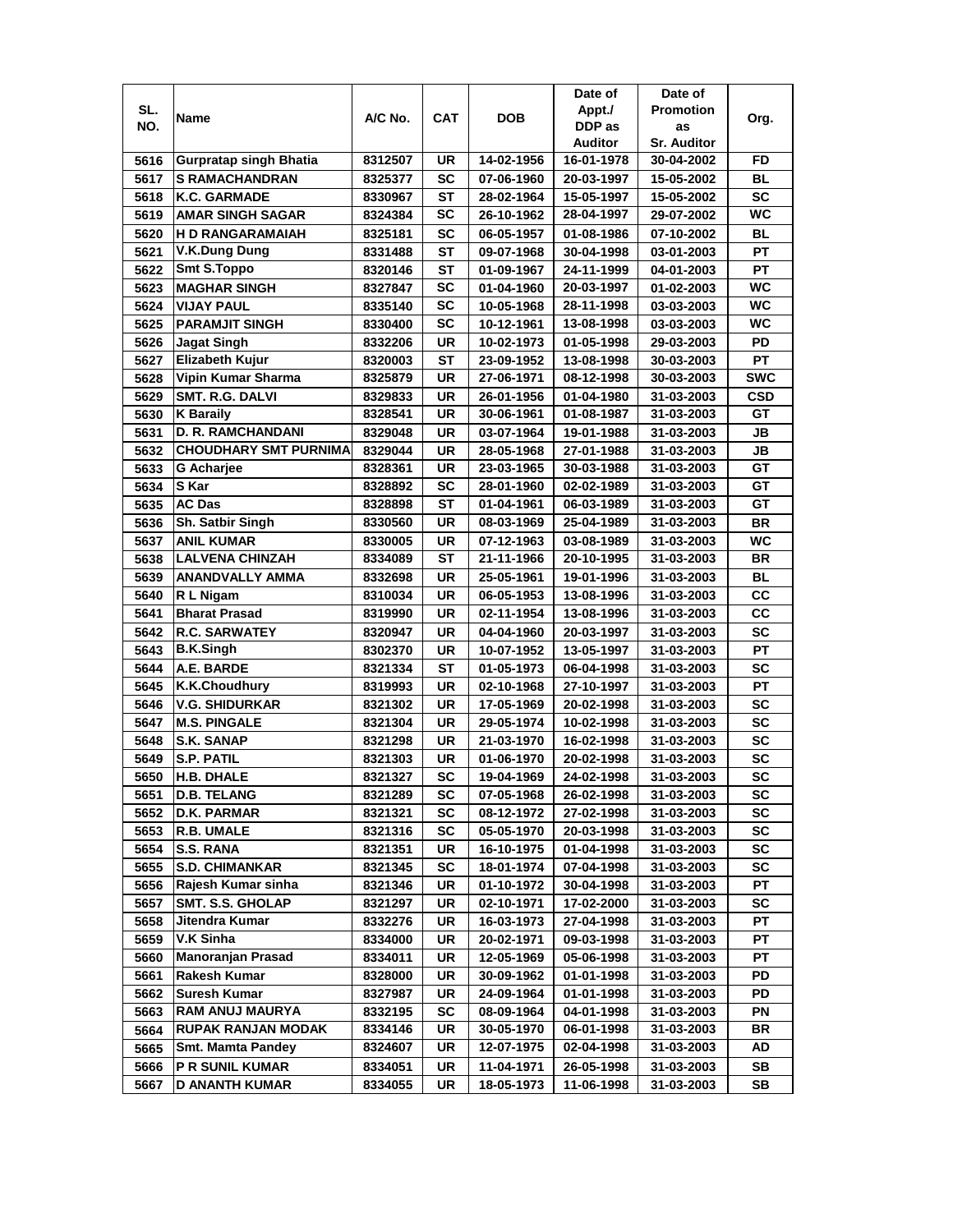| SL. NO. | Name | A/C No. | CAT | DOB | Date of Appt./ DDP as Auditor | Date of Promotion as Sr. Auditor | Org. |
|---|---|---|---|---|---|---|---|
| 5616 | Gurpratap singh Bhatia | 8312507 | UR | 14-02-1956 | 16-01-1978 | 30-04-2002 | FD |
| 5617 | S RAMACHANDRAN | 8325377 | SC | 07-06-1960 | 20-03-1997 | 15-05-2002 | BL |
| 5618 | K.C. GARMADE | 8330967 | ST | 28-02-1964 | 15-05-1997 | 15-05-2002 | SC |
| 5619 | AMAR SINGH SAGAR | 8324384 | SC | 26-10-1962 | 28-04-1997 | 29-07-2002 | WC |
| 5620 | H D RANGARAMAIAH | 8325181 | SC | 06-05-1957 | 01-08-1986 | 07-10-2002 | BL |
| 5621 | V.K.Dung Dung | 8331488 | ST | 09-07-1968 | 30-04-1998 | 03-01-2003 | PT |
| 5622 | Smt S.Toppo | 8320146 | ST | 01-09-1967 | 24-11-1999 | 04-01-2003 | PT |
| 5623 | MAGHAR SINGH | 8327847 | SC | 01-04-1960 | 20-03-1997 | 01-02-2003 | WC |
| 5624 | VIJAY PAUL | 8335140 | SC | 10-05-1968 | 28-11-1998 | 03-03-2003 | WC |
| 5625 | PARAMJIT SINGH | 8330400 | SC | 10-12-1961 | 13-08-1998 | 03-03-2003 | WC |
| 5626 | Jagat Singh | 8332206 | UR | 10-02-1973 | 01-05-1998 | 29-03-2003 | PD |
| 5627 | Elizabeth Kujur | 8320003 | ST | 23-09-1952 | 13-08-1998 | 30-03-2003 | PT |
| 5628 | Vipin Kumar Sharma | 8325879 | UR | 27-06-1971 | 08-12-1998 | 30-03-2003 | SWC |
| 5629 | SMT. R.G. DALVI | 8329833 | UR | 26-01-1956 | 01-04-1980 | 31-03-2003 | CSD |
| 5630 | K Baraily | 8328541 | UR | 30-06-1961 | 01-08-1987 | 31-03-2003 | GT |
| 5631 | D. R. RAMCHANDANI | 8329048 | UR | 03-07-1964 | 19-01-1988 | 31-03-2003 | JB |
| 5632 | CHOUDHARY SMT PURNIMA | 8329044 | UR | 28-05-1968 | 27-01-1988 | 31-03-2003 | JB |
| 5633 | G Acharjee | 8328361 | UR | 23-03-1965 | 30-03-1988 | 31-03-2003 | GT |
| 5634 | S Kar | 8328892 | SC | 28-01-1960 | 02-02-1989 | 31-03-2003 | GT |
| 5635 | AC Das | 8328898 | ST | 01-04-1961 | 06-03-1989 | 31-03-2003 | GT |
| 5636 | Sh. Satbir Singh | 8330560 | UR | 08-03-1969 | 25-04-1989 | 31-03-2003 | BR |
| 5637 | ANIL KUMAR | 8330005 | UR | 07-12-1963 | 03-08-1989 | 31-03-2003 | WC |
| 5638 | LALVENA CHINZAH | 8334089 | ST | 21-11-1966 | 20-10-1995 | 31-03-2003 | BR |
| 5639 | ANANDVALLY AMMA | 8332698 | UR | 25-05-1961 | 19-01-1996 | 31-03-2003 | BL |
| 5640 | R L Nigam | 8310034 | UR | 06-05-1953 | 13-08-1996 | 31-03-2003 | CC |
| 5641 | Bharat Prasad | 8319990 | UR | 02-11-1954 | 13-08-1996 | 31-03-2003 | CC |
| 5642 | R.C. SARWATEY | 8320947 | UR | 04-04-1960 | 20-03-1997 | 31-03-2003 | SC |
| 5643 | B.K.Singh | 8302370 | UR | 10-07-1952 | 13-05-1997 | 31-03-2003 | PT |
| 5644 | A.E. BARDE | 8321334 | ST | 01-05-1973 | 06-04-1998 | 31-03-2003 | SC |
| 5645 | K.K.Choudhury | 8319993 | UR | 02-10-1968 | 27-10-1997 | 31-03-2003 | PT |
| 5646 | V.G. SHIDURKAR | 8321302 | UR | 17-05-1969 | 20-02-1998 | 31-03-2003 | SC |
| 5647 | M.S. PINGALE | 8321304 | UR | 29-05-1974 | 10-02-1998 | 31-03-2003 | SC |
| 5648 | S.K. SANAP | 8321298 | UR | 21-03-1970 | 16-02-1998 | 31-03-2003 | SC |
| 5649 | S.P. PATIL | 8321303 | UR | 01-06-1970 | 20-02-1998 | 31-03-2003 | SC |
| 5650 | H.B. DHALE | 8321327 | SC | 19-04-1969 | 24-02-1998 | 31-03-2003 | SC |
| 5651 | D.B. TELANG | 8321289 | SC | 07-05-1968 | 26-02-1998 | 31-03-2003 | SC |
| 5652 | D.K. PARMAR | 8321321 | SC | 08-12-1972 | 27-02-1998 | 31-03-2003 | SC |
| 5653 | R.B. UMALE | 8321316 | SC | 05-05-1970 | 20-03-1998 | 31-03-2003 | SC |
| 5654 | S.S. RANA | 8321351 | UR | 16-10-1975 | 01-04-1998 | 31-03-2003 | SC |
| 5655 | S.D. CHIMANKAR | 8321345 | SC | 18-01-1974 | 07-04-1998 | 31-03-2003 | SC |
| 5656 | Rajesh Kumar sinha | 8321346 | UR | 01-10-1972 | 30-04-1998 | 31-03-2003 | PT |
| 5657 | SMT. S.S. GHOLAP | 8321297 | UR | 02-10-1971 | 17-02-2000 | 31-03-2003 | SC |
| 5658 | Jitendra Kumar | 8332276 | UR | 16-03-1973 | 27-04-1998 | 31-03-2003 | PT |
| 5659 | V.K Sinha | 8334000 | UR | 20-02-1971 | 09-03-1998 | 31-03-2003 | PT |
| 5660 | Manoranjan Prasad | 8334011 | UR | 12-05-1969 | 05-06-1998 | 31-03-2003 | PT |
| 5661 | Rakesh Kumar | 8328000 | UR | 30-09-1962 | 01-01-1998 | 31-03-2003 | PD |
| 5662 | Suresh Kumar | 8327987 | UR | 24-09-1964 | 01-01-1998 | 31-03-2003 | PD |
| 5663 | RAM ANUJ MAURYA | 8332195 | SC | 08-09-1964 | 04-01-1998 | 31-03-2003 | PN |
| 5664 | RUPAK RANJAN MODAK | 8334146 | UR | 30-05-1970 | 06-01-1998 | 31-03-2003 | BR |
| 5665 | Smt. Mamta Pandey | 8324607 | UR | 12-07-1975 | 02-04-1998 | 31-03-2003 | AD |
| 5666 | P R SUNIL KUMAR | 8334051 | UR | 11-04-1971 | 26-05-1998 | 31-03-2003 | SB |
| 5667 | D ANANTH KUMAR | 8334055 | UR | 18-05-1973 | 11-06-1998 | 31-03-2003 | SB |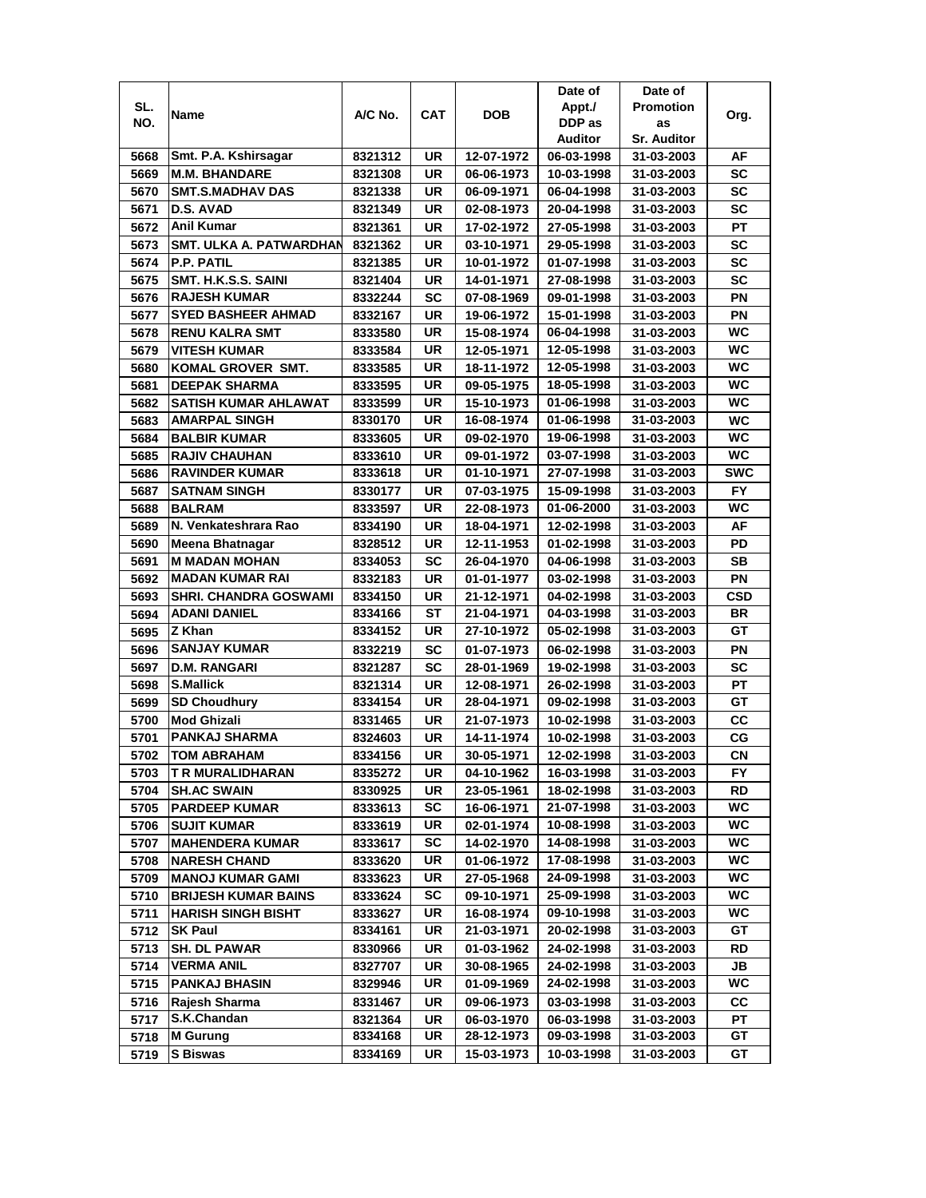| SL. NO. | Name | A/C No. | CAT | DOB | Date of Appt./ DDP as Auditor | Date of Promotion as Sr. Auditor | Org. |
|---|---|---|---|---|---|---|---|
| 5668 | Smt. P.A. Kshirsagar | 8321312 | UR | 12-07-1972 | 06-03-1998 | 31-03-2003 | AF |
| 5669 | M.M. BHANDARE | 8321308 | UR | 06-06-1973 | 10-03-1998 | 31-03-2003 | SC |
| 5670 | SMT.S.MADHAV DAS | 8321338 | UR | 06-09-1971 | 06-04-1998 | 31-03-2003 | SC |
| 5671 | D.S. AVAD | 8321349 | UR | 02-08-1973 | 20-04-1998 | 31-03-2003 | SC |
| 5672 | Anil Kumar | 8321361 | UR | 17-02-1972 | 27-05-1998 | 31-03-2003 | PT |
| 5673 | SMT. ULKA A. PATWARDHAN | 8321362 | UR | 03-10-1971 | 29-05-1998 | 31-03-2003 | SC |
| 5674 | P.P. PATIL | 8321385 | UR | 10-01-1972 | 01-07-1998 | 31-03-2003 | SC |
| 5675 | SMT. H.K.S.S. SAINI | 8321404 | UR | 14-01-1971 | 27-08-1998 | 31-03-2003 | SC |
| 5676 | RAJESH KUMAR | 8332244 | SC | 07-08-1969 | 09-01-1998 | 31-03-2003 | PN |
| 5677 | SYED BASHEER AHMAD | 8332167 | UR | 19-06-1972 | 15-01-1998 | 31-03-2003 | PN |
| 5678 | RENU KALRA SMT | 8333580 | UR | 15-08-1974 | 06-04-1998 | 31-03-2003 | WC |
| 5679 | VITESH KUMAR | 8333584 | UR | 12-05-1971 | 12-05-1998 | 31-03-2003 | WC |
| 5680 | KOMAL GROVER SMT. | 8333585 | UR | 18-11-1972 | 12-05-1998 | 31-03-2003 | WC |
| 5681 | DEEPAK SHARMA | 8333595 | UR | 09-05-1975 | 18-05-1998 | 31-03-2003 | WC |
| 5682 | SATISH KUMAR AHLAWAT | 8333599 | UR | 15-10-1973 | 01-06-1998 | 31-03-2003 | WC |
| 5683 | AMARPAL SINGH | 8330170 | UR | 16-08-1974 | 01-06-1998 | 31-03-2003 | WC |
| 5684 | BALBIR KUMAR | 8333605 | UR | 09-02-1970 | 19-06-1998 | 31-03-2003 | WC |
| 5685 | RAJIV CHAUHAN | 8333610 | UR | 09-01-1972 | 03-07-1998 | 31-03-2003 | WC |
| 5686 | RAVINDER KUMAR | 8333618 | UR | 01-10-1971 | 27-07-1998 | 31-03-2003 | SWC |
| 5687 | SATNAM SINGH | 8330177 | UR | 07-03-1975 | 15-09-1998 | 31-03-2003 | FY |
| 5688 | BALRAM | 8333597 | UR | 22-08-1973 | 01-06-2000 | 31-03-2003 | WC |
| 5689 | N. Venkateshrara Rao | 8334190 | UR | 18-04-1971 | 12-02-1998 | 31-03-2003 | AF |
| 5690 | Meena Bhatnagar | 8328512 | UR | 12-11-1953 | 01-02-1998 | 31-03-2003 | PD |
| 5691 | M MADAN MOHAN | 8334053 | SC | 26-04-1970 | 04-06-1998 | 31-03-2003 | SB |
| 5692 | MADAN KUMAR RAI | 8332183 | UR | 01-01-1977 | 03-02-1998 | 31-03-2003 | PN |
| 5693 | SHRI. CHANDRA GOSWAMI | 8334150 | UR | 21-12-1971 | 04-02-1998 | 31-03-2003 | CSD |
| 5694 | ADANI DANIEL | 8334166 | ST | 21-04-1971 | 04-03-1998 | 31-03-2003 | BR |
| 5695 | Z Khan | 8334152 | UR | 27-10-1972 | 05-02-1998 | 31-03-2003 | GT |
| 5696 | SANJAY KUMAR | 8332219 | SC | 01-07-1973 | 06-02-1998 | 31-03-2003 | PN |
| 5697 | D.M. RANGARI | 8321287 | SC | 28-01-1969 | 19-02-1998 | 31-03-2003 | SC |
| 5698 | S.Mallick | 8321314 | UR | 12-08-1971 | 26-02-1998 | 31-03-2003 | PT |
| 5699 | SD Choudhury | 8334154 | UR | 28-04-1971 | 09-02-1998 | 31-03-2003 | GT |
| 5700 | Mod Ghizali | 8331465 | UR | 21-07-1973 | 10-02-1998 | 31-03-2003 | CC |
| 5701 | PANKAJ SHARMA | 8324603 | UR | 14-11-1974 | 10-02-1998 | 31-03-2003 | CG |
| 5702 | TOM ABRAHAM | 8334156 | UR | 30-05-1971 | 12-02-1998 | 31-03-2003 | CN |
| 5703 | T R MURALIDHARAN | 8335272 | UR | 04-10-1962 | 16-03-1998 | 31-03-2003 | FY |
| 5704 | SH.AC SWAIN | 8330925 | UR | 23-05-1961 | 18-02-1998 | 31-03-2003 | RD |
| 5705 | PARDEEP KUMAR | 8333613 | SC | 16-06-1971 | 21-07-1998 | 31-03-2003 | WC |
| 5706 | SUJIT KUMAR | 8333619 | UR | 02-01-1974 | 10-08-1998 | 31-03-2003 | WC |
| 5707 | MAHENDERA KUMAR | 8333617 | SC | 14-02-1970 | 14-08-1998 | 31-03-2003 | WC |
| 5708 | NARESH CHAND | 8333620 | UR | 01-06-1972 | 17-08-1998 | 31-03-2003 | WC |
| 5709 | MANOJ KUMAR GAMI | 8333623 | UR | 27-05-1968 | 24-09-1998 | 31-03-2003 | WC |
| 5710 | BRIJESH KUMAR BAINS | 8333624 | SC | 09-10-1971 | 25-09-1998 | 31-03-2003 | WC |
| 5711 | HARISH SINGH BISHT | 8333627 | UR | 16-08-1974 | 09-10-1998 | 31-03-2003 | WC |
| 5712 | SK Paul | 8334161 | UR | 21-03-1971 | 20-02-1998 | 31-03-2003 | GT |
| 5713 | SH. DL PAWAR | 8330966 | UR | 01-03-1962 | 24-02-1998 | 31-03-2003 | RD |
| 5714 | VERMA ANIL | 8327707 | UR | 30-08-1965 | 24-02-1998 | 31-03-2003 | JB |
| 5715 | PANKAJ BHASIN | 8329946 | UR | 01-09-1969 | 24-02-1998 | 31-03-2003 | WC |
| 5716 | Rajesh Sharma | 8331467 | UR | 09-06-1973 | 03-03-1998 | 31-03-2003 | CC |
| 5717 | S.K.Chandan | 8321364 | UR | 06-03-1970 | 06-03-1998 | 31-03-2003 | PT |
| 5718 | M Gurung | 8334168 | UR | 28-12-1973 | 09-03-1998 | 31-03-2003 | GT |
| 5719 | S Biswas | 8334169 | UR | 15-03-1973 | 10-03-1998 | 31-03-2003 | GT |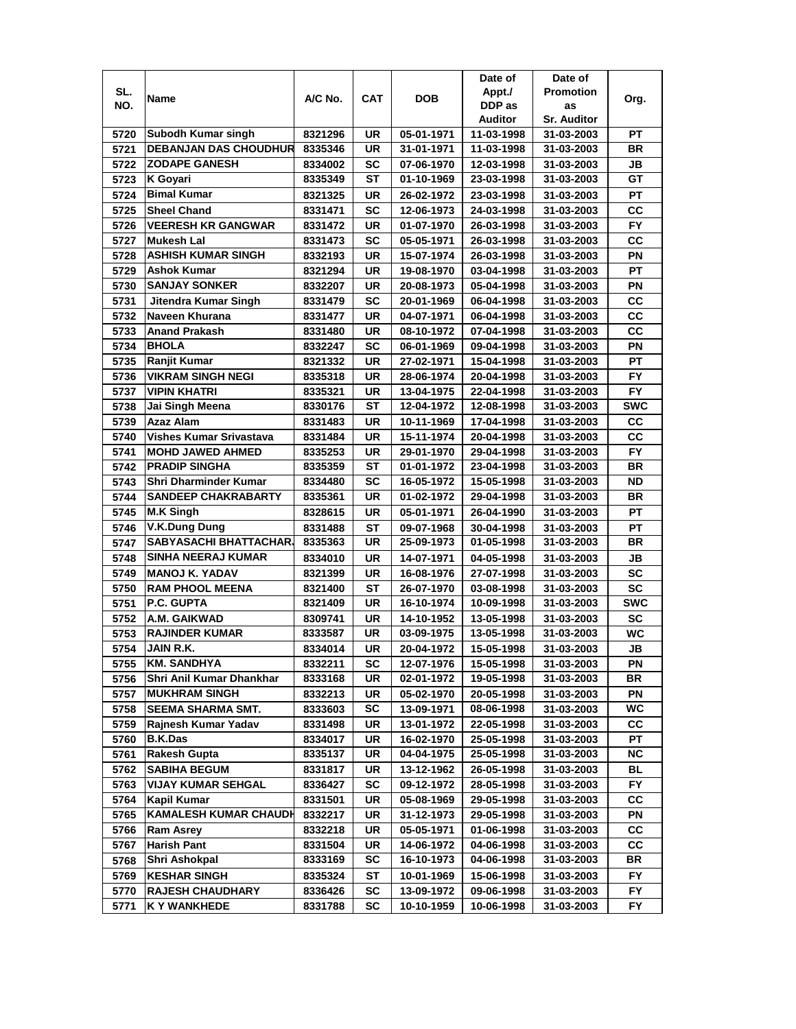| SL. NO. | Name | A/C No. | CAT | DOB | Date of Appt./ DDP as Auditor | Date of Promotion as Sr. Auditor | Org. |
|---|---|---|---|---|---|---|---|
| 5720 | Subodh Kumar singh | 8321296 | UR | 05-01-1971 | 11-03-1998 | 31-03-2003 | PT |
| 5721 | DEBANJAN DAS CHOUDHUR | 8335346 | UR | 31-01-1971 | 11-03-1998 | 31-03-2003 | BR |
| 5722 | ZODAPE GANESH | 8334002 | SC | 07-06-1970 | 12-03-1998 | 31-03-2003 | JB |
| 5723 | K Goyari | 8335349 | ST | 01-10-1969 | 23-03-1998 | 31-03-2003 | GT |
| 5724 | Bimal Kumar | 8321325 | UR | 26-02-1972 | 23-03-1998 | 31-03-2003 | PT |
| 5725 | Sheel Chand | 8331471 | SC | 12-06-1973 | 24-03-1998 | 31-03-2003 | CC |
| 5726 | VEERESH KR GANGWAR | 8331472 | UR | 01-07-1970 | 26-03-1998 | 31-03-2003 | FY |
| 5727 | Mukesh Lal | 8331473 | SC | 05-05-1971 | 26-03-1998 | 31-03-2003 | CC |
| 5728 | ASHISH KUMAR SINGH | 8332193 | UR | 15-07-1974 | 26-03-1998 | 31-03-2003 | PN |
| 5729 | Ashok Kumar | 8321294 | UR | 19-08-1970 | 03-04-1998 | 31-03-2003 | PT |
| 5730 | SANJAY SONKER | 8332207 | UR | 20-08-1973 | 05-04-1998 | 31-03-2003 | PN |
| 5731 | Jitendra Kumar Singh | 8331479 | SC | 20-01-1969 | 06-04-1998 | 31-03-2003 | CC |
| 5732 | Naveen Khurana | 8331477 | UR | 04-07-1971 | 06-04-1998 | 31-03-2003 | CC |
| 5733 | Anand Prakash | 8331480 | UR | 08-10-1972 | 07-04-1998 | 31-03-2003 | CC |
| 5734 | BHOLA | 8332247 | SC | 06-01-1969 | 09-04-1998 | 31-03-2003 | PN |
| 5735 | Ranjit Kumar | 8321332 | UR | 27-02-1971 | 15-04-1998 | 31-03-2003 | PT |
| 5736 | VIKRAM SINGH NEGI | 8335318 | UR | 28-06-1974 | 20-04-1998 | 31-03-2003 | FY |
| 5737 | VIPIN KHATRI | 8335321 | UR | 13-04-1975 | 22-04-1998 | 31-03-2003 | FY |
| 5738 | Jai Singh Meena | 8330176 | ST | 12-04-1972 | 12-08-1998 | 31-03-2003 | SWC |
| 5739 | Azaz Alam | 8331483 | UR | 10-11-1969 | 17-04-1998 | 31-03-2003 | CC |
| 5740 | Vishes Kumar Srivastava | 8331484 | UR | 15-11-1974 | 20-04-1998 | 31-03-2003 | CC |
| 5741 | MOHD JAWED AHMED | 8335253 | UR | 29-01-1970 | 29-04-1998 | 31-03-2003 | FY |
| 5742 | PRADIP SINGHA | 8335359 | ST | 01-01-1972 | 23-04-1998 | 31-03-2003 | BR |
| 5743 | Shri Dharminder Kumar | 8334480 | SC | 16-05-1972 | 15-05-1998 | 31-03-2003 | ND |
| 5744 | SANDEEP CHAKRABARTY | 8335361 | UR | 01-02-1972 | 29-04-1998 | 31-03-2003 | BR |
| 5745 | M.K Singh | 8328615 | UR | 05-01-1971 | 26-04-1990 | 31-03-2003 | PT |
| 5746 | V.K.Dung Dung | 8331488 | ST | 09-07-1968 | 30-04-1998 | 31-03-2003 | PT |
| 5747 | SABYASACHI BHATTACHAR. | 8335363 | UR | 25-09-1973 | 01-05-1998 | 31-03-2003 | BR |
| 5748 | SINHA NEERAJ KUMAR | 8334010 | UR | 14-07-1971 | 04-05-1998 | 31-03-2003 | JB |
| 5749 | MANOJ K. YADAV | 8321399 | UR | 16-08-1976 | 27-07-1998 | 31-03-2003 | SC |
| 5750 | RAM PHOOL MEENA | 8321400 | ST | 26-07-1970 | 03-08-1998 | 31-03-2003 | SC |
| 5751 | P.C. GUPTA | 8321409 | UR | 16-10-1974 | 10-09-1998 | 31-03-2003 | SWC |
| 5752 | A.M. GAIKWAD | 8309741 | UR | 14-10-1952 | 13-05-1998 | 31-03-2003 | SC |
| 5753 | RAJINDER KUMAR | 8333587 | UR | 03-09-1975 | 13-05-1998 | 31-03-2003 | WC |
| 5754 | JAIN R.K. | 8334014 | UR | 20-04-1972 | 15-05-1998 | 31-03-2003 | JB |
| 5755 | KM. SANDHYA | 8332211 | SC | 12-07-1976 | 15-05-1998 | 31-03-2003 | PN |
| 5756 | Shri Anil Kumar Dhankhar | 8333168 | UR | 02-01-1972 | 19-05-1998 | 31-03-2003 | BR |
| 5757 | MUKHRAM SINGH | 8332213 | UR | 05-02-1970 | 20-05-1998 | 31-03-2003 | PN |
| 5758 | SEEMA SHARMA SMT. | 8333603 | SC | 13-09-1971 | 08-06-1998 | 31-03-2003 | WC |
| 5759 | Rajnesh Kumar Yadav | 8331498 | UR | 13-01-1972 | 22-05-1998 | 31-03-2003 | CC |
| 5760 | B.K.Das | 8334017 | UR | 16-02-1970 | 25-05-1998 | 31-03-2003 | PT |
| 5761 | Rakesh Gupta | 8335137 | UR | 04-04-1975 | 25-05-1998 | 31-03-2003 | NC |
| 5762 | SABIHA BEGUM | 8331817 | UR | 13-12-1962 | 26-05-1998 | 31-03-2003 | BL |
| 5763 | VIJAY KUMAR SEHGAL | 8336427 | SC | 09-12-1972 | 28-05-1998 | 31-03-2003 | FY |
| 5764 | Kapil Kumar | 8331501 | UR | 05-08-1969 | 29-05-1998 | 31-03-2003 | CC |
| 5765 | KAMALESH KUMAR CHAUDH | 8332217 | UR | 31-12-1973 | 29-05-1998 | 31-03-2003 | PN |
| 5766 | Ram Asrey | 8332218 | UR | 05-05-1971 | 01-06-1998 | 31-03-2003 | CC |
| 5767 | Harish Pant | 8331504 | UR | 14-06-1972 | 04-06-1998 | 31-03-2003 | CC |
| 5768 | Shri Ashokpal | 8333169 | SC | 16-10-1973 | 04-06-1998 | 31-03-2003 | BR |
| 5769 | KESHAR SINGH | 8335324 | ST | 10-01-1969 | 15-06-1998 | 31-03-2003 | FY |
| 5770 | RAJESH CHAUDHARY | 8336426 | SC | 13-09-1972 | 09-06-1998 | 31-03-2003 | FY |
| 5771 | K Y WANKHEDE | 8331788 | SC | 10-10-1959 | 10-06-1998 | 31-03-2003 | FY |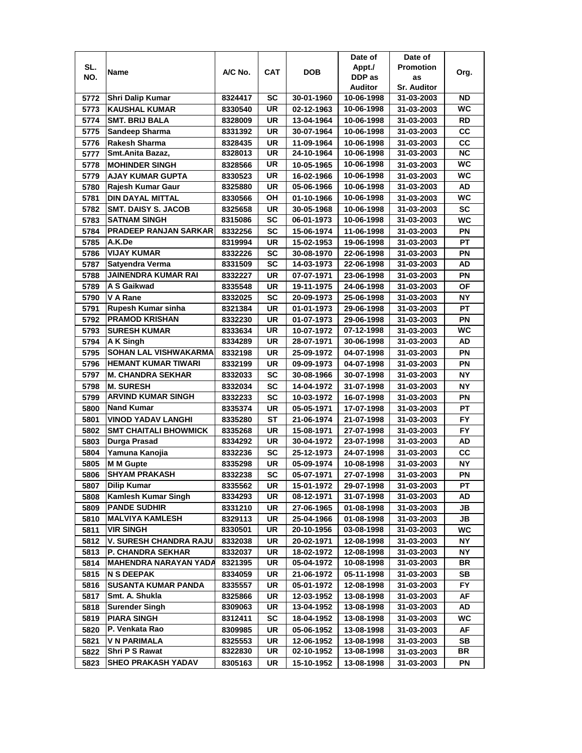| SL. NO. | Name | A/C No. | CAT | DOB | Date of Appt./ DDP as Auditor | Date of Promotion as Sr. Auditor | Org. |
|---|---|---|---|---|---|---|---|
| 5772 | Shri Dalip Kumar | 8324417 | SC | 30-01-1960 | 10-06-1998 | 31-03-2003 | ND |
| 5773 | KAUSHAL KUMAR | 8330540 | UR | 02-12-1963 | 10-06-1998 | 31-03-2003 | WC |
| 5774 | SMT. BRIJ BALA | 8328009 | UR | 13-04-1964 | 10-06-1998 | 31-03-2003 | RD |
| 5775 | Sandeep Sharma | 8331392 | UR | 30-07-1964 | 10-06-1998 | 31-03-2003 | CC |
| 5776 | Rakesh Sharma | 8328435 | UR | 11-09-1964 | 10-06-1998 | 31-03-2003 | CC |
| 5777 | Smt.Anita Bazaz, | 8328013 | UR | 24-10-1964 | 10-06-1998 | 31-03-2003 | NC |
| 5778 | MOHINDER SINGH | 8328566 | UR | 10-05-1965 | 10-06-1998 | 31-03-2003 | WC |
| 5779 | AJAY KUMAR GUPTA | 8330523 | UR | 16-02-1966 | 10-06-1998 | 31-03-2003 | WC |
| 5780 | Rajesh Kumar Gaur | 8325880 | UR | 05-06-1966 | 10-06-1998 | 31-03-2003 | AD |
| 5781 | DIN DAYAL MITTAL | 8330566 | OH | 01-10-1966 | 10-06-1998 | 31-03-2003 | WC |
| 5782 | SMT. DAISY S. JACOB | 8325658 | UR | 30-05-1968 | 10-06-1998 | 31-03-2003 | SC |
| 5783 | SATNAM SINGH | 8315086 | SC | 06-01-1973 | 10-06-1998 | 31-03-2003 | WC |
| 5784 | PRADEEP RANJAN SARKAR | 8332256 | SC | 15-06-1974 | 11-06-1998 | 31-03-2003 | PN |
| 5785 | A.K.De | 8319994 | UR | 15-02-1953 | 19-06-1998 | 31-03-2003 | PT |
| 5786 | VIJAY KUMAR | 8332226 | SC | 30-08-1970 | 22-06-1998 | 31-03-2003 | PN |
| 5787 | Satyendra Verma | 8331509 | SC | 14-03-1973 | 22-06-1998 | 31-03-2003 | AD |
| 5788 | JAINENDRA KUMAR RAI | 8332227 | UR | 07-07-1971 | 23-06-1998 | 31-03-2003 | PN |
| 5789 | A S Gaikwad | 8335548 | UR | 19-11-1975 | 24-06-1998 | 31-03-2003 | OF |
| 5790 | V A Rane | 8332025 | SC | 20-09-1973 | 25-06-1998 | 31-03-2003 | NY |
| 5791 | Rupesh Kumar sinha | 8321384 | UR | 01-01-1973 | 29-06-1998 | 31-03-2003 | PT |
| 5792 | PRAMOD KRISHAN | 8332230 | UR | 01-07-1973 | 29-06-1998 | 31-03-2003 | PN |
| 5793 | SURESH KUMAR | 8333634 | UR | 10-07-1972 | 07-12-1998 | 31-03-2003 | WC |
| 5794 | A K Singh | 8334289 | UR | 28-07-1971 | 30-06-1998 | 31-03-2003 | AD |
| 5795 | SOHAN LAL VISHWAKARMA | 8332198 | UR | 25-09-1972 | 04-07-1998 | 31-03-2003 | PN |
| 5796 | HEMANT KUMAR TIWARI | 8332199 | UR | 09-09-1973 | 04-07-1998 | 31-03-2003 | PN |
| 5797 | M. CHANDRA SEKHAR | 8332033 | SC | 30-08-1966 | 30-07-1998 | 31-03-2003 | NY |
| 5798 | M. SURESH | 8332034 | SC | 14-04-1972 | 31-07-1998 | 31-03-2003 | NY |
| 5799 | ARVIND KUMAR SINGH | 8332233 | SC | 10-03-1972 | 16-07-1998 | 31-03-2003 | PN |
| 5800 | Nand Kumar | 8335374 | UR | 05-05-1971 | 17-07-1998 | 31-03-2003 | PT |
| 5801 | VINOD YADAV LANGHI | 8335280 | ST | 21-06-1974 | 21-07-1998 | 31-03-2003 | FY |
| 5802 | SMT CHAITALI BHOWMICK | 8335268 | UR | 15-08-1971 | 27-07-1998 | 31-03-2003 | FY |
| 5803 | Durga Prasad | 8334292 | UR | 30-04-1972 | 23-07-1998 | 31-03-2003 | AD |
| 5804 | Yamuna Kanojia | 8332236 | SC | 25-12-1973 | 24-07-1998 | 31-03-2003 | CC |
| 5805 | M M Gupte | 8335298 | UR | 05-09-1974 | 10-08-1998 | 31-03-2003 | NY |
| 5806 | SHYAM PRAKASH | 8332238 | SC | 05-07-1971 | 27-07-1998 | 31-03-2003 | PN |
| 5807 | Dilip Kumar | 8335562 | UR | 15-01-1972 | 29-07-1998 | 31-03-2003 | PT |
| 5808 | Kamlesh Kumar Singh | 8334293 | UR | 08-12-1971 | 31-07-1998 | 31-03-2003 | AD |
| 5809 | PANDE SUDHIR | 8331210 | UR | 27-06-1965 | 01-08-1998 | 31-03-2003 | JB |
| 5810 | MALVIYA KAMLESH | 8329113 | UR | 25-04-1966 | 01-08-1998 | 31-03-2003 | JB |
| 5811 | VIR SINGH | 8330501 | UR | 20-10-1956 | 03-08-1998 | 31-03-2003 | WC |
| 5812 | V. SURESH CHANDRA RAJU | 8332038 | UR | 20-02-1971 | 12-08-1998 | 31-03-2003 | NY |
| 5813 | P. CHANDRA SEKHAR | 8332037 | UR | 18-02-1972 | 12-08-1998 | 31-03-2003 | NY |
| 5814 | MAHENDRA NARAYAN YADA | 8321395 | UR | 05-04-1972 | 10-08-1998 | 31-03-2003 | BR |
| 5815 | N S DEEPAK | 8334059 | UR | 21-06-1972 | 05-11-1998 | 31-03-2003 | SB |
| 5816 | SUSANTA KUMAR PANDA | 8335557 | UR | 05-01-1972 | 12-08-1998 | 31-03-2003 | FY |
| 5817 | Smt. A. Shukla | 8325866 | UR | 12-03-1952 | 13-08-1998 | 31-03-2003 | AF |
| 5818 | Surender Singh | 8309063 | UR | 13-04-1952 | 13-08-1998 | 31-03-2003 | AD |
| 5819 | PIARA SINGH | 8312411 | SC | 18-04-1952 | 13-08-1998 | 31-03-2003 | WC |
| 5820 | P. Venkata Rao | 8309985 | UR | 05-06-1952 | 13-08-1998 | 31-03-2003 | AF |
| 5821 | V N PARIMALA | 8325553 | UR | 12-06-1952 | 13-08-1998 | 31-03-2003 | SB |
| 5822 | Shri P S Rawat | 8322830 | UR | 02-10-1952 | 13-08-1998 | 31-03-2003 | BR |
| 5823 | SHEO PRAKASH YADAV | 8305163 | UR | 15-10-1952 | 13-08-1998 | 31-03-2003 | PN |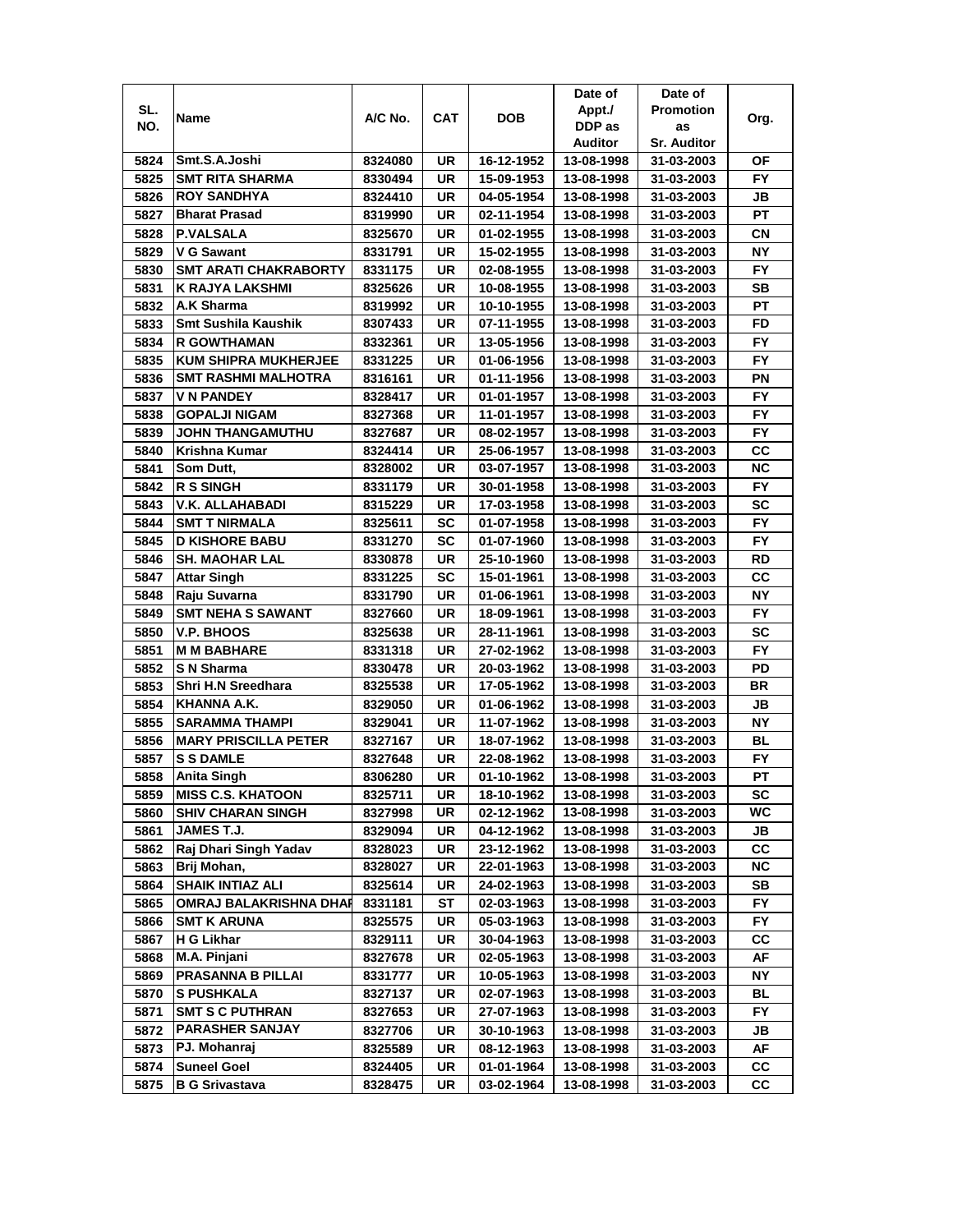| SL. NO. | Name | A/C No. | CAT | DOB | Date of Appt./ DDP as Auditor | Date of Promotion as Sr. Auditor | Org. |
|---|---|---|---|---|---|---|---|
| 5824 | Smt.S.A.Joshi | 8324080 | UR | 16-12-1952 | 13-08-1998 | 31-03-2003 | OF |
| 5825 | SMT RITA SHARMA | 8330494 | UR | 15-09-1953 | 13-08-1998 | 31-03-2003 | FY |
| 5826 | ROY SANDHYA | 8324410 | UR | 04-05-1954 | 13-08-1998 | 31-03-2003 | JB |
| 5827 | Bharat Prasad | 8319990 | UR | 02-11-1954 | 13-08-1998 | 31-03-2003 | PT |
| 5828 | P.VALSALA | 8325670 | UR | 01-02-1955 | 13-08-1998 | 31-03-2003 | CN |
| 5829 | V G Sawant | 8331791 | UR | 15-02-1955 | 13-08-1998 | 31-03-2003 | NY |
| 5830 | SMT ARATI CHAKRABORTY | 8331175 | UR | 02-08-1955 | 13-08-1998 | 31-03-2003 | FY |
| 5831 | K RAJYA LAKSHMI | 8325626 | UR | 10-08-1955 | 13-08-1998 | 31-03-2003 | SB |
| 5832 | A.K Sharma | 8319992 | UR | 10-10-1955 | 13-08-1998 | 31-03-2003 | PT |
| 5833 | Smt Sushila Kaushik | 8307433 | UR | 07-11-1955 | 13-08-1998 | 31-03-2003 | FD |
| 5834 | R GOWTHAMAN | 8332361 | UR | 13-05-1956 | 13-08-1998 | 31-03-2003 | FY |
| 5835 | KUM SHIPRA MUKHERJEE | 8331225 | UR | 01-06-1956 | 13-08-1998 | 31-03-2003 | FY |
| 5836 | SMT RASHMI MALHOTRA | 8316161 | UR | 01-11-1956 | 13-08-1998 | 31-03-2003 | PN |
| 5837 | V N PANDEY | 8328417 | UR | 01-01-1957 | 13-08-1998 | 31-03-2003 | FY |
| 5838 | GOPALJI NIGAM | 8327368 | UR | 11-01-1957 | 13-08-1998 | 31-03-2003 | FY |
| 5839 | JOHN THANGAMUTHU | 8327687 | UR | 08-02-1957 | 13-08-1998 | 31-03-2003 | FY |
| 5840 | Krishna Kumar | 8324414 | UR | 25-06-1957 | 13-08-1998 | 31-03-2003 | CC |
| 5841 | Som Dutt, | 8328002 | UR | 03-07-1957 | 13-08-1998 | 31-03-2003 | NC |
| 5842 | R S SINGH | 8331179 | UR | 30-01-1958 | 13-08-1998 | 31-03-2003 | FY |
| 5843 | V.K. ALLAHABADI | 8315229 | UR | 17-03-1958 | 13-08-1998 | 31-03-2003 | SC |
| 5844 | SMT T NIRMALA | 8325611 | SC | 01-07-1958 | 13-08-1998 | 31-03-2003 | FY |
| 5845 | D KISHORE BABU | 8331270 | SC | 01-07-1960 | 13-08-1998 | 31-03-2003 | FY |
| 5846 | SH. MAOHAR LAL | 8330878 | UR | 25-10-1960 | 13-08-1998 | 31-03-2003 | RD |
| 5847 | Attar Singh | 8331225 | SC | 15-01-1961 | 13-08-1998 | 31-03-2003 | CC |
| 5848 | Raju Suvarna | 8331790 | UR | 01-06-1961 | 13-08-1998 | 31-03-2003 | NY |
| 5849 | SMT NEHA S SAWANT | 8327660 | UR | 18-09-1961 | 13-08-1998 | 31-03-2003 | FY |
| 5850 | V.P. BHOOS | 8325638 | UR | 28-11-1961 | 13-08-1998 | 31-03-2003 | SC |
| 5851 | M M BABHARE | 8331318 | UR | 27-02-1962 | 13-08-1998 | 31-03-2003 | FY |
| 5852 | S N Sharma | 8330478 | UR | 20-03-1962 | 13-08-1998 | 31-03-2003 | PD |
| 5853 | Shri H.N Sreedhara | 8325538 | UR | 17-05-1962 | 13-08-1998 | 31-03-2003 | BR |
| 5854 | KHANNA A.K. | 8329050 | UR | 01-06-1962 | 13-08-1998 | 31-03-2003 | JB |
| 5855 | SARAMMA THAMPI | 8329041 | UR | 11-07-1962 | 13-08-1998 | 31-03-2003 | NY |
| 5856 | MARY PRISCILLA PETER | 8327167 | UR | 18-07-1962 | 13-08-1998 | 31-03-2003 | BL |
| 5857 | S S DAMLE | 8327648 | UR | 22-08-1962 | 13-08-1998 | 31-03-2003 | FY |
| 5858 | Anita Singh | 8306280 | UR | 01-10-1962 | 13-08-1998 | 31-03-2003 | PT |
| 5859 | MISS C.S. KHATOON | 8325711 | UR | 18-10-1962 | 13-08-1998 | 31-03-2003 | SC |
| 5860 | SHIV CHARAN SINGH | 8327998 | UR | 02-12-1962 | 13-08-1998 | 31-03-2003 | WC |
| 5861 | JAMES T.J. | 8329094 | UR | 04-12-1962 | 13-08-1998 | 31-03-2003 | JB |
| 5862 | Raj Dhari Singh Yadav | 8328023 | UR | 23-12-1962 | 13-08-1998 | 31-03-2003 | CC |
| 5863 | Brij Mohan, | 8328027 | UR | 22-01-1963 | 13-08-1998 | 31-03-2003 | NC |
| 5864 | SHAIK INTIAZ ALI | 8325614 | UR | 24-02-1963 | 13-08-1998 | 31-03-2003 | SB |
| 5865 | OMRAJ BALAKRISHNA DHAI | 8331181 | ST | 02-03-1963 | 13-08-1998 | 31-03-2003 | FY |
| 5866 | SMT K ARUNA | 8325575 | UR | 05-03-1963 | 13-08-1998 | 31-03-2003 | FY |
| 5867 | H G Likhar | 8329111 | UR | 30-04-1963 | 13-08-1998 | 31-03-2003 | CC |
| 5868 | M.A. Pinjani | 8327678 | UR | 02-05-1963 | 13-08-1998 | 31-03-2003 | AF |
| 5869 | PRASANNA B PILLAI | 8331777 | UR | 10-05-1963 | 13-08-1998 | 31-03-2003 | NY |
| 5870 | S PUSHKALA | 8327137 | UR | 02-07-1963 | 13-08-1998 | 31-03-2003 | BL |
| 5871 | SMT S C PUTHRAN | 8327653 | UR | 27-07-1963 | 13-08-1998 | 31-03-2003 | FY |
| 5872 | PARASHER SANJAY | 8327706 | UR | 30-10-1963 | 13-08-1998 | 31-03-2003 | JB |
| 5873 | PJ. Mohanraj | 8325589 | UR | 08-12-1963 | 13-08-1998 | 31-03-2003 | AF |
| 5874 | Suneel Goel | 8324405 | UR | 01-01-1964 | 13-08-1998 | 31-03-2003 | CC |
| 5875 | B G Srivastava | 8328475 | UR | 03-02-1964 | 13-08-1998 | 31-03-2003 | CC |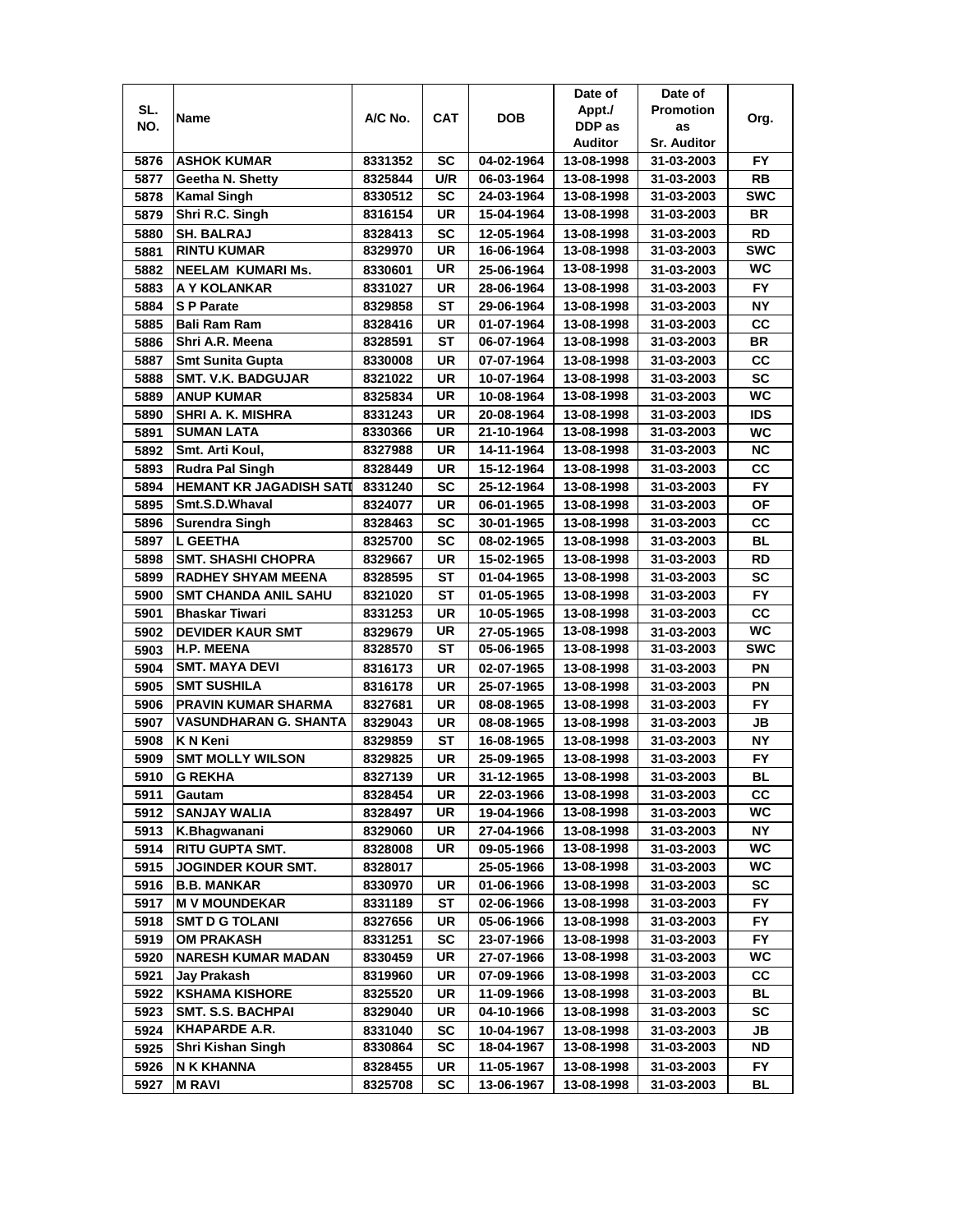| SL. NO. | Name | A/C No. | CAT | DOB | Date of Appt./ DDP as Auditor | Date of Promotion as Sr. Auditor | Org. |
|---|---|---|---|---|---|---|---|
| 5876 | ASHOK KUMAR | 8331352 | SC | 04-02-1964 | 13-08-1998 | 31-03-2003 | FY |
| 5877 | Geetha N. Shetty | 8325844 | U/R | 06-03-1964 | 13-08-1998 | 31-03-2003 | RB |
| 5878 | Kamal Singh | 8330512 | SC | 24-03-1964 | 13-08-1998 | 31-03-2003 | SWC |
| 5879 | Shri R.C. Singh | 8316154 | UR | 15-04-1964 | 13-08-1998 | 31-03-2003 | BR |
| 5880 | SH. BALRAJ | 8328413 | SC | 12-05-1964 | 13-08-1998 | 31-03-2003 | RD |
| 5881 | RINTU KUMAR | 8329970 | UR | 16-06-1964 | 13-08-1998 | 31-03-2003 | SWC |
| 5882 | NEELAM KUMARI Ms. | 8330601 | UR | 25-06-1964 | 13-08-1998 | 31-03-2003 | WC |
| 5883 | A Y KOLANKAR | 8331027 | UR | 28-06-1964 | 13-08-1998 | 31-03-2003 | FY |
| 5884 | S P Parate | 8329858 | ST | 29-06-1964 | 13-08-1998 | 31-03-2003 | NY |
| 5885 | Bali Ram Ram | 8328416 | UR | 01-07-1964 | 13-08-1998 | 31-03-2003 | CC |
| 5886 | Shri A.R. Meena | 8328591 | ST | 06-07-1964 | 13-08-1998 | 31-03-2003 | BR |
| 5887 | Smt Sunita Gupta | 8330008 | UR | 07-07-1964 | 13-08-1998 | 31-03-2003 | CC |
| 5888 | SMT. V.K. BADGUJAR | 8321022 | UR | 10-07-1964 | 13-08-1998 | 31-03-2003 | SC |
| 5889 | ANUP KUMAR | 8325834 | UR | 10-08-1964 | 13-08-1998 | 31-03-2003 | WC |
| 5890 | SHRI A. K. MISHRA | 8331243 | UR | 20-08-1964 | 13-08-1998 | 31-03-2003 | IDS |
| 5891 | SUMAN LATA | 8330366 | UR | 21-10-1964 | 13-08-1998 | 31-03-2003 | WC |
| 5892 | Smt. Arti Koul, | 8327988 | UR | 14-11-1964 | 13-08-1998 | 31-03-2003 | NC |
| 5893 | Rudra Pal Singh | 8328449 | UR | 15-12-1964 | 13-08-1998 | 31-03-2003 | CC |
| 5894 | HEMANT KR JAGADISH SATI | 8331240 | SC | 25-12-1964 | 13-08-1998 | 31-03-2003 | FY |
| 5895 | Smt.S.D.Whaval | 8324077 | UR | 06-01-1965 | 13-08-1998 | 31-03-2003 | OF |
| 5896 | Surendra Singh | 8328463 | SC | 30-01-1965 | 13-08-1998 | 31-03-2003 | CC |
| 5897 | L GEETHA | 8325700 | SC | 08-02-1965 | 13-08-1998 | 31-03-2003 | BL |
| 5898 | SMT. SHASHI CHOPRA | 8329667 | UR | 15-02-1965 | 13-08-1998 | 31-03-2003 | RD |
| 5899 | RADHEY SHYAM MEENA | 8328595 | ST | 01-04-1965 | 13-08-1998 | 31-03-2003 | SC |
| 5900 | SMT CHANDA ANIL SAHU | 8321020 | ST | 01-05-1965 | 13-08-1998 | 31-03-2003 | FY |
| 5901 | Bhaskar Tiwari | 8331253 | UR | 10-05-1965 | 13-08-1998 | 31-03-2003 | CC |
| 5902 | DEVIDER KAUR SMT | 8329679 | UR | 27-05-1965 | 13-08-1998 | 31-03-2003 | WC |
| 5903 | H.P. MEENA | 8328570 | ST | 05-06-1965 | 13-08-1998 | 31-03-2003 | SWC |
| 5904 | SMT. MAYA DEVI | 8316173 | UR | 02-07-1965 | 13-08-1998 | 31-03-2003 | PN |
| 5905 | SMT SUSHILA | 8316178 | UR | 25-07-1965 | 13-08-1998 | 31-03-2003 | PN |
| 5906 | PRAVIN KUMAR SHARMA | 8327681 | UR | 08-08-1965 | 13-08-1998 | 31-03-2003 | FY |
| 5907 | VASUNDHARAN G. SHANTA | 8329043 | UR | 08-08-1965 | 13-08-1998 | 31-03-2003 | JB |
| 5908 | K N Keni | 8329859 | ST | 16-08-1965 | 13-08-1998 | 31-03-2003 | NY |
| 5909 | SMT MOLLY WILSON | 8329825 | UR | 25-09-1965 | 13-08-1998 | 31-03-2003 | FY |
| 5910 | G REKHA | 8327139 | UR | 31-12-1965 | 13-08-1998 | 31-03-2003 | BL |
| 5911 | Gautam | 8328454 | UR | 22-03-1966 | 13-08-1998 | 31-03-2003 | CC |
| 5912 | SANJAY WALIA | 8328497 | UR | 19-04-1966 | 13-08-1998 | 31-03-2003 | WC |
| 5913 | K.Bhagwanani | 8329060 | UR | 27-04-1966 | 13-08-1998 | 31-03-2003 | NY |
| 5914 | RITU GUPTA SMT. | 8328008 | UR | 09-05-1966 | 13-08-1998 | 31-03-2003 | WC |
| 5915 | JOGINDER KOUR SMT. | 8328017 | | 25-05-1966 | 13-08-1998 | 31-03-2003 | WC |
| 5916 | B.B. MANKAR | 8330970 | UR | 01-06-1966 | 13-08-1998 | 31-03-2003 | SC |
| 5917 | M V MOUNDEKAR | 8331189 | ST | 02-06-1966 | 13-08-1998 | 31-03-2003 | FY |
| 5918 | SMT D G TOLANI | 8327656 | UR | 05-06-1966 | 13-08-1998 | 31-03-2003 | FY |
| 5919 | OM PRAKASH | 8331251 | SC | 23-07-1966 | 13-08-1998 | 31-03-2003 | FY |
| 5920 | NARESH KUMAR MADAN | 8330459 | UR | 27-07-1966 | 13-08-1998 | 31-03-2003 | WC |
| 5921 | Jay Prakash | 8319960 | UR | 07-09-1966 | 13-08-1998 | 31-03-2003 | CC |
| 5922 | KSHAMA KISHORE | 8325520 | UR | 11-09-1966 | 13-08-1998 | 31-03-2003 | BL |
| 5923 | SMT. S.S. BACHPAI | 8329040 | UR | 04-10-1966 | 13-08-1998 | 31-03-2003 | SC |
| 5924 | KHAPARDE A.R. | 8331040 | SC | 10-04-1967 | 13-08-1998 | 31-03-2003 | JB |
| 5925 | Shri Kishan Singh | 8330864 | SC | 18-04-1967 | 13-08-1998 | 31-03-2003 | ND |
| 5926 | N K KHANNA | 8328455 | UR | 11-05-1967 | 13-08-1998 | 31-03-2003 | FY |
| 5927 | M RAVI | 8325708 | SC | 13-06-1967 | 13-08-1998 | 31-03-2003 | BL |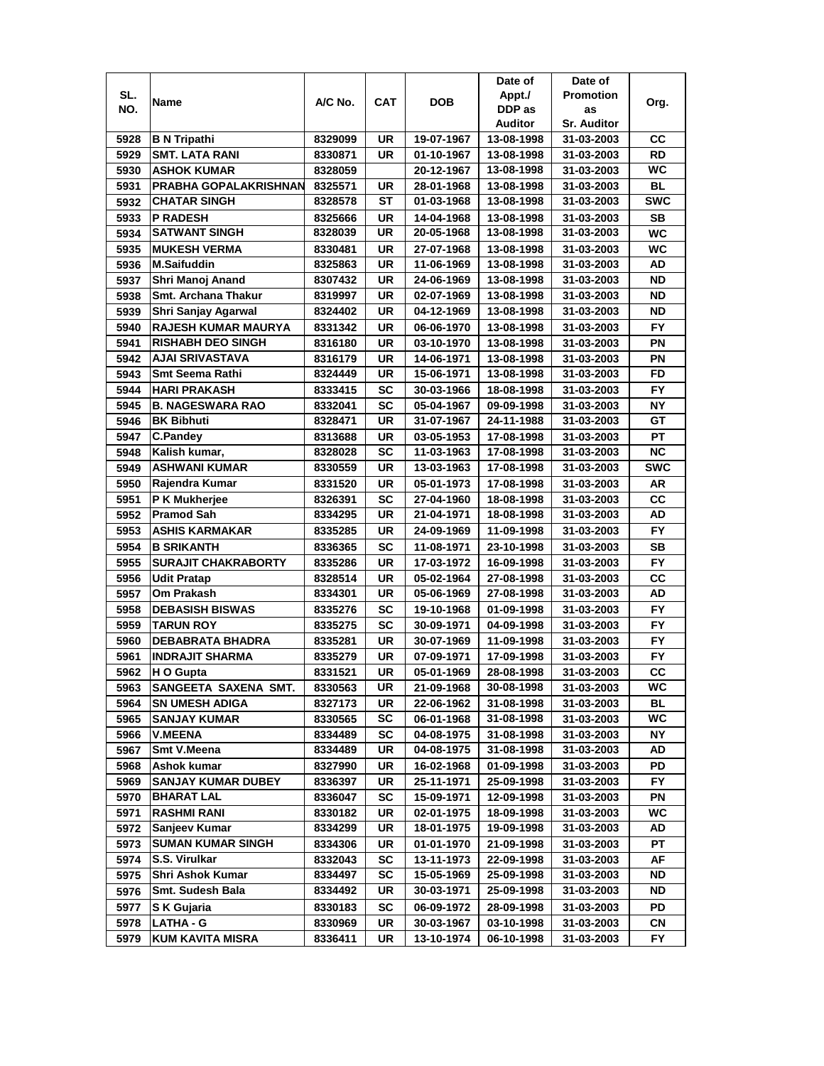| SL. NO. | Name | A/C No. | CAT | DOB | Date of Appt./ DDP as Auditor | Date of Promotion as Sr. Auditor | Org. |
|---|---|---|---|---|---|---|---|
| 5928 | B N Tripathi | 8329099 | UR | 19-07-1967 | 13-08-1998 | 31-03-2003 | CC |
| 5929 | SMT. LATA RANI | 8330871 | UR | 01-10-1967 | 13-08-1998 | 31-03-2003 | RD |
| 5930 | ASHOK KUMAR | 8328059 | | 20-12-1967 | 13-08-1998 | 31-03-2003 | WC |
| 5931 | PRABHA GOPALAKRISHNAN | 8325571 | UR | 28-01-1968 | 13-08-1998 | 31-03-2003 | BL |
| 5932 | CHATAR SINGH | 8328578 | ST | 01-03-1968 | 13-08-1998 | 31-03-2003 | SWC |
| 5933 | P RADESH | 8325666 | UR | 14-04-1968 | 13-08-1998 | 31-03-2003 | SB |
| 5934 | SATWANT SINGH | 8328039 | UR | 20-05-1968 | 13-08-1998 | 31-03-2003 | WC |
| 5935 | MUKESH VERMA | 8330481 | UR | 27-07-1968 | 13-08-1998 | 31-03-2003 | WC |
| 5936 | M.Saifuddin | 8325863 | UR | 11-06-1969 | 13-08-1998 | 31-03-2003 | AD |
| 5937 | Shri Manoj Anand | 8307432 | UR | 24-06-1969 | 13-08-1998 | 31-03-2003 | ND |
| 5938 | Smt. Archana Thakur | 8319997 | UR | 02-07-1969 | 13-08-1998 | 31-03-2003 | ND |
| 5939 | Shri Sanjay Agarwal | 8324402 | UR | 04-12-1969 | 13-08-1998 | 31-03-2003 | ND |
| 5940 | RAJESH KUMAR MAURYA | 8331342 | UR | 06-06-1970 | 13-08-1998 | 31-03-2003 | FY |
| 5941 | RISHABH DEO SINGH | 8316180 | UR | 03-10-1970 | 13-08-1998 | 31-03-2003 | PN |
| 5942 | AJAI SRIVASTAVA | 8316179 | UR | 14-06-1971 | 13-08-1998 | 31-03-2003 | PN |
| 5943 | Smt Seema Rathi | 8324449 | UR | 15-06-1971 | 13-08-1998 | 31-03-2003 | FD |
| 5944 | HARI PRAKASH | 8333415 | SC | 30-03-1966 | 18-08-1998 | 31-03-2003 | FY |
| 5945 | B. NAGESWARA RAO | 8332041 | SC | 05-04-1967 | 09-09-1998 | 31-03-2003 | NY |
| 5946 | BK Bibhuti | 8328471 | UR | 31-07-1967 | 24-11-1988 | 31-03-2003 | GT |
| 5947 | C.Pandey | 8313688 | UR | 03-05-1953 | 17-08-1998 | 31-03-2003 | PT |
| 5948 | Kalish kumar, | 8328028 | SC | 11-03-1963 | 17-08-1998 | 31-03-2003 | NC |
| 5949 | ASHWANI KUMAR | 8330559 | UR | 13-03-1963 | 17-08-1998 | 31-03-2003 | SWC |
| 5950 | Rajendra Kumar | 8331520 | UR | 05-01-1973 | 17-08-1998 | 31-03-2003 | AR |
| 5951 | P K Mukherjee | 8326391 | SC | 27-04-1960 | 18-08-1998 | 31-03-2003 | CC |
| 5952 | Pramod Sah | 8334295 | UR | 21-04-1971 | 18-08-1998 | 31-03-2003 | AD |
| 5953 | ASHIS KARMAKAR | 8335285 | UR | 24-09-1969 | 11-09-1998 | 31-03-2003 | FY |
| 5954 | B SRIKANTH | 8336365 | SC | 11-08-1971 | 23-10-1998 | 31-03-2003 | SB |
| 5955 | SURAJIT CHAKRABORTY | 8335286 | UR | 17-03-1972 | 16-09-1998 | 31-03-2003 | FY |
| 5956 | Udit Pratap | 8328514 | UR | 05-02-1964 | 27-08-1998 | 31-03-2003 | CC |
| 5957 | Om Prakash | 8334301 | UR | 05-06-1969 | 27-08-1998 | 31-03-2003 | AD |
| 5958 | DEBASISH BISWAS | 8335276 | SC | 19-10-1968 | 01-09-1998 | 31-03-2003 | FY |
| 5959 | TARUN ROY | 8335275 | SC | 30-09-1971 | 04-09-1998 | 31-03-2003 | FY |
| 5960 | DEBABRATA BHADRA | 8335281 | UR | 30-07-1969 | 11-09-1998 | 31-03-2003 | FY |
| 5961 | INDRAJIT SHARMA | 8335279 | UR | 07-09-1971 | 17-09-1998 | 31-03-2003 | FY |
| 5962 | H O Gupta | 8331521 | UR | 05-01-1969 | 28-08-1998 | 31-03-2003 | CC |
| 5963 | SANGEETA SAXENA SMT. | 8330563 | UR | 21-09-1968 | 30-08-1998 | 31-03-2003 | WC |
| 5964 | SN UMESH ADIGA | 8327173 | UR | 22-06-1962 | 31-08-1998 | 31-03-2003 | BL |
| 5965 | SANJAY KUMAR | 8330565 | SC | 06-01-1968 | 31-08-1998 | 31-03-2003 | WC |
| 5966 | V.MEENA | 8334489 | SC | 04-08-1975 | 31-08-1998 | 31-03-2003 | NY |
| 5967 | Smt V.Meena | 8334489 | UR | 04-08-1975 | 31-08-1998 | 31-03-2003 | AD |
| 5968 | Ashok kumar | 8327990 | UR | 16-02-1968 | 01-09-1998 | 31-03-2003 | PD |
| 5969 | SANJAY KUMAR DUBEY | 8336397 | UR | 25-11-1971 | 25-09-1998 | 31-03-2003 | FY |
| 5970 | BHARAT LAL | 8336047 | SC | 15-09-1971 | 12-09-1998 | 31-03-2003 | PN |
| 5971 | RASHMI RANI | 8330182 | UR | 02-01-1975 | 18-09-1998 | 31-03-2003 | WC |
| 5972 | Sanjeev Kumar | 8334299 | UR | 18-01-1975 | 19-09-1998 | 31-03-2003 | AD |
| 5973 | SUMAN KUMAR SINGH | 8334306 | UR | 01-01-1970 | 21-09-1998 | 31-03-2003 | PT |
| 5974 | S.S. Virulkar | 8332043 | SC | 13-11-1973 | 22-09-1998 | 31-03-2003 | AF |
| 5975 | Shri Ashok Kumar | 8334497 | SC | 15-05-1969 | 25-09-1998 | 31-03-2003 | ND |
| 5976 | Smt. Sudesh Bala | 8334492 | UR | 30-03-1971 | 25-09-1998 | 31-03-2003 | ND |
| 5977 | S K Gujaria | 8330183 | SC | 06-09-1972 | 28-09-1998 | 31-03-2003 | PD |
| 5978 | LATHA - G | 8330969 | UR | 30-03-1967 | 03-10-1998 | 31-03-2003 | CN |
| 5979 | KUM KAVITA MISRA | 8336411 | UR | 13-10-1974 | 06-10-1998 | 31-03-2003 | FY |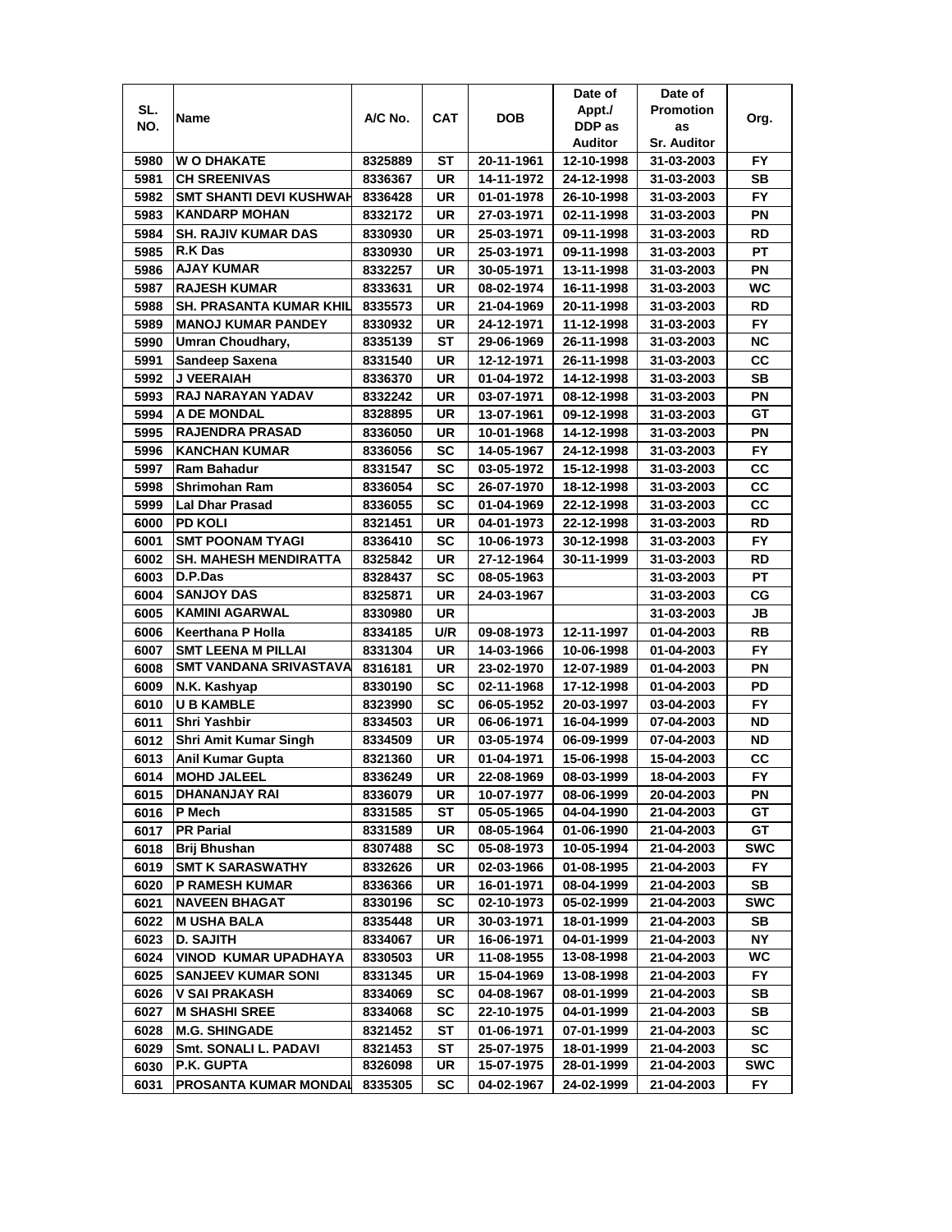| SL. NO. | Name | A/C No. | CAT | DOB | Date of Appt./ DDP as Auditor | Date of Promotion as Sr. Auditor | Org. |
|---|---|---|---|---|---|---|---|
| 5980 | W O DHAKATE | 8325889 | ST | 20-11-1961 | 12-10-1998 | 31-03-2003 | FY |
| 5981 | CH SREENIVAS | 8336367 | UR | 14-11-1972 | 24-12-1998 | 31-03-2003 | SB |
| 5982 | SMT SHANTI DEVI KUSHWAH | 8336428 | UR | 01-01-1978 | 26-10-1998 | 31-03-2003 | FY |
| 5983 | KANDARP MOHAN | 8332172 | UR | 27-03-1971 | 02-11-1998 | 31-03-2003 | PN |
| 5984 | SH. RAJIV KUMAR DAS | 8330930 | UR | 25-03-1971 | 09-11-1998 | 31-03-2003 | RD |
| 5985 | R.K Das | 8330930 | UR | 25-03-1971 | 09-11-1998 | 31-03-2003 | PT |
| 5986 | AJAY KUMAR | 8332257 | UR | 30-05-1971 | 13-11-1998 | 31-03-2003 | PN |
| 5987 | RAJESH KUMAR | 8333631 | UR | 08-02-1974 | 16-11-1998 | 31-03-2003 | WC |
| 5988 | SH. PRASANTA KUMAR KHIL | 8335573 | UR | 21-04-1969 | 20-11-1998 | 31-03-2003 | RD |
| 5989 | MANOJ KUMAR PANDEY | 8330932 | UR | 24-12-1971 | 11-12-1998 | 31-03-2003 | FY |
| 5990 | Umran Choudhary, | 8335139 | ST | 29-06-1969 | 26-11-1998 | 31-03-2003 | NC |
| 5991 | Sandeep Saxena | 8331540 | UR | 12-12-1971 | 26-11-1998 | 31-03-2003 | CC |
| 5992 | J VEERAIAH | 8336370 | UR | 01-04-1972 | 14-12-1998 | 31-03-2003 | SB |
| 5993 | RAJ NARAYAN YADAV | 8332242 | UR | 03-07-1971 | 08-12-1998 | 31-03-2003 | PN |
| 5994 | A DE MONDAL | 8328895 | UR | 13-07-1961 | 09-12-1998 | 31-03-2003 | GT |
| 5995 | RAJENDRA PRASAD | 8336050 | UR | 10-01-1968 | 14-12-1998 | 31-03-2003 | PN |
| 5996 | KANCHAN KUMAR | 8336056 | SC | 14-05-1967 | 24-12-1998 | 31-03-2003 | FY |
| 5997 | Ram Bahadur | 8331547 | SC | 03-05-1972 | 15-12-1998 | 31-03-2003 | CC |
| 5998 | Shrimohan Ram | 8336054 | SC | 26-07-1970 | 18-12-1998 | 31-03-2003 | CC |
| 5999 | Lal Dhar Prasad | 8336055 | SC | 01-04-1969 | 22-12-1998 | 31-03-2003 | CC |
| 6000 | PD KOLI | 8321451 | UR | 04-01-1973 | 22-12-1998 | 31-03-2003 | RD |
| 6001 | SMT POONAM TYAGI | 8336410 | SC | 10-06-1973 | 30-12-1998 | 31-03-2003 | FY |
| 6002 | SH. MAHESH MENDIRATTA | 8325842 | UR | 27-12-1964 | 30-11-1999 | 31-03-2003 | RD |
| 6003 | D.P.Das | 8328437 | SC | 08-05-1963 | | 31-03-2003 | PT |
| 6004 | SANJOY DAS | 8325871 | UR | 24-03-1967 | | 31-03-2003 | CG |
| 6005 | KAMINI AGARWAL | 8330980 | UR | | | 31-03-2003 | JB |
| 6006 | Keerthana P Holla | 8334185 | U/R | 09-08-1973 | 12-11-1997 | 01-04-2003 | RB |
| 6007 | SMT LEENA M PILLAI | 8331304 | UR | 14-03-1966 | 10-06-1998 | 01-04-2003 | FY |
| 6008 | SMT VANDANA SRIVASTAVA | 8316181 | UR | 23-02-1970 | 12-07-1989 | 01-04-2003 | PN |
| 6009 | N.K. Kashyap | 8330190 | SC | 02-11-1968 | 17-12-1998 | 01-04-2003 | PD |
| 6010 | U B KAMBLE | 8323990 | SC | 06-05-1952 | 20-03-1997 | 03-04-2003 | FY |
| 6011 | Shri Yashbir | 8334503 | UR | 06-06-1971 | 16-04-1999 | 07-04-2003 | ND |
| 6012 | Shri Amit Kumar Singh | 8334509 | UR | 03-05-1974 | 06-09-1999 | 07-04-2003 | ND |
| 6013 | Anil Kumar Gupta | 8321360 | UR | 01-04-1971 | 15-06-1998 | 15-04-2003 | CC |
| 6014 | MOHD JALEEL | 8336249 | UR | 22-08-1969 | 08-03-1999 | 18-04-2003 | FY |
| 6015 | DHANANJAY RAI | 8336079 | UR | 10-07-1977 | 08-06-1999 | 20-04-2003 | PN |
| 6016 | P Mech | 8331585 | ST | 05-05-1965 | 04-04-1990 | 21-04-2003 | GT |
| 6017 | PR Parial | 8331589 | UR | 08-05-1964 | 01-06-1990 | 21-04-2003 | GT |
| 6018 | Brij Bhushan | 8307488 | SC | 05-08-1973 | 10-05-1994 | 21-04-2003 | SWC |
| 6019 | SMT K SARASWATHY | 8332626 | UR | 02-03-1966 | 01-08-1995 | 21-04-2003 | FY |
| 6020 | P RAMESH KUMAR | 8336366 | UR | 16-01-1971 | 08-04-1999 | 21-04-2003 | SB |
| 6021 | NAVEEN BHAGAT | 8330196 | SC | 02-10-1973 | 05-02-1999 | 21-04-2003 | SWC |
| 6022 | M USHA BALA | 8335448 | UR | 30-03-1971 | 18-01-1999 | 21-04-2003 | SB |
| 6023 | D. SAJITH | 8334067 | UR | 16-06-1971 | 04-01-1999 | 21-04-2003 | NY |
| 6024 | VINOD KUMAR UPADHAYA | 8330503 | UR | 11-08-1955 | 13-08-1998 | 21-04-2003 | WC |
| 6025 | SANJEEV KUMAR SONI | 8331345 | UR | 15-04-1969 | 13-08-1998 | 21-04-2003 | FY |
| 6026 | V SAI PRAKASH | 8334069 | SC | 04-08-1967 | 08-01-1999 | 21-04-2003 | SB |
| 6027 | M SHASHI SREE | 8334068 | SC | 22-10-1975 | 04-01-1999 | 21-04-2003 | SB |
| 6028 | M.G. SHINGADE | 8321452 | ST | 01-06-1971 | 07-01-1999 | 21-04-2003 | SC |
| 6029 | Smt. SONALI L. PADAVI | 8321453 | ST | 25-07-1975 | 18-01-1999 | 21-04-2003 | SC |
| 6030 | P.K. GUPTA | 8326098 | UR | 15-07-1975 | 28-01-1999 | 21-04-2003 | SWC |
| 6031 | PROSANTA KUMAR MONDAL | 8335305 | SC | 04-02-1967 | 24-02-1999 | 21-04-2003 | FY |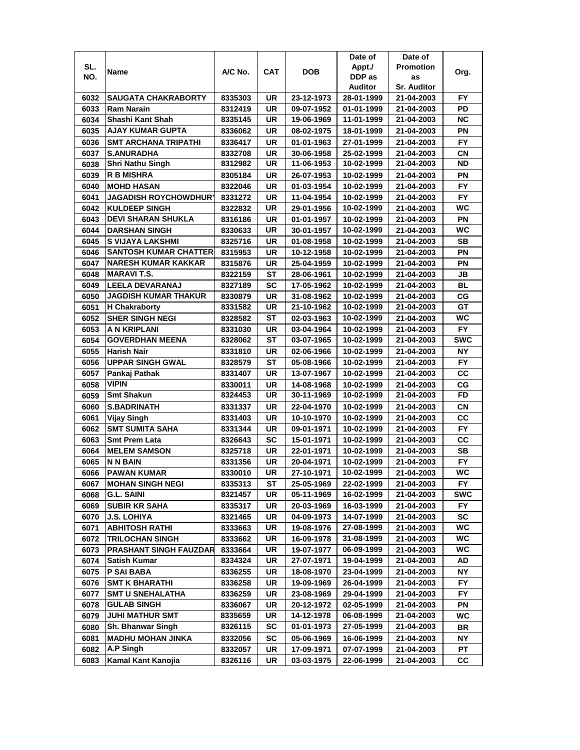| SL. NO. | Name | A/C No. | CAT | DOB | Date of Appt./ DDP as Auditor | Date of Promotion as Sr. Auditor | Org. |
|---|---|---|---|---|---|---|---|
| 6032 | SAUGATA CHAKRABORTY | 8335303 | UR | 23-12-1973 | 28-01-1999 | 21-04-2003 | FY |
| 6033 | Ram Narain | 8312419 | UR | 09-07-1952 | 01-01-1999 | 21-04-2003 | PD |
| 6034 | Shashi Kant Shah | 8335145 | UR | 19-06-1969 | 11-01-1999 | 21-04-2003 | NC |
| 6035 | AJAY KUMAR GUPTA | 8336062 | UR | 08-02-1975 | 18-01-1999 | 21-04-2003 | PN |
| 6036 | SMT ARCHANA TRIPATHI | 8336417 | UR | 01-01-1963 | 27-01-1999 | 21-04-2003 | FY |
| 6037 | S.ANURADHA | 8332708 | UR | 30-06-1958 | 25-02-1999 | 21-04-2003 | CN |
| 6038 | Shri Nathu Singh | 8312982 | UR | 11-06-1953 | 10-02-1999 | 21-04-2003 | ND |
| 6039 | R B MISHRA | 8305184 | UR | 26-07-1953 | 10-02-1999 | 21-04-2003 | PN |
| 6040 | MOHD HASAN | 8322046 | UR | 01-03-1954 | 10-02-1999 | 21-04-2003 | FY |
| 6041 | JAGADISH ROYCHOWDHURY | 8331272 | UR | 11-04-1954 | 10-02-1999 | 21-04-2003 | FY |
| 6042 | KULDEEP SINGH | 8322832 | UR | 29-01-1956 | 10-02-1999 | 21-04-2003 | WC |
| 6043 | DEVI SHARAN SHUKLA | 8316186 | UR | 01-01-1957 | 10-02-1999 | 21-04-2003 | PN |
| 6044 | DARSHAN SINGH | 8330633 | UR | 30-01-1957 | 10-02-1999 | 21-04-2003 | WC |
| 6045 | S VIJAYA LAKSHMI | 8325716 | UR | 01-08-1958 | 10-02-1999 | 21-04-2003 | SB |
| 6046 | SANTOSH KUMAR CHATTER | 8315953 | UR | 10-12-1958 | 10-02-1999 | 21-04-2003 | PN |
| 6047 | NARESH KUMAR KAKKAR | 8315876 | UR | 25-04-1959 | 10-02-1999 | 21-04-2003 | PN |
| 6048 | MARAVI T.S. | 8322159 | ST | 28-06-1961 | 10-02-1999 | 21-04-2003 | JB |
| 6049 | LEELA DEVARANAJ | 8327189 | SC | 17-05-1962 | 10-02-1999 | 21-04-2003 | BL |
| 6050 | JAGDISH KUMAR THAKUR | 8330879 | UR | 31-08-1962 | 10-02-1999 | 21-04-2003 | CG |
| 6051 | H Chakraborty | 8331582 | UR | 21-10-1962 | 10-02-1999 | 21-04-2003 | GT |
| 6052 | SHER SINGH NEGI | 8328582 | ST | 02-03-1963 | 10-02-1999 | 21-04-2003 | WC |
| 6053 | A N KRIPLANI | 8331030 | UR | 03-04-1964 | 10-02-1999 | 21-04-2003 | FY |
| 6054 | GOVERDHAN MEENA | 8328062 | ST | 03-07-1965 | 10-02-1999 | 21-04-2003 | SWC |
| 6055 | Harish Nair | 8331810 | UR | 02-06-1966 | 10-02-1999 | 21-04-2003 | NY |
| 6056 | UPPAR SINGH GWAL | 8328579 | ST | 05-08-1966 | 10-02-1999 | 21-04-2003 | FY |
| 6057 | Pankaj Pathak | 8331407 | UR | 13-07-1967 | 10-02-1999 | 21-04-2003 | CC |
| 6058 | VIPIN | 8330011 | UR | 14-08-1968 | 10-02-1999 | 21-04-2003 | CG |
| 6059 | Smt Shakun | 8324453 | UR | 30-11-1969 | 10-02-1999 | 21-04-2003 | FD |
| 6060 | S.BADRINATH | 8331337 | UR | 22-04-1970 | 10-02-1999 | 21-04-2003 | CN |
| 6061 | Vijay Singh | 8331403 | UR | 10-10-1970 | 10-02-1999 | 21-04-2003 | CC |
| 6062 | SMT SUMITA SAHA | 8331344 | UR | 09-01-1971 | 10-02-1999 | 21-04-2003 | FY |
| 6063 | Smt Prem Lata | 8326643 | SC | 15-01-1971 | 10-02-1999 | 21-04-2003 | CC |
| 6064 | MELEM SAMSON | 8325718 | UR | 22-01-1971 | 10-02-1999 | 21-04-2003 | SB |
| 6065 | N N BAIN | 8331356 | UR | 20-04-1971 | 10-02-1999 | 21-04-2003 | FY |
| 6066 | PAWAN KUMAR | 8330010 | UR | 27-10-1971 | 10-02-1999 | 21-04-2003 | WC |
| 6067 | MOHAN SINGH NEGI | 8335313 | ST | 25-05-1969 | 22-02-1999 | 21-04-2003 | FY |
| 6068 | G.L. SAINI | 8321457 | UR | 05-11-1969 | 16-02-1999 | 21-04-2003 | SWC |
| 6069 | SUBIR KR SAHA | 8335317 | UR | 20-03-1969 | 16-03-1999 | 21-04-2003 | FY |
| 6070 | J.S. LOHIYA | 8321465 | UR | 04-09-1973 | 14-07-1999 | 21-04-2003 | SC |
| 6071 | ABHITOSH RATHI | 8333663 | UR | 19-08-1976 | 27-08-1999 | 21-04-2003 | WC |
| 6072 | TRILOCHAN SINGH | 8333662 | UR | 16-09-1978 | 31-08-1999 | 21-04-2003 | WC |
| 6073 | PRASHANT SINGH FAUZDAR | 8333664 | UR | 19-07-1977 | 06-09-1999 | 21-04-2003 | WC |
| 6074 | Satish Kumar | 8334324 | UR | 27-07-1971 | 19-04-1999 | 21-04-2003 | AD |
| 6075 | P SAI BABA | 8336255 | UR | 18-08-1970 | 23-04-1999 | 21-04-2003 | NY |
| 6076 | SMT K BHARATHI | 8336258 | UR | 19-09-1969 | 26-04-1999 | 21-04-2003 | FY |
| 6077 | SMT U SNEHALATHA | 8336259 | UR | 23-08-1969 | 29-04-1999 | 21-04-2003 | FY |
| 6078 | GULAB SINGH | 8336067 | UR | 20-12-1972 | 02-05-1999 | 21-04-2003 | PN |
| 6079 | JUHI MATHUR SMT | 8335659 | UR | 14-12-1978 | 06-08-1999 | 21-04-2003 | WC |
| 6080 | Sh. Bhanwar Singh | 8326115 | SC | 01-01-1973 | 27-05-1999 | 21-04-2003 | BR |
| 6081 | MADHU MOHAN JINKA | 8332056 | SC | 05-06-1969 | 16-06-1999 | 21-04-2003 | NY |
| 6082 | A.P Singh | 8332057 | UR | 17-09-1971 | 07-07-1999 | 21-04-2003 | PT |
| 6083 | Kamal Kant Kanojia | 8326116 | UR | 03-03-1975 | 22-06-1999 | 21-04-2003 | CC |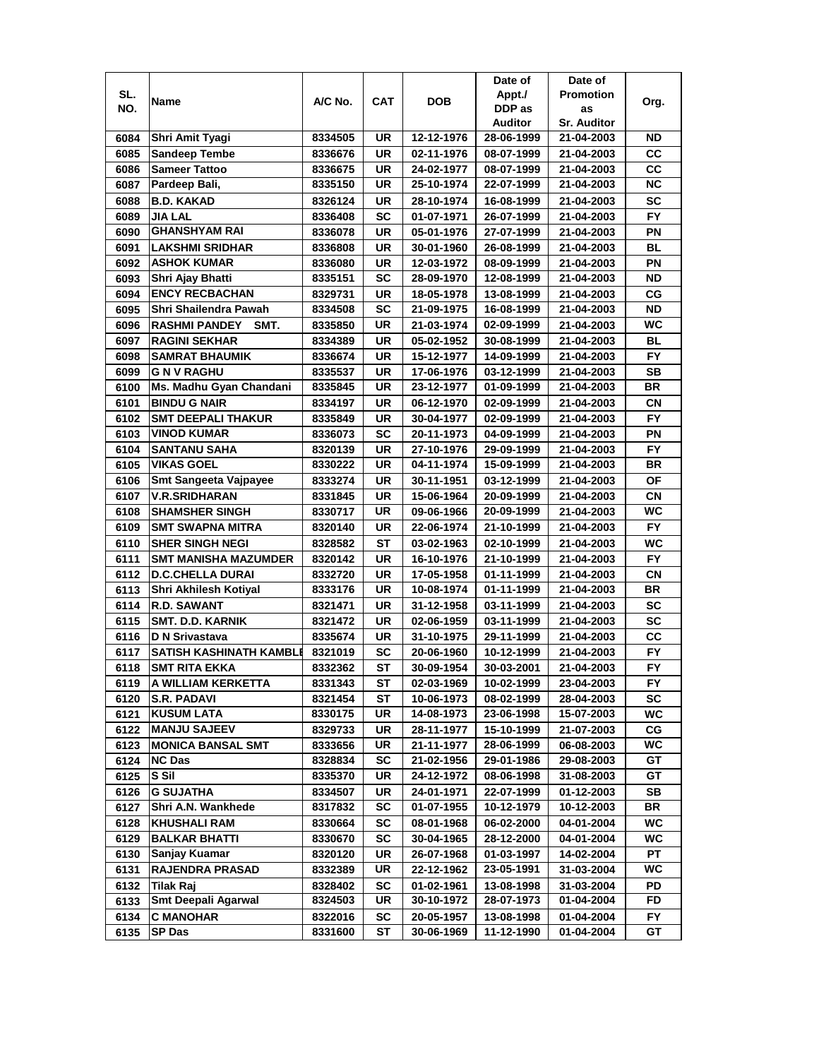| SL. NO. | Name | A/C No. | CAT | DOB | Date of Appt./ DDP as Auditor | Date of Promotion as Sr. Auditor | Org. |
|---|---|---|---|---|---|---|---|
| 6084 | Shri Amit Tyagi | 8334505 | UR | 12-12-1976 | 28-06-1999 | 21-04-2003 | ND |
| 6085 | Sandeep Tembe | 8336676 | UR | 02-11-1976 | 08-07-1999 | 21-04-2003 | CC |
| 6086 | Sameer Tattoo | 8336675 | UR | 24-02-1977 | 08-07-1999 | 21-04-2003 | CC |
| 6087 | Pardeep Bali, | 8335150 | UR | 25-10-1974 | 22-07-1999 | 21-04-2003 | NC |
| 6088 | B.D. KAKAD | 8326124 | UR | 28-10-1974 | 16-08-1999 | 21-04-2003 | SC |
| 6089 | JIA LAL | 8336408 | SC | 01-07-1971 | 26-07-1999 | 21-04-2003 | FY |
| 6090 | GHANSHYAM RAI | 8336078 | UR | 05-01-1976 | 27-07-1999 | 21-04-2003 | PN |
| 6091 | LAKSHMI SRIDHAR | 8336808 | UR | 30-01-1960 | 26-08-1999 | 21-04-2003 | BL |
| 6092 | ASHOK KUMAR | 8336080 | UR | 12-03-1972 | 08-09-1999 | 21-04-2003 | PN |
| 6093 | Shri Ajay Bhatti | 8335151 | SC | 28-09-1970 | 12-08-1999 | 21-04-2003 | ND |
| 6094 | ENCY RECBACHAN | 8329731 | UR | 18-05-1978 | 13-08-1999 | 21-04-2003 | CG |
| 6095 | Shri Shailendra Pawah | 8334508 | SC | 21-09-1975 | 16-08-1999 | 21-04-2003 | ND |
| 6096 | RASHMI PANDEY SMT. | 8335850 | UR | 21-03-1974 | 02-09-1999 | 21-04-2003 | WC |
| 6097 | RAGINI SEKHAR | 8334389 | UR | 05-02-1952 | 30-08-1999 | 21-04-2003 | BL |
| 6098 | SAMRAT BHAUMIK | 8336674 | UR | 15-12-1977 | 14-09-1999 | 21-04-2003 | FY |
| 6099 | G N V RAGHU | 8335537 | UR | 17-06-1976 | 03-12-1999 | 21-04-2003 | SB |
| 6100 | Ms. Madhu Gyan Chandani | 8335845 | UR | 23-12-1977 | 01-09-1999 | 21-04-2003 | BR |
| 6101 | BINDU G NAIR | 8334197 | UR | 06-12-1970 | 02-09-1999 | 21-04-2003 | CN |
| 6102 | SMT DEEPALI THAKUR | 8335849 | UR | 30-04-1977 | 02-09-1999 | 21-04-2003 | FY |
| 6103 | VINOD KUMAR | 8336073 | SC | 20-11-1973 | 04-09-1999 | 21-04-2003 | PN |
| 6104 | SANTANU SAHA | 8320139 | UR | 27-10-1976 | 29-09-1999 | 21-04-2003 | FY |
| 6105 | VIKAS GOEL | 8330222 | UR | 04-11-1974 | 15-09-1999 | 21-04-2003 | BR |
| 6106 | Smt Sangeeta Vajpayee | 8333274 | UR | 30-11-1951 | 03-12-1999 | 21-04-2003 | OF |
| 6107 | V.R.SRIDHARAN | 8331845 | UR | 15-06-1964 | 20-09-1999 | 21-04-2003 | CN |
| 6108 | SHAMSHER SINGH | 8330717 | UR | 09-06-1966 | 20-09-1999 | 21-04-2003 | WC |
| 6109 | SMT SWAPNA MITRA | 8320140 | UR | 22-06-1974 | 21-10-1999 | 21-04-2003 | FY |
| 6110 | SHER SINGH NEGI | 8328582 | ST | 03-02-1963 | 02-10-1999 | 21-04-2003 | WC |
| 6111 | SMT MANISHA MAZUMDER | 8320142 | UR | 16-10-1976 | 21-10-1999 | 21-04-2003 | FY |
| 6112 | D.C.CHELLA DURAI | 8332720 | UR | 17-05-1958 | 01-11-1999 | 21-04-2003 | CN |
| 6113 | Shri Akhilesh Kotiyal | 8333176 | UR | 10-08-1974 | 01-11-1999 | 21-04-2003 | BR |
| 6114 | R.D. SAWANT | 8321471 | UR | 31-12-1958 | 03-11-1999 | 21-04-2003 | SC |
| 6115 | SMT. D.D. KARNIK | 8321472 | UR | 02-06-1959 | 03-11-1999 | 21-04-2003 | SC |
| 6116 | D N Srivastava | 8335674 | UR | 31-10-1975 | 29-11-1999 | 21-04-2003 | CC |
| 6117 | SATISH KASHINATH KAMBLE | 8321019 | SC | 20-06-1960 | 10-12-1999 | 21-04-2003 | FY |
| 6118 | SMT RITA EKKA | 8332362 | ST | 30-09-1954 | 30-03-2001 | 21-04-2003 | FY |
| 6119 | A WILLIAM KERKETTA | 8331343 | ST | 02-03-1969 | 10-02-1999 | 23-04-2003 | FY |
| 6120 | S.R. PADAVI | 8321454 | ST | 10-06-1973 | 08-02-1999 | 28-04-2003 | SC |
| 6121 | KUSUM LATA | 8330175 | UR | 14-08-1973 | 23-06-1998 | 15-07-2003 | WC |
| 6122 | MANJU SAJEEV | 8329733 | UR | 28-11-1977 | 15-10-1999 | 21-07-2003 | CG |
| 6123 | MONICA BANSAL SMT | 8333656 | UR | 21-11-1977 | 28-06-1999 | 06-08-2003 | WC |
| 6124 | NC Das | 8328834 | SC | 21-02-1956 | 29-01-1986 | 29-08-2003 | GT |
| 6125 | S Sil | 8335370 | UR | 24-12-1972 | 08-06-1998 | 31-08-2003 | GT |
| 6126 | G SUJATHA | 8334507 | UR | 24-01-1971 | 22-07-1999 | 01-12-2003 | SB |
| 6127 | Shri A.N. Wankhede | 8317832 | SC | 01-07-1955 | 10-12-1979 | 10-12-2003 | BR |
| 6128 | KHUSHALI RAM | 8330664 | SC | 08-01-1968 | 06-02-2000 | 04-01-2004 | WC |
| 6129 | BALKAR BHATTI | 8330670 | SC | 30-04-1965 | 28-12-2000 | 04-01-2004 | WC |
| 6130 | Sanjay Kuamar | 8320120 | UR | 26-07-1968 | 01-03-1997 | 14-02-2004 | PT |
| 6131 | RAJENDRA PRASAD | 8332389 | UR | 22-12-1962 | 23-05-1991 | 31-03-2004 | WC |
| 6132 | Tilak Raj | 8328402 | SC | 01-02-1961 | 13-08-1998 | 31-03-2004 | PD |
| 6133 | Smt Deepali Agarwal | 8324503 | UR | 30-10-1972 | 28-07-1973 | 01-04-2004 | FD |
| 6134 | C MANOHAR | 8322016 | SC | 20-05-1957 | 13-08-1998 | 01-04-2004 | FY |
| 6135 | SP Das | 8331600 | ST | 30-06-1969 | 11-12-1990 | 01-04-2004 | GT |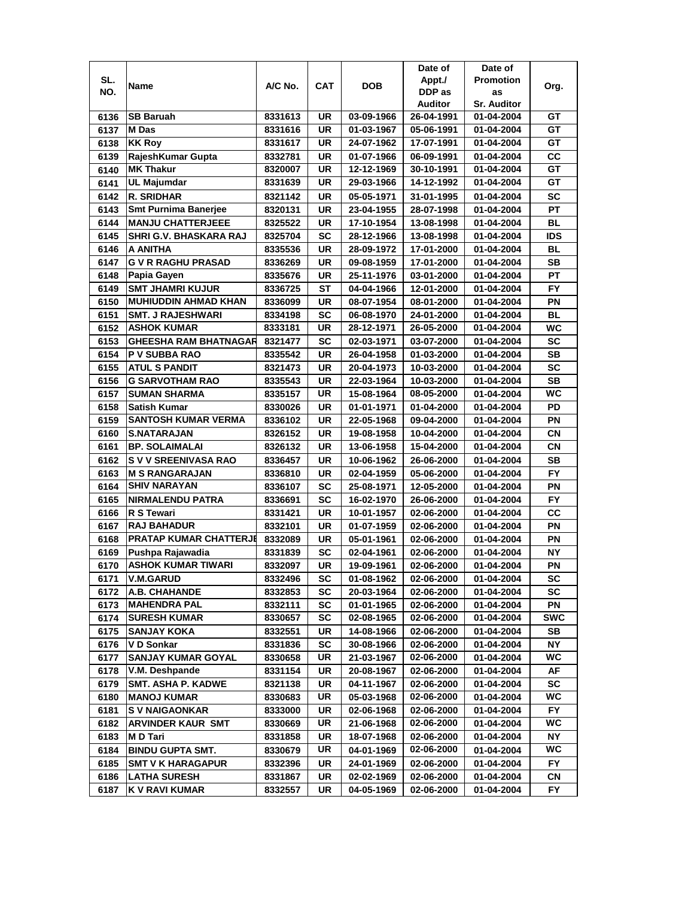| SL. NO. | Name | A/C No. | CAT | DOB | Date of Appt./ DDP as Auditor | Date of Promotion as Sr. Auditor | Org. |
|---|---|---|---|---|---|---|---|
| 6136 | SB Baruah | 8331613 | UR | 03-09-1966 | 26-04-1991 | 01-04-2004 | GT |
| 6137 | M Das | 8331616 | UR | 01-03-1967 | 05-06-1991 | 01-04-2004 | GT |
| 6138 | KK Roy | 8331617 | UR | 24-07-1962 | 17-07-1991 | 01-04-2004 | GT |
| 6139 | RajeshKumar Gupta | 8332781 | UR | 01-07-1966 | 06-09-1991 | 01-04-2004 | CC |
| 6140 | MK Thakur | 8320007 | UR | 12-12-1969 | 30-10-1991 | 01-04-2004 | GT |
| 6141 | UL Majumdar | 8331639 | UR | 29-03-1966 | 14-12-1992 | 01-04-2004 | GT |
| 6142 | R. SRIDHAR | 8321142 | UR | 05-05-1971 | 31-01-1995 | 01-04-2004 | SC |
| 6143 | Smt Purnima Banerjee | 8320131 | UR | 23-04-1955 | 28-07-1998 | 01-04-2004 | PT |
| 6144 | MANJU CHATTERJEEE | 8325522 | UR | 17-10-1954 | 13-08-1998 | 01-04-2004 | BL |
| 6145 | SHRI G.V. BHASKARA RAJ | 8325704 | SC | 28-12-1966 | 13-08-1998 | 01-04-2004 | IDS |
| 6146 | A ANITHA | 8335536 | UR | 28-09-1972 | 17-01-2000 | 01-04-2004 | BL |
| 6147 | G V R RAGHU PRASAD | 8336269 | UR | 09-08-1959 | 17-01-2000 | 01-04-2004 | SB |
| 6148 | Papia Gayen | 8335676 | UR | 25-11-1976 | 03-01-2000 | 01-04-2004 | PT |
| 6149 | SMT JHAMRI KUJUR | 8336725 | ST | 04-04-1966 | 12-01-2000 | 01-04-2004 | FY |
| 6150 | MUHIUDDIN AHMAD KHAN | 8336099 | UR | 08-07-1954 | 08-01-2000 | 01-04-2004 | PN |
| 6151 | SMT. J RAJESHWARI | 8334198 | SC | 06-08-1970 | 24-01-2000 | 01-04-2004 | BL |
| 6152 | ASHOK KUMAR | 8333181 | UR | 28-12-1971 | 26-05-2000 | 01-04-2004 | WC |
| 6153 | GHEESHA RAM BHATNAGAR | 8321477 | SC | 02-03-1971 | 03-07-2000 | 01-04-2004 | SC |
| 6154 | P V SUBBA RAO | 8335542 | UR | 26-04-1958 | 01-03-2000 | 01-04-2004 | SB |
| 6155 | ATUL S PANDIT | 8321473 | UR | 20-04-1973 | 10-03-2000 | 01-04-2004 | SC |
| 6156 | G SARVOTHAM RAO | 8335543 | UR | 22-03-1964 | 10-03-2000 | 01-04-2004 | SB |
| 6157 | SUMAN SHARMA | 8335157 | UR | 15-08-1964 | 08-05-2000 | 01-04-2004 | WC |
| 6158 | Satish Kumar | 8330026 | UR | 01-01-1971 | 01-04-2000 | 01-04-2004 | PD |
| 6159 | SANTOSH KUMAR VERMA | 8336102 | UR | 22-05-1968 | 09-04-2000 | 01-04-2004 | PN |
| 6160 | S.NATARAJAN | 8326152 | UR | 19-08-1958 | 10-04-2000 | 01-04-2004 | CN |
| 6161 | BP. SOLAIMALAI | 8326132 | UR | 13-06-1958 | 15-04-2000 | 01-04-2004 | CN |
| 6162 | S V V SREENIVASA RAO | 8336457 | UR | 10-06-1962 | 26-06-2000 | 01-04-2004 | SB |
| 6163 | M S RANGARAJAN | 8336810 | UR | 02-04-1959 | 05-06-2000 | 01-04-2004 | FY |
| 6164 | SHIV NARAYAN | 8336107 | SC | 25-08-1971 | 12-05-2000 | 01-04-2004 | PN |
| 6165 | NIRMALENDU PATRA | 8336691 | SC | 16-02-1970 | 26-06-2000 | 01-04-2004 | FY |
| 6166 | R S Tewari | 8331421 | UR | 10-01-1957 | 02-06-2000 | 01-04-2004 | CC |
| 6167 | RAJ BAHADUR | 8332101 | UR | 01-07-1959 | 02-06-2000 | 01-04-2004 | PN |
| 6168 | PRATAP KUMAR CHATTERJE | 8332089 | UR | 05-01-1961 | 02-06-2000 | 01-04-2004 | PN |
| 6169 | Pushpa Rajawadia | 8331839 | SC | 02-04-1961 | 02-06-2000 | 01-04-2004 | NY |
| 6170 | ASHOK KUMAR TIWARI | 8332097 | UR | 19-09-1961 | 02-06-2000 | 01-04-2004 | PN |
| 6171 | V.M.GARUD | 8332496 | SC | 01-08-1962 | 02-06-2000 | 01-04-2004 | SC |
| 6172 | A.B. CHAHANDE | 8332853 | SC | 20-03-1964 | 02-06-2000 | 01-04-2004 | SC |
| 6173 | MAHENDRA PAL | 8332111 | SC | 01-01-1965 | 02-06-2000 | 01-04-2004 | PN |
| 6174 | SURESH KUMAR | 8330657 | SC | 02-08-1965 | 02-06-2000 | 01-04-2004 | SWC |
| 6175 | SANJAY KOKA | 8332551 | UR | 14-08-1966 | 02-06-2000 | 01-04-2004 | SB |
| 6176 | V D Sonkar | 8331836 | SC | 30-08-1966 | 02-06-2000 | 01-04-2004 | NY |
| 6177 | SANJAY KUMAR GOYAL | 8330658 | UR | 21-03-1967 | 02-06-2000 | 01-04-2004 | WC |
| 6178 | V.M. Deshpande | 8331154 | UR | 20-08-1967 | 02-06-2000 | 01-04-2004 | AF |
| 6179 | SMT. ASHA P. KADWE | 8321138 | UR | 04-11-1967 | 02-06-2000 | 01-04-2004 | SC |
| 6180 | MANOJ KUMAR | 8330683 | UR | 05-03-1968 | 02-06-2000 | 01-04-2004 | WC |
| 6181 | S V NAIGAONKAR | 8333000 | UR | 02-06-1968 | 02-06-2000 | 01-04-2004 | FY |
| 6182 | ARVINDER KAUR SMT | 8330669 | UR | 21-06-1968 | 02-06-2000 | 01-04-2004 | WC |
| 6183 | M D Tari | 8331858 | UR | 18-07-1968 | 02-06-2000 | 01-04-2004 | NY |
| 6184 | BINDU GUPTA SMT. | 8330679 | UR | 04-01-1969 | 02-06-2000 | 01-04-2004 | WC |
| 6185 | SMT V K HARAGAPUR | 8332396 | UR | 24-01-1969 | 02-06-2000 | 01-04-2004 | FY |
| 6186 | LATHA SURESH | 8331867 | UR | 02-02-1969 | 02-06-2000 | 01-04-2004 | CN |
| 6187 | K V RAVI KUMAR | 8332557 | UR | 04-05-1969 | 02-06-2000 | 01-04-2004 | FY |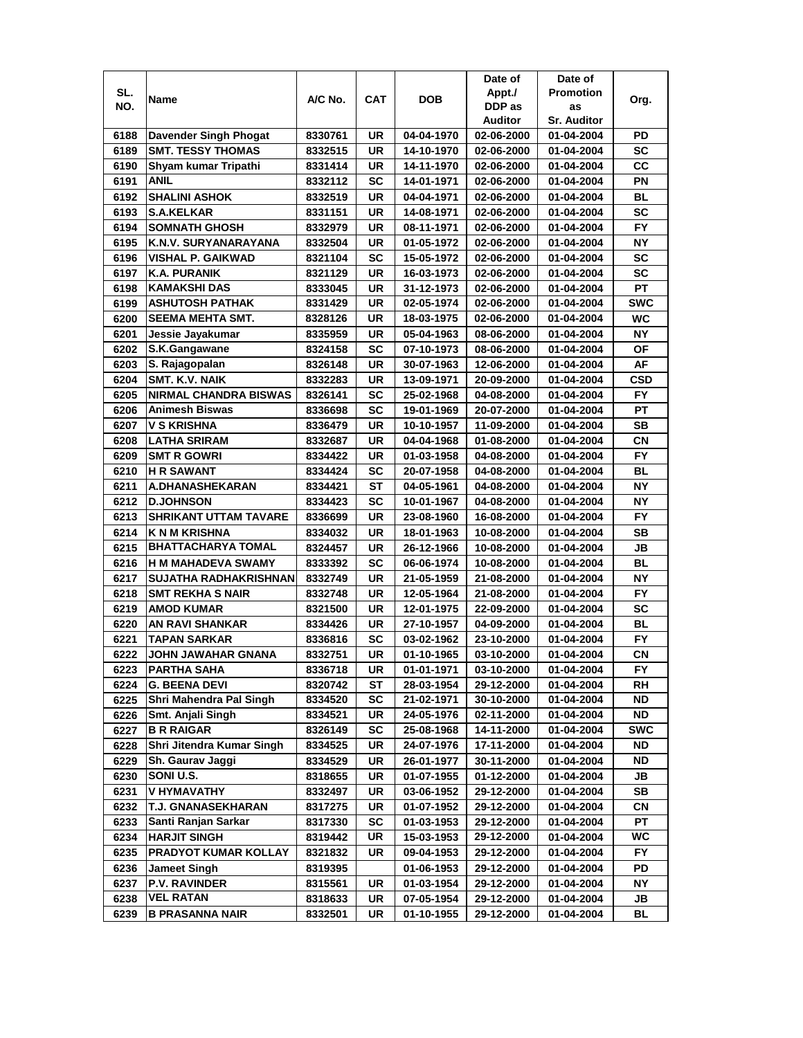| SL. NO. | Name | A/C No. | CAT | DOB | Date of Appt./ DDP as Auditor | Date of Promotion as Sr. Auditor | Org. |
|---|---|---|---|---|---|---|---|
| 6188 | Davender Singh Phogat | 8330761 | UR | 04-04-1970 | 02-06-2000 | 01-04-2004 | PD |
| 6189 | SMT. TESSY THOMAS | 8332515 | UR | 14-10-1970 | 02-06-2000 | 01-04-2004 | SC |
| 6190 | Shyam kumar Tripathi | 8331414 | UR | 14-11-1970 | 02-06-2000 | 01-04-2004 | CC |
| 6191 | ANIL | 8332112 | SC | 14-01-1971 | 02-06-2000 | 01-04-2004 | PN |
| 6192 | SHALINI ASHOK | 8332519 | UR | 04-04-1971 | 02-06-2000 | 01-04-2004 | BL |
| 6193 | S.A.KELKAR | 8331151 | UR | 14-08-1971 | 02-06-2000 | 01-04-2004 | SC |
| 6194 | SOMNATH GHOSH | 8332979 | UR | 08-11-1971 | 02-06-2000 | 01-04-2004 | FY |
| 6195 | K.N.V. SURYANARAYANA | 8332504 | UR | 01-05-1972 | 02-06-2000 | 01-04-2004 | NY |
| 6196 | VISHAL P. GAIKWAD | 8321104 | SC | 15-05-1972 | 02-06-2000 | 01-04-2004 | SC |
| 6197 | K.A. PURANIK | 8321129 | UR | 16-03-1973 | 02-06-2000 | 01-04-2004 | SC |
| 6198 | KAMAKSHI DAS | 8333045 | UR | 31-12-1973 | 02-06-2000 | 01-04-2004 | PT |
| 6199 | ASHUTOSH PATHAK | 8331429 | UR | 02-05-1974 | 02-06-2000 | 01-04-2004 | SWC |
| 6200 | SEEMA MEHTA SMT. | 8328126 | UR | 18-03-1975 | 02-06-2000 | 01-04-2004 | WC |
| 6201 | Jessie Jayakumar | 8335959 | UR | 05-04-1963 | 08-06-2000 | 01-04-2004 | NY |
| 6202 | S.K.Gangawane | 8324158 | SC | 07-10-1973 | 08-06-2000 | 01-04-2004 | OF |
| 6203 | S. Rajagopalan | 8326148 | UR | 30-07-1963 | 12-06-2000 | 01-04-2004 | AF |
| 6204 | SMT. K.V. NAIK | 8332283 | UR | 13-09-1971 | 20-09-2000 | 01-04-2004 | CSD |
| 6205 | NIRMAL CHANDRA BISWAS | 8326141 | SC | 25-02-1968 | 04-08-2000 | 01-04-2004 | FY |
| 6206 | Animesh Biswas | 8336698 | SC | 19-01-1969 | 20-07-2000 | 01-04-2004 | PT |
| 6207 | V S KRISHNA | 8336479 | UR | 10-10-1957 | 11-09-2000 | 01-04-2004 | SB |
| 6208 | LATHA SRIRAM | 8332687 | UR | 04-04-1968 | 01-08-2000 | 01-04-2004 | CN |
| 6209 | SMT R GOWRI | 8334422 | UR | 01-03-1958 | 04-08-2000 | 01-04-2004 | FY |
| 6210 | H R SAWANT | 8334424 | SC | 20-07-1958 | 04-08-2000 | 01-04-2004 | BL |
| 6211 | A.DHANASHEKARAN | 8334421 | ST | 04-05-1961 | 04-08-2000 | 01-04-2004 | NY |
| 6212 | D.JOHNSON | 8334423 | SC | 10-01-1967 | 04-08-2000 | 01-04-2004 | NY |
| 6213 | SHRIKANT UTTAM TAVARE | 8336699 | UR | 23-08-1960 | 16-08-2000 | 01-04-2004 | FY |
| 6214 | K N M KRISHNA | 8334032 | UR | 18-01-1963 | 10-08-2000 | 01-04-2004 | SB |
| 6215 | BHATTACHARYA TOMAL | 8324457 | UR | 26-12-1966 | 10-08-2000 | 01-04-2004 | JB |
| 6216 | H M MAHADEVA SWAMY | 8333392 | SC | 06-06-1974 | 10-08-2000 | 01-04-2004 | BL |
| 6217 | SUJATHA RADHAKRISHNAN | 8332749 | UR | 21-05-1959 | 21-08-2000 | 01-04-2004 | NY |
| 6218 | SMT REKHA S NAIR | 8332748 | UR | 12-05-1964 | 21-08-2000 | 01-04-2004 | FY |
| 6219 | AMOD KUMAR | 8321500 | UR | 12-01-1975 | 22-09-2000 | 01-04-2004 | SC |
| 6220 | AN RAVI SHANKAR | 8334426 | UR | 27-10-1957 | 04-09-2000 | 01-04-2004 | BL |
| 6221 | TAPAN SARKAR | 8336816 | SC | 03-02-1962 | 23-10-2000 | 01-04-2004 | FY |
| 6222 | JOHN JAWAHAR GNANA | 8332751 | UR | 01-10-1965 | 03-10-2000 | 01-04-2004 | CN |
| 6223 | PARTHA SAHA | 8336718 | UR | 01-01-1971 | 03-10-2000 | 01-04-2004 | FY |
| 6224 | G. BEENA DEVI | 8320742 | ST | 28-03-1954 | 29-12-2000 | 01-04-2004 | RH |
| 6225 | Shri Mahendra Pal Singh | 8334520 | SC | 21-02-1971 | 30-10-2000 | 01-04-2004 | ND |
| 6226 | Smt. Anjali Singh | 8334521 | UR | 24-05-1976 | 02-11-2000 | 01-04-2004 | ND |
| 6227 | B R RAIGAR | 8326149 | SC | 25-08-1968 | 14-11-2000 | 01-04-2004 | SWC |
| 6228 | Shri Jitendra Kumar Singh | 8334525 | UR | 24-07-1976 | 17-11-2000 | 01-04-2004 | ND |
| 6229 | Sh. Gaurav Jaggi | 8334529 | UR | 26-01-1977 | 30-11-2000 | 01-04-2004 | ND |
| 6230 | SONI U.S. | 8318655 | UR | 01-07-1955 | 01-12-2000 | 01-04-2004 | JB |
| 6231 | V HYMAVATHY | 8332497 | UR | 03-06-1952 | 29-12-2000 | 01-04-2004 | SB |
| 6232 | T.J. GNANASEKHARAN | 8317275 | UR | 01-07-1952 | 29-12-2000 | 01-04-2004 | CN |
| 6233 | Santi Ranjan Sarkar | 8317330 | SC | 01-03-1953 | 29-12-2000 | 01-04-2004 | PT |
| 6234 | HARJIT SINGH | 8319442 | UR | 15-03-1953 | 29-12-2000 | 01-04-2004 | WC |
| 6235 | PRADYOT KUMAR KOLLAY | 8321832 | UR | 09-04-1953 | 29-12-2000 | 01-04-2004 | FY |
| 6236 | Jameet Singh | 8319395 | | 01-06-1953 | 29-12-2000 | 01-04-2004 | PD |
| 6237 | P.V. RAVINDER | 8315561 | UR | 01-03-1954 | 29-12-2000 | 01-04-2004 | NY |
| 6238 | VEL RATAN | 8318633 | UR | 07-05-1954 | 29-12-2000 | 01-04-2004 | JB |
| 6239 | B PRASANNA NAIR | 8332501 | UR | 01-10-1955 | 29-12-2000 | 01-04-2004 | BL |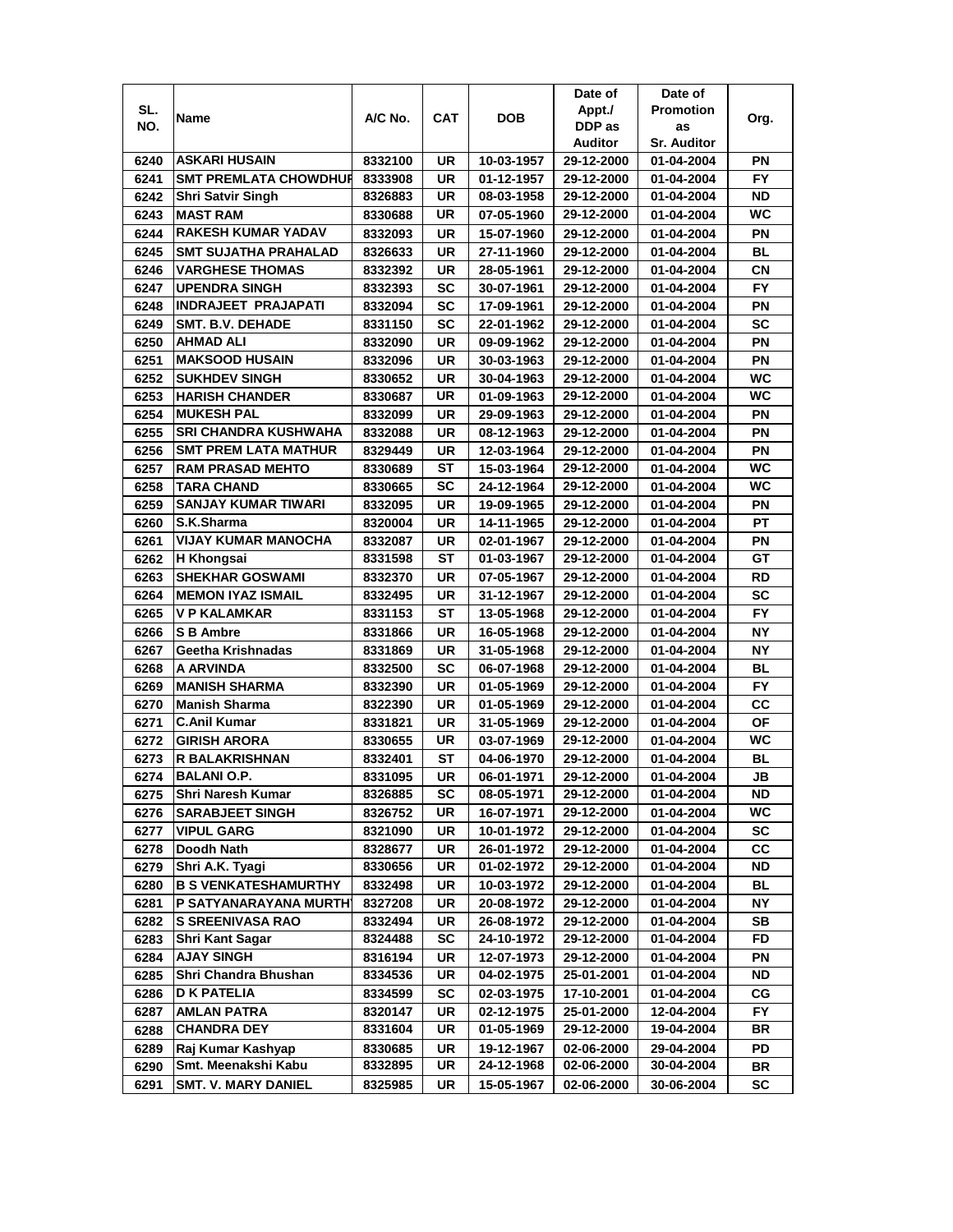| SL. NO. | Name | A/C No. | CAT | DOB | Date of Appt./ DDP as Auditor | Date of Promotion as Sr. Auditor | Org. |
|---|---|---|---|---|---|---|---|
| 6240 | ASKARI HUSAIN | 8332100 | UR | 10-03-1957 | 29-12-2000 | 01-04-2004 | PN |
| 6241 | SMT PREMLATA CHOWDHUF | 8333908 | UR | 01-12-1957 | 29-12-2000 | 01-04-2004 | FY |
| 6242 | Shri Satvir Singh | 8326883 | UR | 08-03-1958 | 29-12-2000 | 01-04-2004 | ND |
| 6243 | MAST RAM | 8330688 | UR | 07-05-1960 | 29-12-2000 | 01-04-2004 | WC |
| 6244 | RAKESH KUMAR YADAV | 8332093 | UR | 15-07-1960 | 29-12-2000 | 01-04-2004 | PN |
| 6245 | SMT SUJATHA PRAHALAD | 8326633 | UR | 27-11-1960 | 29-12-2000 | 01-04-2004 | BL |
| 6246 | VARGHESE THOMAS | 8332392 | UR | 28-05-1961 | 29-12-2000 | 01-04-2004 | CN |
| 6247 | UPENDRA SINGH | 8332393 | SC | 30-07-1961 | 29-12-2000 | 01-04-2004 | FY |
| 6248 | INDRAJEET PRAJAPATI | 8332094 | SC | 17-09-1961 | 29-12-2000 | 01-04-2004 | PN |
| 6249 | SMT. B.V. DEHADE | 8331150 | SC | 22-01-1962 | 29-12-2000 | 01-04-2004 | SC |
| 6250 | AHMAD ALI | 8332090 | UR | 09-09-1962 | 29-12-2000 | 01-04-2004 | PN |
| 6251 | MAKSOOD HUSAIN | 8332096 | UR | 30-03-1963 | 29-12-2000 | 01-04-2004 | PN |
| 6252 | SUKHDEV SINGH | 8330652 | UR | 30-04-1963 | 29-12-2000 | 01-04-2004 | WC |
| 6253 | HARISH CHANDER | 8330687 | UR | 01-09-1963 | 29-12-2000 | 01-04-2004 | WC |
| 6254 | MUKESH PAL | 8332099 | UR | 29-09-1963 | 29-12-2000 | 01-04-2004 | PN |
| 6255 | SRI CHANDRA KUSHWAHA | 8332088 | UR | 08-12-1963 | 29-12-2000 | 01-04-2004 | PN |
| 6256 | SMT PREM LATA MATHUR | 8329449 | UR | 12-03-1964 | 29-12-2000 | 01-04-2004 | PN |
| 6257 | RAM PRASAD MEHTO | 8330689 | ST | 15-03-1964 | 29-12-2000 | 01-04-2004 | WC |
| 6258 | TARA CHAND | 8330665 | SC | 24-12-1964 | 29-12-2000 | 01-04-2004 | WC |
| 6259 | SANJAY KUMAR TIWARI | 8332095 | UR | 19-09-1965 | 29-12-2000 | 01-04-2004 | PN |
| 6260 | S.K.Sharma | 8320004 | UR | 14-11-1965 | 29-12-2000 | 01-04-2004 | PT |
| 6261 | VIJAY KUMAR MANOCHA | 8332087 | UR | 02-01-1967 | 29-12-2000 | 01-04-2004 | PN |
| 6262 | H Khongsai | 8331598 | ST | 01-03-1967 | 29-12-2000 | 01-04-2004 | GT |
| 6263 | SHEKHAR GOSWAMI | 8332370 | UR | 07-05-1967 | 29-12-2000 | 01-04-2004 | RD |
| 6264 | MEMON IYAZ ISMAIL | 8332495 | UR | 31-12-1967 | 29-12-2000 | 01-04-2004 | SC |
| 6265 | V P KALAMKAR | 8331153 | ST | 13-05-1968 | 29-12-2000 | 01-04-2004 | FY |
| 6266 | S B Ambre | 8331866 | UR | 16-05-1968 | 29-12-2000 | 01-04-2004 | NY |
| 6267 | Geetha Krishnadas | 8331869 | UR | 31-05-1968 | 29-12-2000 | 01-04-2004 | NY |
| 6268 | A ARVINDA | 8332500 | SC | 06-07-1968 | 29-12-2000 | 01-04-2004 | BL |
| 6269 | MANISH SHARMA | 8332390 | UR | 01-05-1969 | 29-12-2000 | 01-04-2004 | FY |
| 6270 | Manish Sharma | 8322390 | UR | 01-05-1969 | 29-12-2000 | 01-04-2004 | CC |
| 6271 | C.Anil Kumar | 8331821 | UR | 31-05-1969 | 29-12-2000 | 01-04-2004 | OF |
| 6272 | GIRISH ARORA | 8330655 | UR | 03-07-1969 | 29-12-2000 | 01-04-2004 | WC |
| 6273 | R BALAKRISHNAN | 8332401 | ST | 04-06-1970 | 29-12-2000 | 01-04-2004 | BL |
| 6274 | BALANI O.P. | 8331095 | UR | 06-01-1971 | 29-12-2000 | 01-04-2004 | JB |
| 6275 | Shri Naresh Kumar | 8326885 | SC | 08-05-1971 | 29-12-2000 | 01-04-2004 | ND |
| 6276 | SARABJEET SINGH | 8326752 | UR | 16-07-1971 | 29-12-2000 | 01-04-2004 | WC |
| 6277 | VIPUL GARG | 8321090 | UR | 10-01-1972 | 29-12-2000 | 01-04-2004 | SC |
| 6278 | Doodh Nath | 8328677 | UR | 26-01-1972 | 29-12-2000 | 01-04-2004 | CC |
| 6279 | Shri A.K. Tyagi | 8330656 | UR | 01-02-1972 | 29-12-2000 | 01-04-2004 | ND |
| 6280 | B S VENKATESHAMURTHY | 8332498 | UR | 10-03-1972 | 29-12-2000 | 01-04-2004 | BL |
| 6281 | P SATYANARAYANA MURTH | 8327208 | UR | 20-08-1972 | 29-12-2000 | 01-04-2004 | NY |
| 6282 | S SREENIVASA RAO | 8332494 | UR | 26-08-1972 | 29-12-2000 | 01-04-2004 | SB |
| 6283 | Shri Kant Sagar | 8324488 | SC | 24-10-1972 | 29-12-2000 | 01-04-2004 | FD |
| 6284 | AJAY SINGH | 8316194 | UR | 12-07-1973 | 29-12-2000 | 01-04-2004 | PN |
| 6285 | Shri Chandra Bhushan | 8334536 | UR | 04-02-1975 | 25-01-2001 | 01-04-2004 | ND |
| 6286 | D K PATELIA | 8334599 | SC | 02-03-1975 | 17-10-2001 | 01-04-2004 | CG |
| 6287 | AMLAN PATRA | 8320147 | UR | 02-12-1975 | 25-01-2000 | 12-04-2004 | FY |
| 6288 | CHANDRA DEY | 8331604 | UR | 01-05-1969 | 29-12-2000 | 19-04-2004 | BR |
| 6289 | Raj Kumar Kashyap | 8330685 | UR | 19-12-1967 | 02-06-2000 | 29-04-2004 | PD |
| 6290 | Smt. Meenakshi Kabu | 8332895 | UR | 24-12-1968 | 02-06-2000 | 30-04-2004 | BR |
| 6291 | SMT. V. MARY DANIEL | 8325985 | UR | 15-05-1967 | 02-06-2000 | 30-06-2004 | SC |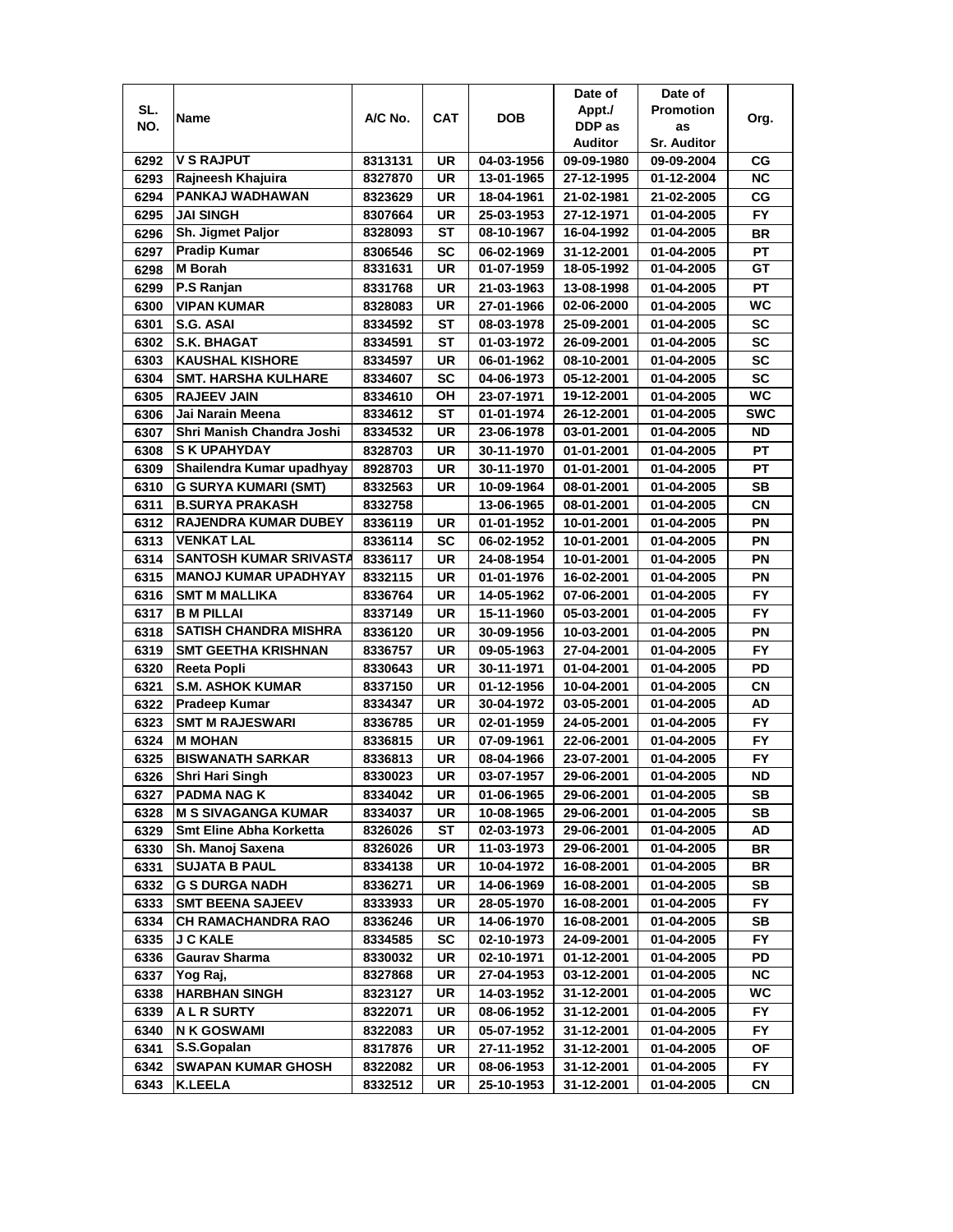| SL. NO. | Name | A/C No. | CAT | DOB | Date of Appt./ DDP as Auditor | Date of Promotion as Sr. Auditor | Org. |
|---|---|---|---|---|---|---|---|
| 6292 | V S RAJPUT | 8313131 | UR | 04-03-1956 | 09-09-1980 | 09-09-2004 | CG |
| 6293 | Rajneesh Khajuira | 8327870 | UR | 13-01-1965 | 27-12-1995 | 01-12-2004 | NC |
| 6294 | PANKAJ WADHAWAN | 8323629 | UR | 18-04-1961 | 21-02-1981 | 21-02-2005 | CG |
| 6295 | JAI SINGH | 8307664 | UR | 25-03-1953 | 27-12-1971 | 01-04-2005 | FY |
| 6296 | Sh. Jigmet Paljor | 8328093 | ST | 08-10-1967 | 16-04-1992 | 01-04-2005 | BR |
| 6297 | Pradip Kumar | 8306546 | SC | 06-02-1969 | 31-12-2001 | 01-04-2005 | PT |
| 6298 | M Borah | 8331631 | UR | 01-07-1959 | 18-05-1992 | 01-04-2005 | GT |
| 6299 | P.S Ranjan | 8331768 | UR | 21-03-1963 | 13-08-1998 | 01-04-2005 | PT |
| 6300 | VIPAN KUMAR | 8328083 | UR | 27-01-1966 | 02-06-2000 | 01-04-2005 | WC |
| 6301 | S.G. ASAI | 8334592 | ST | 08-03-1978 | 25-09-2001 | 01-04-2005 | SC |
| 6302 | S.K. BHAGAT | 8334591 | ST | 01-03-1972 | 26-09-2001 | 01-04-2005 | SC |
| 6303 | KAUSHAL KISHORE | 8334597 | UR | 06-01-1962 | 08-10-2001 | 01-04-2005 | SC |
| 6304 | SMT. HARSHA KULHARE | 8334607 | SC | 04-06-1973 | 05-12-2001 | 01-04-2005 | SC |
| 6305 | RAJEEV JAIN | 8334610 | OH | 23-07-1971 | 19-12-2001 | 01-04-2005 | WC |
| 6306 | Jai Narain Meena | 8334612 | ST | 01-01-1974 | 26-12-2001 | 01-04-2005 | SWC |
| 6307 | Shri Manish Chandra Joshi | 8334532 | UR | 23-06-1978 | 03-01-2001 | 01-04-2005 | ND |
| 6308 | S K UPAHYDAY | 8328703 | UR | 30-11-1970 | 01-01-2001 | 01-04-2005 | PT |
| 6309 | Shailendra Kumar upadhyay | 8928703 | UR | 30-11-1970 | 01-01-2001 | 01-04-2005 | PT |
| 6310 | G SURYA KUMARI (SMT) | 8332563 | UR | 10-09-1964 | 08-01-2001 | 01-04-2005 | SB |
| 6311 | B.SURYA PRAKASH | 8332758 | | 13-06-1965 | 08-01-2001 | 01-04-2005 | CN |
| 6312 | RAJENDRA KUMAR DUBEY | 8336119 | UR | 01-01-1952 | 10-01-2001 | 01-04-2005 | PN |
| 6313 | VENKAT LAL | 8336114 | SC | 06-02-1952 | 10-01-2001 | 01-04-2005 | PN |
| 6314 | SANTOSH KUMAR SRIVASTA | 8336117 | UR | 24-08-1954 | 10-01-2001 | 01-04-2005 | PN |
| 6315 | MANOJ KUMAR UPADHYAY | 8332115 | UR | 01-01-1976 | 16-02-2001 | 01-04-2005 | PN |
| 6316 | SMT M MALLIKA | 8336764 | UR | 14-05-1962 | 07-06-2001 | 01-04-2005 | FY |
| 6317 | B M PILLAI | 8337149 | UR | 15-11-1960 | 05-03-2001 | 01-04-2005 | FY |
| 6318 | SATISH CHANDRA MISHRA | 8336120 | UR | 30-09-1956 | 10-03-2001 | 01-04-2005 | PN |
| 6319 | SMT GEETHA KRISHNAN | 8336757 | UR | 09-05-1963 | 27-04-2001 | 01-04-2005 | FY |
| 6320 | Reeta Popli | 8330643 | UR | 30-11-1971 | 01-04-2001 | 01-04-2005 | PD |
| 6321 | S.M. ASHOK KUMAR | 8337150 | UR | 01-12-1956 | 10-04-2001 | 01-04-2005 | CN |
| 6322 | Pradeep Kumar | 8334347 | UR | 30-04-1972 | 03-05-2001 | 01-04-2005 | AD |
| 6323 | SMT M RAJESWARI | 8336785 | UR | 02-01-1959 | 24-05-2001 | 01-04-2005 | FY |
| 6324 | M MOHAN | 8336815 | UR | 07-09-1961 | 22-06-2001 | 01-04-2005 | FY |
| 6325 | BISWANATH SARKAR | 8336813 | UR | 08-04-1966 | 23-07-2001 | 01-04-2005 | FY |
| 6326 | Shri Hari Singh | 8330023 | UR | 03-07-1957 | 29-06-2001 | 01-04-2005 | ND |
| 6327 | PADMA NAG K | 8334042 | UR | 01-06-1965 | 29-06-2001 | 01-04-2005 | SB |
| 6328 | M S SIVAGANGA KUMAR | 8334037 | UR | 10-08-1965 | 29-06-2001 | 01-04-2005 | SB |
| 6329 | Smt Eline Abha Korketta | 8326026 | ST | 02-03-1973 | 29-06-2001 | 01-04-2005 | AD |
| 6330 | Sh. Manoj Saxena | 8326026 | UR | 11-03-1973 | 29-06-2001 | 01-04-2005 | BR |
| 6331 | SUJATA B PAUL | 8334138 | UR | 10-04-1972 | 16-08-2001 | 01-04-2005 | BR |
| 6332 | G S DURGA NADH | 8336271 | UR | 14-06-1969 | 16-08-2001 | 01-04-2005 | SB |
| 6333 | SMT BEENA SAJEEV | 8333933 | UR | 28-05-1970 | 16-08-2001 | 01-04-2005 | FY |
| 6334 | CH RAMACHANDRA RAO | 8336246 | UR | 14-06-1970 | 16-08-2001 | 01-04-2005 | SB |
| 6335 | J C KALE | 8334585 | SC | 02-10-1973 | 24-09-2001 | 01-04-2005 | FY |
| 6336 | Gaurav Sharma | 8330032 | UR | 02-10-1971 | 01-12-2001 | 01-04-2005 | PD |
| 6337 | Yog Raj, | 8327868 | UR | 27-04-1953 | 03-12-2001 | 01-04-2005 | NC |
| 6338 | HARBHAN SINGH | 8323127 | UR | 14-03-1952 | 31-12-2001 | 01-04-2005 | WC |
| 6339 | A L R SURTY | 8322071 | UR | 08-06-1952 | 31-12-2001 | 01-04-2005 | FY |
| 6340 | N K GOSWAMI | 8322083 | UR | 05-07-1952 | 31-12-2001 | 01-04-2005 | FY |
| 6341 | S.S.Gopalan | 8317876 | UR | 27-11-1952 | 31-12-2001 | 01-04-2005 | OF |
| 6342 | SWAPAN KUMAR GHOSH | 8322082 | UR | 08-06-1953 | 31-12-2001 | 01-04-2005 | FY |
| 6343 | K.LEELA | 8332512 | UR | 25-10-1953 | 31-12-2001 | 01-04-2005 | CN |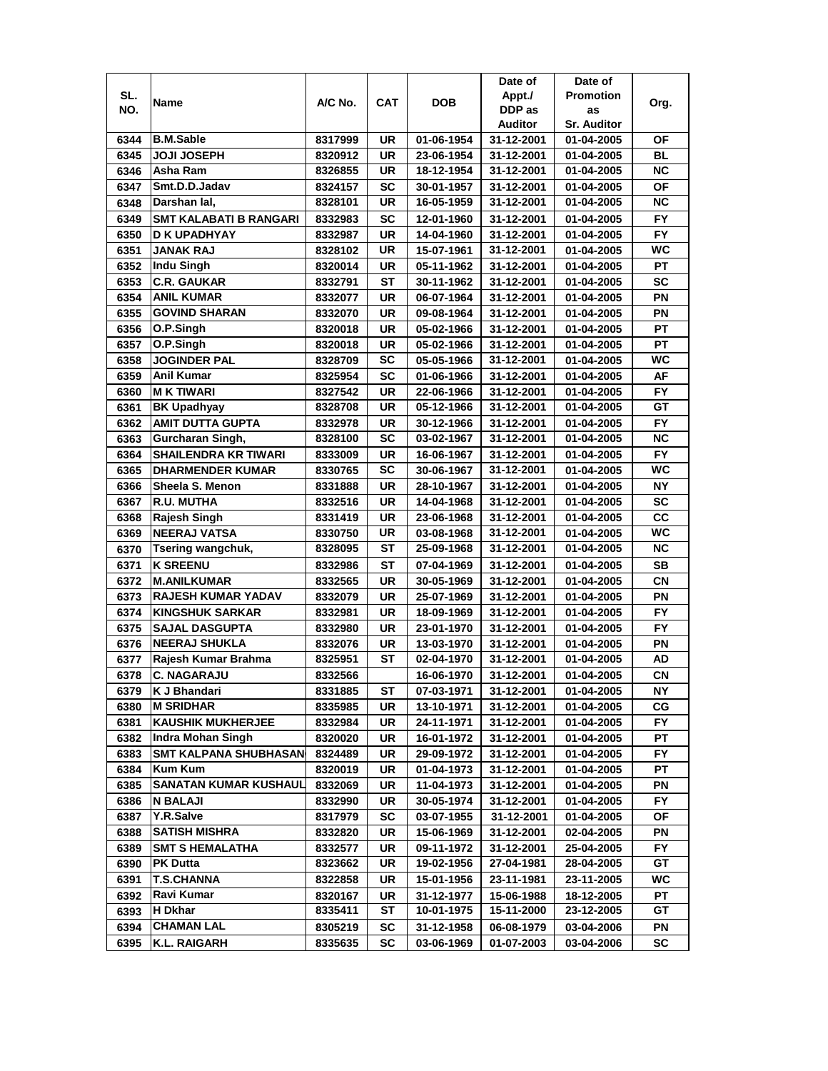| SL. NO. | Name | A/C No. | CAT | DOB | Date of Appt./ DDP as Auditor | Date of Promotion as Sr. Auditor | Org. |
|---|---|---|---|---|---|---|---|
| 6344 | B.M.Sable | 8317999 | UR | 01-06-1954 | 31-12-2001 | 01-04-2005 | OF |
| 6345 | JOJI JOSEPH | 8320912 | UR | 23-06-1954 | 31-12-2001 | 01-04-2005 | BL |
| 6346 | Asha Ram | 8326855 | UR | 18-12-1954 | 31-12-2001 | 01-04-2005 | NC |
| 6347 | Smt.D.D.Jadav | 8324157 | SC | 30-01-1957 | 31-12-2001 | 01-04-2005 | OF |
| 6348 | Darshan lal, | 8328101 | UR | 16-05-1959 | 31-12-2001 | 01-04-2005 | NC |
| 6349 | SMT KALABATI B RANGARI | 8332983 | SC | 12-01-1960 | 31-12-2001 | 01-04-2005 | FY |
| 6350 | D K UPADHYAY | 8332987 | UR | 14-04-1960 | 31-12-2001 | 01-04-2005 | FY |
| 6351 | JANAK RAJ | 8328102 | UR | 15-07-1961 | 31-12-2001 | 01-04-2005 | WC |
| 6352 | Indu Singh | 8320014 | UR | 05-11-1962 | 31-12-2001 | 01-04-2005 | PT |
| 6353 | C.R. GAUKAR | 8332791 | ST | 30-11-1962 | 31-12-2001 | 01-04-2005 | SC |
| 6354 | ANIL KUMAR | 8332077 | UR | 06-07-1964 | 31-12-2001 | 01-04-2005 | PN |
| 6355 | GOVIND SHARAN | 8332070 | UR | 09-08-1964 | 31-12-2001 | 01-04-2005 | PN |
| 6356 | O.P.Singh | 8320018 | UR | 05-02-1966 | 31-12-2001 | 01-04-2005 | PT |
| 6357 | O.P.Singh | 8320018 | UR | 05-02-1966 | 31-12-2001 | 01-04-2005 | PT |
| 6358 | JOGINDER PAL | 8328709 | SC | 05-05-1966 | 31-12-2001 | 01-04-2005 | WC |
| 6359 | Anil Kumar | 8325954 | SC | 01-06-1966 | 31-12-2001 | 01-04-2005 | AF |
| 6360 | M K TIWARI | 8327542 | UR | 22-06-1966 | 31-12-2001 | 01-04-2005 | FY |
| 6361 | BK Upadhyay | 8328708 | UR | 05-12-1966 | 31-12-2001 | 01-04-2005 | GT |
| 6362 | AMIT DUTTA GUPTA | 8332978 | UR | 30-12-1966 | 31-12-2001 | 01-04-2005 | FY |
| 6363 | Gurcharan Singh, | 8328100 | SC | 03-02-1967 | 31-12-2001 | 01-04-2005 | NC |
| 6364 | SHAILENDRA KR TIWARI | 8333009 | UR | 16-06-1967 | 31-12-2001 | 01-04-2005 | FY |
| 6365 | DHARMENDER KUMAR | 8330765 | SC | 30-06-1967 | 31-12-2001 | 01-04-2005 | WC |
| 6366 | Sheela S. Menon | 8331888 | UR | 28-10-1967 | 31-12-2001 | 01-04-2005 | NY |
| 6367 | R.U. MUTHA | 8332516 | UR | 14-04-1968 | 31-12-2001 | 01-04-2005 | SC |
| 6368 | Rajesh Singh | 8331419 | UR | 23-06-1968 | 31-12-2001 | 01-04-2005 | CC |
| 6369 | NEERAJ VATSA | 8330750 | UR | 03-08-1968 | 31-12-2001 | 01-04-2005 | WC |
| 6370 | Tsering wangchuk, | 8328095 | ST | 25-09-1968 | 31-12-2001 | 01-04-2005 | NC |
| 6371 | K SREENU | 8332986 | ST | 07-04-1969 | 31-12-2001 | 01-04-2005 | SB |
| 6372 | M.ANILKUMAR | 8332565 | UR | 30-05-1969 | 31-12-2001 | 01-04-2005 | CN |
| 6373 | RAJESH KUMAR YADAV | 8332079 | UR | 25-07-1969 | 31-12-2001 | 01-04-2005 | PN |
| 6374 | KINGSHUK SARKAR | 8332981 | UR | 18-09-1969 | 31-12-2001 | 01-04-2005 | FY |
| 6375 | SAJAL DASGUPTA | 8332980 | UR | 23-01-1970 | 31-12-2001 | 01-04-2005 | FY |
| 6376 | NEERAJ SHUKLA | 8332076 | UR | 13-03-1970 | 31-12-2001 | 01-04-2005 | PN |
| 6377 | Rajesh Kumar Brahma | 8325951 | ST | 02-04-1970 | 31-12-2001 | 01-04-2005 | AD |
| 6378 | C. NAGARAJU | 8332566 | | 16-06-1970 | 31-12-2001 | 01-04-2005 | CN |
| 6379 | K J Bhandari | 8331885 | ST | 07-03-1971 | 31-12-2001 | 01-04-2005 | NY |
| 6380 | M SRIDHAR | 8335985 | UR | 13-10-1971 | 31-12-2001 | 01-04-2005 | CG |
| 6381 | KAUSHIK MUKHERJEE | 8332984 | UR | 24-11-1971 | 31-12-2001 | 01-04-2005 | FY |
| 6382 | Indra Mohan Singh | 8320020 | UR | 16-01-1972 | 31-12-2001 | 01-04-2005 | PT |
| 6383 | SMT KALPANA SHUBHASAN | 8324489 | UR | 29-09-1972 | 31-12-2001 | 01-04-2005 | FY |
| 6384 | Kum Kum | 8320019 | UR | 01-04-1973 | 31-12-2001 | 01-04-2005 | PT |
| 6385 | SANATAN KUMAR KUSHAUL | 8332069 | UR | 11-04-1973 | 31-12-2001 | 01-04-2005 | PN |
| 6386 | N BALAJI | 8332990 | UR | 30-05-1974 | 31-12-2001 | 01-04-2005 | FY |
| 6387 | Y.R.Salve | 8317979 | SC | 03-07-1955 | 31-12-2001 | 01-04-2005 | OF |
| 6388 | SATISH MISHRA | 8332820 | UR | 15-06-1969 | 31-12-2001 | 02-04-2005 | PN |
| 6389 | SMT S HEMALATHA | 8332577 | UR | 09-11-1972 | 31-12-2001 | 25-04-2005 | FY |
| 6390 | PK Dutta | 8323662 | UR | 19-02-1956 | 27-04-1981 | 28-04-2005 | GT |
| 6391 | T.S.CHANNA | 8322858 | UR | 15-01-1956 | 23-11-1981 | 23-11-2005 | WC |
| 6392 | Ravi Kumar | 8320167 | UR | 31-12-1977 | 15-06-1988 | 18-12-2005 | PT |
| 6393 | H Dkhar | 8335411 | ST | 10-01-1975 | 15-11-2000 | 23-12-2005 | GT |
| 6394 | CHAMAN LAL | 8305219 | SC | 31-12-1958 | 06-08-1979 | 03-04-2006 | PN |
| 6395 | K.L. RAIGARH | 8335635 | SC | 03-06-1969 | 01-07-2003 | 03-04-2006 | SC |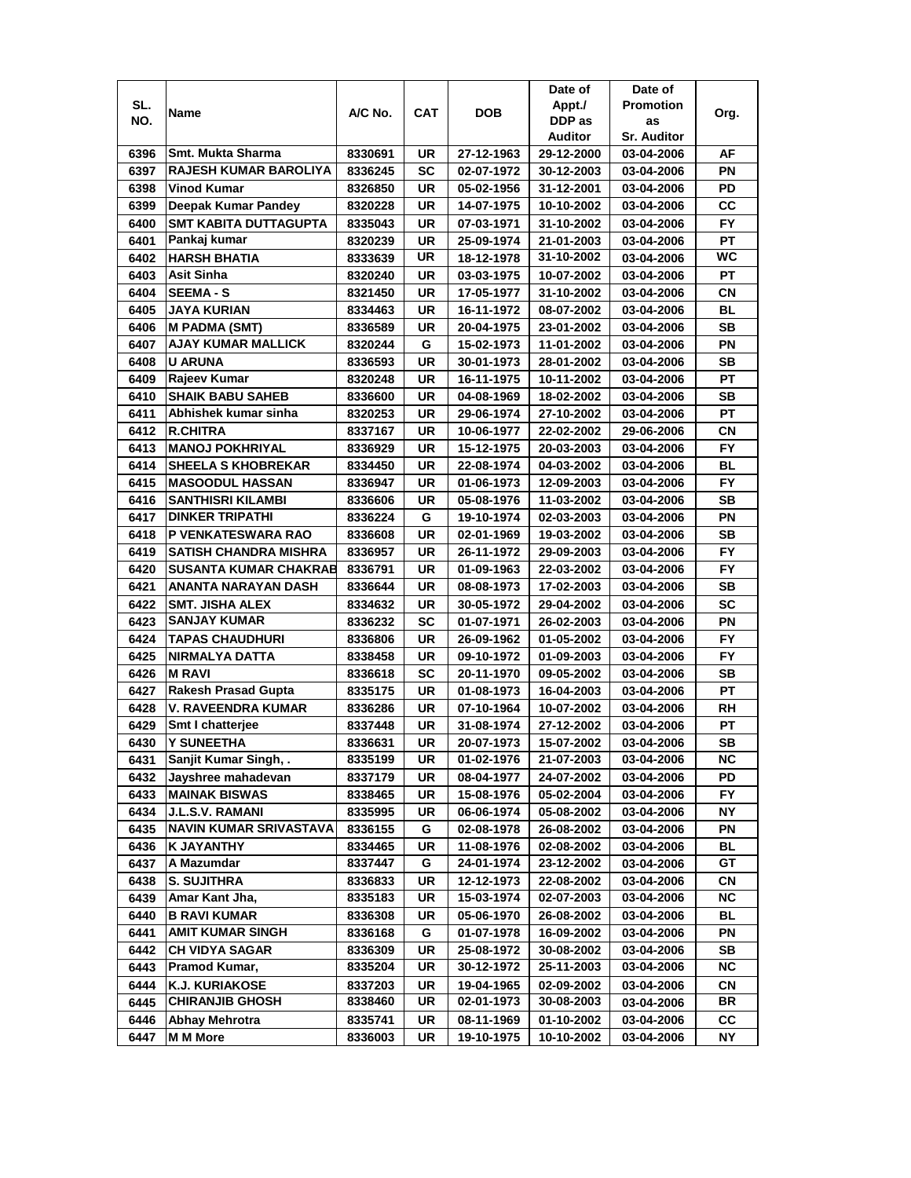| SL. NO. | Name | A/C No. | CAT | DOB | Date of Appt./ DDP as Auditor | Date of Promotion as Sr. Auditor | Org. |
|---|---|---|---|---|---|---|---|
| 6396 | Smt. Mukta Sharma | 8330691 | UR | 27-12-1963 | 29-12-2000 | 03-04-2006 | AF |
| 6397 | RAJESH KUMAR BAROLIYA | 8336245 | SC | 02-07-1972 | 30-12-2003 | 03-04-2006 | PN |
| 6398 | Vinod Kumar | 8326850 | UR | 05-02-1956 | 31-12-2001 | 03-04-2006 | PD |
| 6399 | Deepak Kumar Pandey | 8320228 | UR | 14-07-1975 | 10-10-2002 | 03-04-2006 | CC |
| 6400 | SMT KABITA DUTTAGUPTA | 8335043 | UR | 07-03-1971 | 31-10-2002 | 03-04-2006 | FY |
| 6401 | Pankaj kumar | 8320239 | UR | 25-09-1974 | 21-01-2003 | 03-04-2006 | PT |
| 6402 | HARSH BHATIA | 8333639 | UR | 18-12-1978 | 31-10-2002 | 03-04-2006 | WC |
| 6403 | Asit Sinha | 8320240 | UR | 03-03-1975 | 10-07-2002 | 03-04-2006 | PT |
| 6404 | SEEMA - S | 8321450 | UR | 17-05-1977 | 31-10-2002 | 03-04-2006 | CN |
| 6405 | JAYA KURIAN | 8334463 | UR | 16-11-1972 | 08-07-2002 | 03-04-2006 | BL |
| 6406 | M PADMA (SMT) | 8336589 | UR | 20-04-1975 | 23-01-2002 | 03-04-2006 | SB |
| 6407 | AJAY KUMAR MALLICK | 8320244 | G | 15-02-1973 | 11-01-2002 | 03-04-2006 | PN |
| 6408 | U ARUNA | 8336593 | UR | 30-01-1973 | 28-01-2002 | 03-04-2006 | SB |
| 6409 | Rajeev Kumar | 8320248 | UR | 16-11-1975 | 10-11-2002 | 03-04-2006 | PT |
| 6410 | SHAIK BABU SAHEB | 8336600 | UR | 04-08-1969 | 18-02-2002 | 03-04-2006 | SB |
| 6411 | Abhishek kumar sinha | 8320253 | UR | 29-06-1974 | 27-10-2002 | 03-04-2006 | PT |
| 6412 | R.CHITRA | 8337167 | UR | 10-06-1977 | 22-02-2002 | 29-06-2006 | CN |
| 6413 | MANOJ POKHRIYAL | 8336929 | UR | 15-12-1975 | 20-03-2003 | 03-04-2006 | FY |
| 6414 | SHEELA S KHOBREKAR | 8334450 | UR | 22-08-1974 | 04-03-2002 | 03-04-2006 | BL |
| 6415 | MASOODUL HASSAN | 8336947 | UR | 01-06-1973 | 12-09-2003 | 03-04-2006 | FY |
| 6416 | SANTHISRI KILAMBI | 8336606 | UR | 05-08-1976 | 11-03-2002 | 03-04-2006 | SB |
| 6417 | DINKER TRIPATHI | 8336224 | G | 19-10-1974 | 02-03-2003 | 03-04-2006 | PN |
| 6418 | P VENKATESWARA RAO | 8336608 | UR | 02-01-1969 | 19-03-2002 | 03-04-2006 | SB |
| 6419 | SATISH CHANDRA MISHRA | 8336957 | UR | 26-11-1972 | 29-09-2003 | 03-04-2006 | FY |
| 6420 | SUSANTA KUMAR CHAKRAB | 8336791 | UR | 01-09-1963 | 22-03-2002 | 03-04-2006 | FY |
| 6421 | ANANTA NARAYAN DASH | 8336644 | UR | 08-08-1973 | 17-02-2003 | 03-04-2006 | SB |
| 6422 | SMT. JISHA ALEX | 8334632 | UR | 30-05-1972 | 29-04-2002 | 03-04-2006 | SC |
| 6423 | SANJAY KUMAR | 8336232 | SC | 01-07-1971 | 26-02-2003 | 03-04-2006 | PN |
| 6424 | TAPAS CHAUDHURI | 8336806 | UR | 26-09-1962 | 01-05-2002 | 03-04-2006 | FY |
| 6425 | NIRMALYA DATTA | 8338458 | UR | 09-10-1972 | 01-09-2003 | 03-04-2006 | FY |
| 6426 | M RAVI | 8336618 | SC | 20-11-1970 | 09-05-2002 | 03-04-2006 | SB |
| 6427 | Rakesh Prasad Gupta | 8335175 | UR | 01-08-1973 | 16-04-2003 | 03-04-2006 | PT |
| 6428 | V. RAVEENDRA KUMAR | 8336286 | UR | 07-10-1964 | 10-07-2002 | 03-04-2006 | RH |
| 6429 | Smt I chatterjee | 8337448 | UR | 31-08-1974 | 27-12-2002 | 03-04-2006 | PT |
| 6430 | Y SUNEETHA | 8336631 | UR | 20-07-1973 | 15-07-2002 | 03-04-2006 | SB |
| 6431 | Sanjit Kumar Singh, . | 8335199 | UR | 01-02-1976 | 21-07-2003 | 03-04-2006 | NC |
| 6432 | Jayshree mahadevan | 8337179 | UR | 08-04-1977 | 24-07-2002 | 03-04-2006 | PD |
| 6433 | MAINAK BISWAS | 8338465 | UR | 15-08-1976 | 05-02-2004 | 03-04-2006 | FY |
| 6434 | J.L.S.V. RAMANI | 8335995 | UR | 06-06-1974 | 05-08-2002 | 03-04-2006 | NY |
| 6435 | NAVIN KUMAR SRIVASTAVA | 8336155 | G | 02-08-1978 | 26-08-2002 | 03-04-2006 | PN |
| 6436 | K JAYANTHY | 8334465 | UR | 11-08-1976 | 02-08-2002 | 03-04-2006 | BL |
| 6437 | A Mazumdar | 8337447 | G | 24-01-1974 | 23-12-2002 | 03-04-2006 | GT |
| 6438 | S. SUJITHRA | 8336833 | UR | 12-12-1973 | 22-08-2002 | 03-04-2006 | CN |
| 6439 | Amar Kant Jha, | 8335183 | UR | 15-03-1974 | 02-07-2003 | 03-04-2006 | NC |
| 6440 | B RAVI KUMAR | 8336308 | UR | 05-06-1970 | 26-08-2002 | 03-04-2006 | BL |
| 6441 | AMIT KUMAR SINGH | 8336168 | G | 01-07-1978 | 16-09-2002 | 03-04-2006 | PN |
| 6442 | CH VIDYA SAGAR | 8336309 | UR | 25-08-1972 | 30-08-2002 | 03-04-2006 | SB |
| 6443 | Pramod Kumar, | 8335204 | UR | 30-12-1972 | 25-11-2003 | 03-04-2006 | NC |
| 6444 | K.J. KURIAKOSE | 8337203 | UR | 19-04-1965 | 02-09-2002 | 03-04-2006 | CN |
| 6445 | CHIRANJIB GHOSH | 8338460 | UR | 02-01-1973 | 30-08-2003 | 03-04-2006 | BR |
| 6446 | Abhay Mehrotra | 8335741 | UR | 08-11-1969 | 01-10-2002 | 03-04-2006 | CC |
| 6447 | M M More | 8336003 | UR | 19-10-1975 | 10-10-2002 | 03-04-2006 | NY |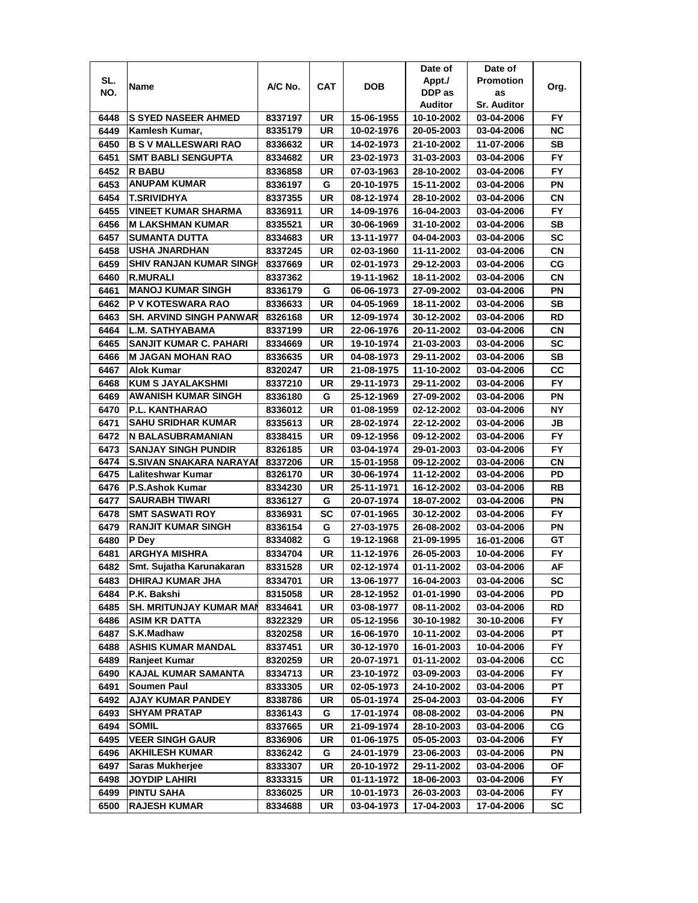| SL. NO. | Name | A/C No. | CAT | DOB | Date of Appt./ DDP as Auditor | Date of Promotion as Sr. Auditor | Org. |
|---|---|---|---|---|---|---|---|
| 6448 | S SYED NASEER AHMED | 8337197 | UR | 15-06-1955 | 10-10-2002 | 03-04-2006 | FY |
| 6449 | Kamlesh Kumar, | 8335179 | UR | 10-02-1976 | 20-05-2003 | 03-04-2006 | NC |
| 6450 | B S V MALLESWARI RAO | 8336632 | UR | 14-02-1973 | 21-10-2002 | 11-07-2006 | SB |
| 6451 | SMT BABLI SENGUPTA | 8334682 | UR | 23-02-1973 | 31-03-2003 | 03-04-2006 | FY |
| 6452 | R BABU | 8336858 | UR | 07-03-1963 | 28-10-2002 | 03-04-2006 | FY |
| 6453 | ANUPAM KUMAR | 8336197 | G | 20-10-1975 | 15-11-2002 | 03-04-2006 | PN |
| 6454 | T.SRIVIDHYA | 8337355 | UR | 08-12-1974 | 28-10-2002 | 03-04-2006 | CN |
| 6455 | VINEET KUMAR SHARMA | 8336911 | UR | 14-09-1976 | 16-04-2003 | 03-04-2006 | FY |
| 6456 | M LAKSHMAN KUMAR | 8335521 | UR | 30-06-1969 | 31-10-2002 | 03-04-2006 | SB |
| 6457 | SUMANTA DUTTA | 8334683 | UR | 13-11-1977 | 04-04-2003 | 03-04-2006 | SC |
| 6458 | USHA JNARDHAN | 8337245 | UR | 02-03-1960 | 11-11-2002 | 03-04-2006 | CN |
| 6459 | SHIV RANJAN KUMAR SINGH | 8337669 | UR | 02-01-1973 | 29-12-2003 | 03-04-2006 | CG |
| 6460 | R.MURALI | 8337362 | | 19-11-1962 | 18-11-2002 | 03-04-2006 | CN |
| 6461 | MANOJ KUMAR SINGH | 8336179 | G | 06-06-1973 | 27-09-2002 | 03-04-2006 | PN |
| 6462 | P V KOTESWARA RAO | 8336633 | UR | 04-05-1969 | 18-11-2002 | 03-04-2006 | SB |
| 6463 | SH. ARVIND SINGH PANWAR | 8326168 | UR | 12-09-1974 | 30-12-2002 | 03-04-2006 | RD |
| 6464 | L.M. SATHYABAMA | 8337199 | UR | 22-06-1976 | 20-11-2002 | 03-04-2006 | CN |
| 6465 | SANJIT KUMAR C. PAHARI | 8334669 | UR | 19-10-1974 | 21-03-2003 | 03-04-2006 | SC |
| 6466 | M JAGAN MOHAN RAO | 8336635 | UR | 04-08-1973 | 29-11-2002 | 03-04-2006 | SB |
| 6467 | Alok Kumar | 8320247 | UR | 21-08-1975 | 11-10-2002 | 03-04-2006 | CC |
| 6468 | KUM S JAYALAKSHMI | 8337210 | UR | 29-11-1973 | 29-11-2002 | 03-04-2006 | FY |
| 6469 | AWANISH KUMAR SINGH | 8336180 | G | 25-12-1969 | 27-09-2002 | 03-04-2006 | PN |
| 6470 | P.L. KANTHARAO | 8336012 | UR | 01-08-1959 | 02-12-2002 | 03-04-2006 | NY |
| 6471 | SAHU SRIDHAR KUMAR | 8335613 | UR | 28-02-1974 | 22-12-2002 | 03-04-2006 | JB |
| 6472 | N BALASUBRAMANIAN | 8338415 | UR | 09-12-1956 | 09-12-2002 | 03-04-2006 | FY |
| 6473 | SANJAY SINGH PUNDIR | 8326185 | UR | 03-04-1974 | 29-01-2003 | 03-04-2006 | FY |
| 6474 | S.SIVAN SNAKARA NARAYAI | 8337206 | UR | 15-01-1958 | 09-12-2002 | 03-04-2006 | CN |
| 6475 | Laliteshwar Kumar | 8326170 | UR | 30-06-1974 | 11-12-2002 | 03-04-2006 | PD |
| 6476 | P.S.Ashok Kumar | 8334230 | UR | 25-11-1971 | 16-12-2002 | 03-04-2006 | RB |
| 6477 | SAURABH TIWARI | 8336127 | G | 20-07-1974 | 18-07-2002 | 03-04-2006 | PN |
| 6478 | SMT SASWATI ROY | 8336931 | SC | 07-01-1965 | 30-12-2002 | 03-04-2006 | FY |
| 6479 | RANJIT KUMAR SINGH | 8336154 | G | 27-03-1975 | 26-08-2002 | 03-04-2006 | PN |
| 6480 | P Dey | 8334082 | G | 19-12-1968 | 21-09-1995 | 16-01-2006 | GT |
| 6481 | ARGHYA MISHRA | 8334704 | UR | 11-12-1976 | 26-05-2003 | 10-04-2006 | FY |
| 6482 | Smt. Sujatha Karunakaran | 8331528 | UR | 02-12-1974 | 01-11-2002 | 03-04-2006 | AF |
| 6483 | DHIRAJ KUMAR JHA | 8334701 | UR | 13-06-1977 | 16-04-2003 | 03-04-2006 | SC |
| 6484 | P.K. Bakshi | 8315058 | UR | 28-12-1952 | 01-01-1990 | 03-04-2006 | PD |
| 6485 | SH. MRITUNJAY KUMAR MAN | 8334641 | UR | 03-08-1977 | 08-11-2002 | 03-04-2006 | RD |
| 6486 | ASIM KR DATTA | 8322329 | UR | 05-12-1956 | 30-10-1982 | 30-10-2006 | FY |
| 6487 | S.K.Madhaw | 8320258 | UR | 16-06-1970 | 10-11-2002 | 03-04-2006 | PT |
| 6488 | ASHIS KUMAR MANDAL | 8337451 | UR | 30-12-1970 | 16-01-2003 | 10-04-2006 | FY |
| 6489 | Ranjeet Kumar | 8320259 | UR | 20-07-1971 | 01-11-2002 | 03-04-2006 | CC |
| 6490 | KAJAL KUMAR SAMANTA | 8334713 | UR | 23-10-1972 | 03-09-2003 | 03-04-2006 | FY |
| 6491 | Soumen Paul | 8333305 | UR | 02-05-1973 | 24-10-2002 | 03-04-2006 | PT |
| 6492 | AJAY KUMAR PANDEY | 8338786 | UR | 05-01-1974 | 25-04-2003 | 03-04-2006 | FY |
| 6493 | SHYAM PRATAP | 8336143 | G | 17-01-1974 | 08-08-2002 | 03-04-2006 | PN |
| 6494 | SOMIL | 8337665 | UR | 21-09-1974 | 28-10-2003 | 03-04-2006 | CG |
| 6495 | VEER SINGH GAUR | 8336906 | UR | 01-06-1975 | 05-05-2003 | 03-04-2006 | FY |
| 6496 | AKHILESH KUMAR | 8336242 | G | 24-01-1979 | 23-06-2003 | 03-04-2006 | PN |
| 6497 | Saras Mukherjee | 8333307 | UR | 20-10-1972 | 29-11-2002 | 03-04-2006 | OF |
| 6498 | JOYDIP LAHIRI | 8333315 | UR | 01-11-1972 | 18-06-2003 | 03-04-2006 | FY |
| 6499 | PINTU SAHA | 8336025 | UR | 10-01-1973 | 26-03-2003 | 03-04-2006 | FY |
| 6500 | RAJESH KUMAR | 8334688 | UR | 03-04-1973 | 17-04-2003 | 17-04-2006 | SC |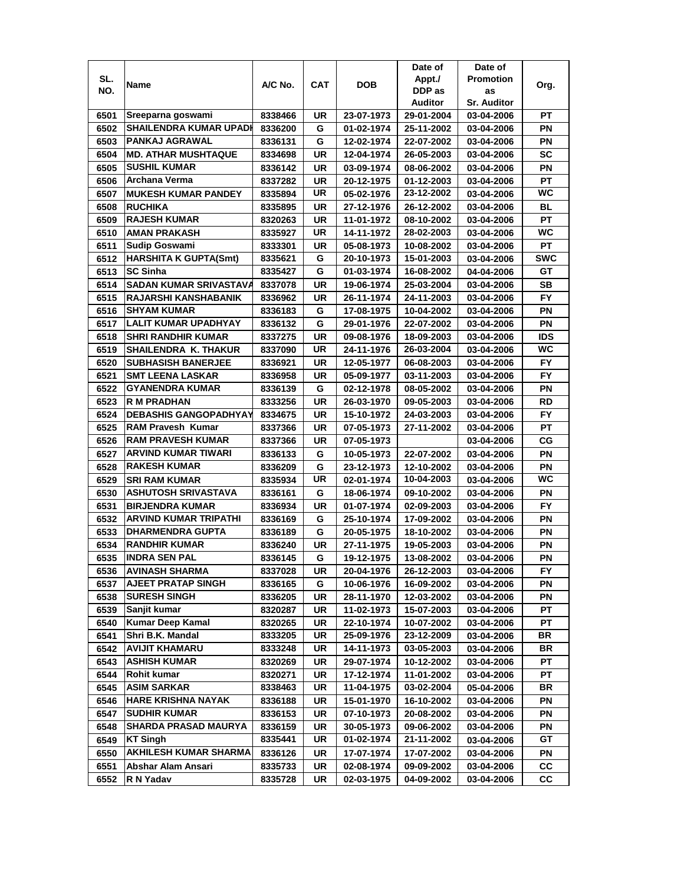| SL. NO. | Name | A/C No. | CAT | DOB | Date of Appt./ DDP as Auditor | Date of Promotion as Sr. Auditor | Org. |
|---|---|---|---|---|---|---|---|
| 6501 | Sreeparna goswami | 8338466 | UR | 23-07-1973 | 29-01-2004 | 03-04-2006 | PT |
| 6502 | SHAILENDRA KUMAR UPADH | 8336200 | G | 01-02-1974 | 25-11-2002 | 03-04-2006 | PN |
| 6503 | PANKAJ AGRAWAL | 8336131 | G | 12-02-1974 | 22-07-2002 | 03-04-2006 | PN |
| 6504 | MD. ATHAR MUSHTAQUE | 8334698 | UR | 12-04-1974 | 26-05-2003 | 03-04-2006 | SC |
| 6505 | SUSHIL KUMAR | 8336142 | UR | 03-09-1974 | 08-06-2002 | 03-04-2006 | PN |
| 6506 | Archana Verma | 8337282 | UR | 20-12-1975 | 01-12-2003 | 03-04-2006 | PT |
| 6507 | MUKESH KUMAR PANDEY | 8335894 | UR | 05-02-1976 | 23-12-2002 | 03-04-2006 | WC |
| 6508 | RUCHIKA | 8335895 | UR | 27-12-1976 | 26-12-2002 | 03-04-2006 | BL |
| 6509 | RAJESH KUMAR | 8320263 | UR | 11-01-1972 | 08-10-2002 | 03-04-2006 | PT |
| 6510 | AMAN PRAKASH | 8335927 | UR | 14-11-1972 | 28-02-2003 | 03-04-2006 | WC |
| 6511 | Sudip Goswami | 8333301 | UR | 05-08-1973 | 10-08-2002 | 03-04-2006 | PT |
| 6512 | HARSHITA K GUPTA(Smt) | 8335621 | G | 20-10-1973 | 15-01-2003 | 03-04-2006 | SWC |
| 6513 | SC Sinha | 8335427 | G | 01-03-1974 | 16-08-2002 | 04-04-2006 | GT |
| 6514 | SADAN KUMAR SRIVASTAVA | 8337078 | UR | 19-06-1974 | 25-03-2004 | 03-04-2006 | SB |
| 6515 | RAJARSHI KANSHABANIK | 8336962 | UR | 26-11-1974 | 24-11-2003 | 03-04-2006 | FY |
| 6516 | SHYAM KUMAR | 8336183 | G | 17-08-1975 | 10-04-2002 | 03-04-2006 | PN |
| 6517 | LALIT KUMAR UPADHYAY | 8336132 | G | 29-01-1976 | 22-07-2002 | 03-04-2006 | PN |
| 6518 | SHRI RANDHIR KUMAR | 8337275 | UR | 09-08-1976 | 18-09-2003 | 03-04-2006 | IDS |
| 6519 | SHAILENDRA K. THAKUR | 8337090 | UR | 24-11-1976 | 26-03-2004 | 03-04-2006 | WC |
| 6520 | SUBHASISH BANERJEE | 8336921 | UR | 12-05-1977 | 06-08-2003 | 03-04-2006 | FY |
| 6521 | SMT LEENA LASKAR | 8336958 | UR | 05-09-1977 | 03-11-2003 | 03-04-2006 | FY |
| 6522 | GYANENDRA KUMAR | 8336139 | G | 02-12-1978 | 08-05-2002 | 03-04-2006 | PN |
| 6523 | R M PRADHAN | 8333256 | UR | 26-03-1970 | 09-05-2003 | 03-04-2006 | RD |
| 6524 | DEBASHIS GANGOPADHYAY | 8334675 | UR | 15-10-1972 | 24-03-2003 | 03-04-2006 | FY |
| 6525 | RAM Pravesh Kumar | 8337366 | UR | 07-05-1973 | 27-11-2002 | 03-04-2006 | PT |
| 6526 | RAM PRAVESH KUMAR | 8337366 | UR | 07-05-1973 | | 03-04-2006 | CG |
| 6527 | ARVIND KUMAR TIWARI | 8336133 | G | 10-05-1973 | 22-07-2002 | 03-04-2006 | PN |
| 6528 | RAKESH KUMAR | 8336209 | G | 23-12-1973 | 12-10-2002 | 03-04-2006 | PN |
| 6529 | SRI RAM KUMAR | 8335934 | UR | 02-01-1974 | 10-04-2003 | 03-04-2006 | WC |
| 6530 | ASHUTOSH SRIVASTAVA | 8336161 | G | 18-06-1974 | 09-10-2002 | 03-04-2006 | PN |
| 6531 | BIRJENDRA KUMAR | 8336934 | UR | 01-07-1974 | 02-09-2003 | 03-04-2006 | FY |
| 6532 | ARVIND KUMAR TRIPATHI | 8336169 | G | 25-10-1974 | 17-09-2002 | 03-04-2006 | PN |
| 6533 | DHARMENDRA GUPTA | 8336189 | G | 20-05-1975 | 18-10-2002 | 03-04-2006 | PN |
| 6534 | RANDHIR KUMAR | 8336240 | UR | 27-11-1975 | 19-05-2003 | 03-04-2006 | PN |
| 6535 | INDRA SEN PAL | 8336145 | G | 19-12-1975 | 13-08-2002 | 03-04-2006 | PN |
| 6536 | AVINASH SHARMA | 8337028 | UR | 20-04-1976 | 26-12-2003 | 03-04-2006 | FY |
| 6537 | AJEET PRATAP SINGH | 8336165 | G | 10-06-1976 | 16-09-2002 | 03-04-2006 | PN |
| 6538 | SURESH SINGH | 8336205 | UR | 28-11-1970 | 12-03-2002 | 03-04-2006 | PN |
| 6539 | Sanjit kumar | 8320287 | UR | 11-02-1973 | 15-07-2003 | 03-04-2006 | PT |
| 6540 | Kumar Deep Kamal | 8320265 | UR | 22-10-1974 | 10-07-2002 | 03-04-2006 | PT |
| 6541 | Shri B.K. Mandal | 8333205 | UR | 25-09-1976 | 23-12-2009 | 03-04-2006 | BR |
| 6542 | AVIJIT KHAMARU | 8333248 | UR | 14-11-1973 | 03-05-2003 | 03-04-2006 | BR |
| 6543 | ASHISH KUMAR | 8320269 | UR | 29-07-1974 | 10-12-2002 | 03-04-2006 | PT |
| 6544 | Rohit kumar | 8320271 | UR | 17-12-1974 | 11-01-2002 | 03-04-2006 | PT |
| 6545 | ASIM SARKAR | 8338463 | UR | 11-04-1975 | 03-02-2004 | 05-04-2006 | BR |
| 6546 | HARE KRISHNA NAYAK | 8336188 | UR | 15-01-1970 | 16-10-2002 | 03-04-2006 | PN |
| 6547 | SUDHIR KUMAR | 8336153 | UR | 07-10-1973 | 20-08-2002 | 03-04-2006 | PN |
| 6548 | SHARDA PRASAD MAURYA | 8336159 | UR | 30-05-1973 | 09-06-2002 | 03-04-2006 | PN |
| 6549 | KT Singh | 8335441 | UR | 01-02-1974 | 21-11-2002 | 03-04-2006 | GT |
| 6550 | AKHILESH KUMAR SHARMA | 8336126 | UR | 17-07-1974 | 17-07-2002 | 03-04-2006 | PN |
| 6551 | Abshar Alam Ansari | 8335733 | UR | 02-08-1974 | 09-09-2002 | 03-04-2006 | CC |
| 6552 | R N Yadav | 8335728 | UR | 02-03-1975 | 04-09-2002 | 03-04-2006 | CC |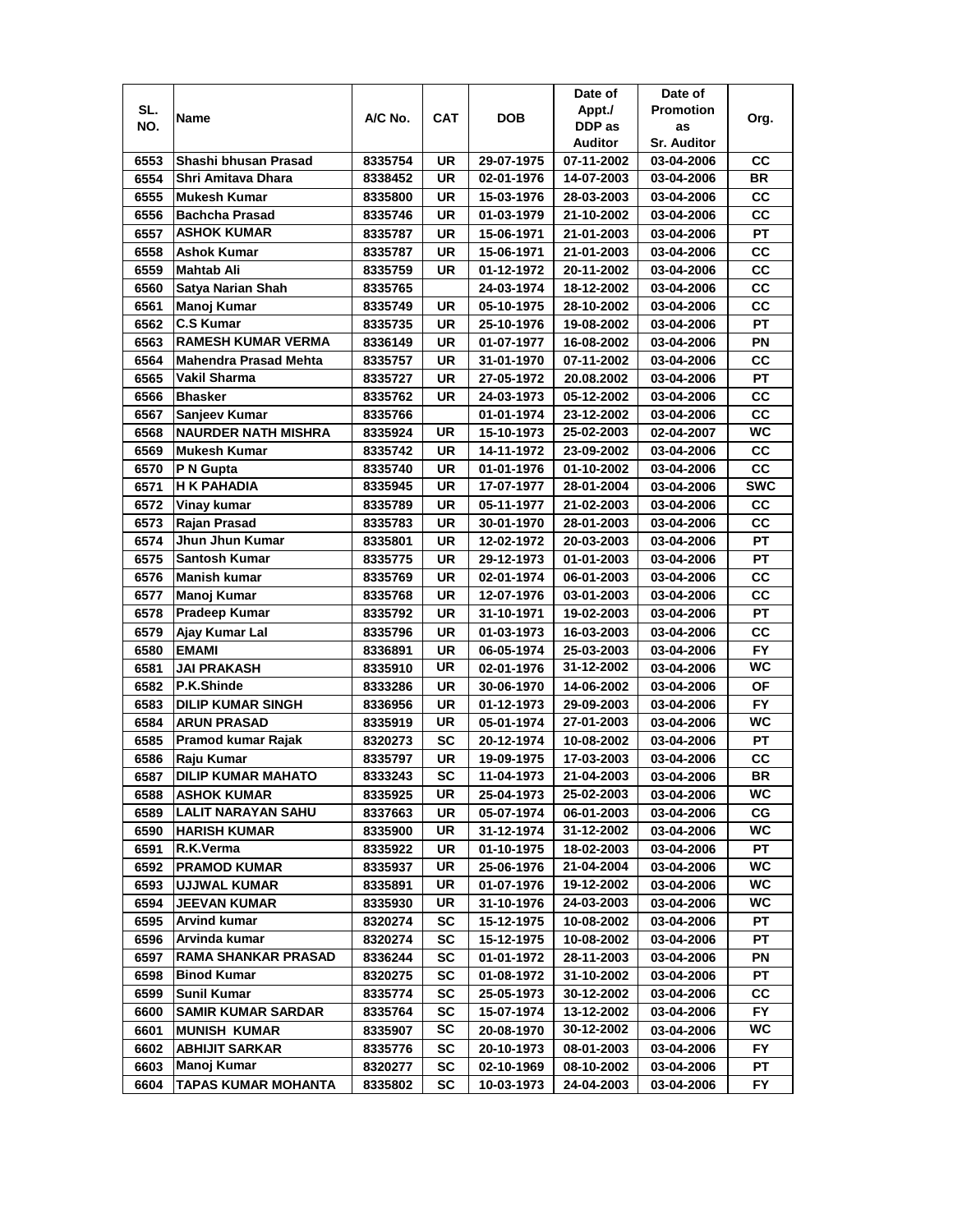| SL. NO. | Name | A/C No. | CAT | DOB | Date of Appt./ DDP as Auditor | Date of Promotion as Sr. Auditor | Org. |
|---|---|---|---|---|---|---|---|
| 6553 | Shashi bhusan Prasad | 8335754 | UR | 29-07-1975 | 07-11-2002 | 03-04-2006 | CC |
| 6554 | Shri Amitava Dhara | 8338452 | UR | 02-01-1976 | 14-07-2003 | 03-04-2006 | BR |
| 6555 | Mukesh Kumar | 8335800 | UR | 15-03-1976 | 28-03-2003 | 03-04-2006 | CC |
| 6556 | Bachcha Prasad | 8335746 | UR | 01-03-1979 | 21-10-2002 | 03-04-2006 | CC |
| 6557 | ASHOK KUMAR | 8335787 | UR | 15-06-1971 | 21-01-2003 | 03-04-2006 | PT |
| 6558 | Ashok Kumar | 8335787 | UR | 15-06-1971 | 21-01-2003 | 03-04-2006 | CC |
| 6559 | Mahtab Ali | 8335759 | UR | 01-12-1972 | 20-11-2002 | 03-04-2006 | CC |
| 6560 | Satya Narian Shah | 8335765 | | 24-03-1974 | 18-12-2002 | 03-04-2006 | CC |
| 6561 | Manoj Kumar | 8335749 | UR | 05-10-1975 | 28-10-2002 | 03-04-2006 | CC |
| 6562 | C.S Kumar | 8335735 | UR | 25-10-1976 | 19-08-2002 | 03-04-2006 | PT |
| 6563 | RAMESH KUMAR VERMA | 8336149 | UR | 01-07-1977 | 16-08-2002 | 03-04-2006 | PN |
| 6564 | Mahendra Prasad Mehta | 8335757 | UR | 31-01-1970 | 07-11-2002 | 03-04-2006 | CC |
| 6565 | Vakil Sharma | 8335727 | UR | 27-05-1972 | 20.08.2002 | 03-04-2006 | PT |
| 6566 | Bhasker | 8335762 | UR | 24-03-1973 | 05-12-2002 | 03-04-2006 | CC |
| 6567 | Sanjeev Kumar | 8335766 | | 01-01-1974 | 23-12-2002 | 03-04-2006 | CC |
| 6568 | NAURDER NATH MISHRA | 8335924 | UR | 15-10-1973 | 25-02-2003 | 02-04-2007 | WC |
| 6569 | Mukesh Kumar | 8335742 | UR | 14-11-1972 | 23-09-2002 | 03-04-2006 | CC |
| 6570 | P N Gupta | 8335740 | UR | 01-01-1976 | 01-10-2002 | 03-04-2006 | CC |
| 6571 | H K PAHADIA | 8335945 | UR | 17-07-1977 | 28-01-2004 | 03-04-2006 | SWC |
| 6572 | Vinay kumar | 8335789 | UR | 05-11-1977 | 21-02-2003 | 03-04-2006 | CC |
| 6573 | Rajan Prasad | 8335783 | UR | 30-01-1970 | 28-01-2003 | 03-04-2006 | CC |
| 6574 | Jhun Jhun Kumar | 8335801 | UR | 12-02-1972 | 20-03-2003 | 03-04-2006 | PT |
| 6575 | Santosh Kumar | 8335775 | UR | 29-12-1973 | 01-01-2003 | 03-04-2006 | PT |
| 6576 | Manish kumar | 8335769 | UR | 02-01-1974 | 06-01-2003 | 03-04-2006 | CC |
| 6577 | Manoj Kumar | 8335768 | UR | 12-07-1976 | 03-01-2003 | 03-04-2006 | CC |
| 6578 | Pradeep Kumar | 8335792 | UR | 31-10-1971 | 19-02-2003 | 03-04-2006 | PT |
| 6579 | Ajay Kumar Lal | 8335796 | UR | 01-03-1973 | 16-03-2003 | 03-04-2006 | CC |
| 6580 | EMAMI | 8336891 | UR | 06-05-1974 | 25-03-2003 | 03-04-2006 | FY |
| 6581 | JAI PRAKASH | 8335910 | UR | 02-01-1976 | 31-12-2002 | 03-04-2006 | WC |
| 6582 | P.K.Shinde | 8333286 | UR | 30-06-1970 | 14-06-2002 | 03-04-2006 | OF |
| 6583 | DILIP KUMAR SINGH | 8336956 | UR | 01-12-1973 | 29-09-2003 | 03-04-2006 | FY |
| 6584 | ARUN PRASAD | 8335919 | UR | 05-01-1974 | 27-01-2003 | 03-04-2006 | WC |
| 6585 | Pramod kumar Rajak | 8320273 | SC | 20-12-1974 | 10-08-2002 | 03-04-2006 | PT |
| 6586 | Raju Kumar | 8335797 | UR | 19-09-1975 | 17-03-2003 | 03-04-2006 | CC |
| 6587 | DILIP KUMAR MAHATO | 8333243 | SC | 11-04-1973 | 21-04-2003 | 03-04-2006 | BR |
| 6588 | ASHOK KUMAR | 8335925 | UR | 25-04-1973 | 25-02-2003 | 03-04-2006 | WC |
| 6589 | LALIT NARAYAN SAHU | 8337663 | UR | 05-07-1974 | 06-01-2003 | 03-04-2006 | CG |
| 6590 | HARISH KUMAR | 8335900 | UR | 31-12-1974 | 31-12-2002 | 03-04-2006 | WC |
| 6591 | R.K.Verma | 8335922 | UR | 01-10-1975 | 18-02-2003 | 03-04-2006 | PT |
| 6592 | PRAMOD KUMAR | 8335937 | UR | 25-06-1976 | 21-04-2004 | 03-04-2006 | WC |
| 6593 | UJJWAL KUMAR | 8335891 | UR | 01-07-1976 | 19-12-2002 | 03-04-2006 | WC |
| 6594 | JEEVAN KUMAR | 8335930 | UR | 31-10-1976 | 24-03-2003 | 03-04-2006 | WC |
| 6595 | Arvind kumar | 8320274 | SC | 15-12-1975 | 10-08-2002 | 03-04-2006 | PT |
| 6596 | Arvinda kumar | 8320274 | SC | 15-12-1975 | 10-08-2002 | 03-04-2006 | PT |
| 6597 | RAMA SHANKAR PRASAD | 8336244 | SC | 01-01-1972 | 28-11-2003 | 03-04-2006 | PN |
| 6598 | Binod Kumar | 8320275 | SC | 01-08-1972 | 31-10-2002 | 03-04-2006 | PT |
| 6599 | Sunil Kumar | 8335774 | SC | 25-05-1973 | 30-12-2002 | 03-04-2006 | CC |
| 6600 | SAMIR KUMAR SARDAR | 8335764 | SC | 15-07-1974 | 13-12-2002 | 03-04-2006 | FY |
| 6601 | MUNISH KUMAR | 8335907 | SC | 20-08-1970 | 30-12-2002 | 03-04-2006 | WC |
| 6602 | ABHIJIT SARKAR | 8335776 | SC | 20-10-1973 | 08-01-2003 | 03-04-2006 | FY |
| 6603 | Manoj Kumar | 8320277 | SC | 02-10-1969 | 08-10-2002 | 03-04-2006 | PT |
| 6604 | TAPAS KUMAR MOHANTA | 8335802 | SC | 10-03-1973 | 24-04-2003 | 03-04-2006 | FY |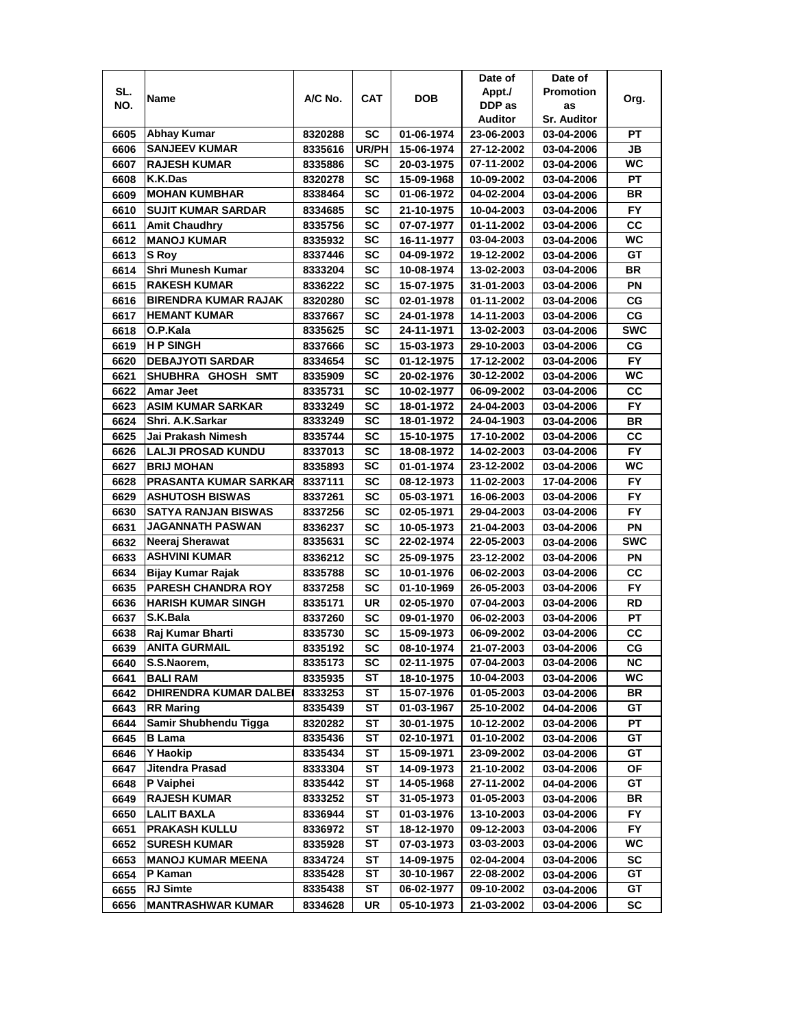| SL. NO. | Name | A/C No. | CAT | DOB | Date of Appt./ DDP as Auditor | Date of Promotion as Sr. Auditor | Org. |
|---|---|---|---|---|---|---|---|
| 6605 | Abhay Kumar | 8320288 | SC | 01-06-1974 | 23-06-2003 | 03-04-2006 | PT |
| 6606 | SANJEEV KUMAR | 8335616 | UR/PH | 15-06-1974 | 27-12-2002 | 03-04-2006 | JB |
| 6607 | RAJESH KUMAR | 8335886 | SC | 20-03-1975 | 07-11-2002 | 03-04-2006 | WC |
| 6608 | K.K.Das | 8320278 | SC | 15-09-1968 | 10-09-2002 | 03-04-2006 | PT |
| 6609 | MOHAN KUMBHAR | 8338464 | SC | 01-06-1972 | 04-02-2004 | 03-04-2006 | BR |
| 6610 | SUJIT KUMAR SARDAR | 8334685 | SC | 21-10-1975 | 10-04-2003 | 03-04-2006 | FY |
| 6611 | Amit Chaudhry | 8335756 | SC | 07-07-1977 | 01-11-2002 | 03-04-2006 | CC |
| 6612 | MANOJ KUMAR | 8335932 | SC | 16-11-1977 | 03-04-2003 | 03-04-2006 | WC |
| 6613 | S Roy | 8337446 | SC | 04-09-1972 | 19-12-2002 | 03-04-2006 | GT |
| 6614 | Shri Munesh Kumar | 8333204 | SC | 10-08-1974 | 13-02-2003 | 03-04-2006 | BR |
| 6615 | RAKESH KUMAR | 8336222 | SC | 15-07-1975 | 31-01-2003 | 03-04-2006 | PN |
| 6616 | BIRENDRA KUMAR RAJAK | 8320280 | SC | 02-01-1978 | 01-11-2002 | 03-04-2006 | CG |
| 6617 | HEMANT KUMAR | 8337667 | SC | 24-01-1978 | 14-11-2003 | 03-04-2006 | CG |
| 6618 | O.P.Kala | 8335625 | SC | 24-11-1971 | 13-02-2003 | 03-04-2006 | SWC |
| 6619 | H P SINGH | 8337666 | SC | 15-03-1973 | 29-10-2003 | 03-04-2006 | CG |
| 6620 | DEBAJYOTI SARDAR | 8334654 | SC | 01-12-1975 | 17-12-2002 | 03-04-2006 | FY |
| 6621 | SHUBHRA GHOSH SMT | 8335909 | SC | 20-02-1976 | 30-12-2002 | 03-04-2006 | WC |
| 6622 | Amar Jeet | 8335731 | SC | 10-02-1977 | 06-09-2002 | 03-04-2006 | CC |
| 6623 | ASIM KUMAR SARKAR | 8333249 | SC | 18-01-1972 | 24-04-2003 | 03-04-2006 | FY |
| 6624 | Shri. A.K.Sarkar | 8333249 | SC | 18-01-1972 | 24-04-1903 | 03-04-2006 | BR |
| 6625 | Jai Prakash Nimesh | 8335744 | SC | 15-10-1975 | 17-10-2002 | 03-04-2006 | CC |
| 6626 | LALJI PROSAD KUNDU | 8337013 | SC | 18-08-1972 | 14-02-2003 | 03-04-2006 | FY |
| 6627 | BRIJ MOHAN | 8335893 | SC | 01-01-1974 | 23-12-2002 | 03-04-2006 | WC |
| 6628 | PRASANTA KUMAR SARKAR | 8337111 | SC | 08-12-1973 | 11-02-2003 | 17-04-2006 | FY |
| 6629 | ASHUTOSH BISWAS | 8337261 | SC | 05-03-1971 | 16-06-2003 | 03-04-2006 | FY |
| 6630 | SATYA RANJAN BISWAS | 8337256 | SC | 02-05-1971 | 29-04-2003 | 03-04-2006 | FY |
| 6631 | JAGANNATH PASWAN | 8336237 | SC | 10-05-1973 | 21-04-2003 | 03-04-2006 | PN |
| 6632 | Neeraj Sherawat | 8335631 | SC | 22-02-1974 | 22-05-2003 | 03-04-2006 | SWC |
| 6633 | ASHVINI KUMAR | 8336212 | SC | 25-09-1975 | 23-12-2002 | 03-04-2006 | PN |
| 6634 | Bijay Kumar Rajak | 8335788 | SC | 10-01-1976 | 06-02-2003 | 03-04-2006 | CC |
| 6635 | PARESH CHANDRA ROY | 8337258 | SC | 01-10-1969 | 26-05-2003 | 03-04-2006 | FY |
| 6636 | HARISH KUMAR SINGH | 8335171 | UR | 02-05-1970 | 07-04-2003 | 03-04-2006 | RD |
| 6637 | S.K.Bala | 8337260 | SC | 09-01-1970 | 06-02-2003 | 03-04-2006 | PT |
| 6638 | Raj Kumar Bharti | 8335730 | SC | 15-09-1973 | 06-09-2002 | 03-04-2006 | CC |
| 6639 | ANITA GURMAIL | 8335192 | SC | 08-10-1974 | 21-07-2003 | 03-04-2006 | CG |
| 6640 | S.S.Naorem, | 8335173 | SC | 02-11-1975 | 07-04-2003 | 03-04-2006 | NC |
| 6641 | BALI RAM | 8335935 | ST | 18-10-1975 | 10-04-2003 | 03-04-2006 | WC |
| 6642 | DHIRENDRA KUMAR DALBEI | 8333253 | ST | 15-07-1976 | 01-05-2003 | 03-04-2006 | BR |
| 6643 | RR Maring | 8335439 | ST | 01-03-1967 | 25-10-2002 | 04-04-2006 | GT |
| 6644 | Samir Shubhendu Tigga | 8320282 | ST | 30-01-1975 | 10-12-2002 | 03-04-2006 | PT |
| 6645 | B Lama | 8335436 | ST | 02-10-1971 | 01-10-2002 | 03-04-2006 | GT |
| 6646 | Y Haokip | 8335434 | ST | 15-09-1971 | 23-09-2002 | 03-04-2006 | GT |
| 6647 | Jitendra Prasad | 8333304 | ST | 14-09-1973 | 21-10-2002 | 03-04-2006 | OF |
| 6648 | P Vaiphei | 8335442 | ST | 14-05-1968 | 27-11-2002 | 04-04-2006 | GT |
| 6649 | RAJESH KUMAR | 8333252 | ST | 31-05-1973 | 01-05-2003 | 03-04-2006 | BR |
| 6650 | LALIT BAXLA | 8336944 | ST | 01-03-1976 | 13-10-2003 | 03-04-2006 | FY |
| 6651 | PRAKASH KULLU | 8336972 | ST | 18-12-1970 | 09-12-2003 | 03-04-2006 | FY |
| 6652 | SURESH KUMAR | 8335928 | ST | 07-03-1973 | 03-03-2003 | 03-04-2006 | WC |
| 6653 | MANOJ KUMAR MEENA | 8334724 | ST | 14-09-1975 | 02-04-2004 | 03-04-2006 | SC |
| 6654 | P Kaman | 8335428 | ST | 30-10-1967 | 22-08-2002 | 03-04-2006 | GT |
| 6655 | RJ Simte | 8335438 | ST | 06-02-1977 | 09-10-2002 | 03-04-2006 | GT |
| 6656 | MANTRASHWAR KUMAR | 8334628 | UR | 05-10-1973 | 21-03-2002 | 03-04-2006 | SC |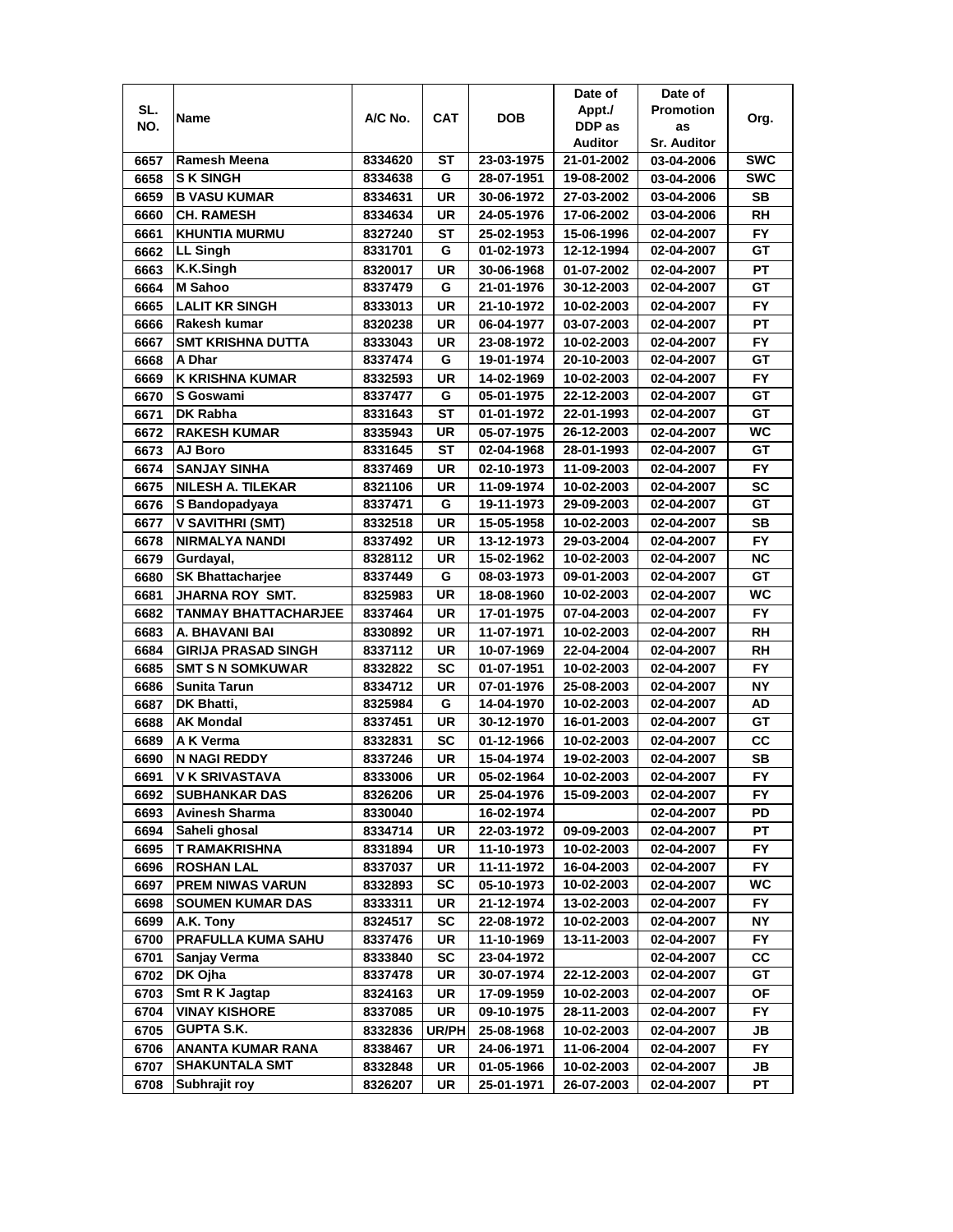| SL. NO. | Name | A/C No. | CAT | DOB | Date of Appt./ DDP as Auditor | Date of Promotion as Sr. Auditor | Org. |
|---|---|---|---|---|---|---|---|
| 6657 | Ramesh Meena | 8334620 | ST | 23-03-1975 | 21-01-2002 | 03-04-2006 | SWC |
| 6658 | S K SINGH | 8334638 | G | 28-07-1951 | 19-08-2002 | 03-04-2006 | SWC |
| 6659 | B VASU KUMAR | 8334631 | UR | 30-06-1972 | 27-03-2002 | 03-04-2006 | SB |
| 6660 | CH. RAMESH | 8334634 | UR | 24-05-1976 | 17-06-2002 | 03-04-2006 | RH |
| 6661 | KHUNTIA MURMU | 8327240 | ST | 25-02-1953 | 15-06-1996 | 02-04-2007 | FY |
| 6662 | LL Singh | 8331701 | G | 01-02-1973 | 12-12-1994 | 02-04-2007 | GT |
| 6663 | K.K.Singh | 8320017 | UR | 30-06-1968 | 01-07-2002 | 02-04-2007 | PT |
| 6664 | M Sahoo | 8337479 | G | 21-01-1976 | 30-12-2003 | 02-04-2007 | GT |
| 6665 | LALIT KR SINGH | 8333013 | UR | 21-10-1972 | 10-02-2003 | 02-04-2007 | FY |
| 6666 | Rakesh kumar | 8320238 | UR | 06-04-1977 | 03-07-2003 | 02-04-2007 | PT |
| 6667 | SMT KRISHNA DUTTA | 8333043 | UR | 23-08-1972 | 10-02-2003 | 02-04-2007 | FY |
| 6668 | A Dhar | 8337474 | G | 19-01-1974 | 20-10-2003 | 02-04-2007 | GT |
| 6669 | K KRISHNA KUMAR | 8332593 | UR | 14-02-1969 | 10-02-2003 | 02-04-2007 | FY |
| 6670 | S Goswami | 8337477 | G | 05-01-1975 | 22-12-2003 | 02-04-2007 | GT |
| 6671 | DK Rabha | 8331643 | ST | 01-01-1972 | 22-01-1993 | 02-04-2007 | GT |
| 6672 | RAKESH KUMAR | 8335943 | UR | 05-07-1975 | 26-12-2003 | 02-04-2007 | WC |
| 6673 | AJ Boro | 8331645 | ST | 02-04-1968 | 28-01-1993 | 02-04-2007 | GT |
| 6674 | SANJAY SINHA | 8337469 | UR | 02-10-1973 | 11-09-2003 | 02-04-2007 | FY |
| 6675 | NILESH A. TILEKAR | 8321106 | UR | 11-09-1974 | 10-02-2003 | 02-04-2007 | SC |
| 6676 | S Bandopadyaya | 8337471 | G | 19-11-1973 | 29-09-2003 | 02-04-2007 | GT |
| 6677 | V SAVITHRI (SMT) | 8332518 | UR | 15-05-1958 | 10-02-2003 | 02-04-2007 | SB |
| 6678 | NIRMALYA NANDI | 8337492 | UR | 13-12-1973 | 29-03-2004 | 02-04-2007 | FY |
| 6679 | Gurdayal, | 8328112 | UR | 15-02-1962 | 10-02-2003 | 02-04-2007 | NC |
| 6680 | SK Bhattacharjee | 8337449 | G | 08-03-1973 | 09-01-2003 | 02-04-2007 | GT |
| 6681 | JHARNA ROY SMT. | 8325983 | UR | 18-08-1960 | 10-02-2003 | 02-04-2007 | WC |
| 6682 | TANMAY BHATTACHARJEE | 8337464 | UR | 17-01-1975 | 07-04-2003 | 02-04-2007 | FY |
| 6683 | A. BHAVANI BAI | 8330892 | UR | 11-07-1971 | 10-02-2003 | 02-04-2007 | RH |
| 6684 | GIRIJA PRASAD SINGH | 8337112 | UR | 10-07-1969 | 22-04-2004 | 02-04-2007 | RH |
| 6685 | SMT S N SOMKUWAR | 8332822 | SC | 01-07-1951 | 10-02-2003 | 02-04-2007 | FY |
| 6686 | Sunita Tarun | 8334712 | UR | 07-01-1976 | 25-08-2003 | 02-04-2007 | NY |
| 6687 | DK Bhatti, | 8325984 | G | 14-04-1970 | 10-02-2003 | 02-04-2007 | AD |
| 6688 | AK Mondal | 8337451 | UR | 30-12-1970 | 16-01-2003 | 02-04-2007 | GT |
| 6689 | A K Verma | 8332831 | SC | 01-12-1966 | 10-02-2003 | 02-04-2007 | CC |
| 6690 | N NAGI REDDY | 8337246 | UR | 15-04-1974 | 19-02-2003 | 02-04-2007 | SB |
| 6691 | V K SRIVASTAVA | 8333006 | UR | 05-02-1964 | 10-02-2003 | 02-04-2007 | FY |
| 6692 | SUBHANKAR DAS | 8326206 | UR | 25-04-1976 | 15-09-2003 | 02-04-2007 | FY |
| 6693 | Avinesh Sharma | 8330040 | | 16-02-1974 | | 02-04-2007 | PD |
| 6694 | Saheli ghosal | 8334714 | UR | 22-03-1972 | 09-09-2003 | 02-04-2007 | PT |
| 6695 | T RAMAKRISHNA | 8331894 | UR | 11-10-1973 | 10-02-2003 | 02-04-2007 | FY |
| 6696 | ROSHAN LAL | 8337037 | UR | 11-11-1972 | 16-04-2003 | 02-04-2007 | FY |
| 6697 | PREM NIWAS VARUN | 8332893 | SC | 05-10-1973 | 10-02-2003 | 02-04-2007 | WC |
| 6698 | SOUMEN KUMAR DAS | 8333311 | UR | 21-12-1974 | 13-02-2003 | 02-04-2007 | FY |
| 6699 | A.K. Tony | 8324517 | SC | 22-08-1972 | 10-02-2003 | 02-04-2007 | NY |
| 6700 | PRAFULLA KUMA SAHU | 8337476 | UR | 11-10-1969 | 13-11-2003 | 02-04-2007 | FY |
| 6701 | Sanjay Verma | 8333840 | SC | 23-04-1972 | | 02-04-2007 | CC |
| 6702 | DK Ojha | 8337478 | UR | 30-07-1974 | 22-12-2003 | 02-04-2007 | GT |
| 6703 | Smt R K Jagtap | 8324163 | UR | 17-09-1959 | 10-02-2003 | 02-04-2007 | OF |
| 6704 | VINAY KISHORE | 8337085 | UR | 09-10-1975 | 28-11-2003 | 02-04-2007 | FY |
| 6705 | GUPTA S.K. | 8332836 | UR/PH | 25-08-1968 | 10-02-2003 | 02-04-2007 | JB |
| 6706 | ANANTA KUMAR RANA | 8338467 | UR | 24-06-1971 | 11-06-2004 | 02-04-2007 | FY |
| 6707 | SHAKUNTALA SMT | 8332848 | UR | 01-05-1966 | 10-02-2003 | 02-04-2007 | JB |
| 6708 | Subhrajit roy | 8326207 | UR | 25-01-1971 | 26-07-2003 | 02-04-2007 | PT |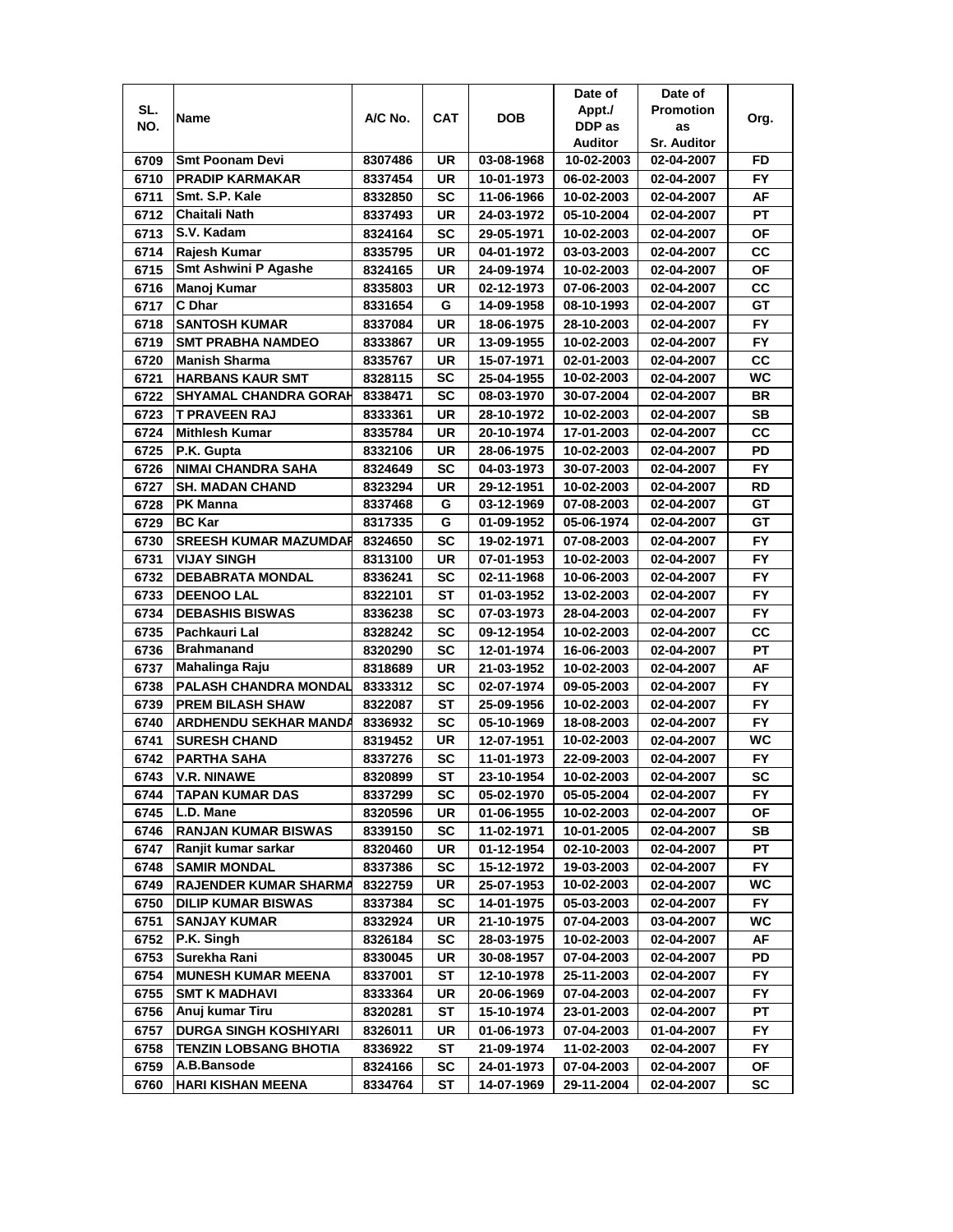| SL. NO. | Name | A/C No. | CAT | DOB | Date of Appt./ DDP as Auditor | Date of Promotion as Sr. Auditor | Org. |
|---|---|---|---|---|---|---|---|
| 6709 | Smt Poonam Devi | 8307486 | UR | 03-08-1968 | 10-02-2003 | 02-04-2007 | FD |
| 6710 | PRADIP KARMAKAR | 8337454 | UR | 10-01-1973 | 06-02-2003 | 02-04-2007 | FY |
| 6711 | Smt. S.P. Kale | 8332850 | SC | 11-06-1966 | 10-02-2003 | 02-04-2007 | AF |
| 6712 | Chaitali Nath | 8337493 | UR | 24-03-1972 | 05-10-2004 | 02-04-2007 | PT |
| 6713 | S.V. Kadam | 8324164 | SC | 29-05-1971 | 10-02-2003 | 02-04-2007 | OF |
| 6714 | Rajesh Kumar | 8335795 | UR | 04-01-1972 | 03-03-2003 | 02-04-2007 | CC |
| 6715 | Smt Ashwini P Agashe | 8324165 | UR | 24-09-1974 | 10-02-2003 | 02-04-2007 | OF |
| 6716 | Manoj Kumar | 8335803 | UR | 02-12-1973 | 07-06-2003 | 02-04-2007 | CC |
| 6717 | C Dhar | 8331654 | G | 14-09-1958 | 08-10-1993 | 02-04-2007 | GT |
| 6718 | SANTOSH KUMAR | 8337084 | UR | 18-06-1975 | 28-10-2003 | 02-04-2007 | FY |
| 6719 | SMT PRABHA NAMDEO | 8333867 | UR | 13-09-1955 | 10-02-2003 | 02-04-2007 | FY |
| 6720 | Manish Sharma | 8335767 | UR | 15-07-1971 | 02-01-2003 | 02-04-2007 | CC |
| 6721 | HARBANS KAUR SMT | 8328115 | SC | 25-04-1955 | 10-02-2003 | 02-04-2007 | WC |
| 6722 | SHYAMAL CHANDRA GORAH | 8338471 | SC | 08-03-1970 | 30-07-2004 | 02-04-2007 | BR |
| 6723 | T PRAVEEN RAJ | 8333361 | UR | 28-10-1972 | 10-02-2003 | 02-04-2007 | SB |
| 6724 | Mithlesh Kumar | 8335784 | UR | 20-10-1974 | 17-01-2003 | 02-04-2007 | CC |
| 6725 | P.K. Gupta | 8332106 | UR | 28-06-1975 | 10-02-2003 | 02-04-2007 | PD |
| 6726 | NIMAI CHANDRA SAHA | 8324649 | SC | 04-03-1973 | 30-07-2003 | 02-04-2007 | FY |
| 6727 | SH. MADAN CHAND | 8323294 | UR | 29-12-1951 | 10-02-2003 | 02-04-2007 | RD |
| 6728 | PK Manna | 8337468 | G | 03-12-1969 | 07-08-2003 | 02-04-2007 | GT |
| 6729 | BC Kar | 8317335 | G | 01-09-1952 | 05-06-1974 | 02-04-2007 | GT |
| 6730 | SREESH KUMAR MAZUMDAR | 8324650 | SC | 19-02-1971 | 07-08-2003 | 02-04-2007 | FY |
| 6731 | VIJAY SINGH | 8313100 | UR | 07-01-1953 | 10-02-2003 | 02-04-2007 | FY |
| 6732 | DEBABRATA MONDAL | 8336241 | SC | 02-11-1968 | 10-06-2003 | 02-04-2007 | FY |
| 6733 | DEENOO LAL | 8322101 | ST | 01-03-1952 | 13-02-2003 | 02-04-2007 | FY |
| 6734 | DEBASHIS BISWAS | 8336238 | SC | 07-03-1973 | 28-04-2003 | 02-04-2007 | FY |
| 6735 | Pachkauri Lal | 8328242 | SC | 09-12-1954 | 10-02-2003 | 02-04-2007 | CC |
| 6736 | Brahmanand | 8320290 | SC | 12-01-1974 | 16-06-2003 | 02-04-2007 | PT |
| 6737 | Mahalinga Raju | 8318689 | UR | 21-03-1952 | 10-02-2003 | 02-04-2007 | AF |
| 6738 | PALASH CHANDRA MONDAL | 8333312 | SC | 02-07-1974 | 09-05-2003 | 02-04-2007 | FY |
| 6739 | PREM BILASH SHAW | 8322087 | ST | 25-09-1956 | 10-02-2003 | 02-04-2007 | FY |
| 6740 | ARDHENDU SEKHAR MANDA | 8336932 | SC | 05-10-1969 | 18-08-2003 | 02-04-2007 | FY |
| 6741 | SURESH CHAND | 8319452 | UR | 12-07-1951 | 10-02-2003 | 02-04-2007 | WC |
| 6742 | PARTHA SAHA | 8337276 | SC | 11-01-1973 | 22-09-2003 | 02-04-2007 | FY |
| 6743 | V.R. NINAWE | 8320899 | ST | 23-10-1954 | 10-02-2003 | 02-04-2007 | SC |
| 6744 | TAPAN KUMAR DAS | 8337299 | SC | 05-02-1970 | 05-05-2004 | 02-04-2007 | FY |
| 6745 | L.D. Mane | 8320596 | UR | 01-06-1955 | 10-02-2003 | 02-04-2007 | OF |
| 6746 | RANJAN KUMAR BISWAS | 8339150 | SC | 11-02-1971 | 10-01-2005 | 02-04-2007 | SB |
| 6747 | Ranjit kumar sarkar | 8320460 | UR | 01-12-1954 | 02-10-2003 | 02-04-2007 | PT |
| 6748 | SAMIR MONDAL | 8337386 | SC | 15-12-1972 | 19-03-2003 | 02-04-2007 | FY |
| 6749 | RAJENDER KUMAR SHARMA | 8322759 | UR | 25-07-1953 | 10-02-2003 | 02-04-2007 | WC |
| 6750 | DILIP KUMAR BISWAS | 8337384 | SC | 14-01-1975 | 05-03-2003 | 02-04-2007 | FY |
| 6751 | SANJAY KUMAR | 8332924 | UR | 21-10-1975 | 07-04-2003 | 03-04-2007 | WC |
| 6752 | P.K. Singh | 8326184 | SC | 28-03-1975 | 10-02-2003 | 02-04-2007 | AF |
| 6753 | Surekha Rani | 8330045 | UR | 30-08-1957 | 07-04-2003 | 02-04-2007 | PD |
| 6754 | MUNESH KUMAR MEENA | 8337001 | ST | 12-10-1978 | 25-11-2003 | 02-04-2007 | FY |
| 6755 | SMT K MADHAVI | 8333364 | UR | 20-06-1969 | 07-04-2003 | 02-04-2007 | FY |
| 6756 | Anuj kumar Tiru | 8320281 | ST | 15-10-1974 | 23-01-2003 | 02-04-2007 | PT |
| 6757 | DURGA SINGH KOSHIYARI | 8326011 | UR | 01-06-1973 | 07-04-2003 | 01-04-2007 | FY |
| 6758 | TENZIN LOBSANG BHOTIA | 8336922 | ST | 21-09-1974 | 11-02-2003 | 02-04-2007 | FY |
| 6759 | A.B.Bansode | 8324166 | SC | 24-01-1973 | 07-04-2003 | 02-04-2007 | OF |
| 6760 | HARI KISHAN MEENA | 8334764 | ST | 14-07-1969 | 29-11-2004 | 02-04-2007 | SC |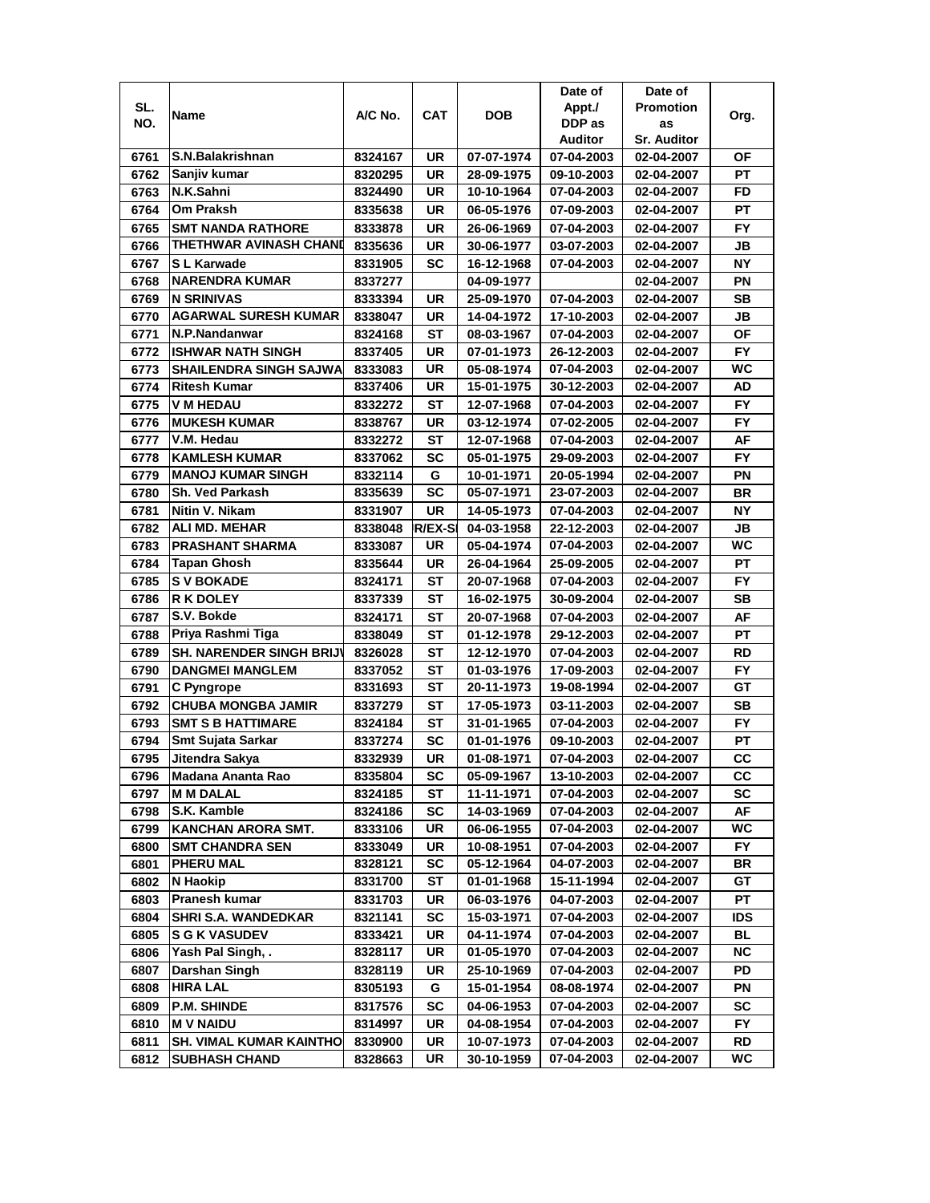| SL. NO. | Name | A/C No. | CAT | DOB | Date of Appt./ DDP as Auditor | Date of Promotion as Sr. Auditor | Org. |
|---|---|---|---|---|---|---|---|
| 6761 | S.N.Balakrishnan | 8324167 | UR | 07-07-1974 | 07-04-2003 | 02-04-2007 | OF |
| 6762 | Sanjiv kumar | 8320295 | UR | 28-09-1975 | 09-10-2003 | 02-04-2007 | PT |
| 6763 | N.K.Sahni | 8324490 | UR | 10-10-1964 | 07-04-2003 | 02-04-2007 | FD |
| 6764 | Om Praksh | 8335638 | UR | 06-05-1976 | 07-09-2003 | 02-04-2007 | PT |
| 6765 | SMT NANDA RATHORE | 8333878 | UR | 26-06-1969 | 07-04-2003 | 02-04-2007 | FY |
| 6766 | THETHWAR AVINASH CHANI | 8335636 | UR | 30-06-1977 | 03-07-2003 | 02-04-2007 | JB |
| 6767 | S L Karwade | 8331905 | SC | 16-12-1968 | 07-04-2003 | 02-04-2007 | NY |
| 6768 | NARENDRA KUMAR | 8337277 | | 04-09-1977 | | 02-04-2007 | PN |
| 6769 | N SRINIVAS | 8333394 | UR | 25-09-1970 | 07-04-2003 | 02-04-2007 | SB |
| 6770 | AGARWAL SURESH KUMAR | 8338047 | UR | 14-04-1972 | 17-10-2003 | 02-04-2007 | JB |
| 6771 | N.P.Nandanwar | 8324168 | ST | 08-03-1967 | 07-04-2003 | 02-04-2007 | OF |
| 6772 | ISHWAR NATH SINGH | 8337405 | UR | 07-01-1973 | 26-12-2003 | 02-04-2007 | FY |
| 6773 | SHAILENDRA SINGH SAJWA | 8333083 | UR | 05-08-1974 | 07-04-2003 | 02-04-2007 | WC |
| 6774 | Ritesh Kumar | 8337406 | UR | 15-01-1975 | 30-12-2003 | 02-04-2007 | AD |
| 6775 | V M HEDAU | 8332272 | ST | 12-07-1968 | 07-04-2003 | 02-04-2007 | FY |
| 6776 | MUKESH KUMAR | 8338767 | UR | 03-12-1974 | 07-02-2005 | 02-04-2007 | FY |
| 6777 | V.M. Hedau | 8332272 | ST | 12-07-1968 | 07-04-2003 | 02-04-2007 | AF |
| 6778 | KAMLESH KUMAR | 8337062 | SC | 05-01-1975 | 29-09-2003 | 02-04-2007 | FY |
| 6779 | MANOJ KUMAR SINGH | 8332114 | G | 10-01-1971 | 20-05-1994 | 02-04-2007 | PN |
| 6780 | Sh. Ved Parkash | 8335639 | SC | 05-07-1971 | 23-07-2003 | 02-04-2007 | BR |
| 6781 | Nitin V. Nikam | 8331907 | UR | 14-05-1973 | 07-04-2003 | 02-04-2007 | NY |
| 6782 | ALI MD. MEHAR | 8338048 | R/EX-S | 04-03-1958 | 22-12-2003 | 02-04-2007 | JB |
| 6783 | PRASHANT SHARMA | 8333087 | UR | 05-04-1974 | 07-04-2003 | 02-04-2007 | WC |
| 6784 | Tapan Ghosh | 8335644 | UR | 26-04-1964 | 25-09-2005 | 02-04-2007 | PT |
| 6785 | S V BOKADE | 8324171 | ST | 20-07-1968 | 07-04-2003 | 02-04-2007 | FY |
| 6786 | R K DOLEY | 8337339 | ST | 16-02-1975 | 30-09-2004 | 02-04-2007 | SB |
| 6787 | S.V. Bokde | 8324171 | ST | 20-07-1968 | 07-04-2003 | 02-04-2007 | AF |
| 6788 | Priya Rashmi Tiga | 8338049 | ST | 01-12-1978 | 29-12-2003 | 02-04-2007 | PT |
| 6789 | SH. NARENDER SINGH BRIJ | 8326028 | ST | 12-12-1970 | 07-04-2003 | 02-04-2007 | RD |
| 6790 | DANGMEI MANGLEM | 8337052 | ST | 01-03-1976 | 17-09-2003 | 02-04-2007 | FY |
| 6791 | C Pyngrope | 8331693 | ST | 20-11-1973 | 19-08-1994 | 02-04-2007 | GT |
| 6792 | CHUBA MONGBA JAMIR | 8337279 | ST | 17-05-1973 | 03-11-2003 | 02-04-2007 | SB |
| 6793 | SMT S B HATTIMARE | 8324184 | ST | 31-01-1965 | 07-04-2003 | 02-04-2007 | FY |
| 6794 | Smt Sujata Sarkar | 8337274 | SC | 01-01-1976 | 09-10-2003 | 02-04-2007 | PT |
| 6795 | Jitendra Sakya | 8332939 | UR | 01-08-1971 | 07-04-2003 | 02-04-2007 | CC |
| 6796 | Madana Ananta Rao | 8335804 | SC | 05-09-1967 | 13-10-2003 | 02-04-2007 | CC |
| 6797 | M M DALAL | 8324185 | ST | 11-11-1971 | 07-04-2003 | 02-04-2007 | SC |
| 6798 | S.K. Kamble | 8324186 | SC | 14-03-1969 | 07-04-2003 | 02-04-2007 | AF |
| 6799 | KANCHAN ARORA SMT. | 8333106 | UR | 06-06-1955 | 07-04-2003 | 02-04-2007 | WC |
| 6800 | SMT CHANDRA SEN | 8333049 | UR | 10-08-1951 | 07-04-2003 | 02-04-2007 | FY |
| 6801 | PHERU MAL | 8328121 | SC | 05-12-1964 | 04-07-2003 | 02-04-2007 | BR |
| 6802 | N Haokip | 8331700 | ST | 01-01-1968 | 15-11-1994 | 02-04-2007 | GT |
| 6803 | Pranesh kumar | 8331703 | UR | 06-03-1976 | 04-07-2003 | 02-04-2007 | PT |
| 6804 | SHRI S.A. WANDEDKAR | 8321141 | SC | 15-03-1971 | 07-04-2003 | 02-04-2007 | IDS |
| 6805 | S G K VASUDEV | 8333421 | UR | 04-11-1974 | 07-04-2003 | 02-04-2007 | BL |
| 6806 | Yash Pal Singh, . | 8328117 | UR | 01-05-1970 | 07-04-2003 | 02-04-2007 | NC |
| 6807 | Darshan Singh | 8328119 | UR | 25-10-1969 | 07-04-2003 | 02-04-2007 | PD |
| 6808 | HIRA LAL | 8305193 | G | 15-01-1954 | 08-08-1974 | 02-04-2007 | PN |
| 6809 | P.M. SHINDE | 8317576 | SC | 04-06-1953 | 07-04-2003 | 02-04-2007 | SC |
| 6810 | M V NAIDU | 8314997 | UR | 04-08-1954 | 07-04-2003 | 02-04-2007 | FY |
| 6811 | SH. VIMAL KUMAR KAINTHO | 8330900 | UR | 10-07-1973 | 07-04-2003 | 02-04-2007 | RD |
| 6812 | SUBHASH CHAND | 8328663 | UR | 30-10-1959 | 07-04-2003 | 02-04-2007 | WC |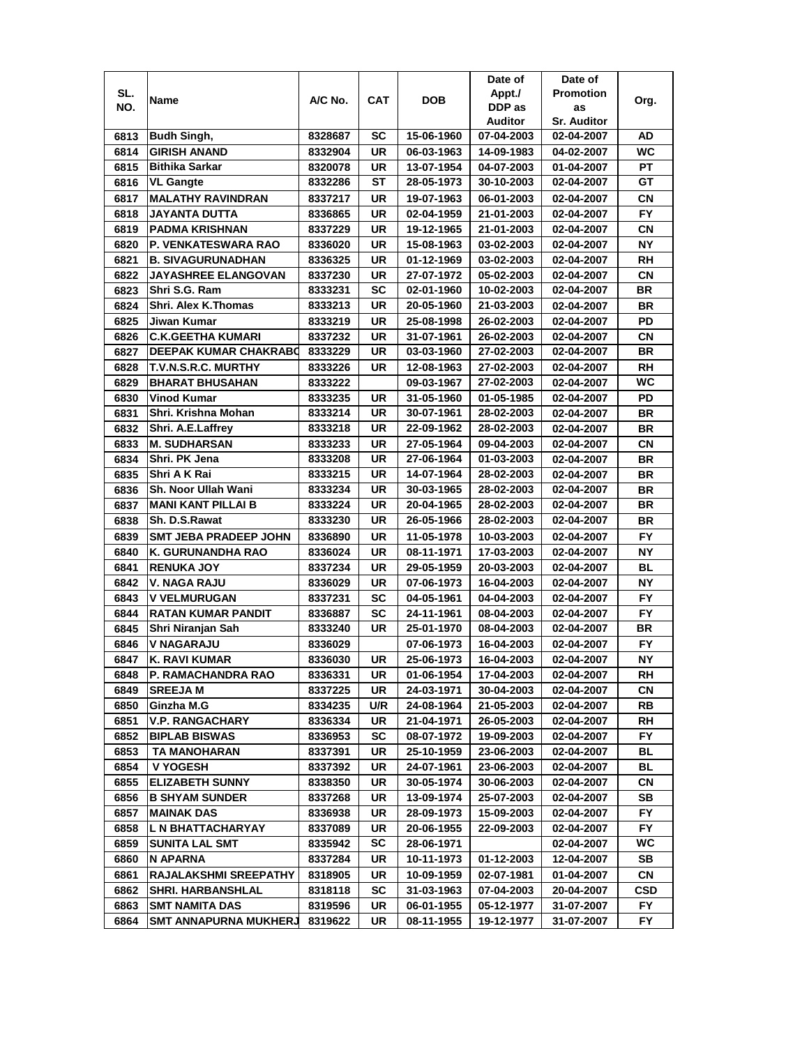| SL. NO. | Name | A/C No. | CAT | DOB | Date of Appt./ DDP as Auditor | Date of Promotion as Sr. Auditor | Org. |
|---|---|---|---|---|---|---|---|
| 6813 | Budh Singh, | 8328687 | SC | 15-06-1960 | 07-04-2003 | 02-04-2007 | AD |
| 6814 | GIRISH ANAND | 8332904 | UR | 06-03-1963 | 14-09-1983 | 04-02-2007 | WC |
| 6815 | Bithika Sarkar | 8320078 | UR | 13-07-1954 | 04-07-2003 | 01-04-2007 | PT |
| 6816 | VL Gangte | 8332286 | ST | 28-05-1973 | 30-10-2003 | 02-04-2007 | GT |
| 6817 | MALATHY RAVINDRAN | 8337217 | UR | 19-07-1963 | 06-01-2003 | 02-04-2007 | CN |
| 6818 | JAYANTA DUTTA | 8336865 | UR | 02-04-1959 | 21-01-2003 | 02-04-2007 | FY |
| 6819 | PADMA KRISHNAN | 8337229 | UR | 19-12-1965 | 21-01-2003 | 02-04-2007 | CN |
| 6820 | P. VENKATESWARA RAO | 8336020 | UR | 15-08-1963 | 03-02-2003 | 02-04-2007 | NY |
| 6821 | B. SIVAGURUNADHAN | 8336325 | UR | 01-12-1969 | 03-02-2003 | 02-04-2007 | RH |
| 6822 | JAYASHREE ELANGOVAN | 8337230 | UR | 27-07-1972 | 05-02-2003 | 02-04-2007 | CN |
| 6823 | Shri S.G. Ram | 8333231 | SC | 02-01-1960 | 10-02-2003 | 02-04-2007 | BR |
| 6824 | Shri. Alex K.Thomas | 8333213 | UR | 20-05-1960 | 21-03-2003 | 02-04-2007 | BR |
| 6825 | Jiwan Kumar | 8333219 | UR | 25-08-1998 | 26-02-2003 | 02-04-2007 | PD |
| 6826 | C.K.GEETHA KUMARI | 8337232 | UR | 31-07-1961 | 26-02-2003 | 02-04-2007 | CN |
| 6827 | DEEPAK KUMAR CHAKRABO | 8333229 | UR | 03-03-1960 | 27-02-2003 | 02-04-2007 | BR |
| 6828 | T.V.N.S.R.C. MURTHY | 8333226 | UR | 12-08-1963 | 27-02-2003 | 02-04-2007 | RH |
| 6829 | BHARAT BHUSAHAN | 8333222 | | 09-03-1967 | 27-02-2003 | 02-04-2007 | WC |
| 6830 | Vinod Kumar | 8333235 | UR | 31-05-1960 | 01-05-1985 | 02-04-2007 | PD |
| 6831 | Shri. Krishna Mohan | 8333214 | UR | 30-07-1961 | 28-02-2003 | 02-04-2007 | BR |
| 6832 | Shri. A.E.Laffrey | 8333218 | UR | 22-09-1962 | 28-02-2003 | 02-04-2007 | BR |
| 6833 | M. SUDHARSAN | 8333233 | UR | 27-05-1964 | 09-04-2003 | 02-04-2007 | CN |
| 6834 | Shri. PK Jena | 8333208 | UR | 27-06-1964 | 01-03-2003 | 02-04-2007 | BR |
| 6835 | Shri A K Rai | 8333215 | UR | 14-07-1964 | 28-02-2003 | 02-04-2007 | BR |
| 6836 | Sh. Noor Ullah Wani | 8333234 | UR | 30-03-1965 | 28-02-2003 | 02-04-2007 | BR |
| 6837 | MANI KANT PILLAI B | 8333224 | UR | 20-04-1965 | 28-02-2003 | 02-04-2007 | BR |
| 6838 | Sh. D.S.Rawat | 8333230 | UR | 26-05-1966 | 28-02-2003 | 02-04-2007 | BR |
| 6839 | SMT JEBA PRADEEP JOHN | 8336890 | UR | 11-05-1978 | 10-03-2003 | 02-04-2007 | FY |
| 6840 | K. GURUNANDHA RAO | 8336024 | UR | 08-11-1971 | 17-03-2003 | 02-04-2007 | NY |
| 6841 | RENUKA JOY | 8337234 | UR | 29-05-1959 | 20-03-2003 | 02-04-2007 | BL |
| 6842 | V. NAGA RAJU | 8336029 | UR | 07-06-1973 | 16-04-2003 | 02-04-2007 | NY |
| 6843 | V VELMURUGAN | 8337231 | SC | 04-05-1961 | 04-04-2003 | 02-04-2007 | FY |
| 6844 | RATAN KUMAR PANDIT | 8336887 | SC | 24-11-1961 | 08-04-2003 | 02-04-2007 | FY |
| 6845 | Shri Niranjan Sah | 8333240 | UR | 25-01-1970 | 08-04-2003 | 02-04-2007 | BR |
| 6846 | V NAGARAJU | 8336029 | | 07-06-1973 | 16-04-2003 | 02-04-2007 | FY |
| 6847 | K. RAVI KUMAR | 8336030 | UR | 25-06-1973 | 16-04-2003 | 02-04-2007 | NY |
| 6848 | P. RAMACHANDRA RAO | 8336331 | UR | 01-06-1954 | 17-04-2003 | 02-04-2007 | RH |
| 6849 | SREEJA M | 8337225 | UR | 24-03-1971 | 30-04-2003 | 02-04-2007 | CN |
| 6850 | Ginzha M.G | 8334235 | U/R | 24-08-1964 | 21-05-2003 | 02-04-2007 | RB |
| 6851 | V.P. RANGACHARY | 8336334 | UR | 21-04-1971 | 26-05-2003 | 02-04-2007 | RH |
| 6852 | BIPLAB BISWAS | 8336953 | SC | 08-07-1972 | 19-09-2003 | 02-04-2007 | FY |
| 6853 | TA MANOHARAN | 8337391 | UR | 25-10-1959 | 23-06-2003 | 02-04-2007 | BL |
| 6854 | V YOGESH | 8337392 | UR | 24-07-1961 | 23-06-2003 | 02-04-2007 | BL |
| 6855 | ELIZABETH SUNNY | 8338350 | UR | 30-05-1974 | 30-06-2003 | 02-04-2007 | CN |
| 6856 | B SHYAM SUNDER | 8337268 | UR | 13-09-1974 | 25-07-2003 | 02-04-2007 | SB |
| 6857 | MAINAK DAS | 8336938 | UR | 28-09-1973 | 15-09-2003 | 02-04-2007 | FY |
| 6858 | L N BHATTACHARYAY | 8337089 | UR | 20-06-1955 | 22-09-2003 | 02-04-2007 | FY |
| 6859 | SUNITA LAL SMT | 8335942 | SC | 28-06-1971 | | 02-04-2007 | WC |
| 6860 | N APARNA | 8337284 | UR | 10-11-1973 | 01-12-2003 | 12-04-2007 | SB |
| 6861 | RAJALAKSHMI SREEPATHY | 8318905 | UR | 10-09-1959 | 02-07-1981 | 01-04-2007 | CN |
| 6862 | SHRI. HARBANSHLAL | 8318118 | SC | 31-03-1963 | 07-04-2003 | 20-04-2007 | CSD |
| 6863 | SMT NAMITA DAS | 8319596 | UR | 06-01-1955 | 05-12-1977 | 31-07-2007 | FY |
| 6864 | SMT ANNAPURNA MUKHERJ | 8319622 | UR | 08-11-1955 | 19-12-1977 | 31-07-2007 | FY |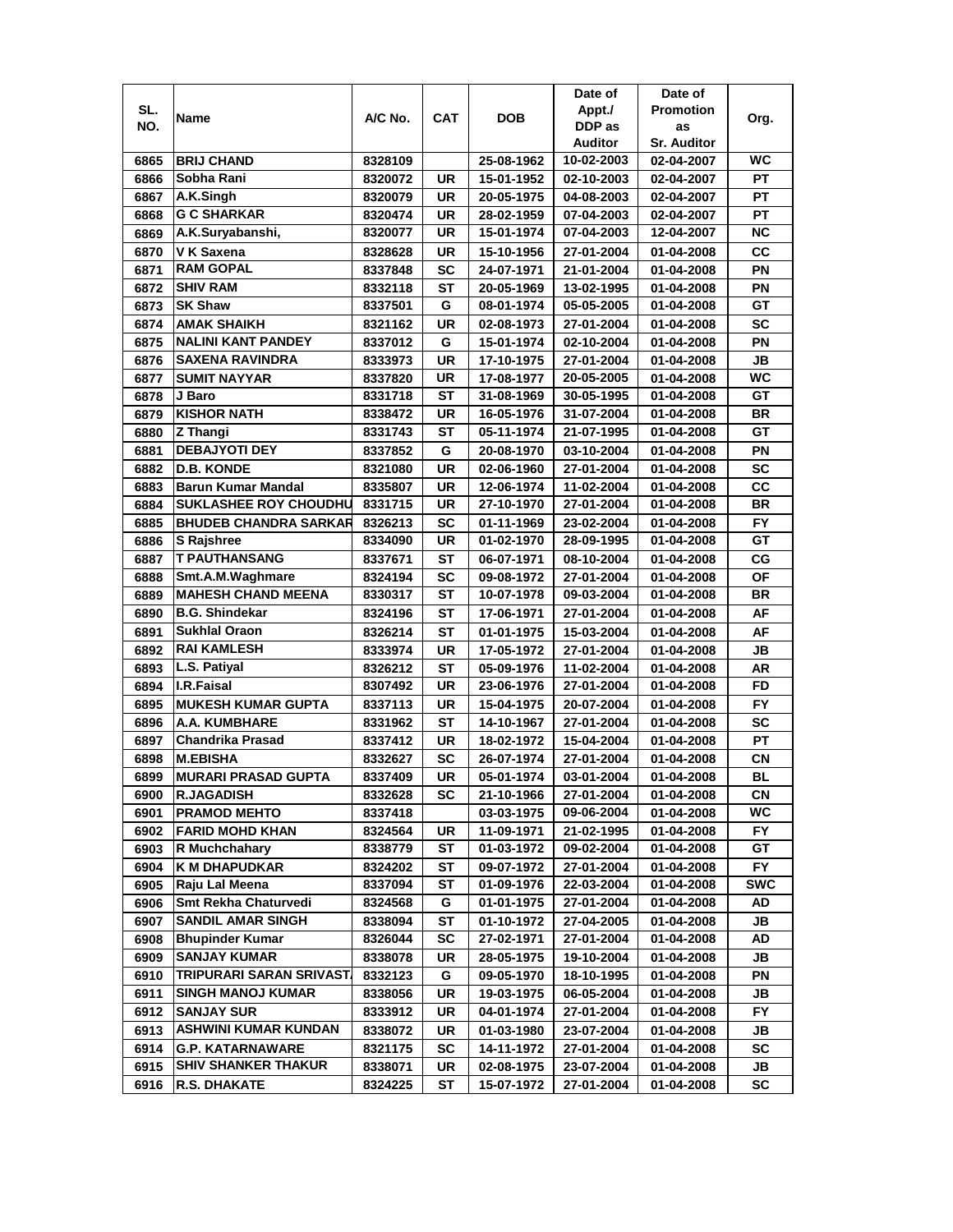| SL. NO. | Name | A/C No. | CAT | DOB | Date of Appt./ DDP as Auditor | Date of Promotion as Sr. Auditor | Org. |
|---|---|---|---|---|---|---|---|
| 6865 | BRIJ CHAND | 8328109 | | 25-08-1962 | 10-02-2003 | 02-04-2007 | WC |
| 6866 | Sobha Rani | 8320072 | UR | 15-01-1952 | 02-10-2003 | 02-04-2007 | PT |
| 6867 | A.K.Singh | 8320079 | UR | 20-05-1975 | 04-08-2003 | 02-04-2007 | PT |
| 6868 | G C SHARKAR | 8320474 | UR | 28-02-1959 | 07-04-2003 | 02-04-2007 | PT |
| 6869 | A.K.Suryabanshi, | 8320077 | UR | 15-01-1974 | 07-04-2003 | 12-04-2007 | NC |
| 6870 | V K Saxena | 8328628 | UR | 15-10-1956 | 27-01-2004 | 01-04-2008 | CC |
| 6871 | RAM GOPAL | 8337848 | SC | 24-07-1971 | 21-01-2004 | 01-04-2008 | PN |
| 6872 | SHIV RAM | 8332118 | ST | 20-05-1969 | 13-02-1995 | 01-04-2008 | PN |
| 6873 | SK Shaw | 8337501 | G | 08-01-1974 | 05-05-2005 | 01-04-2008 | GT |
| 6874 | AMAK SHAIKH | 8321162 | UR | 02-08-1973 | 27-01-2004 | 01-04-2008 | SC |
| 6875 | NALINI KANT PANDEY | 8337012 | G | 15-01-1974 | 02-10-2004 | 01-04-2008 | PN |
| 6876 | SAXENA RAVINDRA | 8333973 | UR | 17-10-1975 | 27-01-2004 | 01-04-2008 | JB |
| 6877 | SUMIT NAYYAR | 8337820 | UR | 17-08-1977 | 20-05-2005 | 01-04-2008 | WC |
| 6878 | J Baro | 8331718 | ST | 31-08-1969 | 30-05-1995 | 01-04-2008 | GT |
| 6879 | KISHOR NATH | 8338472 | UR | 16-05-1976 | 31-07-2004 | 01-04-2008 | BR |
| 6880 | Z Thangi | 8331743 | ST | 05-11-1974 | 21-07-1995 | 01-04-2008 | GT |
| 6881 | DEBAJYOTI DEY | 8337852 | G | 20-08-1970 | 03-10-2004 | 01-04-2008 | PN |
| 6882 | D.B. KONDE | 8321080 | UR | 02-06-1960 | 27-01-2004 | 01-04-2008 | SC |
| 6883 | Barun Kumar Mandal | 8335807 | UR | 12-06-1974 | 11-02-2004 | 01-04-2008 | CC |
| 6884 | SUKLASHEE ROY CHOUDHU | 8331715 | UR | 27-10-1970 | 27-01-2004 | 01-04-2008 | BR |
| 6885 | BHUDEB CHANDRA SARKAR | 8326213 | SC | 01-11-1969 | 23-02-2004 | 01-04-2008 | FY |
| 6886 | S Rajshree | 8334090 | UR | 01-02-1970 | 28-09-1995 | 01-04-2008 | GT |
| 6887 | T PAUTHANSANG | 8337671 | ST | 06-07-1971 | 08-10-2004 | 01-04-2008 | CG |
| 6888 | Smt.A.M.Waghmare | 8324194 | SC | 09-08-1972 | 27-01-2004 | 01-04-2008 | OF |
| 6889 | MAHESH CHAND MEENA | 8330317 | ST | 10-07-1978 | 09-03-2004 | 01-04-2008 | BR |
| 6890 | B.G. Shindekar | 8324196 | ST | 17-06-1971 | 27-01-2004 | 01-04-2008 | AF |
| 6891 | Sukhlal Oraon | 8326214 | ST | 01-01-1975 | 15-03-2004 | 01-04-2008 | AF |
| 6892 | RAI KAMLESH | 8333974 | UR | 17-05-1972 | 27-01-2004 | 01-04-2008 | JB |
| 6893 | L.S. Patiyal | 8326212 | ST | 05-09-1976 | 11-02-2004 | 01-04-2008 | AR |
| 6894 | I.R.Faisal | 8307492 | UR | 23-06-1976 | 27-01-2004 | 01-04-2008 | FD |
| 6895 | MUKESH KUMAR GUPTA | 8337113 | UR | 15-04-1975 | 20-07-2004 | 01-04-2008 | FY |
| 6896 | A.A. KUMBHARE | 8331962 | ST | 14-10-1967 | 27-01-2004 | 01-04-2008 | SC |
| 6897 | Chandrika Prasad | 8337412 | UR | 18-02-1972 | 15-04-2004 | 01-04-2008 | PT |
| 6898 | M.EBISHA | 8332627 | SC | 26-07-1974 | 27-01-2004 | 01-04-2008 | CN |
| 6899 | MURARI PRASAD GUPTA | 8337409 | UR | 05-01-1974 | 03-01-2004 | 01-04-2008 | BL |
| 6900 | R.JAGADISH | 8332628 | SC | 21-10-1966 | 27-01-2004 | 01-04-2008 | CN |
| 6901 | PRAMOD MEHTO | 8337418 | | 03-03-1975 | 09-06-2004 | 01-04-2008 | WC |
| 6902 | FARID MOHD KHAN | 8324564 | UR | 11-09-1971 | 21-02-1995 | 01-04-2008 | FY |
| 6903 | R Muchchahary | 8338779 | ST | 01-03-1972 | 09-02-2004 | 01-04-2008 | GT |
| 6904 | K M DHAPUDKAR | 8324202 | ST | 09-07-1972 | 27-01-2004 | 01-04-2008 | FY |
| 6905 | Raju Lal Meena | 8337094 | ST | 01-09-1976 | 22-03-2004 | 01-04-2008 | SWC |
| 6906 | Smt Rekha Chaturvedi | 8324568 | G | 01-01-1975 | 27-01-2004 | 01-04-2008 | AD |
| 6907 | SANDIL AMAR SINGH | 8338094 | ST | 01-10-1972 | 27-04-2005 | 01-04-2008 | JB |
| 6908 | Bhupinder Kumar | 8326044 | SC | 27-02-1971 | 27-01-2004 | 01-04-2008 | AD |
| 6909 | SANJAY KUMAR | 8338078 | UR | 28-05-1975 | 19-10-2004 | 01-04-2008 | JB |
| 6910 | TRIPURARI SARAN SRIVAST. | 8332123 | G | 09-05-1970 | 18-10-1995 | 01-04-2008 | PN |
| 6911 | SINGH MANOJ KUMAR | 8338056 | UR | 19-03-1975 | 06-05-2004 | 01-04-2008 | JB |
| 6912 | SANJAY SUR | 8333912 | UR | 04-01-1974 | 27-01-2004 | 01-04-2008 | FY |
| 6913 | ASHWINI KUMAR KUNDAN | 8338072 | UR | 01-03-1980 | 23-07-2004 | 01-04-2008 | JB |
| 6914 | G.P. KATARNAWARE | 8321175 | SC | 14-11-1972 | 27-01-2004 | 01-04-2008 | SC |
| 6915 | SHIV SHANKER THAKUR | 8338071 | UR | 02-08-1975 | 23-07-2004 | 01-04-2008 | JB |
| 6916 | R.S. DHAKATE | 8324225 | ST | 15-07-1972 | 27-01-2004 | 01-04-2008 | SC |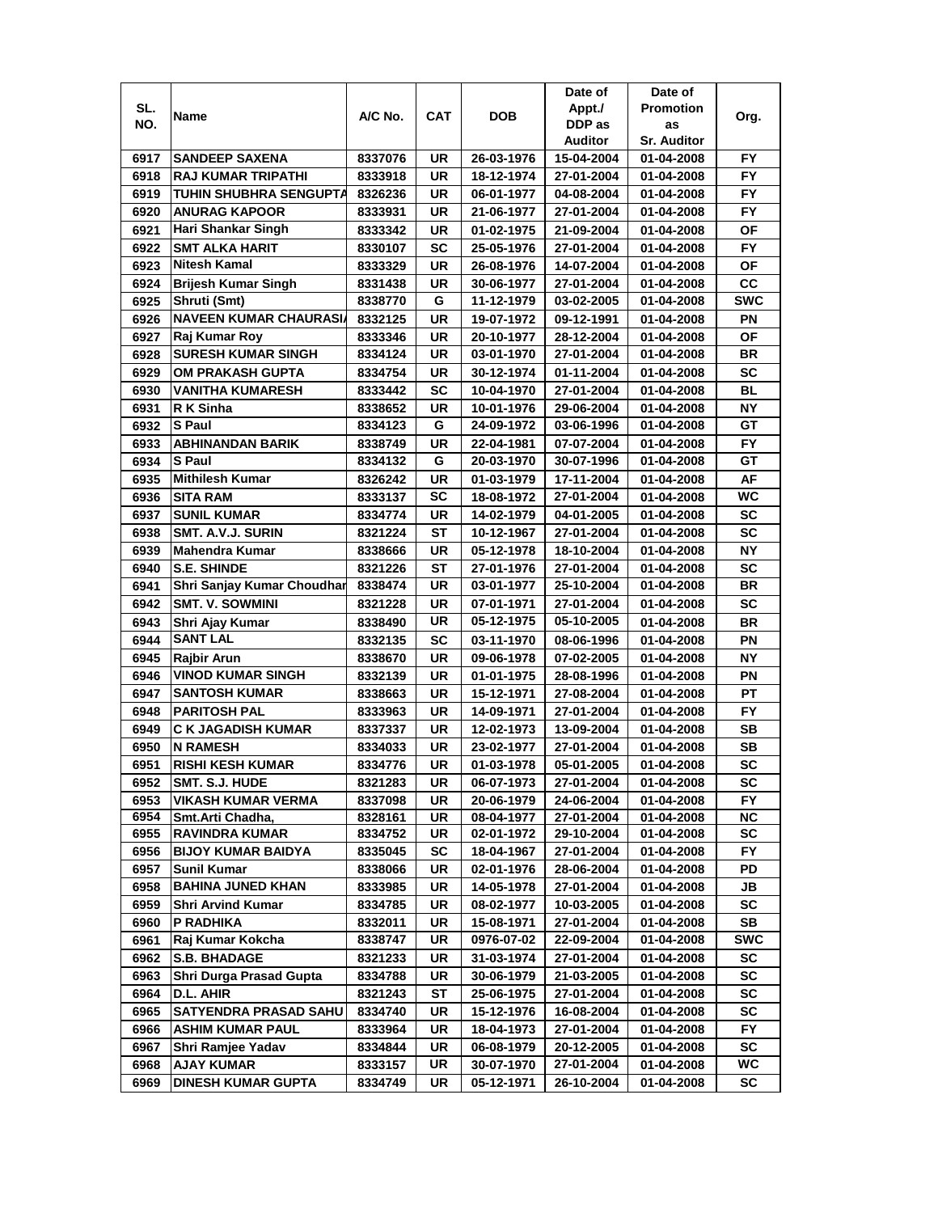| SL. NO. | Name | A/C No. | CAT | DOB | Date of Appt./ DDP as Auditor | Date of Promotion as Sr. Auditor | Org. |
|---|---|---|---|---|---|---|---|
| 6917 | SANDEEP SAXENA | 8337076 | UR | 26-03-1976 | 15-04-2004 | 01-04-2008 | FY |
| 6918 | RAJ KUMAR TRIPATHI | 8333918 | UR | 18-12-1974 | 27-01-2004 | 01-04-2008 | FY |
| 6919 | TUHIN SHUBHRA SENGUPTA | 8326236 | UR | 06-01-1977 | 04-08-2004 | 01-04-2008 | FY |
| 6920 | ANURAG KAPOOR | 8333931 | UR | 21-06-1977 | 27-01-2004 | 01-04-2008 | FY |
| 6921 | Hari Shankar Singh | 8333342 | UR | 01-02-1975 | 21-09-2004 | 01-04-2008 | OF |
| 6922 | SMT ALKA HARIT | 8330107 | SC | 25-05-1976 | 27-01-2004 | 01-04-2008 | FY |
| 6923 | Nitesh Kamal | 8333329 | UR | 26-08-1976 | 14-07-2004 | 01-04-2008 | OF |
| 6924 | Brijesh Kumar Singh | 8331438 | UR | 30-06-1977 | 27-01-2004 | 01-04-2008 | CC |
| 6925 | Shruti (Smt) | 8338770 | G | 11-12-1979 | 03-02-2005 | 01-04-2008 | SWC |
| 6926 | NAVEEN KUMAR CHAURASIA | 8332125 | UR | 19-07-1972 | 09-12-1991 | 01-04-2008 | PN |
| 6927 | Raj Kumar Roy | 8333346 | UR | 20-10-1977 | 28-12-2004 | 01-04-2008 | OF |
| 6928 | SURESH KUMAR SINGH | 8334124 | UR | 03-01-1970 | 27-01-2004 | 01-04-2008 | BR |
| 6929 | OM PRAKASH GUPTA | 8334754 | UR | 30-12-1974 | 01-11-2004 | 01-04-2008 | SC |
| 6930 | VANITHA KUMARESH | 8333442 | SC | 10-04-1970 | 27-01-2004 | 01-04-2008 | BL |
| 6931 | R K Sinha | 8338652 | UR | 10-01-1976 | 29-06-2004 | 01-04-2008 | NY |
| 6932 | S Paul | 8334123 | G | 24-09-1972 | 03-06-1996 | 01-04-2008 | GT |
| 6933 | ABHINANDAN BARIK | 8338749 | UR | 22-04-1981 | 07-07-2004 | 01-04-2008 | FY |
| 6934 | S Paul | 8334132 | G | 20-03-1970 | 30-07-1996 | 01-04-2008 | GT |
| 6935 | Mithilesh Kumar | 8326242 | UR | 01-03-1979 | 17-11-2004 | 01-04-2008 | AF |
| 6936 | SITA RAM | 8333137 | SC | 18-08-1972 | 27-01-2004 | 01-04-2008 | WC |
| 6937 | SUNIL KUMAR | 8334774 | UR | 14-02-1979 | 04-01-2005 | 01-04-2008 | SC |
| 6938 | SMT. A.V.J. SURIN | 8321224 | ST | 10-12-1967 | 27-01-2004 | 01-04-2008 | SC |
| 6939 | Mahendra Kumar | 8338666 | UR | 05-12-1978 | 18-10-2004 | 01-04-2008 | NY |
| 6940 | S.E. SHINDE | 8321226 | ST | 27-01-1976 | 27-01-2004 | 01-04-2008 | SC |
| 6941 | Shri Sanjay Kumar Choudhar | 8338474 | UR | 03-01-1977 | 25-10-2004 | 01-04-2008 | BR |
| 6942 | SMT. V. SOWMINI | 8321228 | UR | 07-01-1971 | 27-01-2004 | 01-04-2008 | SC |
| 6943 | Shri Ajay Kumar | 8338490 | UR | 05-12-1975 | 05-10-2005 | 01-04-2008 | BR |
| 6944 | SANT LAL | 8332135 | SC | 03-11-1970 | 08-06-1996 | 01-04-2008 | PN |
| 6945 | Rajbir Arun | 8338670 | UR | 09-06-1978 | 07-02-2005 | 01-04-2008 | NY |
| 6946 | VINOD KUMAR SINGH | 8332139 | UR | 01-01-1975 | 28-08-1996 | 01-04-2008 | PN |
| 6947 | SANTOSH KUMAR | 8338663 | UR | 15-12-1971 | 27-08-2004 | 01-04-2008 | PT |
| 6948 | PARITOSH PAL | 8333963 | UR | 14-09-1971 | 27-01-2004 | 01-04-2008 | FY |
| 6949 | C K JAGADISH KUMAR | 8337337 | UR | 12-02-1973 | 13-09-2004 | 01-04-2008 | SB |
| 6950 | N RAMESH | 8334033 | UR | 23-02-1977 | 27-01-2004 | 01-04-2008 | SB |
| 6951 | RISHI KESH KUMAR | 8334776 | UR | 01-03-1978 | 05-01-2005 | 01-04-2008 | SC |
| 6952 | SMT. S.J. HUDE | 8321283 | UR | 06-07-1973 | 27-01-2004 | 01-04-2008 | SC |
| 6953 | VIKASH KUMAR VERMA | 8337098 | UR | 20-06-1979 | 24-06-2004 | 01-04-2008 | FY |
| 6954 | Smt.Arti Chadha, | 8328161 | UR | 08-04-1977 | 27-01-2004 | 01-04-2008 | NC |
| 6955 | RAVINDRA KUMAR | 8334752 | UR | 02-01-1972 | 29-10-2004 | 01-04-2008 | SC |
| 6956 | BIJOY KUMAR BAIDYA | 8335045 | SC | 18-04-1967 | 27-01-2004 | 01-04-2008 | FY |
| 6957 | Sunil Kumar | 8338066 | UR | 02-01-1976 | 28-06-2004 | 01-04-2008 | PD |
| 6958 | BAHINA JUNED KHAN | 8333985 | UR | 14-05-1978 | 27-01-2004 | 01-04-2008 | JB |
| 6959 | Shri Arvind Kumar | 8334785 | UR | 08-02-1977 | 10-03-2005 | 01-04-2008 | SC |
| 6960 | P RADHIKA | 8332011 | UR | 15-08-1971 | 27-01-2004 | 01-04-2008 | SB |
| 6961 | Raj Kumar Kokcha | 8338747 | UR | 0976-07-02 | 22-09-2004 | 01-04-2008 | SWC |
| 6962 | S.B. BHADAGE | 8321233 | UR | 31-03-1974 | 27-01-2004 | 01-04-2008 | SC |
| 6963 | Shri Durga Prasad Gupta | 8334788 | UR | 30-06-1979 | 21-03-2005 | 01-04-2008 | SC |
| 6964 | D.L. AHIR | 8321243 | ST | 25-06-1975 | 27-01-2004 | 01-04-2008 | SC |
| 6965 | SATYENDRA PRASAD SAHU | 8334740 | UR | 15-12-1976 | 16-08-2004 | 01-04-2008 | SC |
| 6966 | ASHIM KUMAR PAUL | 8333964 | UR | 18-04-1973 | 27-01-2004 | 01-04-2008 | FY |
| 6967 | Shri Ramjee Yadav | 8334844 | UR | 06-08-1979 | 20-12-2005 | 01-04-2008 | SC |
| 6968 | AJAY KUMAR | 8333157 | UR | 30-07-1970 | 27-01-2004 | 01-04-2008 | WC |
| 6969 | DINESH KUMAR GUPTA | 8334749 | UR | 05-12-1971 | 26-10-2004 | 01-04-2008 | SC |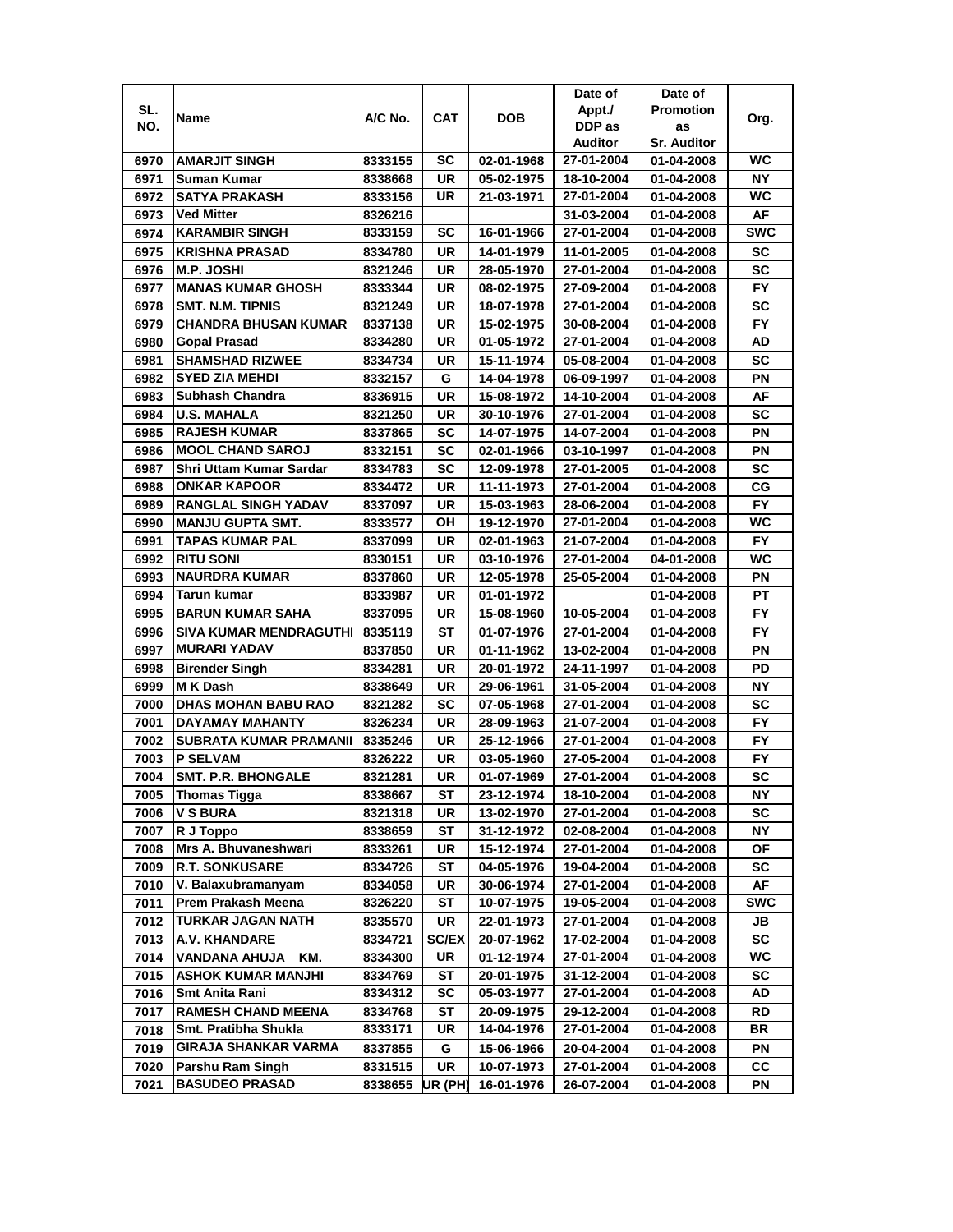| SL. NO. | Name | A/C No. | CAT | DOB | Date of Appt./ DDP as Auditor | Date of Promotion as Sr. Auditor | Org. |
|---|---|---|---|---|---|---|---|
| 6970 | AMARJIT SINGH | 8333155 | SC | 02-01-1968 | 27-01-2004 | 01-04-2008 | WC |
| 6971 | Suman Kumar | 8338668 | UR | 05-02-1975 | 18-10-2004 | 01-04-2008 | NY |
| 6972 | SATYA PRAKASH | 8333156 | UR | 21-03-1971 | 27-01-2004 | 01-04-2008 | WC |
| 6973 | Ved Mitter | 8326216 | | | 31-03-2004 | 01-04-2008 | AF |
| 6974 | KARAMBIR SINGH | 8333159 | SC | 16-01-1966 | 27-01-2004 | 01-04-2008 | SWC |
| 6975 | KRISHNA PRASAD | 8334780 | UR | 14-01-1979 | 11-01-2005 | 01-04-2008 | SC |
| 6976 | M.P. JOSHI | 8321246 | UR | 28-05-1970 | 27-01-2004 | 01-04-2008 | SC |
| 6977 | MANAS KUMAR GHOSH | 8333344 | UR | 08-02-1975 | 27-09-2004 | 01-04-2008 | FY |
| 6978 | SMT. N.M. TIPNIS | 8321249 | UR | 18-07-1978 | 27-01-2004 | 01-04-2008 | SC |
| 6979 | CHANDRA BHUSAN KUMAR | 8337138 | UR | 15-02-1975 | 30-08-2004 | 01-04-2008 | FY |
| 6980 | Gopal Prasad | 8334280 | UR | 01-05-1972 | 27-01-2004 | 01-04-2008 | AD |
| 6981 | SHAMSHAD RIZWEE | 8334734 | UR | 15-11-1974 | 05-08-2004 | 01-04-2008 | SC |
| 6982 | SYED ZIA MEHDI | 8332157 | G | 14-04-1978 | 06-09-1997 | 01-04-2008 | PN |
| 6983 | Subhash Chandra | 8336915 | UR | 15-08-1972 | 14-10-2004 | 01-04-2008 | AF |
| 6984 | U.S. MAHALA | 8321250 | UR | 30-10-1976 | 27-01-2004 | 01-04-2008 | SC |
| 6985 | RAJESH KUMAR | 8337865 | SC | 14-07-1975 | 14-07-2004 | 01-04-2008 | PN |
| 6986 | MOOL CHAND SAROJ | 8332151 | SC | 02-01-1966 | 03-10-1997 | 01-04-2008 | PN |
| 6987 | Shri Uttam Kumar Sardar | 8334783 | SC | 12-09-1978 | 27-01-2005 | 01-04-2008 | SC |
| 6988 | ONKAR KAPOOR | 8334472 | UR | 11-11-1973 | 27-01-2004 | 01-04-2008 | CG |
| 6989 | RANGLAL SINGH YADAV | 8337097 | UR | 15-03-1963 | 28-06-2004 | 01-04-2008 | FY |
| 6990 | MANJU GUPTA SMT. | 8333577 | OH | 19-12-1970 | 27-01-2004 | 01-04-2008 | WC |
| 6991 | TAPAS KUMAR PAL | 8337099 | UR | 02-01-1963 | 21-07-2004 | 01-04-2008 | FY |
| 6992 | RITU SONI | 8330151 | UR | 03-10-1976 | 27-01-2004 | 04-01-2008 | WC |
| 6993 | NAURDRA KUMAR | 8337860 | UR | 12-05-1978 | 25-05-2004 | 01-04-2008 | PN |
| 6994 | Tarun kumar | 8333987 | UR | 01-01-1972 | | 01-04-2008 | PT |
| 6995 | BARUN KUMAR SAHA | 8337095 | UR | 15-08-1960 | 10-05-2004 | 01-04-2008 | FY |
| 6996 | SIVA KUMAR MENDRAGUTHI | 8335119 | ST | 01-07-1976 | 27-01-2004 | 01-04-2008 | FY |
| 6997 | MURARI YADAV | 8337850 | UR | 01-11-1962 | 13-02-2004 | 01-04-2008 | PN |
| 6998 | Birender Singh | 8334281 | UR | 20-01-1972 | 24-11-1997 | 01-04-2008 | PD |
| 6999 | M K Dash | 8338649 | UR | 29-06-1961 | 31-05-2004 | 01-04-2008 | NY |
| 7000 | DHAS MOHAN BABU RAO | 8321282 | SC | 07-05-1968 | 27-01-2004 | 01-04-2008 | SC |
| 7001 | DAYAMAY MAHANTY | 8326234 | UR | 28-09-1963 | 21-07-2004 | 01-04-2008 | FY |
| 7002 | SUBRATA KUMAR PRAMANII | 8335246 | UR | 25-12-1966 | 27-01-2004 | 01-04-2008 | FY |
| 7003 | P SELVAM | 8326222 | UR | 03-05-1960 | 27-05-2004 | 01-04-2008 | FY |
| 7004 | SMT. P.R. BHONGALE | 8321281 | UR | 01-07-1969 | 27-01-2004 | 01-04-2008 | SC |
| 7005 | Thomas Tigga | 8338667 | ST | 23-12-1974 | 18-10-2004 | 01-04-2008 | NY |
| 7006 | V S BURA | 8321318 | UR | 13-02-1970 | 27-01-2004 | 01-04-2008 | SC |
| 7007 | R J Toppo | 8338659 | ST | 31-12-1972 | 02-08-2004 | 01-04-2008 | NY |
| 7008 | Mrs A. Bhuvaneshwari | 8333261 | UR | 15-12-1974 | 27-01-2004 | 01-04-2008 | OF |
| 7009 | R.T. SONKUSARE | 8334726 | ST | 04-05-1976 | 19-04-2004 | 01-04-2008 | SC |
| 7010 | V. Balaxubramanyam | 8334058 | UR | 30-06-1974 | 27-01-2004 | 01-04-2008 | AF |
| 7011 | Prem Prakash Meena | 8326220 | ST | 10-07-1975 | 19-05-2004 | 01-04-2008 | SWC |
| 7012 | TURKAR JAGAN NATH | 8335570 | UR | 22-01-1973 | 27-01-2004 | 01-04-2008 | JB |
| 7013 | A.V. KHANDARE | 8334721 | SC/EX | 20-07-1962 | 17-02-2004 | 01-04-2008 | SC |
| 7014 | VANDANA AHUJA KM. | 8334300 | UR | 01-12-1974 | 27-01-2004 | 01-04-2008 | WC |
| 7015 | ASHOK KUMAR MANJHI | 8334769 | ST | 20-01-1975 | 31-12-2004 | 01-04-2008 | SC |
| 7016 | Smt Anita Rani | 8334312 | SC | 05-03-1977 | 27-01-2004 | 01-04-2008 | AD |
| 7017 | RAMESH CHAND MEENA | 8334768 | ST | 20-09-1975 | 29-12-2004 | 01-04-2008 | RD |
| 7018 | Smt. Pratibha Shukla | 8333171 | UR | 14-04-1976 | 27-01-2004 | 01-04-2008 | BR |
| 7019 | GIRAJA SHANKAR VARMA | 8337855 | G | 15-06-1966 | 20-04-2004 | 01-04-2008 | PN |
| 7020 | Parshu Ram Singh | 8331515 | UR | 10-07-1973 | 27-01-2004 | 01-04-2008 | CC |
| 7021 | BASUDEO PRASAD | 8338655 | UR (PH) | 16-01-1976 | 26-07-2004 | 01-04-2008 | PN |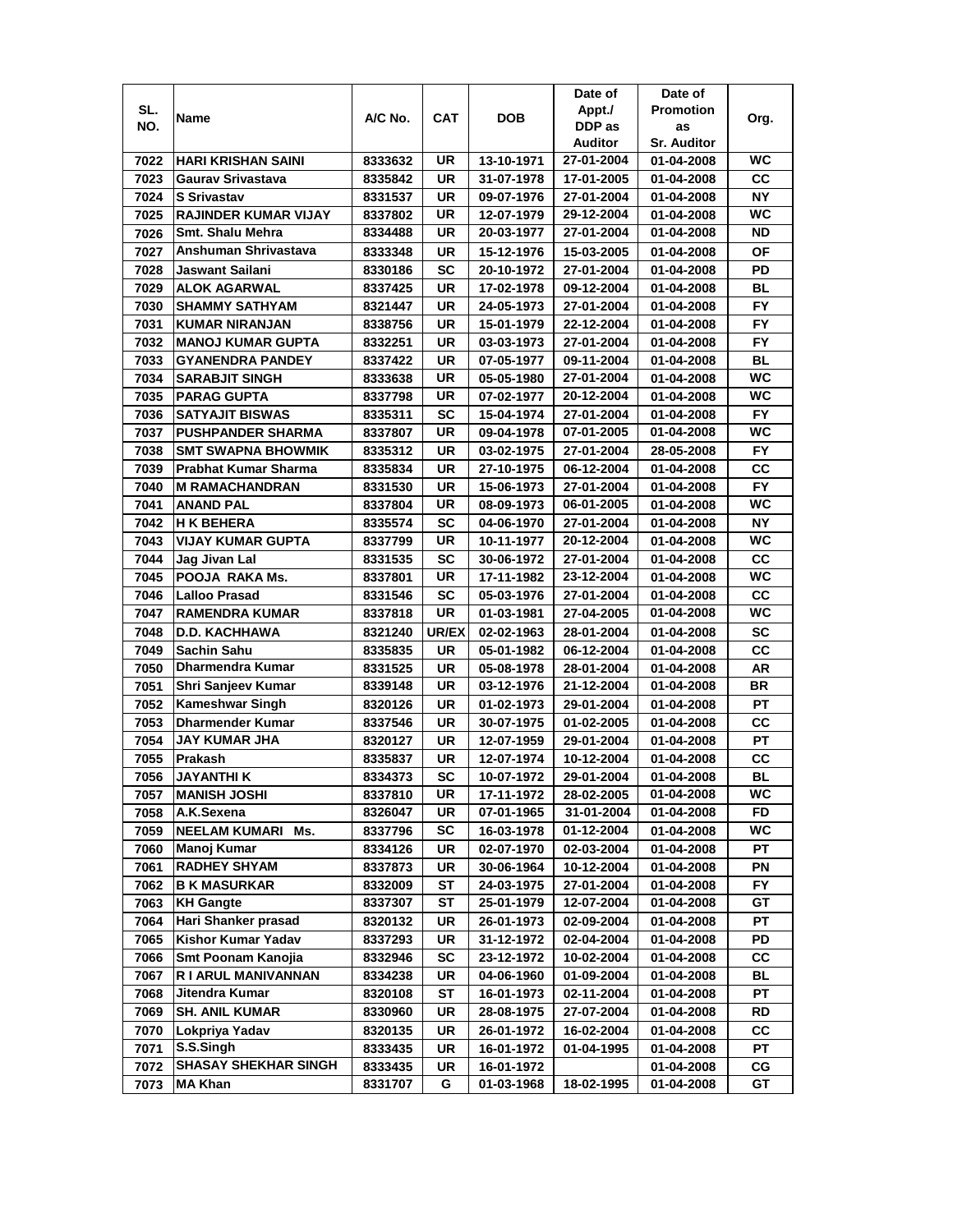| SL. NO. | Name | A/C No. | CAT | DOB | Date of Appt./ DDP as Auditor | Date of Promotion as Sr. Auditor | Org. |
|---|---|---|---|---|---|---|---|
| 7022 | HARI KRISHAN SAINI | 8333632 | UR | 13-10-1971 | 27-01-2004 | 01-04-2008 | WC |
| 7023 | Gaurav Srivastava | 8335842 | UR | 31-07-1978 | 17-01-2005 | 01-04-2008 | CC |
| 7024 | S Srivastav | 8331537 | UR | 09-07-1976 | 27-01-2004 | 01-04-2008 | NY |
| 7025 | RAJINDER KUMAR VIJAY | 8337802 | UR | 12-07-1979 | 29-12-2004 | 01-04-2008 | WC |
| 7026 | Smt. Shalu Mehra | 8334488 | UR | 20-03-1977 | 27-01-2004 | 01-04-2008 | ND |
| 7027 | Anshuman Shrivastava | 8333348 | UR | 15-12-1976 | 15-03-2005 | 01-04-2008 | OF |
| 7028 | Jaswant Sailani | 8330186 | SC | 20-10-1972 | 27-01-2004 | 01-04-2008 | PD |
| 7029 | ALOK AGARWAL | 8337425 | UR | 17-02-1978 | 09-12-2004 | 01-04-2008 | BL |
| 7030 | SHAMMY SATHYAM | 8321447 | UR | 24-05-1973 | 27-01-2004 | 01-04-2008 | FY |
| 7031 | KUMAR NIRANJAN | 8338756 | UR | 15-01-1979 | 22-12-2004 | 01-04-2008 | FY |
| 7032 | MANOJ KUMAR GUPTA | 8332251 | UR | 03-03-1973 | 27-01-2004 | 01-04-2008 | FY |
| 7033 | GYANENDRA PANDEY | 8337422 | UR | 07-05-1977 | 09-11-2004 | 01-04-2008 | BL |
| 7034 | SARABJIT SINGH | 8333638 | UR | 05-05-1980 | 27-01-2004 | 01-04-2008 | WC |
| 7035 | PARAG GUPTA | 8337798 | UR | 07-02-1977 | 20-12-2004 | 01-04-2008 | WC |
| 7036 | SATYAJIT BISWAS | 8335311 | SC | 15-04-1974 | 27-01-2004 | 01-04-2008 | FY |
| 7037 | PUSHPANDER SHARMA | 8337807 | UR | 09-04-1978 | 07-01-2005 | 01-04-2008 | WC |
| 7038 | SMT SWAPNA BHOWMIK | 8335312 | UR | 03-02-1975 | 27-01-2004 | 28-05-2008 | FY |
| 7039 | Prabhat Kumar Sharma | 8335834 | UR | 27-10-1975 | 06-12-2004 | 01-04-2008 | CC |
| 7040 | M RAMACHANDRAN | 8331530 | UR | 15-06-1973 | 27-01-2004 | 01-04-2008 | FY |
| 7041 | ANAND PAL | 8337804 | UR | 08-09-1973 | 06-01-2005 | 01-04-2008 | WC |
| 7042 | H K BEHERA | 8335574 | SC | 04-06-1970 | 27-01-2004 | 01-04-2008 | NY |
| 7043 | VIJAY KUMAR GUPTA | 8337799 | UR | 10-11-1977 | 20-12-2004 | 01-04-2008 | WC |
| 7044 | Jag Jivan Lal | 8331535 | SC | 30-06-1972 | 27-01-2004 | 01-04-2008 | CC |
| 7045 | POOJA RAKA Ms. | 8337801 | UR | 17-11-1982 | 23-12-2004 | 01-04-2008 | WC |
| 7046 | Lalloo Prasad | 8331546 | SC | 05-03-1976 | 27-01-2004 | 01-04-2008 | CC |
| 7047 | RAMENDRA KUMAR | 8337818 | UR | 01-03-1981 | 27-04-2005 | 01-04-2008 | WC |
| 7048 | D.D. KACHHAWA | 8321240 | UR/EX | 02-02-1963 | 28-01-2004 | 01-04-2008 | SC |
| 7049 | Sachin Sahu | 8335835 | UR | 05-01-1982 | 06-12-2004 | 01-04-2008 | CC |
| 7050 | Dharmendra Kumar | 8331525 | UR | 05-08-1978 | 28-01-2004 | 01-04-2008 | AR |
| 7051 | Shri Sanjeev Kumar | 8339148 | UR | 03-12-1976 | 21-12-2004 | 01-04-2008 | BR |
| 7052 | Kameshwar Singh | 8320126 | UR | 01-02-1973 | 29-01-2004 | 01-04-2008 | PT |
| 7053 | Dharmender Kumar | 8337546 | UR | 30-07-1975 | 01-02-2005 | 01-04-2008 | CC |
| 7054 | JAY KUMAR JHA | 8320127 | UR | 12-07-1959 | 29-01-2004 | 01-04-2008 | PT |
| 7055 | Prakash | 8335837 | UR | 12-07-1974 | 10-12-2004 | 01-04-2008 | CC |
| 7056 | JAYANTHI K | 8334373 | SC | 10-07-1972 | 29-01-2004 | 01-04-2008 | BL |
| 7057 | MANISH JOSHI | 8337810 | UR | 17-11-1972 | 28-02-2005 | 01-04-2008 | WC |
| 7058 | A.K.Sexena | 8326047 | UR | 07-01-1965 | 31-01-2004 | 01-04-2008 | FD |
| 7059 | NEELAM KUMARI Ms. | 8337796 | SC | 16-03-1978 | 01-12-2004 | 01-04-2008 | WC |
| 7060 | Manoj Kumar | 8334126 | UR | 02-07-1970 | 02-03-2004 | 01-04-2008 | PT |
| 7061 | RADHEY SHYAM | 8337873 | UR | 30-06-1964 | 10-12-2004 | 01-04-2008 | PN |
| 7062 | B K MASURKAR | 8332009 | ST | 24-03-1975 | 27-01-2004 | 01-04-2008 | FY |
| 7063 | KH Gangte | 8337307 | ST | 25-01-1979 | 12-07-2004 | 01-04-2008 | GT |
| 7064 | Hari Shanker prasad | 8320132 | UR | 26-01-1973 | 02-09-2004 | 01-04-2008 | PT |
| 7065 | Kishor Kumar Yadav | 8337293 | UR | 31-12-1972 | 02-04-2004 | 01-04-2008 | PD |
| 7066 | Smt Poonam Kanojia | 8332946 | SC | 23-12-1972 | 10-02-2004 | 01-04-2008 | CC |
| 7067 | R I ARUL MANIVANNAN | 8334238 | UR | 04-06-1960 | 01-09-2004 | 01-04-2008 | BL |
| 7068 | Jitendra Kumar | 8320108 | ST | 16-01-1973 | 02-11-2004 | 01-04-2008 | PT |
| 7069 | SH. ANIL KUMAR | 8330960 | UR | 28-08-1975 | 27-07-2004 | 01-04-2008 | RD |
| 7070 | Lokpriya Yadav | 8320135 | UR | 26-01-1972 | 16-02-2004 | 01-04-2008 | CC |
| 7071 | S.S.Singh | 8333435 | UR | 16-01-1972 | 01-04-1995 | 01-04-2008 | PT |
| 7072 | SHASAY SHEKHAR SINGH | 8333435 | UR | 16-01-1972 | | 01-04-2008 | CG |
| 7073 | MA Khan | 8331707 | G | 01-03-1968 | 18-02-1995 | 01-04-2008 | GT |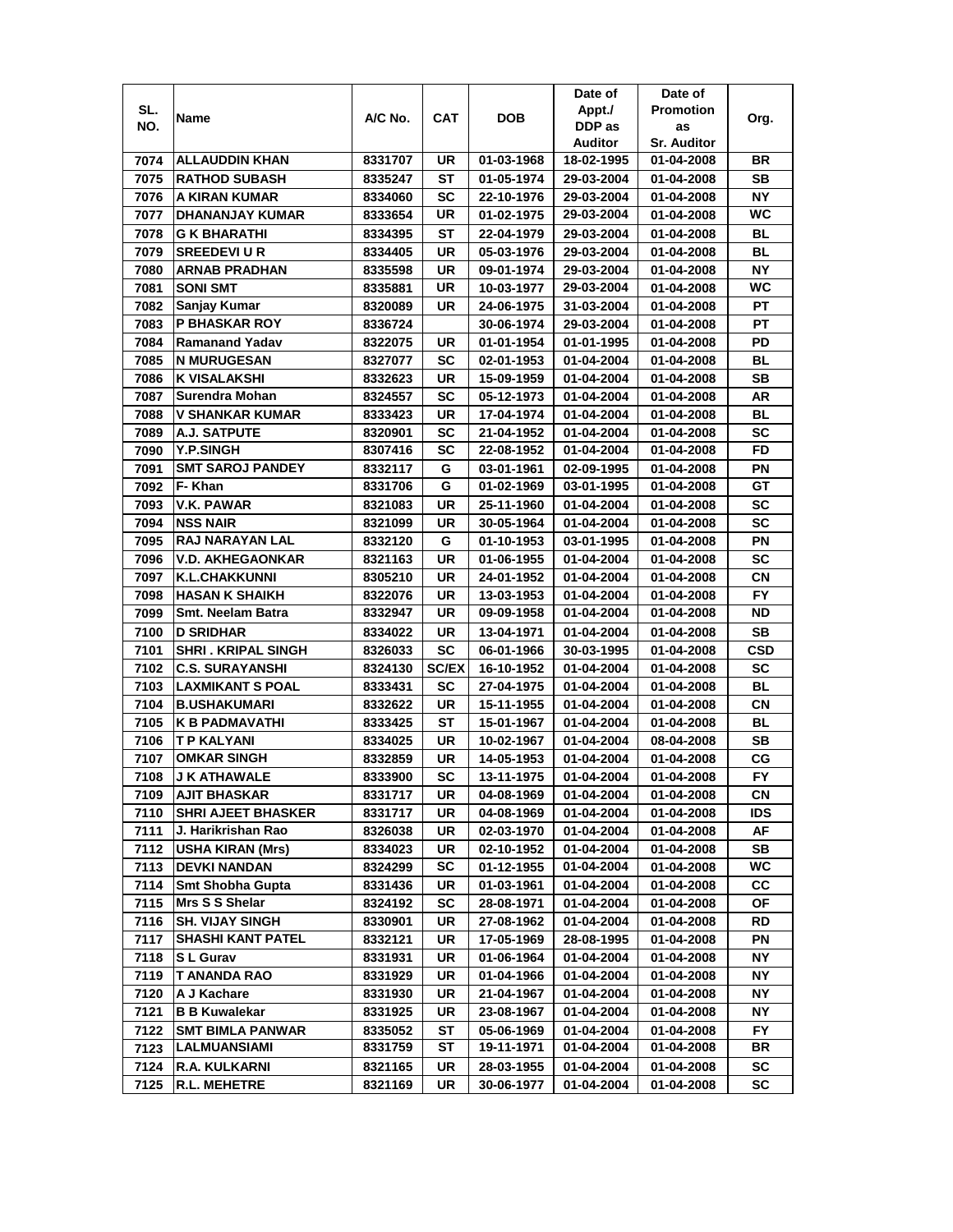| SL. NO. | Name | A/C No. | CAT | DOB | Date of Appt./ DDP as Auditor | Date of Promotion as Sr. Auditor | Org. |
|---|---|---|---|---|---|---|---|
| 7074 | ALLAUDDIN KHAN | 8331707 | UR | 01-03-1968 | 18-02-1995 | 01-04-2008 | BR |
| 7075 | RATHOD SUBASH | 8335247 | ST | 01-05-1974 | 29-03-2004 | 01-04-2008 | SB |
| 7076 | A KIRAN KUMAR | 8334060 | SC | 22-10-1976 | 29-03-2004 | 01-04-2008 | NY |
| 7077 | DHANANJAY KUMAR | 8333654 | UR | 01-02-1975 | 29-03-2004 | 01-04-2008 | WC |
| 7078 | G K BHARATHI | 8334395 | ST | 22-04-1979 | 29-03-2004 | 01-04-2008 | BL |
| 7079 | SREEDEVI U R | 8334405 | UR | 05-03-1976 | 29-03-2004 | 01-04-2008 | BL |
| 7080 | ARNAB PRADHAN | 8335598 | UR | 09-01-1974 | 29-03-2004 | 01-04-2008 | NY |
| 7081 | SONI SMT | 8335881 | UR | 10-03-1977 | 29-03-2004 | 01-04-2008 | WC |
| 7082 | Sanjay Kumar | 8320089 | UR | 24-06-1975 | 31-03-2004 | 01-04-2008 | PT |
| 7083 | P BHASKAR ROY | 8336724 | | 30-06-1974 | 29-03-2004 | 01-04-2008 | PT |
| 7084 | Ramanand Yadav | 8322075 | UR | 01-01-1954 | 01-01-1995 | 01-04-2008 | PD |
| 7085 | N MURUGESAN | 8327077 | SC | 02-01-1953 | 01-04-2004 | 01-04-2008 | BL |
| 7086 | K VISALAKSHI | 8332623 | UR | 15-09-1959 | 01-04-2004 | 01-04-2008 | SB |
| 7087 | Surendra Mohan | 8324557 | SC | 05-12-1973 | 01-04-2004 | 01-04-2008 | AR |
| 7088 | V SHANKAR KUMAR | 8333423 | UR | 17-04-1974 | 01-04-2004 | 01-04-2008 | BL |
| 7089 | A.J. SATPUTE | 8320901 | SC | 21-04-1952 | 01-04-2004 | 01-04-2008 | SC |
| 7090 | Y.P.SINGH | 8307416 | SC | 22-08-1952 | 01-04-2004 | 01-04-2008 | FD |
| 7091 | SMT SAROJ PANDEY | 8332117 | G | 03-01-1961 | 02-09-1995 | 01-04-2008 | PN |
| 7092 | F- Khan | 8331706 | G | 01-02-1969 | 03-01-1995 | 01-04-2008 | GT |
| 7093 | V.K. PAWAR | 8321083 | UR | 25-11-1960 | 01-04-2004 | 01-04-2008 | SC |
| 7094 | NSS NAIR | 8321099 | UR | 30-05-1964 | 01-04-2004 | 01-04-2008 | SC |
| 7095 | RAJ NARAYAN LAL | 8332120 | G | 01-10-1953 | 03-01-1995 | 01-04-2008 | PN |
| 7096 | V.D. AKHEGAONKAR | 8321163 | UR | 01-06-1955 | 01-04-2004 | 01-04-2008 | SC |
| 7097 | K.L.CHAKKUNNI | 8305210 | UR | 24-01-1952 | 01-04-2004 | 01-04-2008 | CN |
| 7098 | HASAN K SHAIKH | 8322076 | UR | 13-03-1953 | 01-04-2004 | 01-04-2008 | FY |
| 7099 | Smt. Neelam Batra | 8332947 | UR | 09-09-1958 | 01-04-2004 | 01-04-2008 | ND |
| 7100 | D SRIDHAR | 8334022 | UR | 13-04-1971 | 01-04-2004 | 01-04-2008 | SB |
| 7101 | SHRI . KRIPAL SINGH | 8326033 | SC | 06-01-1966 | 30-03-1995 | 01-04-2008 | CSD |
| 7102 | C.S. SURAYANSHI | 8324130 | SC/EX | 16-10-1952 | 01-04-2004 | 01-04-2008 | SC |
| 7103 | LAXMIKANT S POAL | 8333431 | SC | 27-04-1975 | 01-04-2004 | 01-04-2008 | BL |
| 7104 | B.USHAKUMARI | 8332622 | UR | 15-11-1955 | 01-04-2004 | 01-04-2008 | CN |
| 7105 | K B PADMAVATHI | 8333425 | ST | 15-01-1967 | 01-04-2004 | 01-04-2008 | BL |
| 7106 | T P KALYANI | 8334025 | UR | 10-02-1967 | 01-04-2004 | 08-04-2008 | SB |
| 7107 | OMKAR SINGH | 8332859 | UR | 14-05-1953 | 01-04-2004 | 01-04-2008 | CG |
| 7108 | J K ATHAWALE | 8333900 | SC | 13-11-1975 | 01-04-2004 | 01-04-2008 | FY |
| 7109 | AJIT BHASKAR | 8331717 | UR | 04-08-1969 | 01-04-2004 | 01-04-2008 | CN |
| 7110 | SHRI AJEET BHASKER | 8331717 | UR | 04-08-1969 | 01-04-2004 | 01-04-2008 | IDS |
| 7111 | J. Harikrishan Rao | 8326038 | UR | 02-03-1970 | 01-04-2004 | 01-04-2008 | AF |
| 7112 | USHA KIRAN (Mrs) | 8334023 | UR | 02-10-1952 | 01-04-2004 | 01-04-2008 | SB |
| 7113 | DEVKI NANDAN | 8324299 | SC | 01-12-1955 | 01-04-2004 | 01-04-2008 | WC |
| 7114 | Smt Shobha Gupta | 8331436 | UR | 01-03-1961 | 01-04-2004 | 01-04-2008 | CC |
| 7115 | Mrs S S Shelar | 8324192 | SC | 28-08-1971 | 01-04-2004 | 01-04-2008 | OF |
| 7116 | SH. VIJAY SINGH | 8330901 | UR | 27-08-1962 | 01-04-2004 | 01-04-2008 | RD |
| 7117 | SHASHI KANT PATEL | 8332121 | UR | 17-05-1969 | 28-08-1995 | 01-04-2008 | PN |
| 7118 | S L Gurav | 8331931 | UR | 01-06-1964 | 01-04-2004 | 01-04-2008 | NY |
| 7119 | T ANANDA RAO | 8331929 | UR | 01-04-1966 | 01-04-2004 | 01-04-2008 | NY |
| 7120 | A J Kachare | 8331930 | UR | 21-04-1967 | 01-04-2004 | 01-04-2008 | NY |
| 7121 | B B Kuwalekar | 8331925 | UR | 23-08-1967 | 01-04-2004 | 01-04-2008 | NY |
| 7122 | SMT BIMLA PANWAR | 8335052 | ST | 05-06-1969 | 01-04-2004 | 01-04-2008 | FY |
| 7123 | LALMUANSIAMI | 8331759 | ST | 19-11-1971 | 01-04-2004 | 01-04-2008 | BR |
| 7124 | R.A. KULKARNI | 8321165 | UR | 28-03-1955 | 01-04-2004 | 01-04-2008 | SC |
| 7125 | R.L. MEHETRE | 8321169 | UR | 30-06-1977 | 01-04-2004 | 01-04-2008 | SC |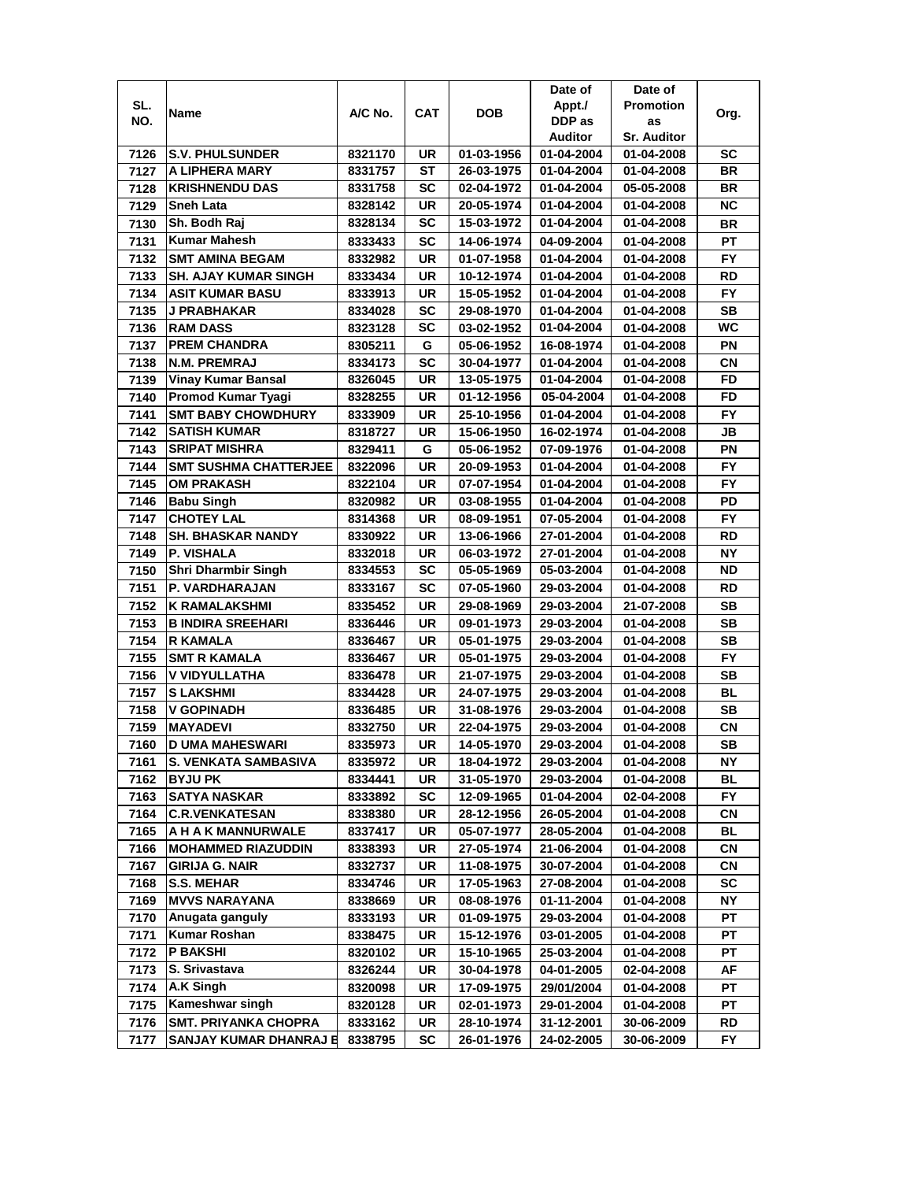| SL. NO. | Name | A/C No. | CAT | DOB | Date of Appt./ DDP as Auditor | Date of Promotion as Sr. Auditor | Org. |
|---|---|---|---|---|---|---|---|
| 7126 | S.V. PHULSUNDER | 8321170 | UR | 01-03-1956 | 01-04-2004 | 01-04-2008 | SC |
| 7127 | A LIPHERA MARY | 8331757 | ST | 26-03-1975 | 01-04-2004 | 01-04-2008 | BR |
| 7128 | KRISHNENDU DAS | 8331758 | SC | 02-04-1972 | 01-04-2004 | 05-05-2008 | BR |
| 7129 | Sneh Lata | 8328142 | UR | 20-05-1974 | 01-04-2004 | 01-04-2008 | NC |
| 7130 | Sh. Bodh Raj | 8328134 | SC | 15-03-1972 | 01-04-2004 | 01-04-2008 | BR |
| 7131 | Kumar Mahesh | 8333433 | SC | 14-06-1974 | 04-09-2004 | 01-04-2008 | PT |
| 7132 | SMT AMINA BEGAM | 8332982 | UR | 01-07-1958 | 01-04-2004 | 01-04-2008 | FY |
| 7133 | SH. AJAY KUMAR SINGH | 8333434 | UR | 10-12-1974 | 01-04-2004 | 01-04-2008 | RD |
| 7134 | ASIT KUMAR BASU | 8333913 | UR | 15-05-1952 | 01-04-2004 | 01-04-2008 | FY |
| 7135 | J PRABHAKAR | 8334028 | SC | 29-08-1970 | 01-04-2004 | 01-04-2008 | SB |
| 7136 | RAM DASS | 8323128 | SC | 03-02-1952 | 01-04-2004 | 01-04-2008 | WC |
| 7137 | PREM CHANDRA | 8305211 | G | 05-06-1952 | 16-08-1974 | 01-04-2008 | PN |
| 7138 | N.M. PREMRAJ | 8334173 | SC | 30-04-1977 | 01-04-2004 | 01-04-2008 | CN |
| 7139 | Vinay Kumar Bansal | 8326045 | UR | 13-05-1975 | 01-04-2004 | 01-04-2008 | FD |
| 7140 | Promod Kumar Tyagi | 8328255 | UR | 01-12-1956 | 05-04-2004 | 01-04-2008 | FD |
| 7141 | SMT BABY CHOWDHURY | 8333909 | UR | 25-10-1956 | 01-04-2004 | 01-04-2008 | FY |
| 7142 | SATISH KUMAR | 8318727 | UR | 15-06-1950 | 16-02-1974 | 01-04-2008 | JB |
| 7143 | SRIPAT MISHRA | 8329411 | G | 05-06-1952 | 07-09-1976 | 01-04-2008 | PN |
| 7144 | SMT SUSHMA CHATTERJEE | 8322096 | UR | 20-09-1953 | 01-04-2004 | 01-04-2008 | FY |
| 7145 | OM PRAKASH | 8322104 | UR | 07-07-1954 | 01-04-2004 | 01-04-2008 | FY |
| 7146 | Babu Singh | 8320982 | UR | 03-08-1955 | 01-04-2004 | 01-04-2008 | PD |
| 7147 | CHOTEY LAL | 8314368 | UR | 08-09-1951 | 07-05-2004 | 01-04-2008 | FY |
| 7148 | SH. BHASKAR NANDY | 8330922 | UR | 13-06-1966 | 27-01-2004 | 01-04-2008 | RD |
| 7149 | P. VISHALA | 8332018 | UR | 06-03-1972 | 27-01-2004 | 01-04-2008 | NY |
| 7150 | Shri Dharmbir Singh | 8334553 | SC | 05-05-1969 | 05-03-2004 | 01-04-2008 | ND |
| 7151 | P. VARDHARAJAN | 8333167 | SC | 07-05-1960 | 29-03-2004 | 01-04-2008 | RD |
| 7152 | K RAMALAKSHMI | 8335452 | UR | 29-08-1969 | 29-03-2004 | 21-07-2008 | SB |
| 7153 | B INDIRA SREEHARI | 8336446 | UR | 09-01-1973 | 29-03-2004 | 01-04-2008 | SB |
| 7154 | R KAMALA | 8336467 | UR | 05-01-1975 | 29-03-2004 | 01-04-2008 | SB |
| 7155 | SMT R KAMALA | 8336467 | UR | 05-01-1975 | 29-03-2004 | 01-04-2008 | FY |
| 7156 | V VIDYULLATHA | 8336478 | UR | 21-07-1975 | 29-03-2004 | 01-04-2008 | SB |
| 7157 | S LAKSHMI | 8334428 | UR | 24-07-1975 | 29-03-2004 | 01-04-2008 | BL |
| 7158 | V GOPINADH | 8336485 | UR | 31-08-1976 | 29-03-2004 | 01-04-2008 | SB |
| 7159 | MAYADEVI | 8332750 | UR | 22-04-1975 | 29-03-2004 | 01-04-2008 | CN |
| 7160 | D UMA MAHESWARI | 8335973 | UR | 14-05-1970 | 29-03-2004 | 01-04-2008 | SB |
| 7161 | S. VENKATA SAMBASIVA | 8335972 | UR | 18-04-1972 | 29-03-2004 | 01-04-2008 | NY |
| 7162 | BYJU PK | 8334441 | UR | 31-05-1970 | 29-03-2004 | 01-04-2008 | BL |
| 7163 | SATYA NASKAR | 8333892 | SC | 12-09-1965 | 01-04-2004 | 02-04-2008 | FY |
| 7164 | C.R.VENKATESAN | 8338380 | UR | 28-12-1956 | 26-05-2004 | 01-04-2008 | CN |
| 7165 | A H A K MANNURWALE | 8337417 | UR | 05-07-1977 | 28-05-2004 | 01-04-2008 | BL |
| 7166 | MOHAMMED RIAZUDDIN | 8338393 | UR | 27-05-1974 | 21-06-2004 | 01-04-2008 | CN |
| 7167 | GIRIJA G. NAIR | 8332737 | UR | 11-08-1975 | 30-07-2004 | 01-04-2008 | CN |
| 7168 | S.S. MEHAR | 8334746 | UR | 17-05-1963 | 27-08-2004 | 01-04-2008 | SC |
| 7169 | MVVS NARAYANA | 8338669 | UR | 08-08-1976 | 01-11-2004 | 01-04-2008 | NY |
| 7170 | Anugata ganguly | 8333193 | UR | 01-09-1975 | 29-03-2004 | 01-04-2008 | PT |
| 7171 | Kumar Roshan | 8338475 | UR | 15-12-1976 | 03-01-2005 | 01-04-2008 | PT |
| 7172 | P BAKSHI | 8320102 | UR | 15-10-1965 | 25-03-2004 | 01-04-2008 | PT |
| 7173 | S. Srivastava | 8326244 | UR | 30-04-1978 | 04-01-2005 | 02-04-2008 | AF |
| 7174 | A.K Singh | 8320098 | UR | 17-09-1975 | 29/01/2004 | 01-04-2008 | PT |
| 7175 | Kameshwar singh | 8320128 | UR | 02-01-1973 | 29-01-2004 | 01-04-2008 | PT |
| 7176 | SMT. PRIYANKA CHOPRA | 8333162 | UR | 28-10-1974 | 31-12-2001 | 30-06-2009 | RD |
| 7177 | SANJAY KUMAR DHANRAJ B | 8338795 | SC | 26-01-1976 | 24-02-2005 | 30-06-2009 | FY |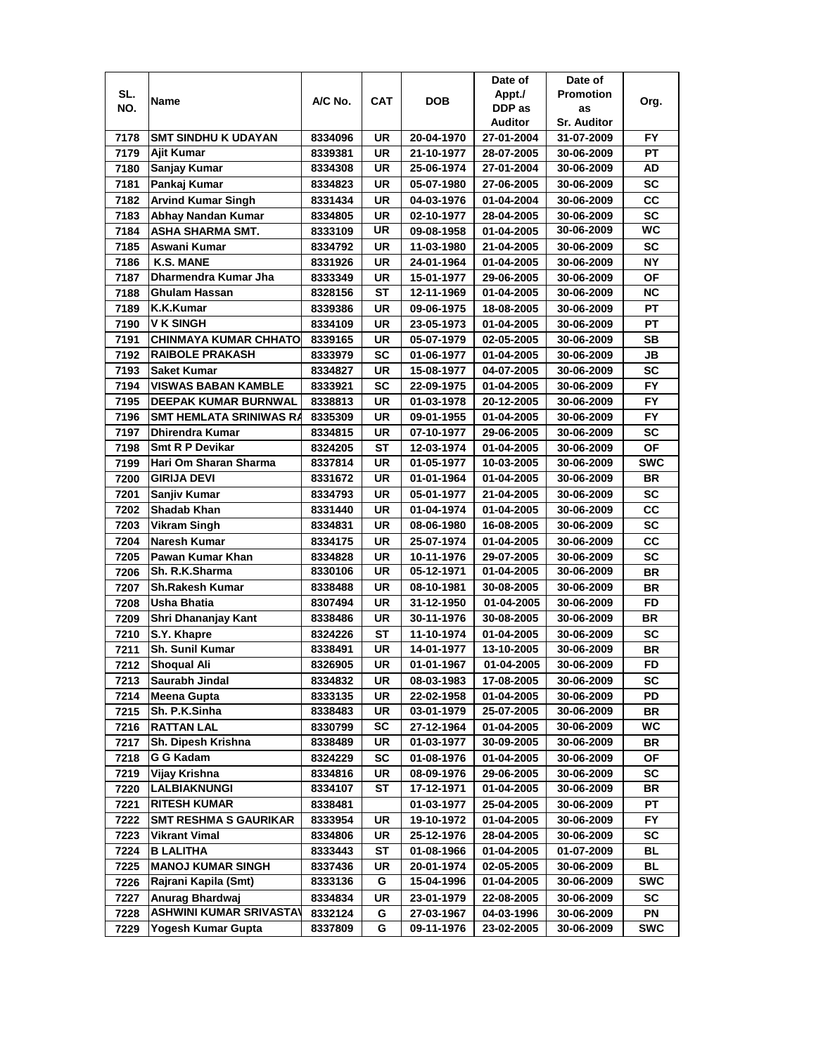| SL. NO. | Name | A/C No. | CAT | DOB | Date of Appt./ DDP as Auditor | Date of Promotion as Sr. Auditor | Org. |
|---|---|---|---|---|---|---|---|
| 7178 | SMT SINDHU K UDAYAN | 8334096 | UR | 20-04-1970 | 27-01-2004 | 31-07-2009 | FY |
| 7179 | Ajit Kumar | 8339381 | UR | 21-10-1977 | 28-07-2005 | 30-06-2009 | PT |
| 7180 | Sanjay Kumar | 8334308 | UR | 25-06-1974 | 27-01-2004 | 30-06-2009 | AD |
| 7181 | Pankaj Kumar | 8334823 | UR | 05-07-1980 | 27-06-2005 | 30-06-2009 | SC |
| 7182 | Arvind Kumar Singh | 8331434 | UR | 04-03-1976 | 01-04-2004 | 30-06-2009 | CC |
| 7183 | Abhay Nandan Kumar | 8334805 | UR | 02-10-1977 | 28-04-2005 | 30-06-2009 | SC |
| 7184 | ASHA SHARMA SMT. | 8333109 | UR | 09-08-1958 | 01-04-2005 | 30-06-2009 | WC |
| 7185 | Aswani Kumar | 8334792 | UR | 11-03-1980 | 21-04-2005 | 30-06-2009 | SC |
| 7186 | K.S. MANE | 8331926 | UR | 24-01-1964 | 01-04-2005 | 30-06-2009 | NY |
| 7187 | Dharmendra Kumar Jha | 8333349 | UR | 15-01-1977 | 29-06-2005 | 30-06-2009 | OF |
| 7188 | Ghulam Hassan | 8328156 | ST | 12-11-1969 | 01-04-2005 | 30-06-2009 | NC |
| 7189 | K.K.Kumar | 8339386 | UR | 09-06-1975 | 18-08-2005 | 30-06-2009 | PT |
| 7190 | V K SINGH | 8334109 | UR | 23-05-1973 | 01-04-2005 | 30-06-2009 | PT |
| 7191 | CHINMAYA KUMAR CHHATO | 8339165 | UR | 05-07-1979 | 02-05-2005 | 30-06-2009 | SB |
| 7192 | RAIBOLE PRAKASH | 8333979 | SC | 01-06-1977 | 01-04-2005 | 30-06-2009 | JB |
| 7193 | Saket Kumar | 8334827 | UR | 15-08-1977 | 04-07-2005 | 30-06-2009 | SC |
| 7194 | VISWAS BABAN KAMBLE | 8333921 | SC | 22-09-1975 | 01-04-2005 | 30-06-2009 | FY |
| 7195 | DEEPAK KUMAR BURNWAL | 8338813 | UR | 01-03-1978 | 20-12-2005 | 30-06-2009 | FY |
| 7196 | SMT HEMLATA SRINIWAS RA | 8335309 | UR | 09-01-1955 | 01-04-2005 | 30-06-2009 | FY |
| 7197 | Dhirendra Kumar | 8334815 | UR | 07-10-1977 | 29-06-2005 | 30-06-2009 | SC |
| 7198 | Smt R P Devikar | 8324205 | ST | 12-03-1974 | 01-04-2005 | 30-06-2009 | OF |
| 7199 | Hari Om Sharan Sharma | 8337814 | UR | 01-05-1977 | 10-03-2005 | 30-06-2009 | SWC |
| 7200 | GIRIJA DEVI | 8331672 | UR | 01-01-1964 | 01-04-2005 | 30-06-2009 | BR |
| 7201 | Sanjiv Kumar | 8334793 | UR | 05-01-1977 | 21-04-2005 | 30-06-2009 | SC |
| 7202 | Shadab Khan | 8331440 | UR | 01-04-1974 | 01-04-2005 | 30-06-2009 | CC |
| 7203 | Vikram Singh | 8334831 | UR | 08-06-1980 | 16-08-2005 | 30-06-2009 | SC |
| 7204 | Naresh Kumar | 8334175 | UR | 25-07-1974 | 01-04-2005 | 30-06-2009 | CC |
| 7205 | Pawan Kumar Khan | 8334828 | UR | 10-11-1976 | 29-07-2005 | 30-06-2009 | SC |
| 7206 | Sh. R.K.Sharma | 8330106 | UR | 05-12-1971 | 01-04-2005 | 30-06-2009 | BR |
| 7207 | Sh.Rakesh Kumar | 8338488 | UR | 08-10-1981 | 30-08-2005 | 30-06-2009 | BR |
| 7208 | Usha Bhatia | 8307494 | UR | 31-12-1950 | 01-04-2005 | 30-06-2009 | FD |
| 7209 | Shri Dhananjay Kant | 8338486 | UR | 30-11-1976 | 30-08-2005 | 30-06-2009 | BR |
| 7210 | S.Y. Khapre | 8324226 | ST | 11-10-1974 | 01-04-2005 | 30-06-2009 | SC |
| 7211 | Sh. Sunil Kumar | 8338491 | UR | 14-01-1977 | 13-10-2005 | 30-06-2009 | BR |
| 7212 | Shoqual Ali | 8326905 | UR | 01-01-1967 | 01-04-2005 | 30-06-2009 | FD |
| 7213 | Saurabh Jindal | 8334832 | UR | 08-03-1983 | 17-08-2005 | 30-06-2009 | SC |
| 7214 | Meena Gupta | 8333135 | UR | 22-02-1958 | 01-04-2005 | 30-06-2009 | PD |
| 7215 | Sh. P.K.Sinha | 8338483 | UR | 03-01-1979 | 25-07-2005 | 30-06-2009 | BR |
| 7216 | RATTAN LAL | 8330799 | SC | 27-12-1964 | 01-04-2005 | 30-06-2009 | WC |
| 7217 | Sh. Dipesh Krishna | 8338489 | UR | 01-03-1977 | 30-09-2005 | 30-06-2009 | BR |
| 7218 | G G Kadam | 8324229 | SC | 01-08-1976 | 01-04-2005 | 30-06-2009 | OF |
| 7219 | Vijay Krishna | 8334816 | UR | 08-09-1976 | 29-06-2005 | 30-06-2009 | SC |
| 7220 | LALBIAKNUNGI | 8334107 | ST | 17-12-1971 | 01-04-2005 | 30-06-2009 | BR |
| 7221 | RITESH KUMAR | 8338481 | | 01-03-1977 | 25-04-2005 | 30-06-2009 | PT |
| 7222 | SMT RESHMA S GAURIKAR | 8333954 | UR | 19-10-1972 | 01-04-2005 | 30-06-2009 | FY |
| 7223 | Vikrant Vimal | 8334806 | UR | 25-12-1976 | 28-04-2005 | 30-06-2009 | SC |
| 7224 | B LALITHA | 8333443 | ST | 01-08-1966 | 01-04-2005 | 01-07-2009 | BL |
| 7225 | MANOJ KUMAR SINGH | 8337436 | UR | 20-01-1974 | 02-05-2005 | 30-06-2009 | BL |
| 7226 | Rajrani Kapila (Smt) | 8333136 | G | 15-04-1996 | 01-04-2005 | 30-06-2009 | SWC |
| 7227 | Anurag Bhardwaj | 8334834 | UR | 23-01-1979 | 22-08-2005 | 30-06-2009 | SC |
| 7228 | ASHWINI KUMAR SRIVASTAV | 8332124 | G | 27-03-1967 | 04-03-1996 | 30-06-2009 | PN |
| 7229 | Yogesh Kumar Gupta | 8337809 | G | 09-11-1976 | 23-02-2005 | 30-06-2009 | SWC |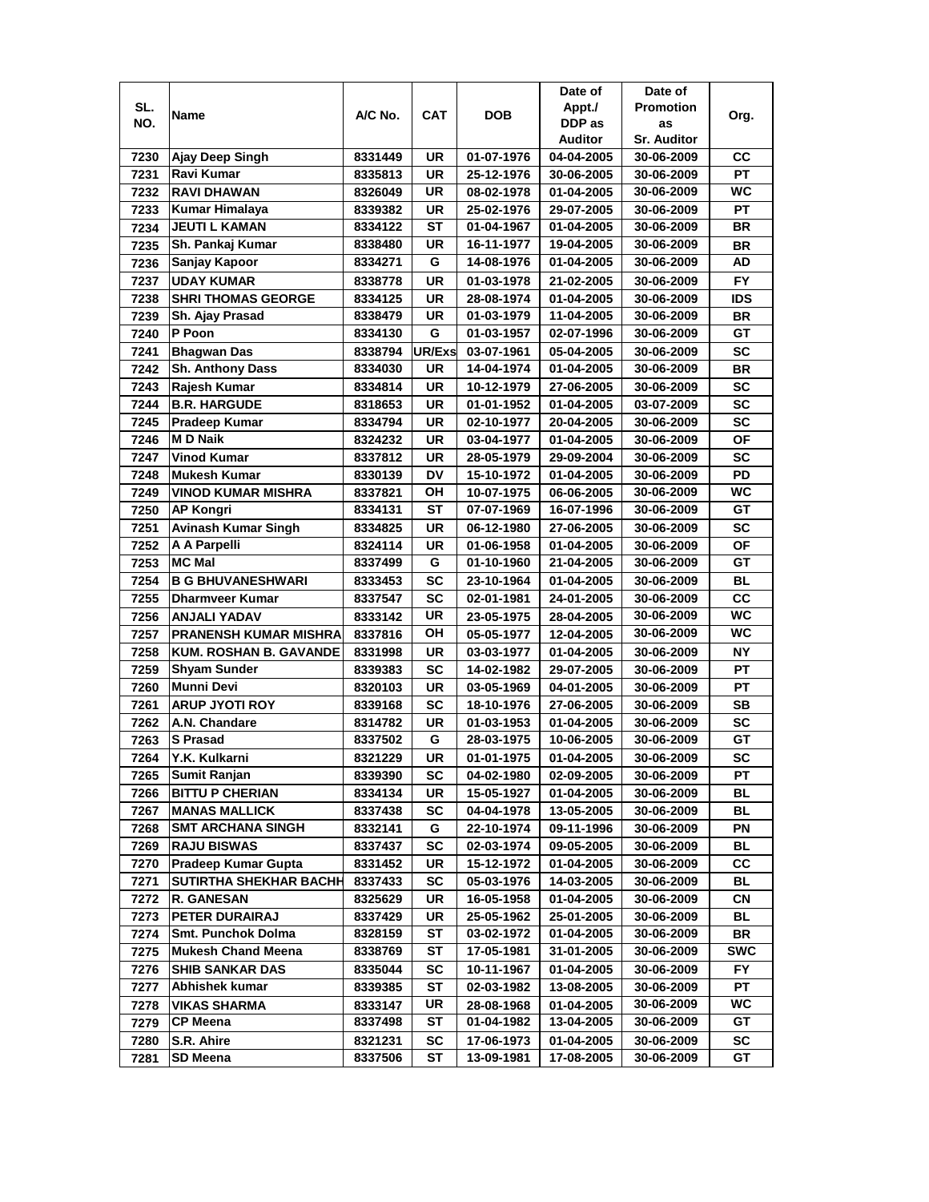| SL. NO. | Name | A/C No. | CAT | DOB | Date of Appt./ DDP as Auditor | Date of Promotion as Sr. Auditor | Org. |
|---|---|---|---|---|---|---|---|
| 7230 | Ajay Deep Singh | 8331449 | UR | 01-07-1976 | 04-04-2005 | 30-06-2009 | CC |
| 7231 | Ravi Kumar | 8335813 | UR | 25-12-1976 | 30-06-2005 | 30-06-2009 | PT |
| 7232 | RAVI DHAWAN | 8326049 | UR | 08-02-1978 | 01-04-2005 | 30-06-2009 | WC |
| 7233 | Kumar Himalaya | 8339382 | UR | 25-02-1976 | 29-07-2005 | 30-06-2009 | PT |
| 7234 | JEUTI L KAMAN | 8334122 | ST | 01-04-1967 | 01-04-2005 | 30-06-2009 | BR |
| 7235 | Sh. Pankaj Kumar | 8338480 | UR | 16-11-1977 | 19-04-2005 | 30-06-2009 | BR |
| 7236 | Sanjay Kapoor | 8334271 | G | 14-08-1976 | 01-04-2005 | 30-06-2009 | AD |
| 7237 | UDAY KUMAR | 8338778 | UR | 01-03-1978 | 21-02-2005 | 30-06-2009 | FY |
| 7238 | SHRI THOMAS GEORGE | 8334125 | UR | 28-08-1974 | 01-04-2005 | 30-06-2009 | IDS |
| 7239 | Sh. Ajay Prasad | 8338479 | UR | 01-03-1979 | 11-04-2005 | 30-06-2009 | BR |
| 7240 | P Poon | 8334130 | G | 01-03-1957 | 02-07-1996 | 30-06-2009 | GT |
| 7241 | Bhagwan Das | 8338794 | UR/Exs | 03-07-1961 | 05-04-2005 | 30-06-2009 | SC |
| 7242 | Sh. Anthony Dass | 8334030 | UR | 14-04-1974 | 01-04-2005 | 30-06-2009 | BR |
| 7243 | Rajesh Kumar | 8334814 | UR | 10-12-1979 | 27-06-2005 | 30-06-2009 | SC |
| 7244 | B.R. HARGUDE | 8318653 | UR | 01-01-1952 | 01-04-2005 | 03-07-2009 | SC |
| 7245 | Pradeep Kumar | 8334794 | UR | 02-10-1977 | 20-04-2005 | 30-06-2009 | SC |
| 7246 | M D Naik | 8324232 | UR | 03-04-1977 | 01-04-2005 | 30-06-2009 | OF |
| 7247 | Vinod Kumar | 8337812 | UR | 28-05-1979 | 29-09-2004 | 30-06-2009 | SC |
| 7248 | Mukesh Kumar | 8330139 | DV | 15-10-1972 | 01-04-2005 | 30-06-2009 | PD |
| 7249 | VINOD KUMAR MISHRA | 8337821 | OH | 10-07-1975 | 06-06-2005 | 30-06-2009 | WC |
| 7250 | AP Kongri | 8334131 | ST | 07-07-1969 | 16-07-1996 | 30-06-2009 | GT |
| 7251 | Avinash Kumar Singh | 8334825 | UR | 06-12-1980 | 27-06-2005 | 30-06-2009 | SC |
| 7252 | A A Parpelli | 8324114 | UR | 01-06-1958 | 01-04-2005 | 30-06-2009 | OF |
| 7253 | MC Mal | 8337499 | G | 01-10-1960 | 21-04-2005 | 30-06-2009 | GT |
| 7254 | B G BHUVANESHWARI | 8333453 | SC | 23-10-1964 | 01-04-2005 | 30-06-2009 | BL |
| 7255 | Dharmveer Kumar | 8337547 | SC | 02-01-1981 | 24-01-2005 | 30-06-2009 | CC |
| 7256 | ANJALI YADAV | 8333142 | UR | 23-05-1975 | 28-04-2005 | 30-06-2009 | WC |
| 7257 | PRANENSH KUMAR MISHRA | 8337816 | OH | 05-05-1977 | 12-04-2005 | 30-06-2009 | WC |
| 7258 | KUM. ROSHAN B. GAVANDE | 8331998 | UR | 03-03-1977 | 01-04-2005 | 30-06-2009 | NY |
| 7259 | Shyam Sunder | 8339383 | SC | 14-02-1982 | 29-07-2005 | 30-06-2009 | PT |
| 7260 | Munni Devi | 8320103 | UR | 03-05-1969 | 04-01-2005 | 30-06-2009 | PT |
| 7261 | ARUP JYOTI ROY | 8339168 | SC | 18-10-1976 | 27-06-2005 | 30-06-2009 | SB |
| 7262 | A.N. Chandare | 8314782 | UR | 01-03-1953 | 01-04-2005 | 30-06-2009 | SC |
| 7263 | S Prasad | 8337502 | G | 28-03-1975 | 10-06-2005 | 30-06-2009 | GT |
| 7264 | Y.K. Kulkarni | 8321229 | UR | 01-01-1975 | 01-04-2005 | 30-06-2009 | SC |
| 7265 | Sumit Ranjan | 8339390 | SC | 04-02-1980 | 02-09-2005 | 30-06-2009 | PT |
| 7266 | BITTU P CHERIAN | 8334134 | UR | 15-05-1927 | 01-04-2005 | 30-06-2009 | BL |
| 7267 | MANAS MALLICK | 8337438 | SC | 04-04-1978 | 13-05-2005 | 30-06-2009 | BL |
| 7268 | SMT ARCHANA SINGH | 8332141 | G | 22-10-1974 | 09-11-1996 | 30-06-2009 | PN |
| 7269 | RAJU BISWAS | 8337437 | SC | 02-03-1974 | 09-05-2005 | 30-06-2009 | BL |
| 7270 | Pradeep Kumar Gupta | 8331452 | UR | 15-12-1972 | 01-04-2005 | 30-06-2009 | CC |
| 7271 | SUTIRTHA SHEKHAR BACHH | 8337433 | SC | 05-03-1976 | 14-03-2005 | 30-06-2009 | BL |
| 7272 | R. GANESAN | 8325629 | UR | 16-05-1958 | 01-04-2005 | 30-06-2009 | CN |
| 7273 | PETER DURAIRAJ | 8337429 | UR | 25-05-1962 | 25-01-2005 | 30-06-2009 | BL |
| 7274 | Smt. Punchok Dolma | 8328159 | ST | 03-02-1972 | 01-04-2005 | 30-06-2009 | BR |
| 7275 | Mukesh Chand Meena | 8338769 | ST | 17-05-1981 | 31-01-2005 | 30-06-2009 | SWC |
| 7276 | SHIB SANKAR DAS | 8335044 | SC | 10-11-1967 | 01-04-2005 | 30-06-2009 | FY |
| 7277 | Abhishek kumar | 8339385 | ST | 02-03-1982 | 13-08-2005 | 30-06-2009 | PT |
| 7278 | VIKAS SHARMA | 8333147 | UR | 28-08-1968 | 01-04-2005 | 30-06-2009 | WC |
| 7279 | CP Meena | 8337498 | ST | 01-04-1982 | 13-04-2005 | 30-06-2009 | GT |
| 7280 | S.R. Ahire | 8321231 | SC | 17-06-1973 | 01-04-2005 | 30-06-2009 | SC |
| 7281 | SD Meena | 8337506 | ST | 13-09-1981 | 17-08-2005 | 30-06-2009 | GT |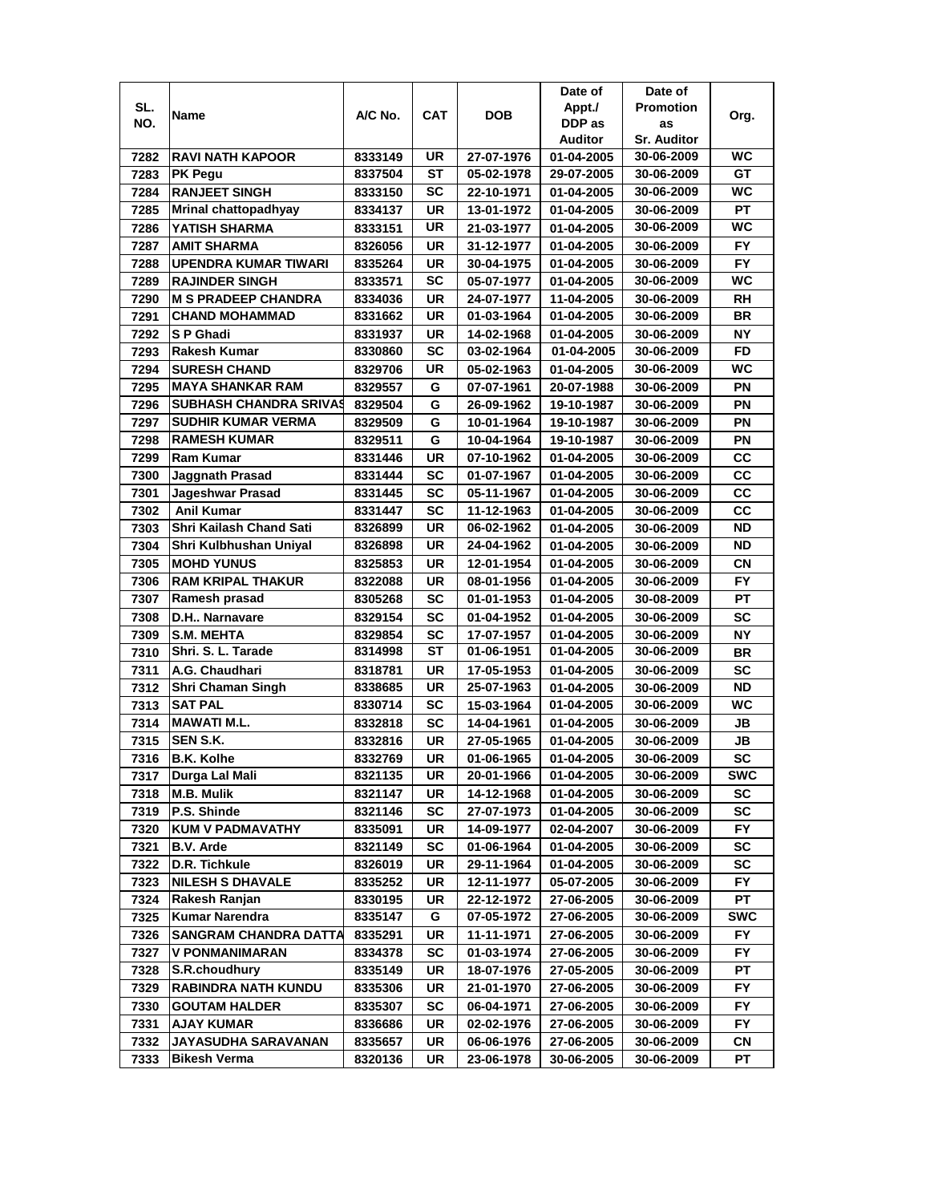| SL. NO. | Name | A/C No. | CAT | DOB | Date of Appt./ DDP as Auditor | Date of Promotion as Sr. Auditor | Org. |
|---|---|---|---|---|---|---|---|
| 7282 | RAVI NATH KAPOOR | 8333149 | UR | 27-07-1976 | 01-04-2005 | 30-06-2009 | WC |
| 7283 | PK Pegu | 8337504 | ST | 05-02-1978 | 29-07-2005 | 30-06-2009 | GT |
| 7284 | RANJEET SINGH | 8333150 | SC | 22-10-1971 | 01-04-2005 | 30-06-2009 | WC |
| 7285 | Mrinal chattopadhyay | 8334137 | UR | 13-01-1972 | 01-04-2005 | 30-06-2009 | PT |
| 7286 | YATISH SHARMA | 8333151 | UR | 21-03-1977 | 01-04-2005 | 30-06-2009 | WC |
| 7287 | AMIT SHARMA | 8326056 | UR | 31-12-1977 | 01-04-2005 | 30-06-2009 | FY |
| 7288 | UPENDRA KUMAR TIWARI | 8335264 | UR | 30-04-1975 | 01-04-2005 | 30-06-2009 | FY |
| 7289 | RAJINDER SINGH | 8333571 | SC | 05-07-1977 | 01-04-2005 | 30-06-2009 | WC |
| 7290 | M S PRADEEP CHANDRA | 8334036 | UR | 24-07-1977 | 11-04-2005 | 30-06-2009 | RH |
| 7291 | CHAND MOHAMMAD | 8331662 | UR | 01-03-1964 | 01-04-2005 | 30-06-2009 | BR |
| 7292 | S P Ghadi | 8331937 | UR | 14-02-1968 | 01-04-2005 | 30-06-2009 | NY |
| 7293 | Rakesh Kumar | 8330860 | SC | 03-02-1964 | 01-04-2005 | 30-06-2009 | FD |
| 7294 | SURESH CHAND | 8329706 | UR | 05-02-1963 | 01-04-2005 | 30-06-2009 | WC |
| 7295 | MAYA SHANKAR RAM | 8329557 | G | 07-07-1961 | 20-07-1988 | 30-06-2009 | PN |
| 7296 | SUBHASH CHANDRA SRIVAS | 8329504 | G | 26-09-1962 | 19-10-1987 | 30-06-2009 | PN |
| 7297 | SUDHIR KUMAR VERMA | 8329509 | G | 10-01-1964 | 19-10-1987 | 30-06-2009 | PN |
| 7298 | RAMESH KUMAR | 8329511 | G | 10-04-1964 | 19-10-1987 | 30-06-2009 | PN |
| 7299 | Ram Kumar | 8331446 | UR | 07-10-1962 | 01-04-2005 | 30-06-2009 | CC |
| 7300 | Jaggnath Prasad | 8331444 | SC | 01-07-1967 | 01-04-2005 | 30-06-2009 | CC |
| 7301 | Jageshwar Prasad | 8331445 | SC | 05-11-1967 | 01-04-2005 | 30-06-2009 | CC |
| 7302 | Anil Kumar | 8331447 | SC | 11-12-1963 | 01-04-2005 | 30-06-2009 | CC |
| 7303 | Shri Kailash Chand Sati | 8326899 | UR | 06-02-1962 | 01-04-2005 | 30-06-2009 | ND |
| 7304 | Shri Kulbhushan Uniyal | 8326898 | UR | 24-04-1962 | 01-04-2005 | 30-06-2009 | ND |
| 7305 | MOHD YUNUS | 8325853 | UR | 12-01-1954 | 01-04-2005 | 30-06-2009 | CN |
| 7306 | RAM KRIPAL THAKUR | 8322088 | UR | 08-01-1956 | 01-04-2005 | 30-06-2009 | FY |
| 7307 | Ramesh prasad | 8305268 | SC | 01-01-1953 | 01-04-2005 | 30-08-2009 | PT |
| 7308 | D.H.. Narnavare | 8329154 | SC | 01-04-1952 | 01-04-2005 | 30-06-2009 | SC |
| 7309 | S.M. MEHTA | 8329854 | SC | 17-07-1957 | 01-04-2005 | 30-06-2009 | NY |
| 7310 | Shri. S. L. Tarade | 8314998 | ST | 01-06-1951 | 01-04-2005 | 30-06-2009 | BR |
| 7311 | A.G. Chaudhari | 8318781 | UR | 17-05-1953 | 01-04-2005 | 30-06-2009 | SC |
| 7312 | Shri Chaman Singh | 8338685 | UR | 25-07-1963 | 01-04-2005 | 30-06-2009 | ND |
| 7313 | SAT PAL | 8330714 | SC | 15-03-1964 | 01-04-2005 | 30-06-2009 | WC |
| 7314 | MAWATI M.L. | 8332818 | SC | 14-04-1961 | 01-04-2005 | 30-06-2009 | JB |
| 7315 | SEN S.K. | 8332816 | UR | 27-05-1965 | 01-04-2005 | 30-06-2009 | JB |
| 7316 | B.K. Kolhe | 8332769 | UR | 01-06-1965 | 01-04-2005 | 30-06-2009 | SC |
| 7317 | Durga Lal Mali | 8321135 | UR | 20-01-1966 | 01-04-2005 | 30-06-2009 | SWC |
| 7318 | M.B. Mulik | 8321147 | UR | 14-12-1968 | 01-04-2005 | 30-06-2009 | SC |
| 7319 | P.S. Shinde | 8321146 | SC | 27-07-1973 | 01-04-2005 | 30-06-2009 | SC |
| 7320 | KUM V PADMAVATHY | 8335091 | UR | 14-09-1977 | 02-04-2007 | 30-06-2009 | FY |
| 7321 | B.V. Arde | 8321149 | SC | 01-06-1964 | 01-04-2005 | 30-06-2009 | SC |
| 7322 | D.R. Tichkule | 8326019 | UR | 29-11-1964 | 01-04-2005 | 30-06-2009 | SC |
| 7323 | NILESH S DHAVALE | 8335252 | UR | 12-11-1977 | 05-07-2005 | 30-06-2009 | FY |
| 7324 | Rakesh Ranjan | 8330195 | UR | 22-12-1972 | 27-06-2005 | 30-06-2009 | PT |
| 7325 | Kumar Narendra | 8335147 | G | 07-05-1972 | 27-06-2005 | 30-06-2009 | SWC |
| 7326 | SANGRAM CHANDRA DATTA | 8335291 | UR | 11-11-1971 | 27-06-2005 | 30-06-2009 | FY |
| 7327 | V PONMANIMARAN | 8334378 | SC | 01-03-1974 | 27-06-2005 | 30-06-2009 | FY |
| 7328 | S.R.choudhury | 8335149 | UR | 18-07-1976 | 27-05-2005 | 30-06-2009 | PT |
| 7329 | RABINDRA NATH KUNDU | 8335306 | UR | 21-01-1970 | 27-06-2005 | 30-06-2009 | FY |
| 7330 | GOUTAM HALDER | 8335307 | SC | 06-04-1971 | 27-06-2005 | 30-06-2009 | FY |
| 7331 | AJAY KUMAR | 8336686 | UR | 02-02-1976 | 27-06-2005 | 30-06-2009 | FY |
| 7332 | JAYASUDHA SARAVANAN | 8335657 | UR | 06-06-1976 | 27-06-2005 | 30-06-2009 | CN |
| 7333 | Bikesh Verma | 8320136 | UR | 23-06-1978 | 30-06-2005 | 30-06-2009 | PT |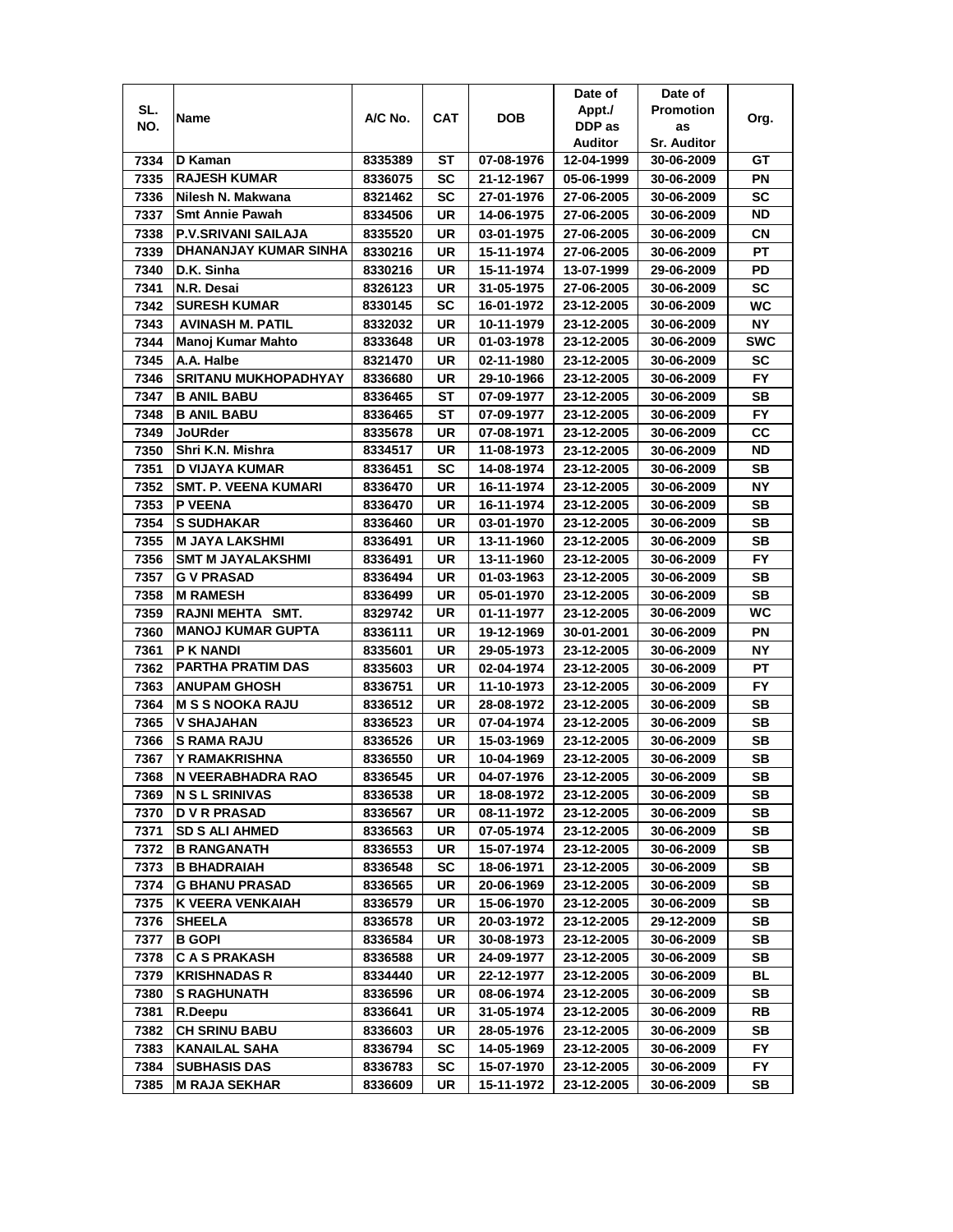| SL. NO. | Name | A/C No. | CAT | DOB | Date of Appt./ DDP as Auditor | Date of Promotion as Sr. Auditor | Org. |
|---|---|---|---|---|---|---|---|
| 7334 | D Kaman | 8335389 | ST | 07-08-1976 | 12-04-1999 | 30-06-2009 | GT |
| 7335 | RAJESH KUMAR | 8336075 | SC | 21-12-1967 | 05-06-1999 | 30-06-2009 | PN |
| 7336 | Nilesh N. Makwana | 8321462 | SC | 27-01-1976 | 27-06-2005 | 30-06-2009 | SC |
| 7337 | Smt Annie Pawah | 8334506 | UR | 14-06-1975 | 27-06-2005 | 30-06-2009 | ND |
| 7338 | P.V.SRIVANI SAILAJA | 8335520 | UR | 03-01-1975 | 27-06-2005 | 30-06-2009 | CN |
| 7339 | DHANANJAY KUMAR SINHA | 8330216 | UR | 15-11-1974 | 27-06-2005 | 30-06-2009 | PT |
| 7340 | D.K. Sinha | 8330216 | UR | 15-11-1974 | 13-07-1999 | 29-06-2009 | PD |
| 7341 | N.R. Desai | 8326123 | UR | 31-05-1975 | 27-06-2005 | 30-06-2009 | SC |
| 7342 | SURESH KUMAR | 8330145 | SC | 16-01-1972 | 23-12-2005 | 30-06-2009 | WC |
| 7343 | AVINASH M. PATIL | 8332032 | UR | 10-11-1979 | 23-12-2005 | 30-06-2009 | NY |
| 7344 | Manoj Kumar Mahto | 8333648 | UR | 01-03-1978 | 23-12-2005 | 30-06-2009 | SWC |
| 7345 | A.A. Halbe | 8321470 | UR | 02-11-1980 | 23-12-2005 | 30-06-2009 | SC |
| 7346 | SRITANU MUKHOPADHYAY | 8336680 | UR | 29-10-1966 | 23-12-2005 | 30-06-2009 | FY |
| 7347 | B ANIL BABU | 8336465 | ST | 07-09-1977 | 23-12-2005 | 30-06-2009 | SB |
| 7348 | B ANIL BABU | 8336465 | ST | 07-09-1977 | 23-12-2005 | 30-06-2009 | FY |
| 7349 | JoURder | 8335678 | UR | 07-08-1971 | 23-12-2005 | 30-06-2009 | CC |
| 7350 | Shri K.N. Mishra | 8334517 | UR | 11-08-1973 | 23-12-2005 | 30-06-2009 | ND |
| 7351 | D VIJAYA KUMAR | 8336451 | SC | 14-08-1974 | 23-12-2005 | 30-06-2009 | SB |
| 7352 | SMT. P. VEENA KUMARI | 8336470 | UR | 16-11-1974 | 23-12-2005 | 30-06-2009 | NY |
| 7353 | P VEENA | 8336470 | UR | 16-11-1974 | 23-12-2005 | 30-06-2009 | SB |
| 7354 | S SUDHAKAR | 8336460 | UR | 03-01-1970 | 23-12-2005 | 30-06-2009 | SB |
| 7355 | M JAYA LAKSHMI | 8336491 | UR | 13-11-1960 | 23-12-2005 | 30-06-2009 | SB |
| 7356 | SMT M JAYALAKSHMI | 8336491 | UR | 13-11-1960 | 23-12-2005 | 30-06-2009 | FY |
| 7357 | G V PRASAD | 8336494 | UR | 01-03-1963 | 23-12-2005 | 30-06-2009 | SB |
| 7358 | M RAMESH | 8336499 | UR | 05-01-1970 | 23-12-2005 | 30-06-2009 | SB |
| 7359 | RAJNI MEHTA SMT. | 8329742 | UR | 01-11-1977 | 23-12-2005 | 30-06-2009 | WC |
| 7360 | MANOJ KUMAR GUPTA | 8336111 | UR | 19-12-1969 | 30-01-2001 | 30-06-2009 | PN |
| 7361 | P K NANDI | 8335601 | UR | 29-05-1973 | 23-12-2005 | 30-06-2009 | NY |
| 7362 | PARTHA PRATIM DAS | 8335603 | UR | 02-04-1974 | 23-12-2005 | 30-06-2009 | PT |
| 7363 | ANUPAM GHOSH | 8336751 | UR | 11-10-1973 | 23-12-2005 | 30-06-2009 | FY |
| 7364 | M S S NOOKA RAJU | 8336512 | UR | 28-08-1972 | 23-12-2005 | 30-06-2009 | SB |
| 7365 | V SHAJAHAN | 8336523 | UR | 07-04-1974 | 23-12-2005 | 30-06-2009 | SB |
| 7366 | S RAMA RAJU | 8336526 | UR | 15-03-1969 | 23-12-2005 | 30-06-2009 | SB |
| 7367 | Y RAMAKRISHNA | 8336550 | UR | 10-04-1969 | 23-12-2005 | 30-06-2009 | SB |
| 7368 | N VEERABHADRA RAO | 8336545 | UR | 04-07-1976 | 23-12-2005 | 30-06-2009 | SB |
| 7369 | N S L SRINIVAS | 8336538 | UR | 18-08-1972 | 23-12-2005 | 30-06-2009 | SB |
| 7370 | D V R PRASAD | 8336567 | UR | 08-11-1972 | 23-12-2005 | 30-06-2009 | SB |
| 7371 | SD S ALI AHMED | 8336563 | UR | 07-05-1974 | 23-12-2005 | 30-06-2009 | SB |
| 7372 | B RANGANATH | 8336553 | UR | 15-07-1974 | 23-12-2005 | 30-06-2009 | SB |
| 7373 | B BHADRAIAH | 8336548 | SC | 18-06-1971 | 23-12-2005 | 30-06-2009 | SB |
| 7374 | G BHANU PRASAD | 8336565 | UR | 20-06-1969 | 23-12-2005 | 30-06-2009 | SB |
| 7375 | K VEERA VENKAIAH | 8336579 | UR | 15-06-1970 | 23-12-2005 | 30-06-2009 | SB |
| 7376 | SHEELA | 8336578 | UR | 20-03-1972 | 23-12-2005 | 29-12-2009 | SB |
| 7377 | B GOPI | 8336584 | UR | 30-08-1973 | 23-12-2005 | 30-06-2009 | SB |
| 7378 | C A S PRAKASH | 8336588 | UR | 24-09-1977 | 23-12-2005 | 30-06-2009 | SB |
| 7379 | KRISHNADAS R | 8334440 | UR | 22-12-1977 | 23-12-2005 | 30-06-2009 | BL |
| 7380 | S RAGHUNATH | 8336596 | UR | 08-06-1974 | 23-12-2005 | 30-06-2009 | SB |
| 7381 | R.Deepu | 8336641 | UR | 31-05-1974 | 23-12-2005 | 30-06-2009 | RB |
| 7382 | CH SRINU BABU | 8336603 | UR | 28-05-1976 | 23-12-2005 | 30-06-2009 | SB |
| 7383 | KANAILAL SAHA | 8336794 | SC | 14-05-1969 | 23-12-2005 | 30-06-2009 | FY |
| 7384 | SUBHASIS DAS | 8336783 | SC | 15-07-1970 | 23-12-2005 | 30-06-2009 | FY |
| 7385 | M RAJA SEKHAR | 8336609 | UR | 15-11-1972 | 23-12-2005 | 30-06-2009 | SB |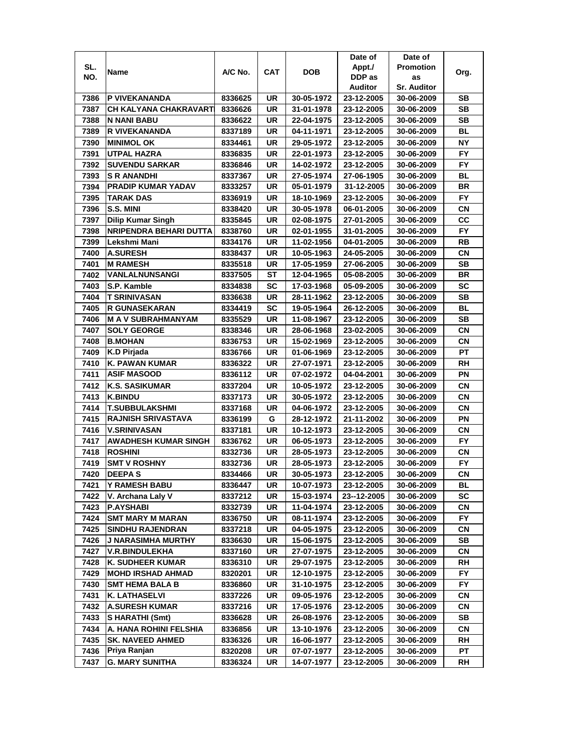| SL. NO. | Name | A/C No. | CAT | DOB | Date of Appt./ DDP as Auditor | Date of Promotion as Sr. Auditor | Org. |
|---|---|---|---|---|---|---|---|
| 7386 | P VIVEKANANDA | 8336625 | UR | 30-05-1972 | 23-12-2005 | 30-06-2009 | SB |
| 7387 | CH KALYANA CHAKRAVARTI | 8336626 | UR | 31-01-1978 | 23-12-2005 | 30-06-2009 | SB |
| 7388 | N NANI BABU | 8336622 | UR | 22-04-1975 | 23-12-2005 | 30-06-2009 | SB |
| 7389 | R VIVEKANANDA | 8337189 | UR | 04-11-1971 | 23-12-2005 | 30-06-2009 | BL |
| 7390 | MINIMOL OK | 8334461 | UR | 29-05-1972 | 23-12-2005 | 30-06-2009 | NY |
| 7391 | UTPAL HAZRA | 8336835 | UR | 22-01-1973 | 23-12-2005 | 30-06-2009 | FY |
| 7392 | SUVENDU SARKAR | 8336846 | UR | 14-02-1972 | 23-12-2005 | 30-06-2009 | FY |
| 7393 | S R ANANDHI | 8337367 | UR | 27-05-1974 | 27-06-1905 | 30-06-2009 | BL |
| 7394 | PRADIP KUMAR YADAV | 8333257 | UR | 05-01-1979 | 31-12-2005 | 30-06-2009 | BR |
| 7395 | TARAK DAS | 8336919 | UR | 18-10-1969 | 23-12-2005 | 30-06-2009 | FY |
| 7396 | S.S. MINI | 8338420 | UR | 30-05-1978 | 06-01-2005 | 30-06-2009 | CN |
| 7397 | Dilip Kumar Singh | 8335845 | UR | 02-08-1975 | 27-01-2005 | 30-06-2009 | CC |
| 7398 | NRIPENDRA BEHARI DUTTA | 8338760 | UR | 02-01-1955 | 31-01-2005 | 30-06-2009 | FY |
| 7399 | Lekshmi Mani | 8334176 | UR | 11-02-1956 | 04-01-2005 | 30-06-2009 | RB |
| 7400 | A.SURESH | 8338437 | UR | 10-05-1963 | 24-05-2005 | 30-06-2009 | CN |
| 7401 | M RAMESH | 8335518 | UR | 17-05-1959 | 27-06-2005 | 30-06-2009 | SB |
| 7402 | VANLALNUNSANGI | 8337505 | ST | 12-04-1965 | 05-08-2005 | 30-06-2009 | BR |
| 7403 | S.P. Kamble | 8334838 | SC | 17-03-1968 | 05-09-2005 | 30-06-2009 | SC |
| 7404 | T SRINIVASAN | 8336638 | UR | 28-11-1962 | 23-12-2005 | 30-06-2009 | SB |
| 7405 | R GUNASEKARAN | 8334419 | SC | 19-05-1964 | 26-12-2005 | 30-06-2009 | BL |
| 7406 | M A V SUBRAHMANYAM | 8335529 | UR | 11-08-1967 | 23-12-2005 | 30-06-2009 | SB |
| 7407 | SOLY GEORGE | 8338346 | UR | 28-06-1968 | 23-02-2005 | 30-06-2009 | CN |
| 7408 | B.MOHAN | 8336753 | UR | 15-02-1969 | 23-12-2005 | 30-06-2009 | CN |
| 7409 | K.D Pirjada | 8336766 | UR | 01-06-1969 | 23-12-2005 | 30-06-2009 | PT |
| 7410 | K. PAWAN KUMAR | 8336322 | UR | 27-07-1971 | 23-12-2005 | 30-06-2009 | RH |
| 7411 | ASIF MASOOD | 8336112 | UR | 07-02-1972 | 04-04-2001 | 30-06-2009 | PN |
| 7412 | K.S. SASIKUMAR | 8337204 | UR | 10-05-1972 | 23-12-2005 | 30-06-2009 | CN |
| 7413 | K.BINDU | 8337173 | UR | 30-05-1972 | 23-12-2005 | 30-06-2009 | CN |
| 7414 | T.SUBBULAKSHMI | 8337168 | UR | 04-06-1972 | 23-12-2005 | 30-06-2009 | CN |
| 7415 | RAJNISH SRIVASTAVA | 8336199 | G | 28-12-1972 | 21-11-2002 | 30-06-2009 | PN |
| 7416 | V.SRINIVASAN | 8337181 | UR | 10-12-1973 | 23-12-2005 | 30-06-2009 | CN |
| 7417 | AWADHESH KUMAR SINGH | 8336762 | UR | 06-05-1973 | 23-12-2005 | 30-06-2009 | FY |
| 7418 | ROSHINI | 8332736 | UR | 28-05-1973 | 23-12-2005 | 30-06-2009 | CN |
| 7419 | SMT V ROSHNY | 8332736 | UR | 28-05-1973 | 23-12-2005 | 30-06-2009 | FY |
| 7420 | DEEPA S | 8334466 | UR | 30-05-1973 | 23-12-2005 | 30-06-2009 | CN |
| 7421 | Y RAMESH BABU | 8336447 | UR | 10-07-1973 | 23-12-2005 | 30-06-2009 | BL |
| 7422 | V. Archana Laly V | 8337212 | UR | 15-03-1974 | 23--12-2005 | 30-06-2009 | SC |
| 7423 | P.AYSHABI | 8332739 | UR | 11-04-1974 | 23-12-2005 | 30-06-2009 | CN |
| 7424 | SMT MARY M MARAN | 8336750 | UR | 08-11-1974 | 23-12-2005 | 30-06-2009 | FY |
| 7425 | SINDHU RAJENDRAN | 8337218 | UR | 04-05-1975 | 23-12-2005 | 30-06-2009 | CN |
| 7426 | J NARASIMHA MURTHY | 8336630 | UR | 15-06-1975 | 23-12-2005 | 30-06-2009 | SB |
| 7427 | V.R.BINDULEKHA | 8337160 | UR | 27-07-1975 | 23-12-2005 | 30-06-2009 | CN |
| 7428 | K. SUDHEER KUMAR | 8336310 | UR | 29-07-1975 | 23-12-2005 | 30-06-2009 | RH |
| 7429 | MOHD IRSHAD AHMAD | 8320201 | UR | 12-10-1975 | 23-12-2005 | 30-06-2009 | FY |
| 7430 | SMT HEMA BALA B | 8336860 | UR | 31-10-1975 | 23-12-2005 | 30-06-2009 | FY |
| 7431 | K. LATHASELVI | 8337226 | UR | 09-05-1976 | 23-12-2005 | 30-06-2009 | CN |
| 7432 | A.SURESH KUMAR | 8337216 | UR | 17-05-1976 | 23-12-2005 | 30-06-2009 | CN |
| 7433 | S HARATHI (Smt) | 8336628 | UR | 26-08-1976 | 23-12-2005 | 30-06-2009 | SB |
| 7434 | A. HANA ROHINI FELSHIA | 8336856 | UR | 13-10-1976 | 23-12-2005 | 30-06-2009 | CN |
| 7435 | SK. NAVEED AHMED | 8336326 | UR | 16-06-1977 | 23-12-2005 | 30-06-2009 | RH |
| 7436 | Priya Ranjan | 8320208 | UR | 07-07-1977 | 23-12-2005 | 30-06-2009 | PT |
| 7437 | G. MARY SUNITHA | 8336324 | UR | 14-07-1977 | 23-12-2005 | 30-06-2009 | RH |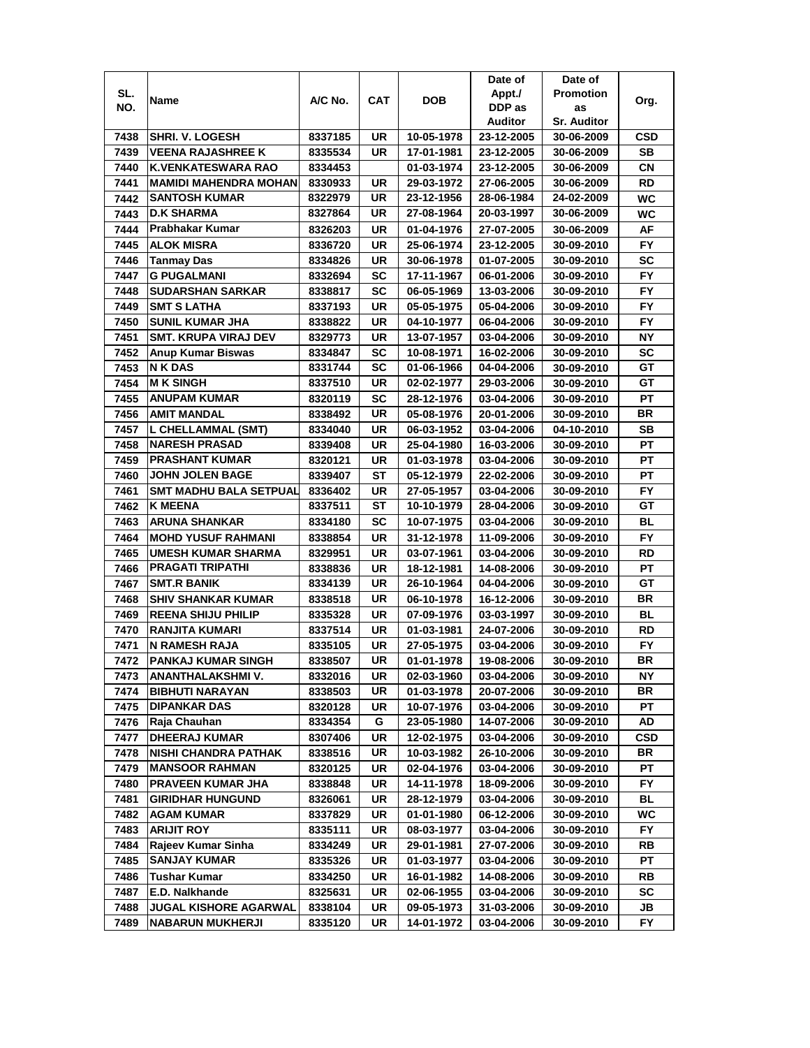| SL. NO. | Name | A/C No. | CAT | DOB | Date of Appt./ DDP as Auditor | Date of Promotion as Sr. Auditor | Org. |
|---|---|---|---|---|---|---|---|
| 7438 | SHRI. V. LOGESH | 8337185 | UR | 10-05-1978 | 23-12-2005 | 30-06-2009 | CSD |
| 7439 | VEENA RAJASHREE K | 8335534 | UR | 17-01-1981 | 23-12-2005 | 30-06-2009 | SB |
| 7440 | K.VENKATESWARA RAO | 8334453 | | 01-03-1974 | 23-12-2005 | 30-06-2009 | CN |
| 7441 | MAMIDI MAHENDRA MOHAN | 8330933 | UR | 29-03-1972 | 27-06-2005 | 30-06-2009 | RD |
| 7442 | SANTOSH KUMAR | 8322979 | UR | 23-12-1956 | 28-06-1984 | 24-02-2009 | WC |
| 7443 | D.K SHARMA | 8327864 | UR | 27-08-1964 | 20-03-1997 | 30-06-2009 | WC |
| 7444 | Prabhakar Kumar | 8326203 | UR | 01-04-1976 | 27-07-2005 | 30-06-2009 | AF |
| 7445 | ALOK MISRA | 8336720 | UR | 25-06-1974 | 23-12-2005 | 30-09-2010 | FY |
| 7446 | Tanmay Das | 8334826 | UR | 30-06-1978 | 01-07-2005 | 30-09-2010 | SC |
| 7447 | G PUGALMANI | 8332694 | SC | 17-11-1967 | 06-01-2006 | 30-09-2010 | FY |
| 7448 | SUDARSHAN SARKAR | 8338817 | SC | 06-05-1969 | 13-03-2006 | 30-09-2010 | FY |
| 7449 | SMT S LATHA | 8337193 | UR | 05-05-1975 | 05-04-2006 | 30-09-2010 | FY |
| 7450 | SUNIL KUMAR JHA | 8338822 | UR | 04-10-1977 | 06-04-2006 | 30-09-2010 | FY |
| 7451 | SMT. KRUPA VIRAJ DEV | 8329773 | UR | 13-07-1957 | 03-04-2006 | 30-09-2010 | NY |
| 7452 | Anup Kumar Biswas | 8334847 | SC | 10-08-1971 | 16-02-2006 | 30-09-2010 | SC |
| 7453 | N K DAS | 8331744 | SC | 01-06-1966 | 04-04-2006 | 30-09-2010 | GT |
| 7454 | M K SINGH | 8337510 | UR | 02-02-1977 | 29-03-2006 | 30-09-2010 | GT |
| 7455 | ANUPAM KUMAR | 8320119 | SC | 28-12-1976 | 03-04-2006 | 30-09-2010 | PT |
| 7456 | AMIT MANDAL | 8338492 | UR | 05-08-1976 | 20-01-2006 | 30-09-2010 | BR |
| 7457 | L CHELLAMMAL (SMT) | 8334040 | UR | 06-03-1952 | 03-04-2006 | 04-10-2010 | SB |
| 7458 | NARESH PRASAD | 8339408 | UR | 25-04-1980 | 16-03-2006 | 30-09-2010 | PT |
| 7459 | PRASHANT KUMAR | 8320121 | UR | 01-03-1978 | 03-04-2006 | 30-09-2010 | PT |
| 7460 | JOHN JOLEN BAGE | 8339407 | ST | 05-12-1979 | 22-02-2006 | 30-09-2010 | PT |
| 7461 | SMT MADHU BALA SETPUAL | 8336402 | UR | 27-05-1957 | 03-04-2006 | 30-09-2010 | FY |
| 7462 | K MEENA | 8337511 | ST | 10-10-1979 | 28-04-2006 | 30-09-2010 | GT |
| 7463 | ARUNA SHANKAR | 8334180 | SC | 10-07-1975 | 03-04-2006 | 30-09-2010 | BL |
| 7464 | MOHD YUSUF RAHMANI | 8338854 | UR | 31-12-1978 | 11-09-2006 | 30-09-2010 | FY |
| 7465 | UMESH KUMAR SHARMA | 8329951 | UR | 03-07-1961 | 03-04-2006 | 30-09-2010 | RD |
| 7466 | PRAGATI TRIPATHI | 8338836 | UR | 18-12-1981 | 14-08-2006 | 30-09-2010 | PT |
| 7467 | SMT.R BANIK | 8334139 | UR | 26-10-1964 | 04-04-2006 | 30-09-2010 | GT |
| 7468 | SHIV SHANKAR KUMAR | 8338518 | UR | 06-10-1978 | 16-12-2006 | 30-09-2010 | BR |
| 7469 | REENA SHIJU PHILIP | 8335328 | UR | 07-09-1976 | 03-03-1997 | 30-09-2010 | BL |
| 7470 | RANJITA KUMARI | 8337514 | UR | 01-03-1981 | 24-07-2006 | 30-09-2010 | RD |
| 7471 | N RAMESH RAJA | 8335105 | UR | 27-05-1975 | 03-04-2006 | 30-09-2010 | FY |
| 7472 | PANKAJ KUMAR SINGH | 8338507 | UR | 01-01-1978 | 19-08-2006 | 30-09-2010 | BR |
| 7473 | ANANTHALAKSHMI V. | 8332016 | UR | 02-03-1960 | 03-04-2006 | 30-09-2010 | NY |
| 7474 | BIBHUTI NARAYAN | 8338503 | UR | 01-03-1978 | 20-07-2006 | 30-09-2010 | BR |
| 7475 | DIPANKAR DAS | 8320128 | UR | 10-07-1976 | 03-04-2006 | 30-09-2010 | PT |
| 7476 | Raja Chauhan | 8334354 | G | 23-05-1980 | 14-07-2006 | 30-09-2010 | AD |
| 7477 | DHEERAJ KUMAR | 8307406 | UR | 12-02-1975 | 03-04-2006 | 30-09-2010 | CSD |
| 7478 | NISHI CHANDRA PATHAK | 8338516 | UR | 10-03-1982 | 26-10-2006 | 30-09-2010 | BR |
| 7479 | MANSOOR RAHMAN | 8320125 | UR | 02-04-1976 | 03-04-2006 | 30-09-2010 | PT |
| 7480 | PRAVEEN KUMAR JHA | 8338848 | UR | 14-11-1978 | 18-09-2006 | 30-09-2010 | FY |
| 7481 | GIRIDHAR HUNGUND | 8326061 | UR | 28-12-1979 | 03-04-2006 | 30-09-2010 | BL |
| 7482 | AGAM KUMAR | 8337829 | UR | 01-01-1980 | 06-12-2006 | 30-09-2010 | WC |
| 7483 | ARIJIT ROY | 8335111 | UR | 08-03-1977 | 03-04-2006 | 30-09-2010 | FY |
| 7484 | Rajeev Kumar Sinha | 8334249 | UR | 29-01-1981 | 27-07-2006 | 30-09-2010 | RB |
| 7485 | SANJAY KUMAR | 8335326 | UR | 01-03-1977 | 03-04-2006 | 30-09-2010 | PT |
| 7486 | Tushar Kumar | 8334250 | UR | 16-01-1982 | 14-08-2006 | 30-09-2010 | RB |
| 7487 | E.D. Nalkhande | 8325631 | UR | 02-06-1955 | 03-04-2006 | 30-09-2010 | SC |
| 7488 | JUGAL KISHORE AGARWAL | 8338104 | UR | 09-05-1973 | 31-03-2006 | 30-09-2010 | JB |
| 7489 | NABARUN MUKHERJI | 8335120 | UR | 14-01-1972 | 03-04-2006 | 30-09-2010 | FY |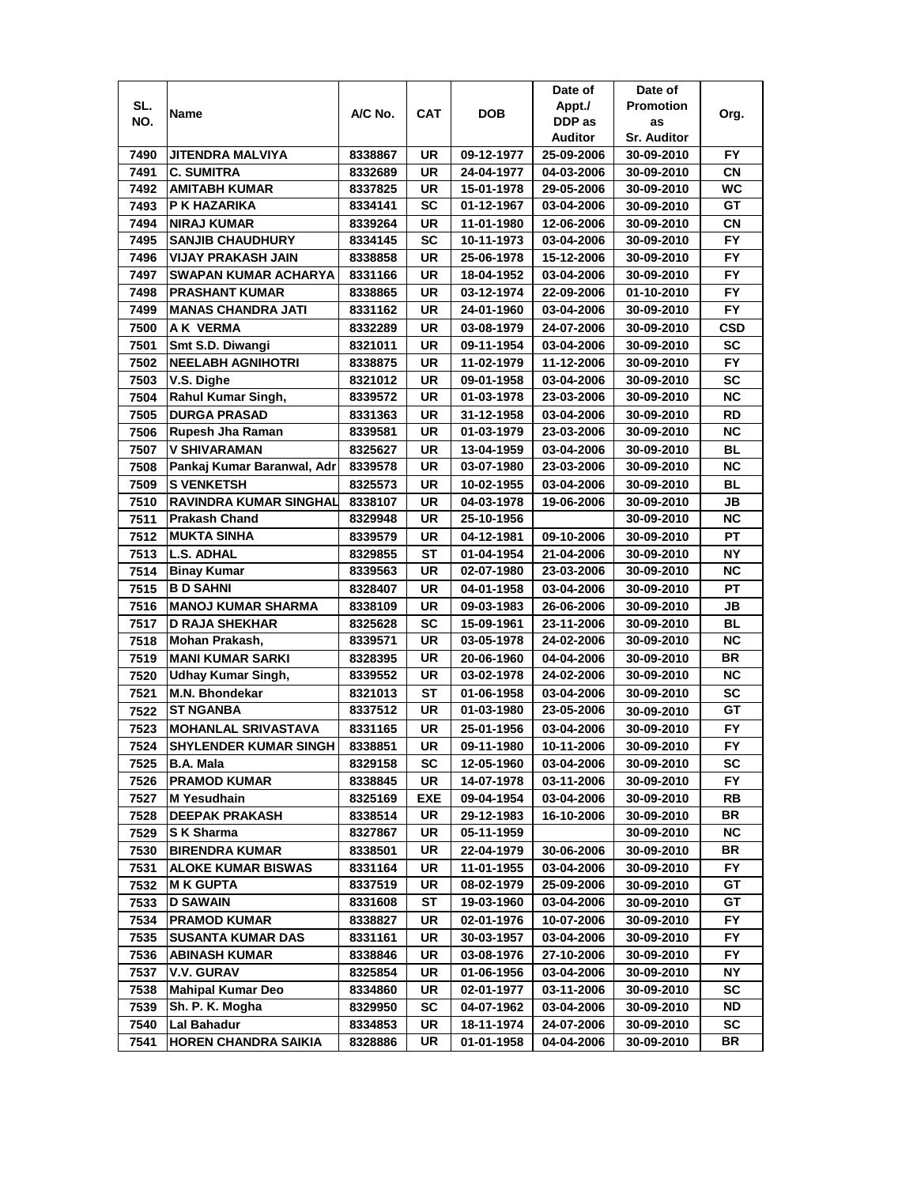| SL. NO. | Name | A/C No. | CAT | DOB | Date of Appt./ DDP as Auditor | Date of Promotion as Sr. Auditor | Org. |
|---|---|---|---|---|---|---|---|
| 7490 | JITENDRA MALVIYA | 8338867 | UR | 09-12-1977 | 25-09-2006 | 30-09-2010 | FY |
| 7491 | C. SUMITRA | 8332689 | UR | 24-04-1977 | 04-03-2006 | 30-09-2010 | CN |
| 7492 | AMITABH KUMAR | 8337825 | UR | 15-01-1978 | 29-05-2006 | 30-09-2010 | WC |
| 7493 | P K HAZARIKA | 8334141 | SC | 01-12-1967 | 03-04-2006 | 30-09-2010 | GT |
| 7494 | NIRAJ KUMAR | 8339264 | UR | 11-01-1980 | 12-06-2006 | 30-09-2010 | CN |
| 7495 | SANJIB CHAUDHURY | 8334145 | SC | 10-11-1973 | 03-04-2006 | 30-09-2010 | FY |
| 7496 | VIJAY PRAKASH JAIN | 8338858 | UR | 25-06-1978 | 15-12-2006 | 30-09-2010 | FY |
| 7497 | SWAPAN KUMAR ACHARYA | 8331166 | UR | 18-04-1952 | 03-04-2006 | 30-09-2010 | FY |
| 7498 | PRASHANT KUMAR | 8338865 | UR | 03-12-1974 | 22-09-2006 | 01-10-2010 | FY |
| 7499 | MANAS CHANDRA JATI | 8331162 | UR | 24-01-1960 | 03-04-2006 | 30-09-2010 | FY |
| 7500 | A K VERMA | 8332289 | UR | 03-08-1979 | 24-07-2006 | 30-09-2010 | CSD |
| 7501 | Smt S.D. Diwangi | 8321011 | UR | 09-11-1954 | 03-04-2006 | 30-09-2010 | SC |
| 7502 | NEELABH AGNIHOTRI | 8338875 | UR | 11-02-1979 | 11-12-2006 | 30-09-2010 | FY |
| 7503 | V.S. Dighe | 8321012 | UR | 09-01-1958 | 03-04-2006 | 30-09-2010 | SC |
| 7504 | Rahul Kumar Singh, | 8339572 | UR | 01-03-1978 | 23-03-2006 | 30-09-2010 | NC |
| 7505 | DURGA PRASAD | 8331363 | UR | 31-12-1958 | 03-04-2006 | 30-09-2010 | RD |
| 7506 | Rupesh Jha Raman | 8339581 | UR | 01-03-1979 | 23-03-2006 | 30-09-2010 | NC |
| 7507 | V SHIVARAMAN | 8325627 | UR | 13-04-1959 | 03-04-2006 | 30-09-2010 | BL |
| 7508 | Pankaj Kumar Baranwal, Adr | 8339578 | UR | 03-07-1980 | 23-03-2006 | 30-09-2010 | NC |
| 7509 | S VENKETSH | 8325573 | UR | 10-02-1955 | 03-04-2006 | 30-09-2010 | BL |
| 7510 | RAVINDRA KUMAR SINGHAL | 8338107 | UR | 04-03-1978 | 19-06-2006 | 30-09-2010 | JB |
| 7511 | Prakash Chand | 8329948 | UR | 25-10-1956 | | 30-09-2010 | NC |
| 7512 | MUKTA SINHA | 8339579 | UR | 04-12-1981 | 09-10-2006 | 30-09-2010 | PT |
| 7513 | L.S. ADHAL | 8329855 | ST | 01-04-1954 | 21-04-2006 | 30-09-2010 | NY |
| 7514 | Binay Kumar | 8339563 | UR | 02-07-1980 | 23-03-2006 | 30-09-2010 | NC |
| 7515 | B D SAHNI | 8328407 | UR | 04-01-1958 | 03-04-2006 | 30-09-2010 | PT |
| 7516 | MANOJ KUMAR SHARMA | 8338109 | UR | 09-03-1983 | 26-06-2006 | 30-09-2010 | JB |
| 7517 | D RAJA SHEKHAR | 8325628 | SC | 15-09-1961 | 23-11-2006 | 30-09-2010 | BL |
| 7518 | Mohan Prakash, | 8339571 | UR | 03-05-1978 | 24-02-2006 | 30-09-2010 | NC |
| 7519 | MANI KUMAR SARKI | 8328395 | UR | 20-06-1960 | 04-04-2006 | 30-09-2010 | BR |
| 7520 | Udhay Kumar Singh, | 8339552 | UR | 03-02-1978 | 24-02-2006 | 30-09-2010 | NC |
| 7521 | M.N. Bhondekar | 8321013 | ST | 01-06-1958 | 03-04-2006 | 30-09-2010 | SC |
| 7522 | ST NGANBA | 8337512 | UR | 01-03-1980 | 23-05-2006 | 30-09-2010 | GT |
| 7523 | MOHANLAL SRIVASTAVA | 8331165 | UR | 25-01-1956 | 03-04-2006 | 30-09-2010 | FY |
| 7524 | SHYLENDER KUMAR SINGH | 8338851 | UR | 09-11-1980 | 10-11-2006 | 30-09-2010 | FY |
| 7525 | B.A. Mala | 8329158 | SC | 12-05-1960 | 03-04-2006 | 30-09-2010 | SC |
| 7526 | PRAMOD KUMAR | 8338845 | UR | 14-07-1978 | 03-11-2006 | 30-09-2010 | FY |
| 7527 | M Yesudhain | 8325169 | EXE | 09-04-1954 | 03-04-2006 | 30-09-2010 | RB |
| 7528 | DEEPAK PRAKASH | 8338514 | UR | 29-12-1983 | 16-10-2006 | 30-09-2010 | BR |
| 7529 | S K Sharma | 8327867 | UR | 05-11-1959 | | 30-09-2010 | NC |
| 7530 | BIRENDRA KUMAR | 8338501 | UR | 22-04-1979 | 30-06-2006 | 30-09-2010 | BR |
| 7531 | ALOKE KUMAR BISWAS | 8331164 | UR | 11-01-1955 | 03-04-2006 | 30-09-2010 | FY |
| 7532 | M K GUPTA | 8337519 | UR | 08-02-1979 | 25-09-2006 | 30-09-2010 | GT |
| 7533 | D SAWAIN | 8331608 | ST | 19-03-1960 | 03-04-2006 | 30-09-2010 | GT |
| 7534 | PRAMOD KUMAR | 8338827 | UR | 02-01-1976 | 10-07-2006 | 30-09-2010 | FY |
| 7535 | SUSANTA KUMAR DAS | 8331161 | UR | 30-03-1957 | 03-04-2006 | 30-09-2010 | FY |
| 7536 | ABINASH KUMAR | 8338846 | UR | 03-08-1976 | 27-10-2006 | 30-09-2010 | FY |
| 7537 | V.V. GURAV | 8325854 | UR | 01-06-1956 | 03-04-2006 | 30-09-2010 | NY |
| 7538 | Mahipal Kumar Deo | 8334860 | UR | 02-01-1977 | 03-11-2006 | 30-09-2010 | SC |
| 7539 | Sh. P. K. Mogha | 8329950 | SC | 04-07-1962 | 03-04-2006 | 30-09-2010 | ND |
| 7540 | Lal Bahadur | 8334853 | UR | 18-11-1974 | 24-07-2006 | 30-09-2010 | SC |
| 7541 | HOREN CHANDRA SAIKIA | 8328886 | UR | 01-01-1958 | 04-04-2006 | 30-09-2010 | BR |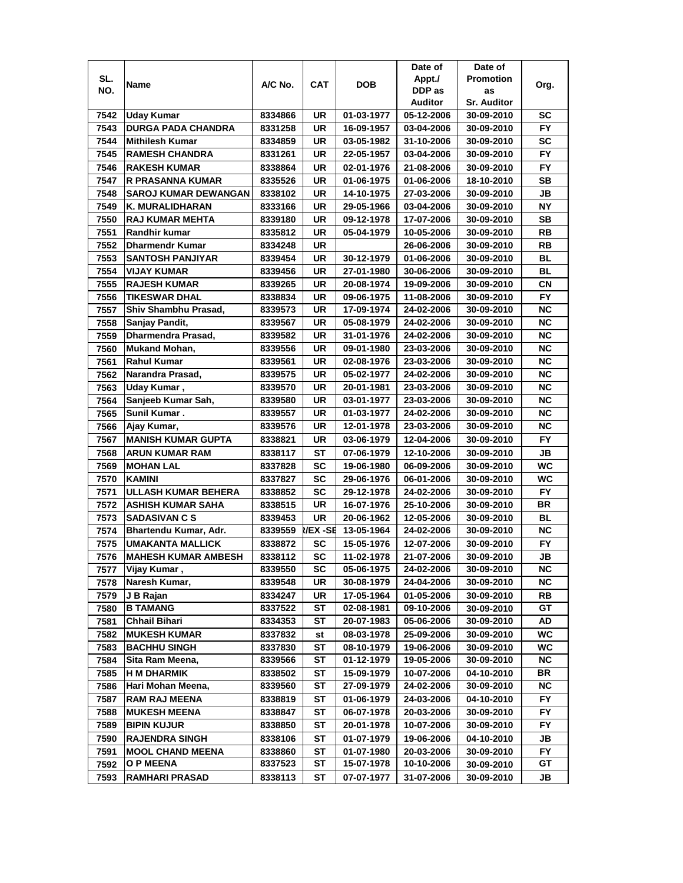| SL. NO. | Name | A/C No. | CAT | DOB | Date of Appt./ DDP as Auditor | Date of Promotion as Sr. Auditor | Org. |
|---|---|---|---|---|---|---|---|
| 7542 | Uday Kumar | 8334866 | UR | 01-03-1977 | 05-12-2006 | 30-09-2010 | SC |
| 7543 | DURGA PADA CHANDRA | 8331258 | UR | 16-09-1957 | 03-04-2006 | 30-09-2010 | FY |
| 7544 | Mithilesh Kumar | 8334859 | UR | 03-05-1982 | 31-10-2006 | 30-09-2010 | SC |
| 7545 | RAMESH CHANDRA | 8331261 | UR | 22-05-1957 | 03-04-2006 | 30-09-2010 | FY |
| 7546 | RAKESH KUMAR | 8338864 | UR | 02-01-1976 | 21-08-2006 | 30-09-2010 | FY |
| 7547 | R PRASANNA KUMAR | 8335526 | UR | 01-06-1975 | 01-06-2006 | 18-10-2010 | SB |
| 7548 | SAROJ KUMAR DEWANGAN | 8338102 | UR | 14-10-1975 | 27-03-2006 | 30-09-2010 | JB |
| 7549 | K. MURALIDHARAN | 8333166 | UR | 29-05-1966 | 03-04-2006 | 30-09-2010 | NY |
| 7550 | RAJ KUMAR MEHTA | 8339180 | UR | 09-12-1978 | 17-07-2006 | 30-09-2010 | SB |
| 7551 | Randhir kumar | 8335812 | UR | 05-04-1979 | 10-05-2006 | 30-09-2010 | RB |
| 7552 | Dharmendr Kumar | 8334248 | UR | | 26-06-2006 | 30-09-2010 | RB |
| 7553 | SANTOSH PANJIYAR | 8339454 | UR | 30-12-1979 | 01-06-2006 | 30-09-2010 | BL |
| 7554 | VIJAY KUMAR | 8339456 | UR | 27-01-1980 | 30-06-2006 | 30-09-2010 | BL |
| 7555 | RAJESH KUMAR | 8339265 | UR | 20-08-1974 | 19-09-2006 | 30-09-2010 | CN |
| 7556 | TIKESWAR DHAL | 8338834 | UR | 09-06-1975 | 11-08-2006 | 30-09-2010 | FY |
| 7557 | Shiv Shambhu Prasad, | 8339573 | UR | 17-09-1974 | 24-02-2006 | 30-09-2010 | NC |
| 7558 | Sanjay Pandit, | 8339567 | UR | 05-08-1979 | 24-02-2006 | 30-09-2010 | NC |
| 7559 | Dharmendra Prasad, | 8339582 | UR | 31-01-1976 | 24-02-2006 | 30-09-2010 | NC |
| 7560 | Mukand Mohan, | 8339556 | UR | 09-01-1980 | 23-03-2006 | 30-09-2010 | NC |
| 7561 | Rahul Kumar | 8339561 | UR | 02-08-1976 | 23-03-2006 | 30-09-2010 | NC |
| 7562 | Narandra Prasad, | 8339575 | UR | 05-02-1977 | 24-02-2006 | 30-09-2010 | NC |
| 7563 | Uday Kumar , | 8339570 | UR | 20-01-1981 | 23-03-2006 | 30-09-2010 | NC |
| 7564 | Sanjeeb Kumar Sah, | 8339580 | UR | 03-01-1977 | 23-03-2006 | 30-09-2010 | NC |
| 7565 | Sunil Kumar . | 8339557 | UR | 01-03-1977 | 24-02-2006 | 30-09-2010 | NC |
| 7566 | Ajay Kumar, | 8339576 | UR | 12-01-1978 | 23-03-2006 | 30-09-2010 | NC |
| 7567 | MANISH KUMAR GUPTA | 8338821 | UR | 03-06-1979 | 12-04-2006 | 30-09-2010 | FY |
| 7568 | ARUN KUMAR RAM | 8338117 | ST | 07-06-1979 | 12-10-2006 | 30-09-2010 | JB |
| 7569 | MOHAN LAL | 8337828 | SC | 19-06-1980 | 06-09-2006 | 30-09-2010 | WC |
| 7570 | KAMINI | 8337827 | SC | 29-06-1976 | 06-01-2006 | 30-09-2010 | WC |
| 7571 | ULLASH KUMAR BEHERA | 8338852 | SC | 29-12-1978 | 24-02-2006 | 30-09-2010 | FY |
| 7572 | ASHISH KUMAR SAHA | 8338515 | UR | 16-07-1976 | 25-10-2006 | 30-09-2010 | BR |
| 7573 | SADASIVAN C S | 8339453 | UR | 20-06-1962 | 12-05-2006 | 30-09-2010 | BL |
| 7574 | Bhartendu Kumar, Adr. | 8339559 | R/EX -SE | 13-05-1964 | 24-02-2006 | 30-09-2010 | NC |
| 7575 | UMAKANTA MALLICK | 8338872 | SC | 15-05-1976 | 12-07-2006 | 30-09-2010 | FY |
| 7576 | MAHESH KUMAR AMBESH | 8338112 | SC | 11-02-1978 | 21-07-2006 | 30-09-2010 | JB |
| 7577 | Vijay Kumar , | 8339550 | SC | 05-06-1975 | 24-02-2006 | 30-09-2010 | NC |
| 7578 | Naresh Kumar, | 8339548 | UR | 30-08-1979 | 24-04-2006 | 30-09-2010 | NC |
| 7579 | J B Rajan | 8334247 | UR | 17-05-1964 | 01-05-2006 | 30-09-2010 | RB |
| 7580 | B TAMANG | 8337522 | ST | 02-08-1981 | 09-10-2006 | 30-09-2010 | GT |
| 7581 | Chhail Bihari | 8334353 | ST | 20-07-1983 | 05-06-2006 | 30-09-2010 | AD |
| 7582 | MUKESH KUMAR | 8337832 | st | 08-03-1978 | 25-09-2006 | 30-09-2010 | WC |
| 7583 | BACHHU SINGH | 8337830 | ST | 08-10-1979 | 19-06-2006 | 30-09-2010 | WC |
| 7584 | Sita Ram Meena, | 8339566 | ST | 01-12-1979 | 19-05-2006 | 30-09-2010 | NC |
| 7585 | H M DHARMIK | 8338502 | ST | 15-09-1979 | 10-07-2006 | 04-10-2010 | BR |
| 7586 | Hari Mohan Meena, | 8339560 | ST | 27-09-1979 | 24-02-2006 | 30-09-2010 | NC |
| 7587 | RAM RAJ MEENA | 8338819 | ST | 01-06-1979 | 24-03-2006 | 04-10-2010 | FY |
| 7588 | MUKESH MEENA | 8338847 | ST | 06-07-1978 | 20-03-2006 | 30-09-2010 | FY |
| 7589 | BIPIN KUJUR | 8338850 | ST | 20-01-1978 | 10-07-2006 | 30-09-2010 | FY |
| 7590 | RAJENDRA SINGH | 8338106 | ST | 01-07-1979 | 19-06-2006 | 04-10-2010 | JB |
| 7591 | MOOL CHAND MEENA | 8338860 | ST | 01-07-1980 | 20-03-2006 | 30-09-2010 | FY |
| 7592 | O P MEENA | 8337523 | ST | 15-07-1978 | 10-10-2006 | 30-09-2010 | GT |
| 7593 | RAMHARI PRASAD | 8338113 | ST | 07-07-1977 | 31-07-2006 | 30-09-2010 | JB |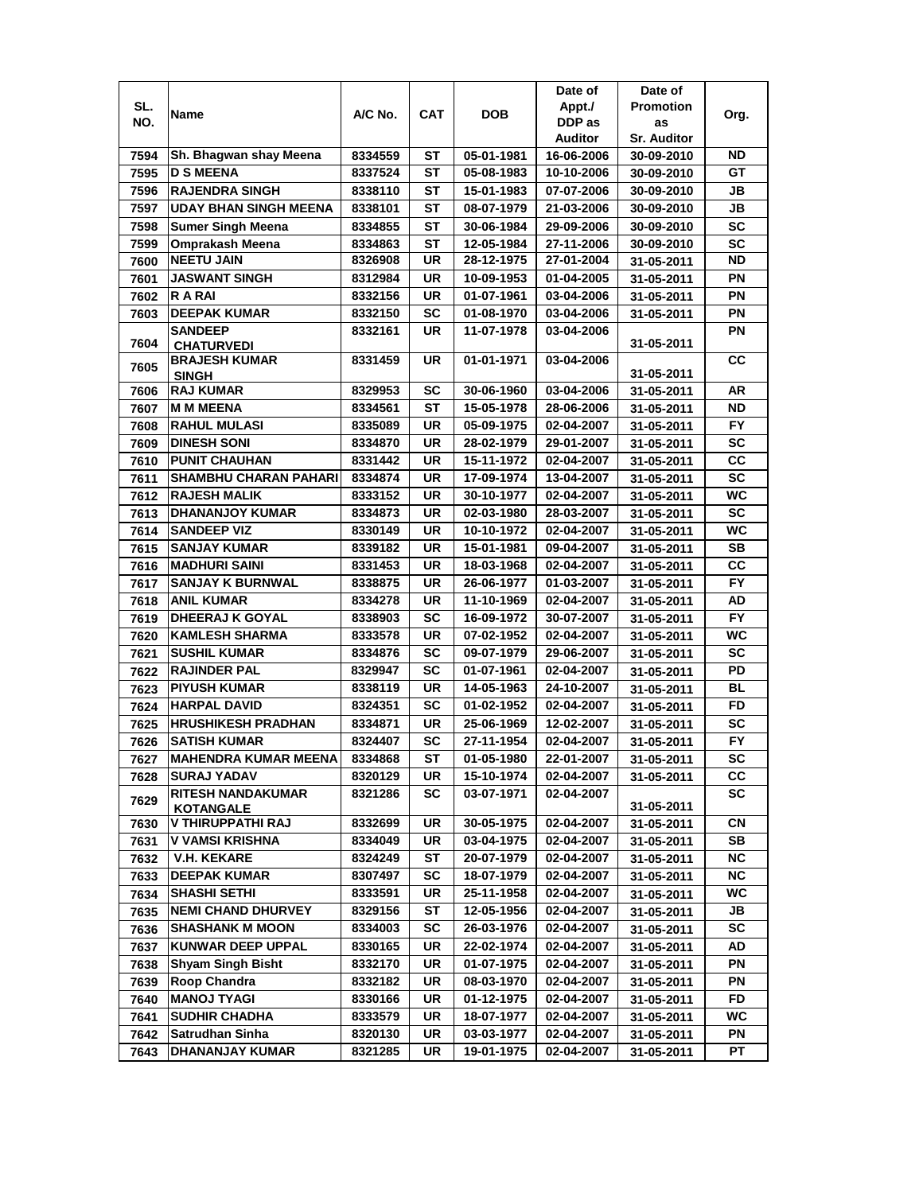| SL. NO. | Name | A/C No. | CAT | DOB | Date of Appt./ DDP as Auditor | Date of Promotion as Sr. Auditor | Org. |
|---|---|---|---|---|---|---|---|
| 7594 | Sh. Bhagwan shay Meena | 8334559 | ST | 05-01-1981 | 16-06-2006 | 30-09-2010 | ND |
| 7595 | D S MEENA | 8337524 | ST | 05-08-1983 | 10-10-2006 | 30-09-2010 | GT |
| 7596 | RAJENDRA SINGH | 8338110 | ST | 15-01-1983 | 07-07-2006 | 30-09-2010 | JB |
| 7597 | UDAY BHAN SINGH MEENA | 8338101 | ST | 08-07-1979 | 21-03-2006 | 30-09-2010 | JB |
| 7598 | Sumer Singh Meena | 8334855 | ST | 30-06-1984 | 29-09-2006 | 30-09-2010 | SC |
| 7599 | Omprakash Meena | 8334863 | ST | 12-05-1984 | 27-11-2006 | 30-09-2010 | SC |
| 7600 | NEETU JAIN | 8326908 | UR | 28-12-1975 | 27-01-2004 | 31-05-2011 | ND |
| 7601 | JASWANT SINGH | 8312984 | UR | 10-09-1953 | 01-04-2005 | 31-05-2011 | PN |
| 7602 | R A RAI | 8332156 | UR | 01-07-1961 | 03-04-2006 | 31-05-2011 | PN |
| 7603 | DEEPAK KUMAR | 8332150 | SC | 01-08-1970 | 03-04-2006 | 31-05-2011 | PN |
| 7604 | SANDEEP CHATURVEDI | 8332161 | UR | 11-07-1978 | 03-04-2006 | 31-05-2011 | PN |
| 7605 | BRAJESH KUMAR SINGH | 8331459 | UR | 01-01-1971 | 03-04-2006 | 31-05-2011 | CC |
| 7606 | RAJ KUMAR | 8329953 | SC | 30-06-1960 | 03-04-2006 | 31-05-2011 | AR |
| 7607 | M M MEENA | 8334561 | ST | 15-05-1978 | 28-06-2006 | 31-05-2011 | ND |
| 7608 | RAHUL MULASI | 8335089 | UR | 05-09-1975 | 02-04-2007 | 31-05-2011 | FY |
| 7609 | DINESH SONI | 8334870 | UR | 28-02-1979 | 29-01-2007 | 31-05-2011 | SC |
| 7610 | PUNIT CHAUHAN | 8331442 | UR | 15-11-1972 | 02-04-2007 | 31-05-2011 | CC |
| 7611 | SHAMBHU CHARAN PAHARI | 8334874 | UR | 17-09-1974 | 13-04-2007 | 31-05-2011 | SC |
| 7612 | RAJESH MALIK | 8333152 | UR | 30-10-1977 | 02-04-2007 | 31-05-2011 | WC |
| 7613 | DHANANJOY KUMAR | 8334873 | UR | 02-03-1980 | 28-03-2007 | 31-05-2011 | SC |
| 7614 | SANDEEP VIZ | 8330149 | UR | 10-10-1972 | 02-04-2007 | 31-05-2011 | WC |
| 7615 | SANJAY KUMAR | 8339182 | UR | 15-01-1981 | 09-04-2007 | 31-05-2011 | SB |
| 7616 | MADHURI SAINI | 8331453 | UR | 18-03-1968 | 02-04-2007 | 31-05-2011 | CC |
| 7617 | SANJAY K BURNWAL | 8338875 | UR | 26-06-1977 | 01-03-2007 | 31-05-2011 | FY |
| 7618 | ANIL KUMAR | 8334278 | UR | 11-10-1969 | 02-04-2007 | 31-05-2011 | AD |
| 7619 | DHEERAJ K GOYAL | 8338903 | SC | 16-09-1972 | 30-07-2007 | 31-05-2011 | FY |
| 7620 | KAMLESH SHARMA | 8333578 | UR | 07-02-1952 | 02-04-2007 | 31-05-2011 | WC |
| 7621 | SUSHIL KUMAR | 8334876 | SC | 09-07-1979 | 29-06-2007 | 31-05-2011 | SC |
| 7622 | RAJINDER PAL | 8329947 | SC | 01-07-1961 | 02-04-2007 | 31-05-2011 | PD |
| 7623 | PIYUSH KUMAR | 8338119 | UR | 14-05-1963 | 24-10-2007 | 31-05-2011 | BL |
| 7624 | HARPAL DAVID | 8324351 | SC | 01-02-1952 | 02-04-2007 | 31-05-2011 | FD |
| 7625 | HRUSHIKESH PRADHAN | 8334871 | UR | 25-06-1969 | 12-02-2007 | 31-05-2011 | SC |
| 7626 | SATISH KUMAR | 8324407 | SC | 27-11-1954 | 02-04-2007 | 31-05-2011 | FY |
| 7627 | MAHENDRA KUMAR MEENA | 8334868 | ST | 01-05-1980 | 22-01-2007 | 31-05-2011 | SC |
| 7628 | SURAJ YADAV | 8320129 | UR | 15-10-1974 | 02-04-2007 | 31-05-2011 | CC |
| 7629 | RITESH NANDAKUMAR KOTANGALE | 8321286 | SC | 03-07-1971 | 02-04-2007 | 31-05-2011 | SC |
| 7630 | V THIRUPPATHI RAJ | 8332699 | UR | 30-05-1975 | 02-04-2007 | 31-05-2011 | CN |
| 7631 | V VAMSI KRISHNA | 8334049 | UR | 03-04-1975 | 02-04-2007 | 31-05-2011 | SB |
| 7632 | V.H. KEKARE | 8324249 | ST | 20-07-1979 | 02-04-2007 | 31-05-2011 | NC |
| 7633 | DEEPAK KUMAR | 8307497 | SC | 18-07-1979 | 02-04-2007 | 31-05-2011 | NC |
| 7634 | SHASHI SETHI | 8333591 | UR | 25-11-1958 | 02-04-2007 | 31-05-2011 | WC |
| 7635 | NEMI CHAND DHURVEY | 8329156 | ST | 12-05-1956 | 02-04-2007 | 31-05-2011 | JB |
| 7636 | SHASHANK M MOON | 8334003 | SC | 26-03-1976 | 02-04-2007 | 31-05-2011 | SC |
| 7637 | KUNWAR DEEP UPPAL | 8330165 | UR | 22-02-1974 | 02-04-2007 | 31-05-2011 | AD |
| 7638 | Shyam Singh Bisht | 8332170 | UR | 01-07-1975 | 02-04-2007 | 31-05-2011 | PN |
| 7639 | Roop Chandra | 8332182 | UR | 08-03-1970 | 02-04-2007 | 31-05-2011 | PN |
| 7640 | MANOJ TYAGI | 8330166 | UR | 01-12-1975 | 02-04-2007 | 31-05-2011 | FD |
| 7641 | SUDHIR CHADHA | 8333579 | UR | 18-07-1977 | 02-04-2007 | 31-05-2011 | WC |
| 7642 | Satrudhan Sinha | 8320130 | UR | 03-03-1977 | 02-04-2007 | 31-05-2011 | PN |
| 7643 | DHANANJAY KUMAR | 8321285 | UR | 19-01-1975 | 02-04-2007 | 31-05-2011 | PT |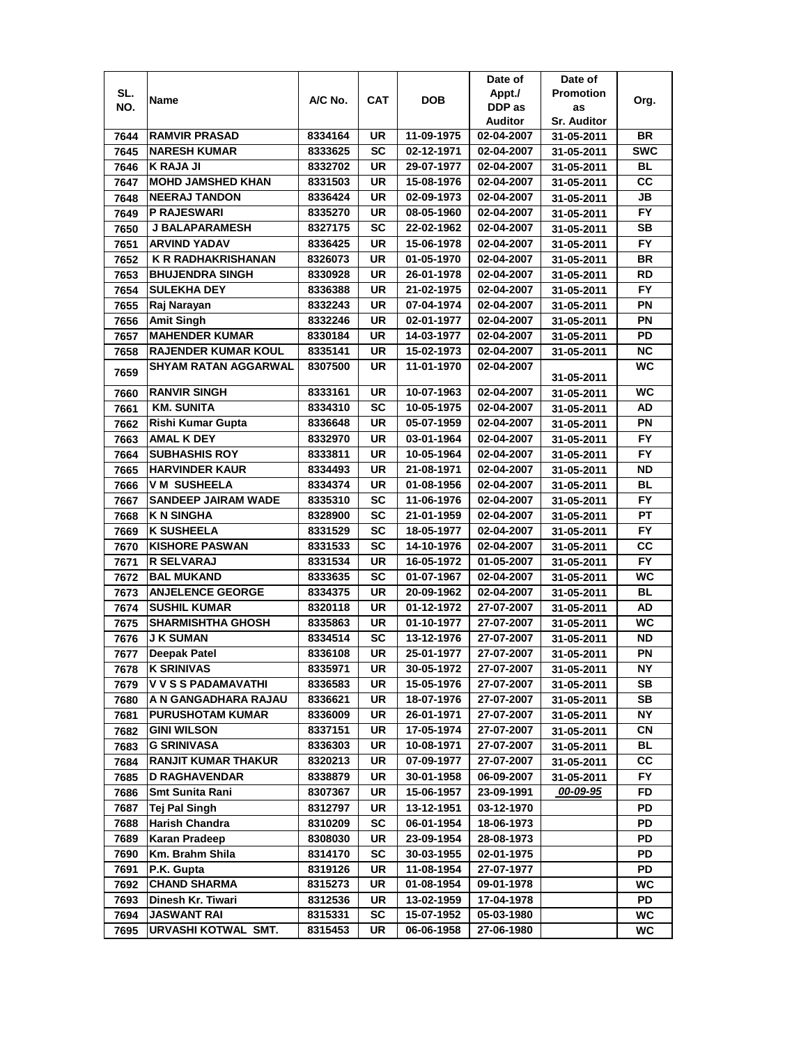| SL. NO. | Name | A/C No. | CAT | DOB | Date of Appt./ DDP as Auditor | Date of Promotion as Sr. Auditor | Org. |
|---|---|---|---|---|---|---|---|
| 7644 | RAMVIR PRASAD | 8334164 | UR | 11-09-1975 | 02-04-2007 | 31-05-2011 | BR |
| 7645 | NARESH KUMAR | 8333625 | SC | 02-12-1971 | 02-04-2007 | 31-05-2011 | SWC |
| 7646 | K RAJA JI | 8332702 | UR | 29-07-1977 | 02-04-2007 | 31-05-2011 | BL |
| 7647 | MOHD JAMSHED KHAN | 8331503 | UR | 15-08-1976 | 02-04-2007 | 31-05-2011 | CC |
| 7648 | NEERAJ TANDON | 8336424 | UR | 02-09-1973 | 02-04-2007 | 31-05-2011 | JB |
| 7649 | P RAJESWARI | 8335270 | UR | 08-05-1960 | 02-04-2007 | 31-05-2011 | FY |
| 7650 | J BALAPARAMESH | 8327175 | SC | 22-02-1962 | 02-04-2007 | 31-05-2011 | SB |
| 7651 | ARVIND YADAV | 8336425 | UR | 15-06-1978 | 02-04-2007 | 31-05-2011 | FY |
| 7652 | K R RADHAKRISHANAN | 8326073 | UR | 01-05-1970 | 02-04-2007 | 31-05-2011 | BR |
| 7653 | BHUJENDRA SINGH | 8330928 | UR | 26-01-1978 | 02-04-2007 | 31-05-2011 | RD |
| 7654 | SULEKHA DEY | 8336388 | UR | 21-02-1975 | 02-04-2007 | 31-05-2011 | FY |
| 7655 | Raj Narayan | 8332243 | UR | 07-04-1974 | 02-04-2007 | 31-05-2011 | PN |
| 7656 | Amit Singh | 8332246 | UR | 02-01-1977 | 02-04-2007 | 31-05-2011 | PN |
| 7657 | MAHENDER KUMAR | 8330184 | UR | 14-03-1977 | 02-04-2007 | 31-05-2011 | PD |
| 7658 | RAJENDER KUMAR KOUL | 8335141 | UR | 15-02-1973 | 02-04-2007 | 31-05-2011 | NC |
| 7659 | SHYAM RATAN AGGARWAL | 8307500 | UR | 11-01-1970 | 02-04-2007 | 31-05-2011 | WC |
| 7660 | RANVIR SINGH | 8333161 | UR | 10-07-1963 | 02-04-2007 | 31-05-2011 | WC |
| 7661 | KM. SUNITA | 8334310 | SC | 10-05-1975 | 02-04-2007 | 31-05-2011 | AD |
| 7662 | Rishi Kumar Gupta | 8336648 | UR | 05-07-1959 | 02-04-2007 | 31-05-2011 | PN |
| 7663 | AMAL K DEY | 8332970 | UR | 03-01-1964 | 02-04-2007 | 31-05-2011 | FY |
| 7664 | SUBHASHIS ROY | 8333811 | UR | 10-05-1964 | 02-04-2007 | 31-05-2011 | FY |
| 7665 | HARVINDER KAUR | 8334493 | UR | 21-08-1971 | 02-04-2007 | 31-05-2011 | ND |
| 7666 | V M SUSHEELA | 8334374 | UR | 01-08-1956 | 02-04-2007 | 31-05-2011 | BL |
| 7667 | SANDEEP JAIRAM WADE | 8335310 | SC | 11-06-1976 | 02-04-2007 | 31-05-2011 | FY |
| 7668 | K N SINGHA | 8328900 | SC | 21-01-1959 | 02-04-2007 | 31-05-2011 | PT |
| 7669 | K SUSHEELA | 8331529 | SC | 18-05-1977 | 02-04-2007 | 31-05-2011 | FY |
| 7670 | KISHORE PASWAN | 8331533 | SC | 14-10-1976 | 02-04-2007 | 31-05-2011 | CC |
| 7671 | R SELVARAJ | 8331534 | UR | 16-05-1972 | 01-05-2007 | 31-05-2011 | FY |
| 7672 | BAL MUKAND | 8333635 | SC | 01-07-1967 | 02-04-2007 | 31-05-2011 | WC |
| 7673 | ANJELENCE GEORGE | 8334375 | UR | 20-09-1962 | 02-04-2007 | 31-05-2011 | BL |
| 7674 | SUSHIL KUMAR | 8320118 | UR | 01-12-1972 | 27-07-2007 | 31-05-2011 | AD |
| 7675 | SHARMISHTHA GHOSH | 8335863 | UR | 01-10-1977 | 27-07-2007 | 31-05-2011 | WC |
| 7676 | J K SUMAN | 8334514 | SC | 13-12-1976 | 27-07-2007 | 31-05-2011 | ND |
| 7677 | Deepak Patel | 8336108 | UR | 25-01-1977 | 27-07-2007 | 31-05-2011 | PN |
| 7678 | K SRINIVAS | 8335971 | UR | 30-05-1972 | 27-07-2007 | 31-05-2011 | NY |
| 7679 | V V S S PADAMAVATHI | 8336583 | UR | 15-05-1976 | 27-07-2007 | 31-05-2011 | SB |
| 7680 | A N GANGADHARA RAJAU | 8336621 | UR | 18-07-1976 | 27-07-2007 | 31-05-2011 | SB |
| 7681 | PURUSHOTAM KUMAR | 8336009 | UR | 26-01-1971 | 27-07-2007 | 31-05-2011 | NY |
| 7682 | GINI WILSON | 8337151 | UR | 17-05-1974 | 27-07-2007 | 31-05-2011 | CN |
| 7683 | G SRINIVASA | 8336303 | UR | 10-08-1971 | 27-07-2007 | 31-05-2011 | BL |
| 7684 | RANJIT KUMAR THAKUR | 8320213 | UR | 07-09-1977 | 27-07-2007 | 31-05-2011 | CC |
| 7685 | D RAGHAVENDAR | 8338879 | UR | 30-01-1958 | 06-09-2007 | 31-05-2011 | FY |
| 7686 | Smt Sunita Rani | 8307367 | UR | 15-06-1957 | 23-09-1991 | *00-09-95* | FD |
| 7687 | Tej Pal Singh | 8312797 | UR | 13-12-1951 | 03-12-1970 | | PD |
| 7688 | Harish Chandra | 8310209 | SC | 06-01-1954 | 18-06-1973 | | PD |
| 7689 | Karan Pradeep | 8308030 | UR | 23-09-1954 | 28-08-1973 | | PD |
| 7690 | Km. Brahm Shila | 8314170 | SC | 30-03-1955 | 02-01-1975 | | PD |
| 7691 | P.K. Gupta | 8319126 | UR | 11-08-1954 | 27-07-1977 | | PD |
| 7692 | CHAND SHARMA | 8315273 | UR | 01-08-1954 | 09-01-1978 | | WC |
| 7693 | Dinesh Kr. Tiwari | 8312536 | UR | 13-02-1959 | 17-04-1978 | | PD |
| 7694 | JASWANT RAI | 8315331 | SC | 15-07-1952 | 05-03-1980 | | WC |
| 7695 | URVASHI KOTWAL SMT. | 8315453 | UR | 06-06-1958 | 27-06-1980 | | WC |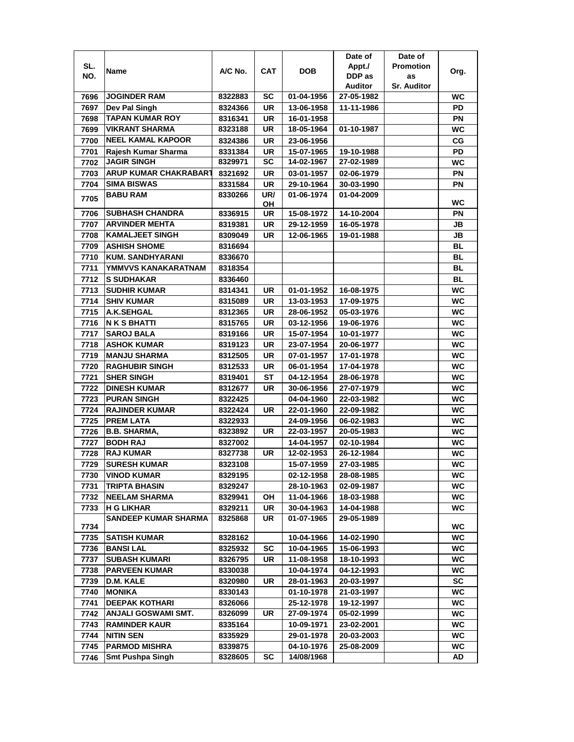| SL. NO. | Name | A/C No. | CAT | DOB | Date of Appt./ DDP as Auditor | Date of Promotion as Sr. Auditor | Org. |
|---|---|---|---|---|---|---|---|
| 7696 | JOGINDER RAM | 8322883 | SC | 01-04-1956 | 27-05-1982 | | WC |
| 7697 | Dev Pal Singh | 8324366 | UR | 13-06-1958 | 11-11-1986 | | PD |
| 7698 | TAPAN KUMAR ROY | 8316341 | UR | 16-01-1958 | | | PN |
| 7699 | VIKRANT SHARMA | 8323188 | UR | 18-05-1964 | 01-10-1987 | | WC |
| 7700 | NEEL KAMAL KAPOOR | 8324386 | UR | 23-06-1956 | | | CG |
| 7701 | Rajesh Kumar Sharma | 8331384 | UR | 15-07-1965 | 19-10-1988 | | PD |
| 7702 | JAGIR SINGH | 8329971 | SC | 14-02-1967 | 27-02-1989 | | WC |
| 7703 | ARUP KUMAR CHAKRABART | 8321692 | UR | 03-01-1957 | 02-06-1979 | | PN |
| 7704 | SIMA BISWAS | 8331584 | UR | 29-10-1964 | 30-03-1990 | | PN |
| 7705 | BABU RAM | 8330266 | UR/ OH | 01-06-1974 | 01-04-2009 | | WC |
| 7706 | SUBHASH CHANDRA | 8336915 | UR | 15-08-1972 | 14-10-2004 | | PN |
| 7707 | ARVINDER MEHTA | 8319381 | UR | 29-12-1959 | 16-05-1978 | | JB |
| 7708 | KAMALJEET SINGH | 8309049 | UR | 12-06-1965 | 19-01-1988 | | JB |
| 7709 | ASHISH SHOME | 8316694 | | | | | BL |
| 7710 | KUM. SANDHYARANI | 8336670 | | | | | BL |
| 7711 | YMMVVS KANAKARATNAM | 8318354 | | | | | BL |
| 7712 | S SUDHAKAR | 8336460 | | | | | BL |
| 7713 | SUDHIR KUMAR | 8314341 | UR | 01-01-1952 | 16-08-1975 | | WC |
| 7714 | SHIV KUMAR | 8315089 | UR | 13-03-1953 | 17-09-1975 | | WC |
| 7715 | A.K.SEHGAL | 8312365 | UR | 28-06-1952 | 05-03-1976 | | WC |
| 7716 | N K S BHATTI | 8315765 | UR | 03-12-1956 | 19-06-1976 | | WC |
| 7717 | SAROJ BALA | 8319166 | UR | 15-07-1954 | 10-01-1977 | | WC |
| 7718 | ASHOK KUMAR | 8319123 | UR | 23-07-1954 | 20-06-1977 | | WC |
| 7719 | MANJU SHARMA | 8312505 | UR | 07-01-1957 | 17-01-1978 | | WC |
| 7720 | RAGHUBIR SINGH | 8312533 | UR | 06-01-1954 | 17-04-1978 | | WC |
| 7721 | SHER SINGH | 8319401 | ST | 04-12-1954 | 28-06-1978 | | WC |
| 7722 | DINESH KUMAR | 8312677 | UR | 30-06-1956 | 27-07-1979 | | WC |
| 7723 | PURAN SINGH | 8322425 | | 04-04-1960 | 22-03-1982 | | WC |
| 7724 | RAJINDER KUMAR | 8322424 | UR | 22-01-1960 | 22-09-1982 | | WC |
| 7725 | PREM LATA | 8322933 | | 24-09-1956 | 06-02-1983 | | WC |
| 7726 | B.B. SHARMA, | 8323892 | UR | 22-03-1957 | 20-05-1983 | | WC |
| 7727 | BODH RAJ | 8327002 | | 14-04-1957 | 02-10-1984 | | WC |
| 7728 | RAJ KUMAR | 8327738 | UR | 12-02-1953 | 26-12-1984 | | WC |
| 7729 | SURESH KUMAR | 8323108 | | 15-07-1959 | 27-03-1985 | | WC |
| 7730 | VINOD KUMAR | 8329195 | | 02-12-1958 | 28-08-1985 | | WC |
| 7731 | TRIPTA BHASIN | 8329247 | | 28-10-1963 | 02-09-1987 | | WC |
| 7732 | NEELAM SHARMA | 8329941 | OH | 11-04-1966 | 18-03-1988 | | WC |
| 7733 | H G LIKHAR | 8329211 | UR | 30-04-1963 | 14-04-1988 | | WC |
| 7734 | SANDEEP KUMAR SHARMA | 8325868 | UR | 01-07-1965 | 29-05-1989 | | WC |
| 7735 | SATISH KUMAR | 8328162 | | 10-04-1966 | 14-02-1990 | | WC |
| 7736 | BANSI LAL | 8325932 | SC | 10-04-1965 | 15-06-1993 | | WC |
| 7737 | SUBASH KUMARI | 8326795 | UR | 11-08-1958 | 18-10-1993 | | WC |
| 7738 | PARVEEN KUMAR | 8330038 | | 10-04-1974 | 04-12-1993 | | WC |
| 7739 | D.M. KALE | 8320980 | UR | 28-01-1963 | 20-03-1997 | | SC |
| 7740 | MONIKA | 8330143 | | 01-10-1978 | 21-03-1997 | | WC |
| 7741 | DEEPAK KOTHARI | 8326066 | | 25-12-1978 | 19-12-1997 | | WC |
| 7742 | ANJALI GOSWAMI SMT. | 8326099 | UR | 27-09-1974 | 05-02-1999 | | WC |
| 7743 | RAMINDER KAUR | 8335164 | | 10-09-1971 | 23-02-2001 | | WC |
| 7744 | NITIN SEN | 8335929 | | 29-01-1978 | 20-03-2003 | | WC |
| 7745 | PARMOD MISHRA | 8339875 | | 04-10-1976 | 25-08-2009 | | WC |
| 7746 | Smt Pushpa Singh | 8328605 | SC | 14/08/1968 | | | AD |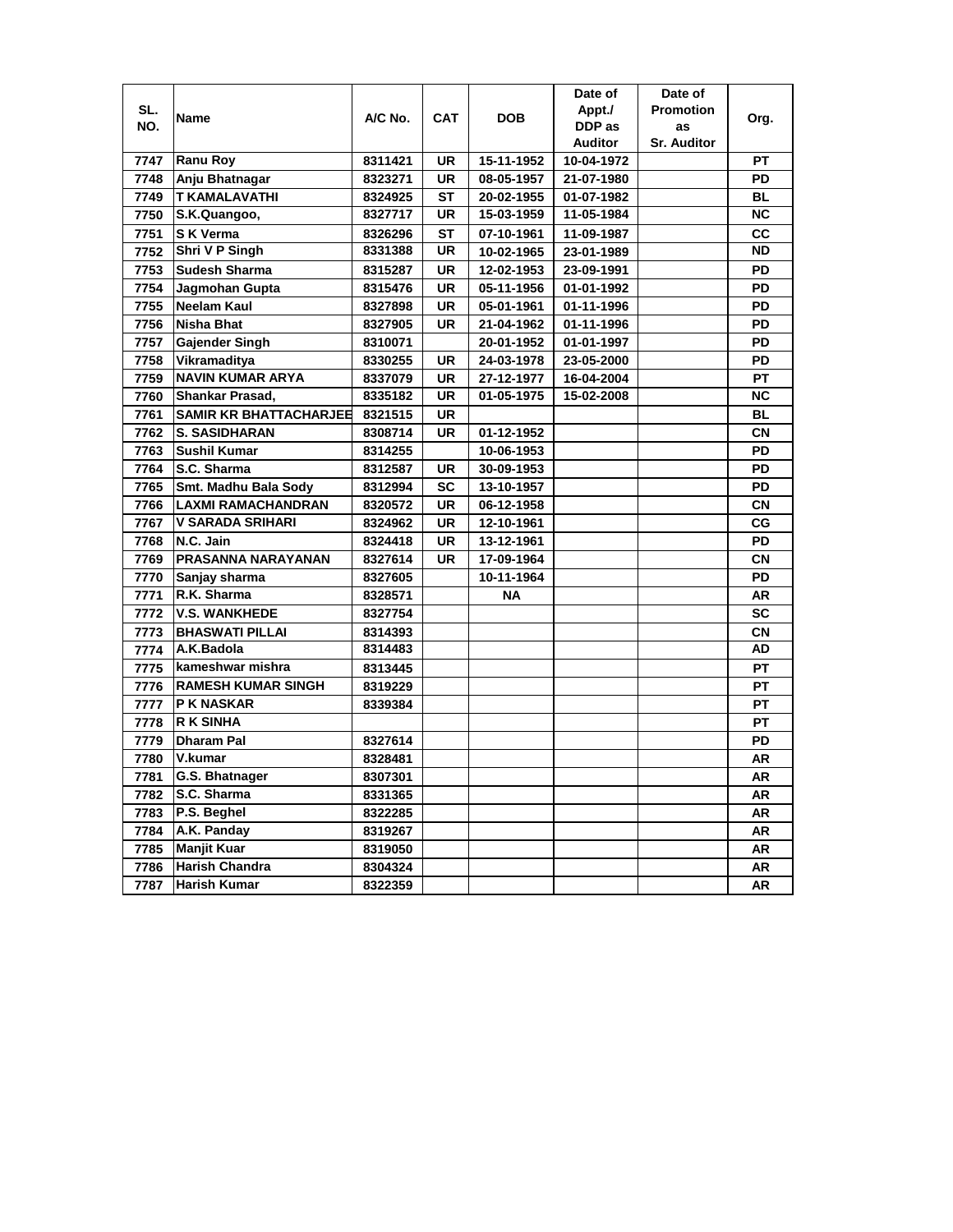| SL. NO. | Name | A/C No. | CAT | DOB | Date of Appt./ DDP as Auditor | Date of Promotion as Sr. Auditor | Org. |
|---|---|---|---|---|---|---|---|
| 7747 | Ranu Roy | 8311421 | UR | 15-11-1952 | 10-04-1972 | | PT |
| 7748 | Anju Bhatnagar | 8323271 | UR | 08-05-1957 | 21-07-1980 | | PD |
| 7749 | T KAMALAVATHI | 8324925 | ST | 20-02-1955 | 01-07-1982 | | BL |
| 7750 | S.K.Quangoo, | 8327717 | UR | 15-03-1959 | 11-05-1984 | | NC |
| 7751 | S K Verma | 8326296 | ST | 07-10-1961 | 11-09-1987 | | CC |
| 7752 | Shri V P Singh | 8331388 | UR | 10-02-1965 | 23-01-1989 | | ND |
| 7753 | Sudesh Sharma | 8315287 | UR | 12-02-1953 | 23-09-1991 | | PD |
| 7754 | Jagmohan Gupta | 8315476 | UR | 05-11-1956 | 01-01-1992 | | PD |
| 7755 | Neelam Kaul | 8327898 | UR | 05-01-1961 | 01-11-1996 | | PD |
| 7756 | Nisha Bhat | 8327905 | UR | 21-04-1962 | 01-11-1996 | | PD |
| 7757 | Gajender Singh | 8310071 | | 20-01-1952 | 01-01-1997 | | PD |
| 7758 | Vikramaditya | 8330255 | UR | 24-03-1978 | 23-05-2000 | | PD |
| 7759 | NAVIN KUMAR ARYA | 8337079 | UR | 27-12-1977 | 16-04-2004 | | PT |
| 7760 | Shankar Prasad, | 8335182 | UR | 01-05-1975 | 15-02-2008 | | NC |
| 7761 | SAMIR KR BHATTACHARJEE | 8321515 | UR | | | | BL |
| 7762 | S. SASIDHARAN | 8308714 | UR | 01-12-1952 | | | CN |
| 7763 | Sushil Kumar | 8314255 | | 10-06-1953 | | | PD |
| 7764 | S.C. Sharma | 8312587 | UR | 30-09-1953 | | | PD |
| 7765 | Smt. Madhu Bala Sody | 8312994 | SC | 13-10-1957 | | | PD |
| 7766 | LAXMI RAMACHANDRAN | 8320572 | UR | 06-12-1958 | | | CN |
| 7767 | V SARADA SRIHARI | 8324962 | UR | 12-10-1961 | | | CG |
| 7768 | N.C. Jain | 8324418 | UR | 13-12-1961 | | | PD |
| 7769 | PRASANNA NARAYANAN | 8327614 | UR | 17-09-1964 | | | CN |
| 7770 | Sanjay sharma | 8327605 | | 10-11-1964 | | | PD |
| 7771 | R.K. Sharma | 8328571 | | NA | | | AR |
| 7772 | V.S. WANKHEDE | 8327754 | | | | | SC |
| 7773 | BHASWATI PILLAI | 8314393 | | | | | CN |
| 7774 | A.K.Badola | 8314483 | | | | | AD |
| 7775 | kameshwar mishra | 8313445 | | | | | PT |
| 7776 | RAMESH KUMAR SINGH | 8319229 | | | | | PT |
| 7777 | P K NASKAR | 8339384 | | | | | PT |
| 7778 | R K SINHA | | | | | | PT |
| 7779 | Dharam Pal | 8327614 | | | | | PD |
| 7780 | V.kumar | 8328481 | | | | | AR |
| 7781 | G.S. Bhatnager | 8307301 | | | | | AR |
| 7782 | S.C. Sharma | 8331365 | | | | | AR |
| 7783 | P.S. Beghel | 8322285 | | | | | AR |
| 7784 | A.K. Panday | 8319267 | | | | | AR |
| 7785 | Manjit Kuar | 8319050 | | | | | AR |
| 7786 | Harish Chandra | 8304324 | | | | | AR |
| 7787 | Harish Kumar | 8322359 | | | | | AR |